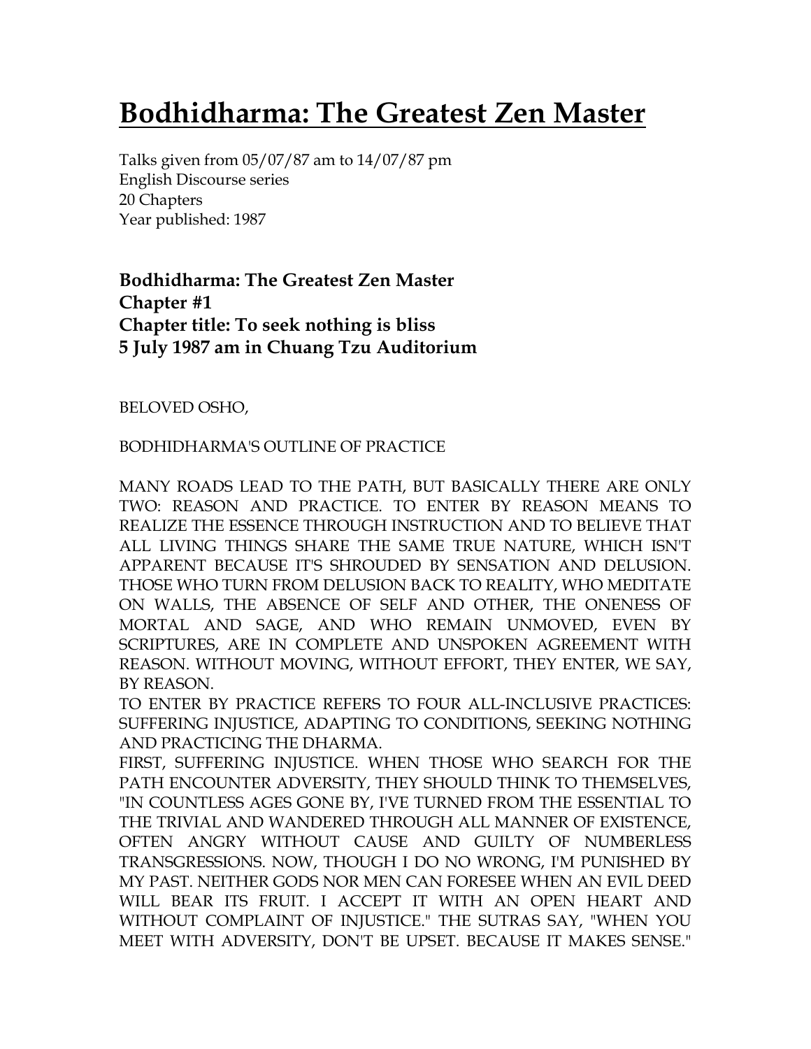# Bodhidharma: The Greatest Zen Master

Talks given from 05/07/87 am to 14/07/87 pm
English Discourse series
20 Chapters
Year published: 1987

**Bodhidharma: The Greatest Zen Master**
**Chapter #1**
**Chapter title: To seek nothing is bliss**
**5 July 1987 am in Chuang Tzu Auditorium**

BELOVED OSHO,

BODHIDHARMA'S OUTLINE OF PRACTICE

MANY ROADS LEAD TO THE PATH, BUT BASICALLY THERE ARE ONLY TWO: REASON AND PRACTICE. TO ENTER BY REASON MEANS TO REALIZE THE ESSENCE THROUGH INSTRUCTION AND TO BELIEVE THAT ALL LIVING THINGS SHARE THE SAME TRUE NATURE, WHICH ISN'T APPARENT BECAUSE IT'S SHROUDED BY SENSATION AND DELUSION. THOSE WHO TURN FROM DELUSION BACK TO REALITY, WHO MEDITATE ON WALLS, THE ABSENCE OF SELF AND OTHER, THE ONENESS OF MORTAL AND SAGE, AND WHO REMAIN UNMOVED, EVEN BY SCRIPTURES, ARE IN COMPLETE AND UNSPOKEN AGREEMENT WITH REASON. WITHOUT MOVING, WITHOUT EFFORT, THEY ENTER, WE SAY, BY REASON.

TO ENTER BY PRACTICE REFERS TO FOUR ALL-INCLUSIVE PRACTICES: SUFFERING INJUSTICE, ADAPTING TO CONDITIONS, SEEKING NOTHING AND PRACTICING THE DHARMA.

FIRST, SUFFERING INJUSTICE. WHEN THOSE WHO SEARCH FOR THE PATH ENCOUNTER ADVERSITY, THEY SHOULD THINK TO THEMSELVES, "IN COUNTLESS AGES GONE BY, I'VE TURNED FROM THE ESSENTIAL TO THE TRIVIAL AND WANDERED THROUGH ALL MANNER OF EXISTENCE, OFTEN ANGRY WITHOUT CAUSE AND GUILTY OF NUMBERLESS TRANSGRESSIONS. NOW, THOUGH I DO NO WRONG, I'M PUNISHED BY MY PAST. NEITHER GODS NOR MEN CAN FORESEE WHEN AN EVIL DEED WILL BEAR ITS FRUIT. I ACCEPT IT WITH AN OPEN HEART AND WITHOUT COMPLAINT OF INJUSTICE." THE SUTRAS SAY, "WHEN YOU MEET WITH ADVERSITY, DON'T BE UPSET. BECAUSE IT MAKES SENSE."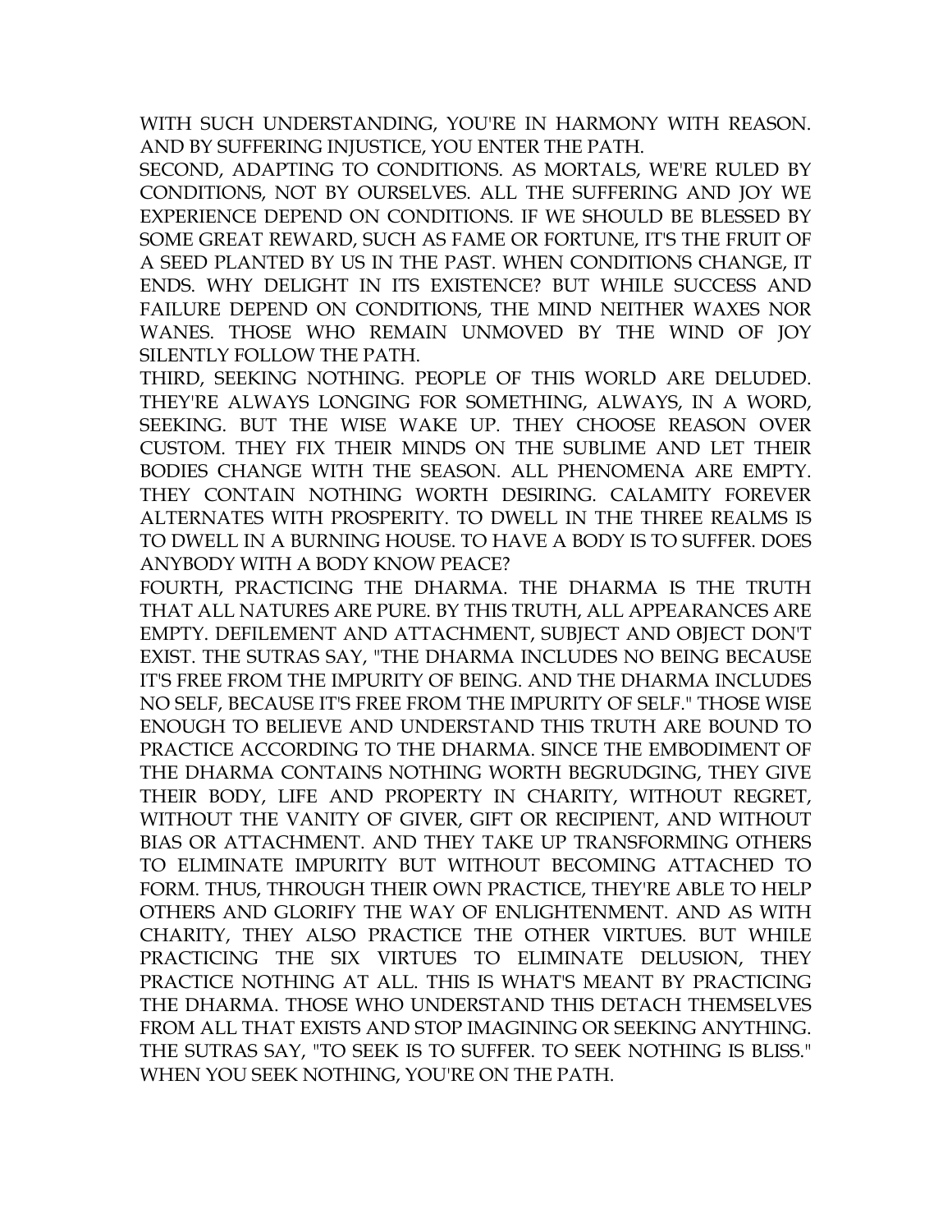WITH SUCH UNDERSTANDING, YOU'RE IN HARMONY WITH REASON. AND BY SUFFERING INJUSTICE, YOU ENTER THE PATH.

SECOND, ADAPTING TO CONDITIONS. AS MORTALS, WE'RE RULED BY CONDITIONS, NOT BY OURSELVES. ALL THE SUFFERING AND JOY WE EXPERIENCE DEPEND ON CONDITIONS. IF WE SHOULD BE BLESSED BY SOME GREAT REWARD, SUCH AS FAME OR FORTUNE, IT'S THE FRUIT OF A SEED PLANTED BY US IN THE PAST. WHEN CONDITIONS CHANGE, IT ENDS. WHY DELIGHT IN ITS EXISTENCE? BUT WHILE SUCCESS AND FAILURE DEPEND ON CONDITIONS, THE MIND NEITHER WAXES NOR WANES. THOSE WHO REMAIN UNMOVED BY THE WIND OF JOY SILENTLY FOLLOW THE PATH.

THIRD, SEEKING NOTHING. PEOPLE OF THIS WORLD ARE DELUDED. THEY'RE ALWAYS LONGING FOR SOMETHING, ALWAYS, IN A WORD, SEEKING. BUT THE WISE WAKE UP. THEY CHOOSE REASON OVER CUSTOM. THEY FIX THEIR MINDS ON THE SUBLIME AND LET THEIR BODIES CHANGE WITH THE SEASON. ALL PHENOMENA ARE EMPTY. THEY CONTAIN NOTHING WORTH DESIRING. CALAMITY FOREVER ALTERNATES WITH PROSPERITY. TO DWELL IN THE THREE REALMS IS TO DWELL IN A BURNING HOUSE. TO HAVE A BODY IS TO SUFFER. DOES ANYBODY WITH A BODY KNOW PEACE?

FOURTH, PRACTICING THE DHARMA. THE DHARMA IS THE TRUTH THAT ALL NATURES ARE PURE. BY THIS TRUTH, ALL APPEARANCES ARE EMPTY. DEFILEMENT AND ATTACHMENT, SUBJECT AND OBJECT DON'T EXIST. THE SUTRAS SAY, "THE DHARMA INCLUDES NO BEING BECAUSE IT'S FREE FROM THE IMPURITY OF BEING. AND THE DHARMA INCLUDES NO SELF, BECAUSE IT'S FREE FROM THE IMPURITY OF SELF." THOSE WISE ENOUGH TO BELIEVE AND UNDERSTAND THIS TRUTH ARE BOUND TO PRACTICE ACCORDING TO THE DHARMA. SINCE THE EMBODIMENT OF THE DHARMA CONTAINS NOTHING WORTH BEGRUDGING, THEY GIVE THEIR BODY, LIFE AND PROPERTY IN CHARITY, WITHOUT REGRET, WITHOUT THE VANITY OF GIVER, GIFT OR RECIPIENT, AND WITHOUT BIAS OR ATTACHMENT. AND THEY TAKE UP TRANSFORMING OTHERS TO ELIMINATE IMPURITY BUT WITHOUT BECOMING ATTACHED TO FORM. THUS, THROUGH THEIR OWN PRACTICE, THEY'RE ABLE TO HELP OTHERS AND GLORIFY THE WAY OF ENLIGHTENMENT. AND AS WITH CHARITY, THEY ALSO PRACTICE THE OTHER VIRTUES. BUT WHILE PRACTICING THE SIX VIRTUES TO ELIMINATE DELUSION, THEY PRACTICE NOTHING AT ALL. THIS IS WHAT'S MEANT BY PRACTICING THE DHARMA. THOSE WHO UNDERSTAND THIS DETACH THEMSELVES FROM ALL THAT EXISTS AND STOP IMAGINING OR SEEKING ANYTHING. THE SUTRAS SAY, "TO SEEK IS TO SUFFER. TO SEEK NOTHING IS BLISS." WHEN YOU SEEK NOTHING, YOU'RE ON THE PATH.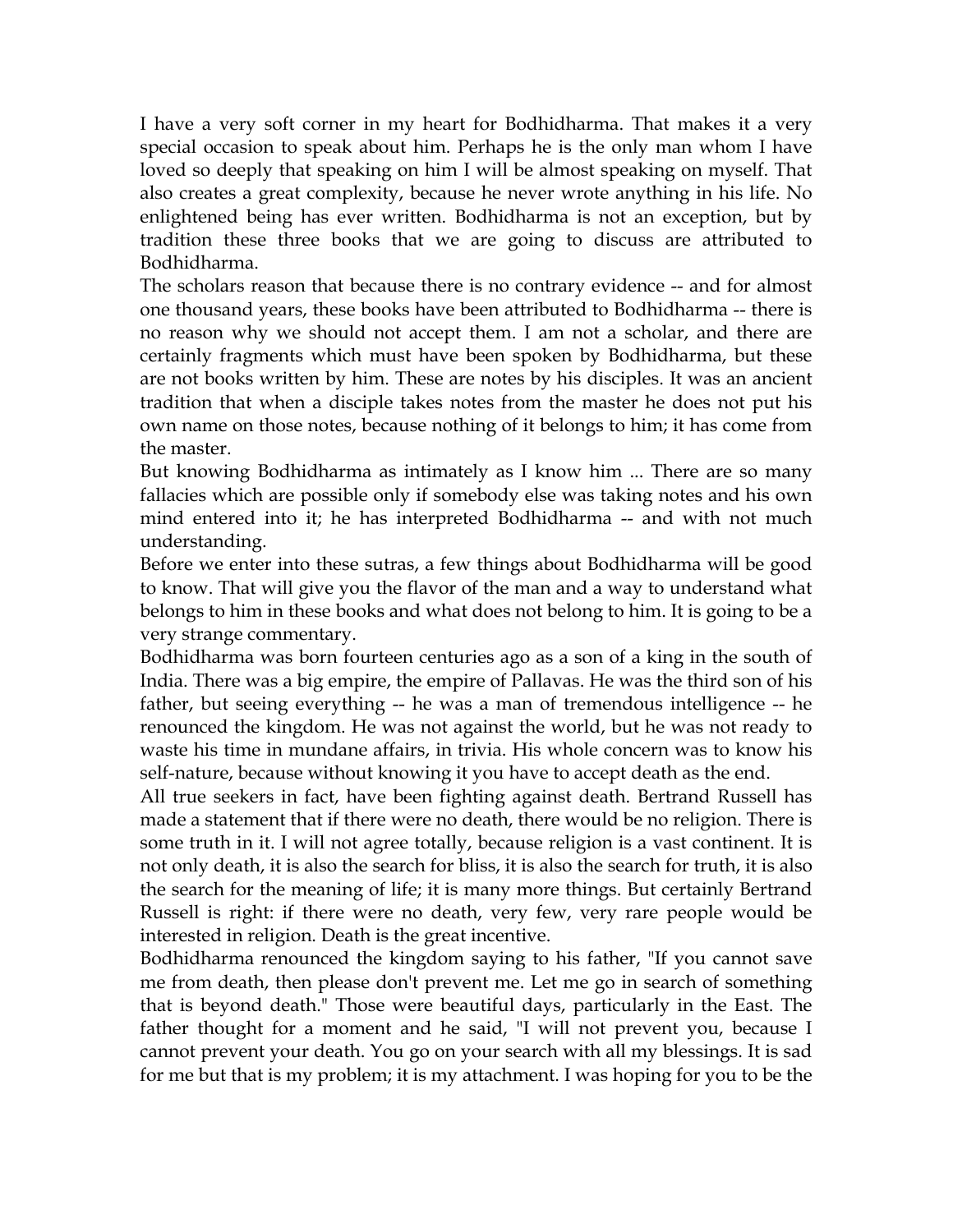I have a very soft corner in my heart for Bodhidharma. That makes it a very special occasion to speak about him. Perhaps he is the only man whom I have loved so deeply that speaking on him I will be almost speaking on myself. That also creates a great complexity, because he never wrote anything in his life. No enlightened being has ever written. Bodhidharma is not an exception, but by tradition these three books that we are going to discuss are attributed to Bodhidharma.

The scholars reason that because there is no contrary evidence -- and for almost one thousand years, these books have been attributed to Bodhidharma -- there is no reason why we should not accept them. I am not a scholar, and there are certainly fragments which must have been spoken by Bodhidharma, but these are not books written by him. These are notes by his disciples. It was an ancient tradition that when a disciple takes notes from the master he does not put his own name on those notes, because nothing of it belongs to him; it has come from the master.

But knowing Bodhidharma as intimately as I know him ... There are so many fallacies which are possible only if somebody else was taking notes and his own mind entered into it; he has interpreted Bodhidharma -- and with not much understanding.

Before we enter into these sutras, a few things about Bodhidharma will be good to know. That will give you the flavor of the man and a way to understand what belongs to him in these books and what does not belong to him. It is going to be a very strange commentary.

Bodhidharma was born fourteen centuries ago as a son of a king in the south of India. There was a big empire, the empire of Pallavas. He was the third son of his father, but seeing everything -- he was a man of tremendous intelligence -- he renounced the kingdom. He was not against the world, but he was not ready to waste his time in mundane affairs, in trivia. His whole concern was to know his self-nature, because without knowing it you have to accept death as the end.

All true seekers in fact, have been fighting against death. Bertrand Russell has made a statement that if there were no death, there would be no religion. There is some truth in it. I will not agree totally, because religion is a vast continent. It is not only death, it is also the search for bliss, it is also the search for truth, it is also the search for the meaning of life; it is many more things. But certainly Bertrand Russell is right: if there were no death, very few, very rare people would be interested in religion. Death is the great incentive.

Bodhidharma renounced the kingdom saying to his father, "If you cannot save me from death, then please don't prevent me. Let me go in search of something that is beyond death." Those were beautiful days, particularly in the East. The father thought for a moment and he said, "I will not prevent you, because I cannot prevent your death. You go on your search with all my blessings. It is sad for me but that is my problem; it is my attachment. I was hoping for you to be the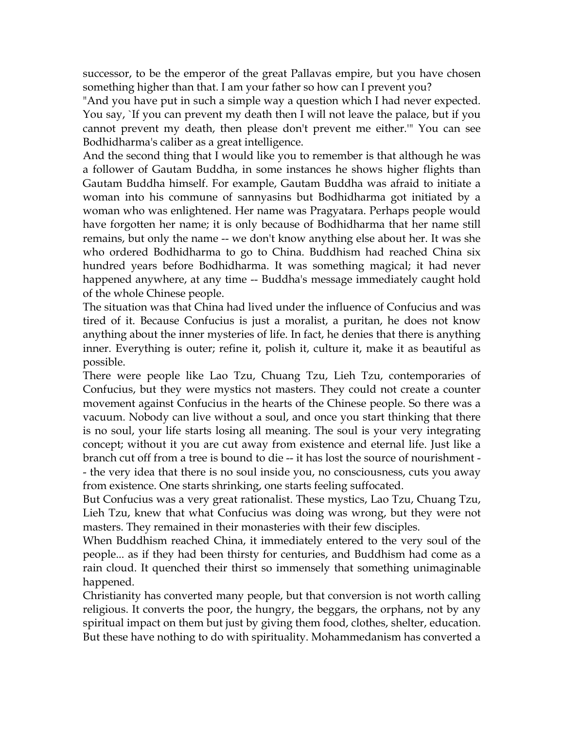successor, to be the emperor of the great Pallavas empire, but you have chosen something higher than that. I am your father so how can I prevent you?

"And you have put in such a simple way a question which I had never expected. You say, `If you can prevent my death then I will not leave the palace, but if you cannot prevent my death, then please don't prevent me either.'" You can see Bodhidharma's caliber as a great intelligence.

And the second thing that I would like you to remember is that although he was a follower of Gautam Buddha, in some instances he shows higher flights than Gautam Buddha himself. For example, Gautam Buddha was afraid to initiate a woman into his commune of sannyasins but Bodhidharma got initiated by a woman who was enlightened. Her name was Pragyatara. Perhaps people would have forgotten her name; it is only because of Bodhidharma that her name still remains, but only the name -- we don't know anything else about her. It was she who ordered Bodhidharma to go to China. Buddhism had reached China six hundred years before Bodhidharma. It was something magical; it had never happened anywhere, at any time -- Buddha's message immediately caught hold of the whole Chinese people.

The situation was that China had lived under the influence of Confucius and was tired of it. Because Confucius is just a moralist, a puritan, he does not know anything about the inner mysteries of life. In fact, he denies that there is anything inner. Everything is outer; refine it, polish it, culture it, make it as beautiful as possible.

There were people like Lao Tzu, Chuang Tzu, Lieh Tzu, contemporaries of Confucius, but they were mystics not masters. They could not create a counter movement against Confucius in the hearts of the Chinese people. So there was a vacuum. Nobody can live without a soul, and once you start thinking that there is no soul, your life starts losing all meaning. The soul is your very integrating concept; without it you are cut away from existence and eternal life. Just like a branch cut off from a tree is bound to die -- it has lost the source of nourishment -- the very idea that there is no soul inside you, no consciousness, cuts you away from existence. One starts shrinking, one starts feeling suffocated.

But Confucius was a very great rationalist. These mystics, Lao Tzu, Chuang Tzu, Lieh Tzu, knew that what Confucius was doing was wrong, but they were not masters. They remained in their monasteries with their few disciples.

When Buddhism reached China, it immediately entered to the very soul of the people... as if they had been thirsty for centuries, and Buddhism had come as a rain cloud. It quenched their thirst so immensely that something unimaginable happened.

Christianity has converted many people, but that conversion is not worth calling religious. It converts the poor, the hungry, the beggars, the orphans, not by any spiritual impact on them but just by giving them food, clothes, shelter, education. But these have nothing to do with spirituality. Mohammedanism has converted a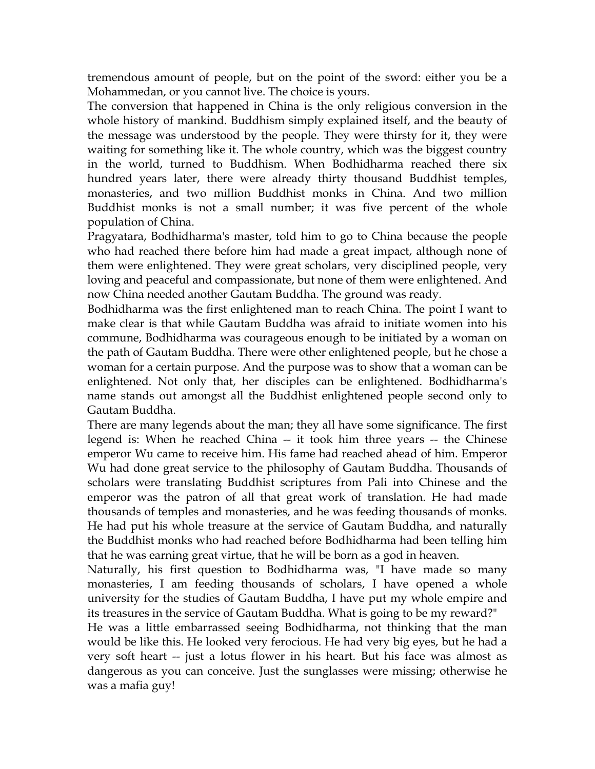tremendous amount of people, but on the point of the sword: either you be a Mohammedan, or you cannot live. The choice is yours.

The conversion that happened in China is the only religious conversion in the whole history of mankind. Buddhism simply explained itself, and the beauty of the message was understood by the people. They were thirsty for it, they were waiting for something like it. The whole country, which was the biggest country in the world, turned to Buddhism. When Bodhidharma reached there six hundred years later, there were already thirty thousand Buddhist temples, monasteries, and two million Buddhist monks in China. And two million Buddhist monks is not a small number; it was five percent of the whole population of China.

Pragyatara, Bodhidharma's master, told him to go to China because the people who had reached there before him had made a great impact, although none of them were enlightened. They were great scholars, very disciplined people, very loving and peaceful and compassionate, but none of them were enlightened. And now China needed another Gautam Buddha. The ground was ready.

Bodhidharma was the first enlightened man to reach China. The point I want to make clear is that while Gautam Buddha was afraid to initiate women into his commune, Bodhidharma was courageous enough to be initiated by a woman on the path of Gautam Buddha. There were other enlightened people, but he chose a woman for a certain purpose. And the purpose was to show that a woman can be enlightened. Not only that, her disciples can be enlightened. Bodhidharma's name stands out amongst all the Buddhist enlightened people second only to Gautam Buddha.

There are many legends about the man; they all have some significance. The first legend is: When he reached China -- it took him three years -- the Chinese emperor Wu came to receive him. His fame had reached ahead of him. Emperor Wu had done great service to the philosophy of Gautam Buddha. Thousands of scholars were translating Buddhist scriptures from Pali into Chinese and the emperor was the patron of all that great work of translation. He had made thousands of temples and monasteries, and he was feeding thousands of monks. He had put his whole treasure at the service of Gautam Buddha, and naturally the Buddhist monks who had reached before Bodhidharma had been telling him that he was earning great virtue, that he will be born as a god in heaven.

Naturally, his first question to Bodhidharma was, "I have made so many monasteries, I am feeding thousands of scholars, I have opened a whole university for the studies of Gautam Buddha, I have put my whole empire and its treasures in the service of Gautam Buddha. What is going to be my reward?"

He was a little embarrassed seeing Bodhidharma, not thinking that the man would be like this. He looked very ferocious. He had very big eyes, but he had a very soft heart -- just a lotus flower in his heart. But his face was almost as dangerous as you can conceive. Just the sunglasses were missing; otherwise he was a mafia guy!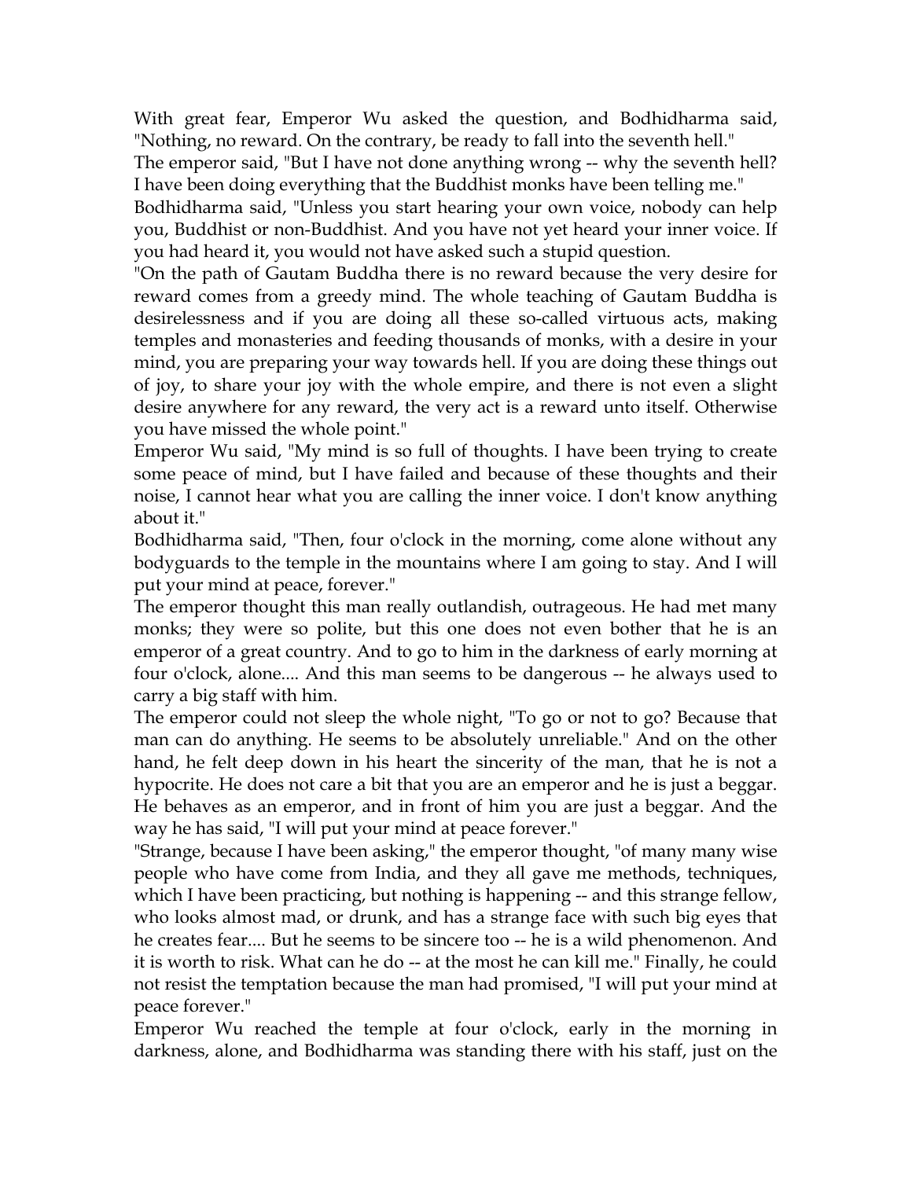With great fear, Emperor Wu asked the question, and Bodhidharma said, "Nothing, no reward. On the contrary, be ready to fall into the seventh hell."

The emperor said, "But I have not done anything wrong -- why the seventh hell? I have been doing everything that the Buddhist monks have been telling me."

Bodhidharma said, "Unless you start hearing your own voice, nobody can help you, Buddhist or non-Buddhist. And you have not yet heard your inner voice. If you had heard it, you would not have asked such a stupid question.

"On the path of Gautam Buddha there is no reward because the very desire for reward comes from a greedy mind. The whole teaching of Gautam Buddha is desirelessness and if you are doing all these so-called virtuous acts, making temples and monasteries and feeding thousands of monks, with a desire in your mind, you are preparing your way towards hell. If you are doing these things out of joy, to share your joy with the whole empire, and there is not even a slight desire anywhere for any reward, the very act is a reward unto itself. Otherwise you have missed the whole point."

Emperor Wu said, "My mind is so full of thoughts. I have been trying to create some peace of mind, but I have failed and because of these thoughts and their noise, I cannot hear what you are calling the inner voice. I don't know anything about it."

Bodhidharma said, "Then, four o'clock in the morning, come alone without any bodyguards to the temple in the mountains where I am going to stay. And I will put your mind at peace, forever."

The emperor thought this man really outlandish, outrageous. He had met many monks; they were so polite, but this one does not even bother that he is an emperor of a great country. And to go to him in the darkness of early morning at four o'clock, alone.... And this man seems to be dangerous -- he always used to carry a big staff with him.

The emperor could not sleep the whole night, "To go or not to go? Because that man can do anything. He seems to be absolutely unreliable." And on the other hand, he felt deep down in his heart the sincerity of the man, that he is not a hypocrite. He does not care a bit that you are an emperor and he is just a beggar. He behaves as an emperor, and in front of him you are just a beggar. And the way he has said, "I will put your mind at peace forever."

"Strange, because I have been asking," the emperor thought, "of many many wise people who have come from India, and they all gave me methods, techniques, which I have been practicing, but nothing is happening -- and this strange fellow, who looks almost mad, or drunk, and has a strange face with such big eyes that he creates fear.... But he seems to be sincere too -- he is a wild phenomenon. And it is worth to risk. What can he do -- at the most he can kill me." Finally, he could not resist the temptation because the man had promised, "I will put your mind at peace forever."

Emperor Wu reached the temple at four o'clock, early in the morning in darkness, alone, and Bodhidharma was standing there with his staff, just on the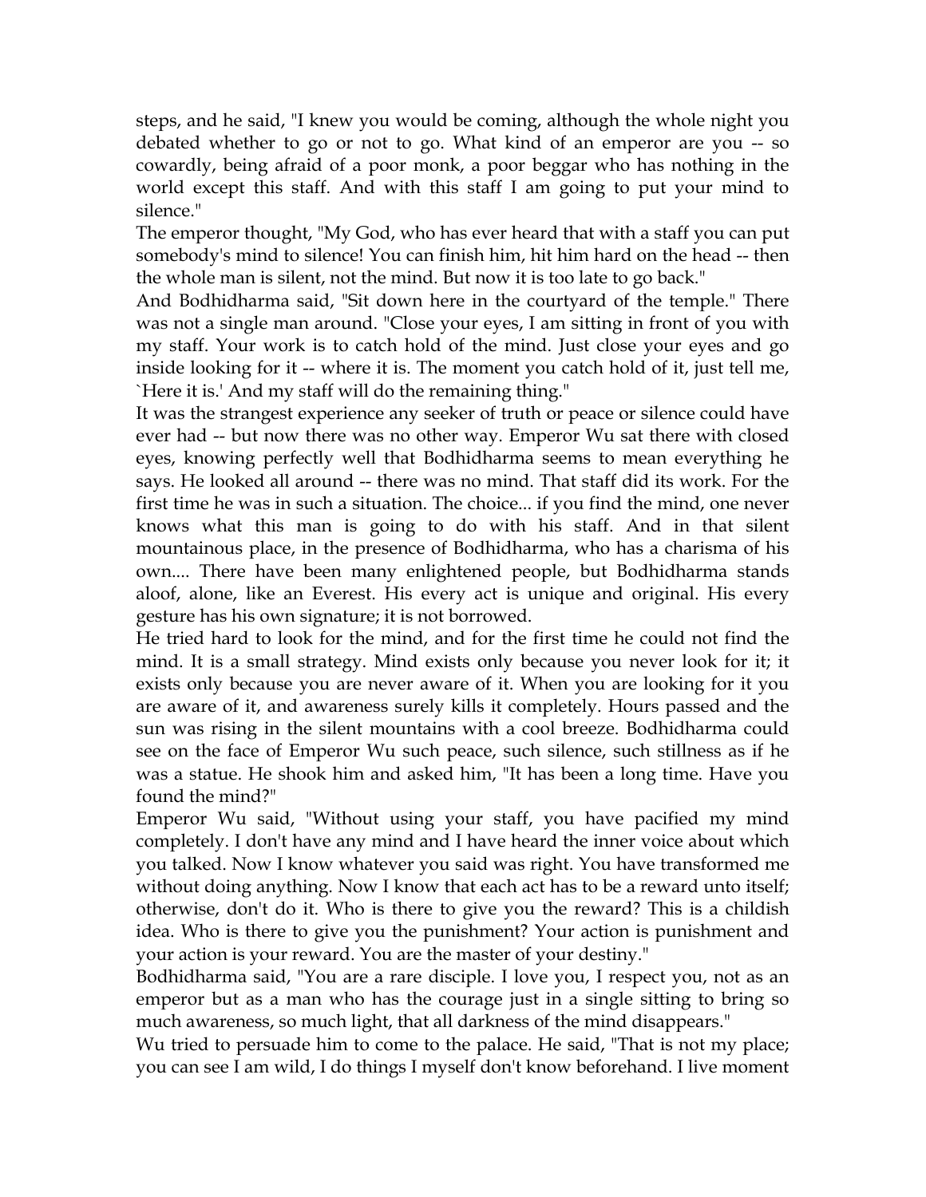steps, and he said, "I knew you would be coming, although the whole night you debated whether to go or not to go. What kind of an emperor are you -- so cowardly, being afraid of a poor monk, a poor beggar who has nothing in the world except this staff. And with this staff I am going to put your mind to silence."

The emperor thought, "My God, who has ever heard that with a staff you can put somebody's mind to silence! You can finish him, hit him hard on the head -- then the whole man is silent, not the mind. But now it is too late to go back."

And Bodhidharma said, "Sit down here in the courtyard of the temple." There was not a single man around. "Close your eyes, I am sitting in front of you with my staff. Your work is to catch hold of the mind. Just close your eyes and go inside looking for it -- where it is. The moment you catch hold of it, just tell me, `Here it is.' And my staff will do the remaining thing."

It was the strangest experience any seeker of truth or peace or silence could have ever had -- but now there was no other way. Emperor Wu sat there with closed eyes, knowing perfectly well that Bodhidharma seems to mean everything he says. He looked all around -- there was no mind. That staff did its work. For the first time he was in such a situation. The choice... if you find the mind, one never knows what this man is going to do with his staff. And in that silent mountainous place, in the presence of Bodhidharma, who has a charisma of his own.... There have been many enlightened people, but Bodhidharma stands aloof, alone, like an Everest. His every act is unique and original. His every gesture has his own signature; it is not borrowed.

He tried hard to look for the mind, and for the first time he could not find the mind. It is a small strategy. Mind exists only because you never look for it; it exists only because you are never aware of it. When you are looking for it you are aware of it, and awareness surely kills it completely. Hours passed and the sun was rising in the silent mountains with a cool breeze. Bodhidharma could see on the face of Emperor Wu such peace, such silence, such stillness as if he was a statue. He shook him and asked him, "It has been a long time. Have you found the mind?"

Emperor Wu said, "Without using your staff, you have pacified my mind completely. I don't have any mind and I have heard the inner voice about which you talked. Now I know whatever you said was right. You have transformed me without doing anything. Now I know that each act has to be a reward unto itself; otherwise, don't do it. Who is there to give you the reward? This is a childish idea. Who is there to give you the punishment? Your action is punishment and your action is your reward. You are the master of your destiny."

Bodhidharma said, "You are a rare disciple. I love you, I respect you, not as an emperor but as a man who has the courage just in a single sitting to bring so much awareness, so much light, that all darkness of the mind disappears."

Wu tried to persuade him to come to the palace. He said, "That is not my place; you can see I am wild, I do things I myself don't know beforehand. I live moment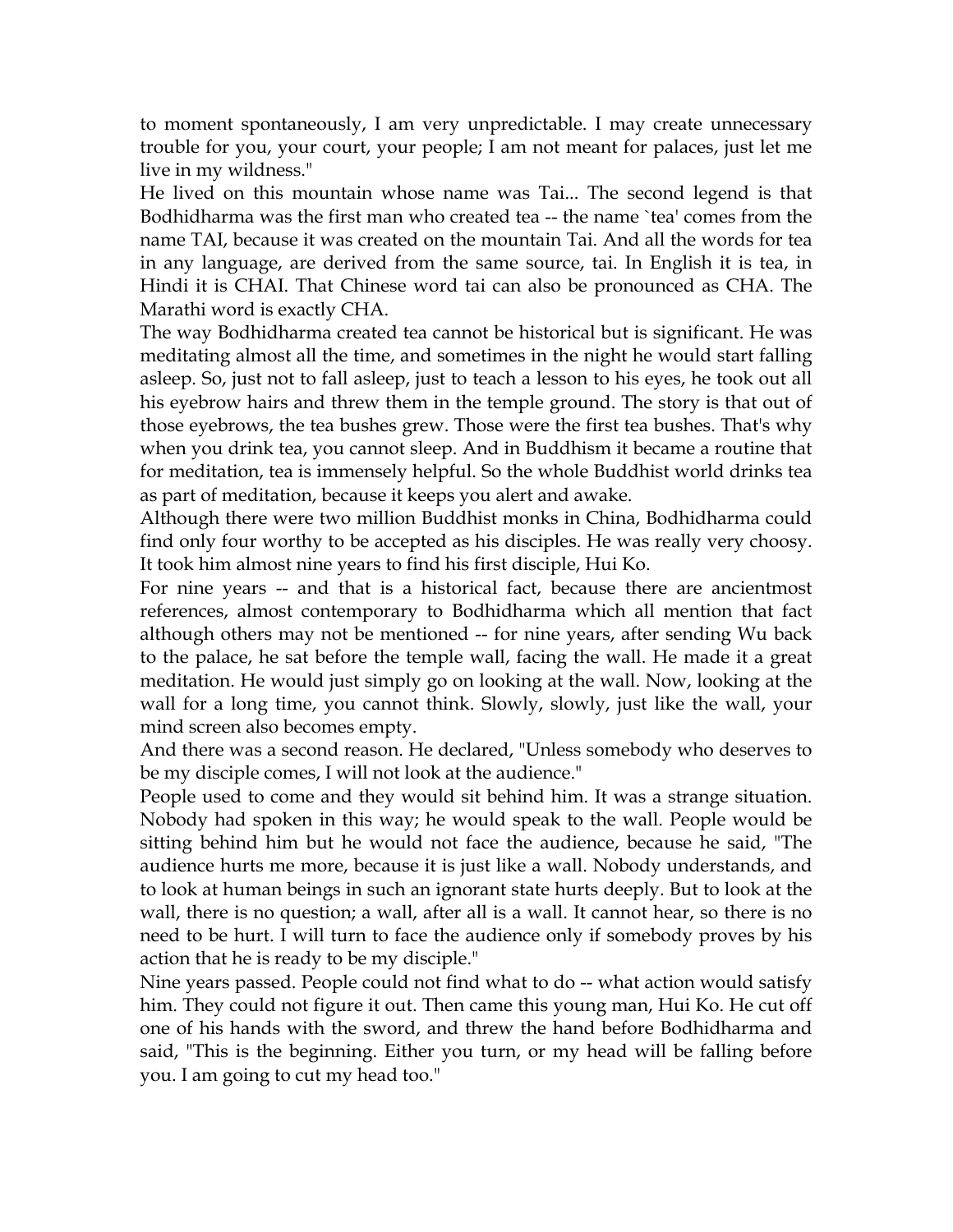to moment spontaneously, I am very unpredictable. I may create unnecessary trouble for you, your court, your people; I am not meant for palaces, just let me live in my wildness."

He lived on this mountain whose name was Tai... The second legend is that Bodhidharma was the first man who created tea -- the name `tea' comes from the name TAI, because it was created on the mountain Tai. And all the words for tea in any language, are derived from the same source, tai. In English it is tea, in Hindi it is CHAI. That Chinese word tai can also be pronounced as CHA. The Marathi word is exactly CHA.

The way Bodhidharma created tea cannot be historical but is significant. He was meditating almost all the time, and sometimes in the night he would start falling asleep. So, just not to fall asleep, just to teach a lesson to his eyes, he took out all his eyebrow hairs and threw them in the temple ground. The story is that out of those eyebrows, the tea bushes grew. Those were the first tea bushes. That's why when you drink tea, you cannot sleep. And in Buddhism it became a routine that for meditation, tea is immensely helpful. So the whole Buddhist world drinks tea as part of meditation, because it keeps you alert and awake.

Although there were two million Buddhist monks in China, Bodhidharma could find only four worthy to be accepted as his disciples. He was really very choosy. It took him almost nine years to find his first disciple, Hui Ko.

For nine years -- and that is a historical fact, because there are ancientmost references, almost contemporary to Bodhidharma which all mention that fact although others may not be mentioned -- for nine years, after sending Wu back to the palace, he sat before the temple wall, facing the wall. He made it a great meditation. He would just simply go on looking at the wall. Now, looking at the wall for a long time, you cannot think. Slowly, slowly, just like the wall, your mind screen also becomes empty.

And there was a second reason. He declared, "Unless somebody who deserves to be my disciple comes, I will not look at the audience."

People used to come and they would sit behind him. It was a strange situation. Nobody had spoken in this way; he would speak to the wall. People would be sitting behind him but he would not face the audience, because he said, "The audience hurts me more, because it is just like a wall. Nobody understands, and to look at human beings in such an ignorant state hurts deeply. But to look at the wall, there is no question; a wall, after all is a wall. It cannot hear, so there is no need to be hurt. I will turn to face the audience only if somebody proves by his action that he is ready to be my disciple."

Nine years passed. People could not find what to do -- what action would satisfy him. They could not figure it out. Then came this young man, Hui Ko. He cut off one of his hands with the sword, and threw the hand before Bodhidharma and said, "This is the beginning. Either you turn, or my head will be falling before you. I am going to cut my head too."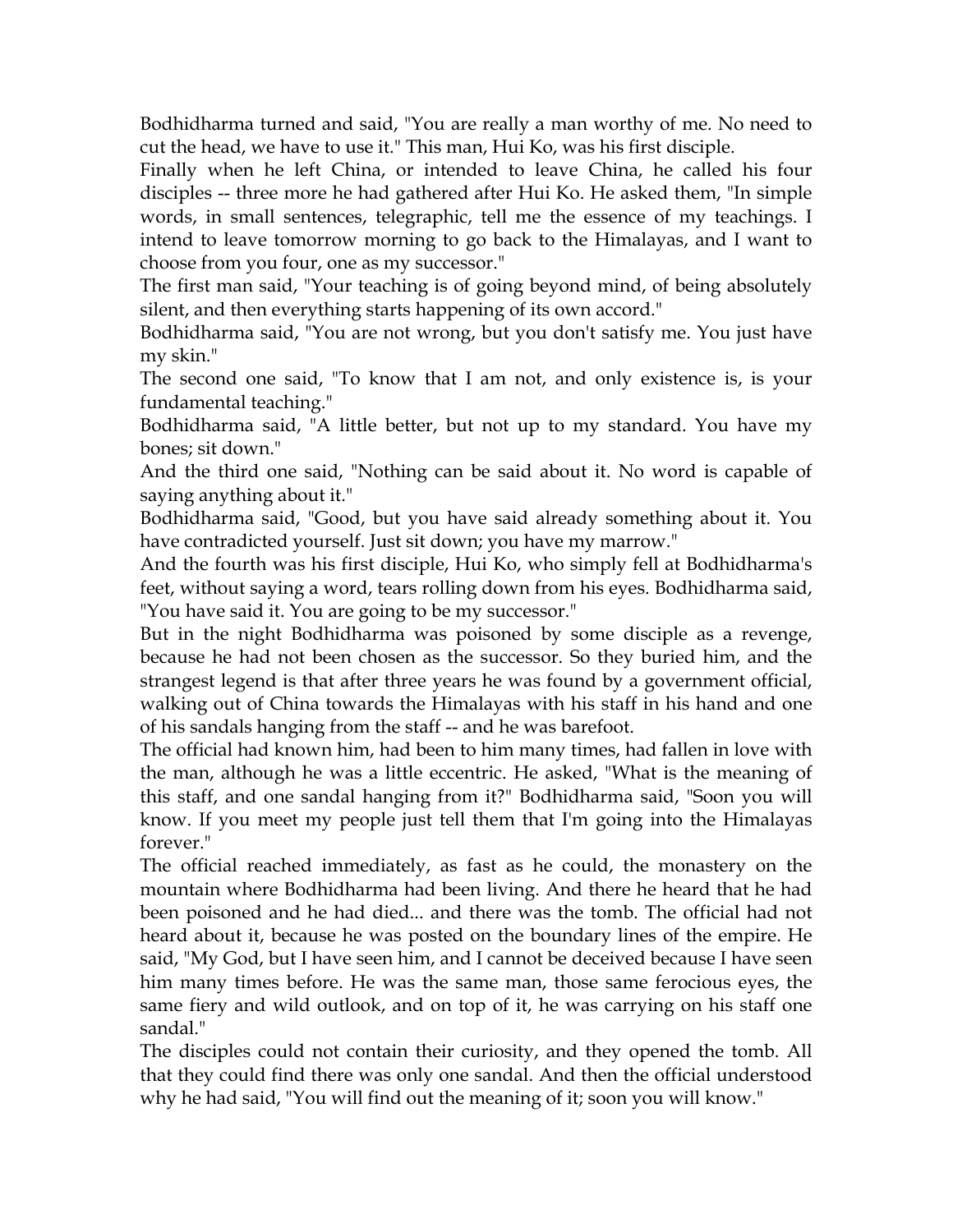Bodhidharma turned and said, "You are really a man worthy of me. No need to cut the head, we have to use it." This man, Hui Ko, was his first disciple.

Finally when he left China, or intended to leave China, he called his four disciples -- three more he had gathered after Hui Ko. He asked them, "In simple words, in small sentences, telegraphic, tell me the essence of my teachings. I intend to leave tomorrow morning to go back to the Himalayas, and I want to choose from you four, one as my successor."

The first man said, "Your teaching is of going beyond mind, of being absolutely silent, and then everything starts happening of its own accord."

Bodhidharma said, "You are not wrong, but you don't satisfy me. You just have my skin."

The second one said, "To know that I am not, and only existence is, is your fundamental teaching."

Bodhidharma said, "A little better, but not up to my standard. You have my bones; sit down."

And the third one said, "Nothing can be said about it. No word is capable of saying anything about it."

Bodhidharma said, "Good, but you have said already something about it. You have contradicted yourself. Just sit down; you have my marrow."

And the fourth was his first disciple, Hui Ko, who simply fell at Bodhidharma's feet, without saying a word, tears rolling down from his eyes. Bodhidharma said, "You have said it. You are going to be my successor."

But in the night Bodhidharma was poisoned by some disciple as a revenge, because he had not been chosen as the successor. So they buried him, and the strangest legend is that after three years he was found by a government official, walking out of China towards the Himalayas with his staff in his hand and one of his sandals hanging from the staff -- and he was barefoot.

The official had known him, had been to him many times, had fallen in love with the man, although he was a little eccentric. He asked, "What is the meaning of this staff, and one sandal hanging from it?" Bodhidharma said, "Soon you will know. If you meet my people just tell them that I'm going into the Himalayas forever."

The official reached immediately, as fast as he could, the monastery on the mountain where Bodhidharma had been living. And there he heard that he had been poisoned and he had died... and there was the tomb. The official had not heard about it, because he was posted on the boundary lines of the empire. He said, "My God, but I have seen him, and I cannot be deceived because I have seen him many times before. He was the same man, those same ferocious eyes, the same fiery and wild outlook, and on top of it, he was carrying on his staff one sandal."

The disciples could not contain their curiosity, and they opened the tomb. All that they could find there was only one sandal. And then the official understood why he had said, "You will find out the meaning of it; soon you will know."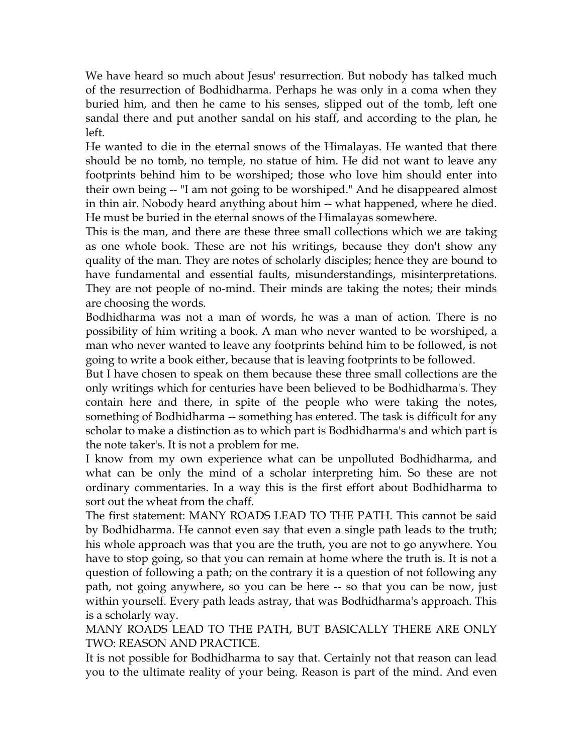We have heard so much about Jesus' resurrection. But nobody has talked much of the resurrection of Bodhidharma. Perhaps he was only in a coma when they buried him, and then he came to his senses, slipped out of the tomb, left one sandal there and put another sandal on his staff, and according to the plan, he left.

He wanted to die in the eternal snows of the Himalayas. He wanted that there should be no tomb, no temple, no statue of him. He did not want to leave any footprints behind him to be worshiped; those who love him should enter into their own being -- "I am not going to be worshiped." And he disappeared almost in thin air. Nobody heard anything about him -- what happened, where he died. He must be buried in the eternal snows of the Himalayas somewhere.

This is the man, and there are these three small collections which we are taking as one whole book. These are not his writings, because they don't show any quality of the man. They are notes of scholarly disciples; hence they are bound to have fundamental and essential faults, misunderstandings, misinterpretations. They are not people of no-mind. Their minds are taking the notes; their minds are choosing the words.

Bodhidharma was not a man of words, he was a man of action. There is no possibility of him writing a book. A man who never wanted to be worshiped, a man who never wanted to leave any footprints behind him to be followed, is not going to write a book either, because that is leaving footprints to be followed.

But I have chosen to speak on them because these three small collections are the only writings which for centuries have been believed to be Bodhidharma's. They contain here and there, in spite of the people who were taking the notes, something of Bodhidharma -- something has entered. The task is difficult for any scholar to make a distinction as to which part is Bodhidharma's and which part is the note taker's. It is not a problem for me.

I know from my own experience what can be unpolluted Bodhidharma, and what can be only the mind of a scholar interpreting him. So these are not ordinary commentaries. In a way this is the first effort about Bodhidharma to sort out the wheat from the chaff.

The first statement: MANY ROADS LEAD TO THE PATH. This cannot be said by Bodhidharma. He cannot even say that even a single path leads to the truth; his whole approach was that you are the truth, you are not to go anywhere. You have to stop going, so that you can remain at home where the truth is. It is not a question of following a path; on the contrary it is a question of not following any path, not going anywhere, so you can be here -- so that you can be now, just within yourself. Every path leads astray, that was Bodhidharma's approach. This is a scholarly way.

MANY ROADS LEAD TO THE PATH, BUT BASICALLY THERE ARE ONLY TWO: REASON AND PRACTICE.

It is not possible for Bodhidharma to say that. Certainly not that reason can lead you to the ultimate reality of your being. Reason is part of the mind. And even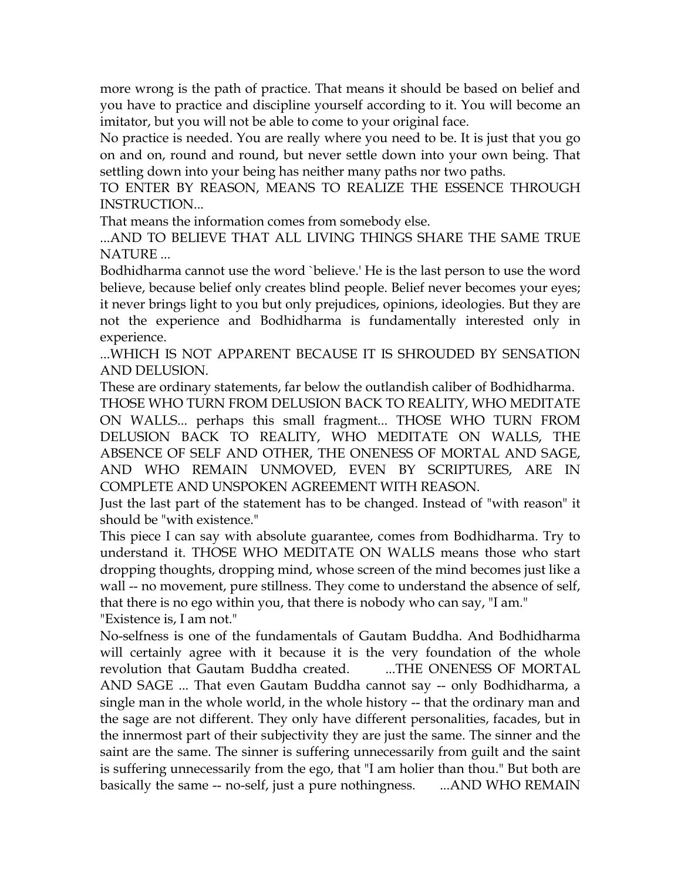more wrong is the path of practice. That means it should be based on belief and you have to practice and discipline yourself according to it. You will become an imitator, but you will not be able to come to your original face.

No practice is needed. You are really where you need to be. It is just that you go on and on, round and round, but never settle down into your own being. That settling down into your being has neither many paths nor two paths.

TO ENTER BY REASON, MEANS TO REALIZE THE ESSENCE THROUGH INSTRUCTION...

That means the information comes from somebody else.

...AND TO BELIEVE THAT ALL LIVING THINGS SHARE THE SAME TRUE NATURE ...

Bodhidharma cannot use the word `believe.' He is the last person to use the word believe, because belief only creates blind people. Belief never becomes your eyes; it never brings light to you but only prejudices, opinions, ideologies. But they are not the experience and Bodhidharma is fundamentally interested only in experience.

...WHICH IS NOT APPARENT BECAUSE IT IS SHROUDED BY SENSATION AND DELUSION.

These are ordinary statements, far below the outlandish caliber of Bodhidharma.

THOSE WHO TURN FROM DELUSION BACK TO REALITY, WHO MEDITATE ON WALLS... perhaps this small fragment... THOSE WHO TURN FROM DELUSION BACK TO REALITY, WHO MEDITATE ON WALLS, THE ABSENCE OF SELF AND OTHER, THE ONENESS OF MORTAL AND SAGE, AND WHO REMAIN UNMOVED, EVEN BY SCRIPTURES, ARE IN COMPLETE AND UNSPOKEN AGREEMENT WITH REASON.

Just the last part of the statement has to be changed. Instead of "with reason" it should be "with existence."

This piece I can say with absolute guarantee, comes from Bodhidharma. Try to understand it. THOSE WHO MEDITATE ON WALLS means those who start dropping thoughts, dropping mind, whose screen of the mind becomes just like a wall -- no movement, pure stillness. They come to understand the absence of self, that there is no ego within you, that there is nobody who can say, "I am."

"Existence is, I am not."

No-selfness is one of the fundamentals of Gautam Buddha. And Bodhidharma will certainly agree with it because it is the very foundation of the whole revolution that Gautam Buddha created. ...THE ONENESS OF MORTAL AND SAGE ... That even Gautam Buddha cannot say -- only Bodhidharma, a single man in the whole world, in the whole history -- that the ordinary man and the sage are not different. They only have different personalities, facades, but in the innermost part of their subjectivity they are just the same. The sinner and the saint are the same. The sinner is suffering unnecessarily from guilt and the saint is suffering unnecessarily from the ego, that "I am holier than thou." But both are basically the same -- no-self, just a pure nothingness. ...AND WHO REMAIN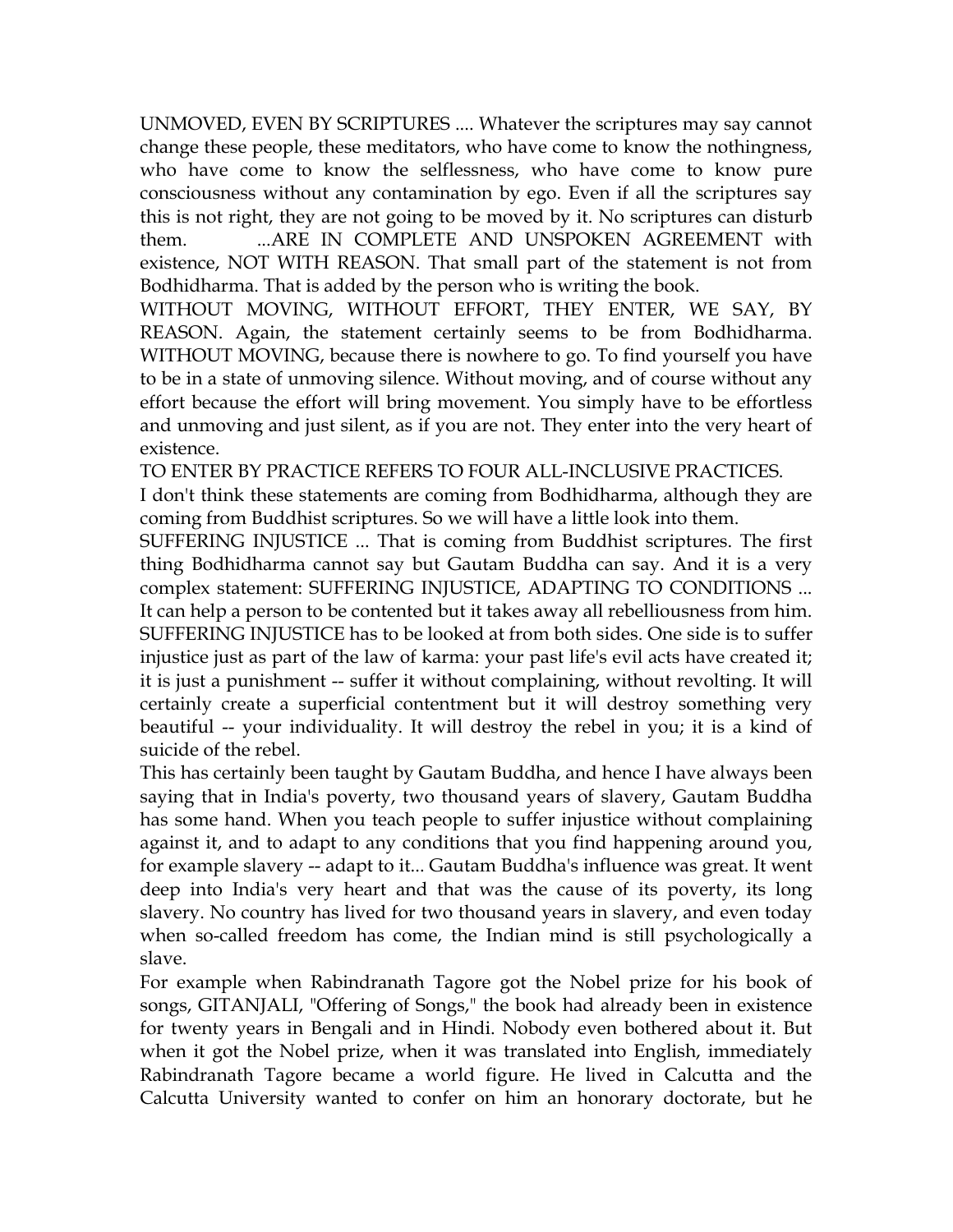UNMOVED, EVEN BY SCRIPTURES .... Whatever the scriptures may say cannot change these people, these meditators, who have come to know the nothingness, who have come to know the selflessness, who have come to know pure consciousness without any contamination by ego. Even if all the scriptures say this is not right, they are not going to be moved by it. No scriptures can disturb them. ...ARE IN COMPLETE AND UNSPOKEN AGREEMENT with existence, NOT WITH REASON. That small part of the statement is not from Bodhidharma. That is added by the person who is writing the book.

WITHOUT MOVING, WITHOUT EFFORT, THEY ENTER, WE SAY, BY REASON. Again, the statement certainly seems to be from Bodhidharma. WITHOUT MOVING, because there is nowhere to go. To find yourself you have to be in a state of unmoving silence. Without moving, and of course without any effort because the effort will bring movement. You simply have to be effortless and unmoving and just silent, as if you are not. They enter into the very heart of existence.

TO ENTER BY PRACTICE REFERS TO FOUR ALL-INCLUSIVE PRACTICES.

I don't think these statements are coming from Bodhidharma, although they are coming from Buddhist scriptures. So we will have a little look into them.

SUFFERING INJUSTICE ... That is coming from Buddhist scriptures. The first thing Bodhidharma cannot say but Gautam Buddha can say. And it is a very complex statement: SUFFERING INJUSTICE, ADAPTING TO CONDITIONS ... It can help a person to be contented but it takes away all rebelliousness from him. SUFFERING INJUSTICE has to be looked at from both sides. One side is to suffer injustice just as part of the law of karma: your past life's evil acts have created it; it is just a punishment -- suffer it without complaining, without revolting. It will certainly create a superficial contentment but it will destroy something very beautiful -- your individuality. It will destroy the rebel in you; it is a kind of suicide of the rebel.

This has certainly been taught by Gautam Buddha, and hence I have always been saying that in India's poverty, two thousand years of slavery, Gautam Buddha has some hand. When you teach people to suffer injustice without complaining against it, and to adapt to any conditions that you find happening around you, for example slavery -- adapt to it... Gautam Buddha's influence was great. It went deep into India's very heart and that was the cause of its poverty, its long slavery. No country has lived for two thousand years in slavery, and even today when so-called freedom has come, the Indian mind is still psychologically a slave.

For example when Rabindranath Tagore got the Nobel prize for his book of songs, GITANJALI, "Offering of Songs," the book had already been in existence for twenty years in Bengali and in Hindi. Nobody even bothered about it. But when it got the Nobel prize, when it was translated into English, immediately Rabindranath Tagore became a world figure. He lived in Calcutta and the Calcutta University wanted to confer on him an honorary doctorate, but he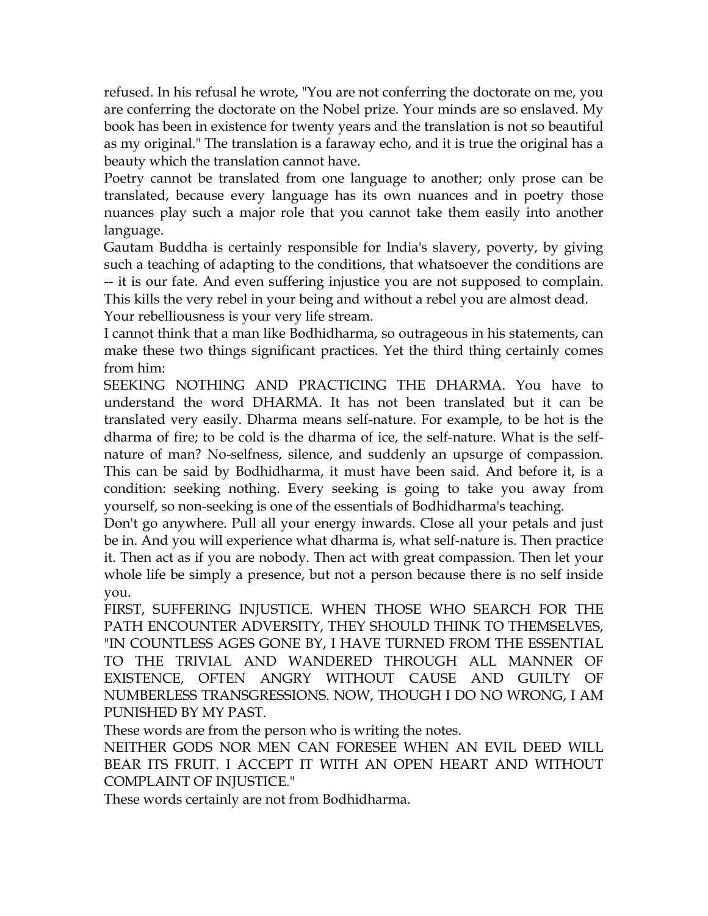refused. In his refusal he wrote, "You are not conferring the doctorate on me, you are conferring the doctorate on the Nobel prize. Your minds are so enslaved. My book has been in existence for twenty years and the translation is not so beautiful as my original." The translation is a faraway echo, and it is true the original has a beauty which the translation cannot have.

Poetry cannot be translated from one language to another; only prose can be translated, because every language has its own nuances and in poetry those nuances play such a major role that you cannot take them easily into another language.

Gautam Buddha is certainly responsible for India's slavery, poverty, by giving such a teaching of adapting to the conditions, that whatsoever the conditions are -- it is our fate. And even suffering injustice you are not supposed to complain. This kills the very rebel in your being and without a rebel you are almost dead. Your rebelliousness is your very life stream.

I cannot think that a man like Bodhidharma, so outrageous in his statements, can make these two things significant practices. Yet the third thing certainly comes from him:

SEEKING NOTHING AND PRACTICING THE DHARMA. You have to understand the word DHARMA. It has not been translated but it can be translated very easily. Dharma means self-nature. For example, to be hot is the dharma of fire; to be cold is the dharma of ice, the self-nature. What is the self-nature of man? No-selfness, silence, and suddenly an upsurge of compassion. This can be said by Bodhidharma, it must have been said. And before it, is a condition: seeking nothing. Every seeking is going to take you away from yourself, so non-seeking is one of the essentials of Bodhidharma's teaching.

Don't go anywhere. Pull all your energy inwards. Close all your petals and just be in. And you will experience what dharma is, what self-nature is. Then practice it. Then act as if you are nobody. Then act with great compassion. Then let your whole life be simply a presence, but not a person because there is no self inside you.

FIRST, SUFFERING INJUSTICE. WHEN THOSE WHO SEARCH FOR THE PATH ENCOUNTER ADVERSITY, THEY SHOULD THINK TO THEMSELVES, "IN COUNTLESS AGES GONE BY, I HAVE TURNED FROM THE ESSENTIAL TO THE TRIVIAL AND WANDERED THROUGH ALL MANNER OF EXISTENCE, OFTEN ANGRY WITHOUT CAUSE AND GUILTY OF NUMBERLESS TRANSGRESSIONS. NOW, THOUGH I DO NO WRONG, I AM PUNISHED BY MY PAST.

These words are from the person who is writing the notes.

NEITHER GODS NOR MEN CAN FORESEE WHEN AN EVIL DEED WILL BEAR ITS FRUIT. I ACCEPT IT WITH AN OPEN HEART AND WITHOUT COMPLAINT OF INJUSTICE."

These words certainly are not from Bodhidharma.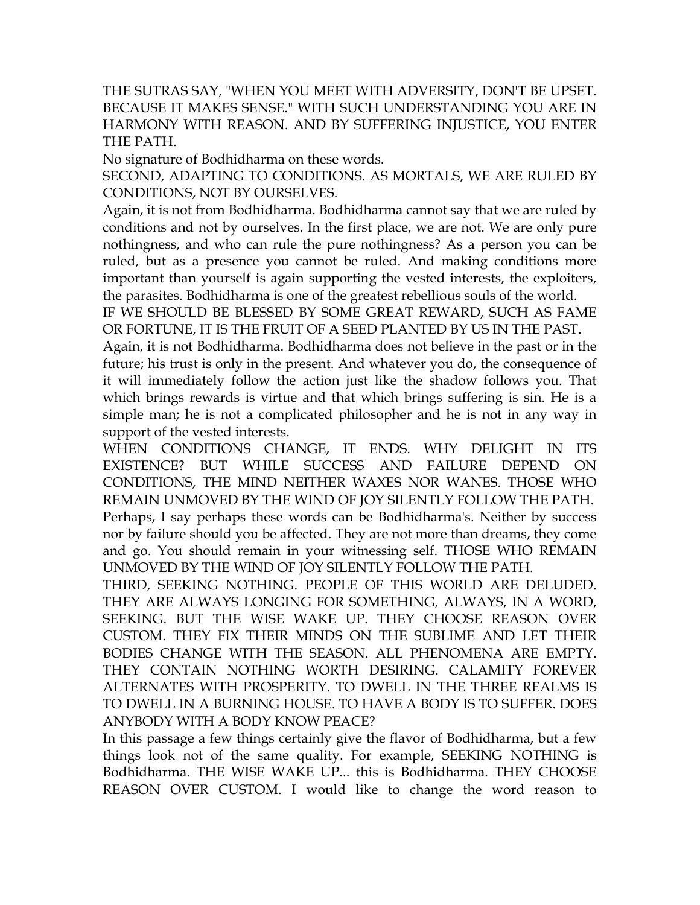THE SUTRAS SAY, "WHEN YOU MEET WITH ADVERSITY, DON'T BE UPSET. BECAUSE IT MAKES SENSE." WITH SUCH UNDERSTANDING YOU ARE IN HARMONY WITH REASON. AND BY SUFFERING INJUSTICE, YOU ENTER THE PATH.

No signature of Bodhidharma on these words.

SECOND, ADAPTING TO CONDITIONS. AS MORTALS, WE ARE RULED BY CONDITIONS, NOT BY OURSELVES.

Again, it is not from Bodhidharma. Bodhidharma cannot say that we are ruled by conditions and not by ourselves. In the first place, we are not. We are only pure nothingness, and who can rule the pure nothingness? As a person you can be ruled, but as a presence you cannot be ruled. And making conditions more important than yourself is again supporting the vested interests, the exploiters, the parasites. Bodhidharma is one of the greatest rebellious souls of the world.

IF WE SHOULD BE BLESSED BY SOME GREAT REWARD, SUCH AS FAME OR FORTUNE, IT IS THE FRUIT OF A SEED PLANTED BY US IN THE PAST.

Again, it is not Bodhidharma. Bodhidharma does not believe in the past or in the future; his trust is only in the present. And whatever you do, the consequence of it will immediately follow the action just like the shadow follows you. That which brings rewards is virtue and that which brings suffering is sin. He is a simple man; he is not a complicated philosopher and he is not in any way in support of the vested interests.

WHEN CONDITIONS CHANGE, IT ENDS. WHY DELIGHT IN ITS EXISTENCE? BUT WHILE SUCCESS AND FAILURE DEPEND ON CONDITIONS, THE MIND NEITHER WAXES NOR WANES. THOSE WHO REMAIN UNMOVED BY THE WIND OF JOY SILENTLY FOLLOW THE PATH.

Perhaps, I say perhaps these words can be Bodhidharma's. Neither by success nor by failure should you be affected. They are not more than dreams, they come and go. You should remain in your witnessing self. THOSE WHO REMAIN UNMOVED BY THE WIND OF JOY SILENTLY FOLLOW THE PATH.

THIRD, SEEKING NOTHING. PEOPLE OF THIS WORLD ARE DELUDED. THEY ARE ALWAYS LONGING FOR SOMETHING, ALWAYS, IN A WORD, SEEKING. BUT THE WISE WAKE UP. THEY CHOOSE REASON OVER CUSTOM. THEY FIX THEIR MINDS ON THE SUBLIME AND LET THEIR BODIES CHANGE WITH THE SEASON. ALL PHENOMENA ARE EMPTY. THEY CONTAIN NOTHING WORTH DESIRING. CALAMITY FOREVER ALTERNATES WITH PROSPERITY. TO DWELL IN THE THREE REALMS IS TO DWELL IN A BURNING HOUSE. TO HAVE A BODY IS TO SUFFER. DOES ANYBODY WITH A BODY KNOW PEACE?

In this passage a few things certainly give the flavor of Bodhidharma, but a few things look not of the same quality. For example, SEEKING NOTHING is Bodhidharma. THE WISE WAKE UP... this is Bodhidharma. THEY CHOOSE REASON OVER CUSTOM. I would like to change the word reason to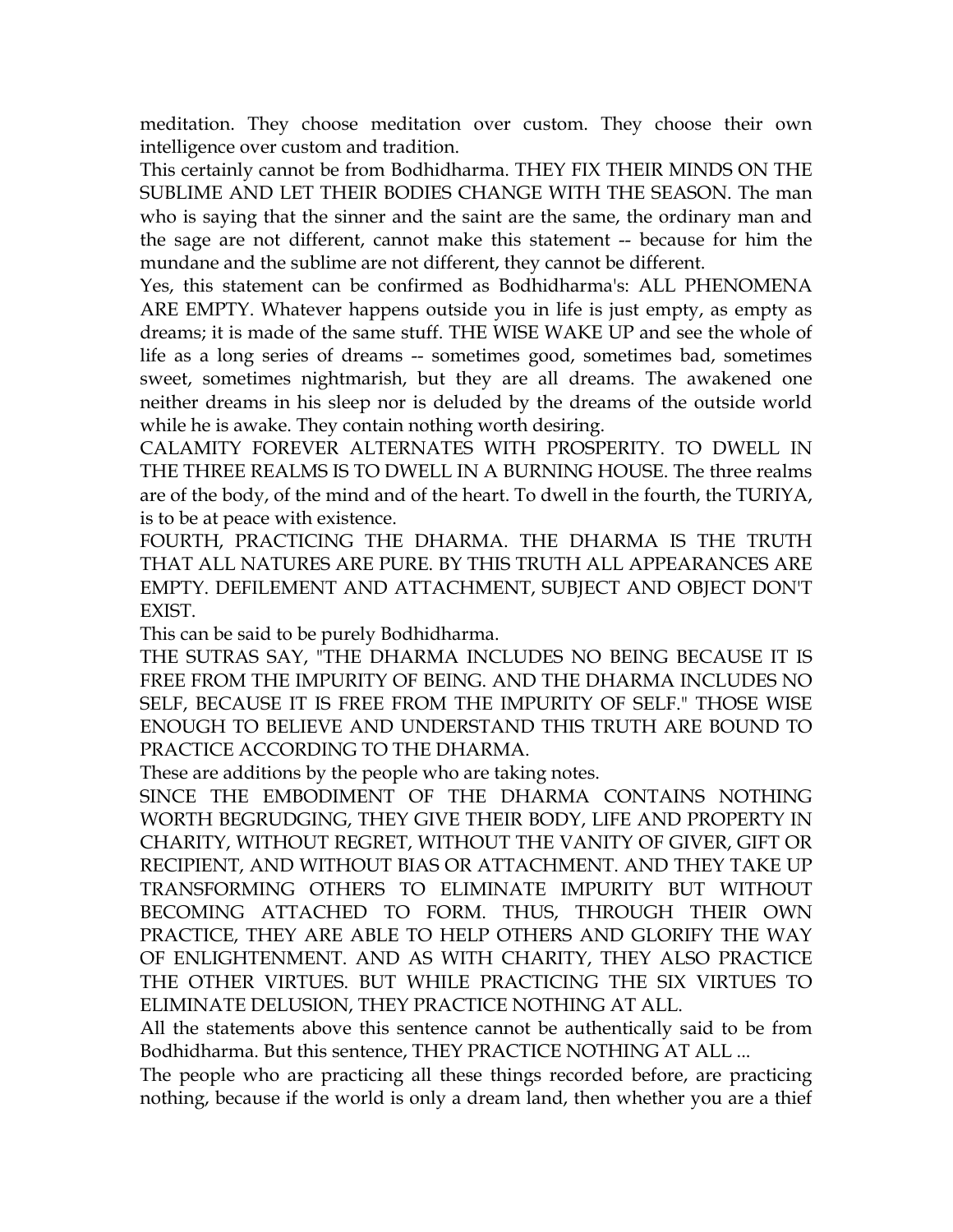meditation. They choose meditation over custom. They choose their own intelligence over custom and tradition.

This certainly cannot be from Bodhidharma. THEY FIX THEIR MINDS ON THE SUBLIME AND LET THEIR BODIES CHANGE WITH THE SEASON. The man who is saying that the sinner and the saint are the same, the ordinary man and the sage are not different, cannot make this statement -- because for him the mundane and the sublime are not different, they cannot be different.

Yes, this statement can be confirmed as Bodhidharma's: ALL PHENOMENA ARE EMPTY. Whatever happens outside you in life is just empty, as empty as dreams; it is made of the same stuff. THE WISE WAKE UP and see the whole of life as a long series of dreams -- sometimes good, sometimes bad, sometimes sweet, sometimes nightmarish, but they are all dreams. The awakened one neither dreams in his sleep nor is deluded by the dreams of the outside world while he is awake. They contain nothing worth desiring.

CALAMITY FOREVER ALTERNATES WITH PROSPERITY. TO DWELL IN THE THREE REALMS IS TO DWELL IN A BURNING HOUSE. The three realms are of the body, of the mind and of the heart. To dwell in the fourth, the TURIYA, is to be at peace with existence.

FOURTH, PRACTICING THE DHARMA. THE DHARMA IS THE TRUTH THAT ALL NATURES ARE PURE. BY THIS TRUTH ALL APPEARANCES ARE EMPTY. DEFILEMENT AND ATTACHMENT, SUBJECT AND OBJECT DON'T EXIST.

This can be said to be purely Bodhidharma.

THE SUTRAS SAY, "THE DHARMA INCLUDES NO BEING BECAUSE IT IS FREE FROM THE IMPURITY OF BEING. AND THE DHARMA INCLUDES NO SELF, BECAUSE IT IS FREE FROM THE IMPURITY OF SELF." THOSE WISE ENOUGH TO BELIEVE AND UNDERSTAND THIS TRUTH ARE BOUND TO PRACTICE ACCORDING TO THE DHARMA.

These are additions by the people who are taking notes.

SINCE THE EMBODIMENT OF THE DHARMA CONTAINS NOTHING WORTH BEGRUDGING, THEY GIVE THEIR BODY, LIFE AND PROPERTY IN CHARITY, WITHOUT REGRET, WITHOUT THE VANITY OF GIVER, GIFT OR RECIPIENT, AND WITHOUT BIAS OR ATTACHMENT. AND THEY TAKE UP TRANSFORMING OTHERS TO ELIMINATE IMPURITY BUT WITHOUT BECOMING ATTACHED TO FORM. THUS, THROUGH THEIR OWN PRACTICE, THEY ARE ABLE TO HELP OTHERS AND GLORIFY THE WAY OF ENLIGHTENMENT. AND AS WITH CHARITY, THEY ALSO PRACTICE THE OTHER VIRTUES. BUT WHILE PRACTICING THE SIX VIRTUES TO ELIMINATE DELUSION, THEY PRACTICE NOTHING AT ALL.

All the statements above this sentence cannot be authentically said to be from Bodhidharma. But this sentence, THEY PRACTICE NOTHING AT ALL ...

The people who are practicing all these things recorded before, are practicing nothing, because if the world is only a dream land, then whether you are a thief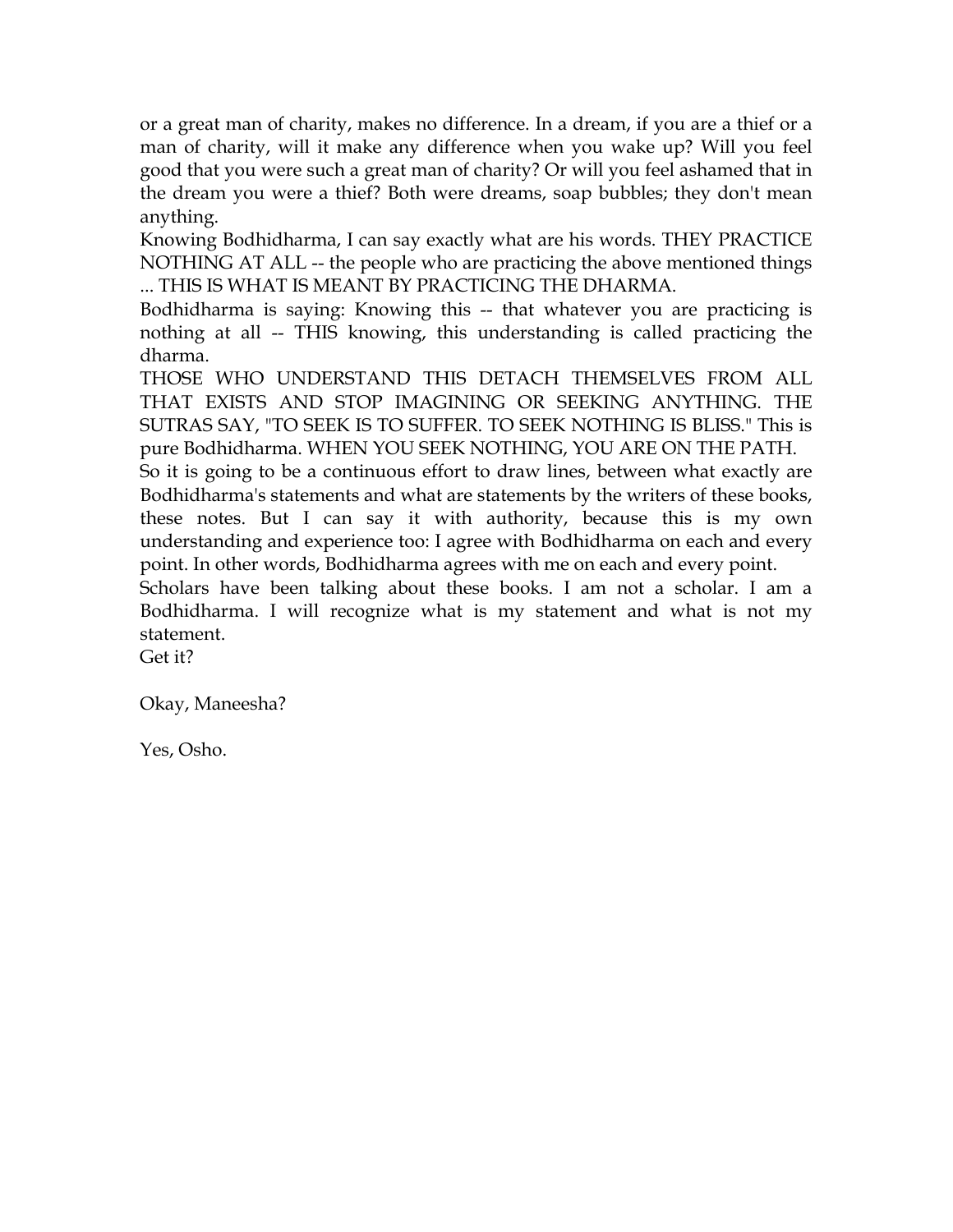or a great man of charity, makes no difference. In a dream, if you are a thief or a man of charity, will it make any difference when you wake up? Will you feel good that you were such a great man of charity? Or will you feel ashamed that in the dream you were a thief? Both were dreams, soap bubbles; they don't mean anything.

Knowing Bodhidharma, I can say exactly what are his words. THEY PRACTICE NOTHING AT ALL -- the people who are practicing the above mentioned things ... THIS IS WHAT IS MEANT BY PRACTICING THE DHARMA.

Bodhidharma is saying: Knowing this -- that whatever you are practicing is nothing at all -- THIS knowing, this understanding is called practicing the dharma.

THOSE WHO UNDERSTAND THIS DETACH THEMSELVES FROM ALL THAT EXISTS AND STOP IMAGINING OR SEEKING ANYTHING. THE SUTRAS SAY, "TO SEEK IS TO SUFFER. TO SEEK NOTHING IS BLISS." This is pure Bodhidharma. WHEN YOU SEEK NOTHING, YOU ARE ON THE PATH.

So it is going to be a continuous effort to draw lines, between what exactly are Bodhidharma's statements and what are statements by the writers of these books, these notes. But I can say it with authority, because this is my own understanding and experience too: I agree with Bodhidharma on each and every point. In other words, Bodhidharma agrees with me on each and every point.

Scholars have been talking about these books. I am not a scholar. I am a Bodhidharma. I will recognize what is my statement and what is not my statement.

Get it?

Okay, Maneesha?

Yes, Osho.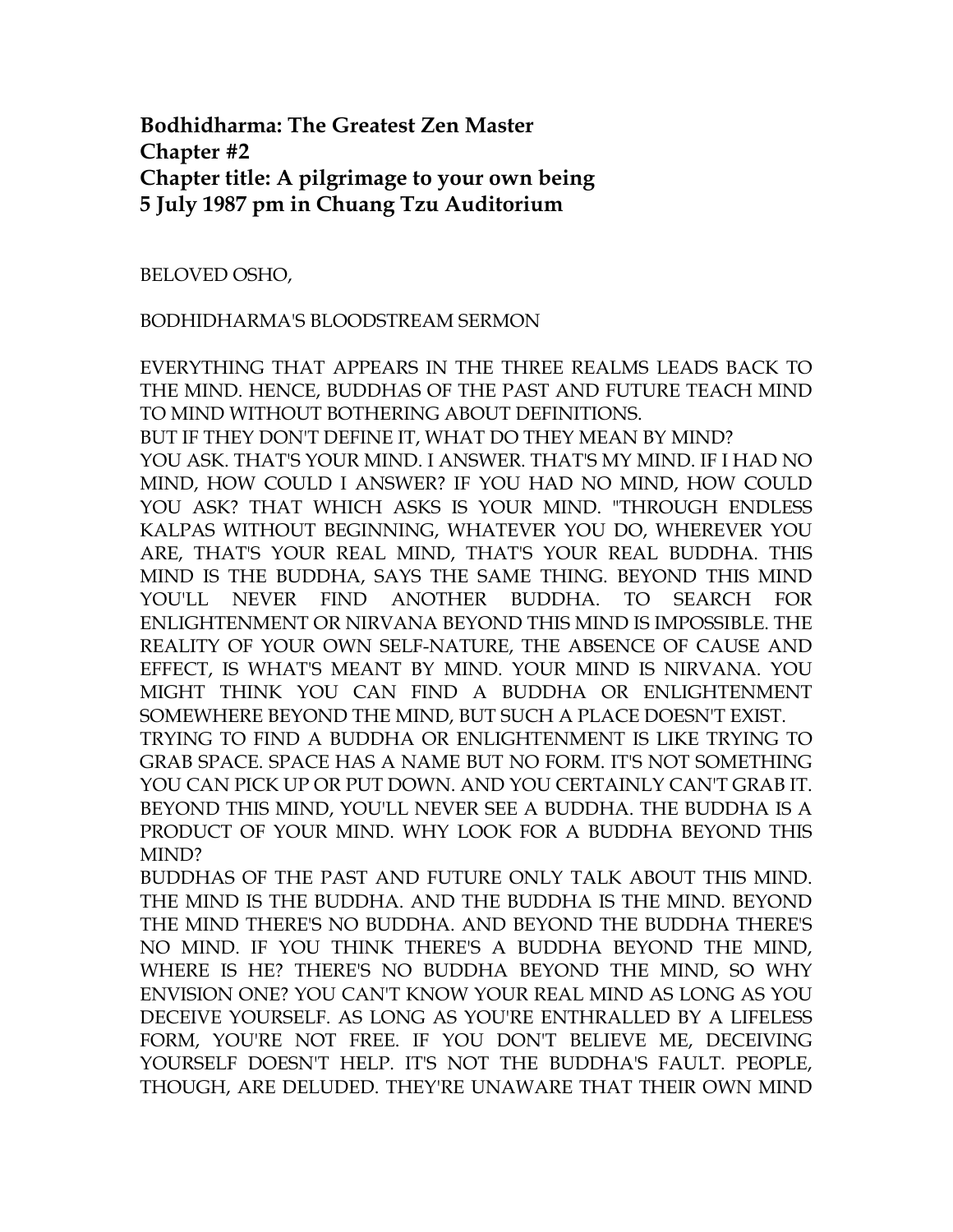**Bodhidharma: The Greatest Zen Master**
**Chapter #2**
**Chapter title: A pilgrimage to your own being**
**5 July 1987 pm in Chuang Tzu Auditorium**

BELOVED OSHO,

BODHIDHARMA'S BLOODSTREAM SERMON

EVERYTHING THAT APPEARS IN THE THREE REALMS LEADS BACK TO THE MIND. HENCE, BUDDHAS OF THE PAST AND FUTURE TEACH MIND TO MIND WITHOUT BOTHERING ABOUT DEFINITIONS.

BUT IF THEY DON'T DEFINE IT, WHAT DO THEY MEAN BY MIND?

YOU ASK. THAT'S YOUR MIND. I ANSWER. THAT'S MY MIND. IF I HAD NO MIND, HOW COULD I ANSWER? IF YOU HAD NO MIND, HOW COULD YOU ASK? THAT WHICH ASKS IS YOUR MIND. "THROUGH ENDLESS KALPAS WITHOUT BEGINNING, WHATEVER YOU DO, WHEREVER YOU ARE, THAT'S YOUR REAL MIND, THAT'S YOUR REAL BUDDHA. THIS MIND IS THE BUDDHA, SAYS THE SAME THING. BEYOND THIS MIND YOU'LL NEVER FIND ANOTHER BUDDHA. TO SEARCH FOR ENLIGHTENMENT OR NIRVANA BEYOND THIS MIND IS IMPOSSIBLE. THE REALITY OF YOUR OWN SELF-NATURE, THE ABSENCE OF CAUSE AND EFFECT, IS WHAT'S MEANT BY MIND. YOUR MIND IS NIRVANA. YOU MIGHT THINK YOU CAN FIND A BUDDHA OR ENLIGHTENMENT SOMEWHERE BEYOND THE MIND, BUT SUCH A PLACE DOESN'T EXIST.

TRYING TO FIND A BUDDHA OR ENLIGHTENMENT IS LIKE TRYING TO GRAB SPACE. SPACE HAS A NAME BUT NO FORM. IT'S NOT SOMETHING YOU CAN PICK UP OR PUT DOWN. AND YOU CERTAINLY CAN'T GRAB IT. BEYOND THIS MIND, YOU'LL NEVER SEE A BUDDHA. THE BUDDHA IS A PRODUCT OF YOUR MIND. WHY LOOK FOR A BUDDHA BEYOND THIS MIND?

BUDDHAS OF THE PAST AND FUTURE ONLY TALK ABOUT THIS MIND. THE MIND IS THE BUDDHA. AND THE BUDDHA IS THE MIND. BEYOND THE MIND THERE'S NO BUDDHA. AND BEYOND THE BUDDHA THERE'S NO MIND. IF YOU THINK THERE'S A BUDDHA BEYOND THE MIND, WHERE IS HE? THERE'S NO BUDDHA BEYOND THE MIND, SO WHY ENVISION ONE? YOU CAN'T KNOW YOUR REAL MIND AS LONG AS YOU DECEIVE YOURSELF. AS LONG AS YOU'RE ENTHRALLED BY A LIFELESS FORM, YOU'RE NOT FREE. IF YOU DON'T BELIEVE ME, DECEIVING YOURSELF DOESN'T HELP. IT'S NOT THE BUDDHA'S FAULT. PEOPLE, THOUGH, ARE DELUDED. THEY'RE UNAWARE THAT THEIR OWN MIND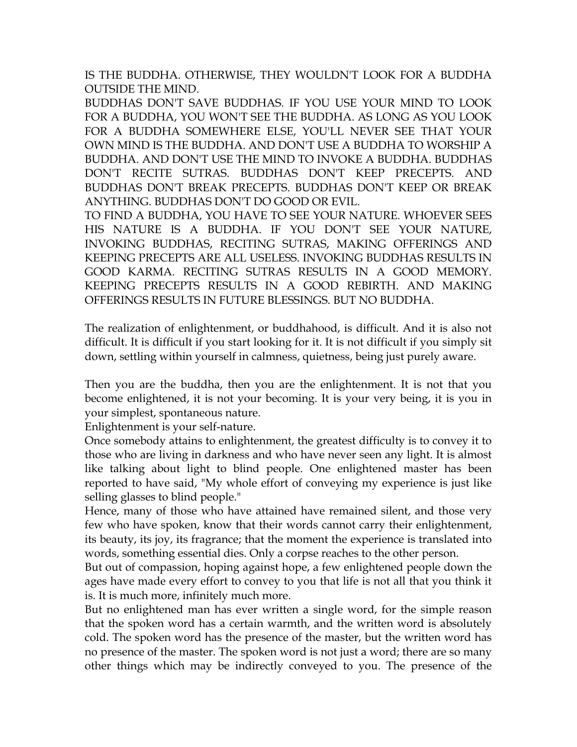IS THE BUDDHA. OTHERWISE, THEY WOULDN'T LOOK FOR A BUDDHA OUTSIDE THE MIND.

BUDDHAS DON'T SAVE BUDDHAS. IF YOU USE YOUR MIND TO LOOK FOR A BUDDHA, YOU WON'T SEE THE BUDDHA. AS LONG AS YOU LOOK FOR A BUDDHA SOMEWHERE ELSE, YOU'LL NEVER SEE THAT YOUR OWN MIND IS THE BUDDHA. AND DON'T USE A BUDDHA TO WORSHIP A BUDDHA. AND DON'T USE THE MIND TO INVOKE A BUDDHA. BUDDHAS DON'T RECITE SUTRAS. BUDDHAS DON'T KEEP PRECEPTS. AND BUDDHAS DON'T BREAK PRECEPTS. BUDDHAS DON'T KEEP OR BREAK ANYTHING. BUDDHAS DON'T DO GOOD OR EVIL.

TO FIND A BUDDHA, YOU HAVE TO SEE YOUR NATURE. WHOEVER SEES HIS NATURE IS A BUDDHA. IF YOU DON'T SEE YOUR NATURE, INVOKING BUDDHAS, RECITING SUTRAS, MAKING OFFERINGS AND KEEPING PRECEPTS ARE ALL USELESS. INVOKING BUDDHAS RESULTS IN GOOD KARMA. RECITING SUTRAS RESULTS IN A GOOD MEMORY. KEEPING PRECEPTS RESULTS IN A GOOD REBIRTH. AND MAKING OFFERINGS RESULTS IN FUTURE BLESSINGS. BUT NO BUDDHA.

The realization of enlightenment, or buddhahood, is difficult. And it is also not difficult. It is difficult if you start looking for it. It is not difficult if you simply sit down, settling within yourself in calmness, quietness, being just purely aware.

Then you are the buddha, then you are the enlightenment. It is not that you become enlightened, it is not your becoming. It is your very being, it is you in your simplest, spontaneous nature.

Enlightenment is your self-nature.

Once somebody attains to enlightenment, the greatest difficulty is to convey it to those who are living in darkness and who have never seen any light. It is almost like talking about light to blind people. One enlightened master has been reported to have said, "My whole effort of conveying my experience is just like selling glasses to blind people."

Hence, many of those who have attained have remained silent, and those very few who have spoken, know that their words cannot carry their enlightenment, its beauty, its joy, its fragrance; that the moment the experience is translated into words, something essential dies. Only a corpse reaches to the other person.

But out of compassion, hoping against hope, a few enlightened people down the ages have made every effort to convey to you that life is not all that you think it is. It is much more, infinitely much more.

But no enlightened man has ever written a single word, for the simple reason that the spoken word has a certain warmth, and the written word is absolutely cold. The spoken word has the presence of the master, but the written word has no presence of the master. The spoken word is not just a word; there are so many other things which may be indirectly conveyed to you. The presence of the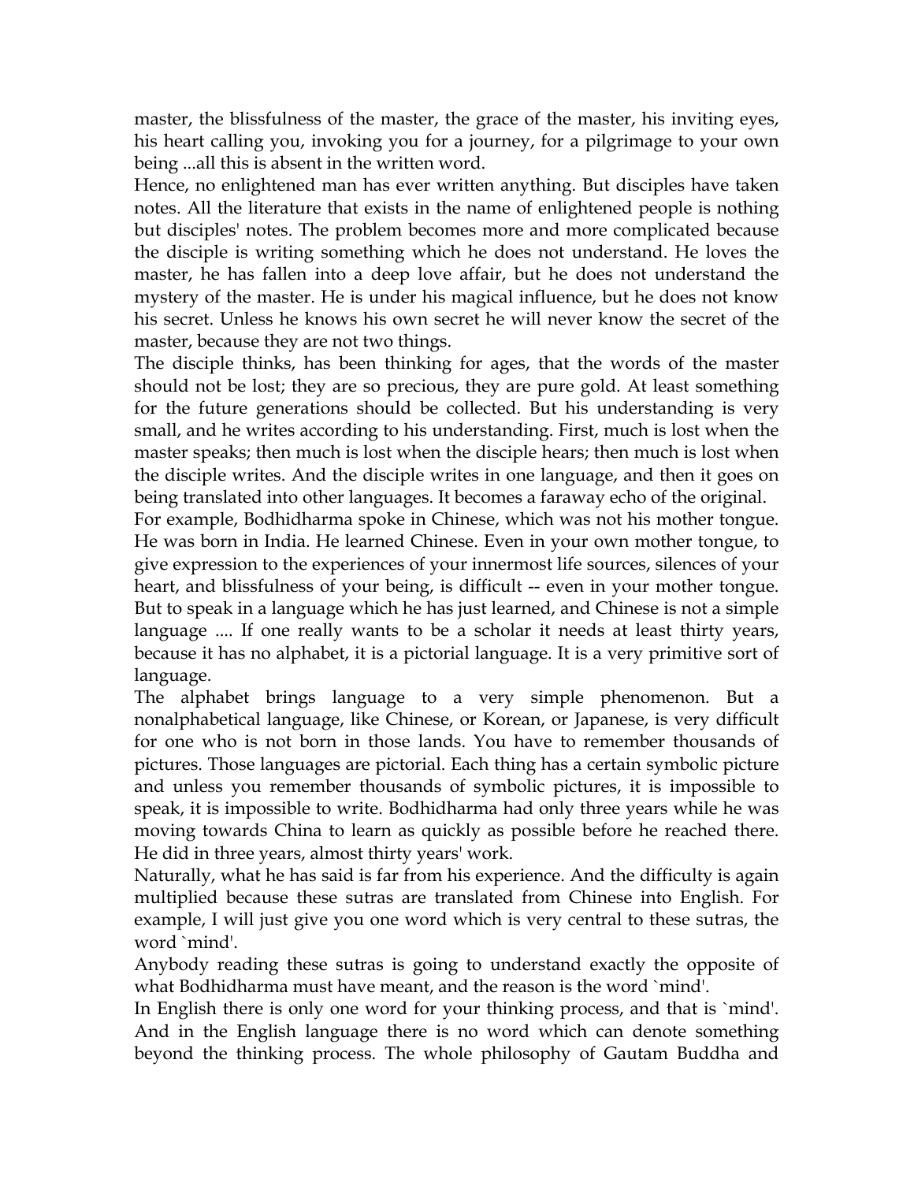master, the blissfulness of the master, the grace of the master, his inviting eyes, his heart calling you, invoking you for a journey, for a pilgrimage to your own being ...all this is absent in the written word.

Hence, no enlightened man has ever written anything. But disciples have taken notes. All the literature that exists in the name of enlightened people is nothing but disciples' notes. The problem becomes more and more complicated because the disciple is writing something which he does not understand. He loves the master, he has fallen into a deep love affair, but he does not understand the mystery of the master. He is under his magical influence, but he does not know his secret. Unless he knows his own secret he will never know the secret of the master, because they are not two things.

The disciple thinks, has been thinking for ages, that the words of the master should not be lost; they are so precious, they are pure gold. At least something for the future generations should be collected. But his understanding is very small, and he writes according to his understanding. First, much is lost when the master speaks; then much is lost when the disciple hears; then much is lost when the disciple writes. And the disciple writes in one language, and then it goes on being translated into other languages. It becomes a faraway echo of the original.

For example, Bodhidharma spoke in Chinese, which was not his mother tongue. He was born in India. He learned Chinese. Even in your own mother tongue, to give expression to the experiences of your innermost life sources, silences of your heart, and blissfulness of your being, is difficult -- even in your mother tongue. But to speak in a language which he has just learned, and Chinese is not a simple language .... If one really wants to be a scholar it needs at least thirty years, because it has no alphabet, it is a pictorial language. It is a very primitive sort of language.

The alphabet brings language to a very simple phenomenon. But a nonalphabetical language, like Chinese, or Korean, or Japanese, is very difficult for one who is not born in those lands. You have to remember thousands of pictures. Those languages are pictorial. Each thing has a certain symbolic picture and unless you remember thousands of symbolic pictures, it is impossible to speak, it is impossible to write. Bodhidharma had only three years while he was moving towards China to learn as quickly as possible before he reached there. He did in three years, almost thirty years' work.

Naturally, what he has said is far from his experience. And the difficulty is again multiplied because these sutras are translated from Chinese into English. For example, I will just give you one word which is very central to these sutras, the word `mind'.

Anybody reading these sutras is going to understand exactly the opposite of what Bodhidharma must have meant, and the reason is the word `mind'.

In English there is only one word for your thinking process, and that is `mind'. And in the English language there is no word which can denote something beyond the thinking process. The whole philosophy of Gautam Buddha and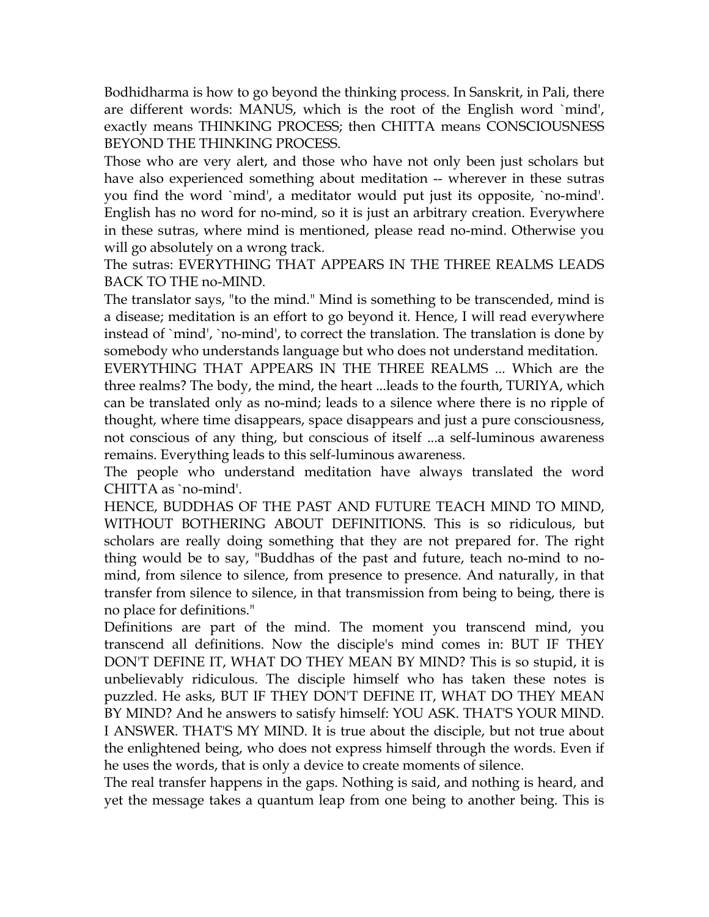Bodhidharma is how to go beyond the thinking process. In Sanskrit, in Pali, there are different words: MANUS, which is the root of the English word `mind', exactly means THINKING PROCESS; then CHITTA means CONSCIOUSNESS BEYOND THE THINKING PROCESS.

Those who are very alert, and those who have not only been just scholars but have also experienced something about meditation -- wherever in these sutras you find the word `mind', a meditator would put just its opposite, `no-mind'. English has no word for no-mind, so it is just an arbitrary creation. Everywhere in these sutras, where mind is mentioned, please read no-mind. Otherwise you will go absolutely on a wrong track.

The sutras: EVERYTHING THAT APPEARS IN THE THREE REALMS LEADS BACK TO THE no-MIND.

The translator says, "to the mind." Mind is something to be transcended, mind is a disease; meditation is an effort to go beyond it. Hence, I will read everywhere instead of `mind', `no-mind', to correct the translation. The translation is done by somebody who understands language but who does not understand meditation.

EVERYTHING THAT APPEARS IN THE THREE REALMS ... Which are the three realms? The body, the mind, the heart ...leads to the fourth, TURIYA, which can be translated only as no-mind; leads to a silence where there is no ripple of thought, where time disappears, space disappears and just a pure consciousness, not conscious of any thing, but conscious of itself ...a self-luminous awareness remains. Everything leads to this self-luminous awareness.

The people who understand meditation have always translated the word CHITTA as `no-mind'.

HENCE, BUDDHAS OF THE PAST AND FUTURE TEACH MIND TO MIND, WITHOUT BOTHERING ABOUT DEFINITIONS. This is so ridiculous, but scholars are really doing something that they are not prepared for. The right thing would be to say, "Buddhas of the past and future, teach no-mind to no-mind, from silence to silence, from presence to presence. And naturally, in that transfer from silence to silence, in that transmission from being to being, there is no place for definitions."

Definitions are part of the mind. The moment you transcend mind, you transcend all definitions. Now the disciple's mind comes in: BUT IF THEY DON'T DEFINE IT, WHAT DO THEY MEAN BY MIND? This is so stupid, it is unbelievably ridiculous. The disciple himself who has taken these notes is puzzled. He asks, BUT IF THEY DON'T DEFINE IT, WHAT DO THEY MEAN BY MIND? And he answers to satisfy himself: YOU ASK. THAT'S YOUR MIND. I ANSWER. THAT'S MY MIND. It is true about the disciple, but not true about the enlightened being, who does not express himself through the words. Even if he uses the words, that is only a device to create moments of silence.

The real transfer happens in the gaps. Nothing is said, and nothing is heard, and yet the message takes a quantum leap from one being to another being. This is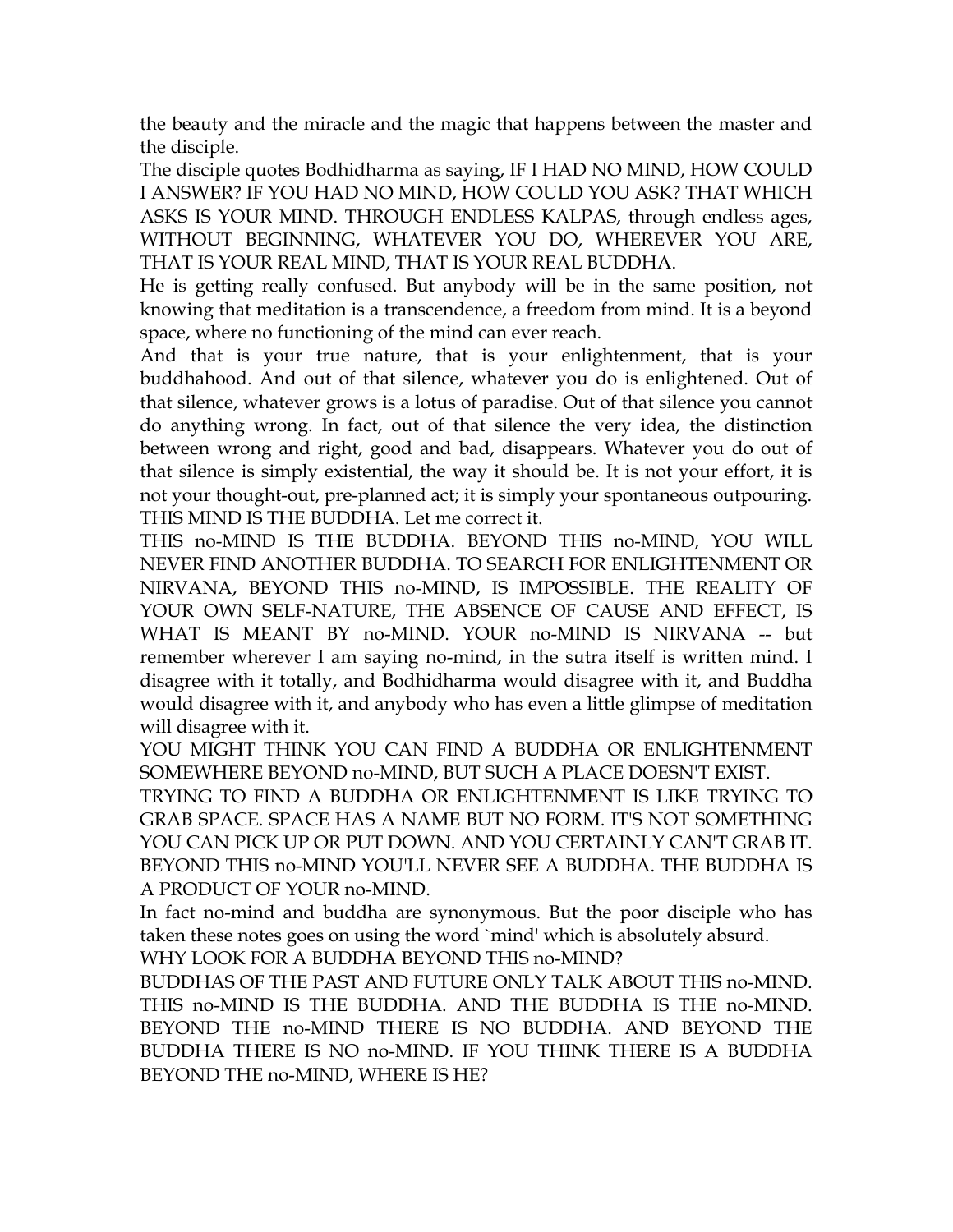the beauty and the miracle and the magic that happens between the master and the disciple.

The disciple quotes Bodhidharma as saying, IF I HAD NO MIND, HOW COULD I ANSWER? IF YOU HAD NO MIND, HOW COULD YOU ASK? THAT WHICH ASKS IS YOUR MIND. THROUGH ENDLESS KALPAS, through endless ages, WITHOUT BEGINNING, WHATEVER YOU DO, WHEREVER YOU ARE, THAT IS YOUR REAL MIND, THAT IS YOUR REAL BUDDHA.

He is getting really confused. But anybody will be in the same position, not knowing that meditation is a transcendence, a freedom from mind. It is a beyond space, where no functioning of the mind can ever reach.

And that is your true nature, that is your enlightenment, that is your buddhahood. And out of that silence, whatever you do is enlightened. Out of that silence, whatever grows is a lotus of paradise. Out of that silence you cannot do anything wrong. In fact, out of that silence the very idea, the distinction between wrong and right, good and bad, disappears. Whatever you do out of that silence is simply existential, the way it should be. It is not your effort, it is not your thought-out, pre-planned act; it is simply your spontaneous outpouring.

THIS MIND IS THE BUDDHA. Let me correct it.

THIS no-MIND IS THE BUDDHA. BEYOND THIS no-MIND, YOU WILL NEVER FIND ANOTHER BUDDHA. TO SEARCH FOR ENLIGHTENMENT OR NIRVANA, BEYOND THIS no-MIND, IS IMPOSSIBLE. THE REALITY OF YOUR OWN SELF-NATURE, THE ABSENCE OF CAUSE AND EFFECT, IS WHAT IS MEANT BY no-MIND. YOUR no-MIND IS NIRVANA -- but remember wherever I am saying no-mind, in the sutra itself is written mind. I disagree with it totally, and Bodhidharma would disagree with it, and Buddha would disagree with it, and anybody who has even a little glimpse of meditation will disagree with it.

YOU MIGHT THINK YOU CAN FIND A BUDDHA OR ENLIGHTENMENT SOMEWHERE BEYOND no-MIND, BUT SUCH A PLACE DOESN'T EXIST.

TRYING TO FIND A BUDDHA OR ENLIGHTENMENT IS LIKE TRYING TO GRAB SPACE. SPACE HAS A NAME BUT NO FORM. IT'S NOT SOMETHING YOU CAN PICK UP OR PUT DOWN. AND YOU CERTAINLY CAN'T GRAB IT. BEYOND THIS no-MIND YOU'LL NEVER SEE A BUDDHA. THE BUDDHA IS A PRODUCT OF YOUR no-MIND.

In fact no-mind and buddha are synonymous. But the poor disciple who has taken these notes goes on using the word `mind' which is absolutely absurd.

WHY LOOK FOR A BUDDHA BEYOND THIS no-MIND?

BUDDHAS OF THE PAST AND FUTURE ONLY TALK ABOUT THIS no-MIND. THIS no-MIND IS THE BUDDHA. AND THE BUDDHA IS THE no-MIND. BEYOND THE no-MIND THERE IS NO BUDDHA. AND BEYOND THE BUDDHA THERE IS NO no-MIND. IF YOU THINK THERE IS A BUDDHA BEYOND THE no-MIND, WHERE IS HE?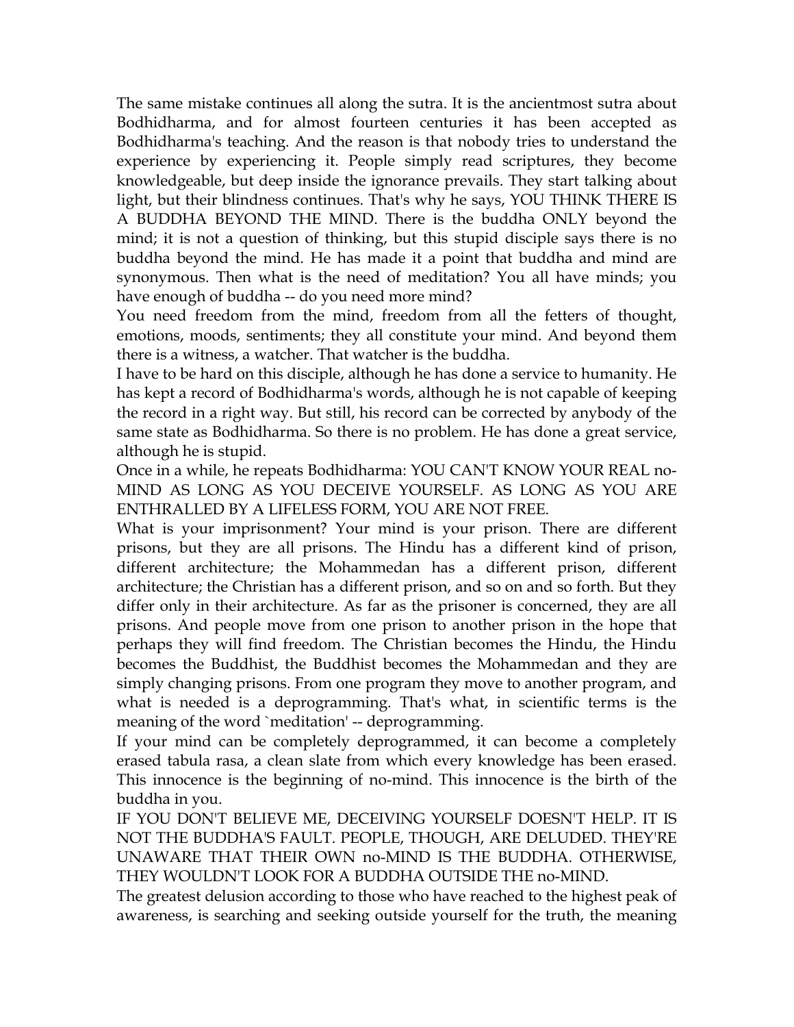The same mistake continues all along the sutra. It is the ancientmost sutra about Bodhidharma, and for almost fourteen centuries it has been accepted as Bodhidharma's teaching. And the reason is that nobody tries to understand the experience by experiencing it. People simply read scriptures, they become knowledgeable, but deep inside the ignorance prevails. They start talking about light, but their blindness continues. That's why he says, YOU THINK THERE IS A BUDDHA BEYOND THE MIND. There is the buddha ONLY beyond the mind; it is not a question of thinking, but this stupid disciple says there is no buddha beyond the mind. He has made it a point that buddha and mind are synonymous. Then what is the need of meditation? You all have minds; you have enough of buddha -- do you need more mind?

You need freedom from the mind, freedom from all the fetters of thought, emotions, moods, sentiments; they all constitute your mind. And beyond them there is a witness, a watcher. That watcher is the buddha.

I have to be hard on this disciple, although he has done a service to humanity. He has kept a record of Bodhidharma's words, although he is not capable of keeping the record in a right way. But still, his record can be corrected by anybody of the same state as Bodhidharma. So there is no problem. He has done a great service, although he is stupid.

Once in a while, he repeats Bodhidharma: YOU CAN'T KNOW YOUR REAL no-MIND AS LONG AS YOU DECEIVE YOURSELF. AS LONG AS YOU ARE ENTHRALLED BY A LIFELESS FORM, YOU ARE NOT FREE.

What is your imprisonment? Your mind is your prison. There are different prisons, but they are all prisons. The Hindu has a different kind of prison, different architecture; the Mohammedan has a different prison, different architecture; the Christian has a different prison, and so on and so forth. But they differ only in their architecture. As far as the prisoner is concerned, they are all prisons. And people move from one prison to another prison in the hope that perhaps they will find freedom. The Christian becomes the Hindu, the Hindu becomes the Buddhist, the Buddhist becomes the Mohammedan and they are simply changing prisons. From one program they move to another program, and what is needed is a deprogramming. That's what, in scientific terms is the meaning of the word `meditation' -- deprogramming.

If your mind can be completely deprogrammed, it can become a completely erased tabula rasa, a clean slate from which every knowledge has been erased. This innocence is the beginning of no-mind. This innocence is the birth of the buddha in you.

IF YOU DON'T BELIEVE ME, DECEIVING YOURSELF DOESN'T HELP. IT IS NOT THE BUDDHA'S FAULT. PEOPLE, THOUGH, ARE DELUDED. THEY'RE UNAWARE THAT THEIR OWN no-MIND IS THE BUDDHA. OTHERWISE, THEY WOULDN'T LOOK FOR A BUDDHA OUTSIDE THE no-MIND.

The greatest delusion according to those who have reached to the highest peak of awareness, is searching and seeking outside yourself for the truth, the meaning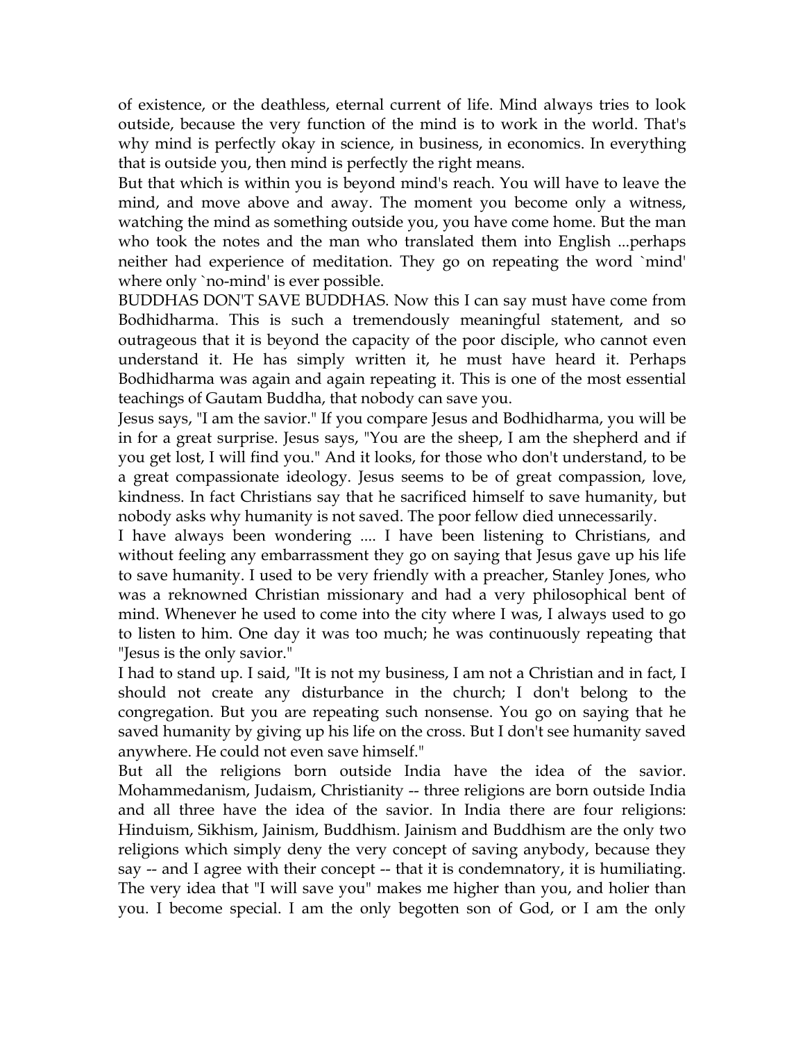of existence, or the deathless, eternal current of life. Mind always tries to look outside, because the very function of the mind is to work in the world. That's why mind is perfectly okay in science, in business, in economics. In everything that is outside you, then mind is perfectly the right means.

But that which is within you is beyond mind's reach. You will have to leave the mind, and move above and away. The moment you become only a witness, watching the mind as something outside you, you have come home. But the man who took the notes and the man who translated them into English ...perhaps neither had experience of meditation. They go on repeating the word `mind' where only `no-mind' is ever possible.

BUDDHAS DON'T SAVE BUDDHAS. Now this I can say must have come from Bodhidharma. This is such a tremendously meaningful statement, and so outrageous that it is beyond the capacity of the poor disciple, who cannot even understand it. He has simply written it, he must have heard it. Perhaps Bodhidharma was again and again repeating it. This is one of the most essential teachings of Gautam Buddha, that nobody can save you.

Jesus says, "I am the savior." If you compare Jesus and Bodhidharma, you will be in for a great surprise. Jesus says, "You are the sheep, I am the shepherd and if you get lost, I will find you." And it looks, for those who don't understand, to be a great compassionate ideology. Jesus seems to be of great compassion, love, kindness. In fact Christians say that he sacrificed himself to save humanity, but nobody asks why humanity is not saved. The poor fellow died unnecessarily.

I have always been wondering .... I have been listening to Christians, and without feeling any embarrassment they go on saying that Jesus gave up his life to save humanity. I used to be very friendly with a preacher, Stanley Jones, who was a reknowned Christian missionary and had a very philosophical bent of mind. Whenever he used to come into the city where I was, I always used to go to listen to him. One day it was too much; he was continuously repeating that "Jesus is the only savior."

I had to stand up. I said, "It is not my business, I am not a Christian and in fact, I should not create any disturbance in the church; I don't belong to the congregation. But you are repeating such nonsense. You go on saying that he saved humanity by giving up his life on the cross. But I don't see humanity saved anywhere. He could not even save himself."

But all the religions born outside India have the idea of the savior. Mohammedanism, Judaism, Christianity -- three religions are born outside India and all three have the idea of the savior. In India there are four religions: Hinduism, Sikhism, Jainism, Buddhism. Jainism and Buddhism are the only two religions which simply deny the very concept of saving anybody, because they say -- and I agree with their concept -- that it is condemnatory, it is humiliating. The very idea that "I will save you" makes me higher than you, and holier than you. I become special. I am the only begotten son of God, or I am the only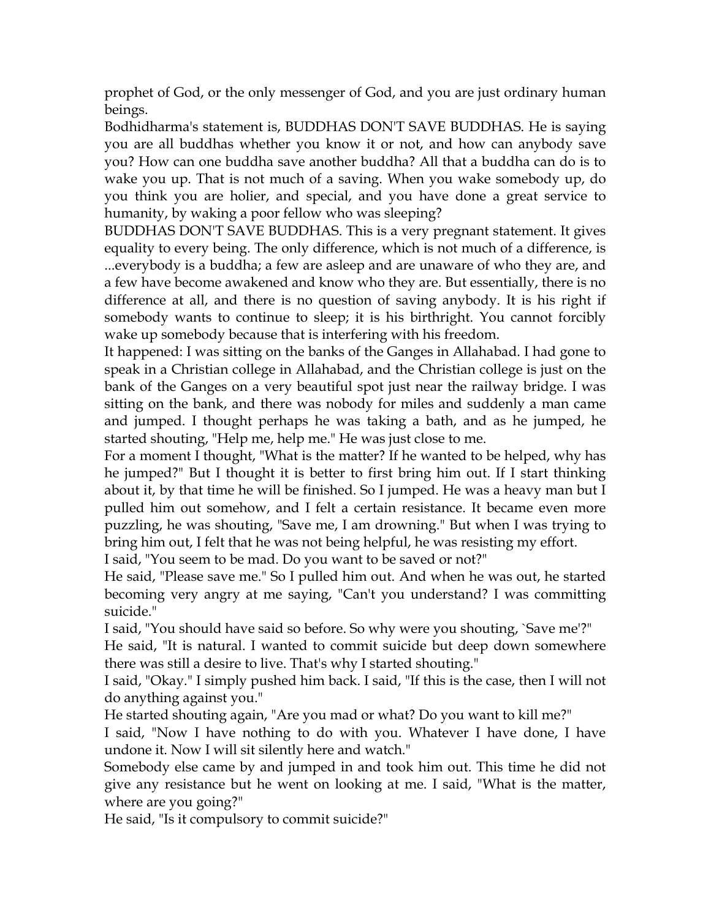prophet of God, or the only messenger of God, and you are just ordinary human beings.

Bodhidharma's statement is, BUDDHAS DON'T SAVE BUDDHAS. He is saying you are all buddhas whether you know it or not, and how can anybody save you? How can one buddha save another buddha? All that a buddha can do is to wake you up. That is not much of a saving. When you wake somebody up, do you think you are holier, and special, and you have done a great service to humanity, by waking a poor fellow who was sleeping?

BUDDHAS DON'T SAVE BUDDHAS. This is a very pregnant statement. It gives equality to every being. The only difference, which is not much of a difference, is ...everybody is a buddha; a few are asleep and are unaware of who they are, and a few have become awakened and know who they are. But essentially, there is no difference at all, and there is no question of saving anybody. It is his right if somebody wants to continue to sleep; it is his birthright. You cannot forcibly wake up somebody because that is interfering with his freedom.

It happened: I was sitting on the banks of the Ganges in Allahabad. I had gone to speak in a Christian college in Allahabad, and the Christian college is just on the bank of the Ganges on a very beautiful spot just near the railway bridge. I was sitting on the bank, and there was nobody for miles and suddenly a man came and jumped. I thought perhaps he was taking a bath, and as he jumped, he started shouting, "Help me, help me." He was just close to me.

For a moment I thought, "What is the matter? If he wanted to be helped, why has he jumped?" But I thought it is better to first bring him out. If I start thinking about it, by that time he will be finished. So I jumped. He was a heavy man but I pulled him out somehow, and I felt a certain resistance. It became even more puzzling, he was shouting, "Save me, I am drowning." But when I was trying to bring him out, I felt that he was not being helpful, he was resisting my effort.

I said, "You seem to be mad. Do you want to be saved or not?"

He said, "Please save me." So I pulled him out. And when he was out, he started becoming very angry at me saying, "Can't you understand? I was committing suicide."

I said, "You should have said so before. So why were you shouting, `Save me'?"

He said, "It is natural. I wanted to commit suicide but deep down somewhere there was still a desire to live. That's why I started shouting."

I said, "Okay." I simply pushed him back. I said, "If this is the case, then I will not do anything against you."

He started shouting again, "Are you mad or what? Do you want to kill me?"

I said, "Now I have nothing to do with you. Whatever I have done, I have undone it. Now I will sit silently here and watch."

Somebody else came by and jumped in and took him out. This time he did not give any resistance but he went on looking at me. I said, "What is the matter, where are you going?"

He said, "Is it compulsory to commit suicide?"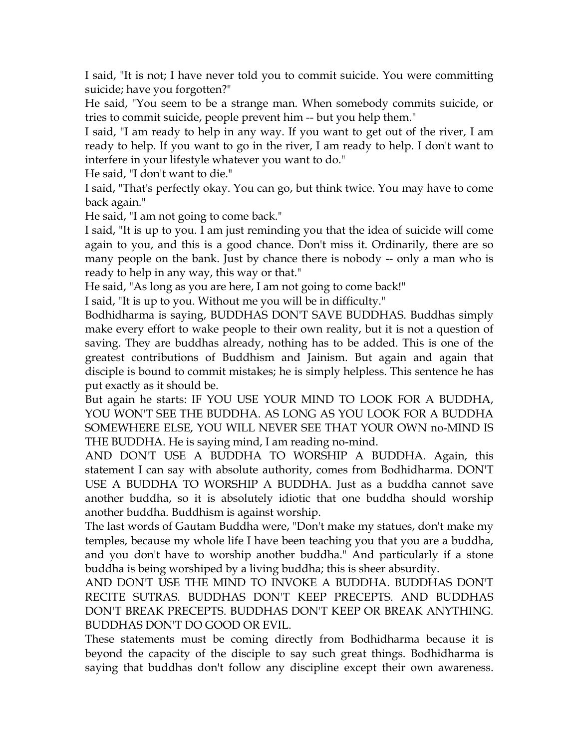I said, "It is not; I have never told you to commit suicide. You were committing suicide; have you forgotten?"

He said, "You seem to be a strange man. When somebody commits suicide, or tries to commit suicide, people prevent him -- but you help them."

I said, "I am ready to help in any way. If you want to get out of the river, I am ready to help. If you want to go in the river, I am ready to help. I don't want to interfere in your lifestyle whatever you want to do."

He said, "I don't want to die."

I said, "That's perfectly okay. You can go, but think twice. You may have to come back again."

He said, "I am not going to come back."

I said, "It is up to you. I am just reminding you that the idea of suicide will come again to you, and this is a good chance. Don't miss it. Ordinarily, there are so many people on the bank. Just by chance there is nobody -- only a man who is ready to help in any way, this way or that."

He said, "As long as you are here, I am not going to come back!"

I said, "It is up to you. Without me you will be in difficulty."

Bodhidharma is saying, BUDDHAS DON'T SAVE BUDDHAS. Buddhas simply make every effort to wake people to their own reality, but it is not a question of saving. They are buddhas already, nothing has to be added. This is one of the greatest contributions of Buddhism and Jainism. But again and again that disciple is bound to commit mistakes; he is simply helpless. This sentence he has put exactly as it should be.

But again he starts: IF YOU USE YOUR MIND TO LOOK FOR A BUDDHA, YOU WON'T SEE THE BUDDHA. AS LONG AS YOU LOOK FOR A BUDDHA SOMEWHERE ELSE, YOU WILL NEVER SEE THAT YOUR OWN no-MIND IS THE BUDDHA. He is saying mind, I am reading no-mind.

AND DON'T USE A BUDDHA TO WORSHIP A BUDDHA. Again, this statement I can say with absolute authority, comes from Bodhidharma. DON'T USE A BUDDHA TO WORSHIP A BUDDHA. Just as a buddha cannot save another buddha, so it is absolutely idiotic that one buddha should worship another buddha. Buddhism is against worship.

The last words of Gautam Buddha were, "Don't make my statues, don't make my temples, because my whole life I have been teaching you that you are a buddha, and you don't have to worship another buddha." And particularly if a stone buddha is being worshiped by a living buddha; this is sheer absurdity.

AND DON'T USE THE MIND TO INVOKE A BUDDHA. BUDDHAS DON'T RECITE SUTRAS. BUDDHAS DON'T KEEP PRECEPTS. AND BUDDHAS DON'T BREAK PRECEPTS. BUDDHAS DON'T KEEP OR BREAK ANYTHING. BUDDHAS DON'T DO GOOD OR EVIL.

These statements must be coming directly from Bodhidharma because it is beyond the capacity of the disciple to say such great things. Bodhidharma is saying that buddhas don't follow any discipline except their own awareness.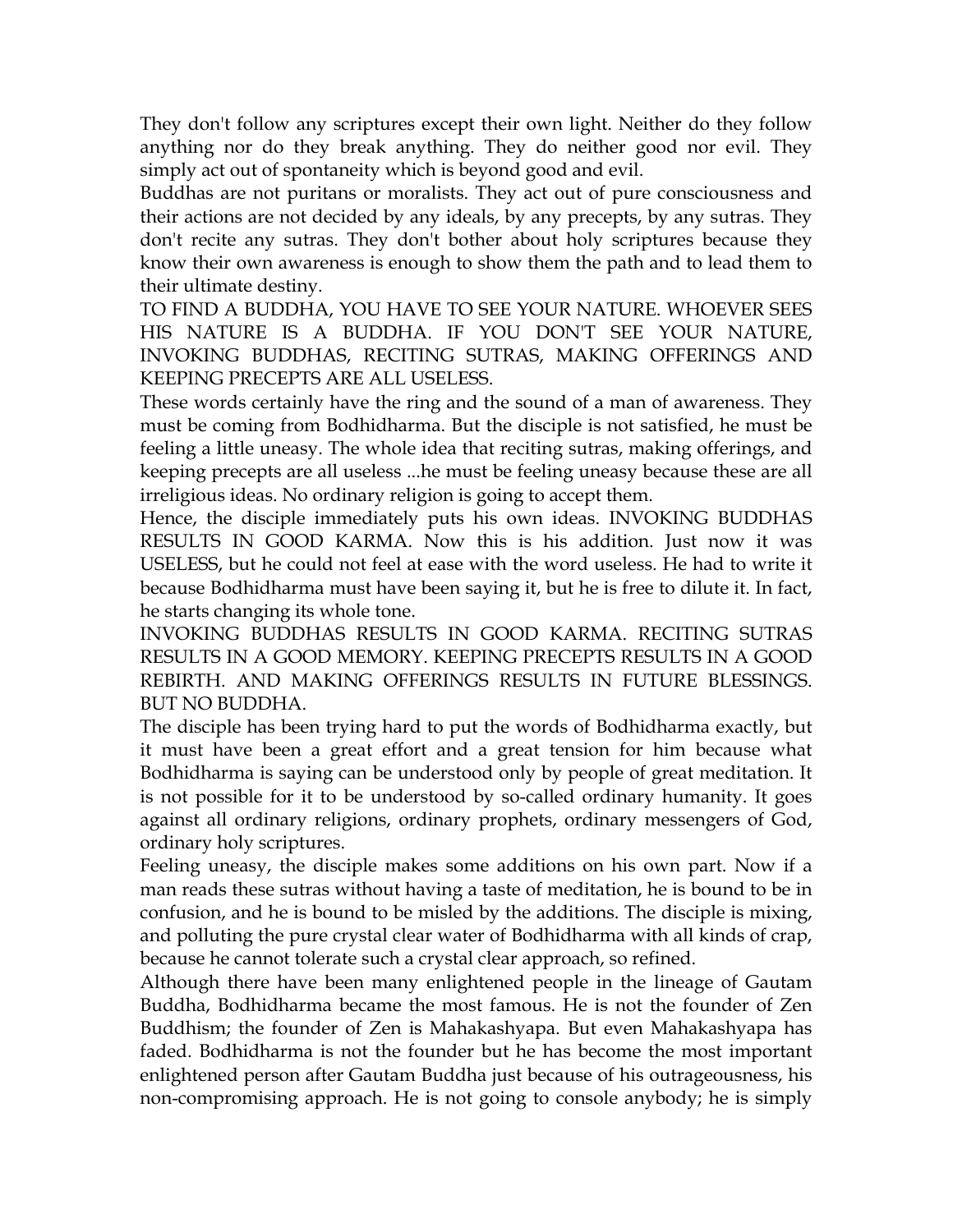They don't follow any scriptures except their own light. Neither do they follow anything nor do they break anything. They do neither good nor evil. They simply act out of spontaneity which is beyond good and evil.

Buddhas are not puritans or moralists. They act out of pure consciousness and their actions are not decided by any ideals, by any precepts, by any sutras. They don't recite any sutras. They don't bother about holy scriptures because they know their own awareness is enough to show them the path and to lead them to their ultimate destiny.

TO FIND A BUDDHA, YOU HAVE TO SEE YOUR NATURE. WHOEVER SEES HIS NATURE IS A BUDDHA. IF YOU DON'T SEE YOUR NATURE, INVOKING BUDDHAS, RECITING SUTRAS, MAKING OFFERINGS AND KEEPING PRECEPTS ARE ALL USELESS.

These words certainly have the ring and the sound of a man of awareness. They must be coming from Bodhidharma. But the disciple is not satisfied, he must be feeling a little uneasy. The whole idea that reciting sutras, making offerings, and keeping precepts are all useless ...he must be feeling uneasy because these are all irreligious ideas. No ordinary religion is going to accept them.

Hence, the disciple immediately puts his own ideas. INVOKING BUDDHAS RESULTS IN GOOD KARMA. Now this is his addition. Just now it was USELESS, but he could not feel at ease with the word useless. He had to write it because Bodhidharma must have been saying it, but he is free to dilute it. In fact, he starts changing its whole tone.

INVOKING BUDDHAS RESULTS IN GOOD KARMA. RECITING SUTRAS RESULTS IN A GOOD MEMORY. KEEPING PRECEPTS RESULTS IN A GOOD REBIRTH. AND MAKING OFFERINGS RESULTS IN FUTURE BLESSINGS. BUT NO BUDDHA.

The disciple has been trying hard to put the words of Bodhidharma exactly, but it must have been a great effort and a great tension for him because what Bodhidharma is saying can be understood only by people of great meditation. It is not possible for it to be understood by so-called ordinary humanity. It goes against all ordinary religions, ordinary prophets, ordinary messengers of God, ordinary holy scriptures.

Feeling uneasy, the disciple makes some additions on his own part. Now if a man reads these sutras without having a taste of meditation, he is bound to be in confusion, and he is bound to be misled by the additions. The disciple is mixing, and polluting the pure crystal clear water of Bodhidharma with all kinds of crap, because he cannot tolerate such a crystal clear approach, so refined.

Although there have been many enlightened people in the lineage of Gautam Buddha, Bodhidharma became the most famous. He is not the founder of Zen Buddhism; the founder of Zen is Mahakashyapa. But even Mahakashyapa has faded. Bodhidharma is not the founder but he has become the most important enlightened person after Gautam Buddha just because of his outrageousness, his non-compromising approach. He is not going to console anybody; he is simply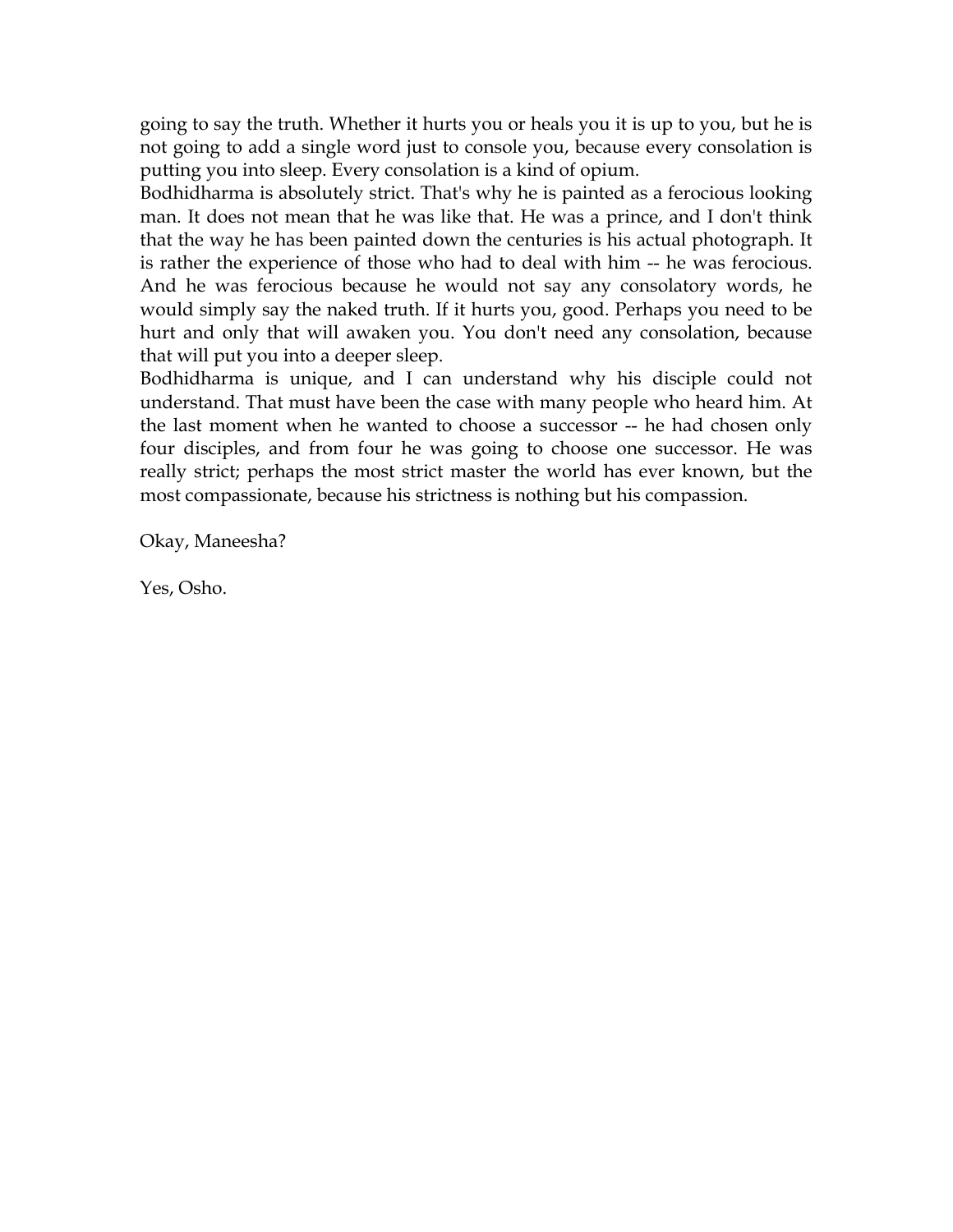going to say the truth. Whether it hurts you or heals you it is up to you, but he is not going to add a single word just to console you, because every consolation is putting you into sleep. Every consolation is a kind of opium.

Bodhidharma is absolutely strict. That's why he is painted as a ferocious looking man. It does not mean that he was like that. He was a prince, and I don't think that the way he has been painted down the centuries is his actual photograph. It is rather the experience of those who had to deal with him -- he was ferocious. And he was ferocious because he would not say any consolatory words, he would simply say the naked truth. If it hurts you, good. Perhaps you need to be hurt and only that will awaken you. You don't need any consolation, because that will put you into a deeper sleep.

Bodhidharma is unique, and I can understand why his disciple could not understand. That must have been the case with many people who heard him. At the last moment when he wanted to choose a successor -- he had chosen only four disciples, and from four he was going to choose one successor. He was really strict; perhaps the most strict master the world has ever known, but the most compassionate, because his strictness is nothing but his compassion.

Okay, Maneesha?

Yes, Osho.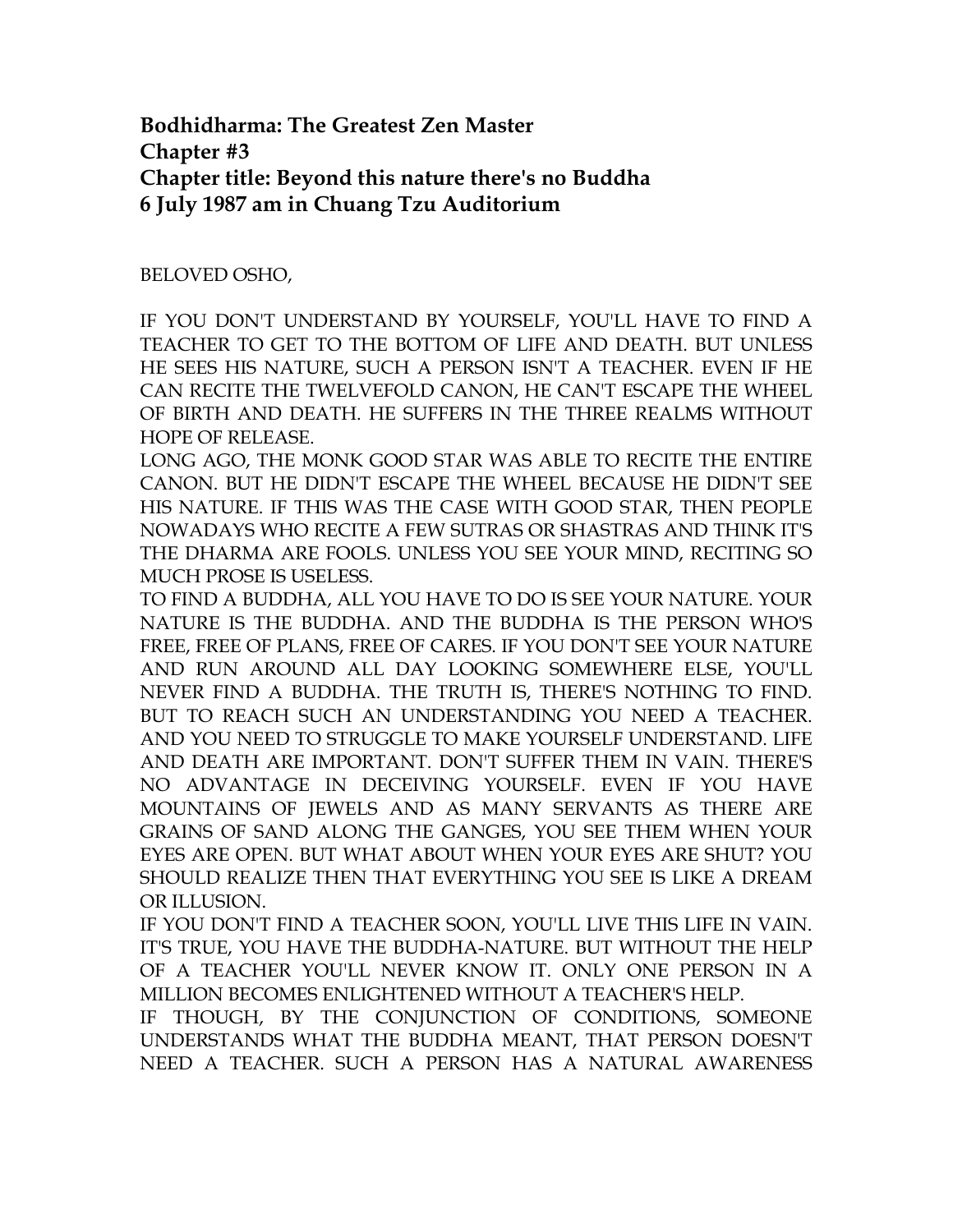**Bodhidharma: The Greatest Zen Master**
**Chapter #3**
**Chapter title: Beyond this nature there's no Buddha**
**6 July 1987 am in Chuang Tzu Auditorium**

BELOVED OSHO,

IF YOU DON'T UNDERSTAND BY YOURSELF, YOU'LL HAVE TO FIND A TEACHER TO GET TO THE BOTTOM OF LIFE AND DEATH. BUT UNLESS HE SEES HIS NATURE, SUCH A PERSON ISN'T A TEACHER. EVEN IF HE CAN RECITE THE TWELVEFOLD CANON, HE CAN'T ESCAPE THE WHEEL OF BIRTH AND DEATH. HE SUFFERS IN THE THREE REALMS WITHOUT HOPE OF RELEASE.

LONG AGO, THE MONK GOOD STAR WAS ABLE TO RECITE THE ENTIRE CANON. BUT HE DIDN'T ESCAPE THE WHEEL BECAUSE HE DIDN'T SEE HIS NATURE. IF THIS WAS THE CASE WITH GOOD STAR, THEN PEOPLE NOWADAYS WHO RECITE A FEW SUTRAS OR SHASTRAS AND THINK IT'S THE DHARMA ARE FOOLS. UNLESS YOU SEE YOUR MIND, RECITING SO MUCH PROSE IS USELESS.

TO FIND A BUDDHA, ALL YOU HAVE TO DO IS SEE YOUR NATURE. YOUR NATURE IS THE BUDDHA. AND THE BUDDHA IS THE PERSON WHO'S FREE, FREE OF PLANS, FREE OF CARES. IF YOU DON'T SEE YOUR NATURE AND RUN AROUND ALL DAY LOOKING SOMEWHERE ELSE, YOU'LL NEVER FIND A BUDDHA. THE TRUTH IS, THERE'S NOTHING TO FIND. BUT TO REACH SUCH AN UNDERSTANDING YOU NEED A TEACHER. AND YOU NEED TO STRUGGLE TO MAKE YOURSELF UNDERSTAND. LIFE AND DEATH ARE IMPORTANT. DON'T SUFFER THEM IN VAIN. THERE'S NO ADVANTAGE IN DECEIVING YOURSELF. EVEN IF YOU HAVE MOUNTAINS OF JEWELS AND AS MANY SERVANTS AS THERE ARE GRAINS OF SAND ALONG THE GANGES, YOU SEE THEM WHEN YOUR EYES ARE OPEN. BUT WHAT ABOUT WHEN YOUR EYES ARE SHUT? YOU SHOULD REALIZE THEN THAT EVERYTHING YOU SEE IS LIKE A DREAM OR ILLUSION.

IF YOU DON'T FIND A TEACHER SOON, YOU'LL LIVE THIS LIFE IN VAIN. IT'S TRUE, YOU HAVE THE BUDDHA-NATURE. BUT WITHOUT THE HELP OF A TEACHER YOU'LL NEVER KNOW IT. ONLY ONE PERSON IN A MILLION BECOMES ENLIGHTENED WITHOUT A TEACHER'S HELP.

IF THOUGH, BY THE CONJUNCTION OF CONDITIONS, SOMEONE UNDERSTANDS WHAT THE BUDDHA MEANT, THAT PERSON DOESN'T NEED A TEACHER. SUCH A PERSON HAS A NATURAL AWARENESS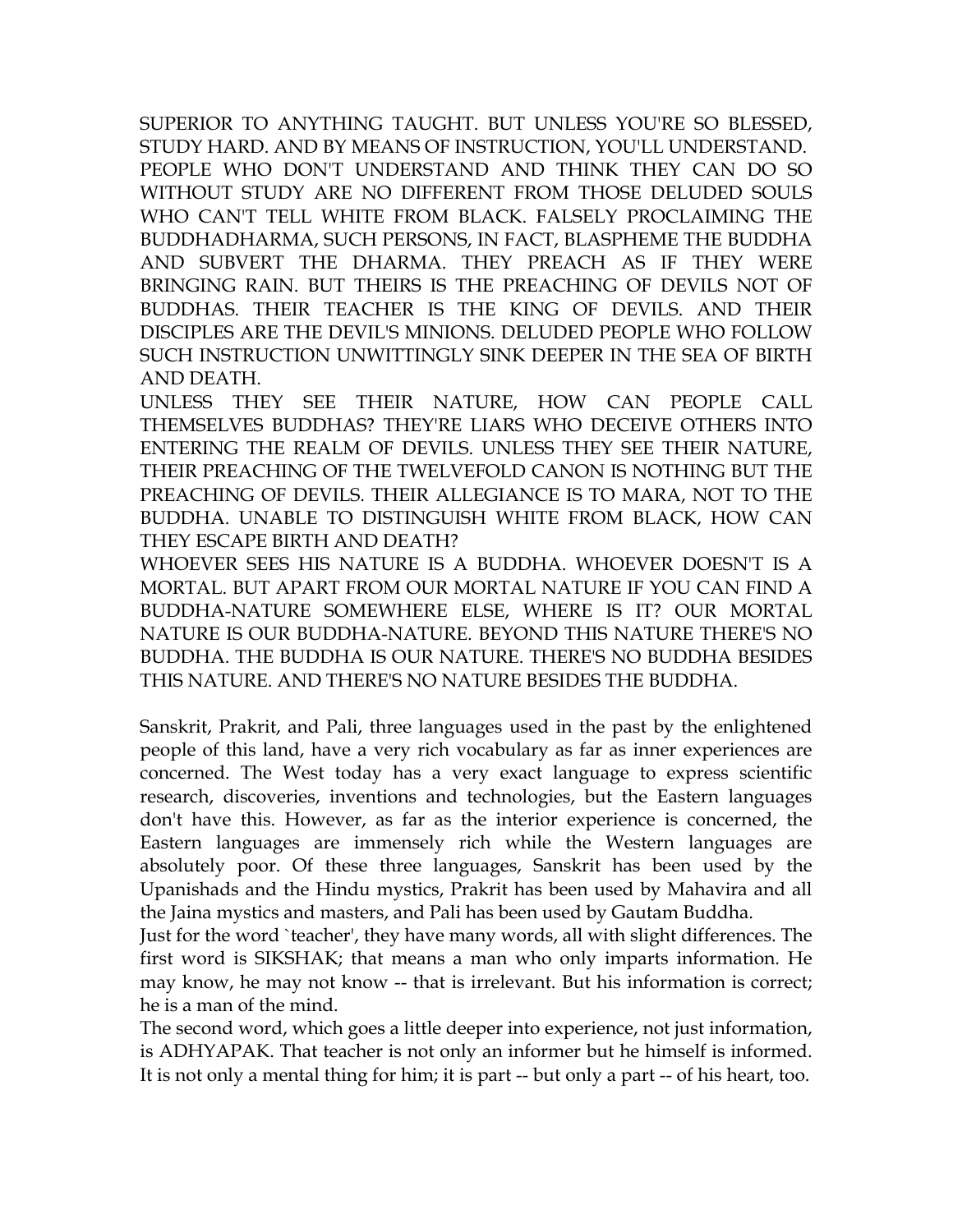SUPERIOR TO ANYTHING TAUGHT. BUT UNLESS YOU'RE SO BLESSED, STUDY HARD. AND BY MEANS OF INSTRUCTION, YOU'LL UNDERSTAND.

PEOPLE WHO DON'T UNDERSTAND AND THINK THEY CAN DO SO WITHOUT STUDY ARE NO DIFFERENT FROM THOSE DELUDED SOULS WHO CAN'T TELL WHITE FROM BLACK. FALSELY PROCLAIMING THE BUDDHADHARMA, SUCH PERSONS, IN FACT, BLASPHEME THE BUDDHA AND SUBVERT THE DHARMA. THEY PREACH AS IF THEY WERE BRINGING RAIN. BUT THEIRS IS THE PREACHING OF DEVILS NOT OF BUDDHAS. THEIR TEACHER IS THE KING OF DEVILS. AND THEIR DISCIPLES ARE THE DEVIL'S MINIONS. DELUDED PEOPLE WHO FOLLOW SUCH INSTRUCTION UNWITTINGLY SINK DEEPER IN THE SEA OF BIRTH AND DEATH.

UNLESS THEY SEE THEIR NATURE, HOW CAN PEOPLE CALL THEMSELVES BUDDHAS? THEY'RE LIARS WHO DECEIVE OTHERS INTO ENTERING THE REALM OF DEVILS. UNLESS THEY SEE THEIR NATURE, THEIR PREACHING OF THE TWELVEFOLD CANON IS NOTHING BUT THE PREACHING OF DEVILS. THEIR ALLEGIANCE IS TO MARA, NOT TO THE BUDDHA. UNABLE TO DISTINGUISH WHITE FROM BLACK, HOW CAN THEY ESCAPE BIRTH AND DEATH?

WHOEVER SEES HIS NATURE IS A BUDDHA. WHOEVER DOESN'T IS A MORTAL. BUT APART FROM OUR MORTAL NATURE IF YOU CAN FIND A BUDDHA-NATURE SOMEWHERE ELSE, WHERE IS IT? OUR MORTAL NATURE IS OUR BUDDHA-NATURE. BEYOND THIS NATURE THERE'S NO BUDDHA. THE BUDDHA IS OUR NATURE. THERE'S NO BUDDHA BESIDES THIS NATURE. AND THERE'S NO NATURE BESIDES THE BUDDHA.

Sanskrit, Prakrit, and Pali, three languages used in the past by the enlightened people of this land, have a very rich vocabulary as far as inner experiences are concerned. The West today has a very exact language to express scientific research, discoveries, inventions and technologies, but the Eastern languages don't have this. However, as far as the interior experience is concerned, the Eastern languages are immensely rich while the Western languages are absolutely poor. Of these three languages, Sanskrit has been used by the Upanishads and the Hindu mystics, Prakrit has been used by Mahavira and all the Jaina mystics and masters, and Pali has been used by Gautam Buddha.

Just for the word `teacher', they have many words, all with slight differences. The first word is SIKSHAK; that means a man who only imparts information. He may know, he may not know -- that is irrelevant. But his information is correct; he is a man of the mind.

The second word, which goes a little deeper into experience, not just information, is ADHYAPAK. That teacher is not only an informer but he himself is informed. It is not only a mental thing for him; it is part -- but only a part -- of his heart, too.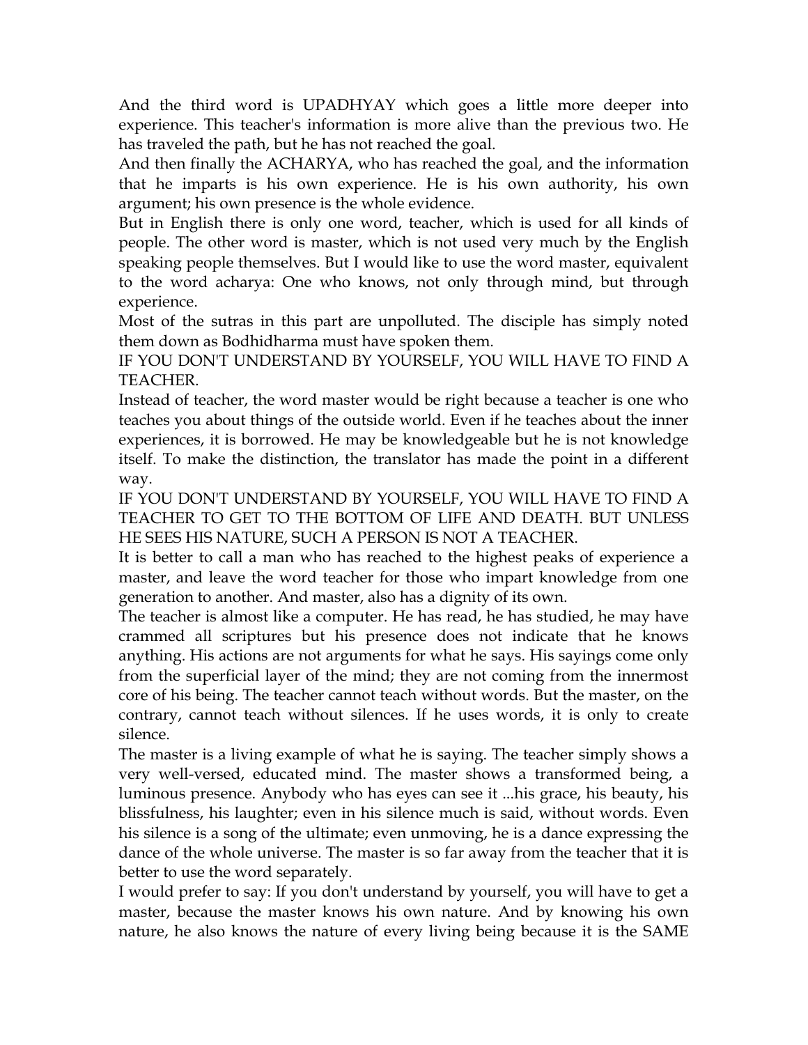And the third word is UPADHYAY which goes a little more deeper into experience. This teacher's information is more alive than the previous two. He has traveled the path, but he has not reached the goal.

And then finally the ACHARYA, who has reached the goal, and the information that he imparts is his own experience. He is his own authority, his own argument; his own presence is the whole evidence.

But in English there is only one word, teacher, which is used for all kinds of people. The other word is master, which is not used very much by the English speaking people themselves. But I would like to use the word master, equivalent to the word acharya: One who knows, not only through mind, but through experience.

Most of the sutras in this part are unpolluted. The disciple has simply noted them down as Bodhidharma must have spoken them.

IF YOU DON'T UNDERSTAND BY YOURSELF, YOU WILL HAVE TO FIND A TEACHER.

Instead of teacher, the word master would be right because a teacher is one who teaches you about things of the outside world. Even if he teaches about the inner experiences, it is borrowed. He may be knowledgeable but he is not knowledge itself. To make the distinction, the translator has made the point in a different way.

IF YOU DON'T UNDERSTAND BY YOURSELF, YOU WILL HAVE TO FIND A TEACHER TO GET TO THE BOTTOM OF LIFE AND DEATH. BUT UNLESS HE SEES HIS NATURE, SUCH A PERSON IS NOT A TEACHER.

It is better to call a man who has reached to the highest peaks of experience a master, and leave the word teacher for those who impart knowledge from one generation to another. And master, also has a dignity of its own.

The teacher is almost like a computer. He has read, he has studied, he may have crammed all scriptures but his presence does not indicate that he knows anything. His actions are not arguments for what he says. His sayings come only from the superficial layer of the mind; they are not coming from the innermost core of his being. The teacher cannot teach without words. But the master, on the contrary, cannot teach without silences. If he uses words, it is only to create silence.

The master is a living example of what he is saying. The teacher simply shows a very well-versed, educated mind. The master shows a transformed being, a luminous presence. Anybody who has eyes can see it ...his grace, his beauty, his blissfulness, his laughter; even in his silence much is said, without words. Even his silence is a song of the ultimate; even unmoving, he is a dance expressing the dance of the whole universe. The master is so far away from the teacher that it is better to use the word separately.

I would prefer to say: If you don't understand by yourself, you will have to get a master, because the master knows his own nature. And by knowing his own nature, he also knows the nature of every living being because it is the SAME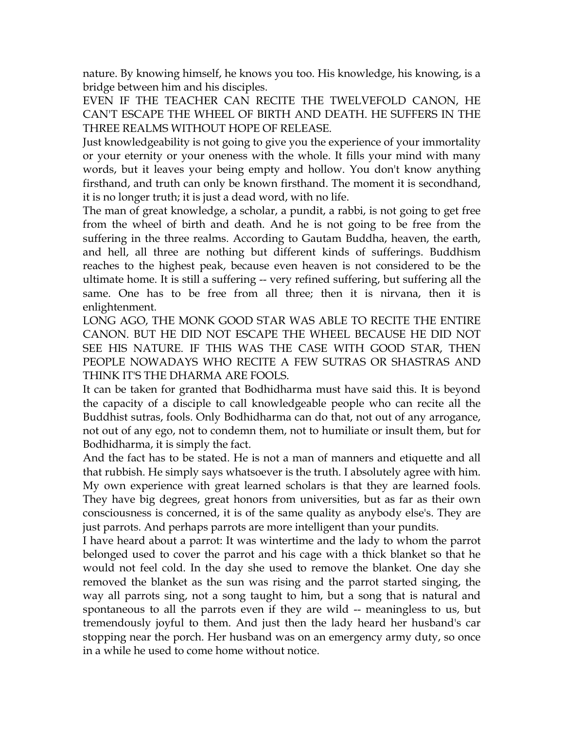nature. By knowing himself, he knows you too. His knowledge, his knowing, is a bridge between him and his disciples.

EVEN IF THE TEACHER CAN RECITE THE TWELVEFOLD CANON, HE CAN'T ESCAPE THE WHEEL OF BIRTH AND DEATH. HE SUFFERS IN THE THREE REALMS WITHOUT HOPE OF RELEASE.

Just knowledgeability is not going to give you the experience of your immortality or your eternity or your oneness with the whole. It fills your mind with many words, but it leaves your being empty and hollow. You don't know anything firsthand, and truth can only be known firsthand. The moment it is secondhand, it is no longer truth; it is just a dead word, with no life.

The man of great knowledge, a scholar, a pundit, a rabbi, is not going to get free from the wheel of birth and death. And he is not going to be free from the suffering in the three realms. According to Gautam Buddha, heaven, the earth, and hell, all three are nothing but different kinds of sufferings. Buddhism reaches to the highest peak, because even heaven is not considered to be the ultimate home. It is still a suffering -- very refined suffering, but suffering all the same. One has to be free from all three; then it is nirvana, then it is enlightenment.

LONG AGO, THE MONK GOOD STAR WAS ABLE TO RECITE THE ENTIRE CANON. BUT HE DID NOT ESCAPE THE WHEEL BECAUSE HE DID NOT SEE HIS NATURE. IF THIS WAS THE CASE WITH GOOD STAR, THEN PEOPLE NOWADAYS WHO RECITE A FEW SUTRAS OR SHASTRAS AND THINK IT'S THE DHARMA ARE FOOLS.

It can be taken for granted that Bodhidharma must have said this. It is beyond the capacity of a disciple to call knowledgeable people who can recite all the Buddhist sutras, fools. Only Bodhidharma can do that, not out of any arrogance, not out of any ego, not to condemn them, not to humiliate or insult them, but for Bodhidharma, it is simply the fact.

And the fact has to be stated. He is not a man of manners and etiquette and all that rubbish. He simply says whatsoever is the truth. I absolutely agree with him. My own experience with great learned scholars is that they are learned fools. They have big degrees, great honors from universities, but as far as their own consciousness is concerned, it is of the same quality as anybody else's. They are just parrots. And perhaps parrots are more intelligent than your pundits.

I have heard about a parrot: It was wintertime and the lady to whom the parrot belonged used to cover the parrot and his cage with a thick blanket so that he would not feel cold. In the day she used to remove the blanket. One day she removed the blanket as the sun was rising and the parrot started singing, the way all parrots sing, not a song taught to him, but a song that is natural and spontaneous to all the parrots even if they are wild -- meaningless to us, but tremendously joyful to them. And just then the lady heard her husband's car stopping near the porch. Her husband was on an emergency army duty, so once in a while he used to come home without notice.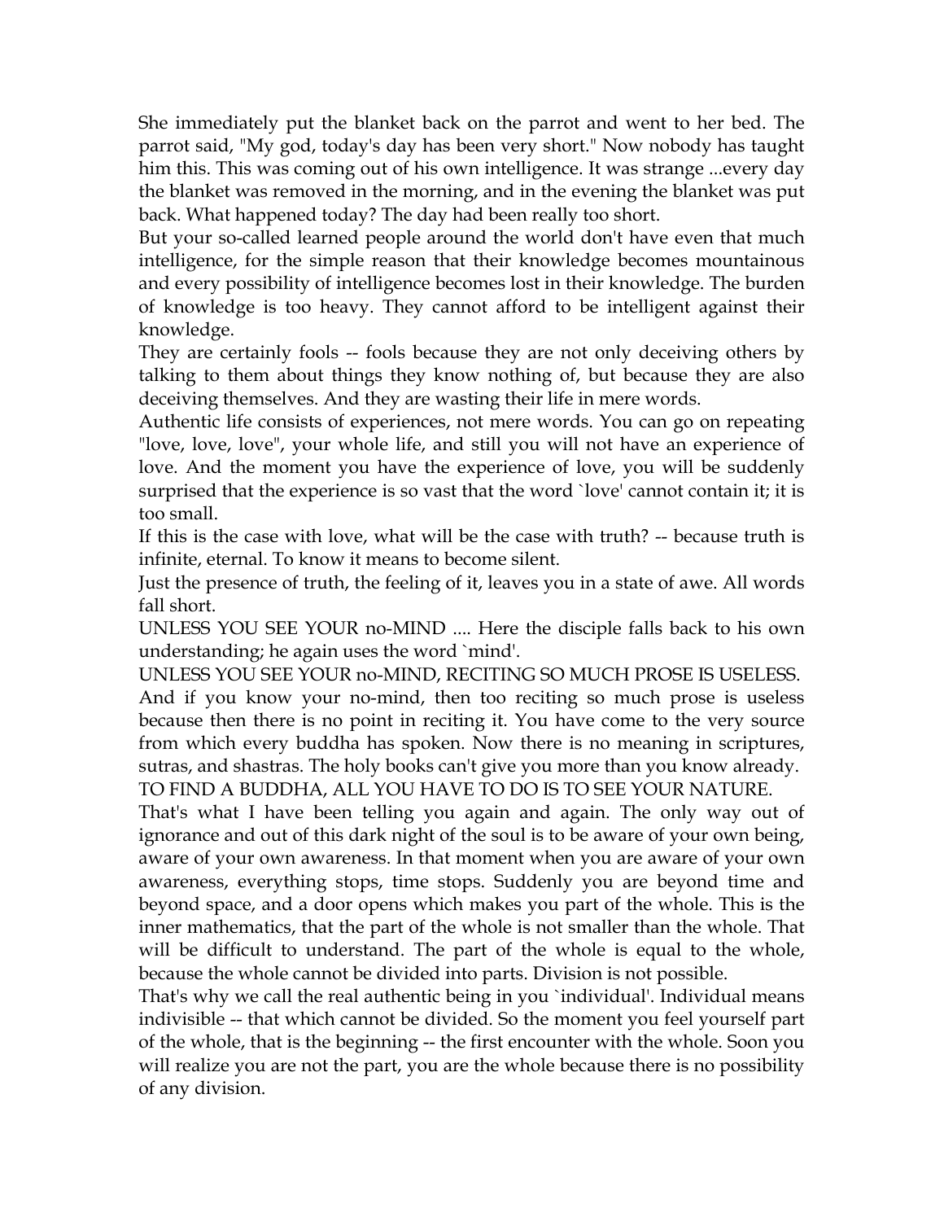She immediately put the blanket back on the parrot and went to her bed. The parrot said, "My god, today's day has been very short." Now nobody has taught him this. This was coming out of his own intelligence. It was strange ...every day the blanket was removed in the morning, and in the evening the blanket was put back. What happened today? The day had been really too short.

But your so-called learned people around the world don't have even that much intelligence, for the simple reason that their knowledge becomes mountainous and every possibility of intelligence becomes lost in their knowledge. The burden of knowledge is too heavy. They cannot afford to be intelligent against their knowledge.

They are certainly fools -- fools because they are not only deceiving others by talking to them about things they know nothing of, but because they are also deceiving themselves. And they are wasting their life in mere words.

Authentic life consists of experiences, not mere words. You can go on repeating "love, love, love", your whole life, and still you will not have an experience of love. And the moment you have the experience of love, you will be suddenly surprised that the experience is so vast that the word `love' cannot contain it; it is too small.

If this is the case with love, what will be the case with truth? -- because truth is infinite, eternal. To know it means to become silent.

Just the presence of truth, the feeling of it, leaves you in a state of awe. All words fall short.

UNLESS YOU SEE YOUR no-MIND .... Here the disciple falls back to his own understanding; he again uses the word `mind'.

UNLESS YOU SEE YOUR no-MIND, RECITING SO MUCH PROSE IS USELESS.

And if you know your no-mind, then too reciting so much prose is useless because then there is no point in reciting it. You have come to the very source from which every buddha has spoken. Now there is no meaning in scriptures, sutras, and shastras. The holy books can't give you more than you know already.

TO FIND A BUDDHA, ALL YOU HAVE TO DO IS TO SEE YOUR NATURE.

That's what I have been telling you again and again. The only way out of ignorance and out of this dark night of the soul is to be aware of your own being, aware of your own awareness. In that moment when you are aware of your own awareness, everything stops, time stops. Suddenly you are beyond time and beyond space, and a door opens which makes you part of the whole. This is the inner mathematics, that the part of the whole is not smaller than the whole. That will be difficult to understand. The part of the whole is equal to the whole, because the whole cannot be divided into parts. Division is not possible.

That's why we call the real authentic being in you `individual'. Individual means indivisible -- that which cannot be divided. So the moment you feel yourself part of the whole, that is the beginning -- the first encounter with the whole. Soon you will realize you are not the part, you are the whole because there is no possibility of any division.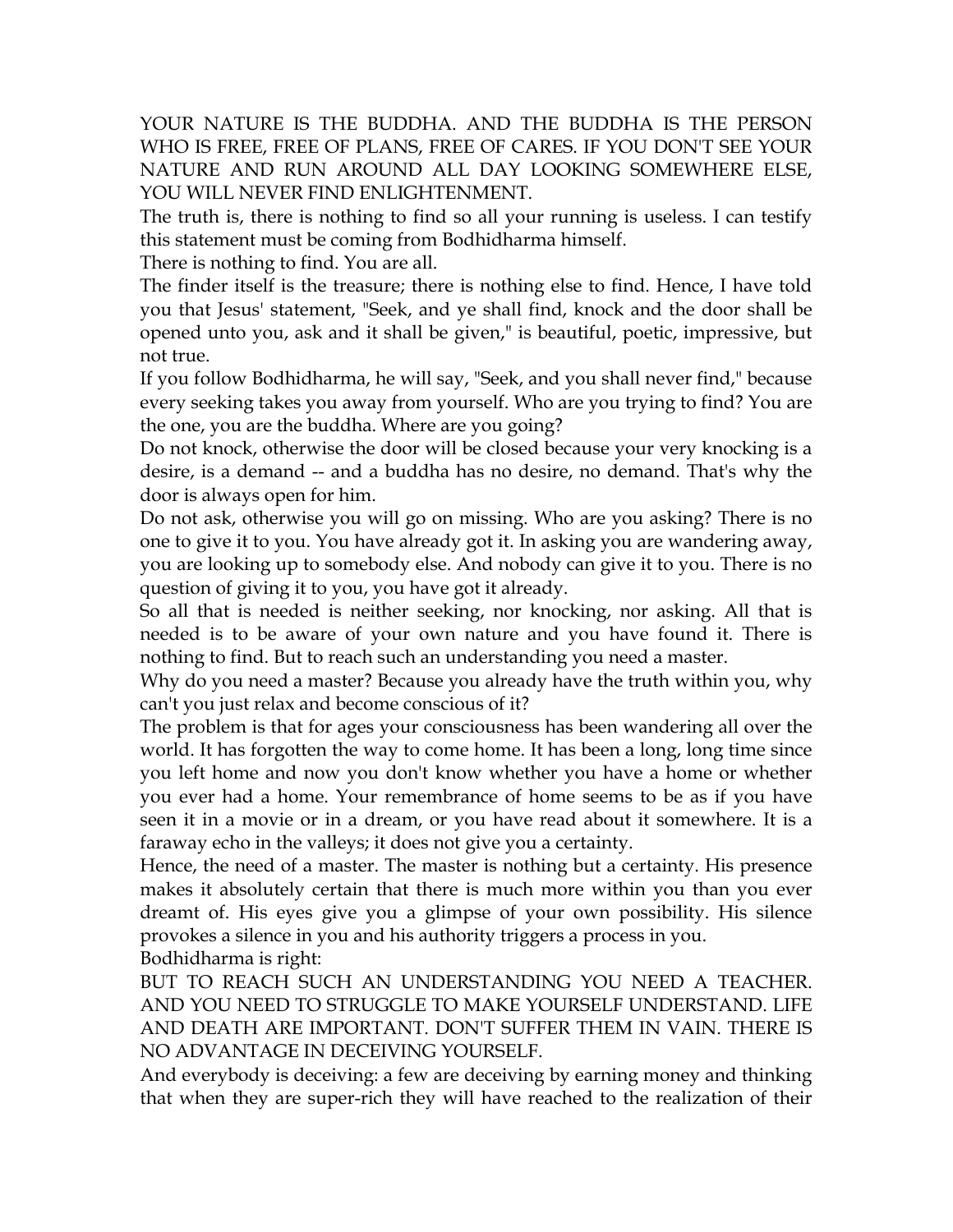YOUR NATURE IS THE BUDDHA. AND THE BUDDHA IS THE PERSON WHO IS FREE, FREE OF PLANS, FREE OF CARES. IF YOU DON'T SEE YOUR NATURE AND RUN AROUND ALL DAY LOOKING SOMEWHERE ELSE, YOU WILL NEVER FIND ENLIGHTENMENT.

The truth is, there is nothing to find so all your running is useless. I can testify this statement must be coming from Bodhidharma himself.

There is nothing to find. You are all.

The finder itself is the treasure; there is nothing else to find. Hence, I have told you that Jesus' statement, "Seek, and ye shall find, knock and the door shall be opened unto you, ask and it shall be given," is beautiful, poetic, impressive, but not true.

If you follow Bodhidharma, he will say, "Seek, and you shall never find," because every seeking takes you away from yourself. Who are you trying to find? You are the one, you are the buddha. Where are you going?

Do not knock, otherwise the door will be closed because your very knocking is a desire, is a demand -- and a buddha has no desire, no demand. That's why the door is always open for him.

Do not ask, otherwise you will go on missing. Who are you asking? There is no one to give it to you. You have already got it. In asking you are wandering away, you are looking up to somebody else. And nobody can give it to you. There is no question of giving it to you, you have got it already.

So all that is needed is neither seeking, nor knocking, nor asking. All that is needed is to be aware of your own nature and you have found it. There is nothing to find. But to reach such an understanding you need a master.

Why do you need a master? Because you already have the truth within you, why can't you just relax and become conscious of it?

The problem is that for ages your consciousness has been wandering all over the world. It has forgotten the way to come home. It has been a long, long time since you left home and now you don't know whether you have a home or whether you ever had a home. Your remembrance of home seems to be as if you have seen it in a movie or in a dream, or you have read about it somewhere. It is a faraway echo in the valleys; it does not give you a certainty.

Hence, the need of a master. The master is nothing but a certainty. His presence makes it absolutely certain that there is much more within you than you ever dreamt of. His eyes give you a glimpse of your own possibility. His silence provokes a silence in you and his authority triggers a process in you.

Bodhidharma is right:

BUT TO REACH SUCH AN UNDERSTANDING YOU NEED A TEACHER. AND YOU NEED TO STRUGGLE TO MAKE YOURSELF UNDERSTAND. LIFE AND DEATH ARE IMPORTANT. DON'T SUFFER THEM IN VAIN. THERE IS NO ADVANTAGE IN DECEIVING YOURSELF.

And everybody is deceiving: a few are deceiving by earning money and thinking that when they are super-rich they will have reached to the realization of their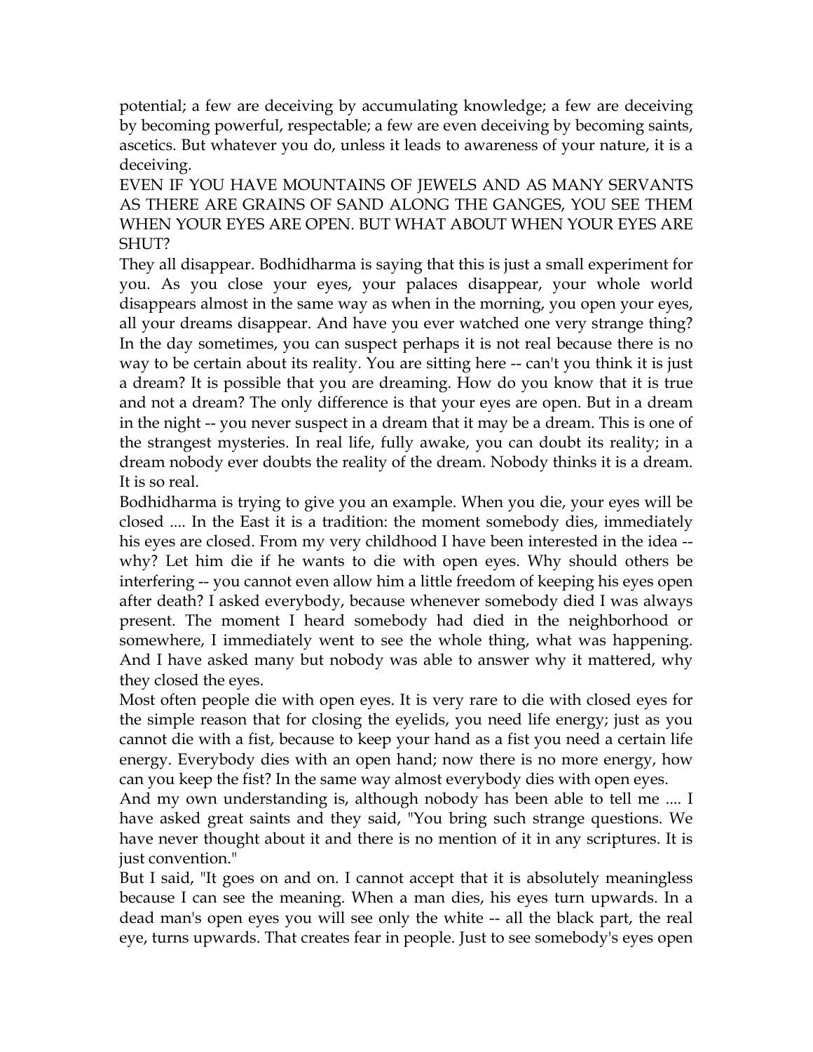potential; a few are deceiving by accumulating knowledge; a few are deceiving by becoming powerful, respectable; a few are even deceiving by becoming saints, ascetics. But whatever you do, unless it leads to awareness of your nature, it is a deceiving.

EVEN IF YOU HAVE MOUNTAINS OF JEWELS AND AS MANY SERVANTS AS THERE ARE GRAINS OF SAND ALONG THE GANGES, YOU SEE THEM WHEN YOUR EYES ARE OPEN. BUT WHAT ABOUT WHEN YOUR EYES ARE SHUT?

They all disappear. Bodhidharma is saying that this is just a small experiment for you. As you close your eyes, your palaces disappear, your whole world disappears almost in the same way as when in the morning, you open your eyes, all your dreams disappear. And have you ever watched one very strange thing? In the day sometimes, you can suspect perhaps it is not real because there is no way to be certain about its reality. You are sitting here -- can't you think it is just a dream? It is possible that you are dreaming. How do you know that it is true and not a dream? The only difference is that your eyes are open. But in a dream in the night -- you never suspect in a dream that it may be a dream. This is one of the strangest mysteries. In real life, fully awake, you can doubt its reality; in a dream nobody ever doubts the reality of the dream. Nobody thinks it is a dream. It is so real.

Bodhidharma is trying to give you an example. When you die, your eyes will be closed .... In the East it is a tradition: the moment somebody dies, immediately his eyes are closed. From my very childhood I have been interested in the idea -- why? Let him die if he wants to die with open eyes. Why should others be interfering -- you cannot even allow him a little freedom of keeping his eyes open after death? I asked everybody, because whenever somebody died I was always present. The moment I heard somebody had died in the neighborhood or somewhere, I immediately went to see the whole thing, what was happening. And I have asked many but nobody was able to answer why it mattered, why they closed the eyes.

Most often people die with open eyes. It is very rare to die with closed eyes for the simple reason that for closing the eyelids, you need life energy; just as you cannot die with a fist, because to keep your hand as a fist you need a certain life energy. Everybody dies with an open hand; now there is no more energy, how can you keep the fist? In the same way almost everybody dies with open eyes.

And my own understanding is, although nobody has been able to tell me .... I have asked great saints and they said, "You bring such strange questions. We have never thought about it and there is no mention of it in any scriptures. It is just convention."

But I said, "It goes on and on. I cannot accept that it is absolutely meaningless because I can see the meaning. When a man dies, his eyes turn upwards. In a dead man's open eyes you will see only the white -- all the black part, the real eye, turns upwards. That creates fear in people. Just to see somebody's eyes open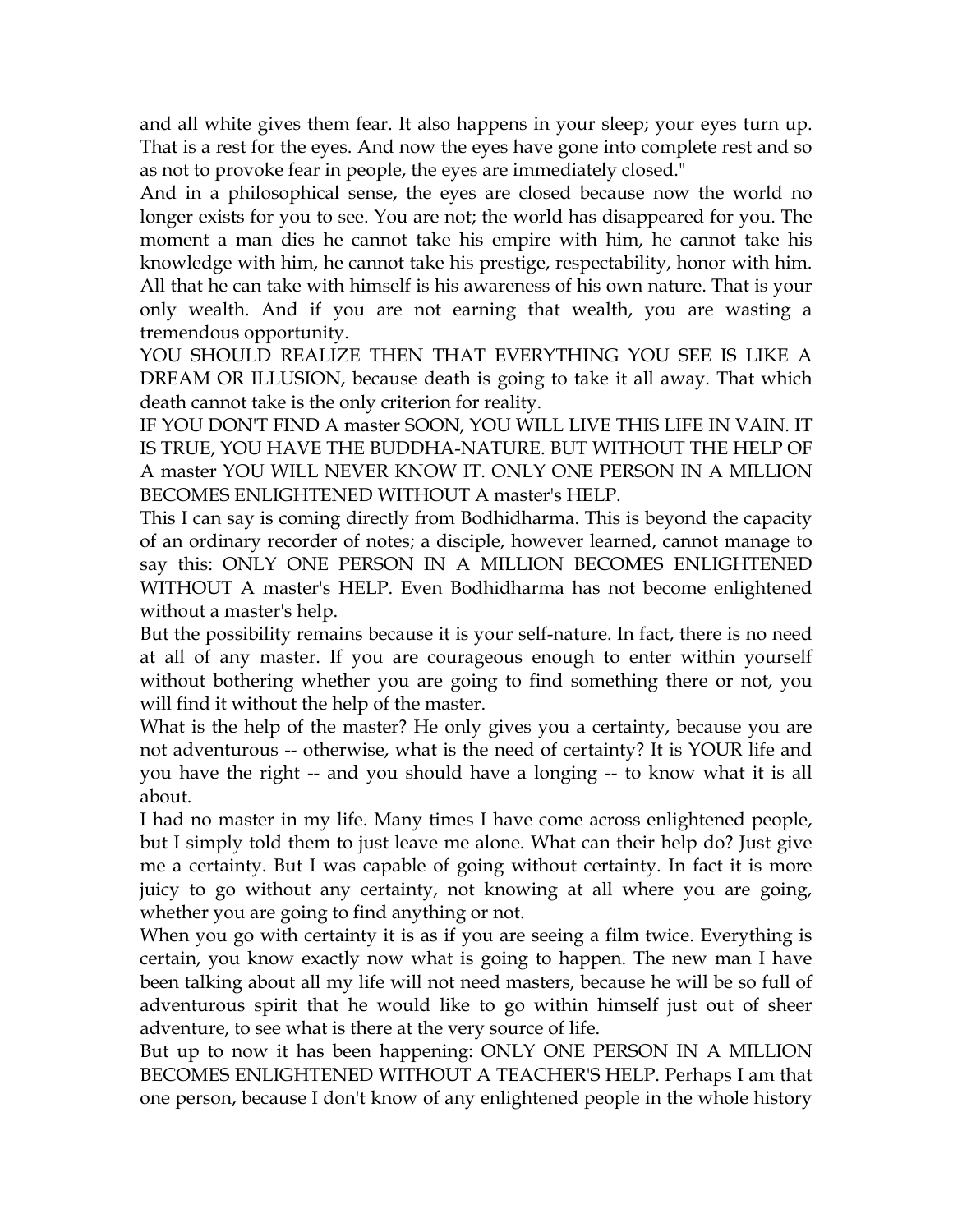and all white gives them fear. It also happens in your sleep; your eyes turn up. That is a rest for the eyes. And now the eyes have gone into complete rest and so as not to provoke fear in people, the eyes are immediately closed."

And in a philosophical sense, the eyes are closed because now the world no longer exists for you to see. You are not; the world has disappeared for you. The moment a man dies he cannot take his empire with him, he cannot take his knowledge with him, he cannot take his prestige, respectability, honor with him. All that he can take with himself is his awareness of his own nature. That is your only wealth. And if you are not earning that wealth, you are wasting a tremendous opportunity.

YOU SHOULD REALIZE THEN THAT EVERYTHING YOU SEE IS LIKE A DREAM OR ILLUSION, because death is going to take it all away. That which death cannot take is the only criterion for reality.

IF YOU DON'T FIND A master SOON, YOU WILL LIVE THIS LIFE IN VAIN. IT IS TRUE, YOU HAVE THE BUDDHA-NATURE. BUT WITHOUT THE HELP OF A master YOU WILL NEVER KNOW IT. ONLY ONE PERSON IN A MILLION BECOMES ENLIGHTENED WITHOUT A master's HELP.

This I can say is coming directly from Bodhidharma. This is beyond the capacity of an ordinary recorder of notes; a disciple, however learned, cannot manage to say this: ONLY ONE PERSON IN A MILLION BECOMES ENLIGHTENED WITHOUT A master's HELP. Even Bodhidharma has not become enlightened without a master's help.

But the possibility remains because it is your self-nature. In fact, there is no need at all of any master. If you are courageous enough to enter within yourself without bothering whether you are going to find something there or not, you will find it without the help of the master.

What is the help of the master? He only gives you a certainty, because you are not adventurous -- otherwise, what is the need of certainty? It is YOUR life and you have the right -- and you should have a longing -- to know what it is all about.

I had no master in my life. Many times I have come across enlightened people, but I simply told them to just leave me alone. What can their help do? Just give me a certainty. But I was capable of going without certainty. In fact it is more juicy to go without any certainty, not knowing at all where you are going, whether you are going to find anything or not.

When you go with certainty it is as if you are seeing a film twice. Everything is certain, you know exactly now what is going to happen. The new man I have been talking about all my life will not need masters, because he will be so full of adventurous spirit that he would like to go within himself just out of sheer adventure, to see what is there at the very source of life.

But up to now it has been happening: ONLY ONE PERSON IN A MILLION BECOMES ENLIGHTENED WITHOUT A TEACHER'S HELP. Perhaps I am that one person, because I don't know of any enlightened people in the whole history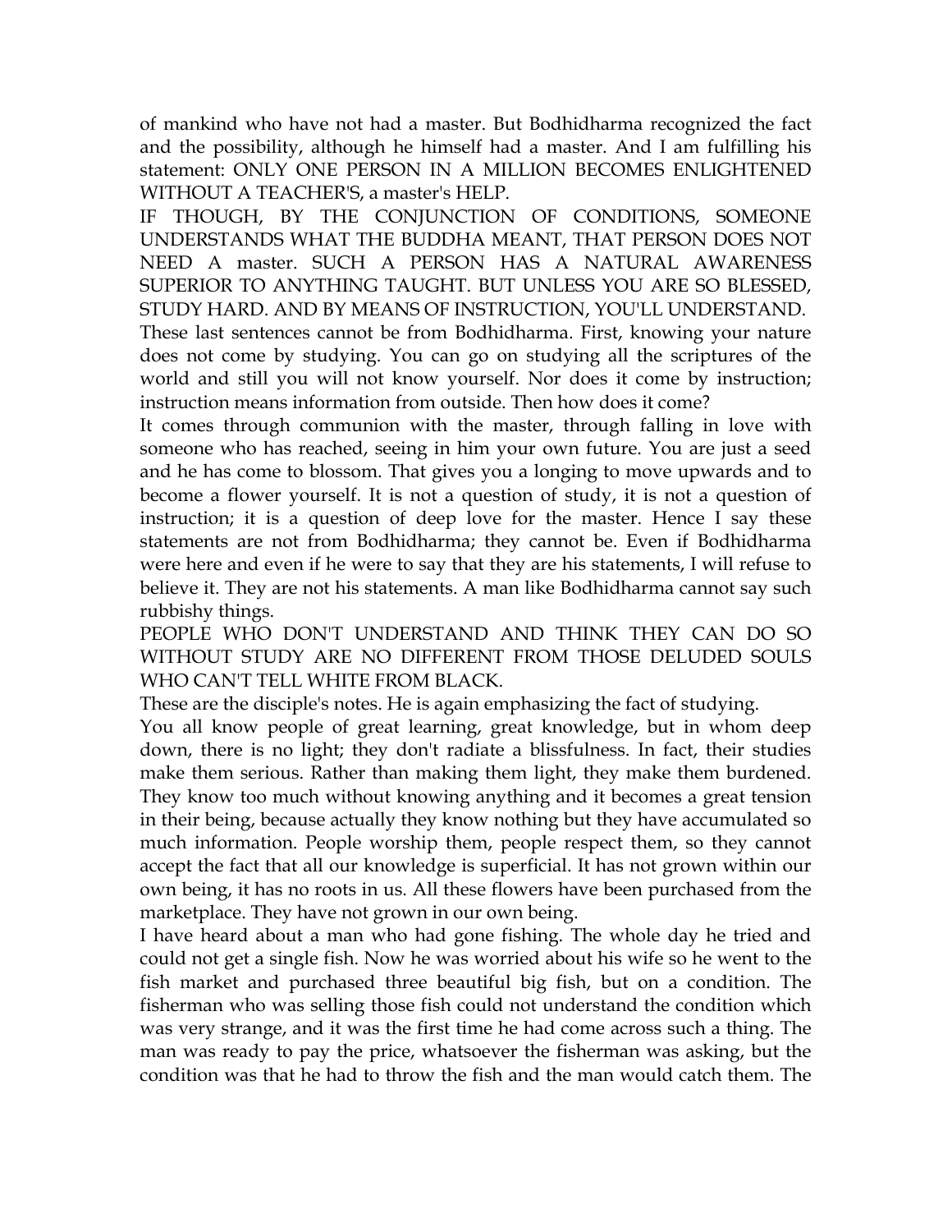of mankind who have not had a master. But Bodhidharma recognized the fact and the possibility, although he himself had a master. And I am fulfilling his statement: ONLY ONE PERSON IN A MILLION BECOMES ENLIGHTENED WITHOUT A TEACHER'S, a master's HELP.

IF THOUGH, BY THE CONJUNCTION OF CONDITIONS, SOMEONE UNDERSTANDS WHAT THE BUDDHA MEANT, THAT PERSON DOES NOT NEED A master. SUCH A PERSON HAS A NATURAL AWARENESS SUPERIOR TO ANYTHING TAUGHT. BUT UNLESS YOU ARE SO BLESSED, STUDY HARD. AND BY MEANS OF INSTRUCTION, YOU'LL UNDERSTAND.

These last sentences cannot be from Bodhidharma. First, knowing your nature does not come by studying. You can go on studying all the scriptures of the world and still you will not know yourself. Nor does it come by instruction; instruction means information from outside. Then how does it come?

It comes through communion with the master, through falling in love with someone who has reached, seeing in him your own future. You are just a seed and he has come to blossom. That gives you a longing to move upwards and to become a flower yourself. It is not a question of study, it is not a question of instruction; it is a question of deep love for the master. Hence I say these statements are not from Bodhidharma; they cannot be. Even if Bodhidharma were here and even if he were to say that they are his statements, I will refuse to believe it. They are not his statements. A man like Bodhidharma cannot say such rubbishy things.

PEOPLE WHO DON'T UNDERSTAND AND THINK THEY CAN DO SO WITHOUT STUDY ARE NO DIFFERENT FROM THOSE DELUDED SOULS WHO CAN'T TELL WHITE FROM BLACK.

These are the disciple's notes. He is again emphasizing the fact of studying.

You all know people of great learning, great knowledge, but in whom deep down, there is no light; they don't radiate a blissfulness. In fact, their studies make them serious. Rather than making them light, they make them burdened. They know too much without knowing anything and it becomes a great tension in their being, because actually they know nothing but they have accumulated so much information. People worship them, people respect them, so they cannot accept the fact that all our knowledge is superficial. It has not grown within our own being, it has no roots in us. All these flowers have been purchased from the marketplace. They have not grown in our own being.

I have heard about a man who had gone fishing. The whole day he tried and could not get a single fish. Now he was worried about his wife so he went to the fish market and purchased three beautiful big fish, but on a condition. The fisherman who was selling those fish could not understand the condition which was very strange, and it was the first time he had come across such a thing. The man was ready to pay the price, whatsoever the fisherman was asking, but the condition was that he had to throw the fish and the man would catch them. The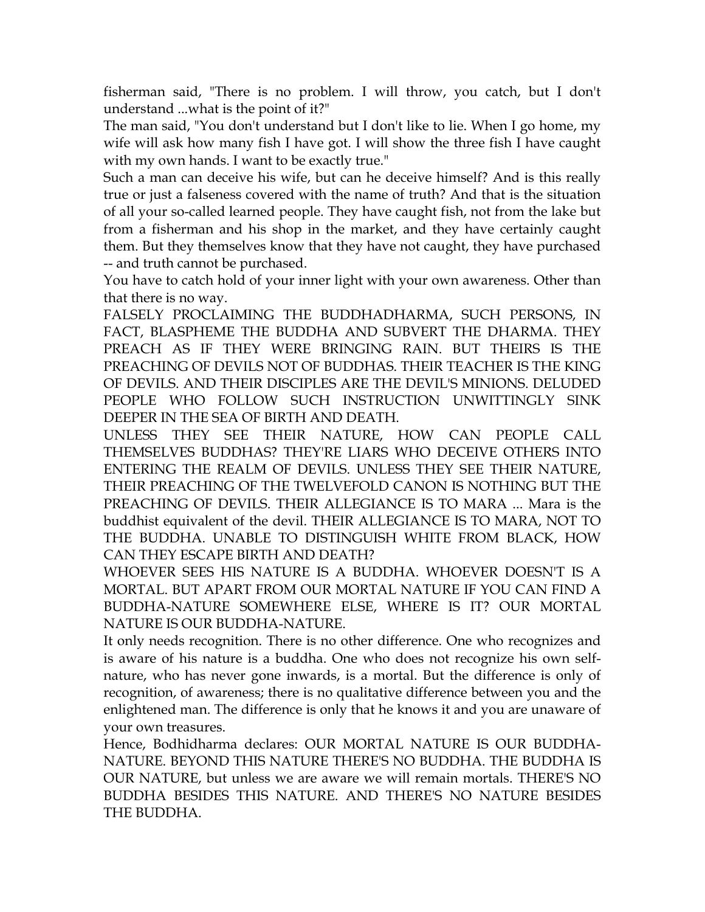fisherman said, "There is no problem. I will throw, you catch, but I don't understand ...what is the point of it?"

The man said, "You don't understand but I don't like to lie. When I go home, my wife will ask how many fish I have got. I will show the three fish I have caught with my own hands. I want to be exactly true."

Such a man can deceive his wife, but can he deceive himself? And is this really true or just a falseness covered with the name of truth? And that is the situation of all your so-called learned people. They have caught fish, not from the lake but from a fisherman and his shop in the market, and they have certainly caught them. But they themselves know that they have not caught, they have purchased -- and truth cannot be purchased.

You have to catch hold of your inner light with your own awareness. Other than that there is no way.

FALSELY PROCLAIMING THE BUDDHADHARMA, SUCH PERSONS, IN FACT, BLASPHEME THE BUDDHA AND SUBVERT THE DHARMA. THEY PREACH AS IF THEY WERE BRINGING RAIN. BUT THEIRS IS THE PREACHING OF DEVILS NOT OF BUDDHAS. THEIR TEACHER IS THE KING OF DEVILS. AND THEIR DISCIPLES ARE THE DEVIL'S MINIONS. DELUDED PEOPLE WHO FOLLOW SUCH INSTRUCTION UNWITTINGLY SINK DEEPER IN THE SEA OF BIRTH AND DEATH.

UNLESS THEY SEE THEIR NATURE, HOW CAN PEOPLE CALL THEMSELVES BUDDHAS? THEY'RE LIARS WHO DECEIVE OTHERS INTO ENTERING THE REALM OF DEVILS. UNLESS THEY SEE THEIR NATURE, THEIR PREACHING OF THE TWELVEFOLD CANON IS NOTHING BUT THE PREACHING OF DEVILS. THEIR ALLEGIANCE IS TO MARA ... Mara is the buddhist equivalent of the devil. THEIR ALLEGIANCE IS TO MARA, NOT TO THE BUDDHA. UNABLE TO DISTINGUISH WHITE FROM BLACK, HOW CAN THEY ESCAPE BIRTH AND DEATH?

WHOEVER SEES HIS NATURE IS A BUDDHA. WHOEVER DOESN'T IS A MORTAL. BUT APART FROM OUR MORTAL NATURE IF YOU CAN FIND A BUDDHA-NATURE SOMEWHERE ELSE, WHERE IS IT? OUR MORTAL NATURE IS OUR BUDDHA-NATURE.

It only needs recognition. There is no other difference. One who recognizes and is aware of his nature is a buddha. One who does not recognize his own self-nature, who has never gone inwards, is a mortal. But the difference is only of recognition, of awareness; there is no qualitative difference between you and the enlightened man. The difference is only that he knows it and you are unaware of your own treasures.

Hence, Bodhidharma declares: OUR MORTAL NATURE IS OUR BUDDHA-NATURE. BEYOND THIS NATURE THERE'S NO BUDDHA. THE BUDDHA IS OUR NATURE, but unless we are aware we will remain mortals. THERE'S NO BUDDHA BESIDES THIS NATURE. AND THERE'S NO NATURE BESIDES THE BUDDHA.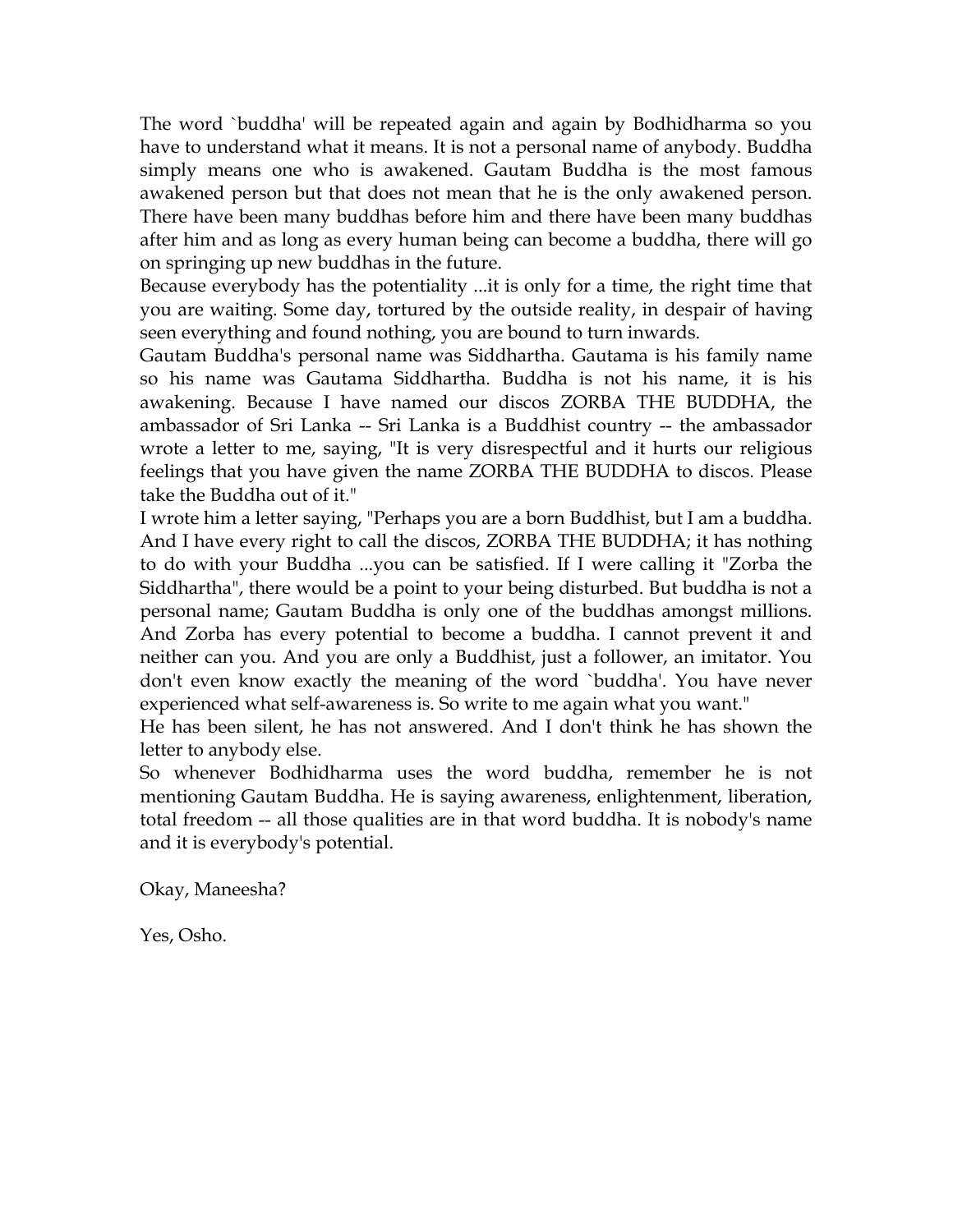The word `buddha' will be repeated again and again by Bodhidharma so you have to understand what it means. It is not a personal name of anybody. Buddha simply means one who is awakened. Gautam Buddha is the most famous awakened person but that does not mean that he is the only awakened person. There have been many buddhas before him and there have been many buddhas after him and as long as every human being can become a buddha, there will go on springing up new buddhas in the future.

Because everybody has the potentiality ...it is only for a time, the right time that you are waiting. Some day, tortured by the outside reality, in despair of having seen everything and found nothing, you are bound to turn inwards.

Gautam Buddha's personal name was Siddhartha. Gautama is his family name so his name was Gautama Siddhartha. Buddha is not his name, it is his awakening. Because I have named our discos ZORBA THE BUDDHA, the ambassador of Sri Lanka -- Sri Lanka is a Buddhist country -- the ambassador wrote a letter to me, saying, "It is very disrespectful and it hurts our religious feelings that you have given the name ZORBA THE BUDDHA to discos. Please take the Buddha out of it."

I wrote him a letter saying, "Perhaps you are a born Buddhist, but I am a buddha. And I have every right to call the discos, ZORBA THE BUDDHA; it has nothing to do with your Buddha ...you can be satisfied. If I were calling it "Zorba the Siddhartha", there would be a point to your being disturbed. But buddha is not a personal name; Gautam Buddha is only one of the buddhas amongst millions. And Zorba has every potential to become a buddha. I cannot prevent it and neither can you. And you are only a Buddhist, just a follower, an imitator. You don't even know exactly the meaning of the word `buddha'. You have never experienced what self-awareness is. So write to me again what you want."

He has been silent, he has not answered. And I don't think he has shown the letter to anybody else.

So whenever Bodhidharma uses the word buddha, remember he is not mentioning Gautam Buddha. He is saying awareness, enlightenment, liberation, total freedom -- all those qualities are in that word buddha. It is nobody's name and it is everybody's potential.

Okay, Maneesha?

Yes, Osho.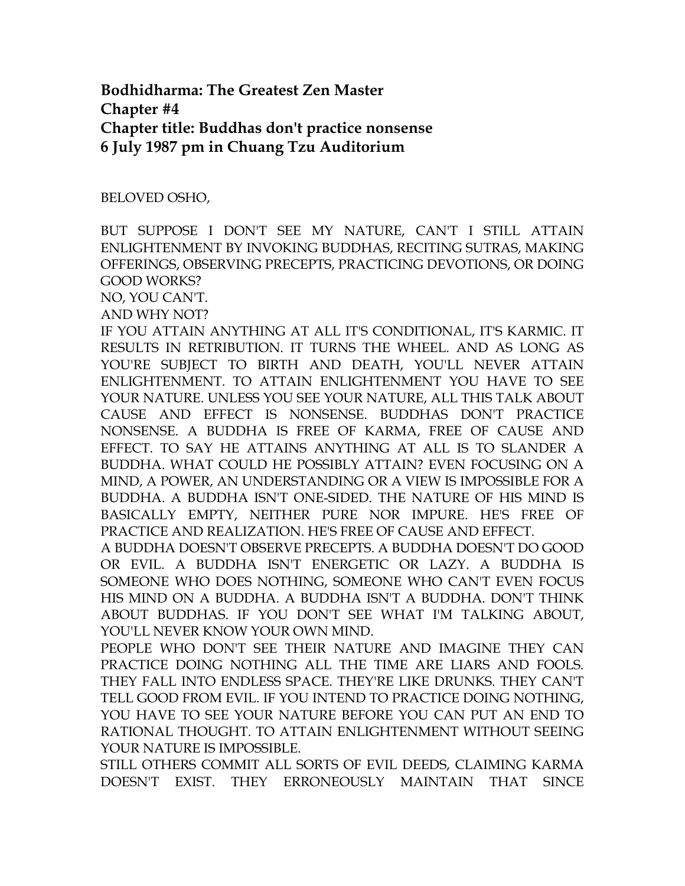**Bodhidharma: The Greatest Zen Master**
**Chapter #4**
**Chapter title: Buddhas don't practice nonsense**
**6 July 1987 pm in Chuang Tzu Auditorium**

BELOVED OSHO,

BUT SUPPOSE I DON'T SEE MY NATURE, CAN'T I STILL ATTAIN ENLIGHTENMENT BY INVOKING BUDDHAS, RECITING SUTRAS, MAKING OFFERINGS, OBSERVING PRECEPTS, PRACTICING DEVOTIONS, OR DOING GOOD WORKS?

NO, YOU CAN'T.

AND WHY NOT?

IF YOU ATTAIN ANYTHING AT ALL IT'S CONDITIONAL, IT'S KARMIC. IT RESULTS IN RETRIBUTION. IT TURNS THE WHEEL. AND AS LONG AS YOU'RE SUBJECT TO BIRTH AND DEATH, YOU'LL NEVER ATTAIN ENLIGHTENMENT. TO ATTAIN ENLIGHTENMENT YOU HAVE TO SEE YOUR NATURE. UNLESS YOU SEE YOUR NATURE, ALL THIS TALK ABOUT CAUSE AND EFFECT IS NONSENSE. BUDDHAS DON'T PRACTICE NONSENSE. A BUDDHA IS FREE OF KARMA, FREE OF CAUSE AND EFFECT. TO SAY HE ATTAINS ANYTHING AT ALL IS TO SLANDER A BUDDHA. WHAT COULD HE POSSIBLY ATTAIN? EVEN FOCUSING ON A MIND, A POWER, AN UNDERSTANDING OR A VIEW IS IMPOSSIBLE FOR A BUDDHA. A BUDDHA ISN'T ONE-SIDED. THE NATURE OF HIS MIND IS BASICALLY EMPTY, NEITHER PURE NOR IMPURE. HE'S FREE OF PRACTICE AND REALIZATION. HE'S FREE OF CAUSE AND EFFECT.

A BUDDHA DOESN'T OBSERVE PRECEPTS. A BUDDHA DOESN'T DO GOOD OR EVIL. A BUDDHA ISN'T ENERGETIC OR LAZY. A BUDDHA IS SOMEONE WHO DOES NOTHING, SOMEONE WHO CAN'T EVEN FOCUS HIS MIND ON A BUDDHA. A BUDDHA ISN'T A BUDDHA. DON'T THINK ABOUT BUDDHAS. IF YOU DON'T SEE WHAT I'M TALKING ABOUT, YOU'LL NEVER KNOW YOUR OWN MIND.

PEOPLE WHO DON'T SEE THEIR NATURE AND IMAGINE THEY CAN PRACTICE DOING NOTHING ALL THE TIME ARE LIARS AND FOOLS. THEY FALL INTO ENDLESS SPACE. THEY'RE LIKE DRUNKS. THEY CAN'T TELL GOOD FROM EVIL. IF YOU INTEND TO PRACTICE DOING NOTHING, YOU HAVE TO SEE YOUR NATURE BEFORE YOU CAN PUT AN END TO RATIONAL THOUGHT. TO ATTAIN ENLIGHTENMENT WITHOUT SEEING YOUR NATURE IS IMPOSSIBLE.

STILL OTHERS COMMIT ALL SORTS OF EVIL DEEDS, CLAIMING KARMA DOESN'T EXIST. THEY ERRONEOUSLY MAINTAIN THAT SINCE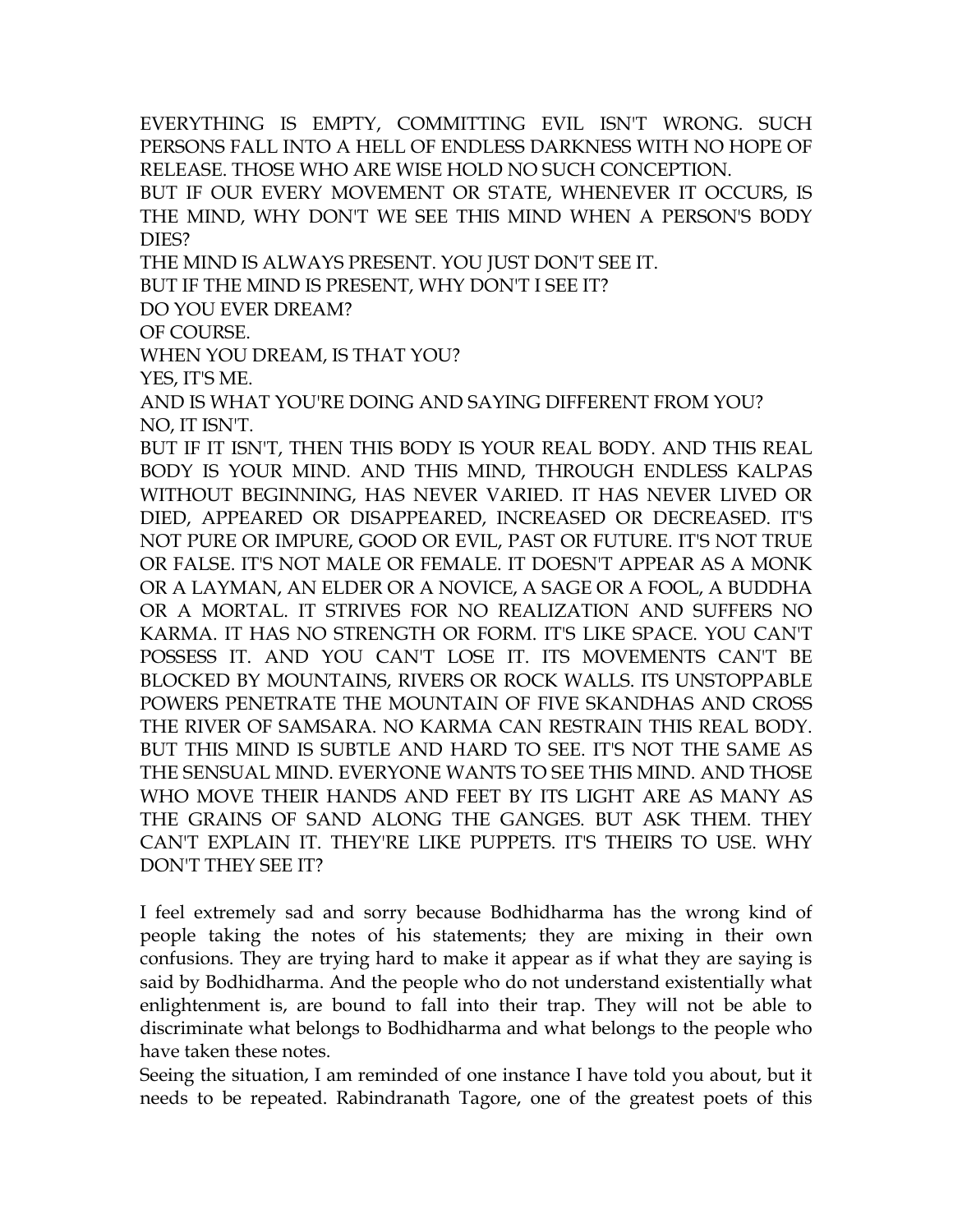EVERYTHING IS EMPTY, COMMITTING EVIL ISN'T WRONG. SUCH PERSONS FALL INTO A HELL OF ENDLESS DARKNESS WITH NO HOPE OF RELEASE. THOSE WHO ARE WISE HOLD NO SUCH CONCEPTION.

BUT IF OUR EVERY MOVEMENT OR STATE, WHENEVER IT OCCURS, IS THE MIND, WHY DON'T WE SEE THIS MIND WHEN A PERSON'S BODY DIES?

THE MIND IS ALWAYS PRESENT. YOU JUST DON'T SEE IT.

BUT IF THE MIND IS PRESENT, WHY DON'T I SEE IT?

DO YOU EVER DREAM?

OF COURSE.

WHEN YOU DREAM, IS THAT YOU?

YES, IT'S ME.

AND IS WHAT YOU'RE DOING AND SAYING DIFFERENT FROM YOU?

NO, IT ISN'T.

BUT IF IT ISN'T, THEN THIS BODY IS YOUR REAL BODY. AND THIS REAL BODY IS YOUR MIND. AND THIS MIND, THROUGH ENDLESS KALPAS WITHOUT BEGINNING, HAS NEVER VARIED. IT HAS NEVER LIVED OR DIED, APPEARED OR DISAPPEARED, INCREASED OR DECREASED. IT'S NOT PURE OR IMPURE, GOOD OR EVIL, PAST OR FUTURE. IT'S NOT TRUE OR FALSE. IT'S NOT MALE OR FEMALE. IT DOESN'T APPEAR AS A MONK OR A LAYMAN, AN ELDER OR A NOVICE, A SAGE OR A FOOL, A BUDDHA OR A MORTAL. IT STRIVES FOR NO REALIZATION AND SUFFERS NO KARMA. IT HAS NO STRENGTH OR FORM. IT'S LIKE SPACE. YOU CAN'T POSSESS IT. AND YOU CAN'T LOSE IT. ITS MOVEMENTS CAN'T BE BLOCKED BY MOUNTAINS, RIVERS OR ROCK WALLS. ITS UNSTOPPABLE POWERS PENETRATE THE MOUNTAIN OF FIVE SKANDHAS AND CROSS THE RIVER OF SAMSARA. NO KARMA CAN RESTRAIN THIS REAL BODY. BUT THIS MIND IS SUBTLE AND HARD TO SEE. IT'S NOT THE SAME AS THE SENSUAL MIND. EVERYONE WANTS TO SEE THIS MIND. AND THOSE WHO MOVE THEIR HANDS AND FEET BY ITS LIGHT ARE AS MANY AS THE GRAINS OF SAND ALONG THE GANGES. BUT ASK THEM. THEY CAN'T EXPLAIN IT. THEY'RE LIKE PUPPETS. IT'S THEIRS TO USE. WHY DON'T THEY SEE IT?

I feel extremely sad and sorry because Bodhidharma has the wrong kind of people taking the notes of his statements; they are mixing in their own confusions. They are trying hard to make it appear as if what they are saying is said by Bodhidharma. And the people who do not understand existentially what enlightenment is, are bound to fall into their trap. They will not be able to discriminate what belongs to Bodhidharma and what belongs to the people who have taken these notes.

Seeing the situation, I am reminded of one instance I have told you about, but it needs to be repeated. Rabindranath Tagore, one of the greatest poets of this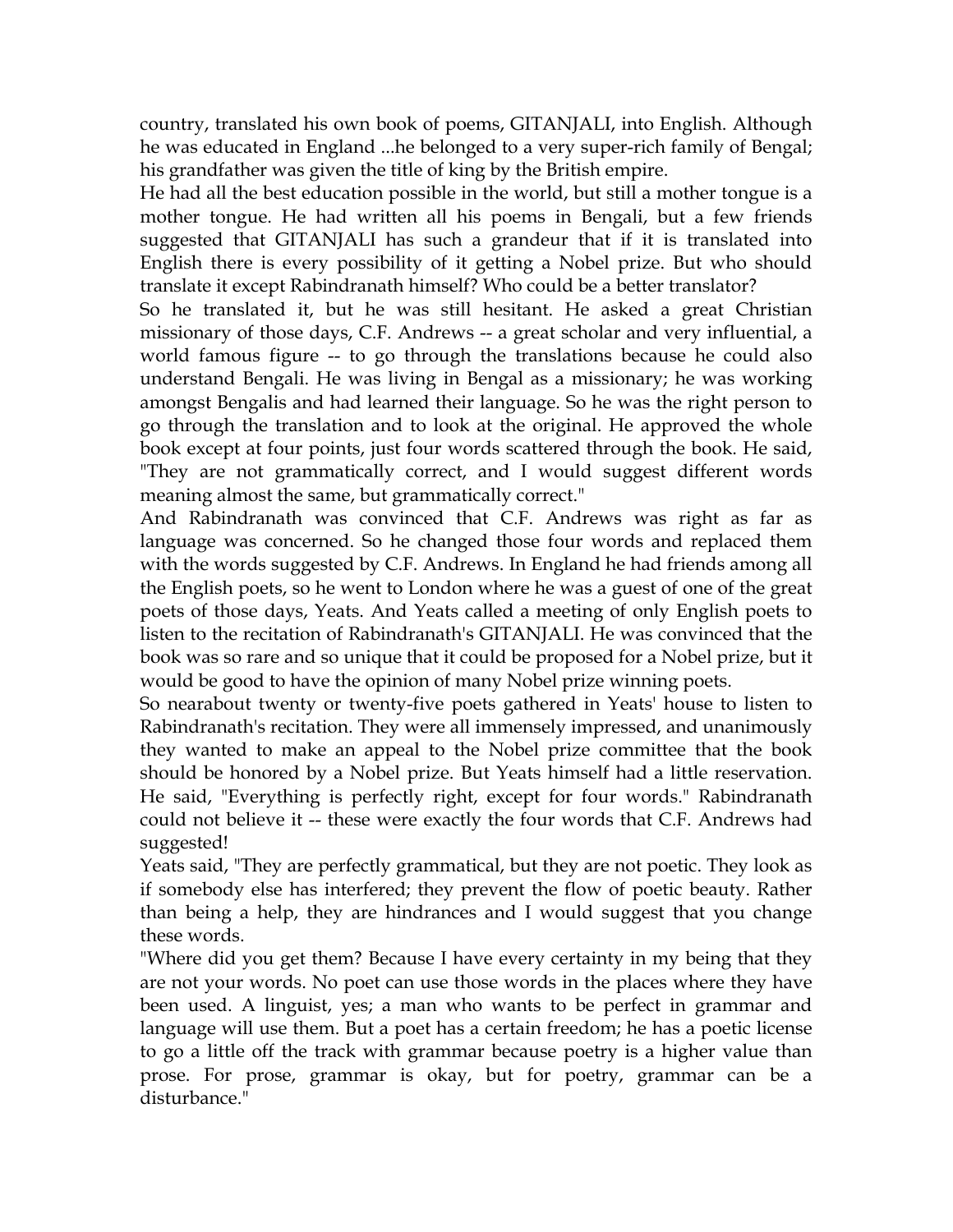country, translated his own book of poems, GITANJALI, into English. Although he was educated in England ...he belonged to a very super-rich family of Bengal; his grandfather was given the title of king by the British empire.

He had all the best education possible in the world, but still a mother tongue is a mother tongue. He had written all his poems in Bengali, but a few friends suggested that GITANJALI has such a grandeur that if it is translated into English there is every possibility of it getting a Nobel prize. But who should translate it except Rabindranath himself? Who could be a better translator?

So he translated it, but he was still hesitant. He asked a great Christian missionary of those days, C.F. Andrews -- a great scholar and very influential, a world famous figure -- to go through the translations because he could also understand Bengali. He was living in Bengal as a missionary; he was working amongst Bengalis and had learned their language. So he was the right person to go through the translation and to look at the original. He approved the whole book except at four points, just four words scattered through the book. He said, "They are not grammatically correct, and I would suggest different words meaning almost the same, but grammatically correct."

And Rabindranath was convinced that C.F. Andrews was right as far as language was concerned. So he changed those four words and replaced them with the words suggested by C.F. Andrews. In England he had friends among all the English poets, so he went to London where he was a guest of one of the great poets of those days, Yeats. And Yeats called a meeting of only English poets to listen to the recitation of Rabindranath's GITANJALI. He was convinced that the book was so rare and so unique that it could be proposed for a Nobel prize, but it would be good to have the opinion of many Nobel prize winning poets.

So nearabout twenty or twenty-five poets gathered in Yeats' house to listen to Rabindranath's recitation. They were all immensely impressed, and unanimously they wanted to make an appeal to the Nobel prize committee that the book should be honored by a Nobel prize. But Yeats himself had a little reservation. He said, "Everything is perfectly right, except for four words." Rabindranath could not believe it -- these were exactly the four words that C.F. Andrews had suggested!

Yeats said, "They are perfectly grammatical, but they are not poetic. They look as if somebody else has interfered; they prevent the flow of poetic beauty. Rather than being a help, they are hindrances and I would suggest that you change these words.

"Where did you get them? Because I have every certainty in my being that they are not your words. No poet can use those words in the places where they have been used. A linguist, yes; a man who wants to be perfect in grammar and language will use them. But a poet has a certain freedom; he has a poetic license to go a little off the track with grammar because poetry is a higher value than prose. For prose, grammar is okay, but for poetry, grammar can be a disturbance."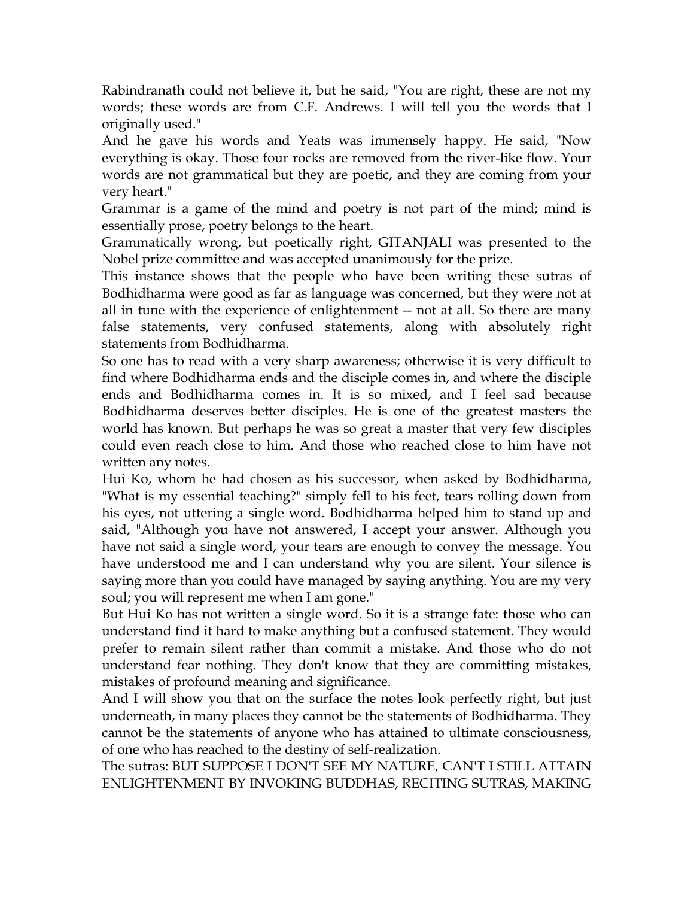Rabindranath could not believe it, but he said, "You are right, these are not my words; these words are from C.F. Andrews. I will tell you the words that I originally used."

And he gave his words and Yeats was immensely happy. He said, "Now everything is okay. Those four rocks are removed from the river-like flow. Your words are not grammatical but they are poetic, and they are coming from your very heart."

Grammar is a game of the mind and poetry is not part of the mind; mind is essentially prose, poetry belongs to the heart.

Grammatically wrong, but poetically right, GITANJALI was presented to the Nobel prize committee and was accepted unanimously for the prize.

This instance shows that the people who have been writing these sutras of Bodhidharma were good as far as language was concerned, but they were not at all in tune with the experience of enlightenment -- not at all. So there are many false statements, very confused statements, along with absolutely right statements from Bodhidharma.

So one has to read with a very sharp awareness; otherwise it is very difficult to find where Bodhidharma ends and the disciple comes in, and where the disciple ends and Bodhidharma comes in. It is so mixed, and I feel sad because Bodhidharma deserves better disciples. He is one of the greatest masters the world has known. But perhaps he was so great a master that very few disciples could even reach close to him. And those who reached close to him have not written any notes.

Hui Ko, whom he had chosen as his successor, when asked by Bodhidharma, "What is my essential teaching?" simply fell to his feet, tears rolling down from his eyes, not uttering a single word. Bodhidharma helped him to stand up and said, "Although you have not answered, I accept your answer. Although you have not said a single word, your tears are enough to convey the message. You have understood me and I can understand why you are silent. Your silence is saying more than you could have managed by saying anything. You are my very soul; you will represent me when I am gone."

But Hui Ko has not written a single word. So it is a strange fate: those who can understand find it hard to make anything but a confused statement. They would prefer to remain silent rather than commit a mistake. And those who do not understand fear nothing. They don't know that they are committing mistakes, mistakes of profound meaning and significance.

And I will show you that on the surface the notes look perfectly right, but just underneath, in many places they cannot be the statements of Bodhidharma. They cannot be the statements of anyone who has attained to ultimate consciousness, of one who has reached to the destiny of self-realization.

The sutras: BUT SUPPOSE I DON'T SEE MY NATURE, CAN'T I STILL ATTAIN ENLIGHTENMENT BY INVOKING BUDDHAS, RECITING SUTRAS, MAKING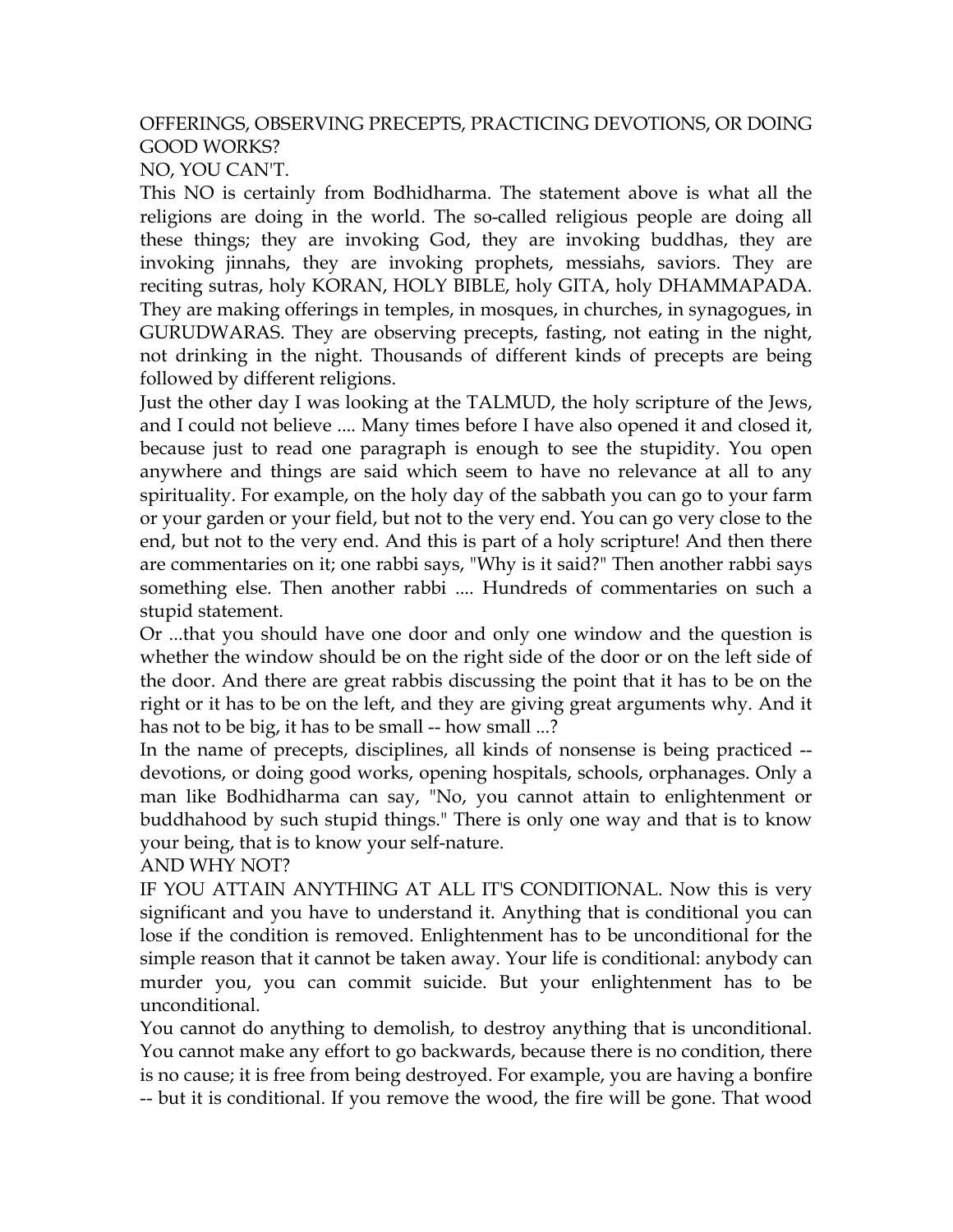OFFERINGS, OBSERVING PRECEPTS, PRACTICING DEVOTIONS, OR DOING GOOD WORKS?

NO, YOU CAN'T.

This NO is certainly from Bodhidharma. The statement above is what all the religions are doing in the world. The so-called religious people are doing all these things; they are invoking God, they are invoking buddhas, they are invoking jinnahs, they are invoking prophets, messiahs, saviors. They are reciting sutras, holy KORAN, HOLY BIBLE, holy GITA, holy DHAMMAPADA. They are making offerings in temples, in mosques, in churches, in synagogues, in GURUDWARAS. They are observing precepts, fasting, not eating in the night, not drinking in the night. Thousands of different kinds of precepts are being followed by different religions.

Just the other day I was looking at the TALMUD, the holy scripture of the Jews, and I could not believe .... Many times before I have also opened it and closed it, because just to read one paragraph is enough to see the stupidity. You open anywhere and things are said which seem to have no relevance at all to any spirituality. For example, on the holy day of the sabbath you can go to your farm or your garden or your field, but not to the very end. You can go very close to the end, but not to the very end. And this is part of a holy scripture! And then there are commentaries on it; one rabbi says, "Why is it said?" Then another rabbi says something else. Then another rabbi .... Hundreds of commentaries on such a stupid statement.

Or ...that you should have one door and only one window and the question is whether the window should be on the right side of the door or on the left side of the door. And there are great rabbis discussing the point that it has to be on the right or it has to be on the left, and they are giving great arguments why. And it has not to be big, it has to be small -- how small ...?

In the name of precepts, disciplines, all kinds of nonsense is being practiced -- devotions, or doing good works, opening hospitals, schools, orphanages. Only a man like Bodhidharma can say, "No, you cannot attain to enlightenment or buddhahood by such stupid things." There is only one way and that is to know your being, that is to know your self-nature.

AND WHY NOT?

IF YOU ATTAIN ANYTHING AT ALL IT'S CONDITIONAL. Now this is very significant and you have to understand it. Anything that is conditional you can lose if the condition is removed. Enlightenment has to be unconditional for the simple reason that it cannot be taken away. Your life is conditional: anybody can murder you, you can commit suicide. But your enlightenment has to be unconditional.

You cannot do anything to demolish, to destroy anything that is unconditional. You cannot make any effort to go backwards, because there is no condition, there is no cause; it is free from being destroyed. For example, you are having a bonfire -- but it is conditional. If you remove the wood, the fire will be gone. That wood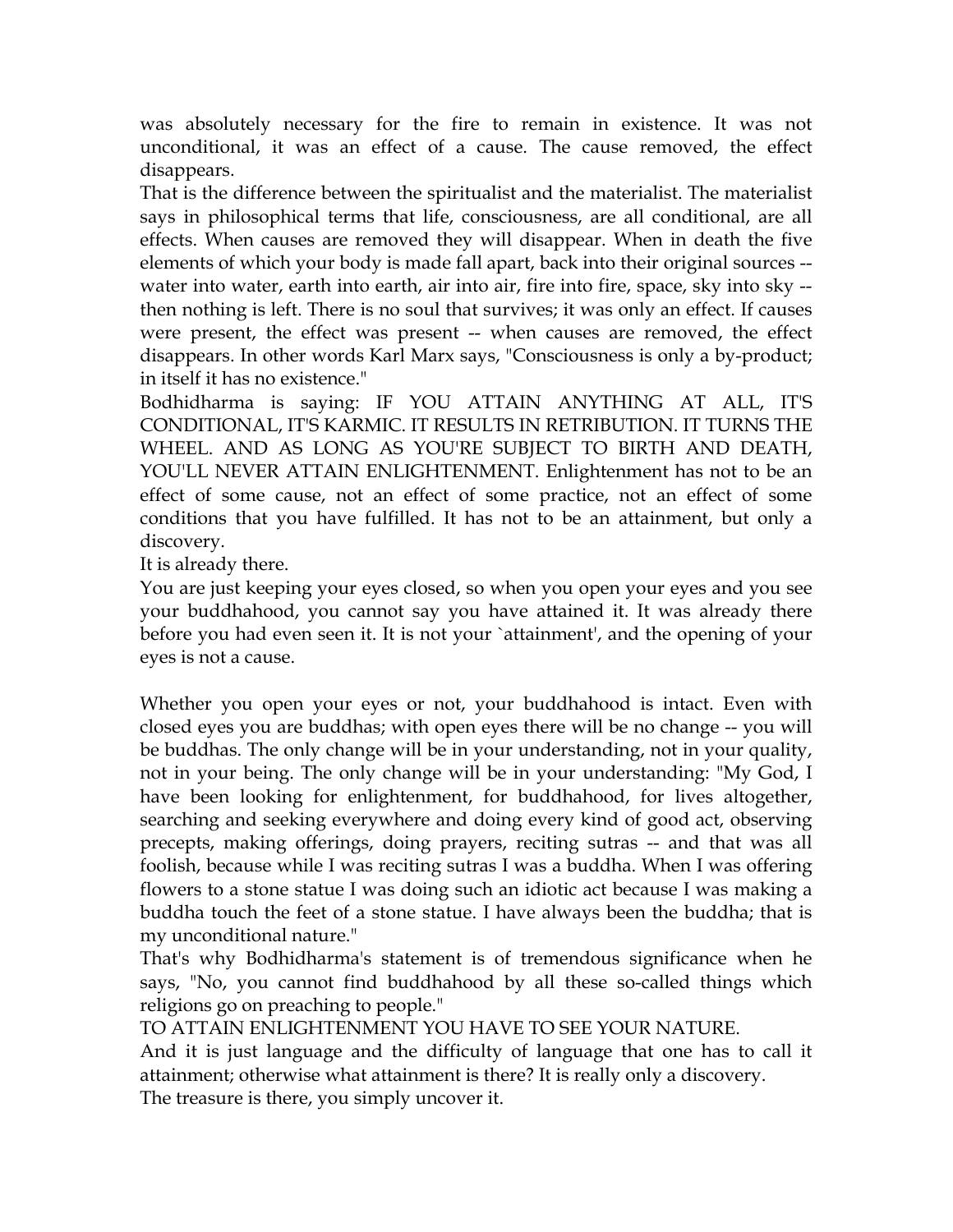was absolutely necessary for the fire to remain in existence. It was not unconditional, it was an effect of a cause. The cause removed, the effect disappears.

That is the difference between the spiritualist and the materialist. The materialist says in philosophical terms that life, consciousness, are all conditional, are all effects. When causes are removed they will disappear. When in death the five elements of which your body is made fall apart, back into their original sources -- water into water, earth into earth, air into air, fire into fire, space, sky into sky -- then nothing is left. There is no soul that survives; it was only an effect. If causes were present, the effect was present -- when causes are removed, the effect disappears. In other words Karl Marx says, "Consciousness is only a by-product; in itself it has no existence."

Bodhidharma is saying: IF YOU ATTAIN ANYTHING AT ALL, IT'S CONDITIONAL, IT'S KARMIC. IT RESULTS IN RETRIBUTION. IT TURNS THE WHEEL. AND AS LONG AS YOU'RE SUBJECT TO BIRTH AND DEATH, YOU'LL NEVER ATTAIN ENLIGHTENMENT. Enlightenment has not to be an effect of some cause, not an effect of some practice, not an effect of some conditions that you have fulfilled. It has not to be an attainment, but only a discovery.

It is already there.

You are just keeping your eyes closed, so when you open your eyes and you see your buddhahood, you cannot say you have attained it. It was already there before you had even seen it. It is not your `attainment', and the opening of your eyes is not a cause.

Whether you open your eyes or not, your buddhahood is intact. Even with closed eyes you are buddhas; with open eyes there will be no change -- you will be buddhas. The only change will be in your understanding, not in your quality, not in your being. The only change will be in your understanding: "My God, I have been looking for enlightenment, for buddhahood, for lives altogether, searching and seeking everywhere and doing every kind of good act, observing precepts, making offerings, doing prayers, reciting sutras -- and that was all foolish, because while I was reciting sutras I was a buddha. When I was offering flowers to a stone statue I was doing such an idiotic act because I was making a buddha touch the feet of a stone statue. I have always been the buddha; that is my unconditional nature."

That's why Bodhidharma's statement is of tremendous significance when he says, "No, you cannot find buddhahood by all these so-called things which religions go on preaching to people."

TO ATTAIN ENLIGHTENMENT YOU HAVE TO SEE YOUR NATURE.

And it is just language and the difficulty of language that one has to call it attainment; otherwise what attainment is there? It is really only a discovery.

The treasure is there, you simply uncover it.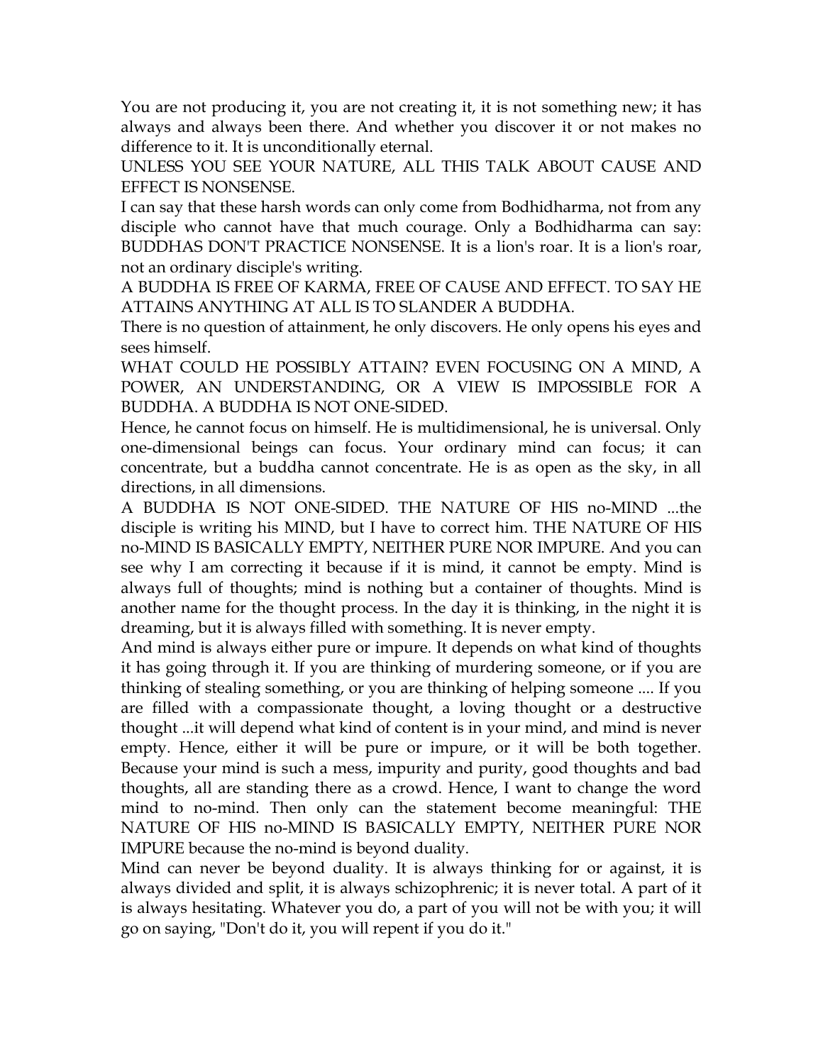You are not producing it, you are not creating it, it is not something new; it has always and always been there. And whether you discover it or not makes no difference to it. It is unconditionally eternal.

UNLESS YOU SEE YOUR NATURE, ALL THIS TALK ABOUT CAUSE AND EFFECT IS NONSENSE.

I can say that these harsh words can only come from Bodhidharma, not from any disciple who cannot have that much courage. Only a Bodhidharma can say: BUDDHAS DON'T PRACTICE NONSENSE. It is a lion's roar. It is a lion's roar, not an ordinary disciple's writing.

A BUDDHA IS FREE OF KARMA, FREE OF CAUSE AND EFFECT. TO SAY HE ATTAINS ANYTHING AT ALL IS TO SLANDER A BUDDHA.

There is no question of attainment, he only discovers. He only opens his eyes and sees himself.

WHAT COULD HE POSSIBLY ATTAIN? EVEN FOCUSING ON A MIND, A POWER, AN UNDERSTANDING, OR A VIEW IS IMPOSSIBLE FOR A BUDDHA. A BUDDHA IS NOT ONE-SIDED.

Hence, he cannot focus on himself. He is multidimensional, he is universal. Only one-dimensional beings can focus. Your ordinary mind can focus; it can concentrate, but a buddha cannot concentrate. He is as open as the sky, in all directions, in all dimensions.

A BUDDHA IS NOT ONE-SIDED. THE NATURE OF HIS no-MIND ...the disciple is writing his MIND, but I have to correct him. THE NATURE OF HIS no-MIND IS BASICALLY EMPTY, NEITHER PURE NOR IMPURE. And you can see why I am correcting it because if it is mind, it cannot be empty. Mind is always full of thoughts; mind is nothing but a container of thoughts. Mind is another name for the thought process. In the day it is thinking, in the night it is dreaming, but it is always filled with something. It is never empty.

And mind is always either pure or impure. It depends on what kind of thoughts it has going through it. If you are thinking of murdering someone, or if you are thinking of stealing something, or you are thinking of helping someone .... If you are filled with a compassionate thought, a loving thought or a destructive thought ...it will depend what kind of content is in your mind, and mind is never empty. Hence, either it will be pure or impure, or it will be both together. Because your mind is such a mess, impurity and purity, good thoughts and bad thoughts, all are standing there as a crowd. Hence, I want to change the word mind to no-mind. Then only can the statement become meaningful: THE NATURE OF HIS no-MIND IS BASICALLY EMPTY, NEITHER PURE NOR IMPURE because the no-mind is beyond duality.

Mind can never be beyond duality. It is always thinking for or against, it is always divided and split, it is always schizophrenic; it is never total. A part of it is always hesitating. Whatever you do, a part of you will not be with you; it will go on saying, "Don't do it, you will repent if you do it."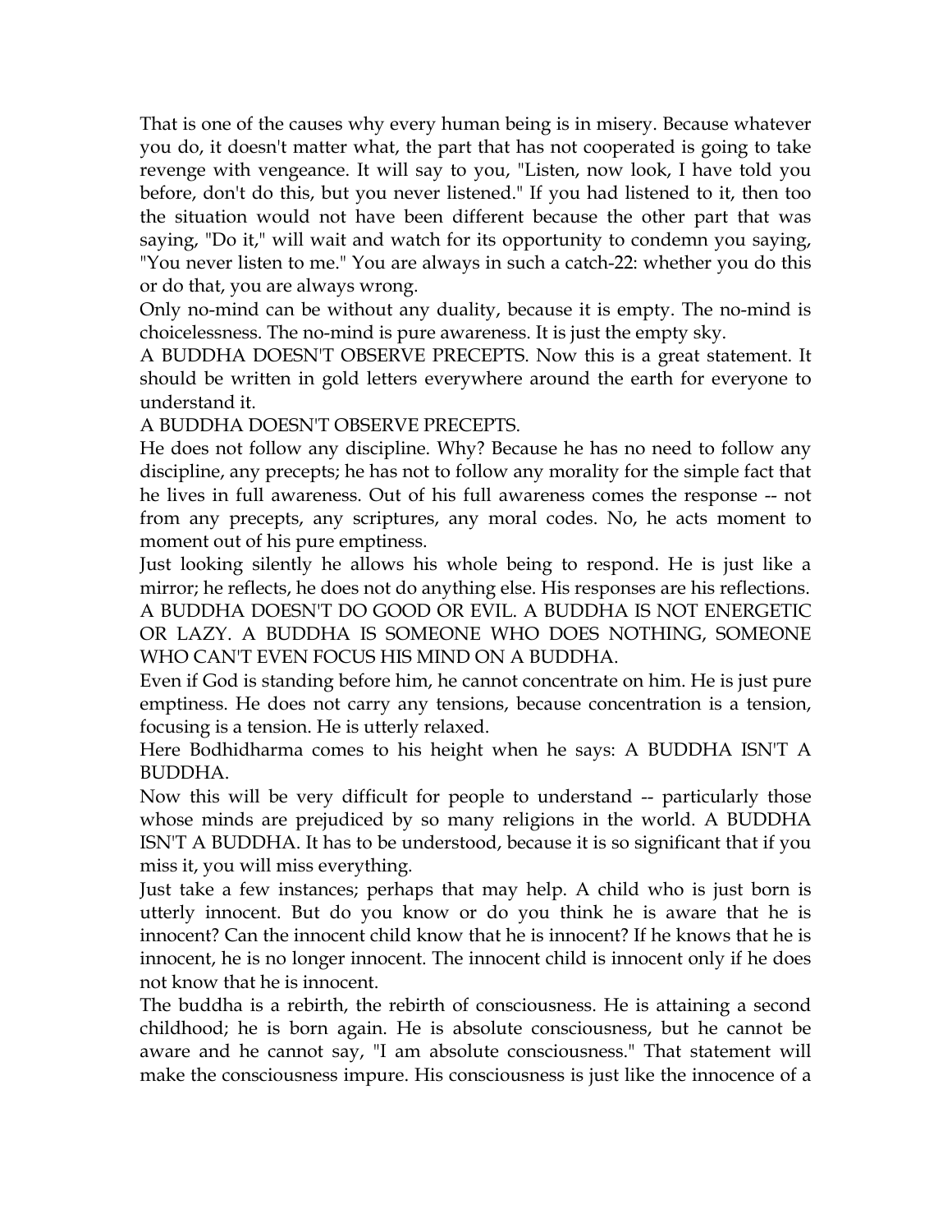That is one of the causes why every human being is in misery. Because whatever you do, it doesn't matter what, the part that has not cooperated is going to take revenge with vengeance. It will say to you, "Listen, now look, I have told you before, don't do this, but you never listened." If you had listened to it, then too the situation would not have been different because the other part that was saying, "Do it," will wait and watch for its opportunity to condemn you saying, "You never listen to me." You are always in such a catch-22: whether you do this or do that, you are always wrong.

Only no-mind can be without any duality, because it is empty. The no-mind is choicelessness. The no-mind is pure awareness. It is just the empty sky.

A BUDDHA DOESN'T OBSERVE PRECEPTS. Now this is a great statement. It should be written in gold letters everywhere around the earth for everyone to understand it.

A BUDDHA DOESN'T OBSERVE PRECEPTS.

He does not follow any discipline. Why? Because he has no need to follow any discipline, any precepts; he has not to follow any morality for the simple fact that he lives in full awareness. Out of his full awareness comes the response -- not from any precepts, any scriptures, any moral codes. No, he acts moment to moment out of his pure emptiness.

Just looking silently he allows his whole being to respond. He is just like a mirror; he reflects, he does not do anything else. His responses are his reflections.

A BUDDHA DOESN'T DO GOOD OR EVIL. A BUDDHA IS NOT ENERGETIC OR LAZY. A BUDDHA IS SOMEONE WHO DOES NOTHING, SOMEONE WHO CAN'T EVEN FOCUS HIS MIND ON A BUDDHA.

Even if God is standing before him, he cannot concentrate on him. He is just pure emptiness. He does not carry any tensions, because concentration is a tension, focusing is a tension. He is utterly relaxed.

Here Bodhidharma comes to his height when he says: A BUDDHA ISN'T A BUDDHA.

Now this will be very difficult for people to understand -- particularly those whose minds are prejudiced by so many religions in the world. A BUDDHA ISN'T A BUDDHA. It has to be understood, because it is so significant that if you miss it, you will miss everything.

Just take a few instances; perhaps that may help. A child who is just born is utterly innocent. But do you know or do you think he is aware that he is innocent? Can the innocent child know that he is innocent? If he knows that he is innocent, he is no longer innocent. The innocent child is innocent only if he does not know that he is innocent.

The buddha is a rebirth, the rebirth of consciousness. He is attaining a second childhood; he is born again. He is absolute consciousness, but he cannot be aware and he cannot say, "I am absolute consciousness." That statement will make the consciousness impure. His consciousness is just like the innocence of a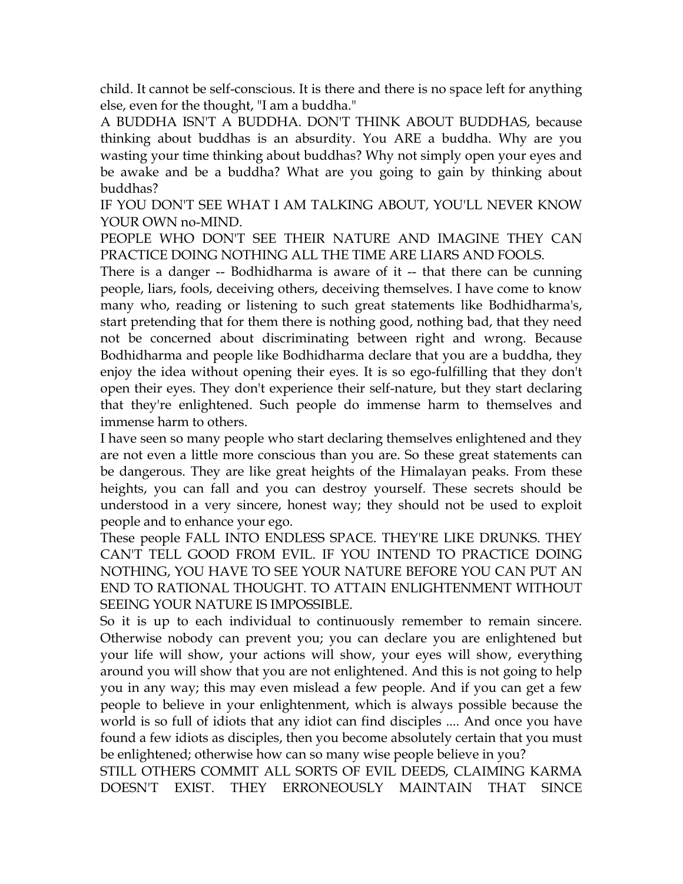child. It cannot be self-conscious. It is there and there is no space left for anything else, even for the thought, "I am a buddha."

A BUDDHA ISN'T A BUDDHA. DON'T THINK ABOUT BUDDHAS, because thinking about buddhas is an absurdity. You ARE a buddha. Why are you wasting your time thinking about buddhas? Why not simply open your eyes and be awake and be a buddha? What are you going to gain by thinking about buddhas?

IF YOU DON'T SEE WHAT I AM TALKING ABOUT, YOU'LL NEVER KNOW YOUR OWN no-MIND.

PEOPLE WHO DON'T SEE THEIR NATURE AND IMAGINE THEY CAN PRACTICE DOING NOTHING ALL THE TIME ARE LIARS AND FOOLS.

There is a danger -- Bodhidharma is aware of it -- that there can be cunning people, liars, fools, deceiving others, deceiving themselves. I have come to know many who, reading or listening to such great statements like Bodhidharma's, start pretending that for them there is nothing good, nothing bad, that they need not be concerned about discriminating between right and wrong. Because Bodhidharma and people like Bodhidharma declare that you are a buddha, they enjoy the idea without opening their eyes. It is so ego-fulfilling that they don't open their eyes. They don't experience their self-nature, but they start declaring that they're enlightened. Such people do immense harm to themselves and immense harm to others.

I have seen so many people who start declaring themselves enlightened and they are not even a little more conscious than you are. So these great statements can be dangerous. They are like great heights of the Himalayan peaks. From these heights, you can fall and you can destroy yourself. These secrets should be understood in a very sincere, honest way; they should not be used to exploit people and to enhance your ego.

These people FALL INTO ENDLESS SPACE. THEY'RE LIKE DRUNKS. THEY CAN'T TELL GOOD FROM EVIL. IF YOU INTEND TO PRACTICE DOING NOTHING, YOU HAVE TO SEE YOUR NATURE BEFORE YOU CAN PUT AN END TO RATIONAL THOUGHT. TO ATTAIN ENLIGHTENMENT WITHOUT SEEING YOUR NATURE IS IMPOSSIBLE.

So it is up to each individual to continuously remember to remain sincere. Otherwise nobody can prevent you; you can declare you are enlightened but your life will show, your actions will show, your eyes will show, everything around you will show that you are not enlightened. And this is not going to help you in any way; this may even mislead a few people. And if you can get a few people to believe in your enlightenment, which is always possible because the world is so full of idiots that any idiot can find disciples .... And once you have found a few idiots as disciples, then you become absolutely certain that you must be enlightened; otherwise how can so many wise people believe in you?

STILL OTHERS COMMIT ALL SORTS OF EVIL DEEDS, CLAIMING KARMA DOESN'T EXIST. THEY ERRONEOUSLY MAINTAIN THAT SINCE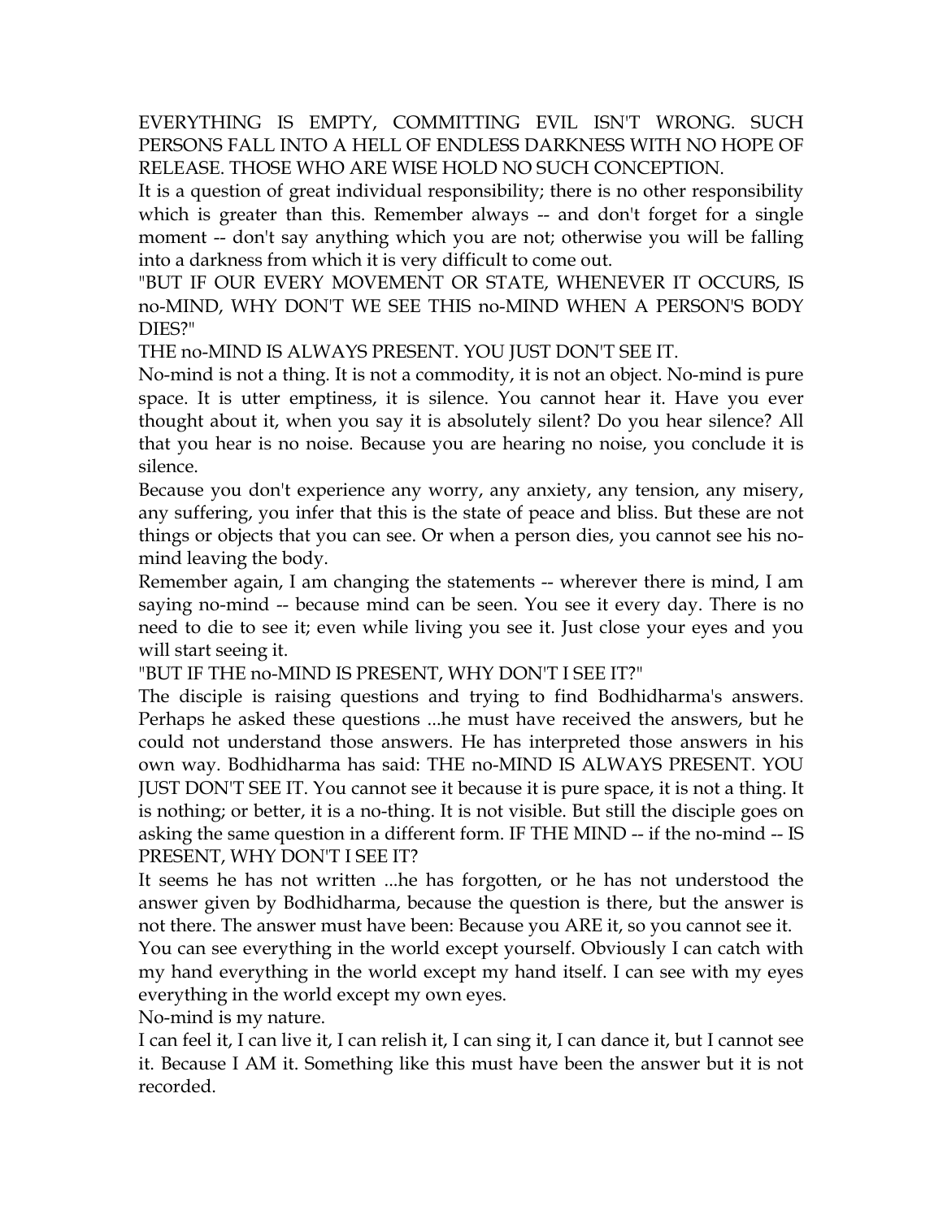EVERYTHING IS EMPTY, COMMITTING EVIL ISN'T WRONG. SUCH PERSONS FALL INTO A HELL OF ENDLESS DARKNESS WITH NO HOPE OF RELEASE. THOSE WHO ARE WISE HOLD NO SUCH CONCEPTION.

It is a question of great individual responsibility; there is no other responsibility which is greater than this. Remember always -- and don't forget for a single moment -- don't say anything which you are not; otherwise you will be falling into a darkness from which it is very difficult to come out.

"BUT IF OUR EVERY MOVEMENT OR STATE, WHENEVER IT OCCURS, IS no-MIND, WHY DON'T WE SEE THIS no-MIND WHEN A PERSON'S BODY DIES?"

THE no-MIND IS ALWAYS PRESENT. YOU JUST DON'T SEE IT.

No-mind is not a thing. It is not a commodity, it is not an object. No-mind is pure space. It is utter emptiness, it is silence. You cannot hear it. Have you ever thought about it, when you say it is absolutely silent? Do you hear silence? All that you hear is no noise. Because you are hearing no noise, you conclude it is silence.

Because you don't experience any worry, any anxiety, any tension, any misery, any suffering, you infer that this is the state of peace and bliss. But these are not things or objects that you can see. Or when a person dies, you cannot see his no-mind leaving the body.

Remember again, I am changing the statements -- wherever there is mind, I am saying no-mind -- because mind can be seen. You see it every day. There is no need to die to see it; even while living you see it. Just close your eyes and you will start seeing it.

"BUT IF THE no-MIND IS PRESENT, WHY DON'T I SEE IT?"

The disciple is raising questions and trying to find Bodhidharma's answers. Perhaps he asked these questions ...he must have received the answers, but he could not understand those answers. He has interpreted those answers in his own way. Bodhidharma has said: THE no-MIND IS ALWAYS PRESENT. YOU JUST DON'T SEE IT. You cannot see it because it is pure space, it is not a thing. It is nothing; or better, it is a no-thing. It is not visible. But still the disciple goes on asking the same question in a different form. IF THE MIND -- if the no-mind -- IS PRESENT, WHY DON'T I SEE IT?

It seems he has not written ...he has forgotten, or he has not understood the answer given by Bodhidharma, because the question is there, but the answer is not there. The answer must have been: Because you ARE it, so you cannot see it.

You can see everything in the world except yourself. Obviously I can catch with my hand everything in the world except my hand itself. I can see with my eyes everything in the world except my own eyes.

No-mind is my nature.

I can feel it, I can live it, I can relish it, I can sing it, I can dance it, but I cannot see it. Because I AM it. Something like this must have been the answer but it is not recorded.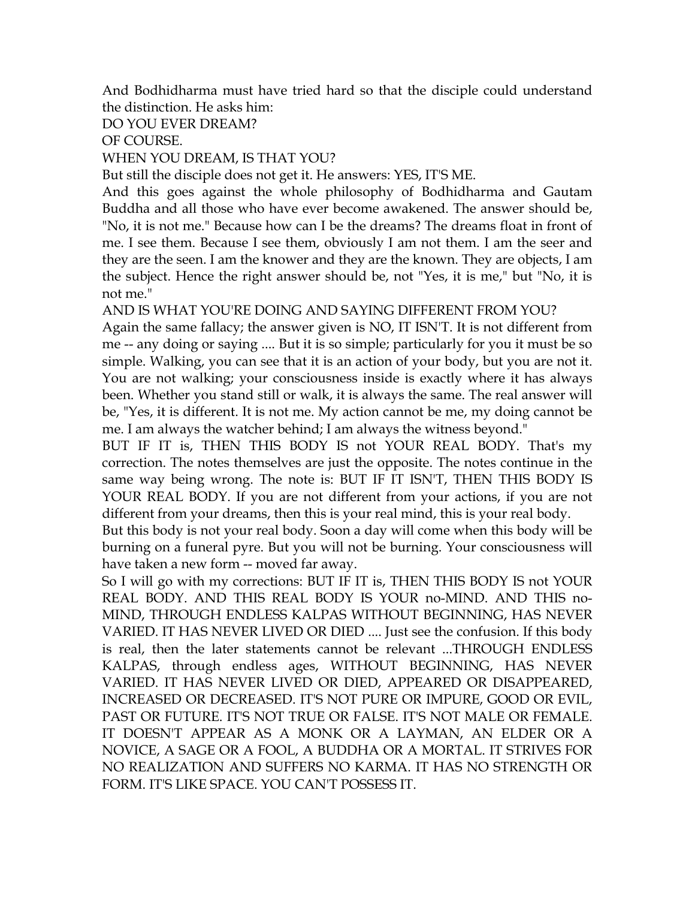And Bodhidharma must have tried hard so that the disciple could understand the distinction. He asks him:

DO YOU EVER DREAM?

OF COURSE.

WHEN YOU DREAM, IS THAT YOU?

But still the disciple does not get it. He answers: YES, IT'S ME.

And this goes against the whole philosophy of Bodhidharma and Gautam Buddha and all those who have ever become awakened. The answer should be, "No, it is not me." Because how can I be the dreams? The dreams float in front of me. I see them. Because I see them, obviously I am not them. I am the seer and they are the seen. I am the knower and they are the known. They are objects, I am the subject. Hence the right answer should be, not "Yes, it is me," but "No, it is not me."

AND IS WHAT YOU'RE DOING AND SAYING DIFFERENT FROM YOU?

Again the same fallacy; the answer given is NO, IT ISN'T. It is not different from me -- any doing or saying .... But it is so simple; particularly for you it must be so simple. Walking, you can see that it is an action of your body, but you are not it. You are not walking; your consciousness inside is exactly where it has always been. Whether you stand still or walk, it is always the same. The real answer will be, "Yes, it is different. It is not me. My action cannot be me, my doing cannot be me. I am always the watcher behind; I am always the witness beyond."

BUT IF IT is, THEN THIS BODY IS not YOUR REAL BODY. That's my correction. The notes themselves are just the opposite. The notes continue in the same way being wrong. The note is: BUT IF IT ISN'T, THEN THIS BODY IS YOUR REAL BODY. If you are not different from your actions, if you are not different from your dreams, then this is your real mind, this is your real body.

But this body is not your real body. Soon a day will come when this body will be burning on a funeral pyre. But you will not be burning. Your consciousness will have taken a new form -- moved far away.

So I will go with my corrections: BUT IF IT is, THEN THIS BODY IS not YOUR REAL BODY. AND THIS REAL BODY IS YOUR no-MIND. AND THIS no-MIND, THROUGH ENDLESS KALPAS WITHOUT BEGINNING, HAS NEVER VARIED. IT HAS NEVER LIVED OR DIED .... Just see the confusion. If this body is real, then the later statements cannot be relevant ...THROUGH ENDLESS KALPAS, through endless ages, WITHOUT BEGINNING, HAS NEVER VARIED. IT HAS NEVER LIVED OR DIED, APPEARED OR DISAPPEARED, INCREASED OR DECREASED. IT'S NOT PURE OR IMPURE, GOOD OR EVIL, PAST OR FUTURE. IT'S NOT TRUE OR FALSE. IT'S NOT MALE OR FEMALE. IT DOESN'T APPEAR AS A MONK OR A LAYMAN, AN ELDER OR A NOVICE, A SAGE OR A FOOL, A BUDDHA OR A MORTAL. IT STRIVES FOR NO REALIZATION AND SUFFERS NO KARMA. IT HAS NO STRENGTH OR FORM. IT'S LIKE SPACE. YOU CAN'T POSSESS IT.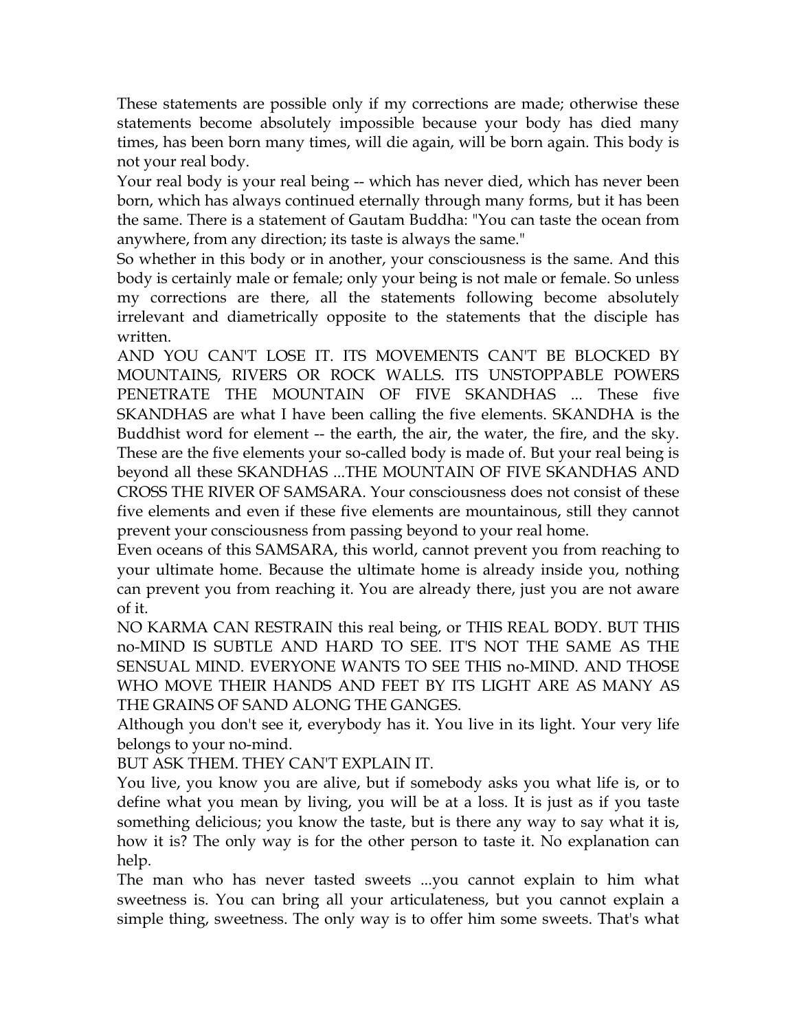These statements are possible only if my corrections are made; otherwise these statements become absolutely impossible because your body has died many times, has been born many times, will die again, will be born again. This body is not your real body.

Your real body is your real being -- which has never died, which has never been born, which has always continued eternally through many forms, but it has been the same. There is a statement of Gautam Buddha: "You can taste the ocean from anywhere, from any direction; its taste is always the same."

So whether in this body or in another, your consciousness is the same. And this body is certainly male or female; only your being is not male or female. So unless my corrections are there, all the statements following become absolutely irrelevant and diametrically opposite to the statements that the disciple has written.

AND YOU CAN'T LOSE IT. ITS MOVEMENTS CAN'T BE BLOCKED BY MOUNTAINS, RIVERS OR ROCK WALLS. ITS UNSTOPPABLE POWERS PENETRATE THE MOUNTAIN OF FIVE SKANDHAS ... These five SKANDHAS are what I have been calling the five elements. SKANDHA is the Buddhist word for element -- the earth, the air, the water, the fire, and the sky. These are the five elements your so-called body is made of. But your real being is beyond all these SKANDHAS ...THE MOUNTAIN OF FIVE SKANDHAS AND CROSS THE RIVER OF SAMSARA. Your consciousness does not consist of these five elements and even if these five elements are mountainous, still they cannot prevent your consciousness from passing beyond to your real home.

Even oceans of this SAMSARA, this world, cannot prevent you from reaching to your ultimate home. Because the ultimate home is already inside you, nothing can prevent you from reaching it. You are already there, just you are not aware of it.

NO KARMA CAN RESTRAIN this real being, or THIS REAL BODY. BUT THIS no-MIND IS SUBTLE AND HARD TO SEE. IT'S NOT THE SAME AS THE SENSUAL MIND. EVERYONE WANTS TO SEE THIS no-MIND. AND THOSE WHO MOVE THEIR HANDS AND FEET BY ITS LIGHT ARE AS MANY AS THE GRAINS OF SAND ALONG THE GANGES.

Although you don't see it, everybody has it. You live in its light. Your very life belongs to your no-mind.

BUT ASK THEM. THEY CAN'T EXPLAIN IT.

You live, you know you are alive, but if somebody asks you what life is, or to define what you mean by living, you will be at a loss. It is just as if you taste something delicious; you know the taste, but is there any way to say what it is, how it is? The only way is for the other person to taste it. No explanation can help.

The man who has never tasted sweets ...you cannot explain to him what sweetness is. You can bring all your articulateness, but you cannot explain a simple thing, sweetness. The only way is to offer him some sweets. That's what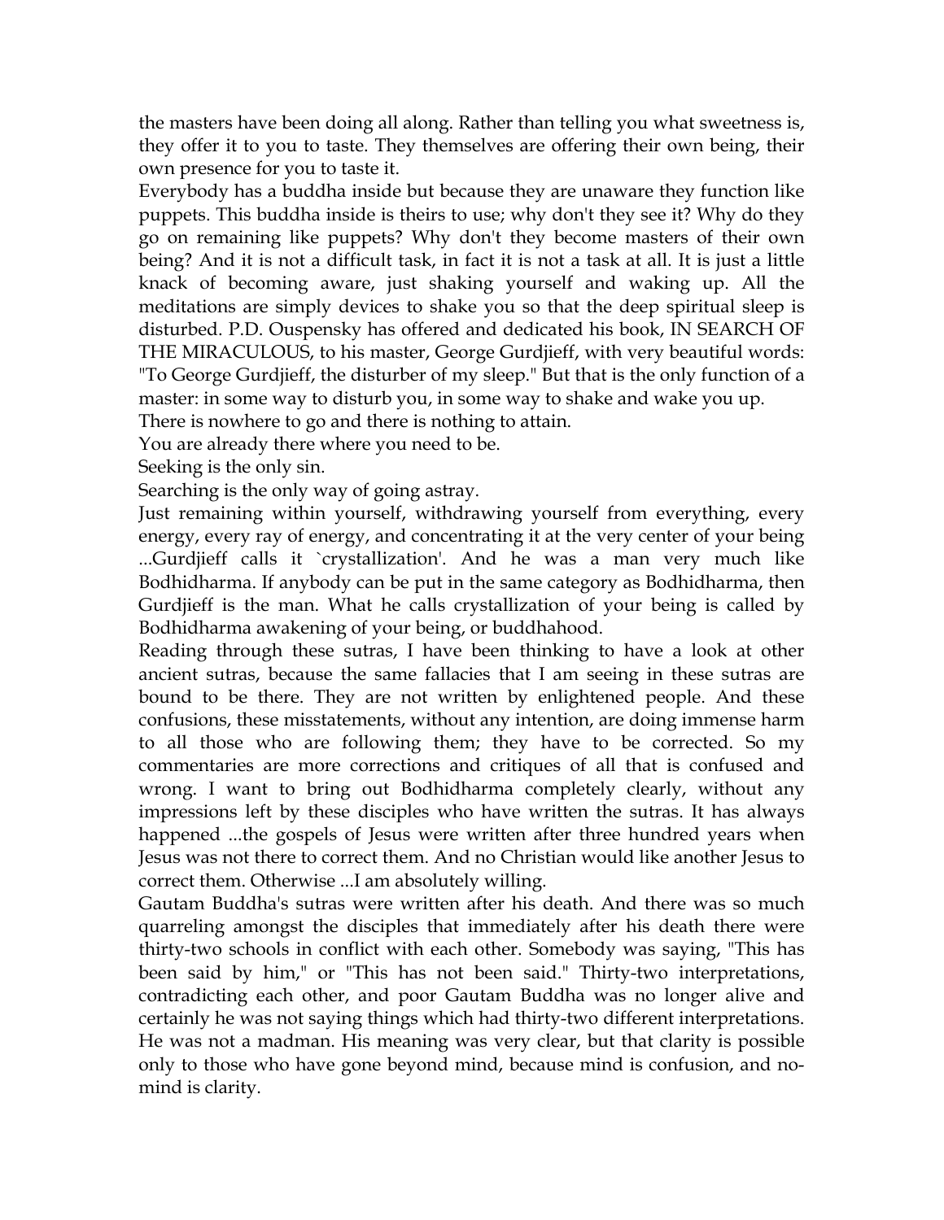the masters have been doing all along. Rather than telling you what sweetness is, they offer it to you to taste. They themselves are offering their own being, their own presence for you to taste it.

Everybody has a buddha inside but because they are unaware they function like puppets. This buddha inside is theirs to use; why don't they see it? Why do they go on remaining like puppets? Why don't they become masters of their own being? And it is not a difficult task, in fact it is not a task at all. It is just a little knack of becoming aware, just shaking yourself and waking up. All the meditations are simply devices to shake you so that the deep spiritual sleep is disturbed. P.D. Ouspensky has offered and dedicated his book, IN SEARCH OF THE MIRACULOUS, to his master, George Gurdjieff, with very beautiful words: "To George Gurdjieff, the disturber of my sleep." But that is the only function of a master: in some way to disturb you, in some way to shake and wake you up.

There is nowhere to go and there is nothing to attain.

You are already there where you need to be.

Seeking is the only sin.

Searching is the only way of going astray.

Just remaining within yourself, withdrawing yourself from everything, every energy, every ray of energy, and concentrating it at the very center of your being ...Gurdjieff calls it `crystallization'. And he was a man very much like Bodhidharma. If anybody can be put in the same category as Bodhidharma, then Gurdjieff is the man. What he calls crystallization of your being is called by Bodhidharma awakening of your being, or buddhahood.

Reading through these sutras, I have been thinking to have a look at other ancient sutras, because the same fallacies that I am seeing in these sutras are bound to be there. They are not written by enlightened people. And these confusions, these misstatements, without any intention, are doing immense harm to all those who are following them; they have to be corrected. So my commentaries are more corrections and critiques of all that is confused and wrong. I want to bring out Bodhidharma completely clearly, without any impressions left by these disciples who have written the sutras. It has always happened ...the gospels of Jesus were written after three hundred years when Jesus was not there to correct them. And no Christian would like another Jesus to correct them. Otherwise ...I am absolutely willing.

Gautam Buddha's sutras were written after his death. And there was so much quarreling amongst the disciples that immediately after his death there were thirty-two schools in conflict with each other. Somebody was saying, "This has been said by him," or "This has not been said." Thirty-two interpretations, contradicting each other, and poor Gautam Buddha was no longer alive and certainly he was not saying things which had thirty-two different interpretations. He was not a madman. His meaning was very clear, but that clarity is possible only to those who have gone beyond mind, because mind is confusion, and no-mind is clarity.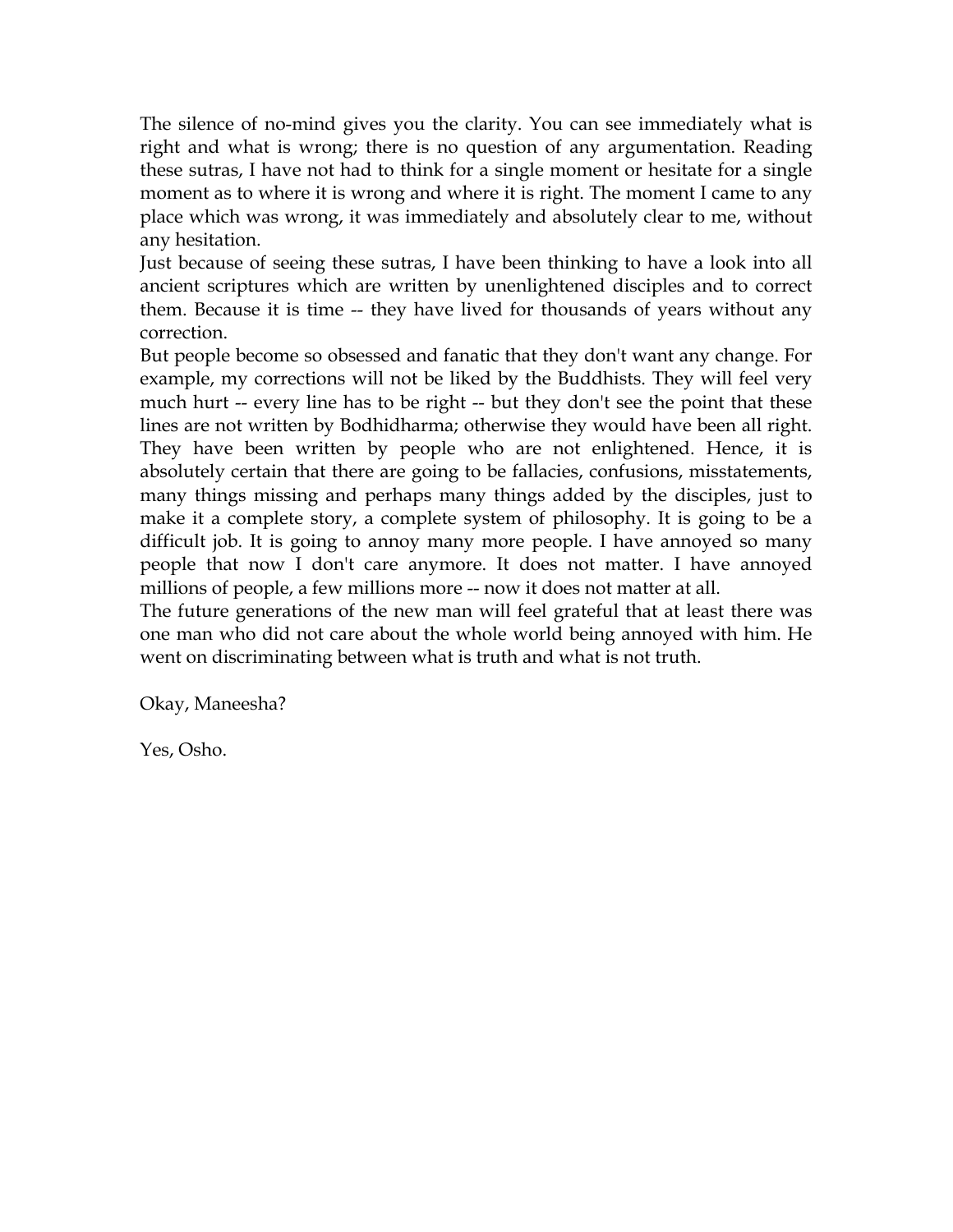The silence of no-mind gives you the clarity. You can see immediately what is right and what is wrong; there is no question of any argumentation. Reading these sutras, I have not had to think for a single moment or hesitate for a single moment as to where it is wrong and where it is right. The moment I came to any place which was wrong, it was immediately and absolutely clear to me, without any hesitation.

Just because of seeing these sutras, I have been thinking to have a look into all ancient scriptures which are written by unenlightened disciples and to correct them. Because it is time -- they have lived for thousands of years without any correction.

But people become so obsessed and fanatic that they don't want any change. For example, my corrections will not be liked by the Buddhists. They will feel very much hurt -- every line has to be right -- but they don't see the point that these lines are not written by Bodhidharma; otherwise they would have been all right. They have been written by people who are not enlightened. Hence, it is absolutely certain that there are going to be fallacies, confusions, misstatements, many things missing and perhaps many things added by the disciples, just to make it a complete story, a complete system of philosophy. It is going to be a difficult job. It is going to annoy many more people. I have annoyed so many people that now I don't care anymore. It does not matter. I have annoyed millions of people, a few millions more -- now it does not matter at all.

The future generations of the new man will feel grateful that at least there was one man who did not care about the whole world being annoyed with him. He went on discriminating between what is truth and what is not truth.

Okay, Maneesha?

Yes, Osho.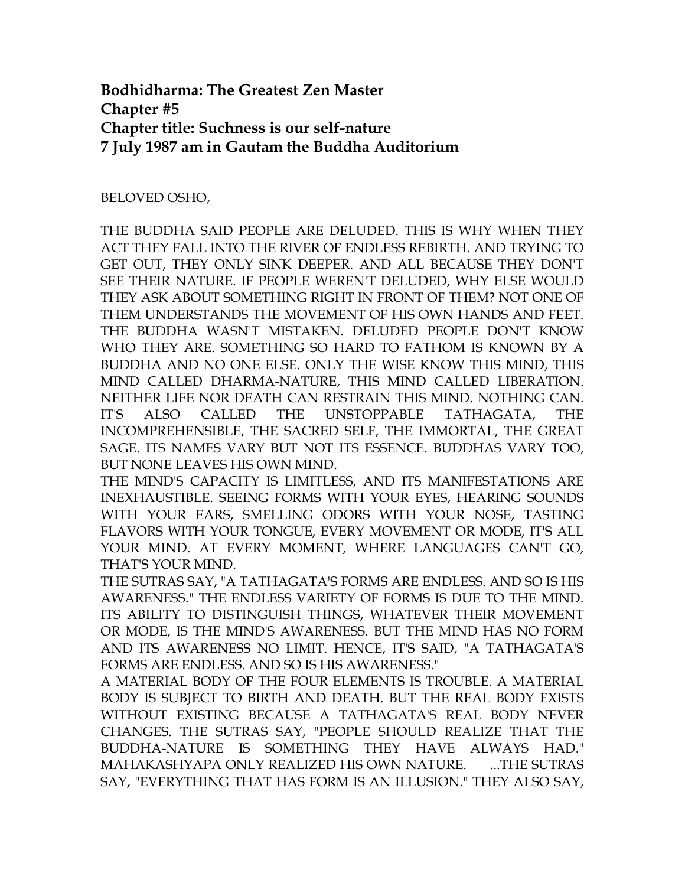**Bodhidharma: The Greatest Zen Master**
**Chapter #5**
**Chapter title: Suchness is our self-nature**
**7 July 1987 am in Gautam the Buddha Auditorium**

BELOVED OSHO,

THE BUDDHA SAID PEOPLE ARE DELUDED. THIS IS WHY WHEN THEY ACT THEY FALL INTO THE RIVER OF ENDLESS REBIRTH. AND TRYING TO GET OUT, THEY ONLY SINK DEEPER. AND ALL BECAUSE THEY DON'T SEE THEIR NATURE. IF PEOPLE WEREN'T DELUDED, WHY ELSE WOULD THEY ASK ABOUT SOMETHING RIGHT IN FRONT OF THEM? NOT ONE OF THEM UNDERSTANDS THE MOVEMENT OF HIS OWN HANDS AND FEET. THE BUDDHA WASN'T MISTAKEN. DELUDED PEOPLE DON'T KNOW WHO THEY ARE. SOMETHING SO HARD TO FATHOM IS KNOWN BY A BUDDHA AND NO ONE ELSE. ONLY THE WISE KNOW THIS MIND, THIS MIND CALLED DHARMA-NATURE, THIS MIND CALLED LIBERATION. NEITHER LIFE NOR DEATH CAN RESTRAIN THIS MIND. NOTHING CAN. IT'S ALSO CALLED THE UNSTOPPABLE TATHAGATA, THE INCOMPREHENSIBLE, THE SACRED SELF, THE IMMORTAL, THE GREAT SAGE. ITS NAMES VARY BUT NOT ITS ESSENCE. BUDDHAS VARY TOO, BUT NONE LEAVES HIS OWN MIND.

THE MIND'S CAPACITY IS LIMITLESS, AND ITS MANIFESTATIONS ARE INEXHAUSTIBLE. SEEING FORMS WITH YOUR EYES, HEARING SOUNDS WITH YOUR EARS, SMELLING ODORS WITH YOUR NOSE, TASTING FLAVORS WITH YOUR TONGUE, EVERY MOVEMENT OR MODE, IT'S ALL YOUR MIND. AT EVERY MOMENT, WHERE LANGUAGES CAN'T GO, THAT'S YOUR MIND.

THE SUTRAS SAY, "A TATHAGATA'S FORMS ARE ENDLESS. AND SO IS HIS AWARENESS." THE ENDLESS VARIETY OF FORMS IS DUE TO THE MIND. ITS ABILITY TO DISTINGUISH THINGS, WHATEVER THEIR MOVEMENT OR MODE, IS THE MIND'S AWARENESS. BUT THE MIND HAS NO FORM AND ITS AWARENESS NO LIMIT. HENCE, IT'S SAID, "A TATHAGATA'S FORMS ARE ENDLESS. AND SO IS HIS AWARENESS."

A MATERIAL BODY OF THE FOUR ELEMENTS IS TROUBLE. A MATERIAL BODY IS SUBJECT TO BIRTH AND DEATH. BUT THE REAL BODY EXISTS WITHOUT EXISTING BECAUSE A TATHAGATA'S REAL BODY NEVER CHANGES. THE SUTRAS SAY, "PEOPLE SHOULD REALIZE THAT THE BUDDHA-NATURE IS SOMETHING THEY HAVE ALWAYS HAD." MAHAKASHYAPA ONLY REALIZED HIS OWN NATURE. ...THE SUTRAS SAY, "EVERYTHING THAT HAS FORM IS AN ILLUSION." THEY ALSO SAY,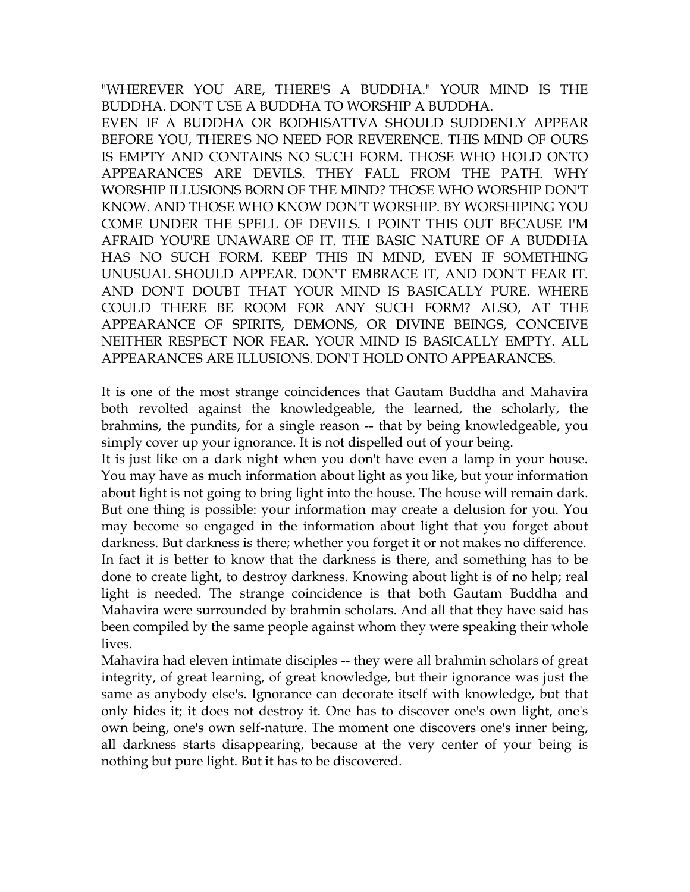"WHEREVER YOU ARE, THERE'S A BUDDHA." YOUR MIND IS THE BUDDHA. DON'T USE A BUDDHA TO WORSHIP A BUDDHA.

EVEN IF A BUDDHA OR BODHISATTVA SHOULD SUDDENLY APPEAR BEFORE YOU, THERE'S NO NEED FOR REVERENCE. THIS MIND OF OURS IS EMPTY AND CONTAINS NO SUCH FORM. THOSE WHO HOLD ONTO APPEARANCES ARE DEVILS. THEY FALL FROM THE PATH. WHY WORSHIP ILLUSIONS BORN OF THE MIND? THOSE WHO WORSHIP DON'T KNOW. AND THOSE WHO KNOW DON'T WORSHIP. BY WORSHIPING YOU COME UNDER THE SPELL OF DEVILS. I POINT THIS OUT BECAUSE I'M AFRAID YOU'RE UNAWARE OF IT. THE BASIC NATURE OF A BUDDHA HAS NO SUCH FORM. KEEP THIS IN MIND, EVEN IF SOMETHING UNUSUAL SHOULD APPEAR. DON'T EMBRACE IT, AND DON'T FEAR IT. AND DON'T DOUBT THAT YOUR MIND IS BASICALLY PURE. WHERE COULD THERE BE ROOM FOR ANY SUCH FORM? ALSO, AT THE APPEARANCE OF SPIRITS, DEMONS, OR DIVINE BEINGS, CONCEIVE NEITHER RESPECT NOR FEAR. YOUR MIND IS BASICALLY EMPTY. ALL APPEARANCES ARE ILLUSIONS. DON'T HOLD ONTO APPEARANCES.

It is one of the most strange coincidences that Gautam Buddha and Mahavira both revolted against the knowledgeable, the learned, the scholarly, the brahmins, the pundits, for a single reason -- that by being knowledgeable, you simply cover up your ignorance. It is not dispelled out of your being.

It is just like on a dark night when you don't have even a lamp in your house. You may have as much information about light as you like, but your information about light is not going to bring light into the house. The house will remain dark. But one thing is possible: your information may create a delusion for you. You may become so engaged in the information about light that you forget about darkness. But darkness is there; whether you forget it or not makes no difference. In fact it is better to know that the darkness is there, and something has to be done to create light, to destroy darkness. Knowing about light is of no help; real light is needed. The strange coincidence is that both Gautam Buddha and Mahavira were surrounded by brahmin scholars. And all that they have said has been compiled by the same people against whom they were speaking their whole lives.

Mahavira had eleven intimate disciples -- they were all brahmin scholars of great integrity, of great learning, of great knowledge, but their ignorance was just the same as anybody else's. Ignorance can decorate itself with knowledge, but that only hides it; it does not destroy it. One has to discover one's own light, one's own being, one's own self-nature. The moment one discovers one's inner being, all darkness starts disappearing, because at the very center of your being is nothing but pure light. But it has to be discovered.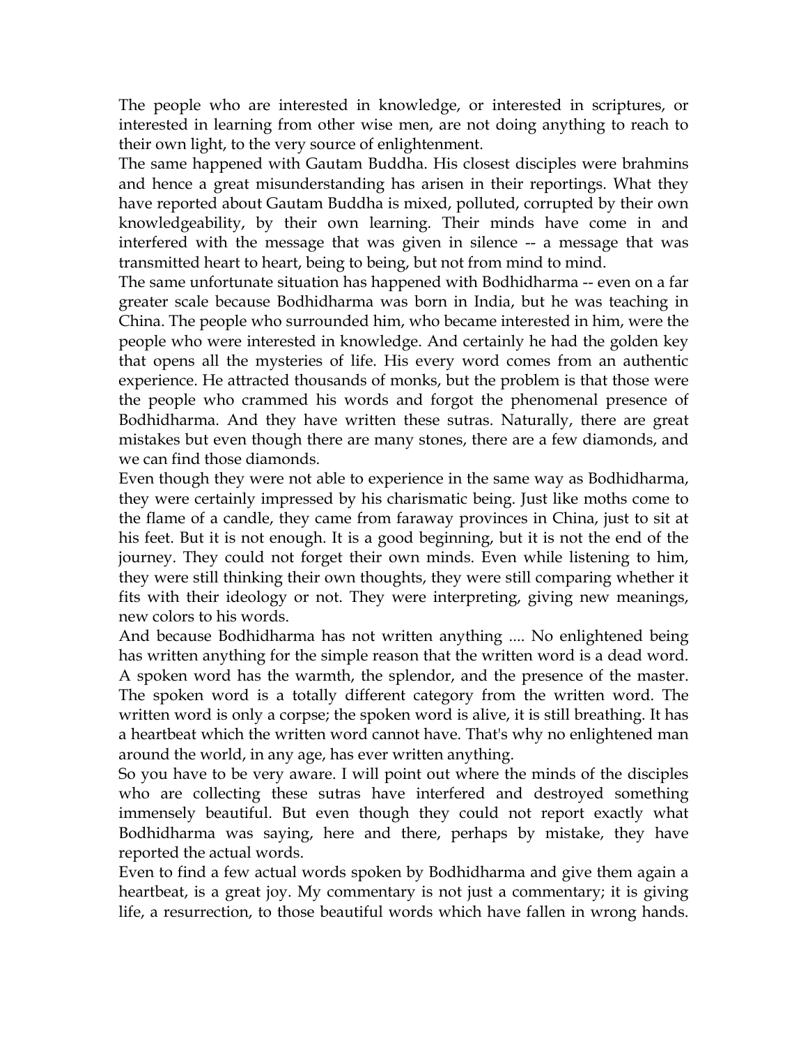The people who are interested in knowledge, or interested in scriptures, or interested in learning from other wise men, are not doing anything to reach to their own light, to the very source of enlightenment.

The same happened with Gautam Buddha. His closest disciples were brahmins and hence a great misunderstanding has arisen in their reportings. What they have reported about Gautam Buddha is mixed, polluted, corrupted by their own knowledgeability, by their own learning. Their minds have come in and interfered with the message that was given in silence -- a message that was transmitted heart to heart, being to being, but not from mind to mind.

The same unfortunate situation has happened with Bodhidharma -- even on a far greater scale because Bodhidharma was born in India, but he was teaching in China. The people who surrounded him, who became interested in him, were the people who were interested in knowledge. And certainly he had the golden key that opens all the mysteries of life. His every word comes from an authentic experience. He attracted thousands of monks, but the problem is that those were the people who crammed his words and forgot the phenomenal presence of Bodhidharma. And they have written these sutras. Naturally, there are great mistakes but even though there are many stones, there are a few diamonds, and we can find those diamonds.

Even though they were not able to experience in the same way as Bodhidharma, they were certainly impressed by his charismatic being. Just like moths come to the flame of a candle, they came from faraway provinces in China, just to sit at his feet. But it is not enough. It is a good beginning, but it is not the end of the journey. They could not forget their own minds. Even while listening to him, they were still thinking their own thoughts, they were still comparing whether it fits with their ideology or not. They were interpreting, giving new meanings, new colors to his words.

And because Bodhidharma has not written anything .... No enlightened being has written anything for the simple reason that the written word is a dead word. A spoken word has the warmth, the splendor, and the presence of the master. The spoken word is a totally different category from the written word. The written word is only a corpse; the spoken word is alive, it is still breathing. It has a heartbeat which the written word cannot have. That's why no enlightened man around the world, in any age, has ever written anything.

So you have to be very aware. I will point out where the minds of the disciples who are collecting these sutras have interfered and destroyed something immensely beautiful. But even though they could not report exactly what Bodhidharma was saying, here and there, perhaps by mistake, they have reported the actual words.

Even to find a few actual words spoken by Bodhidharma and give them again a heartbeat, is a great joy. My commentary is not just a commentary; it is giving life, a resurrection, to those beautiful words which have fallen in wrong hands.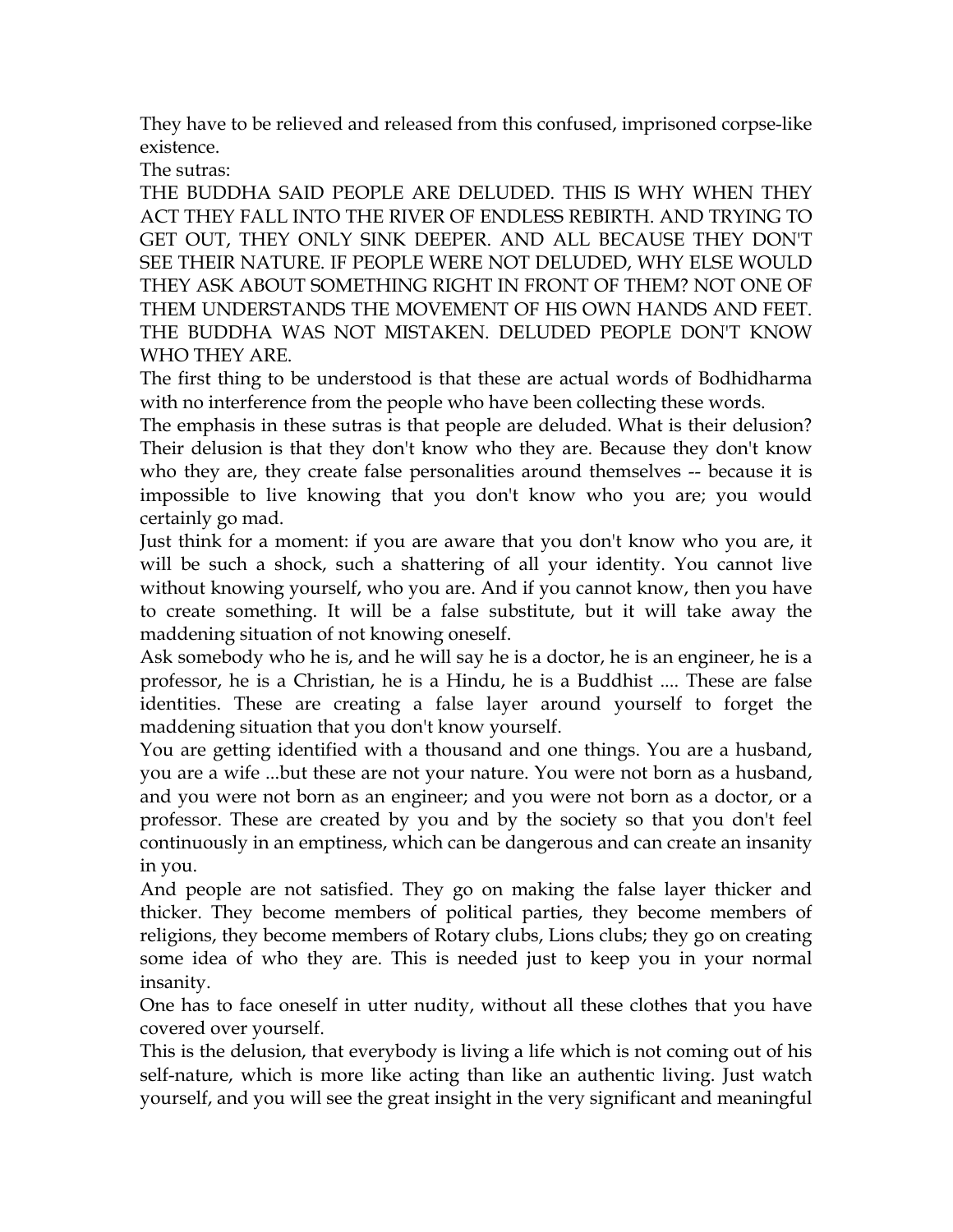They have to be relieved and released from this confused, imprisoned corpse-like existence.

The sutras:

THE BUDDHA SAID PEOPLE ARE DELUDED. THIS IS WHY WHEN THEY ACT THEY FALL INTO THE RIVER OF ENDLESS REBIRTH. AND TRYING TO GET OUT, THEY ONLY SINK DEEPER. AND ALL BECAUSE THEY DON'T SEE THEIR NATURE. IF PEOPLE WERE NOT DELUDED, WHY ELSE WOULD THEY ASK ABOUT SOMETHING RIGHT IN FRONT OF THEM? NOT ONE OF THEM UNDERSTANDS THE MOVEMENT OF HIS OWN HANDS AND FEET. THE BUDDHA WAS NOT MISTAKEN. DELUDED PEOPLE DON'T KNOW WHO THEY ARE.

The first thing to be understood is that these are actual words of Bodhidharma with no interference from the people who have been collecting these words.

The emphasis in these sutras is that people are deluded. What is their delusion? Their delusion is that they don't know who they are. Because they don't know who they are, they create false personalities around themselves -- because it is impossible to live knowing that you don't know who you are; you would certainly go mad.

Just think for a moment: if you are aware that you don't know who you are, it will be such a shock, such a shattering of all your identity. You cannot live without knowing yourself, who you are. And if you cannot know, then you have to create something. It will be a false substitute, but it will take away the maddening situation of not knowing oneself.

Ask somebody who he is, and he will say he is a doctor, he is an engineer, he is a professor, he is a Christian, he is a Hindu, he is a Buddhist .... These are false identities. These are creating a false layer around yourself to forget the maddening situation that you don't know yourself.

You are getting identified with a thousand and one things. You are a husband, you are a wife ...but these are not your nature. You were not born as a husband, and you were not born as an engineer; and you were not born as a doctor, or a professor. These are created by you and by the society so that you don't feel continuously in an emptiness, which can be dangerous and can create an insanity in you.

And people are not satisfied. They go on making the false layer thicker and thicker. They become members of political parties, they become members of religions, they become members of Rotary clubs, Lions clubs; they go on creating some idea of who they are. This is needed just to keep you in your normal insanity.

One has to face oneself in utter nudity, without all these clothes that you have covered over yourself.

This is the delusion, that everybody is living a life which is not coming out of his self-nature, which is more like acting than like an authentic living. Just watch yourself, and you will see the great insight in the very significant and meaningful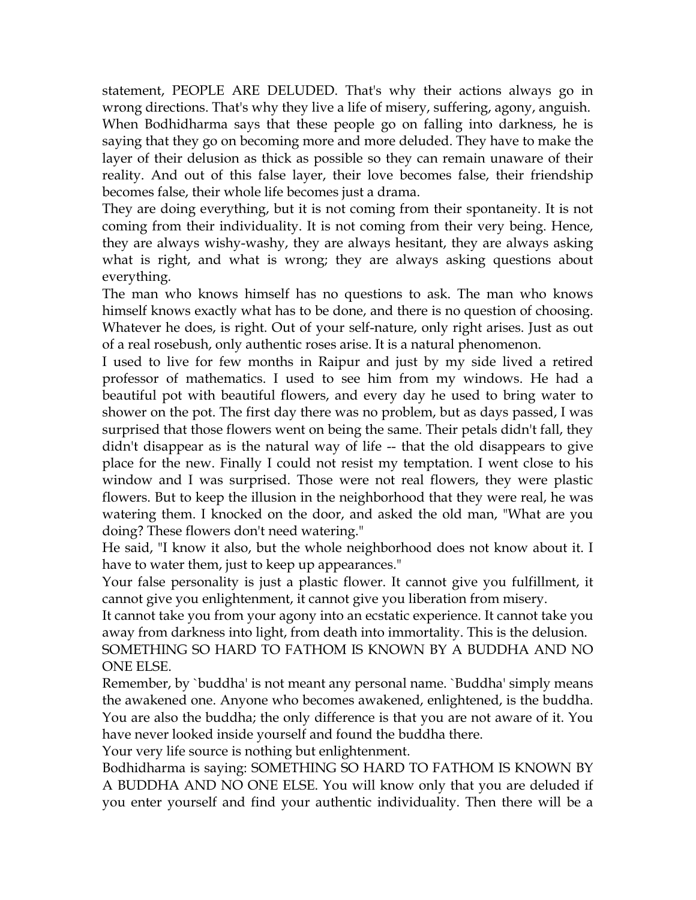statement, PEOPLE ARE DELUDED. That's why their actions always go in wrong directions. That's why they live a life of misery, suffering, agony, anguish.

When Bodhidharma says that these people go on falling into darkness, he is saying that they go on becoming more and more deluded. They have to make the layer of their delusion as thick as possible so they can remain unaware of their reality. And out of this false layer, their love becomes false, their friendship becomes false, their whole life becomes just a drama.

They are doing everything, but it is not coming from their spontaneity. It is not coming from their individuality. It is not coming from their very being. Hence, they are always wishy-washy, they are always hesitant, they are always asking what is right, and what is wrong; they are always asking questions about everything.

The man who knows himself has no questions to ask. The man who knows himself knows exactly what has to be done, and there is no question of choosing. Whatever he does, is right. Out of your self-nature, only right arises. Just as out of a real rosebush, only authentic roses arise. It is a natural phenomenon.

I used to live for few months in Raipur and just by my side lived a retired professor of mathematics. I used to see him from my windows. He had a beautiful pot with beautiful flowers, and every day he used to bring water to shower on the pot. The first day there was no problem, but as days passed, I was surprised that those flowers went on being the same. Their petals didn't fall, they didn't disappear as is the natural way of life -- that the old disappears to give place for the new. Finally I could not resist my temptation. I went close to his window and I was surprised. Those were not real flowers, they were plastic flowers. But to keep the illusion in the neighborhood that they were real, he was watering them. I knocked on the door, and asked the old man, "What are you doing? These flowers don't need watering."

He said, "I know it also, but the whole neighborhood does not know about it. I have to water them, just to keep up appearances."

Your false personality is just a plastic flower. It cannot give you fulfillment, it cannot give you enlightenment, it cannot give you liberation from misery.

It cannot take you from your agony into an ecstatic experience. It cannot take you away from darkness into light, from death into immortality. This is the delusion.

SOMETHING SO HARD TO FATHOM IS KNOWN BY A BUDDHA AND NO ONE ELSE.

Remember, by `buddha' is not meant any personal name. `Buddha' simply means the awakened one. Anyone who becomes awakened, enlightened, is the buddha. You are also the buddha; the only difference is that you are not aware of it. You have never looked inside yourself and found the buddha there.

Your very life source is nothing but enlightenment.

Bodhidharma is saying: SOMETHING SO HARD TO FATHOM IS KNOWN BY A BUDDHA AND NO ONE ELSE. You will know only that you are deluded if you enter yourself and find your authentic individuality. Then there will be a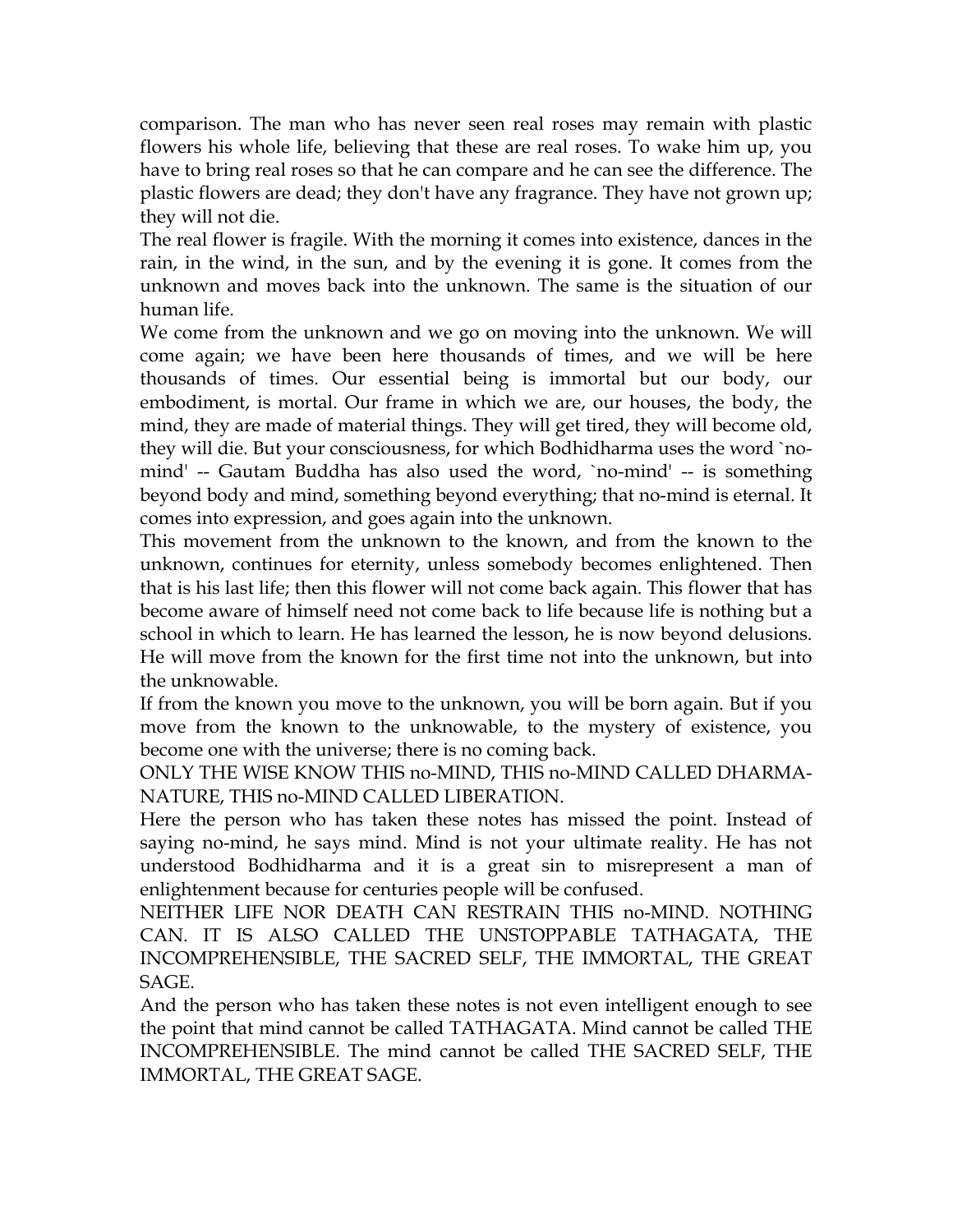comparison. The man who has never seen real roses may remain with plastic flowers his whole life, believing that these are real roses. To wake him up, you have to bring real roses so that he can compare and he can see the difference. The plastic flowers are dead; they don't have any fragrance. They have not grown up; they will not die.

The real flower is fragile. With the morning it comes into existence, dances in the rain, in the wind, in the sun, and by the evening it is gone. It comes from the unknown and moves back into the unknown. The same is the situation of our human life.

We come from the unknown and we go on moving into the unknown. We will come again; we have been here thousands of times, and we will be here thousands of times. Our essential being is immortal but our body, our embodiment, is mortal. Our frame in which we are, our houses, the body, the mind, they are made of material things. They will get tired, they will become old, they will die. But your consciousness, for which Bodhidharma uses the word `no-mind' -- Gautam Buddha has also used the word, `no-mind' -- is something beyond body and mind, something beyond everything; that no-mind is eternal. It comes into expression, and goes again into the unknown.

This movement from the unknown to the known, and from the known to the unknown, continues for eternity, unless somebody becomes enlightened. Then that is his last life; then this flower will not come back again. This flower that has become aware of himself need not come back to life because life is nothing but a school in which to learn. He has learned the lesson, he is now beyond delusions. He will move from the known for the first time not into the unknown, but into the unknowable.

If from the known you move to the unknown, you will be born again. But if you move from the known to the unknowable, to the mystery of existence, you become one with the universe; there is no coming back.

ONLY THE WISE KNOW THIS no-MIND, THIS no-MIND CALLED DHARMA-NATURE, THIS no-MIND CALLED LIBERATION.

Here the person who has taken these notes has missed the point. Instead of saying no-mind, he says mind. Mind is not your ultimate reality. He has not understood Bodhidharma and it is a great sin to misrepresent a man of enlightenment because for centuries people will be confused.

NEITHER LIFE NOR DEATH CAN RESTRAIN THIS no-MIND. NOTHING CAN. IT IS ALSO CALLED THE UNSTOPPABLE TATHAGATA, THE INCOMPREHENSIBLE, THE SACRED SELF, THE IMMORTAL, THE GREAT SAGE.

And the person who has taken these notes is not even intelligent enough to see the point that mind cannot be called TATHAGATA. Mind cannot be called THE INCOMPREHENSIBLE. The mind cannot be called THE SACRED SELF, THE IMMORTAL, THE GREAT SAGE.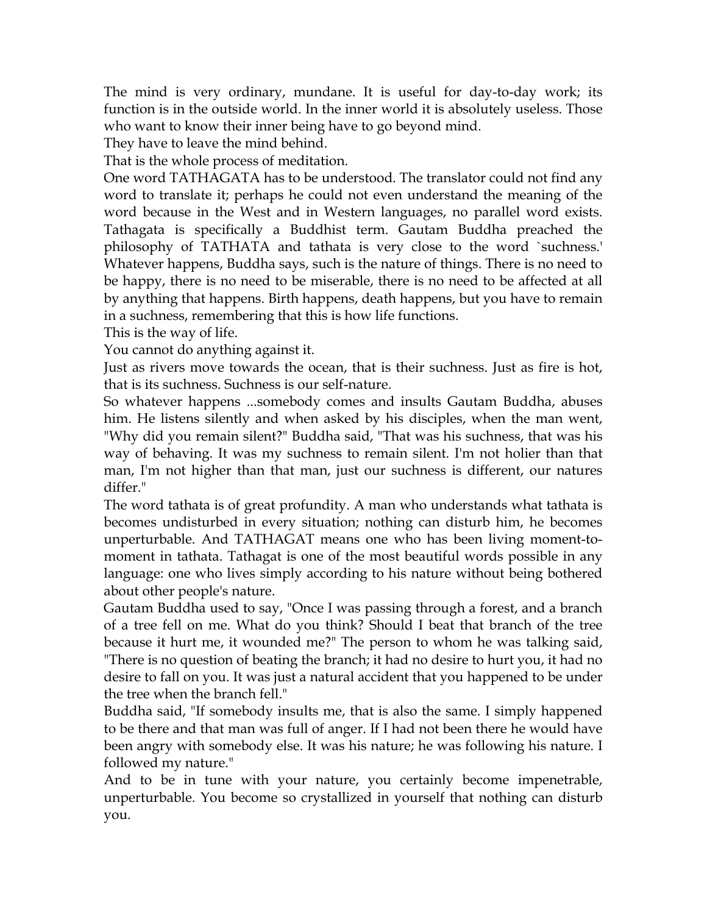The mind is very ordinary, mundane. It is useful for day-to-day work; its function is in the outside world. In the inner world it is absolutely useless. Those who want to know their inner being have to go beyond mind.

They have to leave the mind behind.

That is the whole process of meditation.

One word TATHAGATA has to be understood. The translator could not find any word to translate it; perhaps he could not even understand the meaning of the word because in the West and in Western languages, no parallel word exists. Tathagata is specifically a Buddhist term. Gautam Buddha preached the philosophy of TATHATA and tathata is very close to the word `suchness.' Whatever happens, Buddha says, such is the nature of things. There is no need to be happy, there is no need to be miserable, there is no need to be affected at all by anything that happens. Birth happens, death happens, but you have to remain in a suchness, remembering that this is how life functions.

This is the way of life.

You cannot do anything against it.

Just as rivers move towards the ocean, that is their suchness. Just as fire is hot, that is its suchness. Suchness is our self-nature.

So whatever happens ...somebody comes and insults Gautam Buddha, abuses him. He listens silently and when asked by his disciples, when the man went, "Why did you remain silent?" Buddha said, "That was his suchness, that was his way of behaving. It was my suchness to remain silent. I'm not holier than that man, I'm not higher than that man, just our suchness is different, our natures differ."

The word tathata is of great profundity. A man who understands what tathata is becomes undisturbed in every situation; nothing can disturb him, he becomes unperturbable. And TATHAGAT means one who has been living moment-to-moment in tathata. Tathagat is one of the most beautiful words possible in any language: one who lives simply according to his nature without being bothered about other people's nature.

Gautam Buddha used to say, "Once I was passing through a forest, and a branch of a tree fell on me. What do you think? Should I beat that branch of the tree because it hurt me, it wounded me?" The person to whom he was talking said, "There is no question of beating the branch; it had no desire to hurt you, it had no desire to fall on you. It was just a natural accident that you happened to be under the tree when the branch fell."

Buddha said, "If somebody insults me, that is also the same. I simply happened to be there and that man was full of anger. If I had not been there he would have been angry with somebody else. It was his nature; he was following his nature. I followed my nature."

And to be in tune with your nature, you certainly become impenetrable, unperturbable. You become so crystallized in yourself that nothing can disturb you.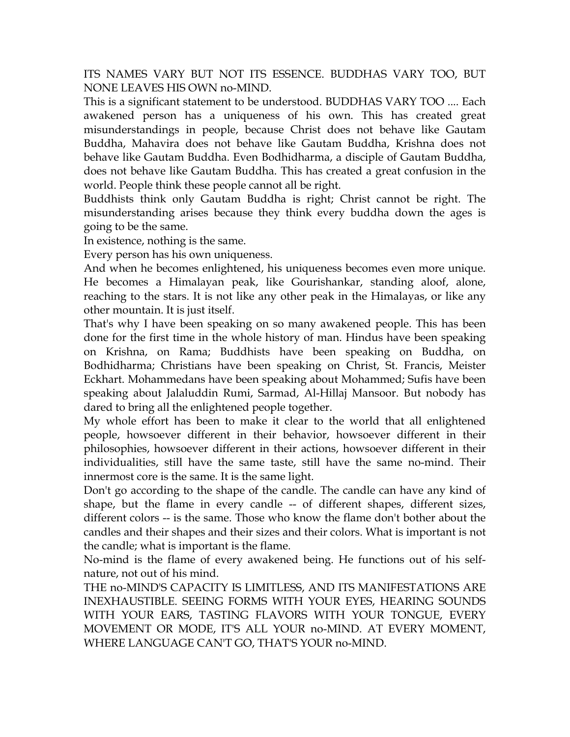ITS NAMES VARY BUT NOT ITS ESSENCE. BUDDHAS VARY TOO, BUT NONE LEAVES HIS OWN no-MIND.

This is a significant statement to be understood. BUDDHAS VARY TOO .... Each awakened person has a uniqueness of his own. This has created great misunderstandings in people, because Christ does not behave like Gautam Buddha, Mahavira does not behave like Gautam Buddha, Krishna does not behave like Gautam Buddha. Even Bodhidharma, a disciple of Gautam Buddha, does not behave like Gautam Buddha. This has created a great confusion in the world. People think these people cannot all be right.

Buddhists think only Gautam Buddha is right; Christ cannot be right. The misunderstanding arises because they think every buddha down the ages is going to be the same.

In existence, nothing is the same.

Every person has his own uniqueness.

And when he becomes enlightened, his uniqueness becomes even more unique. He becomes a Himalayan peak, like Gourishankar, standing aloof, alone, reaching to the stars. It is not like any other peak in the Himalayas, or like any other mountain. It is just itself.

That's why I have been speaking on so many awakened people. This has been done for the first time in the whole history of man. Hindus have been speaking on Krishna, on Rama; Buddhists have been speaking on Buddha, on Bodhidharma; Christians have been speaking on Christ, St. Francis, Meister Eckhart. Mohammedans have been speaking about Mohammed; Sufis have been speaking about Jalaluddin Rumi, Sarmad, Al-Hillaj Mansoor. But nobody has dared to bring all the enlightened people together.

My whole effort has been to make it clear to the world that all enlightened people, howsoever different in their behavior, howsoever different in their philosophies, howsoever different in their actions, howsoever different in their individualities, still have the same taste, still have the same no-mind. Their innermost core is the same. It is the same light.

Don't go according to the shape of the candle. The candle can have any kind of shape, but the flame in every candle -- of different shapes, different sizes, different colors -- is the same. Those who know the flame don't bother about the candles and their shapes and their sizes and their colors. What is important is not the candle; what is important is the flame.

No-mind is the flame of every awakened being. He functions out of his self-nature, not out of his mind.

THE no-MIND'S CAPACITY IS LIMITLESS, AND ITS MANIFESTATIONS ARE INEXHAUSTIBLE. SEEING FORMS WITH YOUR EYES, HEARING SOUNDS WITH YOUR EARS, TASTING FLAVORS WITH YOUR TONGUE, EVERY MOVEMENT OR MODE, IT'S ALL YOUR no-MIND. AT EVERY MOMENT, WHERE LANGUAGE CAN'T GO, THAT'S YOUR no-MIND.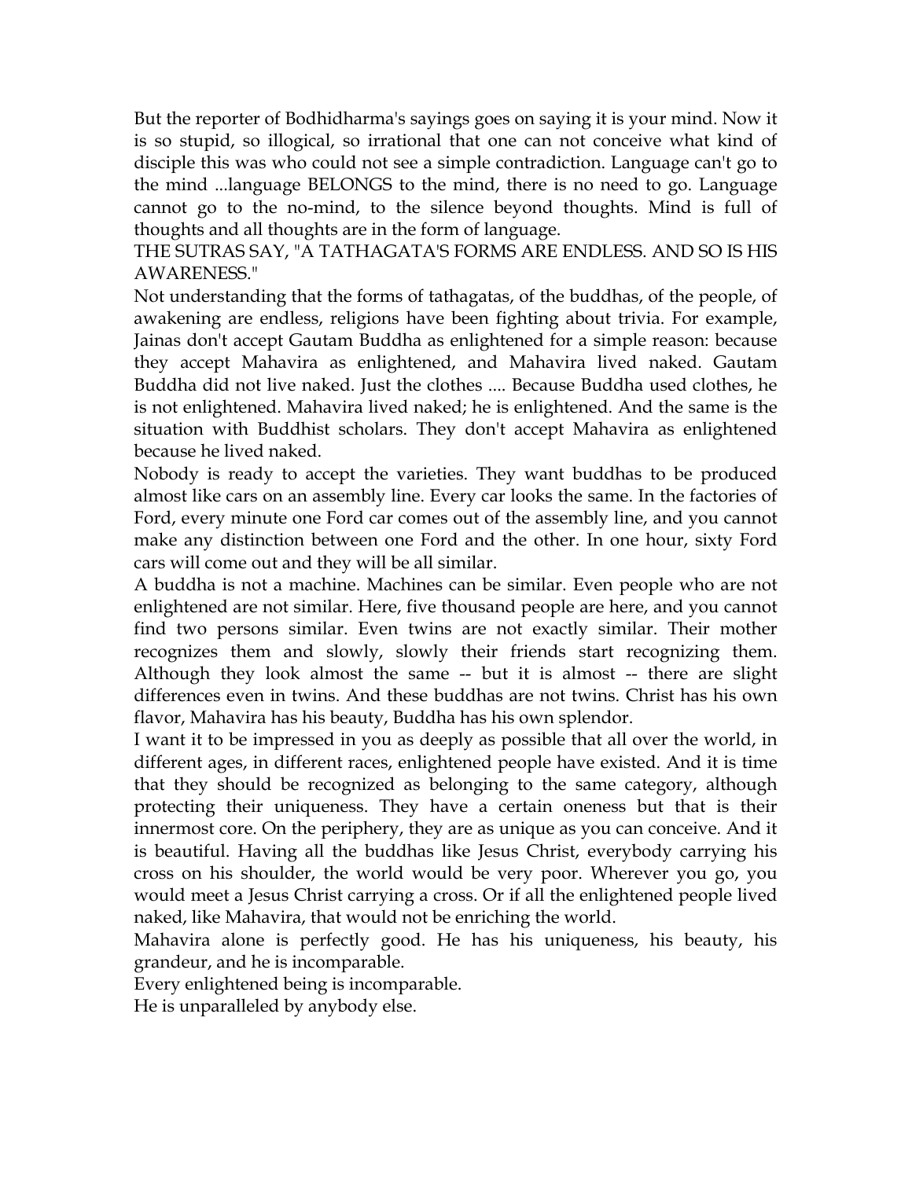But the reporter of Bodhidharma's sayings goes on saying it is your mind. Now it is so stupid, so illogical, so irrational that one can not conceive what kind of disciple this was who could not see a simple contradiction. Language can't go to the mind ...language BELONGS to the mind, there is no need to go. Language cannot go to the no-mind, to the silence beyond thoughts. Mind is full of thoughts and all thoughts are in the form of language.

THE SUTRAS SAY, "A TATHAGATA'S FORMS ARE ENDLESS. AND SO IS HIS AWARENESS."

Not understanding that the forms of tathagatas, of the buddhas, of the people, of awakening are endless, religions have been fighting about trivia. For example, Jainas don't accept Gautam Buddha as enlightened for a simple reason: because they accept Mahavira as enlightened, and Mahavira lived naked. Gautam Buddha did not live naked. Just the clothes .... Because Buddha used clothes, he is not enlightened. Mahavira lived naked; he is enlightened. And the same is the situation with Buddhist scholars. They don't accept Mahavira as enlightened because he lived naked.

Nobody is ready to accept the varieties. They want buddhas to be produced almost like cars on an assembly line. Every car looks the same. In the factories of Ford, every minute one Ford car comes out of the assembly line, and you cannot make any distinction between one Ford and the other. In one hour, sixty Ford cars will come out and they will be all similar.

A buddha is not a machine. Machines can be similar. Even people who are not enlightened are not similar. Here, five thousand people are here, and you cannot find two persons similar. Even twins are not exactly similar. Their mother recognizes them and slowly, slowly their friends start recognizing them. Although they look almost the same -- but it is almost -- there are slight differences even in twins. And these buddhas are not twins. Christ has his own flavor, Mahavira has his beauty, Buddha has his own splendor.

I want it to be impressed in you as deeply as possible that all over the world, in different ages, in different races, enlightened people have existed. And it is time that they should be recognized as belonging to the same category, although protecting their uniqueness. They have a certain oneness but that is their innermost core. On the periphery, they are as unique as you can conceive. And it is beautiful. Having all the buddhas like Jesus Christ, everybody carrying his cross on his shoulder, the world would be very poor. Wherever you go, you would meet a Jesus Christ carrying a cross. Or if all the enlightened people lived naked, like Mahavira, that would not be enriching the world.

Mahavira alone is perfectly good. He has his uniqueness, his beauty, his grandeur, and he is incomparable.

Every enlightened being is incomparable.

He is unparalleled by anybody else.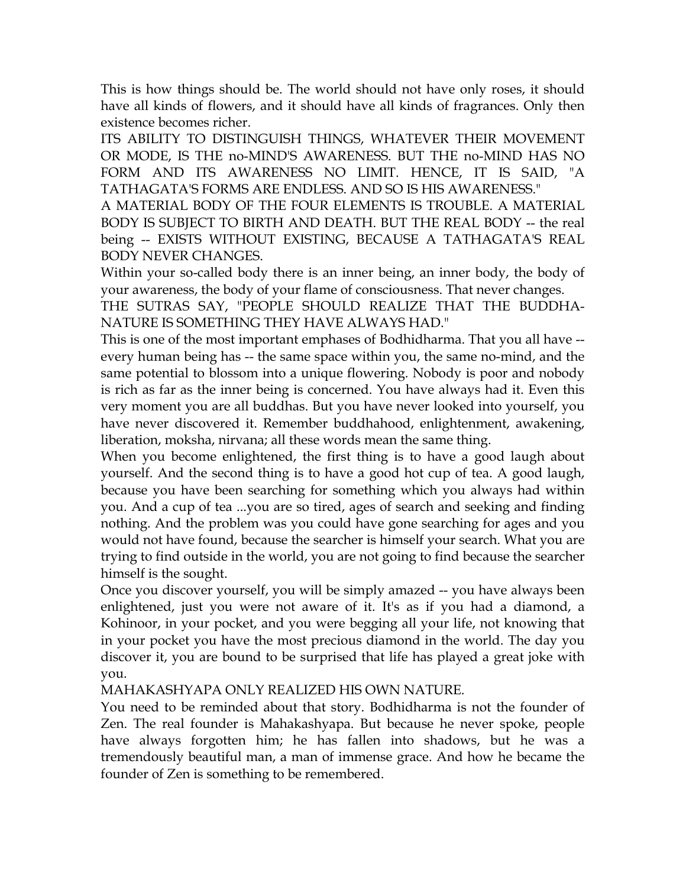This is how things should be. The world should not have only roses, it should have all kinds of flowers, and it should have all kinds of fragrances. Only then existence becomes richer.

ITS ABILITY TO DISTINGUISH THINGS, WHATEVER THEIR MOVEMENT OR MODE, IS THE no-MIND'S AWARENESS. BUT THE no-MIND HAS NO FORM AND ITS AWARENESS NO LIMIT. HENCE, IT IS SAID, "A TATHAGATA'S FORMS ARE ENDLESS. AND SO IS HIS AWARENESS."

A MATERIAL BODY OF THE FOUR ELEMENTS IS TROUBLE. A MATERIAL BODY IS SUBJECT TO BIRTH AND DEATH. BUT THE REAL BODY -- the real being -- EXISTS WITHOUT EXISTING, BECAUSE A TATHAGATA'S REAL BODY NEVER CHANGES.

Within your so-called body there is an inner being, an inner body, the body of your awareness, the body of your flame of consciousness. That never changes.

THE SUTRAS SAY, "PEOPLE SHOULD REALIZE THAT THE BUDDHA-NATURE IS SOMETHING THEY HAVE ALWAYS HAD."

This is one of the most important emphases of Bodhidharma. That you all have -- every human being has -- the same space within you, the same no-mind, and the same potential to blossom into a unique flowering. Nobody is poor and nobody is rich as far as the inner being is concerned. You have always had it. Even this very moment you are all buddhas. But you have never looked into yourself, you have never discovered it. Remember buddhahood, enlightenment, awakening, liberation, moksha, nirvana; all these words mean the same thing.

When you become enlightened, the first thing is to have a good laugh about yourself. And the second thing is to have a good hot cup of tea. A good laugh, because you have been searching for something which you always had within you. And a cup of tea ...you are so tired, ages of search and seeking and finding nothing. And the problem was you could have gone searching for ages and you would not have found, because the searcher is himself your search. What you are trying to find outside in the world, you are not going to find because the searcher himself is the sought.

Once you discover yourself, you will be simply amazed -- you have always been enlightened, just you were not aware of it. It's as if you had a diamond, a Kohinoor, in your pocket, and you were begging all your life, not knowing that in your pocket you have the most precious diamond in the world. The day you discover it, you are bound to be surprised that life has played a great joke with you.

MAHAKASHYAPA ONLY REALIZED HIS OWN NATURE.

You need to be reminded about that story. Bodhidharma is not the founder of Zen. The real founder is Mahakashyapa. But because he never spoke, people have always forgotten him; he has fallen into shadows, but he was a tremendously beautiful man, a man of immense grace. And how he became the founder of Zen is something to be remembered.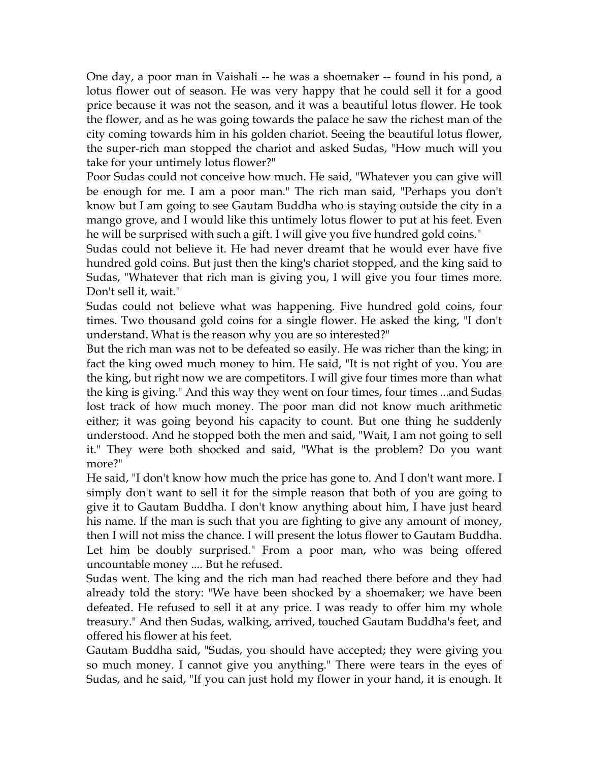One day, a poor man in Vaishali -- he was a shoemaker -- found in his pond, a lotus flower out of season. He was very happy that he could sell it for a good price because it was not the season, and it was a beautiful lotus flower. He took the flower, and as he was going towards the palace he saw the richest man of the city coming towards him in his golden chariot. Seeing the beautiful lotus flower, the super-rich man stopped the chariot and asked Sudas, "How much will you take for your untimely lotus flower?"

Poor Sudas could not conceive how much. He said, "Whatever you can give will be enough for me. I am a poor man." The rich man said, "Perhaps you don't know but I am going to see Gautam Buddha who is staying outside the city in a mango grove, and I would like this untimely lotus flower to put at his feet. Even he will be surprised with such a gift. I will give you five hundred gold coins."

Sudas could not believe it. He had never dreamt that he would ever have five hundred gold coins. But just then the king's chariot stopped, and the king said to Sudas, "Whatever that rich man is giving you, I will give you four times more. Don't sell it, wait."

Sudas could not believe what was happening. Five hundred gold coins, four times. Two thousand gold coins for a single flower. He asked the king, "I don't understand. What is the reason why you are so interested?"

But the rich man was not to be defeated so easily. He was richer than the king; in fact the king owed much money to him. He said, "It is not right of you. You are the king, but right now we are competitors. I will give four times more than what the king is giving." And this way they went on four times, four times ...and Sudas lost track of how much money. The poor man did not know much arithmetic either; it was going beyond his capacity to count. But one thing he suddenly understood. And he stopped both the men and said, "Wait, I am not going to sell it." They were both shocked and said, "What is the problem? Do you want more?"

He said, "I don't know how much the price has gone to. And I don't want more. I simply don't want to sell it for the simple reason that both of you are going to give it to Gautam Buddha. I don't know anything about him, I have just heard his name. If the man is such that you are fighting to give any amount of money, then I will not miss the chance. I will present the lotus flower to Gautam Buddha. Let him be doubly surprised." From a poor man, who was being offered uncountable money .... But he refused.

Sudas went. The king and the rich man had reached there before and they had already told the story: "We have been shocked by a shoemaker; we have been defeated. He refused to sell it at any price. I was ready to offer him my whole treasury." And then Sudas, walking, arrived, touched Gautam Buddha's feet, and offered his flower at his feet.

Gautam Buddha said, "Sudas, you should have accepted; they were giving you so much money. I cannot give you anything." There were tears in the eyes of Sudas, and he said, "If you can just hold my flower in your hand, it is enough. It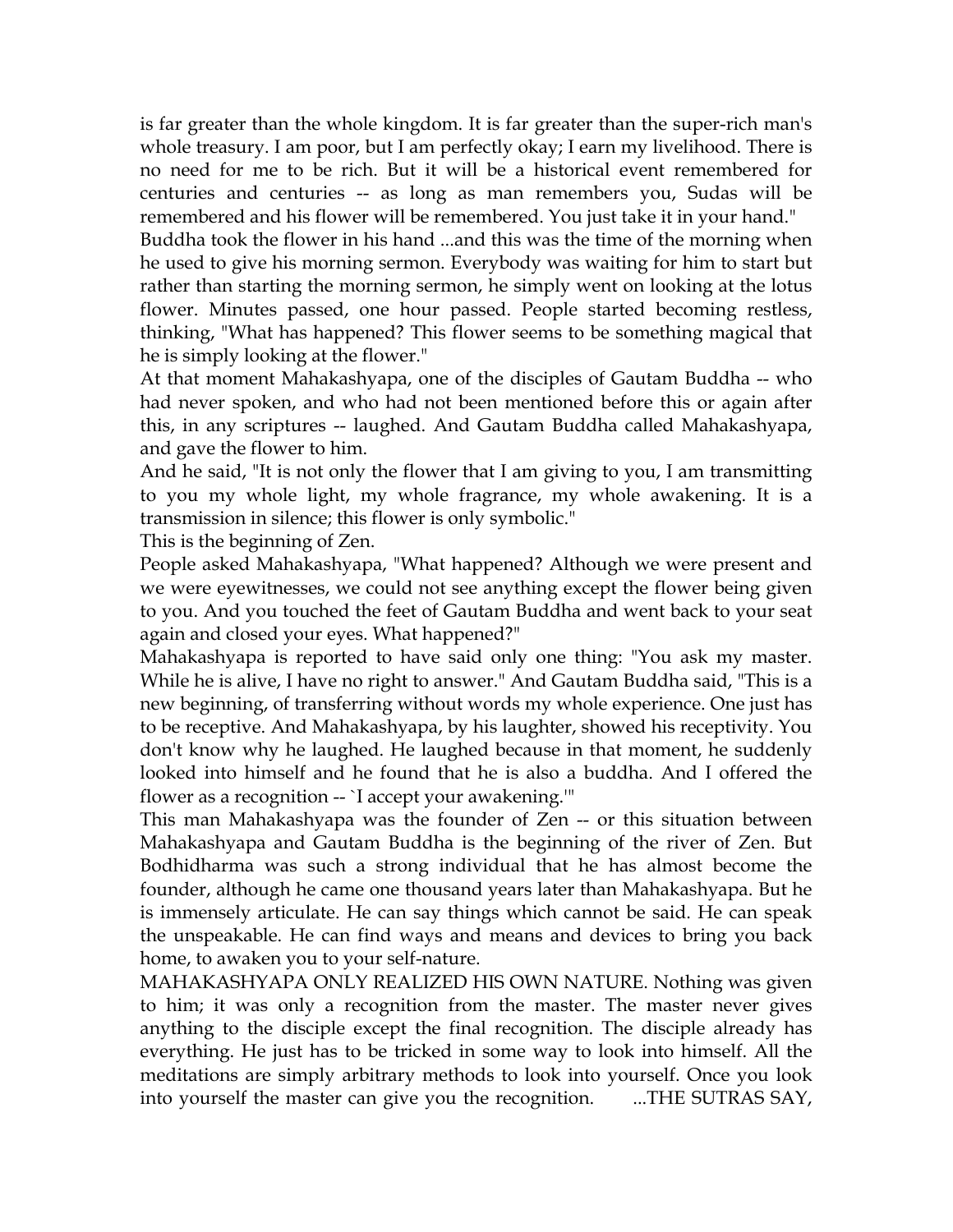is far greater than the whole kingdom. It is far greater than the super-rich man's whole treasury. I am poor, but I am perfectly okay; I earn my livelihood. There is no need for me to be rich. But it will be a historical event remembered for centuries and centuries -- as long as man remembers you, Sudas will be remembered and his flower will be remembered. You just take it in your hand."

Buddha took the flower in his hand ...and this was the time of the morning when he used to give his morning sermon. Everybody was waiting for him to start but rather than starting the morning sermon, he simply went on looking at the lotus flower. Minutes passed, one hour passed. People started becoming restless, thinking, "What has happened? This flower seems to be something magical that he is simply looking at the flower."

At that moment Mahakashyapa, one of the disciples of Gautam Buddha -- who had never spoken, and who had not been mentioned before this or again after this, in any scriptures -- laughed. And Gautam Buddha called Mahakashyapa, and gave the flower to him.

And he said, "It is not only the flower that I am giving to you, I am transmitting to you my whole light, my whole fragrance, my whole awakening. It is a transmission in silence; this flower is only symbolic."

This is the beginning of Zen.

People asked Mahakashyapa, "What happened? Although we were present and we were eyewitnesses, we could not see anything except the flower being given to you. And you touched the feet of Gautam Buddha and went back to your seat again and closed your eyes. What happened?"

Mahakashyapa is reported to have said only one thing: "You ask my master. While he is alive, I have no right to answer." And Gautam Buddha said, "This is a new beginning, of transferring without words my whole experience. One just has to be receptive. And Mahakashyapa, by his laughter, showed his receptivity. You don't know why he laughed. He laughed because in that moment, he suddenly looked into himself and he found that he is also a buddha. And I offered the flower as a recognition -- `I accept your awakening.'"

This man Mahakashyapa was the founder of Zen -- or this situation between Mahakashyapa and Gautam Buddha is the beginning of the river of Zen. But Bodhidharma was such a strong individual that he has almost become the founder, although he came one thousand years later than Mahakashyapa. But he is immensely articulate. He can say things which cannot be said. He can speak the unspeakable. He can find ways and means and devices to bring you back home, to awaken you to your self-nature.

MAHAKASHYAPA ONLY REALIZED HIS OWN NATURE. Nothing was given to him; it was only a recognition from the master. The master never gives anything to the disciple except the final recognition. The disciple already has everything. He just has to be tricked in some way to look into himself. All the meditations are simply arbitrary methods to look into yourself. Once you look into yourself the master can give you the recognition. ...THE SUTRAS SAY,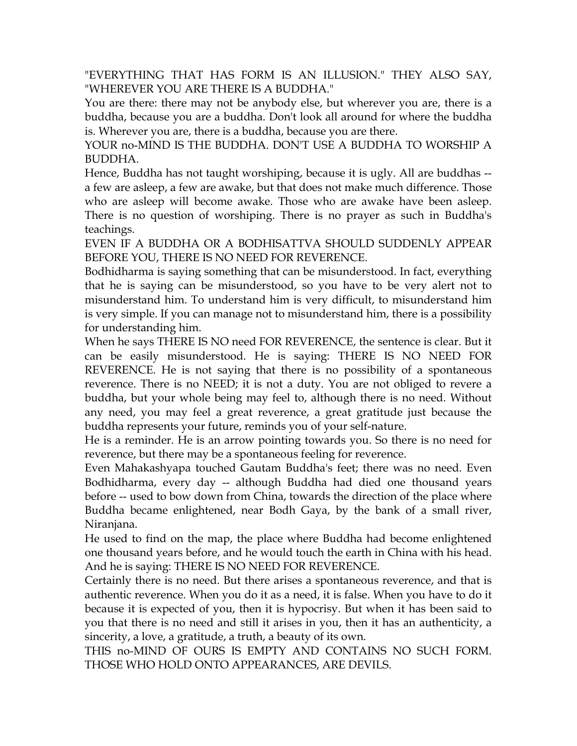"EVERYTHING THAT HAS FORM IS AN ILLUSION." THEY ALSO SAY, "WHEREVER YOU ARE THERE IS A BUDDHA."

You are there: there may not be anybody else, but wherever you are, there is a buddha, because you are a buddha. Don't look all around for where the buddha is. Wherever you are, there is a buddha, because you are there.

YOUR no-MIND IS THE BUDDHA. DON'T USE A BUDDHA TO WORSHIP A BUDDHA.

Hence, Buddha has not taught worshiping, because it is ugly. All are buddhas -- a few are asleep, a few are awake, but that does not make much difference. Those who are asleep will become awake. Those who are awake have been asleep. There is no question of worshiping. There is no prayer as such in Buddha's teachings.

EVEN IF A BUDDHA OR A BODHISATTVA SHOULD SUDDENLY APPEAR BEFORE YOU, THERE IS NO NEED FOR REVERENCE.

Bodhidharma is saying something that can be misunderstood. In fact, everything that he is saying can be misunderstood, so you have to be very alert not to misunderstand him. To understand him is very difficult, to misunderstand him is very simple. If you can manage not to misunderstand him, there is a possibility for understanding him.

When he says THERE IS NO need FOR REVERENCE, the sentence is clear. But it can be easily misunderstood. He is saying: THERE IS NO NEED FOR REVERENCE. He is not saying that there is no possibility of a spontaneous reverence. There is no NEED; it is not a duty. You are not obliged to revere a buddha, but your whole being may feel to, although there is no need. Without any need, you may feel a great reverence, a great gratitude just because the buddha represents your future, reminds you of your self-nature.

He is a reminder. He is an arrow pointing towards you. So there is no need for reverence, but there may be a spontaneous feeling for reverence.

Even Mahakashyapa touched Gautam Buddha's feet; there was no need. Even Bodhidharma, every day -- although Buddha had died one thousand years before -- used to bow down from China, towards the direction of the place where Buddha became enlightened, near Bodh Gaya, by the bank of a small river, Niranjana.

He used to find on the map, the place where Buddha had become enlightened one thousand years before, and he would touch the earth in China with his head. And he is saying: THERE IS NO NEED FOR REVERENCE.

Certainly there is no need. But there arises a spontaneous reverence, and that is authentic reverence. When you do it as a need, it is false. When you have to do it because it is expected of you, then it is hypocrisy. But when it has been said to you that there is no need and still it arises in you, then it has an authenticity, a sincerity, a love, a gratitude, a truth, a beauty of its own.

THIS no-MIND OF OURS IS EMPTY AND CONTAINS NO SUCH FORM. THOSE WHO HOLD ONTO APPEARANCES, ARE DEVILS.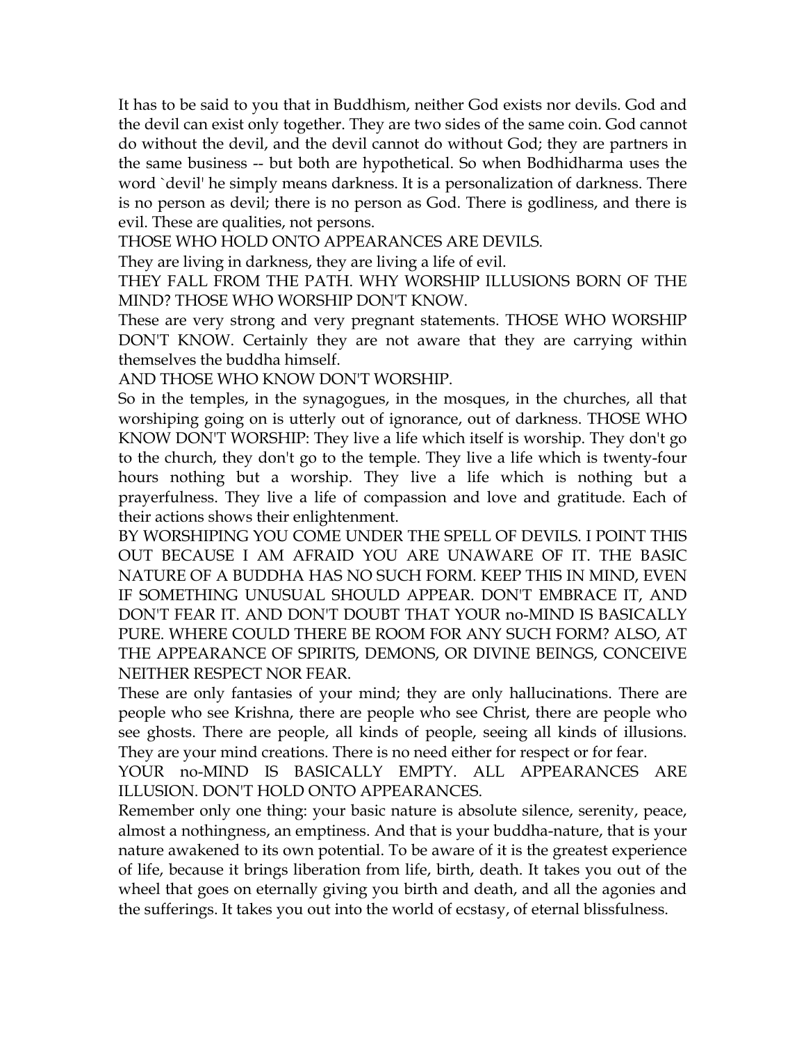It has to be said to you that in Buddhism, neither God exists nor devils. God and the devil can exist only together. They are two sides of the same coin. God cannot do without the devil, and the devil cannot do without God; they are partners in the same business -- but both are hypothetical. So when Bodhidharma uses the word `devil' he simply means darkness. It is a personalization of darkness. There is no person as devil; there is no person as God. There is godliness, and there is evil. These are qualities, not persons.

THOSE WHO HOLD ONTO APPEARANCES ARE DEVILS.

They are living in darkness, they are living a life of evil.

THEY FALL FROM THE PATH. WHY WORSHIP ILLUSIONS BORN OF THE MIND? THOSE WHO WORSHIP DON'T KNOW.

These are very strong and very pregnant statements. THOSE WHO WORSHIP DON'T KNOW. Certainly they are not aware that they are carrying within themselves the buddha himself.

AND THOSE WHO KNOW DON'T WORSHIP.

So in the temples, in the synagogues, in the mosques, in the churches, all that worshiping going on is utterly out of ignorance, out of darkness. THOSE WHO KNOW DON'T WORSHIP: They live a life which itself is worship. They don't go to the church, they don't go to the temple. They live a life which is twenty-four hours nothing but a worship. They live a life which is nothing but a prayerfulness. They live a life of compassion and love and gratitude. Each of their actions shows their enlightenment.

BY WORSHIPING YOU COME UNDER THE SPELL OF DEVILS. I POINT THIS OUT BECAUSE I AM AFRAID YOU ARE UNAWARE OF IT. THE BASIC NATURE OF A BUDDHA HAS NO SUCH FORM. KEEP THIS IN MIND, EVEN IF SOMETHING UNUSUAL SHOULD APPEAR. DON'T EMBRACE IT, AND DON'T FEAR IT. AND DON'T DOUBT THAT YOUR no-MIND IS BASICALLY PURE. WHERE COULD THERE BE ROOM FOR ANY SUCH FORM? ALSO, AT THE APPEARANCE OF SPIRITS, DEMONS, OR DIVINE BEINGS, CONCEIVE NEITHER RESPECT NOR FEAR.

These are only fantasies of your mind; they are only hallucinations. There are people who see Krishna, there are people who see Christ, there are people who see ghosts. There are people, all kinds of people, seeing all kinds of illusions. They are your mind creations. There is no need either for respect or for fear.

YOUR no-MIND IS BASICALLY EMPTY. ALL APPEARANCES ARE ILLUSION. DON'T HOLD ONTO APPEARANCES.

Remember only one thing: your basic nature is absolute silence, serenity, peace, almost a nothingness, an emptiness. And that is your buddha-nature, that is your nature awakened to its own potential. To be aware of it is the greatest experience of life, because it brings liberation from life, birth, death. It takes you out of the wheel that goes on eternally giving you birth and death, and all the agonies and the sufferings. It takes you out into the world of ecstasy, of eternal blissfulness.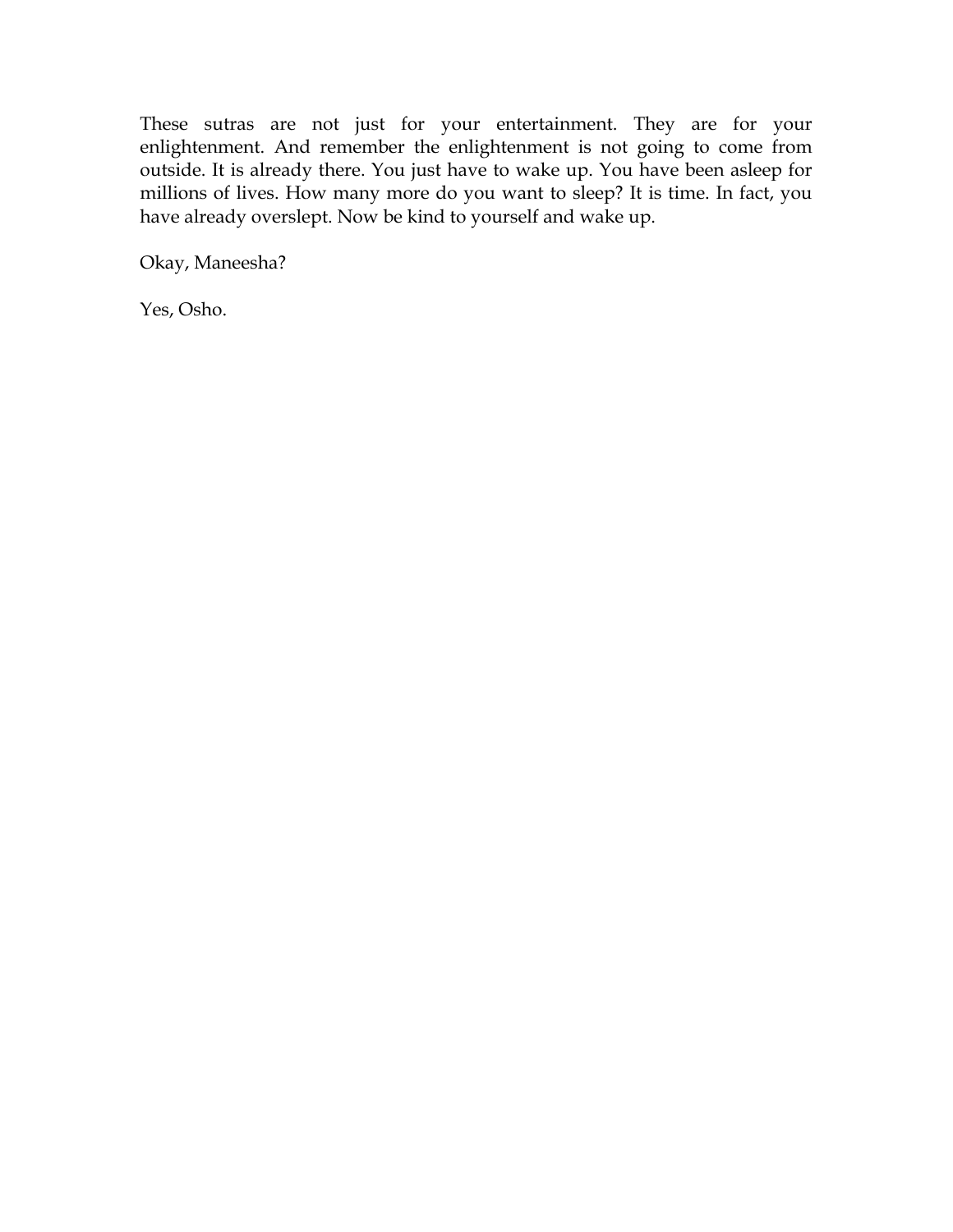These sutras are not just for your entertainment. They are for your enlightenment. And remember the enlightenment is not going to come from outside. It is already there. You just have to wake up. You have been asleep for millions of lives. How many more do you want to sleep? It is time. In fact, you have already overslept. Now be kind to yourself and wake up.

Okay, Maneesha?

Yes, Osho.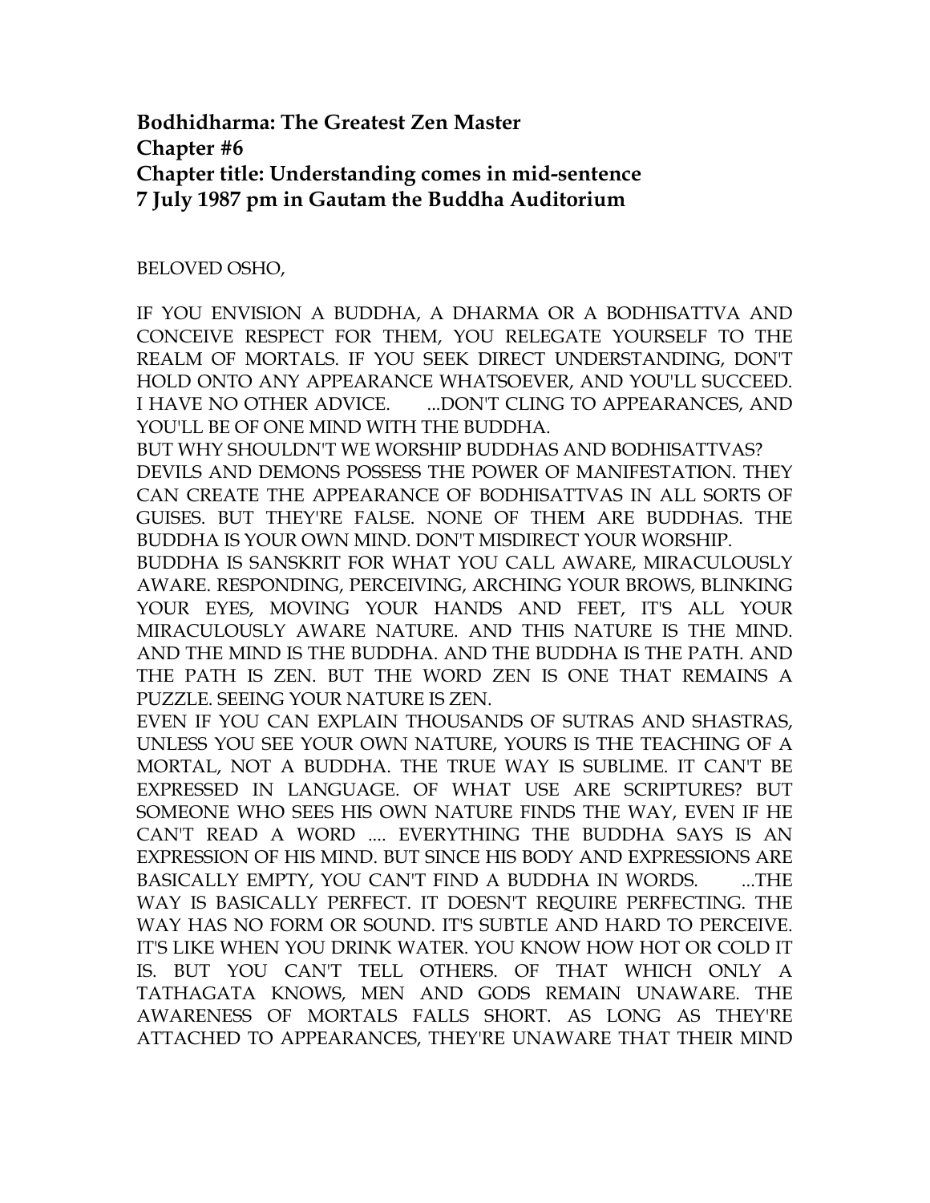**Bodhidharma: The Greatest Zen Master**
**Chapter #6**
**Chapter title: Understanding comes in mid-sentence**
**7 July 1987 pm in Gautam the Buddha Auditorium**

BELOVED OSHO,

IF YOU ENVISION A BUDDHA, A DHARMA OR A BODHISATTVA AND CONCEIVE RESPECT FOR THEM, YOU RELEGATE YOURSELF TO THE REALM OF MORTALS. IF YOU SEEK DIRECT UNDERSTANDING, DON'T HOLD ONTO ANY APPEARANCE WHATSOEVER, AND YOU'LL SUCCEED. I HAVE NO OTHER ADVICE. ...DON'T CLING TO APPEARANCES, AND YOU'LL BE OF ONE MIND WITH THE BUDDHA.
BUT WHY SHOULDN'T WE WORSHIP BUDDHAS AND BODHISATTVAS?
DEVILS AND DEMONS POSSESS THE POWER OF MANIFESTATION. THEY CAN CREATE THE APPEARANCE OF BODHISATTVAS IN ALL SORTS OF GUISES. BUT THEY'RE FALSE. NONE OF THEM ARE BUDDHAS. THE BUDDHA IS YOUR OWN MIND. DON'T MISDIRECT YOUR WORSHIP.
BUDDHA IS SANSKRIT FOR WHAT YOU CALL AWARE, MIRACULOUSLY AWARE. RESPONDING, PERCEIVING, ARCHING YOUR BROWS, BLINKING YOUR EYES, MOVING YOUR HANDS AND FEET, IT'S ALL YOUR MIRACULOUSLY AWARE NATURE. AND THIS NATURE IS THE MIND. AND THE MIND IS THE BUDDHA. AND THE BUDDHA IS THE PATH. AND THE PATH IS ZEN. BUT THE WORD ZEN IS ONE THAT REMAINS A PUZZLE. SEEING YOUR NATURE IS ZEN.
EVEN IF YOU CAN EXPLAIN THOUSANDS OF SUTRAS AND SHASTRAS, UNLESS YOU SEE YOUR OWN NATURE, YOURS IS THE TEACHING OF A MORTAL, NOT A BUDDHA. THE TRUE WAY IS SUBLIME. IT CAN'T BE EXPRESSED IN LANGUAGE. OF WHAT USE ARE SCRIPTURES? BUT SOMEONE WHO SEES HIS OWN NATURE FINDS THE WAY, EVEN IF HE CAN'T READ A WORD .... EVERYTHING THE BUDDHA SAYS IS AN EXPRESSION OF HIS MIND. BUT SINCE HIS BODY AND EXPRESSIONS ARE BASICALLY EMPTY, YOU CAN'T FIND A BUDDHA IN WORDS. ...THE WAY IS BASICALLY PERFECT. IT DOESN'T REQUIRE PERFECTING. THE WAY HAS NO FORM OR SOUND. IT'S SUBTLE AND HARD TO PERCEIVE. IT'S LIKE WHEN YOU DRINK WATER. YOU KNOW HOW HOT OR COLD IT IS. BUT YOU CAN'T TELL OTHERS. OF THAT WHICH ONLY A TATHAGATA KNOWS, MEN AND GODS REMAIN UNAWARE. THE AWARENESS OF MORTALS FALLS SHORT. AS LONG AS THEY'RE ATTACHED TO APPEARANCES, THEY'RE UNAWARE THAT THEIR MIND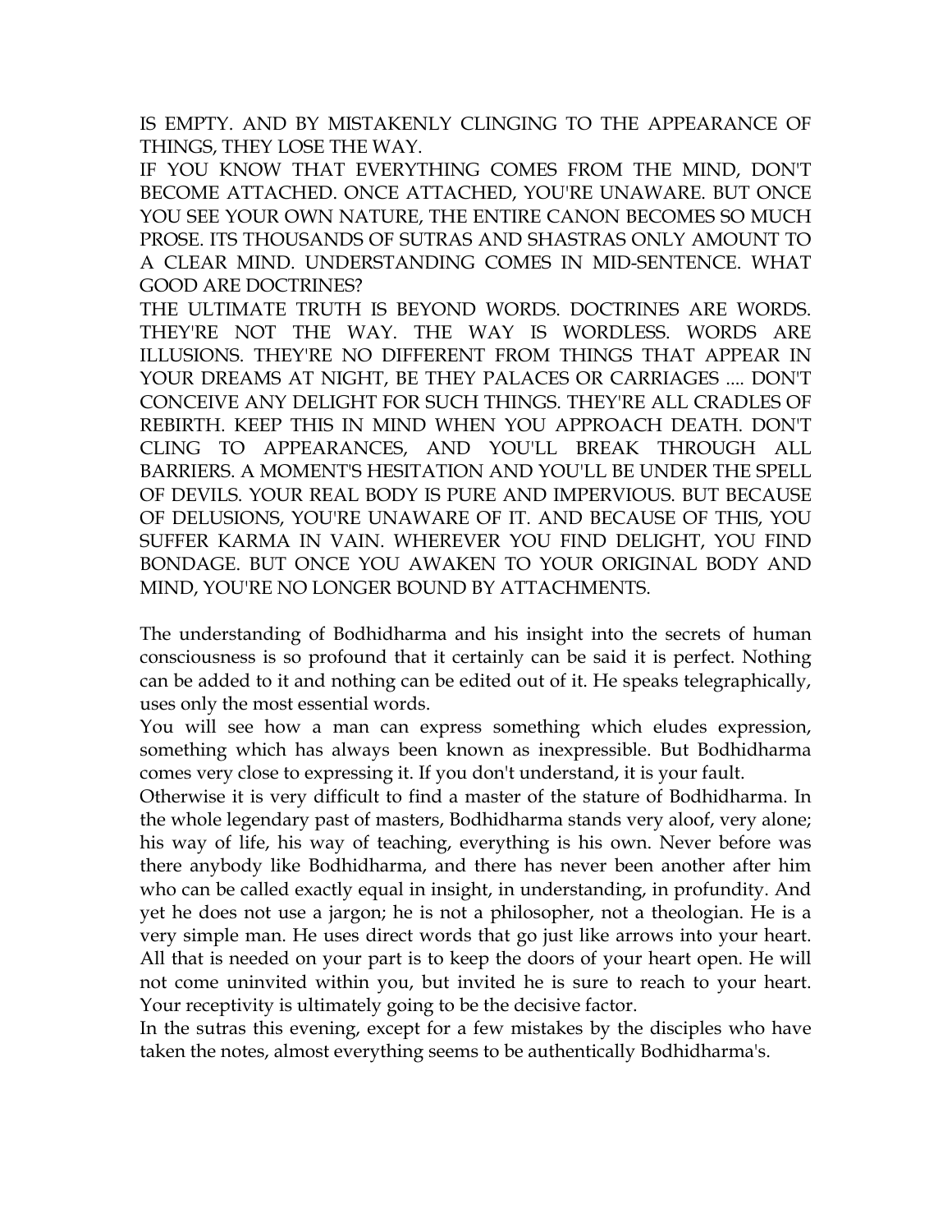IS EMPTY. AND BY MISTAKENLY CLINGING TO THE APPEARANCE OF THINGS, THEY LOSE THE WAY.

IF YOU KNOW THAT EVERYTHING COMES FROM THE MIND, DON'T BECOME ATTACHED. ONCE ATTACHED, YOU'RE UNAWARE. BUT ONCE YOU SEE YOUR OWN NATURE, THE ENTIRE CANON BECOMES SO MUCH PROSE. ITS THOUSANDS OF SUTRAS AND SHASTRAS ONLY AMOUNT TO A CLEAR MIND. UNDERSTANDING COMES IN MID-SENTENCE. WHAT GOOD ARE DOCTRINES?

THE ULTIMATE TRUTH IS BEYOND WORDS. DOCTRINES ARE WORDS. THEY'RE NOT THE WAY. THE WAY IS WORDLESS. WORDS ARE ILLUSIONS. THEY'RE NO DIFFERENT FROM THINGS THAT APPEAR IN YOUR DREAMS AT NIGHT, BE THEY PALACES OR CARRIAGES .... DON'T CONCEIVE ANY DELIGHT FOR SUCH THINGS. THEY'RE ALL CRADLES OF REBIRTH. KEEP THIS IN MIND WHEN YOU APPROACH DEATH. DON'T CLING TO APPEARANCES, AND YOU'LL BREAK THROUGH ALL BARRIERS. A MOMENT'S HESITATION AND YOU'LL BE UNDER THE SPELL OF DEVILS. YOUR REAL BODY IS PURE AND IMPERVIOUS. BUT BECAUSE OF DELUSIONS, YOU'RE UNAWARE OF IT. AND BECAUSE OF THIS, YOU SUFFER KARMA IN VAIN. WHEREVER YOU FIND DELIGHT, YOU FIND BONDAGE. BUT ONCE YOU AWAKEN TO YOUR ORIGINAL BODY AND MIND, YOU'RE NO LONGER BOUND BY ATTACHMENTS.

The understanding of Bodhidharma and his insight into the secrets of human consciousness is so profound that it certainly can be said it is perfect. Nothing can be added to it and nothing can be edited out of it. He speaks telegraphically, uses only the most essential words.

You will see how a man can express something which eludes expression, something which has always been known as inexpressible. But Bodhidharma comes very close to expressing it. If you don't understand, it is your fault.

Otherwise it is very difficult to find a master of the stature of Bodhidharma. In the whole legendary past of masters, Bodhidharma stands very aloof, very alone; his way of life, his way of teaching, everything is his own. Never before was there anybody like Bodhidharma, and there has never been another after him who can be called exactly equal in insight, in understanding, in profundity. And yet he does not use a jargon; he is not a philosopher, not a theologian. He is a very simple man. He uses direct words that go just like arrows into your heart. All that is needed on your part is to keep the doors of your heart open. He will not come uninvited within you, but invited he is sure to reach to your heart. Your receptivity is ultimately going to be the decisive factor.

In the sutras this evening, except for a few mistakes by the disciples who have taken the notes, almost everything seems to be authentically Bodhidharma's.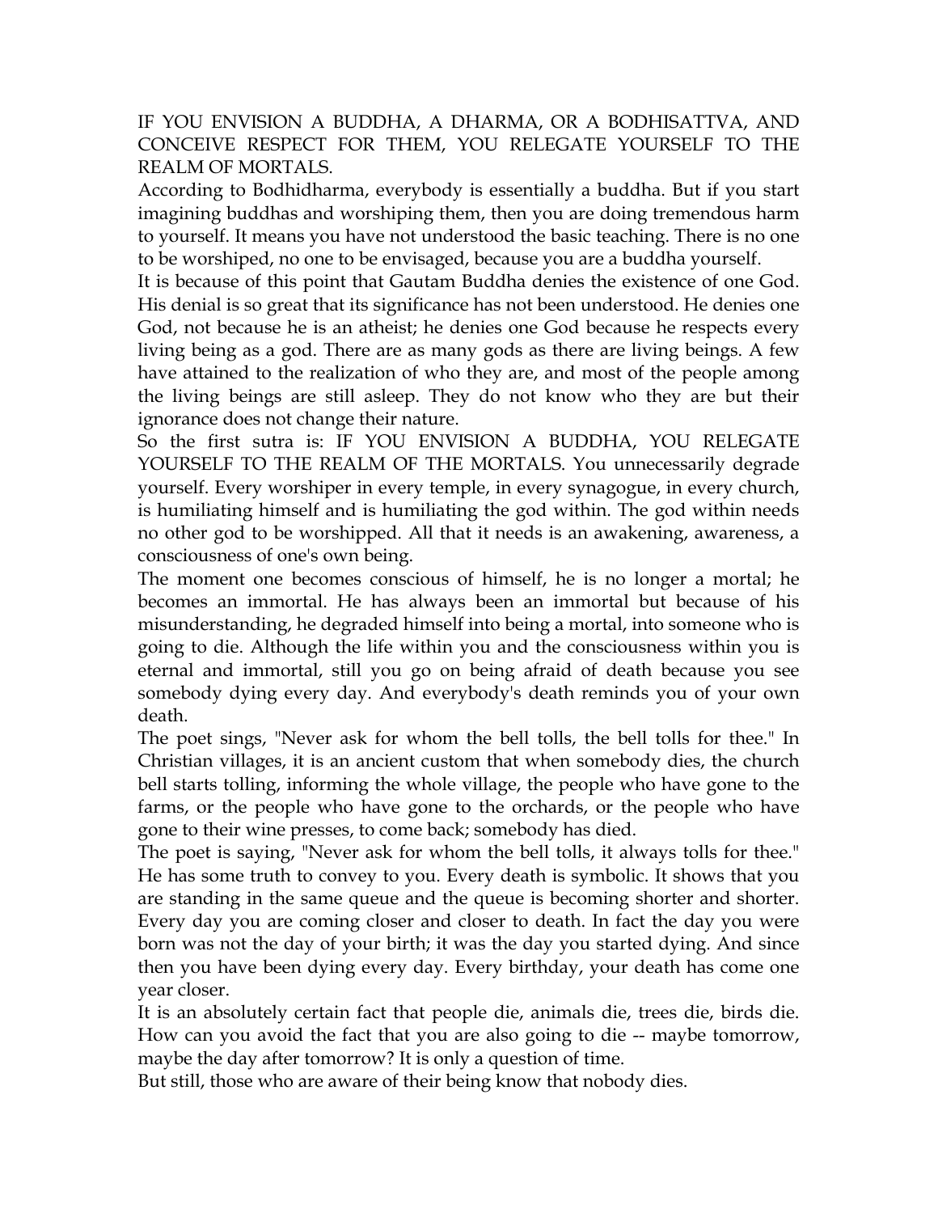IF YOU ENVISION A BUDDHA, A DHARMA, OR A BODHISATTVA, AND CONCEIVE RESPECT FOR THEM, YOU RELEGATE YOURSELF TO THE REALM OF MORTALS.

According to Bodhidharma, everybody is essentially a buddha. But if you start imagining buddhas and worshiping them, then you are doing tremendous harm to yourself. It means you have not understood the basic teaching. There is no one to be worshiped, no one to be envisaged, because you are a buddha yourself.

It is because of this point that Gautam Buddha denies the existence of one God. His denial is so great that its significance has not been understood. He denies one God, not because he is an atheist; he denies one God because he respects every living being as a god. There are as many gods as there are living beings. A few have attained to the realization of who they are, and most of the people among the living beings are still asleep. They do not know who they are but their ignorance does not change their nature.

So the first sutra is: IF YOU ENVISION A BUDDHA, YOU RELEGATE YOURSELF TO THE REALM OF THE MORTALS. You unnecessarily degrade yourself. Every worshiper in every temple, in every synagogue, in every church, is humiliating himself and is humiliating the god within. The god within needs no other god to be worshipped. All that it needs is an awakening, awareness, a consciousness of one's own being.

The moment one becomes conscious of himself, he is no longer a mortal; he becomes an immortal. He has always been an immortal but because of his misunderstanding, he degraded himself into being a mortal, into someone who is going to die. Although the life within you and the consciousness within you is eternal and immortal, still you go on being afraid of death because you see somebody dying every day. And everybody's death reminds you of your own death.

The poet sings, "Never ask for whom the bell tolls, the bell tolls for thee." In Christian villages, it is an ancient custom that when somebody dies, the church bell starts tolling, informing the whole village, the people who have gone to the farms, or the people who have gone to the orchards, or the people who have gone to their wine presses, to come back; somebody has died.

The poet is saying, "Never ask for whom the bell tolls, it always tolls for thee." He has some truth to convey to you. Every death is symbolic. It shows that you are standing in the same queue and the queue is becoming shorter and shorter. Every day you are coming closer and closer to death. In fact the day you were born was not the day of your birth; it was the day you started dying. And since then you have been dying every day. Every birthday, your death has come one year closer.

It is an absolutely certain fact that people die, animals die, trees die, birds die. How can you avoid the fact that you are also going to die -- maybe tomorrow, maybe the day after tomorrow? It is only a question of time.

But still, those who are aware of their being know that nobody dies.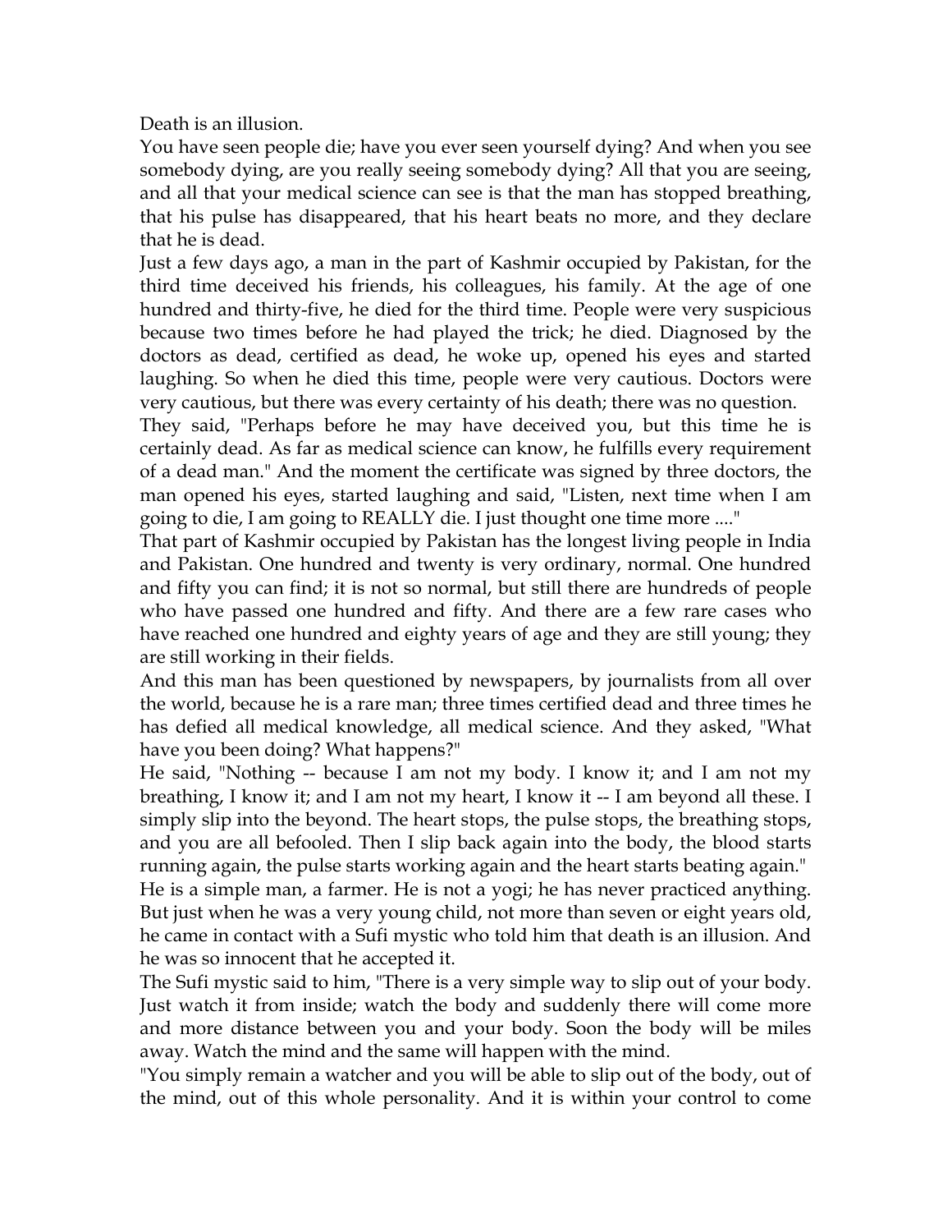Death is an illusion.

You have seen people die; have you ever seen yourself dying? And when you see somebody dying, are you really seeing somebody dying? All that you are seeing, and all that your medical science can see is that the man has stopped breathing, that his pulse has disappeared, that his heart beats no more, and they declare that he is dead.

Just a few days ago, a man in the part of Kashmir occupied by Pakistan, for the third time deceived his friends, his colleagues, his family. At the age of one hundred and thirty-five, he died for the third time. People were very suspicious because two times before he had played the trick; he died. Diagnosed by the doctors as dead, certified as dead, he woke up, opened his eyes and started laughing. So when he died this time, people were very cautious. Doctors were very cautious, but there was every certainty of his death; there was no question.

They said, "Perhaps before he may have deceived you, but this time he is certainly dead. As far as medical science can know, he fulfills every requirement of a dead man." And the moment the certificate was signed by three doctors, the man opened his eyes, started laughing and said, "Listen, next time when I am going to die, I am going to REALLY die. I just thought one time more ...."

That part of Kashmir occupied by Pakistan has the longest living people in India and Pakistan. One hundred and twenty is very ordinary, normal. One hundred and fifty you can find; it is not so normal, but still there are hundreds of people who have passed one hundred and fifty. And there are a few rare cases who have reached one hundred and eighty years of age and they are still young; they are still working in their fields.

And this man has been questioned by newspapers, by journalists from all over the world, because he is a rare man; three times certified dead and three times he has defied all medical knowledge, all medical science. And they asked, "What have you been doing? What happens?"

He said, "Nothing -- because I am not my body. I know it; and I am not my breathing, I know it; and I am not my heart, I know it -- I am beyond all these. I simply slip into the beyond. The heart stops, the pulse stops, the breathing stops, and you are all befooled. Then I slip back again into the body, the blood starts running again, the pulse starts working again and the heart starts beating again."

He is a simple man, a farmer. He is not a yogi; he has never practiced anything. But just when he was a very young child, not more than seven or eight years old, he came in contact with a Sufi mystic who told him that death is an illusion. And he was so innocent that he accepted it.

The Sufi mystic said to him, "There is a very simple way to slip out of your body. Just watch it from inside; watch the body and suddenly there will come more and more distance between you and your body. Soon the body will be miles away. Watch the mind and the same will happen with the mind.

"You simply remain a watcher and you will be able to slip out of the body, out of the mind, out of this whole personality. And it is within your control to come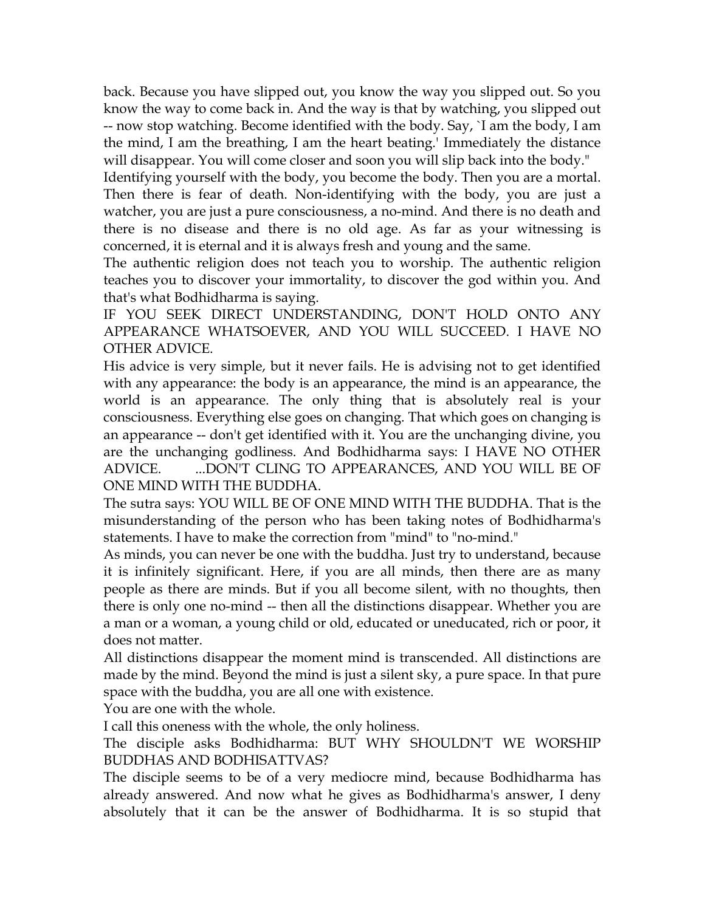back. Because you have slipped out, you know the way you slipped out. So you know the way to come back in. And the way is that by watching, you slipped out -- now stop watching. Become identified with the body. Say, `I am the body, I am the mind, I am the breathing, I am the heart beating.' Immediately the distance will disappear. You will come closer and soon you will slip back into the body."

Identifying yourself with the body, you become the body. Then you are a mortal. Then there is fear of death. Non-identifying with the body, you are just a watcher, you are just a pure consciousness, a no-mind. And there is no death and there is no disease and there is no old age. As far as your witnessing is concerned, it is eternal and it is always fresh and young and the same.

The authentic religion does not teach you to worship. The authentic religion teaches you to discover your immortality, to discover the god within you. And that's what Bodhidharma is saying.

IF YOU SEEK DIRECT UNDERSTANDING, DON'T HOLD ONTO ANY APPEARANCE WHATSOEVER, AND YOU WILL SUCCEED. I HAVE NO OTHER ADVICE.

His advice is very simple, but it never fails. He is advising not to get identified with any appearance: the body is an appearance, the mind is an appearance, the world is an appearance. The only thing that is absolutely real is your consciousness. Everything else goes on changing. That which goes on changing is an appearance -- don't get identified with it. You are the unchanging divine, you are the unchanging godliness. And Bodhidharma says: I HAVE NO OTHER ADVICE. ...DON'T CLING TO APPEARANCES, AND YOU WILL BE OF ONE MIND WITH THE BUDDHA.

The sutra says: YOU WILL BE OF ONE MIND WITH THE BUDDHA. That is the misunderstanding of the person who has been taking notes of Bodhidharma's statements. I have to make the correction from "mind" to "no-mind."

As minds, you can never be one with the buddha. Just try to understand, because it is infinitely significant. Here, if you are all minds, then there are as many people as there are minds. But if you all become silent, with no thoughts, then there is only one no-mind -- then all the distinctions disappear. Whether you are a man or a woman, a young child or old, educated or uneducated, rich or poor, it does not matter.

All distinctions disappear the moment mind is transcended. All distinctions are made by the mind. Beyond the mind is just a silent sky, a pure space. In that pure space with the buddha, you are all one with existence.

You are one with the whole.

I call this oneness with the whole, the only holiness.

The disciple asks Bodhidharma: BUT WHY SHOULDN'T WE WORSHIP BUDDHAS AND BODHISATTVAS?

The disciple seems to be of a very mediocre mind, because Bodhidharma has already answered. And now what he gives as Bodhidharma's answer, I deny absolutely that it can be the answer of Bodhidharma. It is so stupid that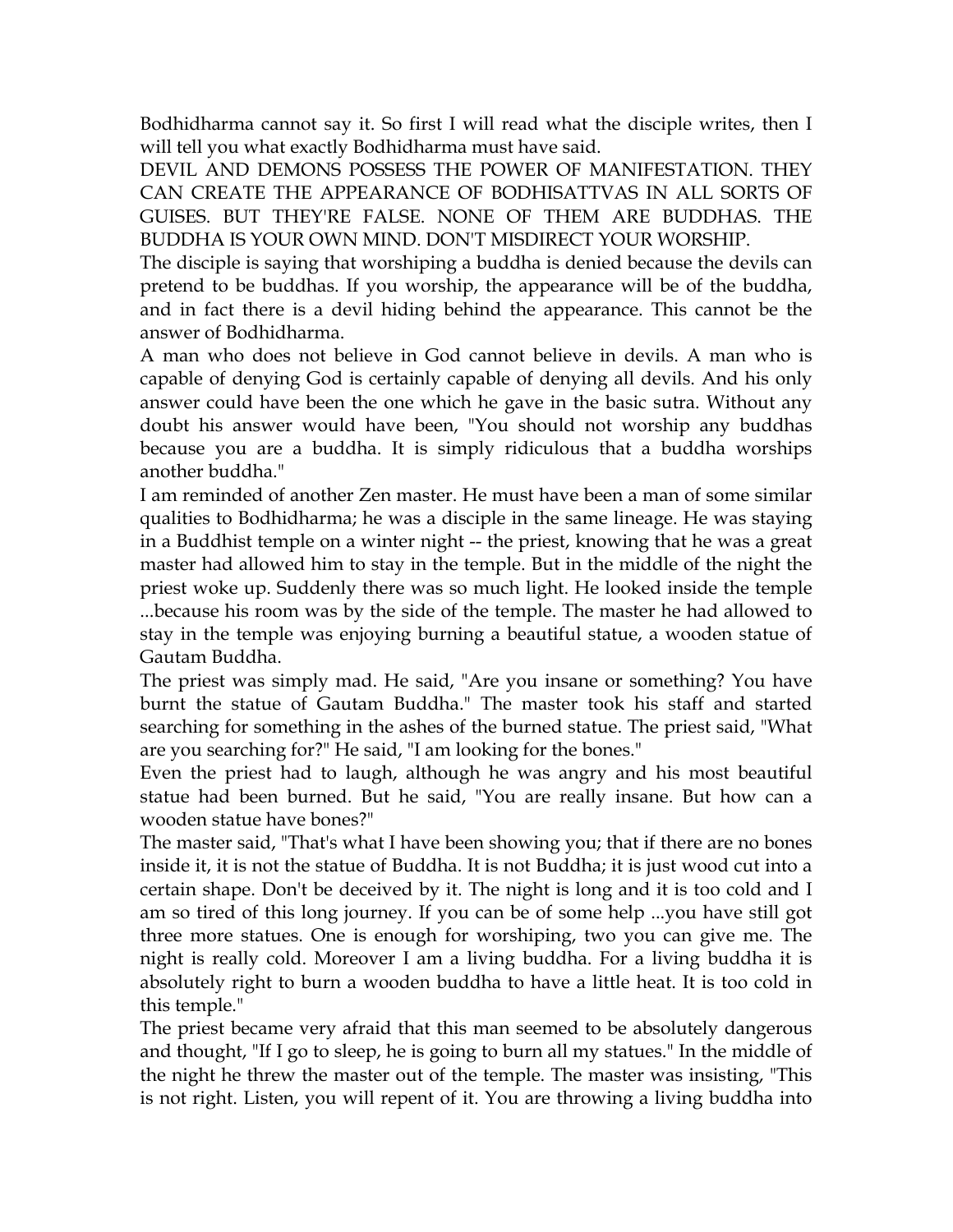Bodhidharma cannot say it. So first I will read what the disciple writes, then I will tell you what exactly Bodhidharma must have said.

DEVIL AND DEMONS POSSESS THE POWER OF MANIFESTATION. THEY CAN CREATE THE APPEARANCE OF BODHISATTVAS IN ALL SORTS OF GUISES. BUT THEY'RE FALSE. NONE OF THEM ARE BUDDHAS. THE BUDDHA IS YOUR OWN MIND. DON'T MISDIRECT YOUR WORSHIP.

The disciple is saying that worshiping a buddha is denied because the devils can pretend to be buddhas. If you worship, the appearance will be of the buddha, and in fact there is a devil hiding behind the appearance. This cannot be the answer of Bodhidharma.

A man who does not believe in God cannot believe in devils. A man who is capable of denying God is certainly capable of denying all devils. And his only answer could have been the one which he gave in the basic sutra. Without any doubt his answer would have been, "You should not worship any buddhas because you are a buddha. It is simply ridiculous that a buddha worships another buddha."

I am reminded of another Zen master. He must have been a man of some similar qualities to Bodhidharma; he was a disciple in the same lineage. He was staying in a Buddhist temple on a winter night -- the priest, knowing that he was a great master had allowed him to stay in the temple. But in the middle of the night the priest woke up. Suddenly there was so much light. He looked inside the temple ...because his room was by the side of the temple. The master he had allowed to stay in the temple was enjoying burning a beautiful statue, a wooden statue of Gautam Buddha.

The priest was simply mad. He said, "Are you insane or something? You have burnt the statue of Gautam Buddha." The master took his staff and started searching for something in the ashes of the burned statue. The priest said, "What are you searching for?" He said, "I am looking for the bones."

Even the priest had to laugh, although he was angry and his most beautiful statue had been burned. But he said, "You are really insane. But how can a wooden statue have bones?"

The master said, "That's what I have been showing you; that if there are no bones inside it, it is not the statue of Buddha. It is not Buddha; it is just wood cut into a certain shape. Don't be deceived by it. The night is long and it is too cold and I am so tired of this long journey. If you can be of some help ...you have still got three more statues. One is enough for worshiping, two you can give me. The night is really cold. Moreover I am a living buddha. For a living buddha it is absolutely right to burn a wooden buddha to have a little heat. It is too cold in this temple."

The priest became very afraid that this man seemed to be absolutely dangerous and thought, "If I go to sleep, he is going to burn all my statues." In the middle of the night he threw the master out of the temple. The master was insisting, "This is not right. Listen, you will repent of it. You are throwing a living buddha into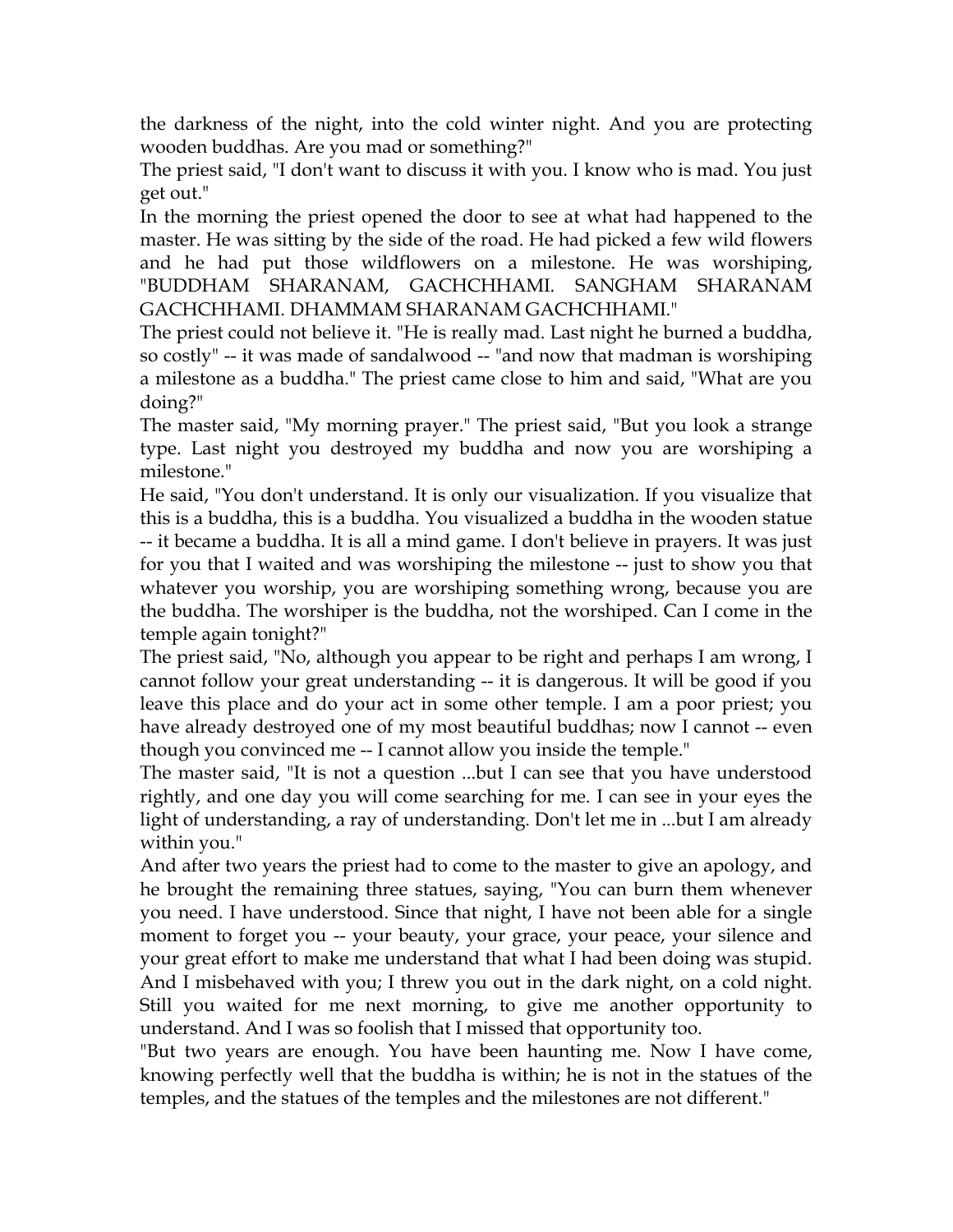the darkness of the night, into the cold winter night. And you are protecting wooden buddhas. Are you mad or something?"

The priest said, "I don't want to discuss it with you. I know who is mad. You just get out."

In the morning the priest opened the door to see at what had happened to the master. He was sitting by the side of the road. He had picked a few wild flowers and he had put those wildflowers on a milestone. He was worshiping, "BUDDHAM SHARANAM, GACHCHHAMI. SANGHAM SHARANAM GACHCHHAMI. DHAMMAM SHARANAM GACHCHHAMI."

The priest could not believe it. "He is really mad. Last night he burned a buddha, so costly" -- it was made of sandalwood -- "and now that madman is worshiping a milestone as a buddha." The priest came close to him and said, "What are you doing?"

The master said, "My morning prayer." The priest said, "But you look a strange type. Last night you destroyed my buddha and now you are worshiping a milestone."

He said, "You don't understand. It is only our visualization. If you visualize that this is a buddha, this is a buddha. You visualized a buddha in the wooden statue -- it became a buddha. It is all a mind game. I don't believe in prayers. It was just for you that I waited and was worshiping the milestone -- just to show you that whatever you worship, you are worshiping something wrong, because you are the buddha. The worshiper is the buddha, not the worshiped. Can I come in the temple again tonight?"

The priest said, "No, although you appear to be right and perhaps I am wrong, I cannot follow your great understanding -- it is dangerous. It will be good if you leave this place and do your act in some other temple. I am a poor priest; you have already destroyed one of my most beautiful buddhas; now I cannot -- even though you convinced me -- I cannot allow you inside the temple."

The master said, "It is not a question ...but I can see that you have understood rightly, and one day you will come searching for me. I can see in your eyes the light of understanding, a ray of understanding. Don't let me in ...but I am already within you."

And after two years the priest had to come to the master to give an apology, and he brought the remaining three statues, saying, "You can burn them whenever you need. I have understood. Since that night, I have not been able for a single moment to forget you -- your beauty, your grace, your peace, your silence and your great effort to make me understand that what I had been doing was stupid. And I misbehaved with you; I threw you out in the dark night, on a cold night. Still you waited for me next morning, to give me another opportunity to understand. And I was so foolish that I missed that opportunity too.

"But two years are enough. You have been haunting me. Now I have come, knowing perfectly well that the buddha is within; he is not in the statues of the temples, and the statues of the temples and the milestones are not different."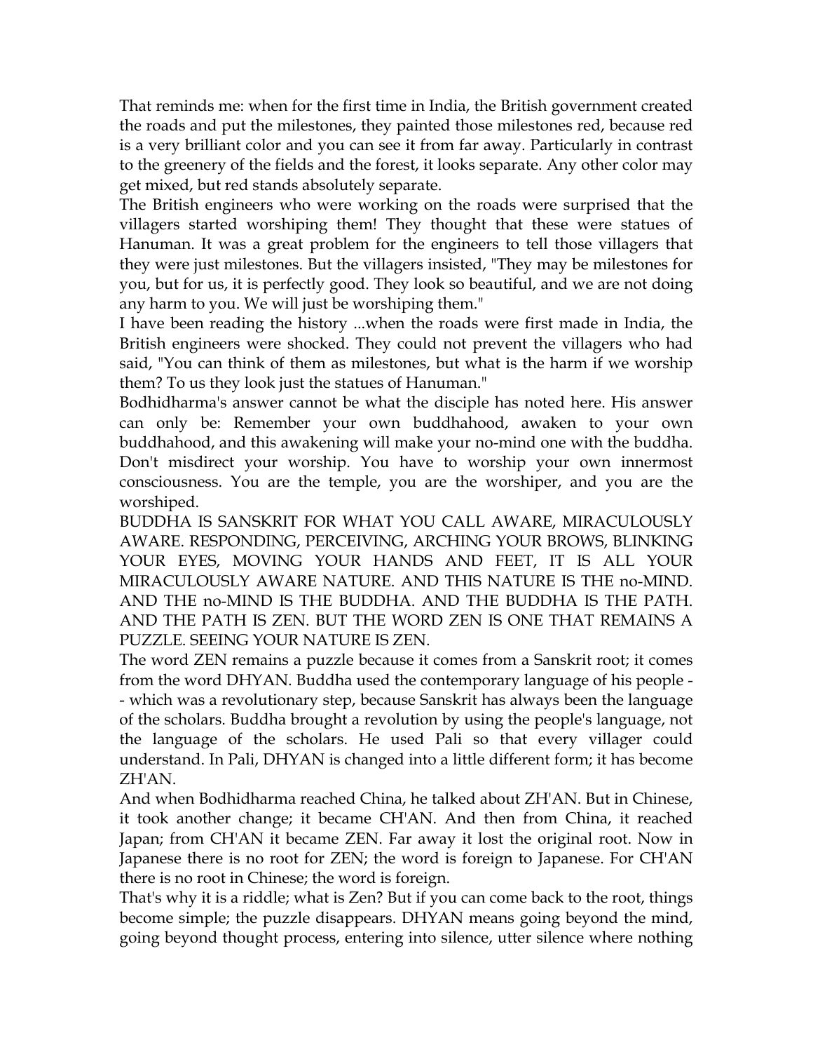That reminds me: when for the first time in India, the British government created the roads and put the milestones, they painted those milestones red, because red is a very brilliant color and you can see it from far away. Particularly in contrast to the greenery of the fields and the forest, it looks separate. Any other color may get mixed, but red stands absolutely separate.

The British engineers who were working on the roads were surprised that the villagers started worshiping them! They thought that these were statues of Hanuman. It was a great problem for the engineers to tell those villagers that they were just milestones. But the villagers insisted, "They may be milestones for you, but for us, it is perfectly good. They look so beautiful, and we are not doing any harm to you. We will just be worshiping them."

I have been reading the history ...when the roads were first made in India, the British engineers were shocked. They could not prevent the villagers who had said, "You can think of them as milestones, but what is the harm if we worship them? To us they look just the statues of Hanuman."

Bodhidharma's answer cannot be what the disciple has noted here. His answer can only be: Remember your own buddhahood, awaken to your own buddhahood, and this awakening will make your no-mind one with the buddha. Don't misdirect your worship. You have to worship your own innermost consciousness. You are the temple, you are the worshiper, and you are the worshiped.

BUDDHA IS SANSKRIT FOR WHAT YOU CALL AWARE, MIRACULOUSLY AWARE. RESPONDING, PERCEIVING, ARCHING YOUR BROWS, BLINKING YOUR EYES, MOVING YOUR HANDS AND FEET, IT IS ALL YOUR MIRACULOUSLY AWARE NATURE. AND THIS NATURE IS THE no-MIND. AND THE no-MIND IS THE BUDDHA. AND THE BUDDHA IS THE PATH. AND THE PATH IS ZEN. BUT THE WORD ZEN IS ONE THAT REMAINS A PUZZLE. SEEING YOUR NATURE IS ZEN.

The word ZEN remains a puzzle because it comes from a Sanskrit root; it comes from the word DHYAN. Buddha used the contemporary language of his people -- which was a revolutionary step, because Sanskrit has always been the language of the scholars. Buddha brought a revolution by using the people's language, not the language of the scholars. He used Pali so that every villager could understand. In Pali, DHYAN is changed into a little different form; it has become ZH'AN.

And when Bodhidharma reached China, he talked about ZH'AN. But in Chinese, it took another change; it became CH'AN. And then from China, it reached Japan; from CH'AN it became ZEN. Far away it lost the original root. Now in Japanese there is no root for ZEN; the word is foreign to Japanese. For CH'AN there is no root in Chinese; the word is foreign.

That's why it is a riddle; what is Zen? But if you can come back to the root, things become simple; the puzzle disappears. DHYAN means going beyond the mind, going beyond thought process, entering into silence, utter silence where nothing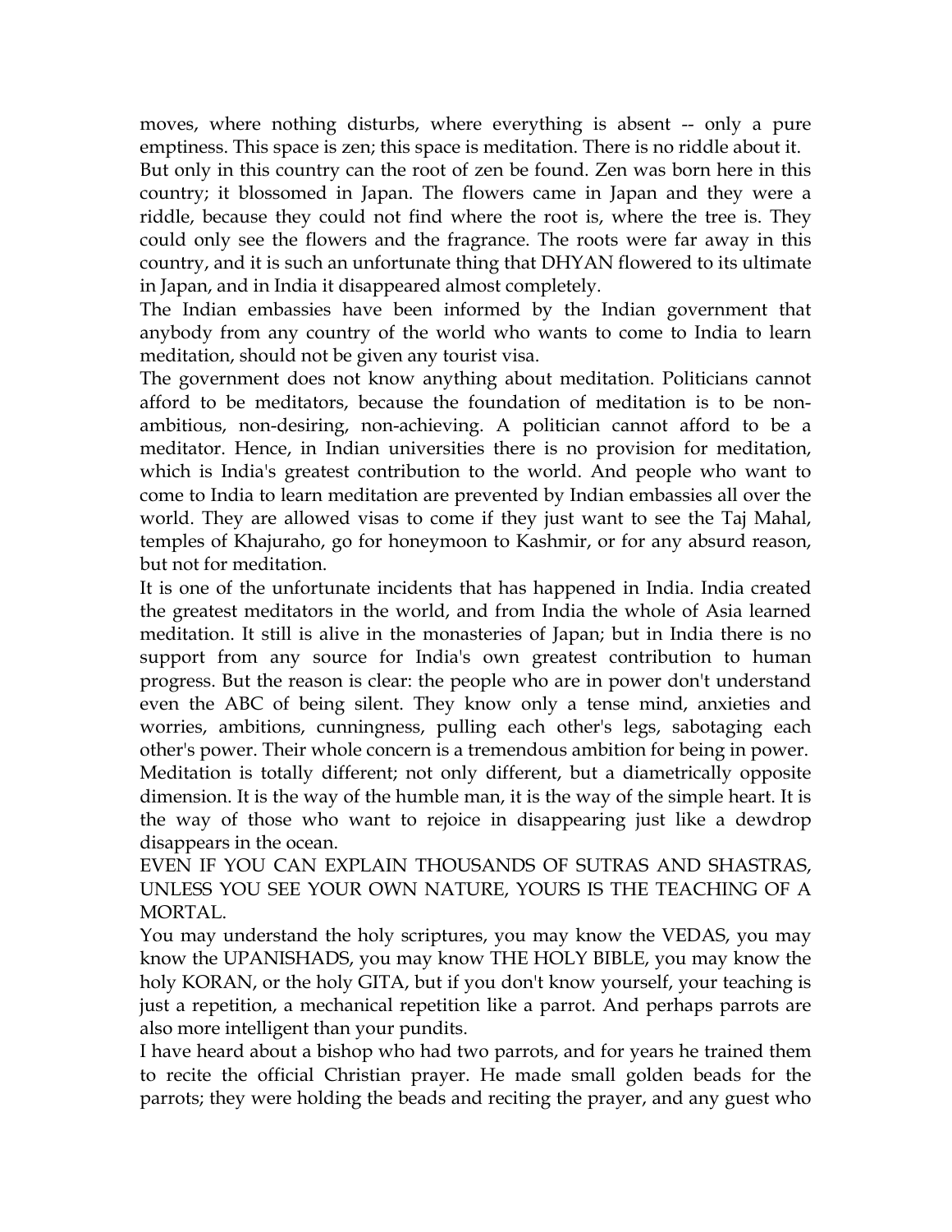moves, where nothing disturbs, where everything is absent -- only a pure emptiness. This space is zen; this space is meditation. There is no riddle about it.

But only in this country can the root of zen be found. Zen was born here in this country; it blossomed in Japan. The flowers came in Japan and they were a riddle, because they could not find where the root is, where the tree is. They could only see the flowers and the fragrance. The roots were far away in this country, and it is such an unfortunate thing that DHYAN flowered to its ultimate in Japan, and in India it disappeared almost completely.

The Indian embassies have been informed by the Indian government that anybody from any country of the world who wants to come to India to learn meditation, should not be given any tourist visa.

The government does not know anything about meditation. Politicians cannot afford to be meditators, because the foundation of meditation is to be non-ambitious, non-desiring, non-achieving. A politician cannot afford to be a meditator. Hence, in Indian universities there is no provision for meditation, which is India's greatest contribution to the world. And people who want to come to India to learn meditation are prevented by Indian embassies all over the world. They are allowed visas to come if they just want to see the Taj Mahal, temples of Khajuraho, go for honeymoon to Kashmir, or for any absurd reason, but not for meditation.

It is one of the unfortunate incidents that has happened in India. India created the greatest meditators in the world, and from India the whole of Asia learned meditation. It still is alive in the monasteries of Japan; but in India there is no support from any source for India's own greatest contribution to human progress. But the reason is clear: the people who are in power don't understand even the ABC of being silent. They know only a tense mind, anxieties and worries, ambitions, cunningness, pulling each other's legs, sabotaging each other's power. Their whole concern is a tremendous ambition for being in power.

Meditation is totally different; not only different, but a diametrically opposite dimension. It is the way of the humble man, it is the way of the simple heart. It is the way of those who want to rejoice in disappearing just like a dewdrop disappears in the ocean.

EVEN IF YOU CAN EXPLAIN THOUSANDS OF SUTRAS AND SHASTRAS, UNLESS YOU SEE YOUR OWN NATURE, YOURS IS THE TEACHING OF A MORTAL.

You may understand the holy scriptures, you may know the VEDAS, you may know the UPANISHADS, you may know THE HOLY BIBLE, you may know the holy KORAN, or the holy GITA, but if you don't know yourself, your teaching is just a repetition, a mechanical repetition like a parrot. And perhaps parrots are also more intelligent than your pundits.

I have heard about a bishop who had two parrots, and for years he trained them to recite the official Christian prayer. He made small golden beads for the parrots; they were holding the beads and reciting the prayer, and any guest who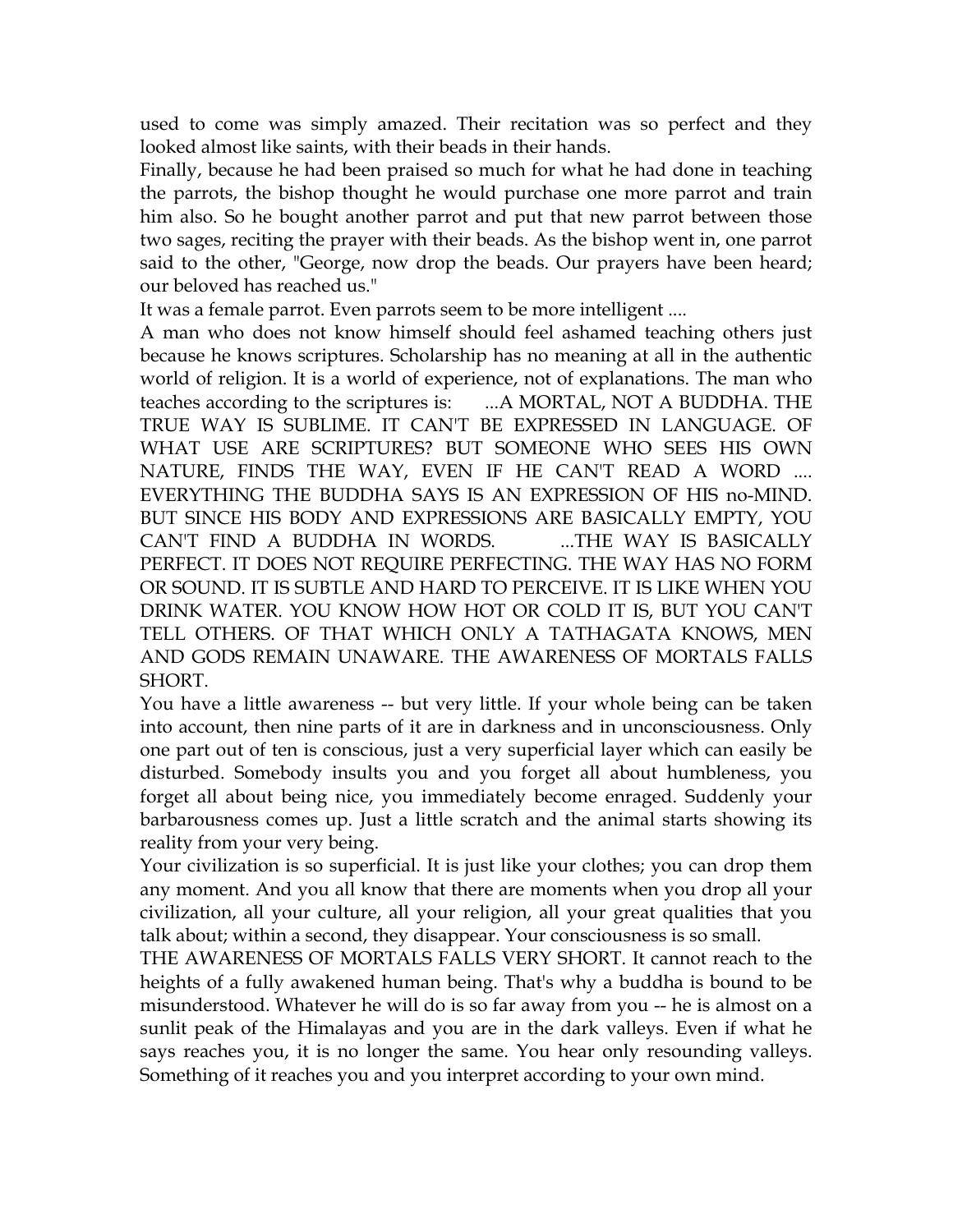used to come was simply amazed. Their recitation was so perfect and they looked almost like saints, with their beads in their hands.

Finally, because he had been praised so much for what he had done in teaching the parrots, the bishop thought he would purchase one more parrot and train him also. So he bought another parrot and put that new parrot between those two sages, reciting the prayer with their beads. As the bishop went in, one parrot said to the other, "George, now drop the beads. Our prayers have been heard; our beloved has reached us."

It was a female parrot. Even parrots seem to be more intelligent ....

A man who does not know himself should feel ashamed teaching others just because he knows scriptures. Scholarship has no meaning at all in the authentic world of religion. It is a world of experience, not of explanations. The man who teaches according to the scriptures is: ...A MORTAL, NOT A BUDDHA. THE TRUE WAY IS SUBLIME. IT CAN'T BE EXPRESSED IN LANGUAGE. OF WHAT USE ARE SCRIPTURES? BUT SOMEONE WHO SEES HIS OWN NATURE, FINDS THE WAY, EVEN IF HE CAN'T READ A WORD .... EVERYTHING THE BUDDHA SAYS IS AN EXPRESSION OF HIS no-MIND. BUT SINCE HIS BODY AND EXPRESSIONS ARE BASICALLY EMPTY, YOU CAN'T FIND A BUDDHA IN WORDS. ...THE WAY IS BASICALLY PERFECT. IT DOES NOT REQUIRE PERFECTING. THE WAY HAS NO FORM OR SOUND. IT IS SUBTLE AND HARD TO PERCEIVE. IT IS LIKE WHEN YOU DRINK WATER. YOU KNOW HOW HOT OR COLD IT IS, BUT YOU CAN'T TELL OTHERS. OF THAT WHICH ONLY A TATHAGATA KNOWS, MEN AND GODS REMAIN UNAWARE. THE AWARENESS OF MORTALS FALLS SHORT.

You have a little awareness -- but very little. If your whole being can be taken into account, then nine parts of it are in darkness and in unconsciousness. Only one part out of ten is conscious, just a very superficial layer which can easily be disturbed. Somebody insults you and you forget all about humbleness, you forget all about being nice, you immediately become enraged. Suddenly your barbarousness comes up. Just a little scratch and the animal starts showing its reality from your very being.

Your civilization is so superficial. It is just like your clothes; you can drop them any moment. And you all know that there are moments when you drop all your civilization, all your culture, all your religion, all your great qualities that you talk about; within a second, they disappear. Your consciousness is so small.

THE AWARENESS OF MORTALS FALLS VERY SHORT. It cannot reach to the heights of a fully awakened human being. That's why a buddha is bound to be misunderstood. Whatever he will do is so far away from you -- he is almost on a sunlit peak of the Himalayas and you are in the dark valleys. Even if what he says reaches you, it is no longer the same. You hear only resounding valleys. Something of it reaches you and you interpret according to your own mind.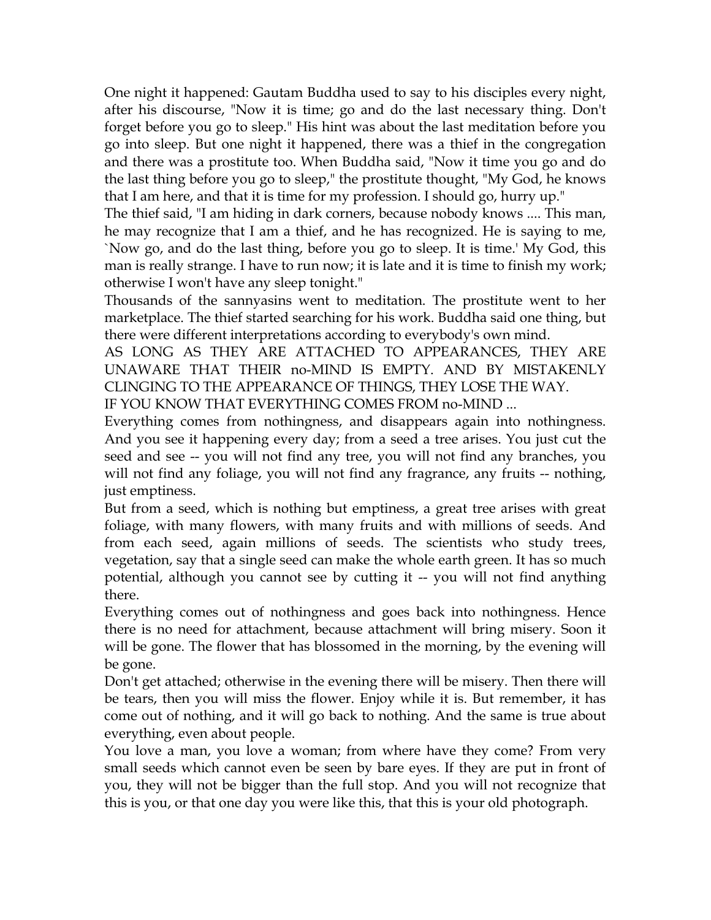One night it happened: Gautam Buddha used to say to his disciples every night, after his discourse, "Now it is time; go and do the last necessary thing. Don't forget before you go to sleep." His hint was about the last meditation before you go into sleep. But one night it happened, there was a thief in the congregation and there was a prostitute too. When Buddha said, "Now it time you go and do the last thing before you go to sleep," the prostitute thought, "My God, he knows that I am here, and that it is time for my profession. I should go, hurry up."

The thief said, "I am hiding in dark corners, because nobody knows .... This man, he may recognize that I am a thief, and he has recognized. He is saying to me, `Now go, and do the last thing, before you go to sleep. It is time.' My God, this man is really strange. I have to run now; it is late and it is time to finish my work; otherwise I won't have any sleep tonight."

Thousands of the sannyasins went to meditation. The prostitute went to her marketplace. The thief started searching for his work. Buddha said one thing, but there were different interpretations according to everybody's own mind.

AS LONG AS THEY ARE ATTACHED TO APPEARANCES, THEY ARE UNAWARE THAT THEIR no-MIND IS EMPTY. AND BY MISTAKENLY CLINGING TO THE APPEARANCE OF THINGS, THEY LOSE THE WAY.

IF YOU KNOW THAT EVERYTHING COMES FROM no-MIND ...

Everything comes from nothingness, and disappears again into nothingness. And you see it happening every day; from a seed a tree arises. You just cut the seed and see -- you will not find any tree, you will not find any branches, you will not find any foliage, you will not find any fragrance, any fruits -- nothing, just emptiness.

But from a seed, which is nothing but emptiness, a great tree arises with great foliage, with many flowers, with many fruits and with millions of seeds. And from each seed, again millions of seeds. The scientists who study trees, vegetation, say that a single seed can make the whole earth green. It has so much potential, although you cannot see by cutting it -- you will not find anything there.

Everything comes out of nothingness and goes back into nothingness. Hence there is no need for attachment, because attachment will bring misery. Soon it will be gone. The flower that has blossomed in the morning, by the evening will be gone.

Don't get attached; otherwise in the evening there will be misery. Then there will be tears, then you will miss the flower. Enjoy while it is. But remember, it has come out of nothing, and it will go back to nothing. And the same is true about everything, even about people.

You love a man, you love a woman; from where have they come? From very small seeds which cannot even be seen by bare eyes. If they are put in front of you, they will not be bigger than the full stop. And you will not recognize that this is you, or that one day you were like this, that this is your old photograph.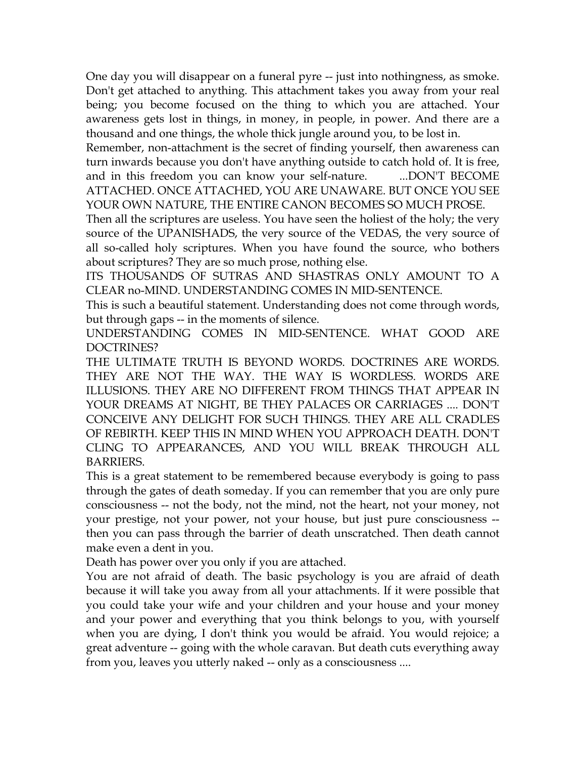One day you will disappear on a funeral pyre -- just into nothingness, as smoke. Don't get attached to anything. This attachment takes you away from your real being; you become focused on the thing to which you are attached. Your awareness gets lost in things, in money, in people, in power. And there are a thousand and one things, the whole thick jungle around you, to be lost in.

Remember, non-attachment is the secret of finding yourself, then awareness can turn inwards because you don't have anything outside to catch hold of. It is free, and in this freedom you can know your self-nature. ...DON'T BECOME ATTACHED. ONCE ATTACHED, YOU ARE UNAWARE. BUT ONCE YOU SEE YOUR OWN NATURE, THE ENTIRE CANON BECOMES SO MUCH PROSE.

Then all the scriptures are useless. You have seen the holiest of the holy; the very source of the UPANISHADS, the very source of the VEDAS, the very source of all so-called holy scriptures. When you have found the source, who bothers about scriptures? They are so much prose, nothing else.

ITS THOUSANDS OF SUTRAS AND SHASTRAS ONLY AMOUNT TO A CLEAR no-MIND. UNDERSTANDING COMES IN MID-SENTENCE.

This is such a beautiful statement. Understanding does not come through words, but through gaps -- in the moments of silence.

UNDERSTANDING COMES IN MID-SENTENCE. WHAT GOOD ARE DOCTRINES?

THE ULTIMATE TRUTH IS BEYOND WORDS. DOCTRINES ARE WORDS. THEY ARE NOT THE WAY. THE WAY IS WORDLESS. WORDS ARE ILLUSIONS. THEY ARE NO DIFFERENT FROM THINGS THAT APPEAR IN YOUR DREAMS AT NIGHT, BE THEY PALACES OR CARRIAGES .... DON'T CONCEIVE ANY DELIGHT FOR SUCH THINGS. THEY ARE ALL CRADLES OF REBIRTH. KEEP THIS IN MIND WHEN YOU APPROACH DEATH. DON'T CLING TO APPEARANCES, AND YOU WILL BREAK THROUGH ALL BARRIERS.

This is a great statement to be remembered because everybody is going to pass through the gates of death someday. If you can remember that you are only pure consciousness -- not the body, not the mind, not the heart, not your money, not your prestige, not your power, not your house, but just pure consciousness -- then you can pass through the barrier of death unscratched. Then death cannot make even a dent in you.

Death has power over you only if you are attached.

You are not afraid of death. The basic psychology is you are afraid of death because it will take you away from all your attachments. If it were possible that you could take your wife and your children and your house and your money and your power and everything that you think belongs to you, with yourself when you are dying, I don't think you would be afraid. You would rejoice; a great adventure -- going with the whole caravan. But death cuts everything away from you, leaves you utterly naked -- only as a consciousness ....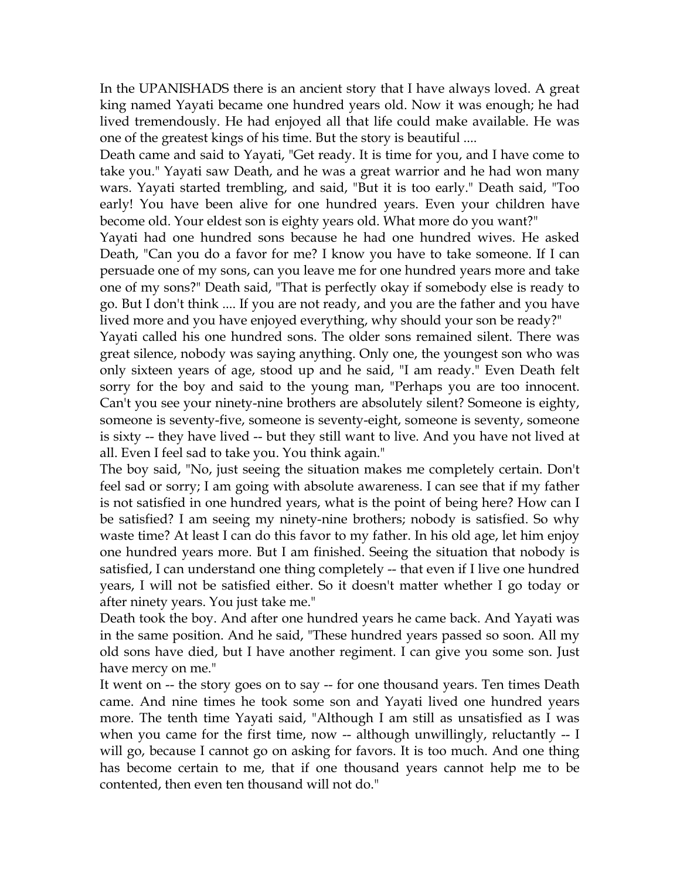In the UPANISHADS there is an ancient story that I have always loved. A great king named Yayati became one hundred years old. Now it was enough; he had lived tremendously. He had enjoyed all that life could make available. He was one of the greatest kings of his time. But the story is beautiful ....

Death came and said to Yayati, "Get ready. It is time for you, and I have come to take you." Yayati saw Death, and he was a great warrior and he had won many wars. Yayati started trembling, and said, "But it is too early." Death said, "Too early! You have been alive for one hundred years. Even your children have become old. Your eldest son is eighty years old. What more do you want?"

Yayati had one hundred sons because he had one hundred wives. He asked Death, "Can you do a favor for me? I know you have to take someone. If I can persuade one of my sons, can you leave me for one hundred years more and take one of my sons?" Death said, "That is perfectly okay if somebody else is ready to go. But I don't think .... If you are not ready, and you are the father and you have lived more and you have enjoyed everything, why should your son be ready?"

Yayati called his one hundred sons. The older sons remained silent. There was great silence, nobody was saying anything. Only one, the youngest son who was only sixteen years of age, stood up and he said, "I am ready." Even Death felt sorry for the boy and said to the young man, "Perhaps you are too innocent. Can't you see your ninety-nine brothers are absolutely silent? Someone is eighty, someone is seventy-five, someone is seventy-eight, someone is seventy, someone is sixty -- they have lived -- but they still want to live. And you have not lived at all. Even I feel sad to take you. You think again."

The boy said, "No, just seeing the situation makes me completely certain. Don't feel sad or sorry; I am going with absolute awareness. I can see that if my father is not satisfied in one hundred years, what is the point of being here? How can I be satisfied? I am seeing my ninety-nine brothers; nobody is satisfied. So why waste time? At least I can do this favor to my father. In his old age, let him enjoy one hundred years more. But I am finished. Seeing the situation that nobody is satisfied, I can understand one thing completely -- that even if I live one hundred years, I will not be satisfied either. So it doesn't matter whether I go today or after ninety years. You just take me."

Death took the boy. And after one hundred years he came back. And Yayati was in the same position. And he said, "These hundred years passed so soon. All my old sons have died, but I have another regiment. I can give you some son. Just have mercy on me."

It went on -- the story goes on to say -- for one thousand years. Ten times Death came. And nine times he took some son and Yayati lived one hundred years more. The tenth time Yayati said, "Although I am still as unsatisfied as I was when you came for the first time, now -- although unwillingly, reluctantly -- I will go, because I cannot go on asking for favors. It is too much. And one thing has become certain to me, that if one thousand years cannot help me to be contented, then even ten thousand will not do."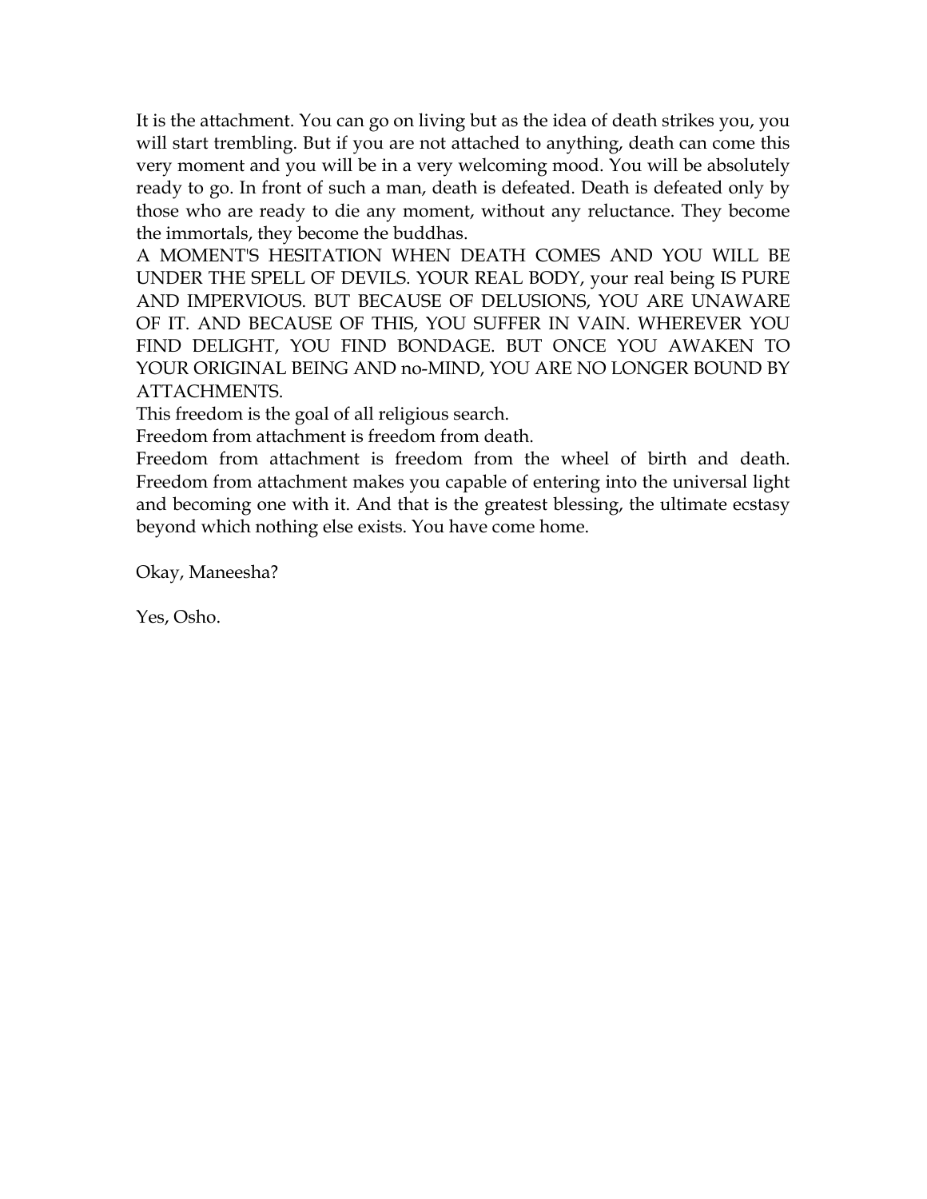It is the attachment. You can go on living but as the idea of death strikes you, you will start trembling. But if you are not attached to anything, death can come this very moment and you will be in a very welcoming mood. You will be absolutely ready to go. In front of such a man, death is defeated. Death is defeated only by those who are ready to die any moment, without any reluctance. They become the immortals, they become the buddhas.

A MOMENT'S HESITATION WHEN DEATH COMES AND YOU WILL BE UNDER THE SPELL OF DEVILS. YOUR REAL BODY, your real being IS PURE AND IMPERVIOUS. BUT BECAUSE OF DELUSIONS, YOU ARE UNAWARE OF IT. AND BECAUSE OF THIS, YOU SUFFER IN VAIN. WHEREVER YOU FIND DELIGHT, YOU FIND BONDAGE. BUT ONCE YOU AWAKEN TO YOUR ORIGINAL BEING AND no-MIND, YOU ARE NO LONGER BOUND BY ATTACHMENTS.

This freedom is the goal of all religious search.

Freedom from attachment is freedom from death.

Freedom from attachment is freedom from the wheel of birth and death. Freedom from attachment makes you capable of entering into the universal light and becoming one with it. And that is the greatest blessing, the ultimate ecstasy beyond which nothing else exists. You have come home.

Okay, Maneesha?

Yes, Osho.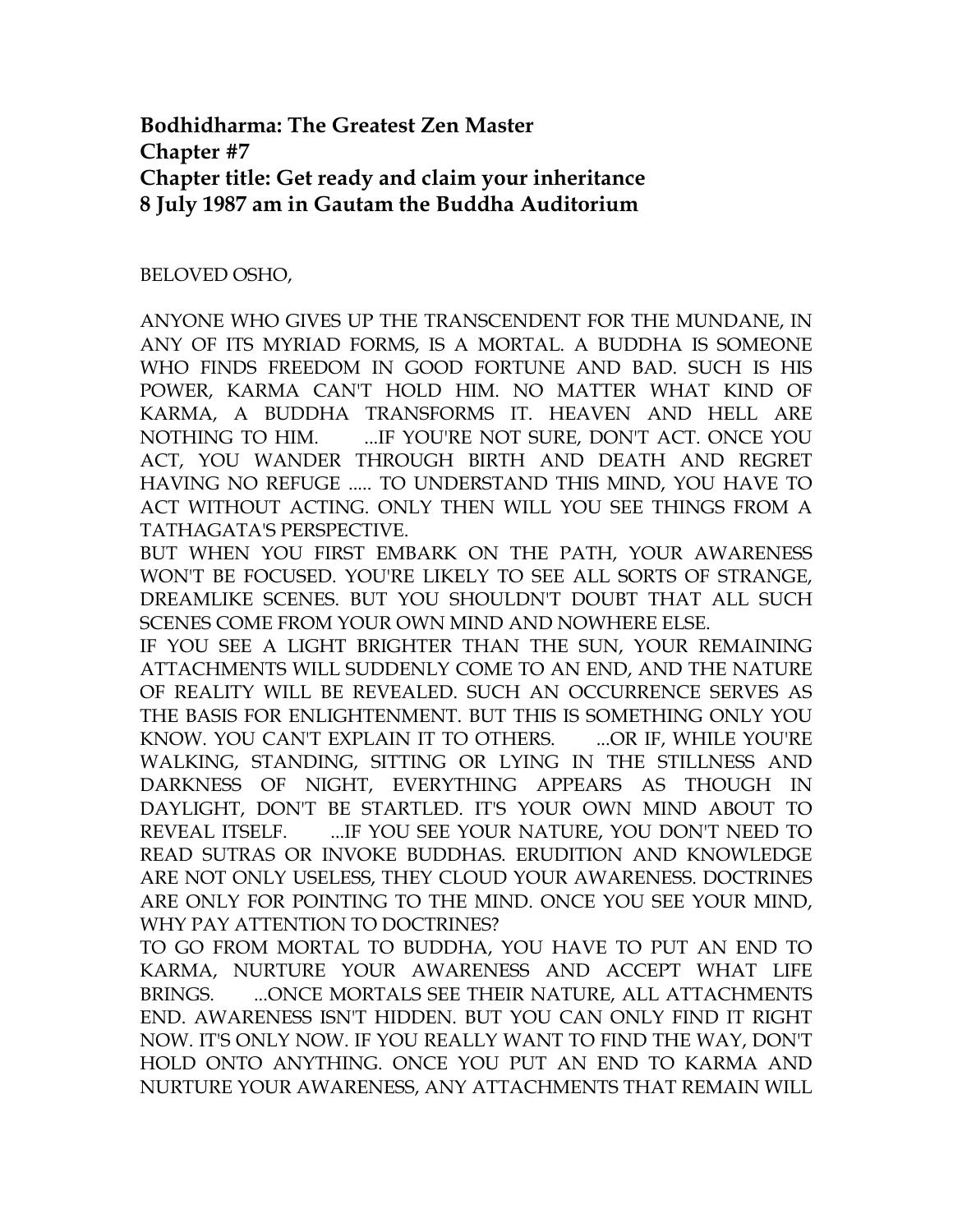**Bodhidharma: The Greatest Zen Master**
**Chapter #7**
**Chapter title: Get ready and claim your inheritance**
**8 July 1987 am in Gautam the Buddha Auditorium**

BELOVED OSHO,

ANYONE WHO GIVES UP THE TRANSCENDENT FOR THE MUNDANE, IN ANY OF ITS MYRIAD FORMS, IS A MORTAL. A BUDDHA IS SOMEONE WHO FINDS FREEDOM IN GOOD FORTUNE AND BAD. SUCH IS HIS POWER, KARMA CAN'T HOLD HIM. NO MATTER WHAT KIND OF KARMA, A BUDDHA TRANSFORMS IT. HEAVEN AND HELL ARE NOTHING TO HIM. ...IF YOU'RE NOT SURE, DON'T ACT. ONCE YOU ACT, YOU WANDER THROUGH BIRTH AND DEATH AND REGRET HAVING NO REFUGE ..... TO UNDERSTAND THIS MIND, YOU HAVE TO ACT WITHOUT ACTING. ONLY THEN WILL YOU SEE THINGS FROM A TATHAGATA'S PERSPECTIVE.

BUT WHEN YOU FIRST EMBARK ON THE PATH, YOUR AWARENESS WON'T BE FOCUSED. YOU'RE LIKELY TO SEE ALL SORTS OF STRANGE, DREAMLIKE SCENES. BUT YOU SHOULDN'T DOUBT THAT ALL SUCH SCENES COME FROM YOUR OWN MIND AND NOWHERE ELSE.

IF YOU SEE A LIGHT BRIGHTER THAN THE SUN, YOUR REMAINING ATTACHMENTS WILL SUDDENLY COME TO AN END, AND THE NATURE OF REALITY WILL BE REVEALED. SUCH AN OCCURRENCE SERVES AS THE BASIS FOR ENLIGHTENMENT. BUT THIS IS SOMETHING ONLY YOU KNOW. YOU CAN'T EXPLAIN IT TO OTHERS. ...OR IF, WHILE YOU'RE WALKING, STANDING, SITTING OR LYING IN THE STILLNESS AND DARKNESS OF NIGHT, EVERYTHING APPEARS AS THOUGH IN DAYLIGHT, DON'T BE STARTLED. IT'S YOUR OWN MIND ABOUT TO REVEAL ITSELF. ...IF YOU SEE YOUR NATURE, YOU DON'T NEED TO READ SUTRAS OR INVOKE BUDDHAS. ERUDITION AND KNOWLEDGE ARE NOT ONLY USELESS, THEY CLOUD YOUR AWARENESS. DOCTRINES ARE ONLY FOR POINTING TO THE MIND. ONCE YOU SEE YOUR MIND, WHY PAY ATTENTION TO DOCTRINES?

TO GO FROM MORTAL TO BUDDHA, YOU HAVE TO PUT AN END TO KARMA, NURTURE YOUR AWARENESS AND ACCEPT WHAT LIFE BRINGS. ...ONCE MORTALS SEE THEIR NATURE, ALL ATTACHMENTS END. AWARENESS ISN'T HIDDEN. BUT YOU CAN ONLY FIND IT RIGHT NOW. IT'S ONLY NOW. IF YOU REALLY WANT TO FIND THE WAY, DON'T HOLD ONTO ANYTHING. ONCE YOU PUT AN END TO KARMA AND NURTURE YOUR AWARENESS, ANY ATTACHMENTS THAT REMAIN WILL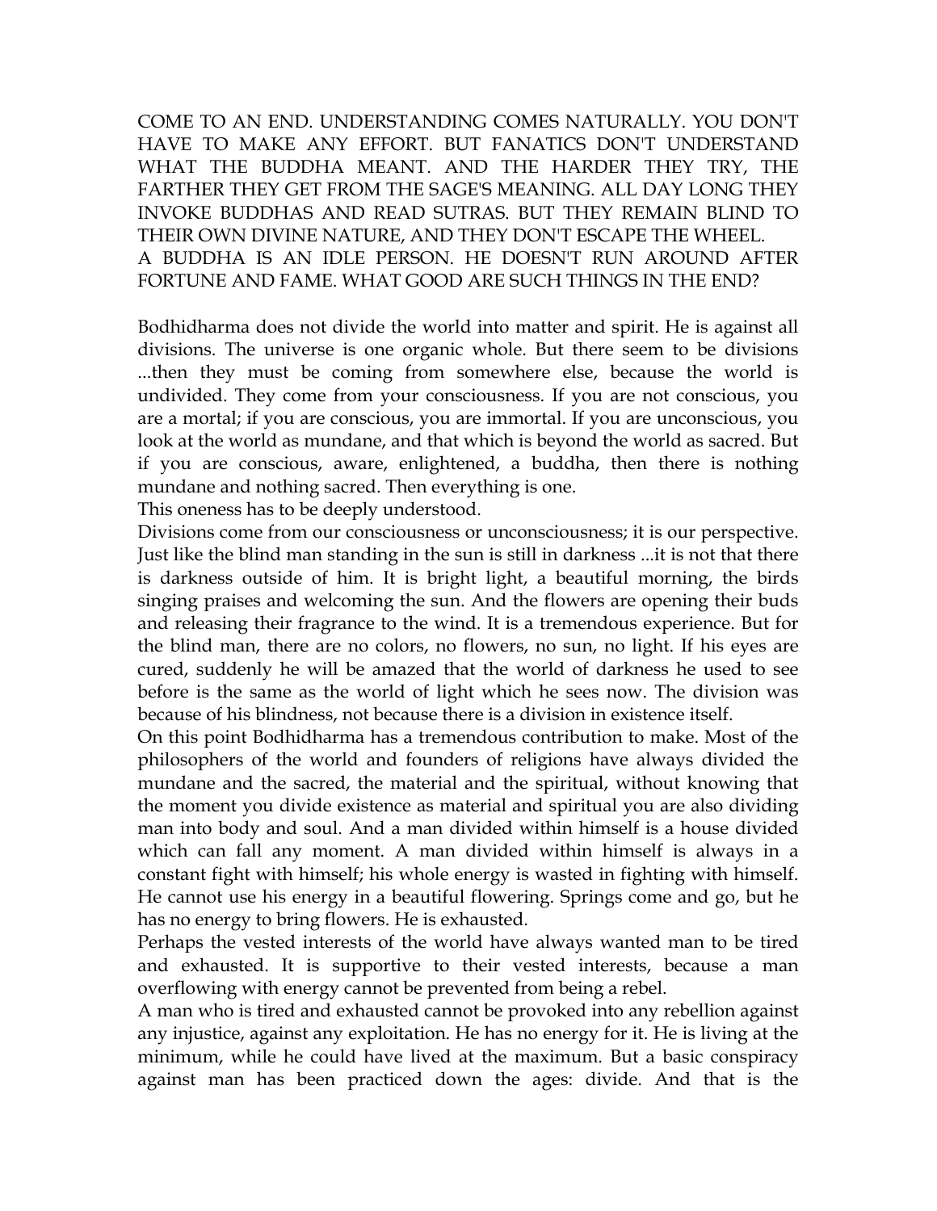COME TO AN END. UNDERSTANDING COMES NATURALLY. YOU DON'T HAVE TO MAKE ANY EFFORT. BUT FANATICS DON'T UNDERSTAND WHAT THE BUDDHA MEANT. AND THE HARDER THEY TRY, THE FARTHER THEY GET FROM THE SAGE'S MEANING. ALL DAY LONG THEY INVOKE BUDDHAS AND READ SUTRAS. BUT THEY REMAIN BLIND TO THEIR OWN DIVINE NATURE, AND THEY DON'T ESCAPE THE WHEEL.
A BUDDHA IS AN IDLE PERSON. HE DOESN'T RUN AROUND AFTER FORTUNE AND FAME. WHAT GOOD ARE SUCH THINGS IN THE END?

Bodhidharma does not divide the world into matter and spirit. He is against all divisions. The universe is one organic whole. But there seem to be divisions ...then they must be coming from somewhere else, because the world is undivided. They come from your consciousness. If you are not conscious, you are a mortal; if you are conscious, you are immortal. If you are unconscious, you look at the world as mundane, and that which is beyond the world as sacred. But if you are conscious, aware, enlightened, a buddha, then there is nothing mundane and nothing sacred. Then everything is one.
This oneness has to be deeply understood.
Divisions come from our consciousness or unconsciousness; it is our perspective. Just like the blind man standing in the sun is still in darkness ...it is not that there is darkness outside of him. It is bright light, a beautiful morning, the birds singing praises and welcoming the sun. And the flowers are opening their buds and releasing their fragrance to the wind. It is a tremendous experience. But for the blind man, there are no colors, no flowers, no sun, no light. If his eyes are cured, suddenly he will be amazed that the world of darkness he used to see before is the same as the world of light which he sees now. The division was because of his blindness, not because there is a division in existence itself.
On this point Bodhidharma has a tremendous contribution to make. Most of the philosophers of the world and founders of religions have always divided the mundane and the sacred, the material and the spiritual, without knowing that the moment you divide existence as material and spiritual you are also dividing man into body and soul. And a man divided within himself is a house divided which can fall any moment. A man divided within himself is always in a constant fight with himself; his whole energy is wasted in fighting with himself. He cannot use his energy in a beautiful flowering. Springs come and go, but he has no energy to bring flowers. He is exhausted.
Perhaps the vested interests of the world have always wanted man to be tired and exhausted. It is supportive to their vested interests, because a man overflowing with energy cannot be prevented from being a rebel.
A man who is tired and exhausted cannot be provoked into any rebellion against any injustice, against any exploitation. He has no energy for it. He is living at the minimum, while he could have lived at the maximum. But a basic conspiracy against man has been practiced down the ages: divide. And that is the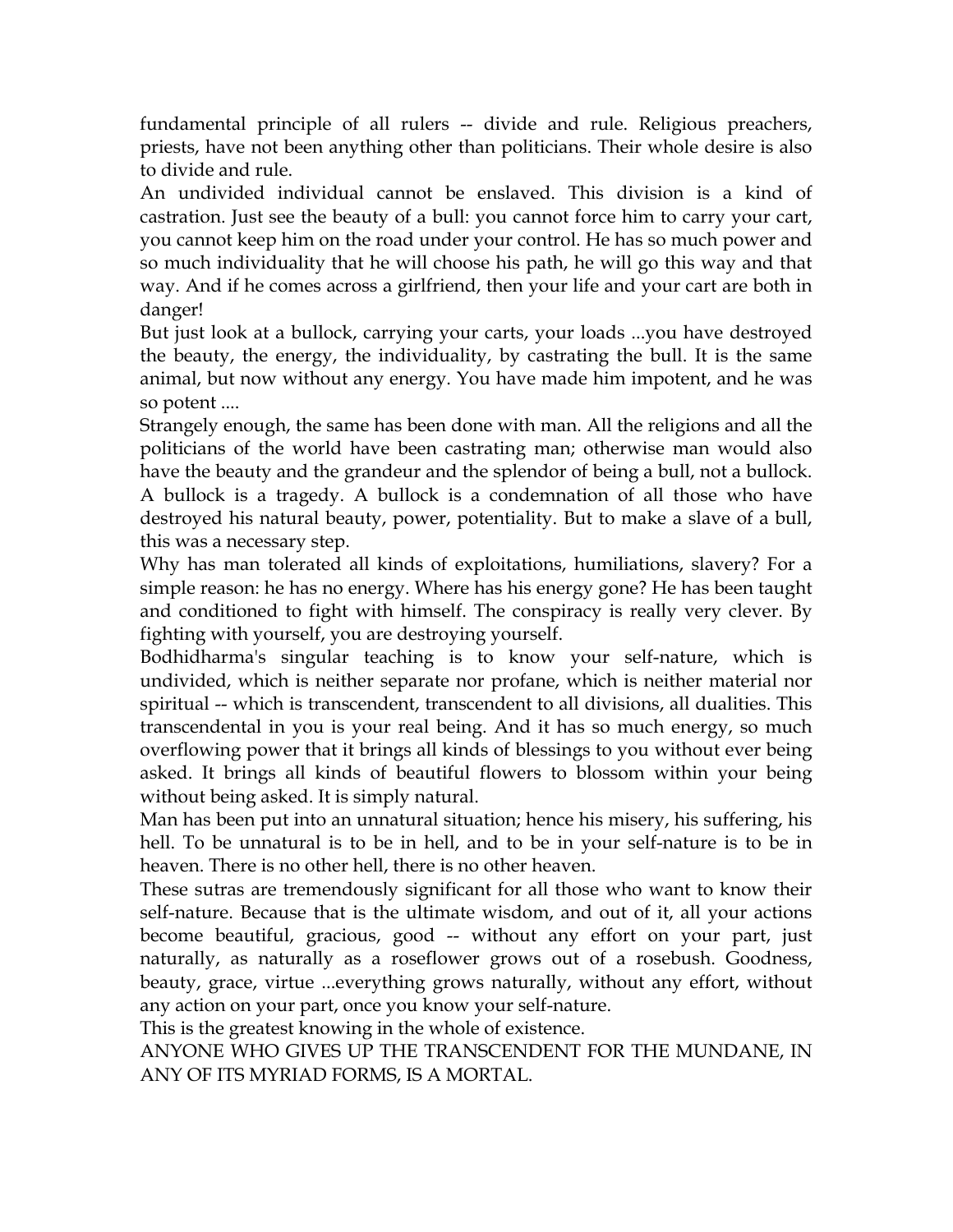fundamental principle of all rulers -- divide and rule. Religious preachers, priests, have not been anything other than politicians. Their whole desire is also to divide and rule.

An undivided individual cannot be enslaved. This division is a kind of castration. Just see the beauty of a bull: you cannot force him to carry your cart, you cannot keep him on the road under your control. He has so much power and so much individuality that he will choose his path, he will go this way and that way. And if he comes across a girlfriend, then your life and your cart are both in danger!

But just look at a bullock, carrying your carts, your loads ...you have destroyed the beauty, the energy, the individuality, by castrating the bull. It is the same animal, but now without any energy. You have made him impotent, and he was so potent ....

Strangely enough, the same has been done with man. All the religions and all the politicians of the world have been castrating man; otherwise man would also have the beauty and the grandeur and the splendor of being a bull, not a bullock. A bullock is a tragedy. A bullock is a condemnation of all those who have destroyed his natural beauty, power, potentiality. But to make a slave of a bull, this was a necessary step.

Why has man tolerated all kinds of exploitations, humiliations, slavery? For a simple reason: he has no energy. Where has his energy gone? He has been taught and conditioned to fight with himself. The conspiracy is really very clever. By fighting with yourself, you are destroying yourself.

Bodhidharma's singular teaching is to know your self-nature, which is undivided, which is neither separate nor profane, which is neither material nor spiritual -- which is transcendent, transcendent to all divisions, all dualities. This transcendental in you is your real being. And it has so much energy, so much overflowing power that it brings all kinds of blessings to you without ever being asked. It brings all kinds of beautiful flowers to blossom within your being without being asked. It is simply natural.

Man has been put into an unnatural situation; hence his misery, his suffering, his hell. To be unnatural is to be in hell, and to be in your self-nature is to be in heaven. There is no other hell, there is no other heaven.

These sutras are tremendously significant for all those who want to know their self-nature. Because that is the ultimate wisdom, and out of it, all your actions become beautiful, gracious, good -- without any effort on your part, just naturally, as naturally as a roseflower grows out of a rosebush. Goodness, beauty, grace, virtue ...everything grows naturally, without any effort, without any action on your part, once you know your self-nature.

This is the greatest knowing in the whole of existence.

ANYONE WHO GIVES UP THE TRANSCENDENT FOR THE MUNDANE, IN ANY OF ITS MYRIAD FORMS, IS A MORTAL.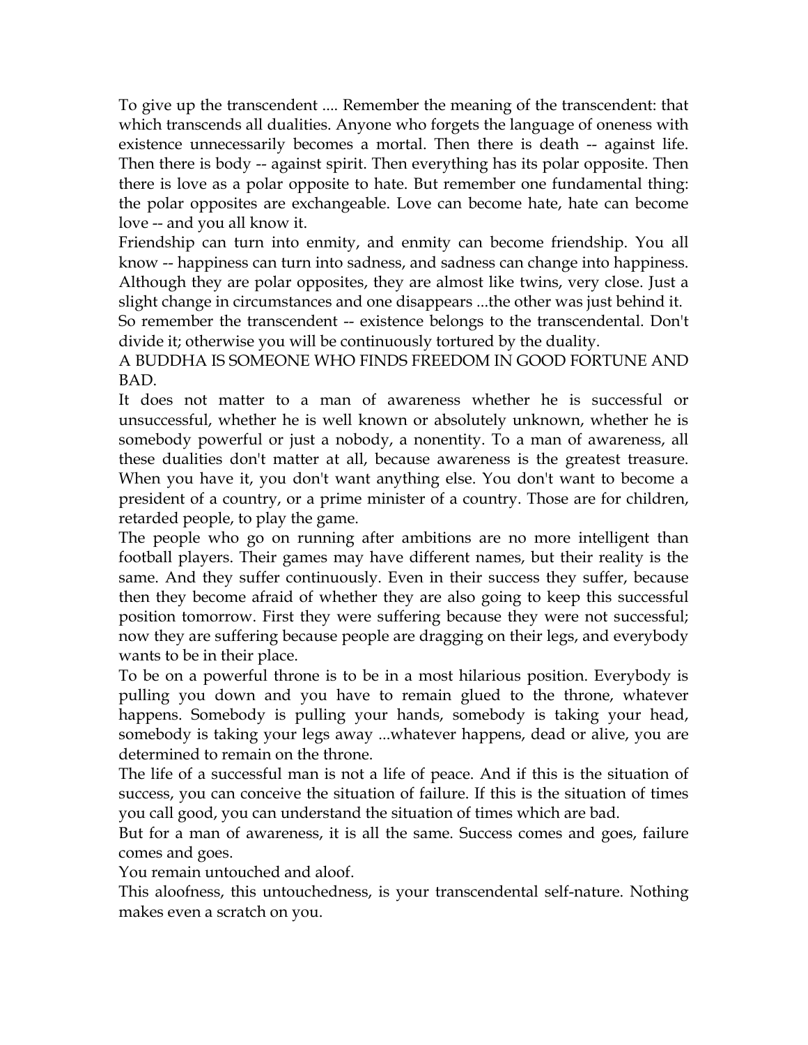To give up the transcendent .... Remember the meaning of the transcendent: that which transcends all dualities. Anyone who forgets the language of oneness with existence unnecessarily becomes a mortal. Then there is death -- against life. Then there is body -- against spirit. Then everything has its polar opposite. Then there is love as a polar opposite to hate. But remember one fundamental thing: the polar opposites are exchangeable. Love can become hate, hate can become love -- and you all know it.

Friendship can turn into enmity, and enmity can become friendship. You all know -- happiness can turn into sadness, and sadness can change into happiness. Although they are polar opposites, they are almost like twins, very close. Just a slight change in circumstances and one disappears ...the other was just behind it.

So remember the transcendent -- existence belongs to the transcendental. Don't divide it; otherwise you will be continuously tortured by the duality.

A BUDDHA IS SOMEONE WHO FINDS FREEDOM IN GOOD FORTUNE AND BAD.

It does not matter to a man of awareness whether he is successful or unsuccessful, whether he is well known or absolutely unknown, whether he is somebody powerful or just a nobody, a nonentity. To a man of awareness, all these dualities don't matter at all, because awareness is the greatest treasure. When you have it, you don't want anything else. You don't want to become a president of a country, or a prime minister of a country. Those are for children, retarded people, to play the game.

The people who go on running after ambitions are no more intelligent than football players. Their games may have different names, but their reality is the same. And they suffer continuously. Even in their success they suffer, because then they become afraid of whether they are also going to keep this successful position tomorrow. First they were suffering because they were not successful; now they are suffering because people are dragging on their legs, and everybody wants to be in their place.

To be on a powerful throne is to be in a most hilarious position. Everybody is pulling you down and you have to remain glued to the throne, whatever happens. Somebody is pulling your hands, somebody is taking your head, somebody is taking your legs away ...whatever happens, dead or alive, you are determined to remain on the throne.

The life of a successful man is not a life of peace. And if this is the situation of success, you can conceive the situation of failure. If this is the situation of times you call good, you can understand the situation of times which are bad.

But for a man of awareness, it is all the same. Success comes and goes, failure comes and goes.

You remain untouched and aloof.

This aloofness, this untouchedness, is your transcendental self-nature. Nothing makes even a scratch on you.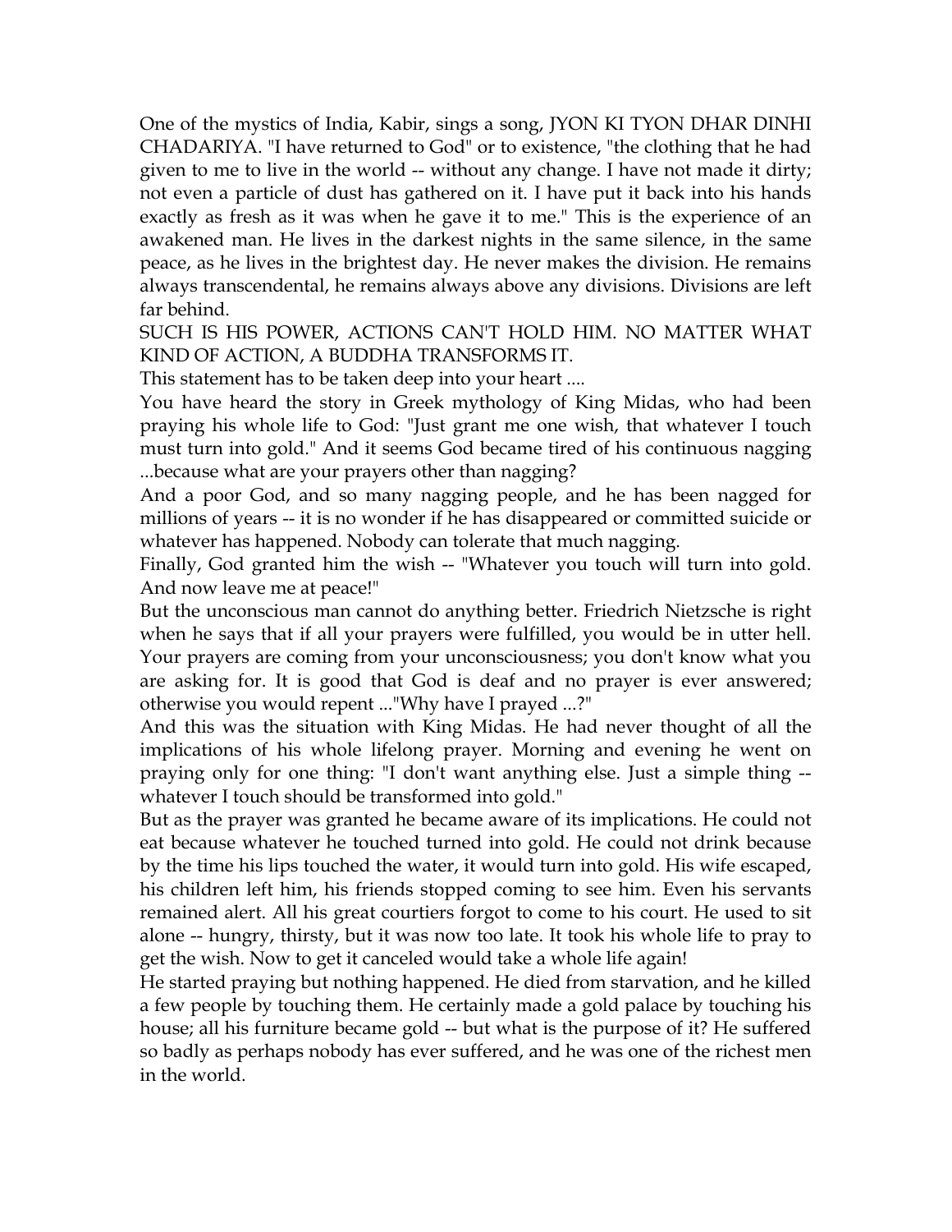One of the mystics of India, Kabir, sings a song, JYON KI TYON DHAR DINHI CHADARIYA. "I have returned to God" or to existence, "the clothing that he had given to me to live in the world -- without any change. I have not made it dirty; not even a particle of dust has gathered on it. I have put it back into his hands exactly as fresh as it was when he gave it to me." This is the experience of an awakened man. He lives in the darkest nights in the same silence, in the same peace, as he lives in the brightest day. He never makes the division. He remains always transcendental, he remains always above any divisions. Divisions are left far behind.

SUCH IS HIS POWER, ACTIONS CAN'T HOLD HIM. NO MATTER WHAT KIND OF ACTION, A BUDDHA TRANSFORMS IT.

This statement has to be taken deep into your heart ....

You have heard the story in Greek mythology of King Midas, who had been praying his whole life to God: "Just grant me one wish, that whatever I touch must turn into gold." And it seems God became tired of his continuous nagging ...because what are your prayers other than nagging?

And a poor God, and so many nagging people, and he has been nagged for millions of years -- it is no wonder if he has disappeared or committed suicide or whatever has happened. Nobody can tolerate that much nagging.

Finally, God granted him the wish -- "Whatever you touch will turn into gold. And now leave me at peace!"

But the unconscious man cannot do anything better. Friedrich Nietzsche is right when he says that if all your prayers were fulfilled, you would be in utter hell. Your prayers are coming from your unconsciousness; you don't know what you are asking for. It is good that God is deaf and no prayer is ever answered; otherwise you would repent ..."Why have I prayed ...?"

And this was the situation with King Midas. He had never thought of all the implications of his whole lifelong prayer. Morning and evening he went on praying only for one thing: "I don't want anything else. Just a simple thing -- whatever I touch should be transformed into gold."

But as the prayer was granted he became aware of its implications. He could not eat because whatever he touched turned into gold. He could not drink because by the time his lips touched the water, it would turn into gold. His wife escaped, his children left him, his friends stopped coming to see him. Even his servants remained alert. All his great courtiers forgot to come to his court. He used to sit alone -- hungry, thirsty, but it was now too late. It took his whole life to pray to get the wish. Now to get it canceled would take a whole life again!

He started praying but nothing happened. He died from starvation, and he killed a few people by touching them. He certainly made a gold palace by touching his house; all his furniture became gold -- but what is the purpose of it? He suffered so badly as perhaps nobody has ever suffered, and he was one of the richest men in the world.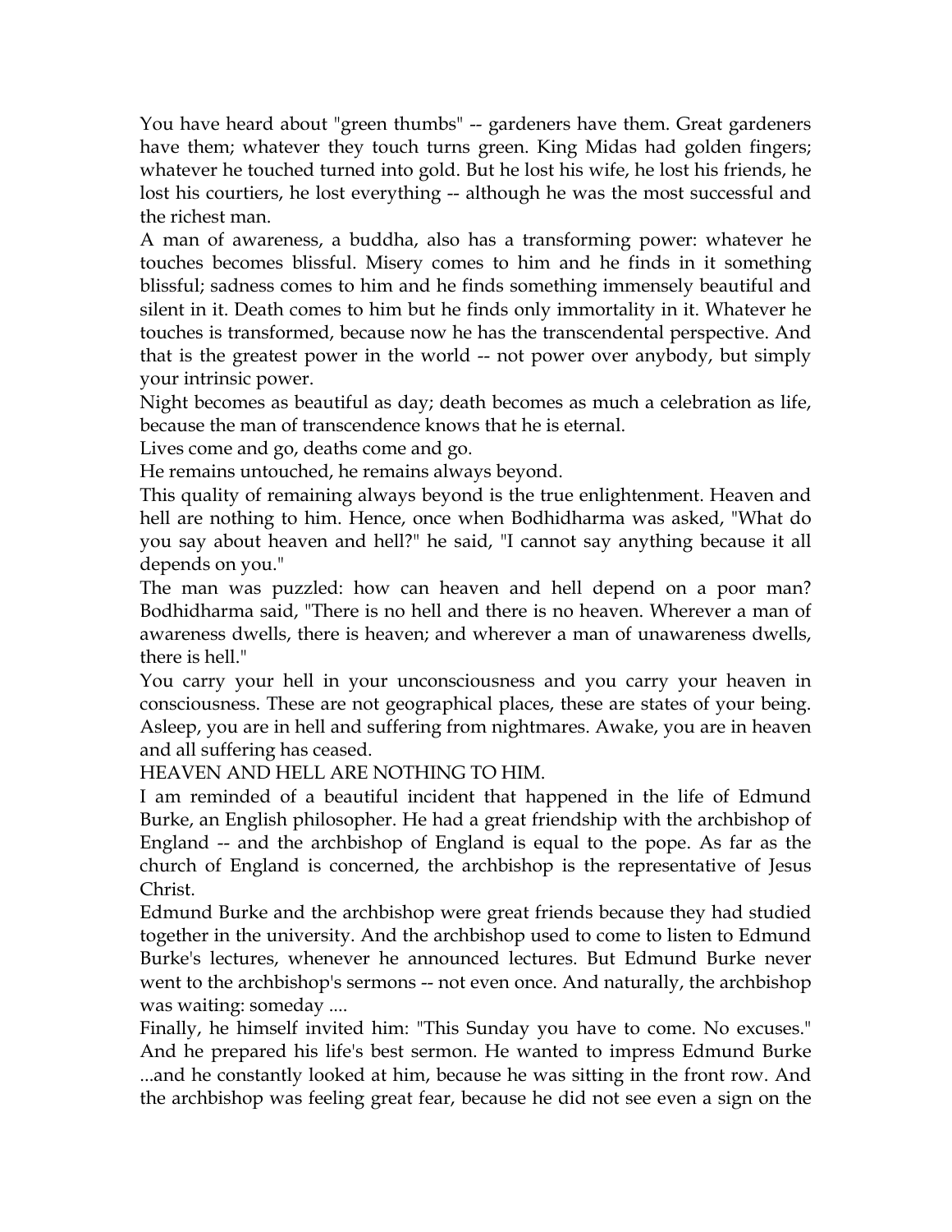You have heard about "green thumbs" -- gardeners have them. Great gardeners have them; whatever they touch turns green. King Midas had golden fingers; whatever he touched turned into gold. But he lost his wife, he lost his friends, he lost his courtiers, he lost everything -- although he was the most successful and the richest man.

A man of awareness, a buddha, also has a transforming power: whatever he touches becomes blissful. Misery comes to him and he finds in it something blissful; sadness comes to him and he finds something immensely beautiful and silent in it. Death comes to him but he finds only immortality in it. Whatever he touches is transformed, because now he has the transcendental perspective. And that is the greatest power in the world -- not power over anybody, but simply your intrinsic power.

Night becomes as beautiful as day; death becomes as much a celebration as life, because the man of transcendence knows that he is eternal.

Lives come and go, deaths come and go.

He remains untouched, he remains always beyond.

This quality of remaining always beyond is the true enlightenment. Heaven and hell are nothing to him. Hence, once when Bodhidharma was asked, "What do you say about heaven and hell?" he said, "I cannot say anything because it all depends on you."

The man was puzzled: how can heaven and hell depend on a poor man? Bodhidharma said, "There is no hell and there is no heaven. Wherever a man of awareness dwells, there is heaven; and wherever a man of unawareness dwells, there is hell."

You carry your hell in your unconsciousness and you carry your heaven in consciousness. These are not geographical places, these are states of your being. Asleep, you are in hell and suffering from nightmares. Awake, you are in heaven and all suffering has ceased.

HEAVEN AND HELL ARE NOTHING TO HIM.

I am reminded of a beautiful incident that happened in the life of Edmund Burke, an English philosopher. He had a great friendship with the archbishop of England -- and the archbishop of England is equal to the pope. As far as the church of England is concerned, the archbishop is the representative of Jesus Christ.

Edmund Burke and the archbishop were great friends because they had studied together in the university. And the archbishop used to come to listen to Edmund Burke's lectures, whenever he announced lectures. But Edmund Burke never went to the archbishop's sermons -- not even once. And naturally, the archbishop was waiting: someday ....

Finally, he himself invited him: "This Sunday you have to come. No excuses." And he prepared his life's best sermon. He wanted to impress Edmund Burke ...and he constantly looked at him, because he was sitting in the front row. And the archbishop was feeling great fear, because he did not see even a sign on the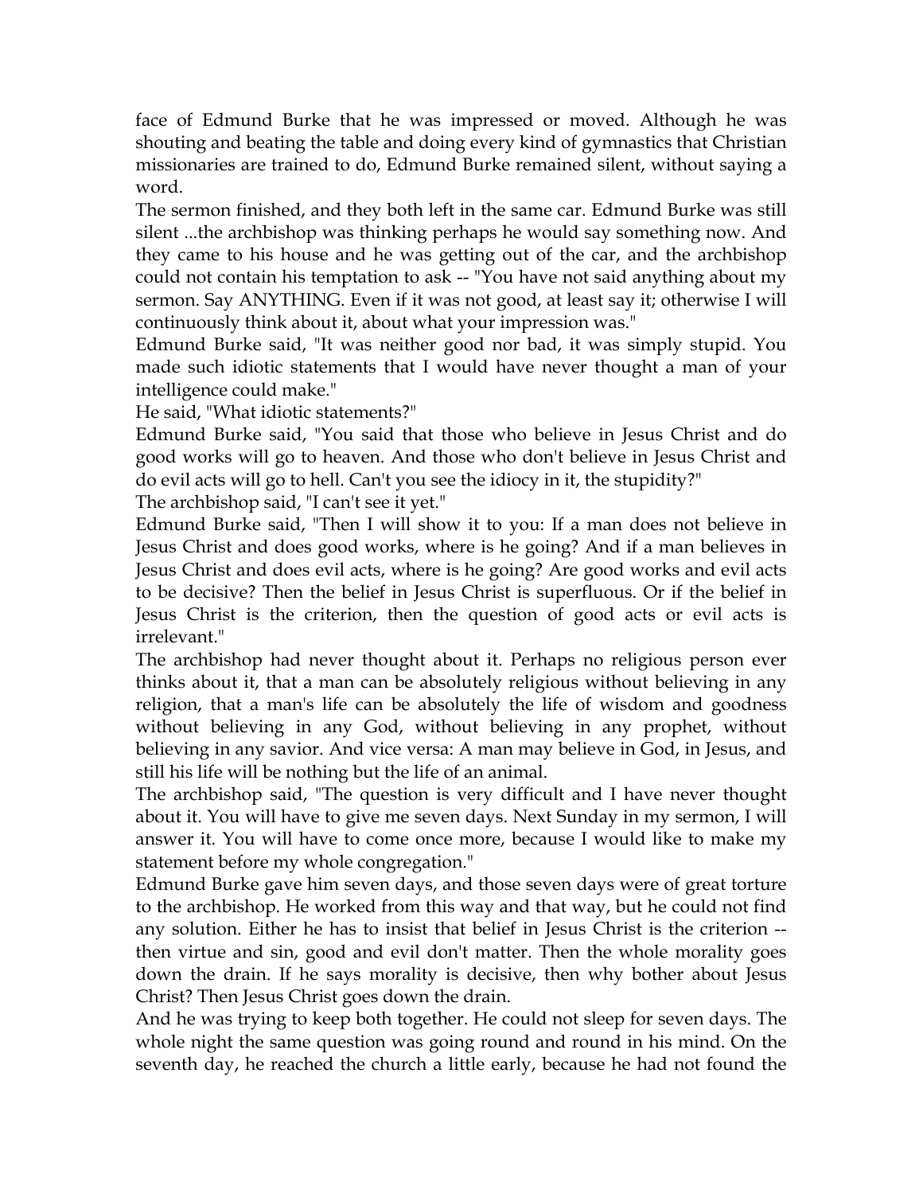face of Edmund Burke that he was impressed or moved. Although he was shouting and beating the table and doing every kind of gymnastics that Christian missionaries are trained to do, Edmund Burke remained silent, without saying a word.

The sermon finished, and they both left in the same car. Edmund Burke was still silent ...the archbishop was thinking perhaps he would say something now. And they came to his house and he was getting out of the car, and the archbishop could not contain his temptation to ask -- "You have not said anything about my sermon. Say ANYTHING. Even if it was not good, at least say it; otherwise I will continuously think about it, about what your impression was."

Edmund Burke said, "It was neither good nor bad, it was simply stupid. You made such idiotic statements that I would have never thought a man of your intelligence could make."

He said, "What idiotic statements?"

Edmund Burke said, "You said that those who believe in Jesus Christ and do good works will go to heaven. And those who don't believe in Jesus Christ and do evil acts will go to hell. Can't you see the idiocy in it, the stupidity?"

The archbishop said, "I can't see it yet."

Edmund Burke said, "Then I will show it to you: If a man does not believe in Jesus Christ and does good works, where is he going? And if a man believes in Jesus Christ and does evil acts, where is he going? Are good works and evil acts to be decisive? Then the belief in Jesus Christ is superfluous. Or if the belief in Jesus Christ is the criterion, then the question of good acts or evil acts is irrelevant."

The archbishop had never thought about it. Perhaps no religious person ever thinks about it, that a man can be absolutely religious without believing in any religion, that a man's life can be absolutely the life of wisdom and goodness without believing in any God, without believing in any prophet, without believing in any savior. And vice versa: A man may believe in God, in Jesus, and still his life will be nothing but the life of an animal.

The archbishop said, "The question is very difficult and I have never thought about it. You will have to give me seven days. Next Sunday in my sermon, I will answer it. You will have to come once more, because I would like to make my statement before my whole congregation."

Edmund Burke gave him seven days, and those seven days were of great torture to the archbishop. He worked from this way and that way, but he could not find any solution. Either he has to insist that belief in Jesus Christ is the criterion -- then virtue and sin, good and evil don't matter. Then the whole morality goes down the drain. If he says morality is decisive, then why bother about Jesus Christ? Then Jesus Christ goes down the drain.

And he was trying to keep both together. He could not sleep for seven days. The whole night the same question was going round and round in his mind. On the seventh day, he reached the church a little early, because he had not found the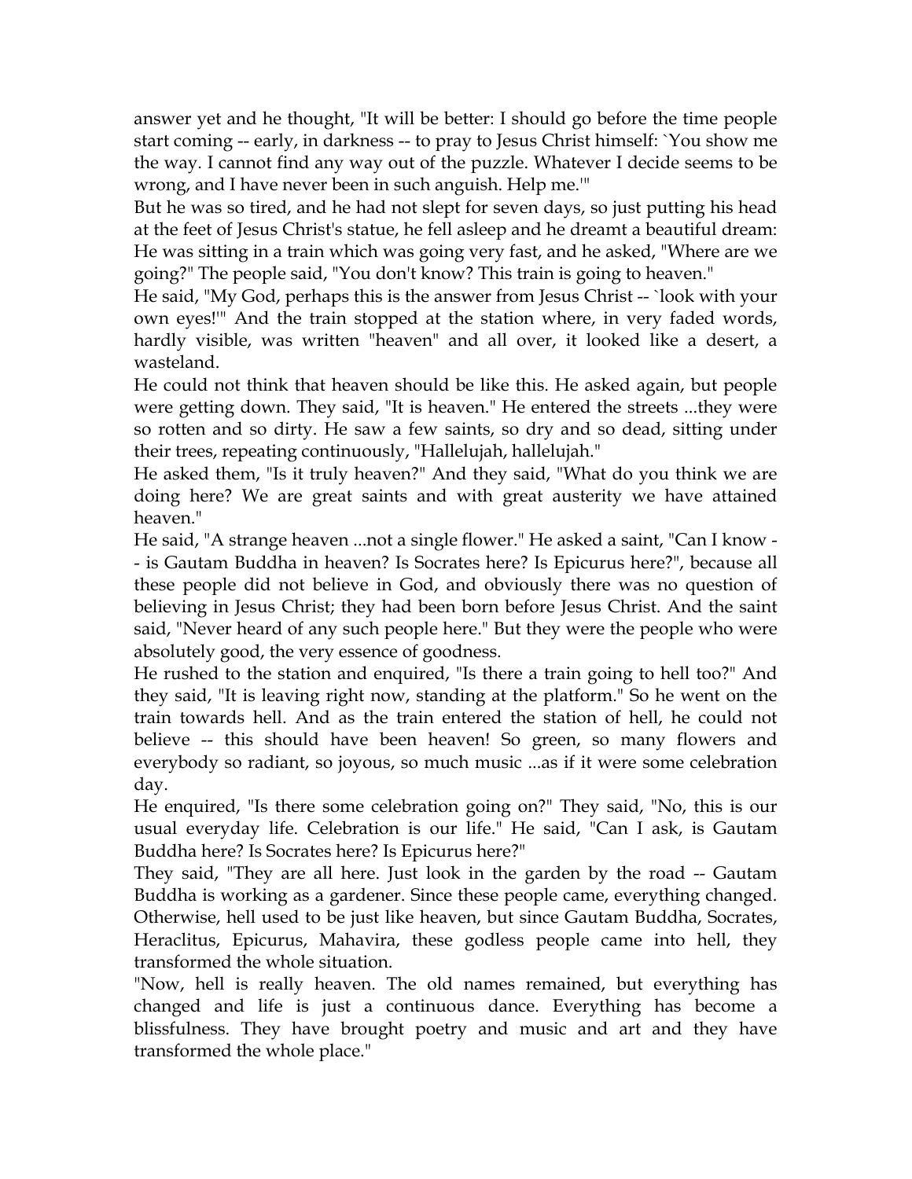answer yet and he thought, "It will be better: I should go before the time people start coming -- early, in darkness -- to pray to Jesus Christ himself: `You show me the way. I cannot find any way out of the puzzle. Whatever I decide seems to be wrong, and I have never been in such anguish. Help me.'"

But he was so tired, and he had not slept for seven days, so just putting his head at the feet of Jesus Christ's statue, he fell asleep and he dreamt a beautiful dream: He was sitting in a train which was going very fast, and he asked, "Where are we going?" The people said, "You don't know? This train is going to heaven."

He said, "My God, perhaps this is the answer from Jesus Christ -- `look with your own eyes!'" And the train stopped at the station where, in very faded words, hardly visible, was written "heaven" and all over, it looked like a desert, a wasteland.

He could not think that heaven should be like this. He asked again, but people were getting down. They said, "It is heaven." He entered the streets ...they were so rotten and so dirty. He saw a few saints, so dry and so dead, sitting under their trees, repeating continuously, "Hallelujah, hallelujah."

He asked them, "Is it truly heaven?" And they said, "What do you think we are doing here? We are great saints and with great austerity we have attained heaven."

He said, "A strange heaven ...not a single flower." He asked a saint, "Can I know -- is Gautam Buddha in heaven? Is Socrates here? Is Epicurus here?", because all these people did not believe in God, and obviously there was no question of believing in Jesus Christ; they had been born before Jesus Christ. And the saint said, "Never heard of any such people here." But they were the people who were absolutely good, the very essence of goodness.

He rushed to the station and enquired, "Is there a train going to hell too?" And they said, "It is leaving right now, standing at the platform." So he went on the train towards hell. And as the train entered the station of hell, he could not believe -- this should have been heaven! So green, so many flowers and everybody so radiant, so joyous, so much music ...as if it were some celebration day.

He enquired, "Is there some celebration going on?" They said, "No, this is our usual everyday life. Celebration is our life." He said, "Can I ask, is Gautam Buddha here? Is Socrates here? Is Epicurus here?"

They said, "They are all here. Just look in the garden by the road -- Gautam Buddha is working as a gardener. Since these people came, everything changed. Otherwise, hell used to be just like heaven, but since Gautam Buddha, Socrates, Heraclitus, Epicurus, Mahavira, these godless people came into hell, they transformed the whole situation.

"Now, hell is really heaven. The old names remained, but everything has changed and life is just a continuous dance. Everything has become a blissfulness. They have brought poetry and music and art and they have transformed the whole place."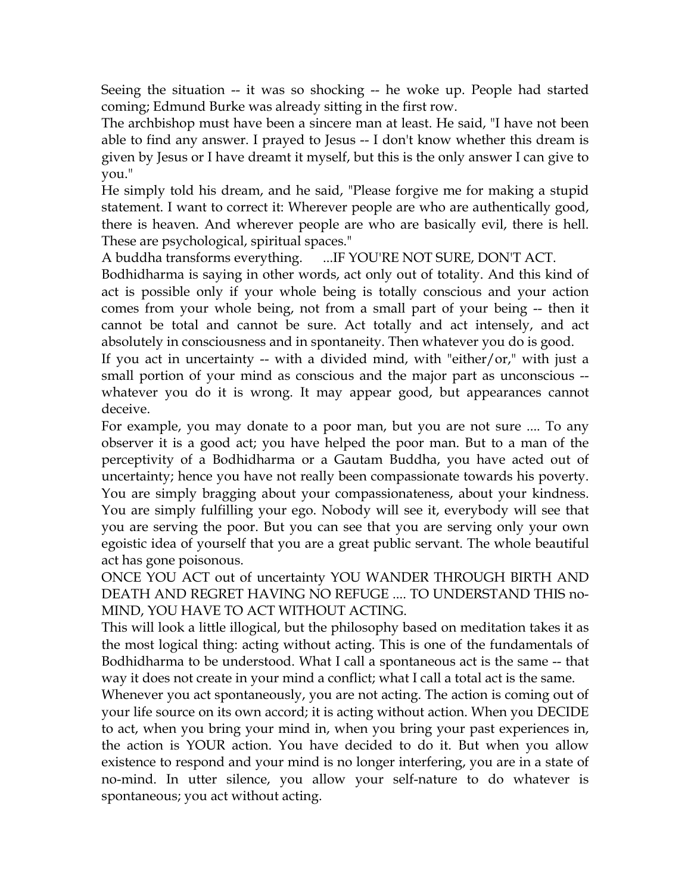Seeing the situation -- it was so shocking -- he woke up. People had started coming; Edmund Burke was already sitting in the first row.

The archbishop must have been a sincere man at least. He said, "I have not been able to find any answer. I prayed to Jesus -- I don't know whether this dream is given by Jesus or I have dreamt it myself, but this is the only answer I can give to you."

He simply told his dream, and he said, "Please forgive me for making a stupid statement. I want to correct it: Wherever people are who are authentically good, there is heaven. And wherever people are who are basically evil, there is hell. These are psychological, spiritual spaces."

A buddha transforms everything. ...IF YOU'RE NOT SURE, DON'T ACT.

Bodhidharma is saying in other words, act only out of totality. And this kind of act is possible only if your whole being is totally conscious and your action comes from your whole being, not from a small part of your being -- then it cannot be total and cannot be sure. Act totally and act intensely, and act absolutely in consciousness and in spontaneity. Then whatever you do is good.

If you act in uncertainty -- with a divided mind, with "either/or," with just a small portion of your mind as conscious and the major part as unconscious -- whatever you do it is wrong. It may appear good, but appearances cannot deceive.

For example, you may donate to a poor man, but you are not sure .... To any observer it is a good act; you have helped the poor man. But to a man of the perceptivity of a Bodhidharma or a Gautam Buddha, you have acted out of uncertainty; hence you have not really been compassionate towards his poverty. You are simply bragging about your compassionateness, about your kindness. You are simply fulfilling your ego. Nobody will see it, everybody will see that you are serving the poor. But you can see that you are serving only your own egoistic idea of yourself that you are a great public servant. The whole beautiful act has gone poisonous.

ONCE YOU ACT out of uncertainty YOU WANDER THROUGH BIRTH AND DEATH AND REGRET HAVING NO REFUGE .... TO UNDERSTAND THIS no-MIND, YOU HAVE TO ACT WITHOUT ACTING.

This will look a little illogical, but the philosophy based on meditation takes it as the most logical thing: acting without acting. This is one of the fundamentals of Bodhidharma to be understood. What I call a spontaneous act is the same -- that way it does not create in your mind a conflict; what I call a total act is the same.

Whenever you act spontaneously, you are not acting. The action is coming out of your life source on its own accord; it is acting without action. When you DECIDE to act, when you bring your mind in, when you bring your past experiences in, the action is YOUR action. You have decided to do it. But when you allow existence to respond and your mind is no longer interfering, you are in a state of no-mind. In utter silence, you allow your self-nature to do whatever is spontaneous; you act without acting.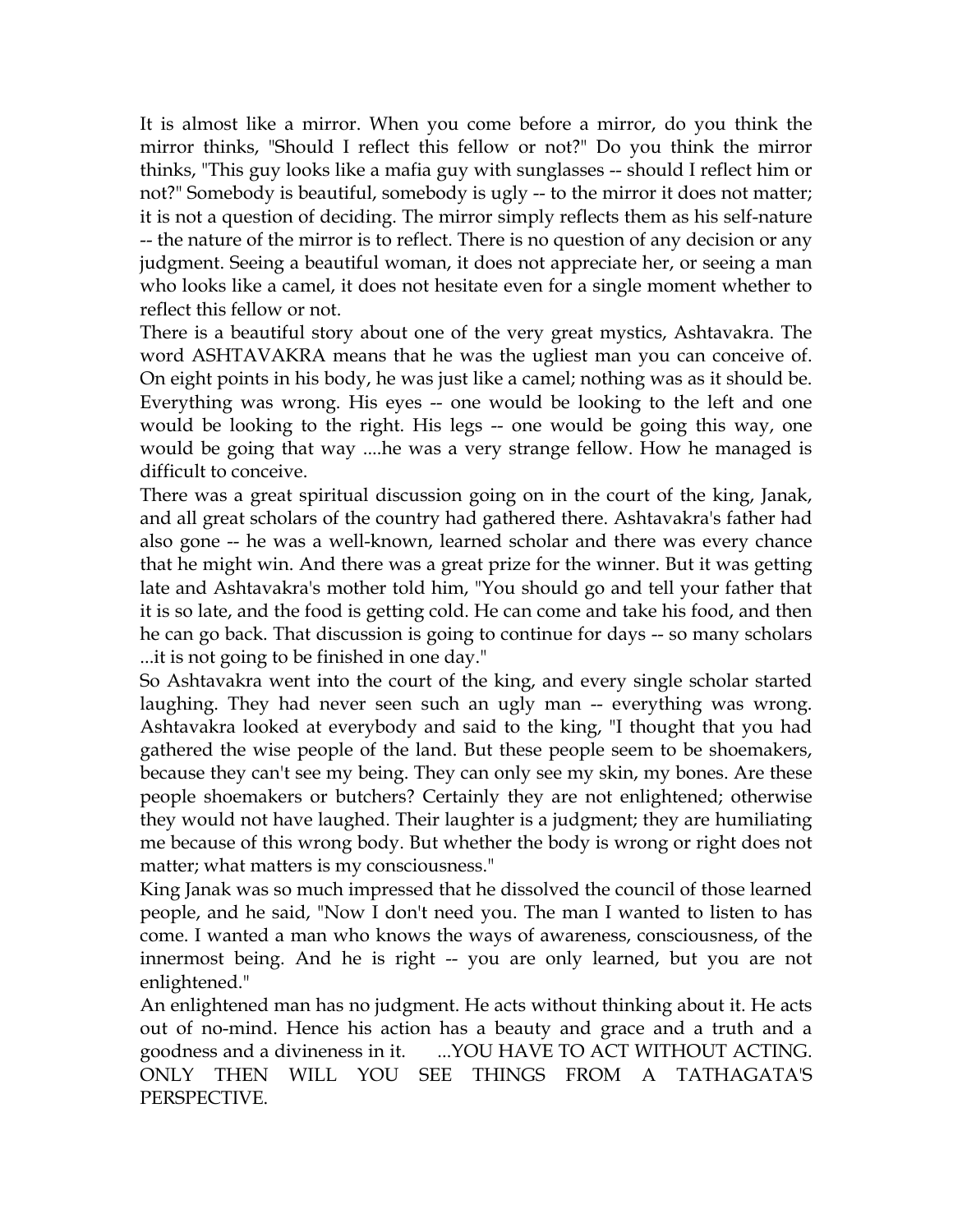It is almost like a mirror. When you come before a mirror, do you think the mirror thinks, "Should I reflect this fellow or not?" Do you think the mirror thinks, "This guy looks like a mafia guy with sunglasses -- should I reflect him or not?" Somebody is beautiful, somebody is ugly -- to the mirror it does not matter; it is not a question of deciding. The mirror simply reflects them as his self-nature -- the nature of the mirror is to reflect. There is no question of any decision or any judgment. Seeing a beautiful woman, it does not appreciate her, or seeing a man who looks like a camel, it does not hesitate even for a single moment whether to reflect this fellow or not.

There is a beautiful story about one of the very great mystics, Ashtavakra. The word ASHTAVAKRA means that he was the ugliest man you can conceive of. On eight points in his body, he was just like a camel; nothing was as it should be. Everything was wrong. His eyes -- one would be looking to the left and one would be looking to the right. His legs -- one would be going this way, one would be going that way ....he was a very strange fellow. How he managed is difficult to conceive.

There was a great spiritual discussion going on in the court of the king, Janak, and all great scholars of the country had gathered there. Ashtavakra's father had also gone -- he was a well-known, learned scholar and there was every chance that he might win. And there was a great prize for the winner. But it was getting late and Ashtavakra's mother told him, "You should go and tell your father that it is so late, and the food is getting cold. He can come and take his food, and then he can go back. That discussion is going to continue for days -- so many scholars ...it is not going to be finished in one day."

So Ashtavakra went into the court of the king, and every single scholar started laughing. They had never seen such an ugly man -- everything was wrong. Ashtavakra looked at everybody and said to the king, "I thought that you had gathered the wise people of the land. But these people seem to be shoemakers, because they can't see my being. They can only see my skin, my bones. Are these people shoemakers or butchers? Certainly they are not enlightened; otherwise they would not have laughed. Their laughter is a judgment; they are humiliating me because of this wrong body. But whether the body is wrong or right does not matter; what matters is my consciousness."

King Janak was so much impressed that he dissolved the council of those learned people, and he said, "Now I don't need you. The man I wanted to listen to has come. I wanted a man who knows the ways of awareness, consciousness, of the innermost being. And he is right -- you are only learned, but you are not enlightened."

An enlightened man has no judgment. He acts without thinking about it. He acts out of no-mind. Hence his action has a beauty and grace and a truth and a goodness and a divineness in it. ...YOU HAVE TO ACT WITHOUT ACTING. ONLY THEN WILL YOU SEE THINGS FROM A TATHAGATA'S PERSPECTIVE.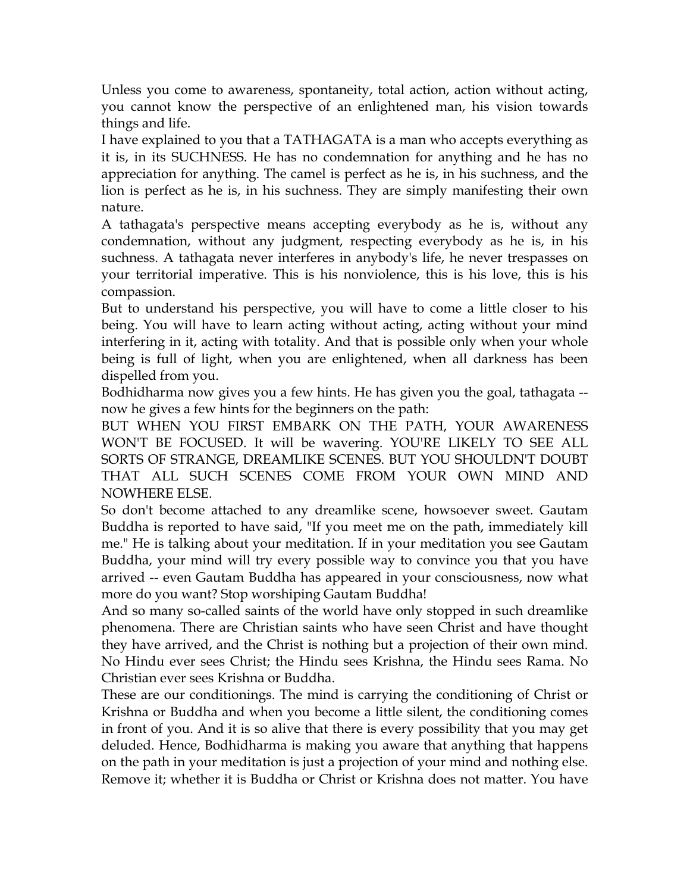Unless you come to awareness, spontaneity, total action, action without acting, you cannot know the perspective of an enlightened man, his vision towards things and life.

I have explained to you that a TATHAGATA is a man who accepts everything as it is, in its SUCHNESS. He has no condemnation for anything and he has no appreciation for anything. The camel is perfect as he is, in his suchness, and the lion is perfect as he is, in his suchness. They are simply manifesting their own nature.

A tathagata's perspective means accepting everybody as he is, without any condemnation, without any judgment, respecting everybody as he is, in his suchness. A tathagata never interferes in anybody's life, he never trespasses on your territorial imperative. This is his nonviolence, this is his love, this is his compassion.

But to understand his perspective, you will have to come a little closer to his being. You will have to learn acting without acting, acting without your mind interfering in it, acting with totality. And that is possible only when your whole being is full of light, when you are enlightened, when all darkness has been dispelled from you.

Bodhidharma now gives you a few hints. He has given you the goal, tathagata -- now he gives a few hints for the beginners on the path:

BUT WHEN YOU FIRST EMBARK ON THE PATH, YOUR AWARENESS WON'T BE FOCUSED. It will be wavering. YOU'RE LIKELY TO SEE ALL SORTS OF STRANGE, DREAMLIKE SCENES. BUT YOU SHOULDN'T DOUBT THAT ALL SUCH SCENES COME FROM YOUR OWN MIND AND NOWHERE ELSE.

So don't become attached to any dreamlike scene, howsoever sweet. Gautam Buddha is reported to have said, "If you meet me on the path, immediately kill me." He is talking about your meditation. If in your meditation you see Gautam Buddha, your mind will try every possible way to convince you that you have arrived -- even Gautam Buddha has appeared in your consciousness, now what more do you want? Stop worshiping Gautam Buddha!

And so many so-called saints of the world have only stopped in such dreamlike phenomena. There are Christian saints who have seen Christ and have thought they have arrived, and the Christ is nothing but a projection of their own mind. No Hindu ever sees Christ; the Hindu sees Krishna, the Hindu sees Rama. No Christian ever sees Krishna or Buddha.

These are our conditionings. The mind is carrying the conditioning of Christ or Krishna or Buddha and when you become a little silent, the conditioning comes in front of you. And it is so alive that there is every possibility that you may get deluded. Hence, Bodhidharma is making you aware that anything that happens on the path in your meditation is just a projection of your mind and nothing else. Remove it; whether it is Buddha or Christ or Krishna does not matter. You have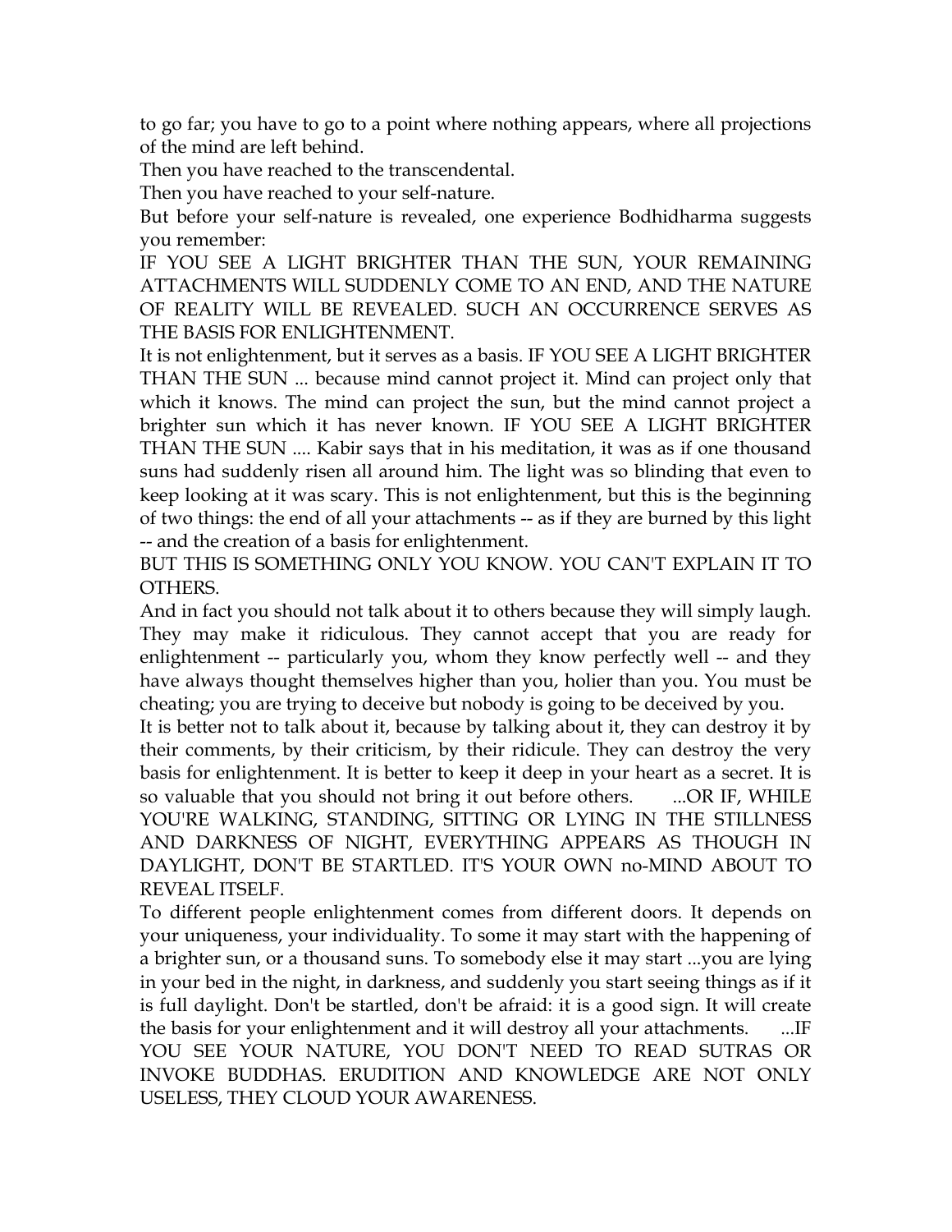to go far; you have to go to a point where nothing appears, where all projections of the mind are left behind.

Then you have reached to the transcendental.

Then you have reached to your self-nature.

But before your self-nature is revealed, one experience Bodhidharma suggests you remember:

IF YOU SEE A LIGHT BRIGHTER THAN THE SUN, YOUR REMAINING ATTACHMENTS WILL SUDDENLY COME TO AN END, AND THE NATURE OF REALITY WILL BE REVEALED. SUCH AN OCCURRENCE SERVES AS THE BASIS FOR ENLIGHTENMENT.

It is not enlightenment, but it serves as a basis. IF YOU SEE A LIGHT BRIGHTER THAN THE SUN ... because mind cannot project it. Mind can project only that which it knows. The mind can project the sun, but the mind cannot project a brighter sun which it has never known. IF YOU SEE A LIGHT BRIGHTER THAN THE SUN .... Kabir says that in his meditation, it was as if one thousand suns had suddenly risen all around him. The light was so blinding that even to keep looking at it was scary. This is not enlightenment, but this is the beginning of two things: the end of all your attachments -- as if they are burned by this light -- and the creation of a basis for enlightenment.

BUT THIS IS SOMETHING ONLY YOU KNOW. YOU CAN'T EXPLAIN IT TO OTHERS.

And in fact you should not talk about it to others because they will simply laugh. They may make it ridiculous. They cannot accept that you are ready for enlightenment -- particularly you, whom they know perfectly well -- and they have always thought themselves higher than you, holier than you. You must be cheating; you are trying to deceive but nobody is going to be deceived by you.

It is better not to talk about it, because by talking about it, they can destroy it by their comments, by their criticism, by their ridicule. They can destroy the very basis for enlightenment. It is better to keep it deep in your heart as a secret. It is so valuable that you should not bring it out before others. ...OR IF, WHILE YOU'RE WALKING, STANDING, SITTING OR LYING IN THE STILLNESS AND DARKNESS OF NIGHT, EVERYTHING APPEARS AS THOUGH IN DAYLIGHT, DON'T BE STARTLED. IT'S YOUR OWN no-MIND ABOUT TO REVEAL ITSELF.

To different people enlightenment comes from different doors. It depends on your uniqueness, your individuality. To some it may start with the happening of a brighter sun, or a thousand suns. To somebody else it may start ...you are lying in your bed in the night, in darkness, and suddenly you start seeing things as if it is full daylight. Don't be startled, don't be afraid: it is a good sign. It will create the basis for your enlightenment and it will destroy all your attachments. ...IF YOU SEE YOUR NATURE, YOU DON'T NEED TO READ SUTRAS OR INVOKE BUDDHAS. ERUDITION AND KNOWLEDGE ARE NOT ONLY USELESS, THEY CLOUD YOUR AWARENESS.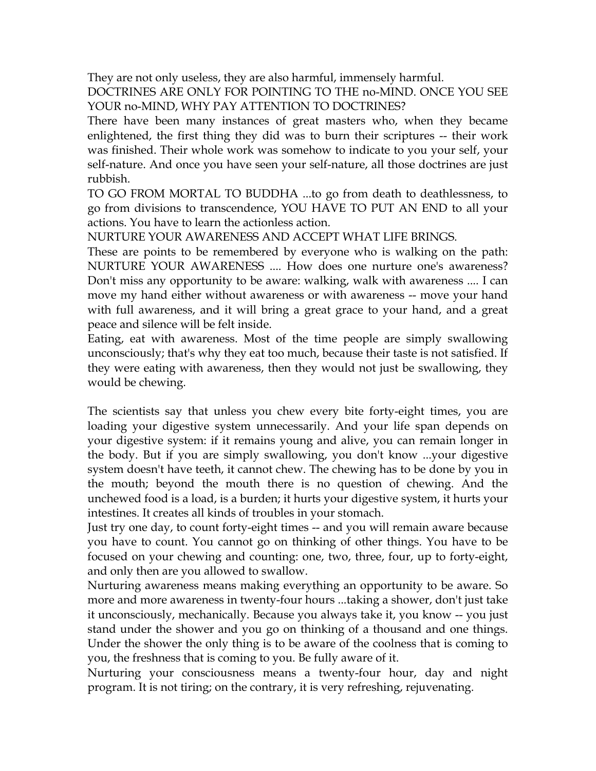They are not only useless, they are also harmful, immensely harmful.

DOCTRINES ARE ONLY FOR POINTING TO THE no-MIND. ONCE YOU SEE YOUR no-MIND, WHY PAY ATTENTION TO DOCTRINES?

There have been many instances of great masters who, when they became enlightened, the first thing they did was to burn their scriptures -- their work was finished. Their whole work was somehow to indicate to you your self, your self-nature. And once you have seen your self-nature, all those doctrines are just rubbish.

TO GO FROM MORTAL TO BUDDHA ...to go from death to deathlessness, to go from divisions to transcendence, YOU HAVE TO PUT AN END to all your actions. You have to learn the actionless action.

NURTURE YOUR AWARENESS AND ACCEPT WHAT LIFE BRINGS.

These are points to be remembered by everyone who is walking on the path: NURTURE YOUR AWARENESS .... How does one nurture one's awareness? Don't miss any opportunity to be aware: walking, walk with awareness .... I can move my hand either without awareness or with awareness -- move your hand with full awareness, and it will bring a great grace to your hand, and a great peace and silence will be felt inside.

Eating, eat with awareness. Most of the time people are simply swallowing unconsciously; that's why they eat too much, because their taste is not satisfied. If they were eating with awareness, then they would not just be swallowing, they would be chewing.

The scientists say that unless you chew every bite forty-eight times, you are loading your digestive system unnecessarily. And your life span depends on your digestive system: if it remains young and alive, you can remain longer in the body. But if you are simply swallowing, you don't know ...your digestive system doesn't have teeth, it cannot chew. The chewing has to be done by you in the mouth; beyond the mouth there is no question of chewing. And the unchewed food is a load, is a burden; it hurts your digestive system, it hurts your intestines. It creates all kinds of troubles in your stomach.

Just try one day, to count forty-eight times -- and you will remain aware because you have to count. You cannot go on thinking of other things. You have to be focused on your chewing and counting: one, two, three, four, up to forty-eight, and only then are you allowed to swallow.

Nurturing awareness means making everything an opportunity to be aware. So more and more awareness in twenty-four hours ...taking a shower, don't just take it unconsciously, mechanically. Because you always take it, you know -- you just stand under the shower and you go on thinking of a thousand and one things. Under the shower the only thing is to be aware of the coolness that is coming to you, the freshness that is coming to you. Be fully aware of it.

Nurturing your consciousness means a twenty-four hour, day and night program. It is not tiring; on the contrary, it is very refreshing, rejuvenating.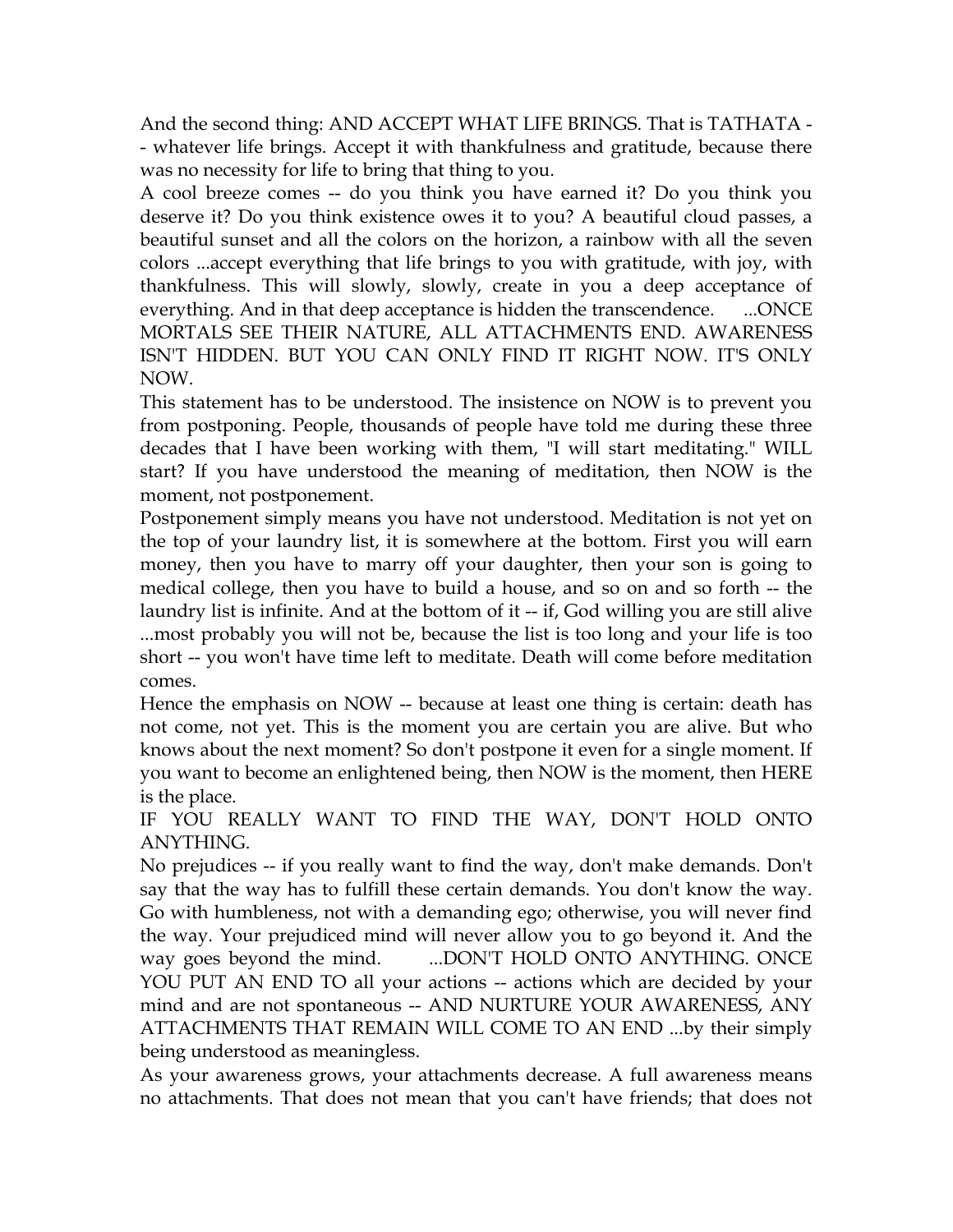And the second thing: AND ACCEPT WHAT LIFE BRINGS. That is TATHATA -- whatever life brings. Accept it with thankfulness and gratitude, because there was no necessity for life to bring that thing to you.

A cool breeze comes -- do you think you have earned it? Do you think you deserve it? Do you think existence owes it to you? A beautiful cloud passes, a beautiful sunset and all the colors on the horizon, a rainbow with all the seven colors ...accept everything that life brings to you with gratitude, with joy, with thankfulness. This will slowly, slowly, create in you a deep acceptance of everything. And in that deep acceptance is hidden the transcendence. ...ONCE MORTALS SEE THEIR NATURE, ALL ATTACHMENTS END. AWARENESS ISN'T HIDDEN. BUT YOU CAN ONLY FIND IT RIGHT NOW. IT'S ONLY NOW.

This statement has to be understood. The insistence on NOW is to prevent you from postponing. People, thousands of people have told me during these three decades that I have been working with them, "I will start meditating." WILL start? If you have understood the meaning of meditation, then NOW is the moment, not postponement.

Postponement simply means you have not understood. Meditation is not yet on the top of your laundry list, it is somewhere at the bottom. First you will earn money, then you have to marry off your daughter, then your son is going to medical college, then you have to build a house, and so on and so forth -- the laundry list is infinite. And at the bottom of it -- if, God willing you are still alive ...most probably you will not be, because the list is too long and your life is too short -- you won't have time left to meditate. Death will come before meditation comes.

Hence the emphasis on NOW -- because at least one thing is certain: death has not come, not yet. This is the moment you are certain you are alive. But who knows about the next moment? So don't postpone it even for a single moment. If you want to become an enlightened being, then NOW is the moment, then HERE is the place.

IF YOU REALLY WANT TO FIND THE WAY, DON'T HOLD ONTO ANYTHING.

No prejudices -- if you really want to find the way, don't make demands. Don't say that the way has to fulfill these certain demands. You don't know the way. Go with humbleness, not with a demanding ego; otherwise, you will never find the way. Your prejudiced mind will never allow you to go beyond it. And the way goes beyond the mind. ...DON'T HOLD ONTO ANYTHING. ONCE YOU PUT AN END TO all your actions -- actions which are decided by your mind and are not spontaneous -- AND NURTURE YOUR AWARENESS, ANY ATTACHMENTS THAT REMAIN WILL COME TO AN END ...by their simply being understood as meaningless.

As your awareness grows, your attachments decrease. A full awareness means no attachments. That does not mean that you can't have friends; that does not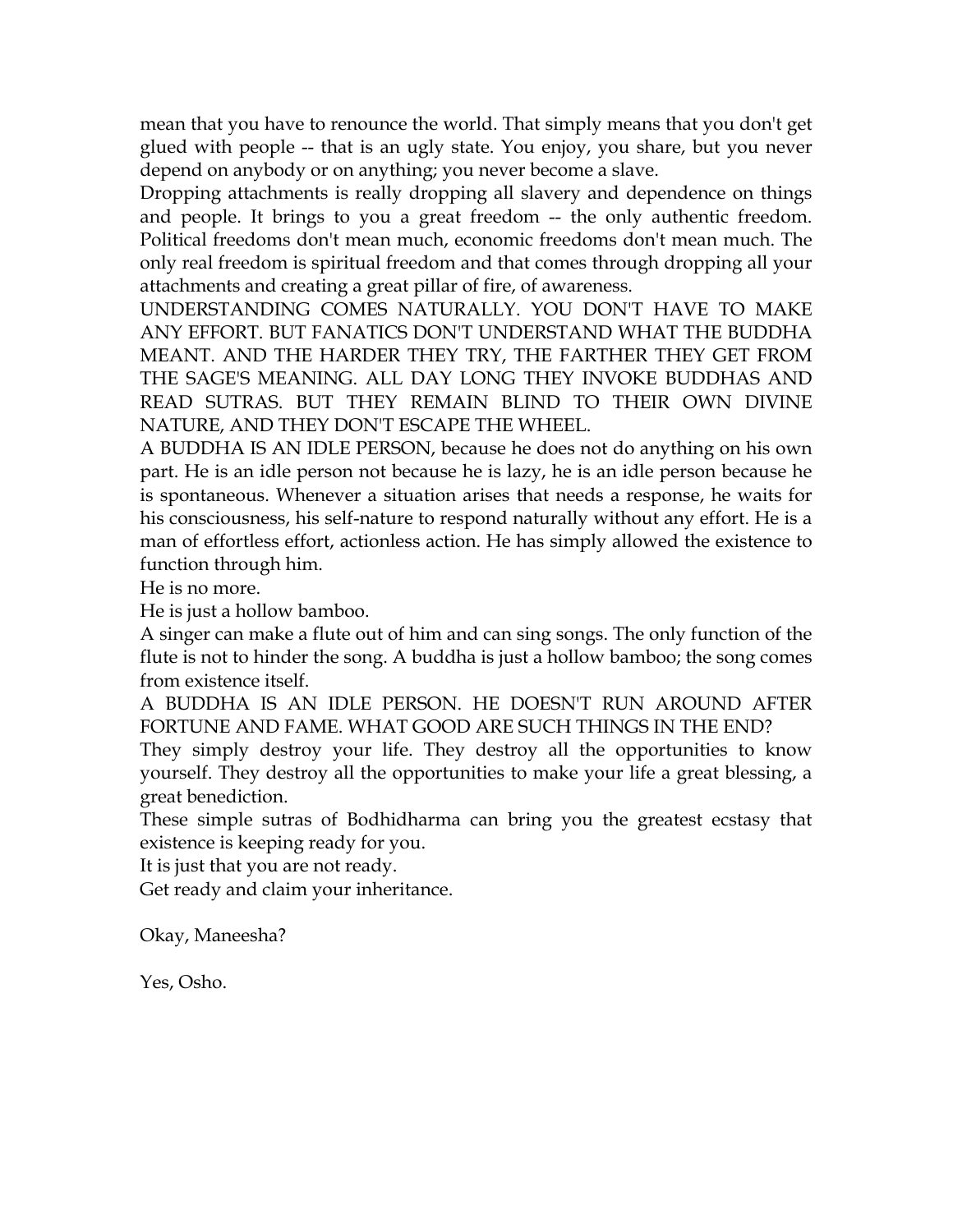mean that you have to renounce the world. That simply means that you don't get glued with people -- that is an ugly state. You enjoy, you share, but you never depend on anybody or on anything; you never become a slave.

Dropping attachments is really dropping all slavery and dependence on things and people. It brings to you a great freedom -- the only authentic freedom. Political freedoms don't mean much, economic freedoms don't mean much. The only real freedom is spiritual freedom and that comes through dropping all your attachments and creating a great pillar of fire, of awareness.

UNDERSTANDING COMES NATURALLY. YOU DON'T HAVE TO MAKE ANY EFFORT. BUT FANATICS DON'T UNDERSTAND WHAT THE BUDDHA MEANT. AND THE HARDER THEY TRY, THE FARTHER THEY GET FROM THE SAGE'S MEANING. ALL DAY LONG THEY INVOKE BUDDHAS AND READ SUTRAS. BUT THEY REMAIN BLIND TO THEIR OWN DIVINE NATURE, AND THEY DON'T ESCAPE THE WHEEL.

A BUDDHA IS AN IDLE PERSON, because he does not do anything on his own part. He is an idle person not because he is lazy, he is an idle person because he is spontaneous. Whenever a situation arises that needs a response, he waits for his consciousness, his self-nature to respond naturally without any effort. He is a man of effortless effort, actionless action. He has simply allowed the existence to function through him.

He is no more.

He is just a hollow bamboo.

A singer can make a flute out of him and can sing songs. The only function of the flute is not to hinder the song. A buddha is just a hollow bamboo; the song comes from existence itself.

A BUDDHA IS AN IDLE PERSON. HE DOESN'T RUN AROUND AFTER FORTUNE AND FAME. WHAT GOOD ARE SUCH THINGS IN THE END?

They simply destroy your life. They destroy all the opportunities to know yourself. They destroy all the opportunities to make your life a great blessing, a great benediction.

These simple sutras of Bodhidharma can bring you the greatest ecstasy that existence is keeping ready for you.

It is just that you are not ready.

Get ready and claim your inheritance.

Okay, Maneesha?

Yes, Osho.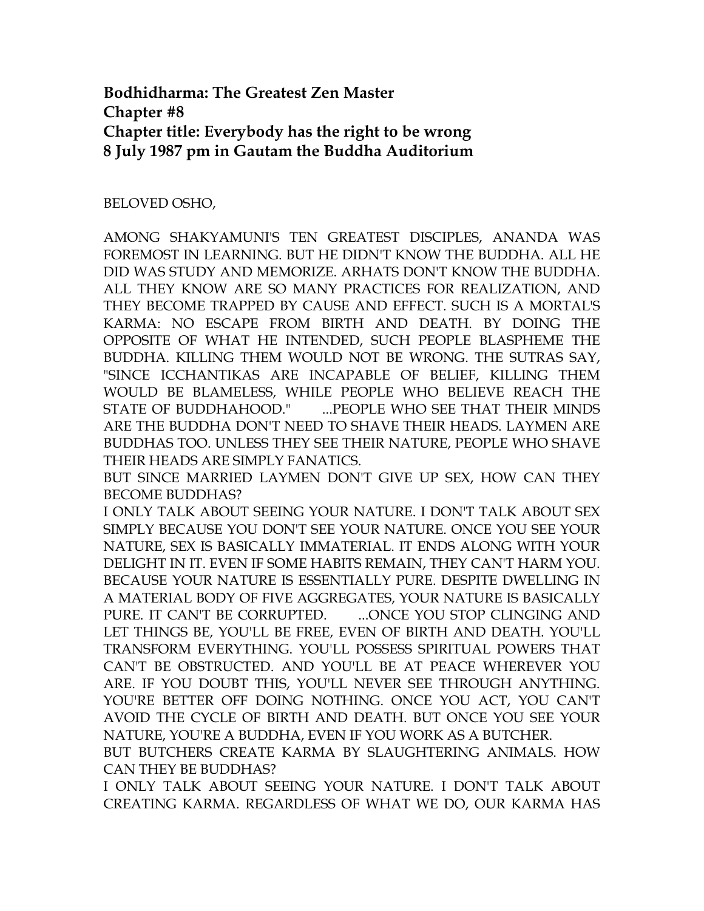**Bodhidharma: The Greatest Zen Master**
**Chapter #8**
**Chapter title: Everybody has the right to be wrong**
**8 July 1987 pm in Gautam the Buddha Auditorium**

BELOVED OSHO,

AMONG SHAKYAMUNI'S TEN GREATEST DISCIPLES, ANANDA WAS FOREMOST IN LEARNING. BUT HE DIDN'T KNOW THE BUDDHA. ALL HE DID WAS STUDY AND MEMORIZE. ARHATS DON'T KNOW THE BUDDHA. ALL THEY KNOW ARE SO MANY PRACTICES FOR REALIZATION, AND THEY BECOME TRAPPED BY CAUSE AND EFFECT. SUCH IS A MORTAL'S KARMA: NO ESCAPE FROM BIRTH AND DEATH. BY DOING THE OPPOSITE OF WHAT HE INTENDED, SUCH PEOPLE BLASPHEME THE BUDDHA. KILLING THEM WOULD NOT BE WRONG. THE SUTRAS SAY, "SINCE ICCHANTIKAS ARE INCAPABLE OF BELIEF, KILLING THEM WOULD BE BLAMELESS, WHILE PEOPLE WHO BELIEVE REACH THE STATE OF BUDDHAHOOD." ...PEOPLE WHO SEE THAT THEIR MINDS ARE THE BUDDHA DON'T NEED TO SHAVE THEIR HEADS. LAYMEN ARE BUDDHAS TOO. UNLESS THEY SEE THEIR NATURE, PEOPLE WHO SHAVE THEIR HEADS ARE SIMPLY FANATICS.

BUT SINCE MARRIED LAYMEN DON'T GIVE UP SEX, HOW CAN THEY BECOME BUDDHAS?

I ONLY TALK ABOUT SEEING YOUR NATURE. I DON'T TALK ABOUT SEX SIMPLY BECAUSE YOU DON'T SEE YOUR NATURE. ONCE YOU SEE YOUR NATURE, SEX IS BASICALLY IMMATERIAL. IT ENDS ALONG WITH YOUR DELIGHT IN IT. EVEN IF SOME HABITS REMAIN, THEY CAN'T HARM YOU. BECAUSE YOUR NATURE IS ESSENTIALLY PURE. DESPITE DWELLING IN A MATERIAL BODY OF FIVE AGGREGATES, YOUR NATURE IS BASICALLY PURE. IT CAN'T BE CORRUPTED. ...ONCE YOU STOP CLINGING AND LET THINGS BE, YOU'LL BE FREE, EVEN OF BIRTH AND DEATH. YOU'LL TRANSFORM EVERYTHING. YOU'LL POSSESS SPIRITUAL POWERS THAT CAN'T BE OBSTRUCTED. AND YOU'LL BE AT PEACE WHEREVER YOU ARE. IF YOU DOUBT THIS, YOU'LL NEVER SEE THROUGH ANYTHING. YOU'RE BETTER OFF DOING NOTHING. ONCE YOU ACT, YOU CAN'T AVOID THE CYCLE OF BIRTH AND DEATH. BUT ONCE YOU SEE YOUR NATURE, YOU'RE A BUDDHA, EVEN IF YOU WORK AS A BUTCHER.

BUT BUTCHERS CREATE KARMA BY SLAUGHTERING ANIMALS. HOW CAN THEY BE BUDDHAS?

I ONLY TALK ABOUT SEEING YOUR NATURE. I DON'T TALK ABOUT CREATING KARMA. REGARDLESS OF WHAT WE DO, OUR KARMA HAS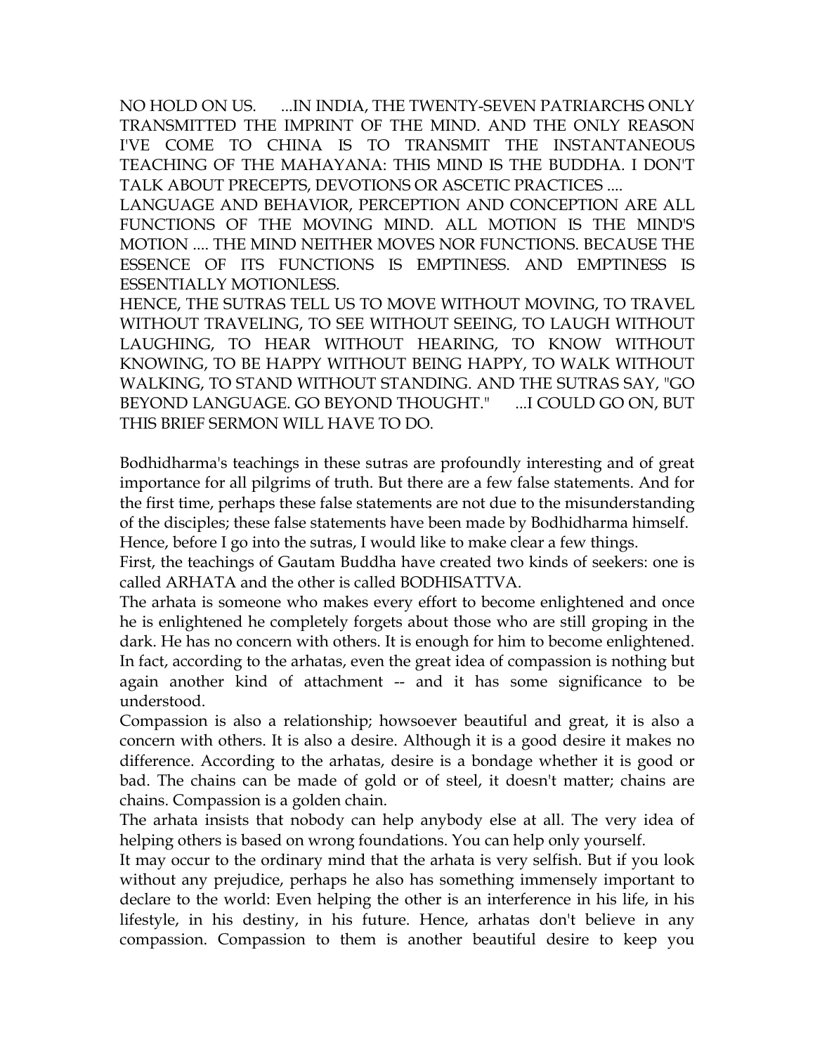NO HOLD ON US. ...IN INDIA, THE TWENTY-SEVEN PATRIARCHS ONLY TRANSMITTED THE IMPRINT OF THE MIND. AND THE ONLY REASON I'VE COME TO CHINA IS TO TRANSMIT THE INSTANTANEOUS TEACHING OF THE MAHAYANA: THIS MIND IS THE BUDDHA. I DON'T TALK ABOUT PRECEPTS, DEVOTIONS OR ASCETIC PRACTICES ....

LANGUAGE AND BEHAVIOR, PERCEPTION AND CONCEPTION ARE ALL FUNCTIONS OF THE MOVING MIND. ALL MOTION IS THE MIND'S MOTION .... THE MIND NEITHER MOVES NOR FUNCTIONS. BECAUSE THE ESSENCE OF ITS FUNCTIONS IS EMPTINESS. AND EMPTINESS IS ESSENTIALLY MOTIONLESS.

HENCE, THE SUTRAS TELL US TO MOVE WITHOUT MOVING, TO TRAVEL WITHOUT TRAVELING, TO SEE WITHOUT SEEING, TO LAUGH WITHOUT LAUGHING, TO HEAR WITHOUT HEARING, TO KNOW WITHOUT KNOWING, TO BE HAPPY WITHOUT BEING HAPPY, TO WALK WITHOUT WALKING, TO STAND WITHOUT STANDING. AND THE SUTRAS SAY, "GO BEYOND LANGUAGE. GO BEYOND THOUGHT." ...I COULD GO ON, BUT THIS BRIEF SERMON WILL HAVE TO DO.

Bodhidharma's teachings in these sutras are profoundly interesting and of great importance for all pilgrims of truth. But there are a few false statements. And for the first time, perhaps these false statements are not due to the misunderstanding of the disciples; these false statements have been made by Bodhidharma himself.

Hence, before I go into the sutras, I would like to make clear a few things.

First, the teachings of Gautam Buddha have created two kinds of seekers: one is called ARHATA and the other is called BODHISATTVA.

The arhata is someone who makes every effort to become enlightened and once he is enlightened he completely forgets about those who are still groping in the dark. He has no concern with others. It is enough for him to become enlightened. In fact, according to the arhatas, even the great idea of compassion is nothing but again another kind of attachment -- and it has some significance to be understood.

Compassion is also a relationship; howsoever beautiful and great, it is also a concern with others. It is also a desire. Although it is a good desire it makes no difference. According to the arhatas, desire is a bondage whether it is good or bad. The chains can be made of gold or of steel, it doesn't matter; chains are chains. Compassion is a golden chain.

The arhata insists that nobody can help anybody else at all. The very idea of helping others is based on wrong foundations. You can help only yourself.

It may occur to the ordinary mind that the arhata is very selfish. But if you look without any prejudice, perhaps he also has something immensely important to declare to the world: Even helping the other is an interference in his life, in his lifestyle, in his destiny, in his future. Hence, arhatas don't believe in any compassion. Compassion to them is another beautiful desire to keep you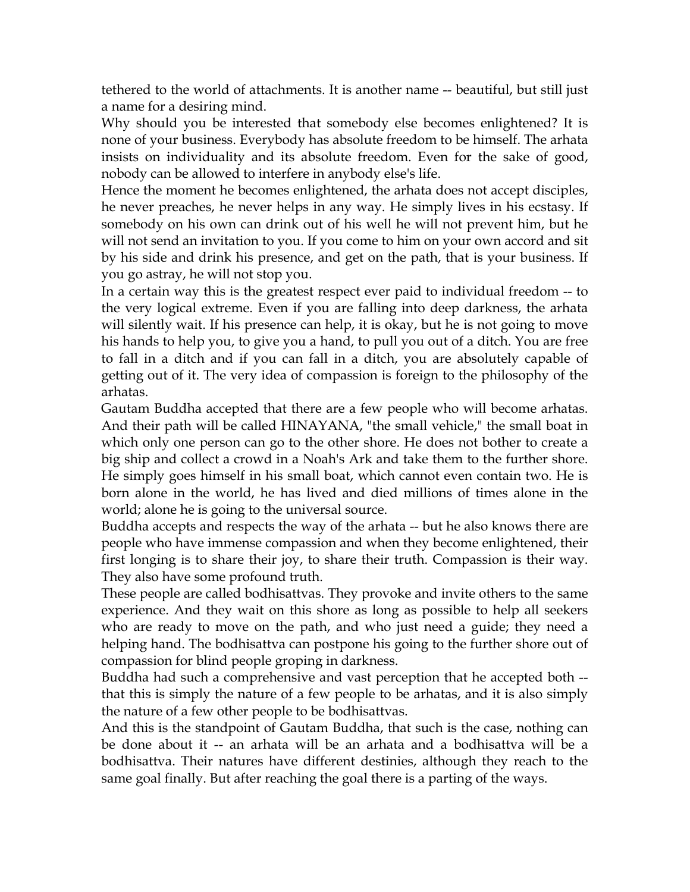tethered to the world of attachments. It is another name -- beautiful, but still just a name for a desiring mind.

Why should you be interested that somebody else becomes enlightened? It is none of your business. Everybody has absolute freedom to be himself. The arhata insists on individuality and its absolute freedom. Even for the sake of good, nobody can be allowed to interfere in anybody else's life.

Hence the moment he becomes enlightened, the arhata does not accept disciples, he never preaches, he never helps in any way. He simply lives in his ecstasy. If somebody on his own can drink out of his well he will not prevent him, but he will not send an invitation to you. If you come to him on your own accord and sit by his side and drink his presence, and get on the path, that is your business. If you go astray, he will not stop you.

In a certain way this is the greatest respect ever paid to individual freedom -- to the very logical extreme. Even if you are falling into deep darkness, the arhata will silently wait. If his presence can help, it is okay, but he is not going to move his hands to help you, to give you a hand, to pull you out of a ditch. You are free to fall in a ditch and if you can fall in a ditch, you are absolutely capable of getting out of it. The very idea of compassion is foreign to the philosophy of the arhatas.

Gautam Buddha accepted that there are a few people who will become arhatas. And their path will be called HINAYANA, "the small vehicle," the small boat in which only one person can go to the other shore. He does not bother to create a big ship and collect a crowd in a Noah's Ark and take them to the further shore. He simply goes himself in his small boat, which cannot even contain two. He is born alone in the world, he has lived and died millions of times alone in the world; alone he is going to the universal source.

Buddha accepts and respects the way of the arhata -- but he also knows there are people who have immense compassion and when they become enlightened, their first longing is to share their joy, to share their truth. Compassion is their way. They also have some profound truth.

These people are called bodhisattvas. They provoke and invite others to the same experience. And they wait on this shore as long as possible to help all seekers who are ready to move on the path, and who just need a guide; they need a helping hand. The bodhisattva can postpone his going to the further shore out of compassion for blind people groping in darkness.

Buddha had such a comprehensive and vast perception that he accepted both -- that this is simply the nature of a few people to be arhatas, and it is also simply the nature of a few other people to be bodhisattvas.

And this is the standpoint of Gautam Buddha, that such is the case, nothing can be done about it -- an arhata will be an arhata and a bodhisattva will be a bodhisattva. Their natures have different destinies, although they reach to the same goal finally. But after reaching the goal there is a parting of the ways.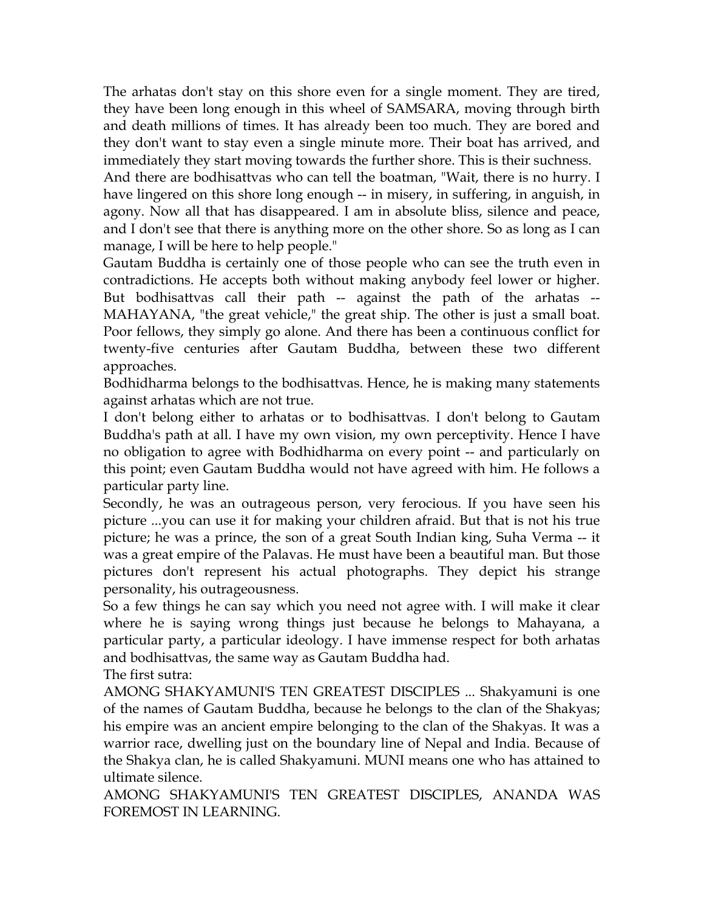The arhatas don't stay on this shore even for a single moment. They are tired, they have been long enough in this wheel of SAMSARA, moving through birth and death millions of times. It has already been too much. They are bored and they don't want to stay even a single minute more. Their boat has arrived, and immediately they start moving towards the further shore. This is their suchness.

And there are bodhisattvas who can tell the boatman, "Wait, there is no hurry. I have lingered on this shore long enough -- in misery, in suffering, in anguish, in agony. Now all that has disappeared. I am in absolute bliss, silence and peace, and I don't see that there is anything more on the other shore. So as long as I can manage, I will be here to help people."

Gautam Buddha is certainly one of those people who can see the truth even in contradictions. He accepts both without making anybody feel lower or higher. But bodhisattvas call their path -- against the path of the arhatas -- MAHAYANA, "the great vehicle," the great ship. The other is just a small boat. Poor fellows, they simply go alone. And there has been a continuous conflict for twenty-five centuries after Gautam Buddha, between these two different approaches.

Bodhidharma belongs to the bodhisattvas. Hence, he is making many statements against arhatas which are not true.

I don't belong either to arhatas or to bodhisattvas. I don't belong to Gautam Buddha's path at all. I have my own vision, my own perceptivity. Hence I have no obligation to agree with Bodhidharma on every point -- and particularly on this point; even Gautam Buddha would not have agreed with him. He follows a particular party line.

Secondly, he was an outrageous person, very ferocious. If you have seen his picture ...you can use it for making your children afraid. But that is not his true picture; he was a prince, the son of a great South Indian king, Suha Verma -- it was a great empire of the Palavas. He must have been a beautiful man. But those pictures don't represent his actual photographs. They depict his strange personality, his outrageousness.

So a few things he can say which you need not agree with. I will make it clear where he is saying wrong things just because he belongs to Mahayana, a particular party, a particular ideology. I have immense respect for both arhatas and bodhisattvas, the same way as Gautam Buddha had.

The first sutra:

AMONG SHAKYAMUNI'S TEN GREATEST DISCIPLES ... Shakyamuni is one of the names of Gautam Buddha, because he belongs to the clan of the Shakyas; his empire was an ancient empire belonging to the clan of the Shakyas. It was a warrior race, dwelling just on the boundary line of Nepal and India. Because of the Shakya clan, he is called Shakyamuni. MUNI means one who has attained to ultimate silence.

AMONG SHAKYAMUNI'S TEN GREATEST DISCIPLES, ANANDA WAS FOREMOST IN LEARNING.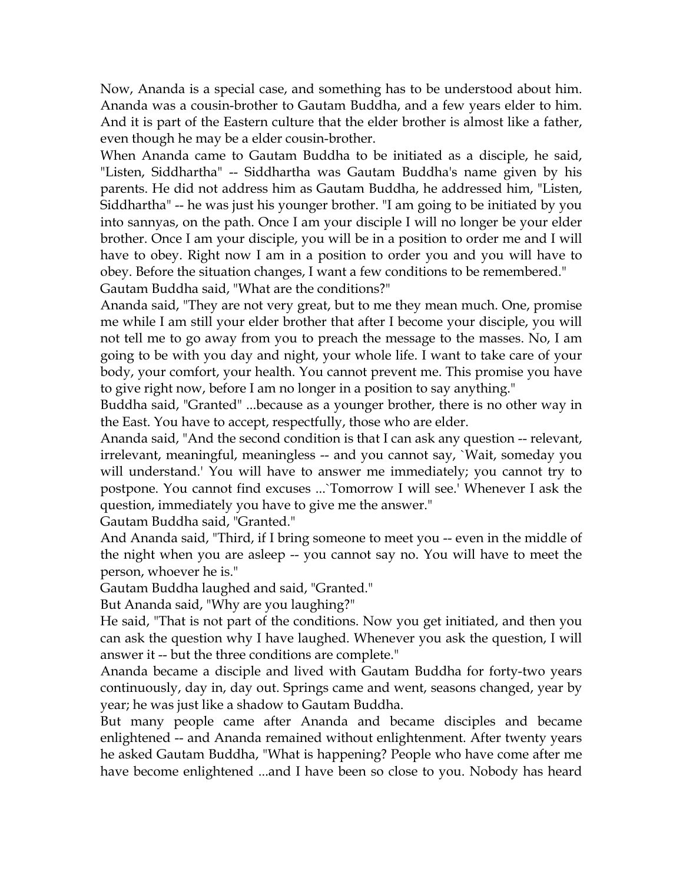Now, Ananda is a special case, and something has to be understood about him. Ananda was a cousin-brother to Gautam Buddha, and a few years elder to him. And it is part of the Eastern culture that the elder brother is almost like a father, even though he may be a elder cousin-brother.

When Ananda came to Gautam Buddha to be initiated as a disciple, he said, "Listen, Siddhartha" -- Siddhartha was Gautam Buddha's name given by his parents. He did not address him as Gautam Buddha, he addressed him, "Listen, Siddhartha" -- he was just his younger brother. "I am going to be initiated by you into sannyas, on the path. Once I am your disciple I will no longer be your elder brother. Once I am your disciple, you will be in a position to order me and I will have to obey. Right now I am in a position to order you and you will have to obey. Before the situation changes, I want a few conditions to be remembered."

Gautam Buddha said, "What are the conditions?"

Ananda said, "They are not very great, but to me they mean much. One, promise me while I am still your elder brother that after I become your disciple, you will not tell me to go away from you to preach the message to the masses. No, I am going to be with you day and night, your whole life. I want to take care of your body, your comfort, your health. You cannot prevent me. This promise you have to give right now, before I am no longer in a position to say anything."

Buddha said, "Granted" ...because as a younger brother, there is no other way in the East. You have to accept, respectfully, those who are elder.

Ananda said, "And the second condition is that I can ask any question -- relevant, irrelevant, meaningful, meaningless -- and you cannot say, `Wait, someday you will understand.' You will have to answer me immediately; you cannot try to postpone. You cannot find excuses ...`Tomorrow I will see.' Whenever I ask the question, immediately you have to give me the answer."

Gautam Buddha said, "Granted."

And Ananda said, "Third, if I bring someone to meet you -- even in the middle of the night when you are asleep -- you cannot say no. You will have to meet the person, whoever he is."

Gautam Buddha laughed and said, "Granted."

But Ananda said, "Why are you laughing?"

He said, "That is not part of the conditions. Now you get initiated, and then you can ask the question why I have laughed. Whenever you ask the question, I will answer it -- but the three conditions are complete."

Ananda became a disciple and lived with Gautam Buddha for forty-two years continuously, day in, day out. Springs came and went, seasons changed, year by year; he was just like a shadow to Gautam Buddha.

But many people came after Ananda and became disciples and became enlightened -- and Ananda remained without enlightenment. After twenty years he asked Gautam Buddha, "What is happening? People who have come after me have become enlightened ...and I have been so close to you. Nobody has heard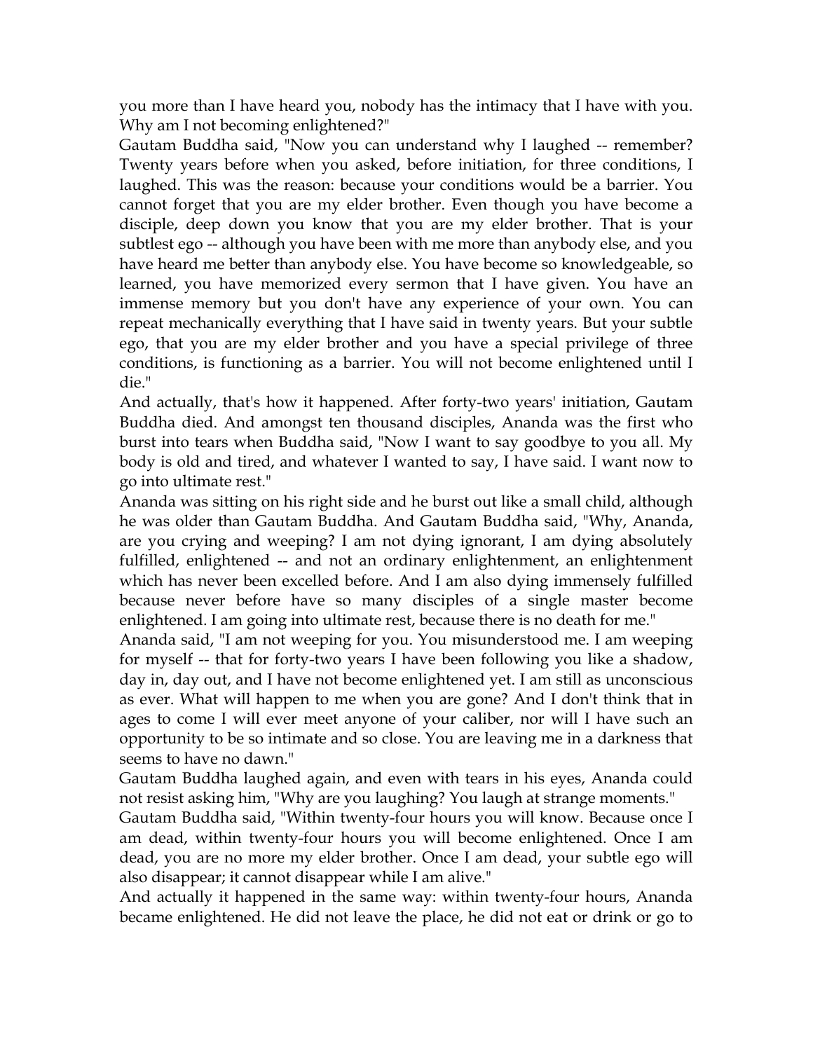you more than I have heard you, nobody has the intimacy that I have with you. Why am I not becoming enlightened?"

Gautam Buddha said, "Now you can understand why I laughed -- remember? Twenty years before when you asked, before initiation, for three conditions, I laughed. This was the reason: because your conditions would be a barrier. You cannot forget that you are my elder brother. Even though you have become a disciple, deep down you know that you are my elder brother. That is your subtlest ego -- although you have been with me more than anybody else, and you have heard me better than anybody else. You have become so knowledgeable, so learned, you have memorized every sermon that I have given. You have an immense memory but you don't have any experience of your own. You can repeat mechanically everything that I have said in twenty years. But your subtle ego, that you are my elder brother and you have a special privilege of three conditions, is functioning as a barrier. You will not become enlightened until I die."

And actually, that's how it happened. After forty-two years' initiation, Gautam Buddha died. And amongst ten thousand disciples, Ananda was the first who burst into tears when Buddha said, "Now I want to say goodbye to you all. My body is old and tired, and whatever I wanted to say, I have said. I want now to go into ultimate rest."

Ananda was sitting on his right side and he burst out like a small child, although he was older than Gautam Buddha. And Gautam Buddha said, "Why, Ananda, are you crying and weeping? I am not dying ignorant, I am dying absolutely fulfilled, enlightened -- and not an ordinary enlightenment, an enlightenment which has never been excelled before. And I am also dying immensely fulfilled because never before have so many disciples of a single master become enlightened. I am going into ultimate rest, because there is no death for me."

Ananda said, "I am not weeping for you. You misunderstood me. I am weeping for myself -- that for forty-two years I have been following you like a shadow, day in, day out, and I have not become enlightened yet. I am still as unconscious as ever. What will happen to me when you are gone? And I don't think that in ages to come I will ever meet anyone of your caliber, nor will I have such an opportunity to be so intimate and so close. You are leaving me in a darkness that seems to have no dawn."

Gautam Buddha laughed again, and even with tears in his eyes, Ananda could not resist asking him, "Why are you laughing? You laugh at strange moments."

Gautam Buddha said, "Within twenty-four hours you will know. Because once I am dead, within twenty-four hours you will become enlightened. Once I am dead, you are no more my elder brother. Once I am dead, your subtle ego will also disappear; it cannot disappear while I am alive."

And actually it happened in the same way: within twenty-four hours, Ananda became enlightened. He did not leave the place, he did not eat or drink or go to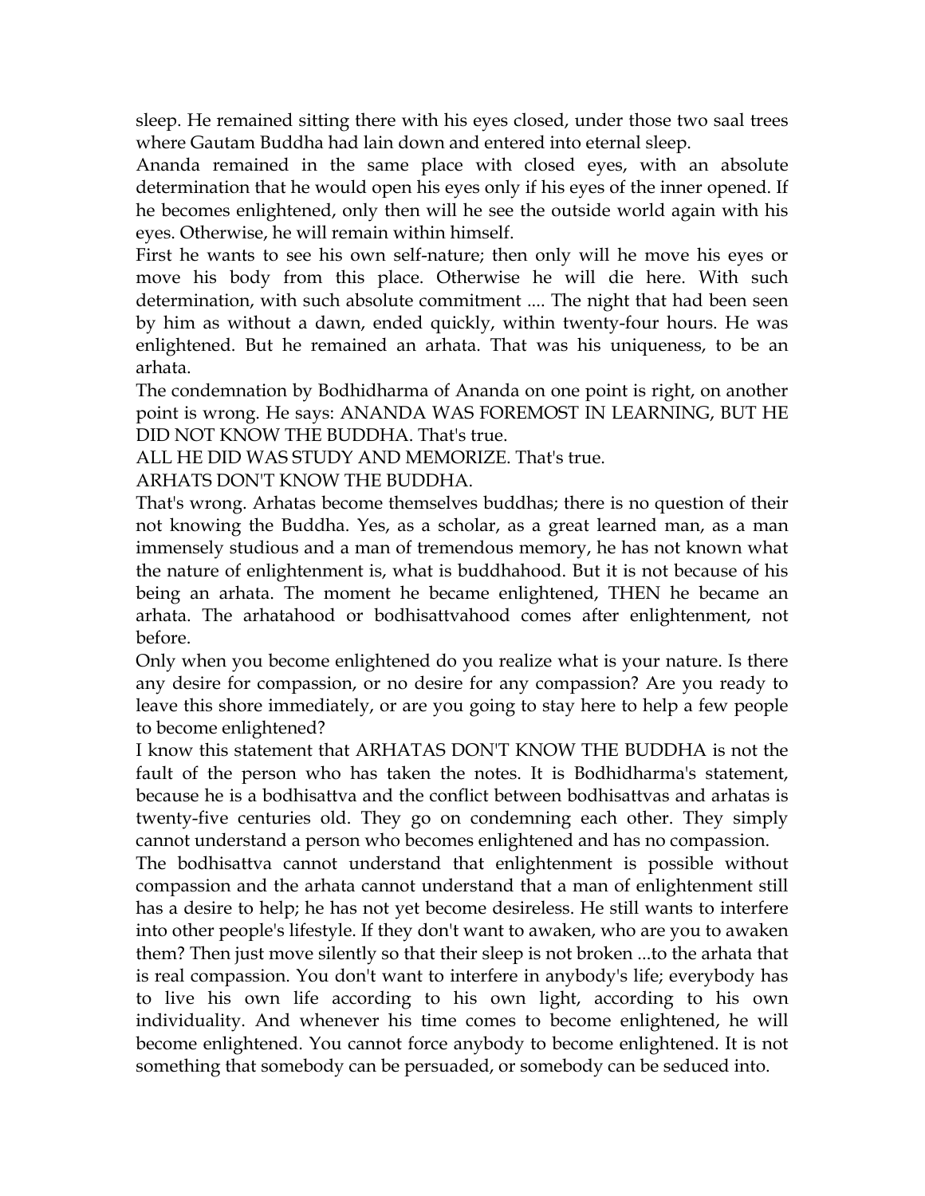sleep. He remained sitting there with his eyes closed, under those two saal trees where Gautam Buddha had lain down and entered into eternal sleep.

Ananda remained in the same place with closed eyes, with an absolute determination that he would open his eyes only if his eyes of the inner opened. If he becomes enlightened, only then will he see the outside world again with his eyes. Otherwise, he will remain within himself.

First he wants to see his own self-nature; then only will he move his eyes or move his body from this place. Otherwise he will die here. With such determination, with such absolute commitment .... The night that had been seen by him as without a dawn, ended quickly, within twenty-four hours. He was enlightened. But he remained an arhata. That was his uniqueness, to be an arhata.

The condemnation by Bodhidharma of Ananda on one point is right, on another point is wrong. He says: ANANDA WAS FOREMOST IN LEARNING, BUT HE DID NOT KNOW THE BUDDHA. That's true.

ALL HE DID WAS STUDY AND MEMORIZE. That's true.

ARHATS DON'T KNOW THE BUDDHA.

That's wrong. Arhatas become themselves buddhas; there is no question of their not knowing the Buddha. Yes, as a scholar, as a great learned man, as a man immensely studious and a man of tremendous memory, he has not known what the nature of enlightenment is, what is buddhahood. But it is not because of his being an arhata. The moment he became enlightened, THEN he became an arhata. The arhatahood or bodhisattvahood comes after enlightenment, not before.

Only when you become enlightened do you realize what is your nature. Is there any desire for compassion, or no desire for any compassion? Are you ready to leave this shore immediately, or are you going to stay here to help a few people to become enlightened?

I know this statement that ARHATAS DON'T KNOW THE BUDDHA is not the fault of the person who has taken the notes. It is Bodhidharma's statement, because he is a bodhisattva and the conflict between bodhisattvas and arhatas is twenty-five centuries old. They go on condemning each other. They simply cannot understand a person who becomes enlightened and has no compassion.

The bodhisattva cannot understand that enlightenment is possible without compassion and the arhata cannot understand that a man of enlightenment still has a desire to help; he has not yet become desireless. He still wants to interfere into other people's lifestyle. If they don't want to awaken, who are you to awaken them? Then just move silently so that their sleep is not broken ...to the arhata that is real compassion. You don't want to interfere in anybody's life; everybody has to live his own life according to his own light, according to his own individuality. And whenever his time comes to become enlightened, he will become enlightened. You cannot force anybody to become enlightened. It is not something that somebody can be persuaded, or somebody can be seduced into.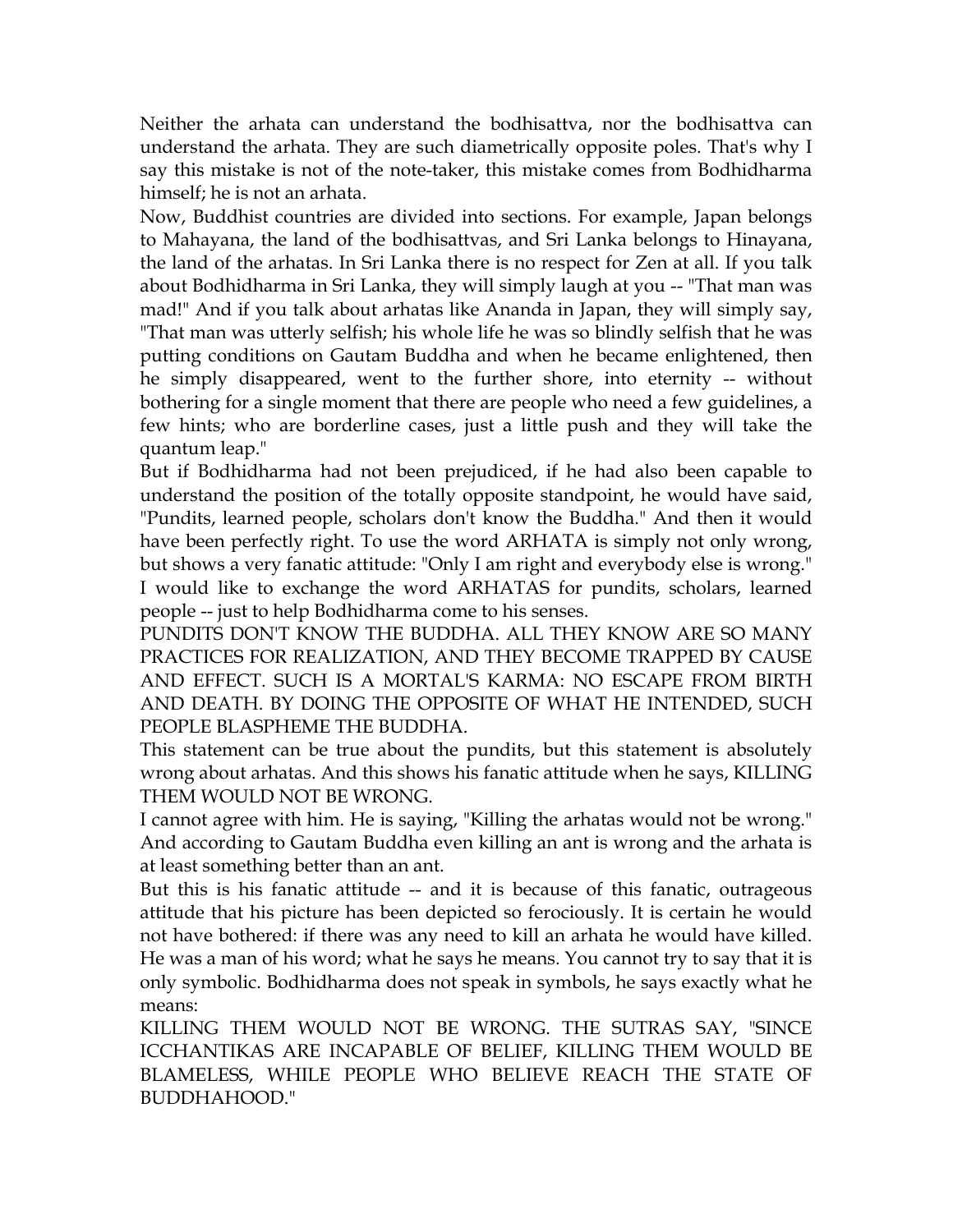Neither the arhata can understand the bodhisattva, nor the bodhisattva can understand the arhata. They are such diametrically opposite poles. That's why I say this mistake is not of the note-taker, this mistake comes from Bodhidharma himself; he is not an arhata.

Now, Buddhist countries are divided into sections. For example, Japan belongs to Mahayana, the land of the bodhisattvas, and Sri Lanka belongs to Hinayana, the land of the arhatas. In Sri Lanka there is no respect for Zen at all. If you talk about Bodhidharma in Sri Lanka, they will simply laugh at you -- "That man was mad!" And if you talk about arhatas like Ananda in Japan, they will simply say, "That man was utterly selfish; his whole life he was so blindly selfish that he was putting conditions on Gautam Buddha and when he became enlightened, then he simply disappeared, went to the further shore, into eternity -- without bothering for a single moment that there are people who need a few guidelines, a few hints; who are borderline cases, just a little push and they will take the quantum leap."

But if Bodhidharma had not been prejudiced, if he had also been capable to understand the position of the totally opposite standpoint, he would have said, "Pundits, learned people, scholars don't know the Buddha." And then it would have been perfectly right. To use the word ARHATA is simply not only wrong, but shows a very fanatic attitude: "Only I am right and everybody else is wrong." I would like to exchange the word ARHATAS for pundits, scholars, learned people -- just to help Bodhidharma come to his senses.

PUNDITS DON'T KNOW THE BUDDHA. ALL THEY KNOW ARE SO MANY PRACTICES FOR REALIZATION, AND THEY BECOME TRAPPED BY CAUSE AND EFFECT. SUCH IS A MORTAL'S KARMA: NO ESCAPE FROM BIRTH AND DEATH. BY DOING THE OPPOSITE OF WHAT HE INTENDED, SUCH PEOPLE BLASPHEME THE BUDDHA.

This statement can be true about the pundits, but this statement is absolutely wrong about arhatas. And this shows his fanatic attitude when he says, KILLING THEM WOULD NOT BE WRONG.

I cannot agree with him. He is saying, "Killing the arhatas would not be wrong." And according to Gautam Buddha even killing an ant is wrong and the arhata is at least something better than an ant.

But this is his fanatic attitude -- and it is because of this fanatic, outrageous attitude that his picture has been depicted so ferociously. It is certain he would not have bothered: if there was any need to kill an arhata he would have killed. He was a man of his word; what he says he means. You cannot try to say that it is only symbolic. Bodhidharma does not speak in symbols, he says exactly what he means:

KILLING THEM WOULD NOT BE WRONG. THE SUTRAS SAY, "SINCE ICCHANTIKAS ARE INCAPABLE OF BELIEF, KILLING THEM WOULD BE BLAMELESS, WHILE PEOPLE WHO BELIEVE REACH THE STATE OF BUDDHAHOOD."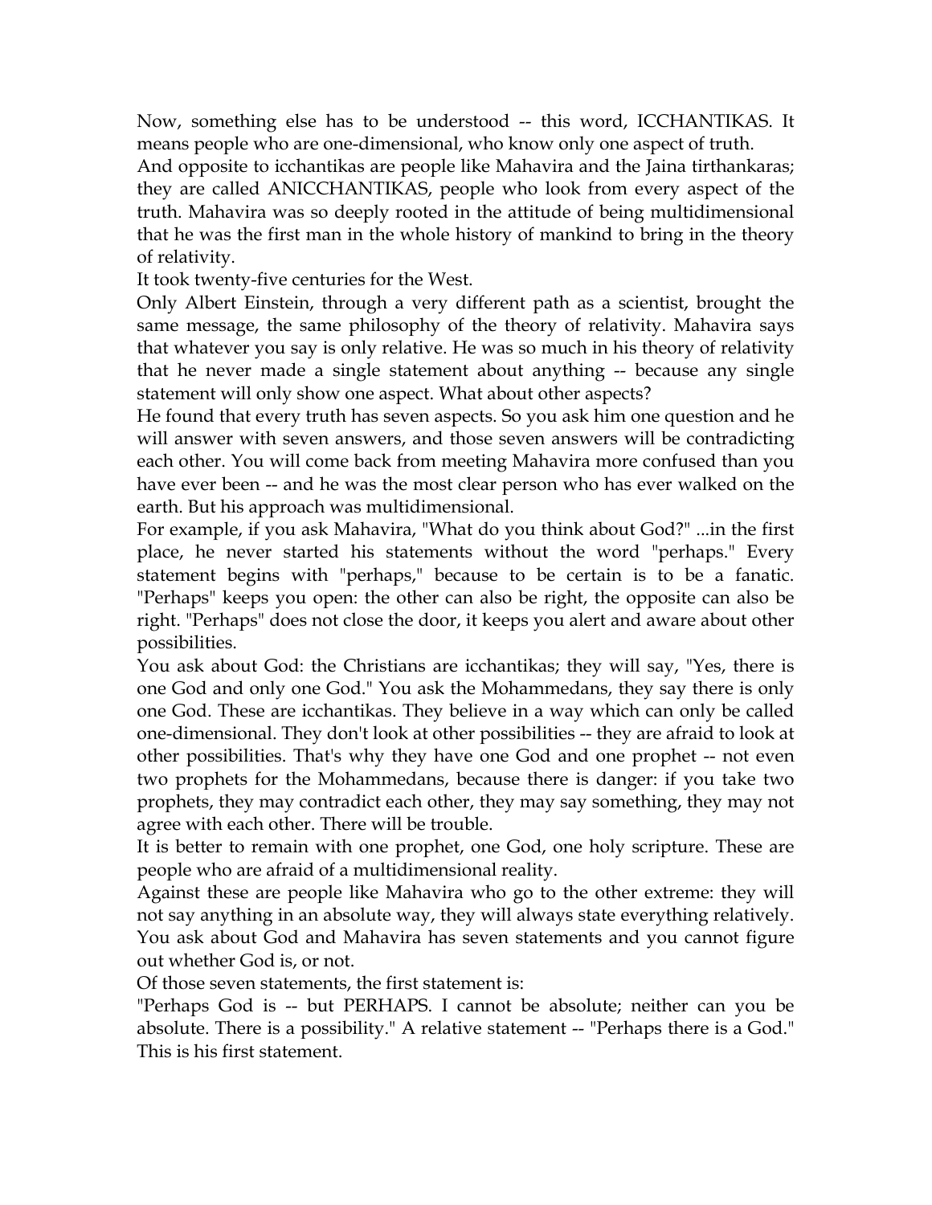Now, something else has to be understood -- this word, ICCHANTIKAS. It means people who are one-dimensional, who know only one aspect of truth.

And opposite to icchantikas are people like Mahavira and the Jaina tirthankaras; they are called ANICCHANTIKAS, people who look from every aspect of the truth. Mahavira was so deeply rooted in the attitude of being multidimensional that he was the first man in the whole history of mankind to bring in the theory of relativity.

It took twenty-five centuries for the West.

Only Albert Einstein, through a very different path as a scientist, brought the same message, the same philosophy of the theory of relativity. Mahavira says that whatever you say is only relative. He was so much in his theory of relativity that he never made a single statement about anything -- because any single statement will only show one aspect. What about other aspects?

He found that every truth has seven aspects. So you ask him one question and he will answer with seven answers, and those seven answers will be contradicting each other. You will come back from meeting Mahavira more confused than you have ever been -- and he was the most clear person who has ever walked on the earth. But his approach was multidimensional.

For example, if you ask Mahavira, "What do you think about God?" ...in the first place, he never started his statements without the word "perhaps." Every statement begins with "perhaps," because to be certain is to be a fanatic. "Perhaps" keeps you open: the other can also be right, the opposite can also be right. "Perhaps" does not close the door, it keeps you alert and aware about other possibilities.

You ask about God: the Christians are icchantikas; they will say, "Yes, there is one God and only one God." You ask the Mohammedans, they say there is only one God. These are icchantikas. They believe in a way which can only be called one-dimensional. They don't look at other possibilities -- they are afraid to look at other possibilities. That's why they have one God and one prophet -- not even two prophets for the Mohammedans, because there is danger: if you take two prophets, they may contradict each other, they may say something, they may not agree with each other. There will be trouble.

It is better to remain with one prophet, one God, one holy scripture. These are people who are afraid of a multidimensional reality.

Against these are people like Mahavira who go to the other extreme: they will not say anything in an absolute way, they will always state everything relatively. You ask about God and Mahavira has seven statements and you cannot figure out whether God is, or not.

Of those seven statements, the first statement is:

"Perhaps God is -- but PERHAPS. I cannot be absolute; neither can you be absolute. There is a possibility." A relative statement -- "Perhaps there is a God." This is his first statement.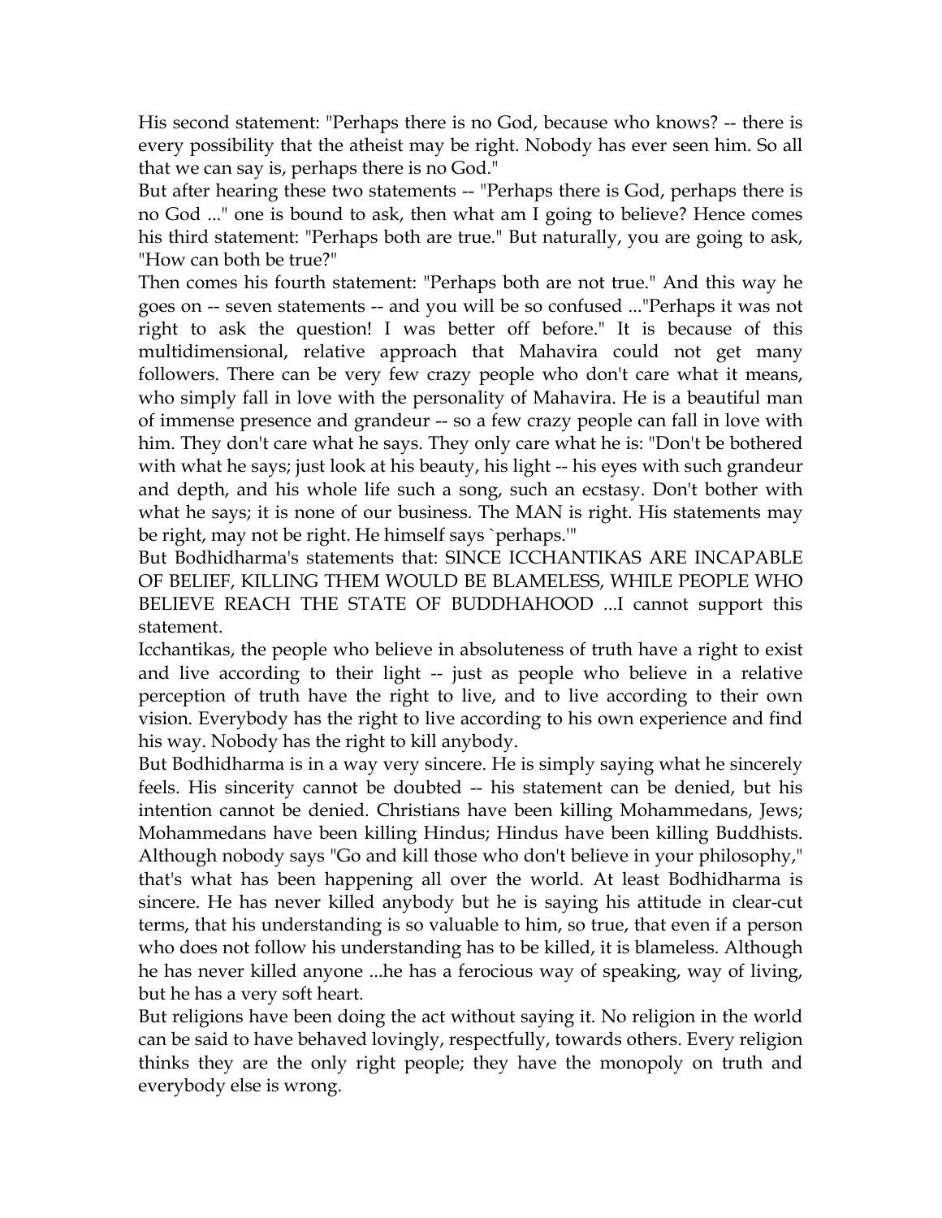His second statement: "Perhaps there is no God, because who knows? -- there is every possibility that the atheist may be right. Nobody has ever seen him. So all that we can say is, perhaps there is no God."

But after hearing these two statements -- "Perhaps there is God, perhaps there is no God ..." one is bound to ask, then what am I going to believe? Hence comes his third statement: "Perhaps both are true." But naturally, you are going to ask, "How can both be true?"

Then comes his fourth statement: "Perhaps both are not true." And this way he goes on -- seven statements -- and you will be so confused ..."Perhaps it was not right to ask the question! I was better off before." It is because of this multidimensional, relative approach that Mahavira could not get many followers. There can be very few crazy people who don't care what it means, who simply fall in love with the personality of Mahavira. He is a beautiful man of immense presence and grandeur -- so a few crazy people can fall in love with him. They don't care what he says. They only care what he is: "Don't be bothered with what he says; just look at his beauty, his light -- his eyes with such grandeur and depth, and his whole life such a song, such an ecstasy. Don't bother with what he says; it is none of our business. The MAN is right. His statements may be right, may not be right. He himself says `perhaps.'"

But Bodhidharma's statements that: SINCE ICCHANTIKAS ARE INCAPABLE OF BELIEF, KILLING THEM WOULD BE BLAMELESS, WHILE PEOPLE WHO BELIEVE REACH THE STATE OF BUDDHAHOOD ...I cannot support this statement.

Icchantikas, the people who believe in absoluteness of truth have a right to exist and live according to their light -- just as people who believe in a relative perception of truth have the right to live, and to live according to their own vision. Everybody has the right to live according to his own experience and find his way. Nobody has the right to kill anybody.

But Bodhidharma is in a way very sincere. He is simply saying what he sincerely feels. His sincerity cannot be doubted -- his statement can be denied, but his intention cannot be denied. Christians have been killing Mohammedans, Jews; Mohammedans have been killing Hindus; Hindus have been killing Buddhists. Although nobody says "Go and kill those who don't believe in your philosophy," that's what has been happening all over the world. At least Bodhidharma is sincere. He has never killed anybody but he is saying his attitude in clear-cut terms, that his understanding is so valuable to him, so true, that even if a person who does not follow his understanding has to be killed, it is blameless. Although he has never killed anyone ...he has a ferocious way of speaking, way of living, but he has a very soft heart.

But religions have been doing the act without saying it. No religion in the world can be said to have behaved lovingly, respectfully, towards others. Every religion thinks they are the only right people; they have the monopoly on truth and everybody else is wrong.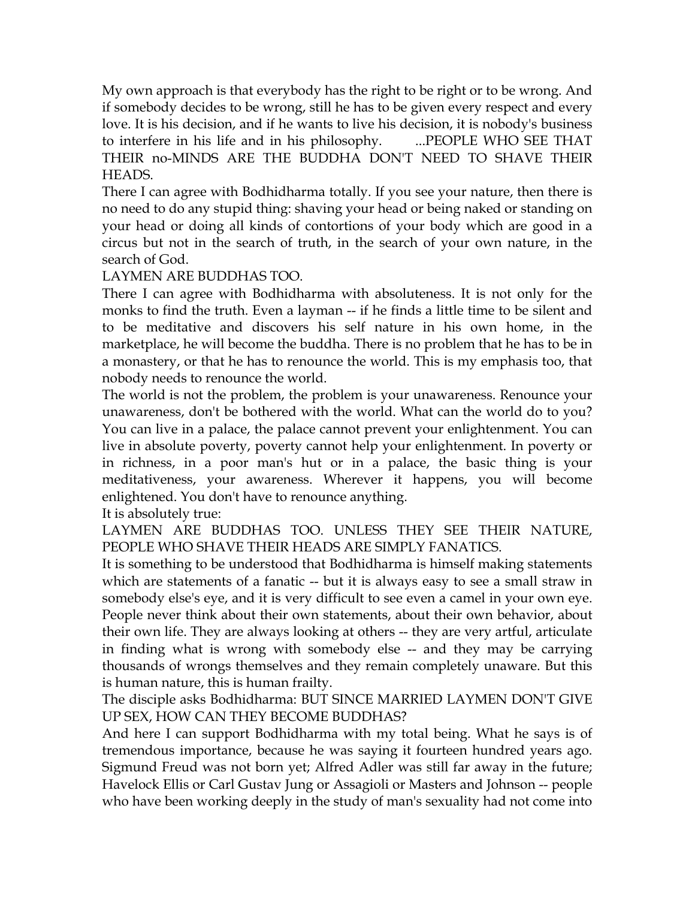My own approach is that everybody has the right to be right or to be wrong. And if somebody decides to be wrong, still he has to be given every respect and every love. It is his decision, and if he wants to live his decision, it is nobody's business to interfere in his life and in his philosophy. ...PEOPLE WHO SEE THAT THEIR no-MINDS ARE THE BUDDHA DON'T NEED TO SHAVE THEIR HEADS.

There I can agree with Bodhidharma totally. If you see your nature, then there is no need to do any stupid thing: shaving your head or being naked or standing on your head or doing all kinds of contortions of your body which are good in a circus but not in the search of truth, in the search of your own nature, in the search of God.

LAYMEN ARE BUDDHAS TOO.

There I can agree with Bodhidharma with absoluteness. It is not only for the monks to find the truth. Even a layman -- if he finds a little time to be silent and to be meditative and discovers his self nature in his own home, in the marketplace, he will become the buddha. There is no problem that he has to be in a monastery, or that he has to renounce the world. This is my emphasis too, that nobody needs to renounce the world.

The world is not the problem, the problem is your unawareness. Renounce your unawareness, don't be bothered with the world. What can the world do to you? You can live in a palace, the palace cannot prevent your enlightenment. You can live in absolute poverty, poverty cannot help your enlightenment. In poverty or in richness, in a poor man's hut or in a palace, the basic thing is your meditativeness, your awareness. Wherever it happens, you will become enlightened. You don't have to renounce anything.

It is absolutely true:

LAYMEN ARE BUDDHAS TOO. UNLESS THEY SEE THEIR NATURE, PEOPLE WHO SHAVE THEIR HEADS ARE SIMPLY FANATICS.

It is something to be understood that Bodhidharma is himself making statements which are statements of a fanatic -- but it is always easy to see a small straw in somebody else's eye, and it is very difficult to see even a camel in your own eye. People never think about their own statements, about their own behavior, about their own life. They are always looking at others -- they are very artful, articulate in finding what is wrong with somebody else -- and they may be carrying thousands of wrongs themselves and they remain completely unaware. But this is human nature, this is human frailty.

The disciple asks Bodhidharma: BUT SINCE MARRIED LAYMEN DON'T GIVE UP SEX, HOW CAN THEY BECOME BUDDHAS?

And here I can support Bodhidharma with my total being. What he says is of tremendous importance, because he was saying it fourteen hundred years ago. Sigmund Freud was not born yet; Alfred Adler was still far away in the future; Havelock Ellis or Carl Gustav Jung or Assagioli or Masters and Johnson -- people who have been working deeply in the study of man's sexuality had not come into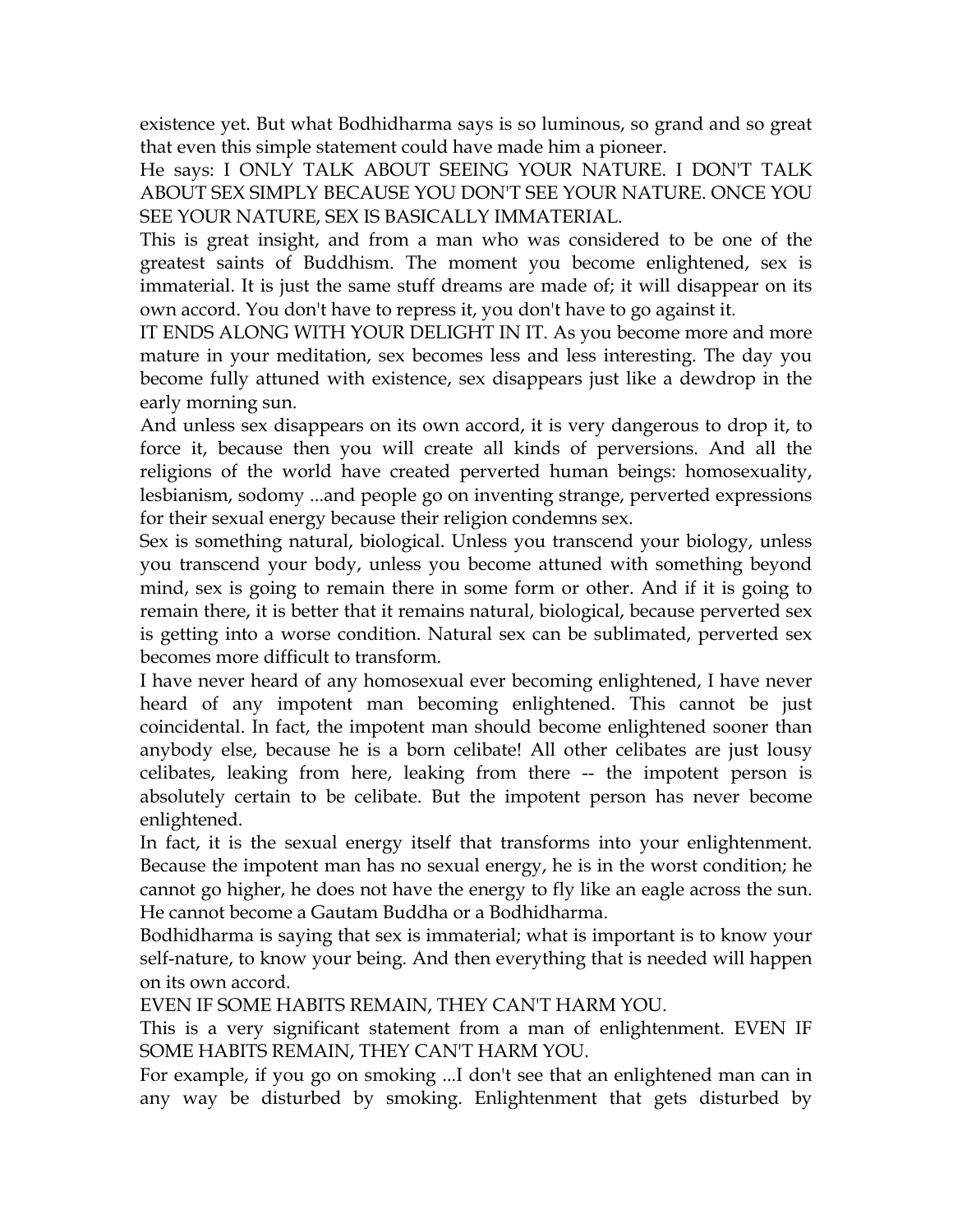existence yet. But what Bodhidharma says is so luminous, so grand and so great that even this simple statement could have made him a pioneer.

He says: I ONLY TALK ABOUT SEEING YOUR NATURE. I DON'T TALK ABOUT SEX SIMPLY BECAUSE YOU DON'T SEE YOUR NATURE. ONCE YOU SEE YOUR NATURE, SEX IS BASICALLY IMMATERIAL.

This is great insight, and from a man who was considered to be one of the greatest saints of Buddhism. The moment you become enlightened, sex is immaterial. It is just the same stuff dreams are made of; it will disappear on its own accord. You don't have to repress it, you don't have to go against it.

IT ENDS ALONG WITH YOUR DELIGHT IN IT. As you become more and more mature in your meditation, sex becomes less and less interesting. The day you become fully attuned with existence, sex disappears just like a dewdrop in the early morning sun.

And unless sex disappears on its own accord, it is very dangerous to drop it, to force it, because then you will create all kinds of perversions. And all the religions of the world have created perverted human beings: homosexuality, lesbianism, sodomy ...and people go on inventing strange, perverted expressions for their sexual energy because their religion condemns sex.

Sex is something natural, biological. Unless you transcend your biology, unless you transcend your body, unless you become attuned with something beyond mind, sex is going to remain there in some form or other. And if it is going to remain there, it is better that it remains natural, biological, because perverted sex is getting into a worse condition. Natural sex can be sublimated, perverted sex becomes more difficult to transform.

I have never heard of any homosexual ever becoming enlightened, I have never heard of any impotent man becoming enlightened. This cannot be just coincidental. In fact, the impotent man should become enlightened sooner than anybody else, because he is a born celibate! All other celibates are just lousy celibates, leaking from here, leaking from there -- the impotent person is absolutely certain to be celibate. But the impotent person has never become enlightened.

In fact, it is the sexual energy itself that transforms into your enlightenment. Because the impotent man has no sexual energy, he is in the worst condition; he cannot go higher, he does not have the energy to fly like an eagle across the sun. He cannot become a Gautam Buddha or a Bodhidharma.

Bodhidharma is saying that sex is immaterial; what is important is to know your self-nature, to know your being. And then everything that is needed will happen on its own accord.

EVEN IF SOME HABITS REMAIN, THEY CAN'T HARM YOU.

This is a very significant statement from a man of enlightenment. EVEN IF SOME HABITS REMAIN, THEY CAN'T HARM YOU.

For example, if you go on smoking ...I don't see that an enlightened man can in any way be disturbed by smoking. Enlightenment that gets disturbed by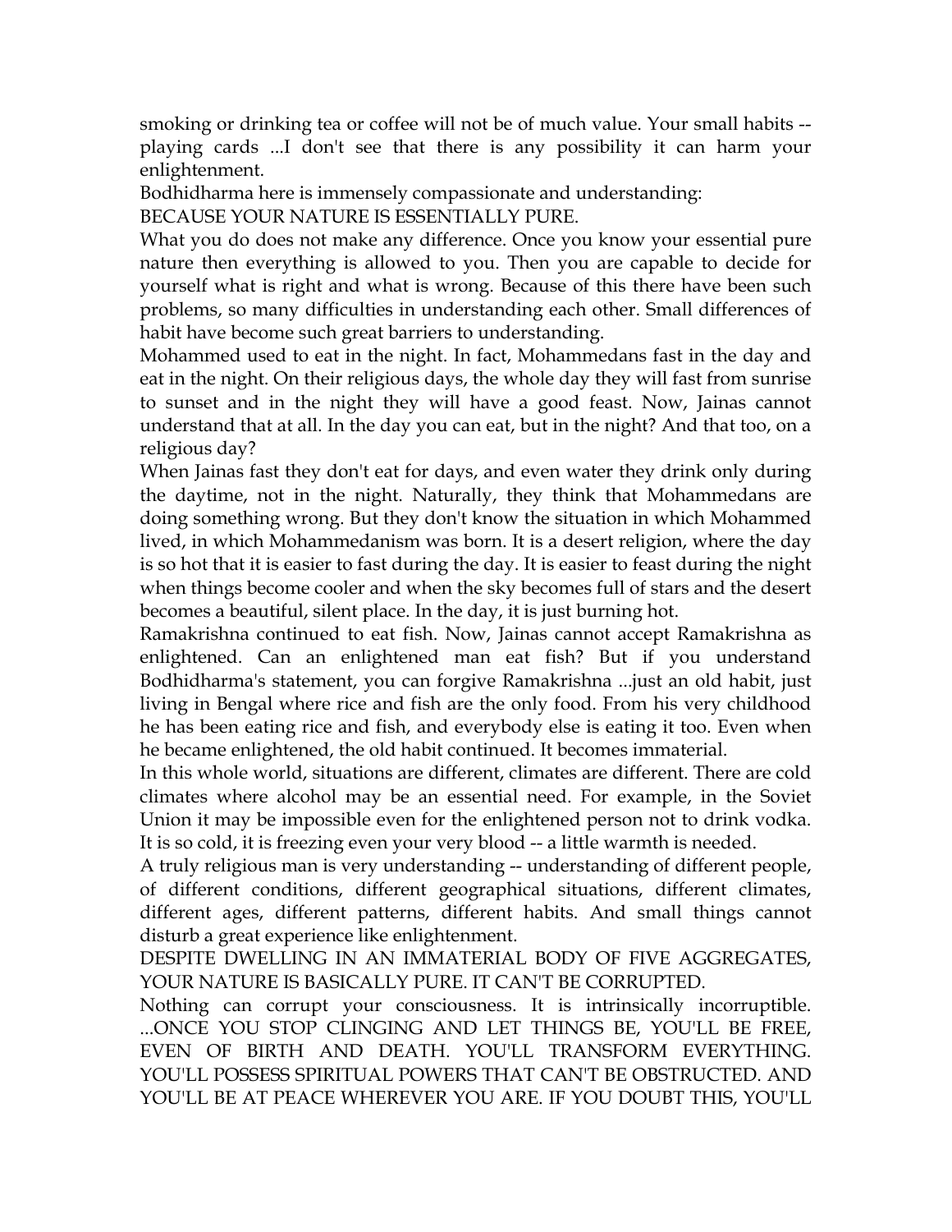smoking or drinking tea or coffee will not be of much value. Your small habits -- playing cards ...I don't see that there is any possibility it can harm your enlightenment.

Bodhidharma here is immensely compassionate and understanding:

BECAUSE YOUR NATURE IS ESSENTIALLY PURE.

What you do does not make any difference. Once you know your essential pure nature then everything is allowed to you. Then you are capable to decide for yourself what is right and what is wrong. Because of this there have been such problems, so many difficulties in understanding each other. Small differences of habit have become such great barriers to understanding.

Mohammed used to eat in the night. In fact, Mohammedans fast in the day and eat in the night. On their religious days, the whole day they will fast from sunrise to sunset and in the night they will have a good feast. Now, Jainas cannot understand that at all. In the day you can eat, but in the night? And that too, on a religious day?

When Jainas fast they don't eat for days, and even water they drink only during the daytime, not in the night. Naturally, they think that Mohammedans are doing something wrong. But they don't know the situation in which Mohammed lived, in which Mohammedanism was born. It is a desert religion, where the day is so hot that it is easier to fast during the day. It is easier to feast during the night when things become cooler and when the sky becomes full of stars and the desert becomes a beautiful, silent place. In the day, it is just burning hot.

Ramakrishna continued to eat fish. Now, Jainas cannot accept Ramakrishna as enlightened. Can an enlightened man eat fish? But if you understand Bodhidharma's statement, you can forgive Ramakrishna ...just an old habit, just living in Bengal where rice and fish are the only food. From his very childhood he has been eating rice and fish, and everybody else is eating it too. Even when he became enlightened, the old habit continued. It becomes immaterial.

In this whole world, situations are different, climates are different. There are cold climates where alcohol may be an essential need. For example, in the Soviet Union it may be impossible even for the enlightened person not to drink vodka. It is so cold, it is freezing even your very blood -- a little warmth is needed.

A truly religious man is very understanding -- understanding of different people, of different conditions, different geographical situations, different climates, different ages, different patterns, different habits. And small things cannot disturb a great experience like enlightenment.

DESPITE DWELLING IN AN IMMATERIAL BODY OF FIVE AGGREGATES, YOUR NATURE IS BASICALLY PURE. IT CAN'T BE CORRUPTED.

Nothing can corrupt your consciousness. It is intrinsically incorruptible. ...ONCE YOU STOP CLINGING AND LET THINGS BE, YOU'LL BE FREE, EVEN OF BIRTH AND DEATH. YOU'LL TRANSFORM EVERYTHING. YOU'LL POSSESS SPIRITUAL POWERS THAT CAN'T BE OBSTRUCTED. AND YOU'LL BE AT PEACE WHEREVER YOU ARE. IF YOU DOUBT THIS, YOU'LL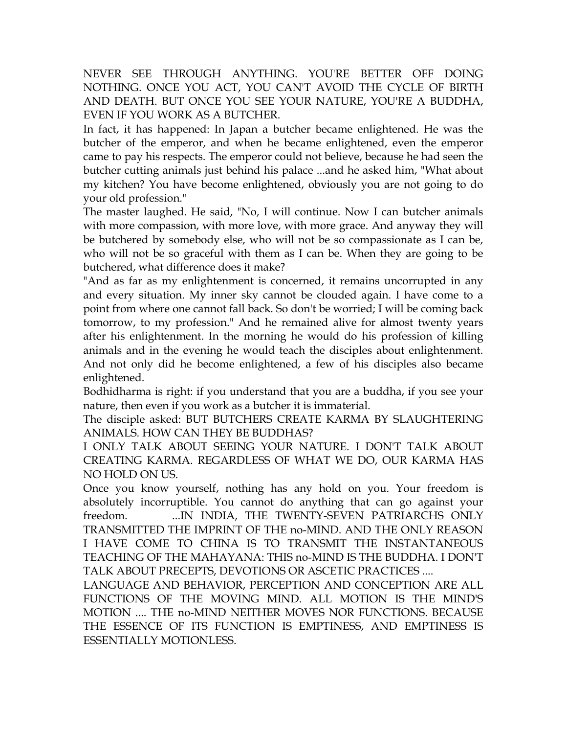NEVER SEE THROUGH ANYTHING. YOU'RE BETTER OFF DOING NOTHING. ONCE YOU ACT, YOU CAN'T AVOID THE CYCLE OF BIRTH AND DEATH. BUT ONCE YOU SEE YOUR NATURE, YOU'RE A BUDDHA, EVEN IF YOU WORK AS A BUTCHER.

In fact, it has happened: In Japan a butcher became enlightened. He was the butcher of the emperor, and when he became enlightened, even the emperor came to pay his respects. The emperor could not believe, because he had seen the butcher cutting animals just behind his palace ...and he asked him, "What about my kitchen? You have become enlightened, obviously you are not going to do your old profession."

The master laughed. He said, "No, I will continue. Now I can butcher animals with more compassion, with more love, with more grace. And anyway they will be butchered by somebody else, who will not be so compassionate as I can be, who will not be so graceful with them as I can be. When they are going to be butchered, what difference does it make?

"And as far as my enlightenment is concerned, it remains uncorrupted in any and every situation. My inner sky cannot be clouded again. I have come to a point from where one cannot fall back. So don't be worried; I will be coming back tomorrow, to my profession." And he remained alive for almost twenty years after his enlightenment. In the morning he would do his profession of killing animals and in the evening he would teach the disciples about enlightenment. And not only did he become enlightened, a few of his disciples also became enlightened.

Bodhidharma is right: if you understand that you are a buddha, if you see your nature, then even if you work as a butcher it is immaterial.

The disciple asked: BUT BUTCHERS CREATE KARMA BY SLAUGHTERING ANIMALS. HOW CAN THEY BE BUDDHAS?

I ONLY TALK ABOUT SEEING YOUR NATURE. I DON'T TALK ABOUT CREATING KARMA. REGARDLESS OF WHAT WE DO, OUR KARMA HAS NO HOLD ON US.

Once you know yourself, nothing has any hold on you. Your freedom is absolutely incorruptible. You cannot do anything that can go against your freedom. ...IN INDIA, THE TWENTY-SEVEN PATRIARCHS ONLY TRANSMITTED THE IMPRINT OF THE no-MIND. AND THE ONLY REASON I HAVE COME TO CHINA IS TO TRANSMIT THE INSTANTANEOUS TEACHING OF THE MAHAYANA: THIS no-MIND IS THE BUDDHA. I DON'T TALK ABOUT PRECEPTS, DEVOTIONS OR ASCETIC PRACTICES ....

LANGUAGE AND BEHAVIOR, PERCEPTION AND CONCEPTION ARE ALL FUNCTIONS OF THE MOVING MIND. ALL MOTION IS THE MIND'S MOTION .... THE no-MIND NEITHER MOVES NOR FUNCTIONS. BECAUSE THE ESSENCE OF ITS FUNCTION IS EMPTINESS, AND EMPTINESS IS ESSENTIALLY MOTIONLESS.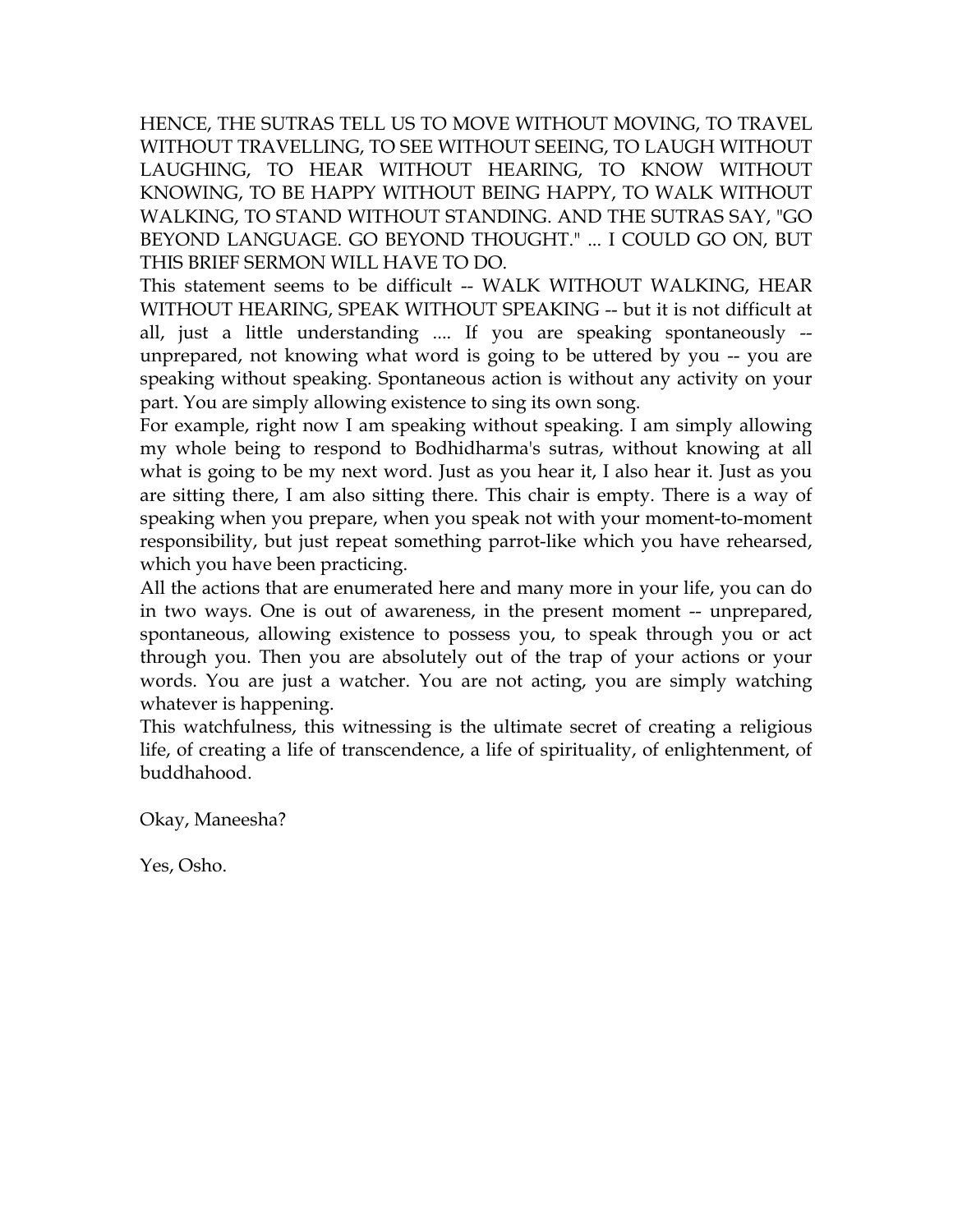HENCE, THE SUTRAS TELL US TO MOVE WITHOUT MOVING, TO TRAVEL WITHOUT TRAVELLING, TO SEE WITHOUT SEEING, TO LAUGH WITHOUT LAUGHING, TO HEAR WITHOUT HEARING, TO KNOW WITHOUT KNOWING, TO BE HAPPY WITHOUT BEING HAPPY, TO WALK WITHOUT WALKING, TO STAND WITHOUT STANDING. AND THE SUTRAS SAY, "GO BEYOND LANGUAGE. GO BEYOND THOUGHT." ... I COULD GO ON, BUT THIS BRIEF SERMON WILL HAVE TO DO.

This statement seems to be difficult -- WALK WITHOUT WALKING, HEAR WITHOUT HEARING, SPEAK WITHOUT SPEAKING -- but it is not difficult at all, just a little understanding .... If you are speaking spontaneously -- unprepared, not knowing what word is going to be uttered by you -- you are speaking without speaking. Spontaneous action is without any activity on your part. You are simply allowing existence to sing its own song.

For example, right now I am speaking without speaking. I am simply allowing my whole being to respond to Bodhidharma's sutras, without knowing at all what is going to be my next word. Just as you hear it, I also hear it. Just as you are sitting there, I am also sitting there. This chair is empty. There is a way of speaking when you prepare, when you speak not with your moment-to-moment responsibility, but just repeat something parrot-like which you have rehearsed, which you have been practicing.

All the actions that are enumerated here and many more in your life, you can do in two ways. One is out of awareness, in the present moment -- unprepared, spontaneous, allowing existence to possess you, to speak through you or act through you. Then you are absolutely out of the trap of your actions or your words. You are just a watcher. You are not acting, you are simply watching whatever is happening.

This watchfulness, this witnessing is the ultimate secret of creating a religious life, of creating a life of transcendence, a life of spirituality, of enlightenment, of buddhahood.

Okay, Maneesha?

Yes, Osho.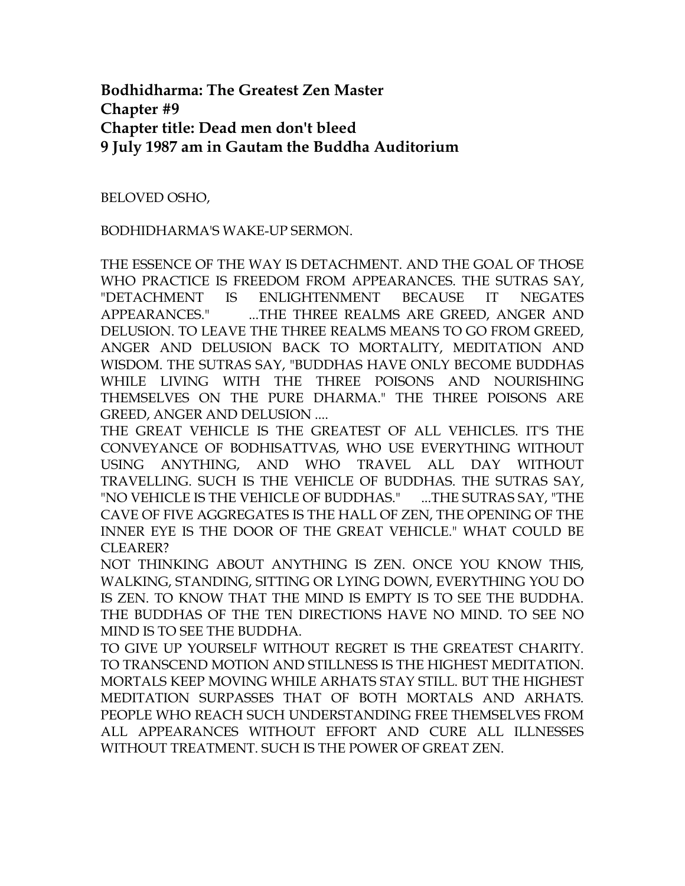**Bodhidharma: The Greatest Zen Master**
**Chapter #9**
**Chapter title: Dead men don't bleed**
**9 July 1987 am in Gautam the Buddha Auditorium**

BELOVED OSHO,

BODHIDHARMA'S WAKE-UP SERMON.

THE ESSENCE OF THE WAY IS DETACHMENT. AND THE GOAL OF THOSE WHO PRACTICE IS FREEDOM FROM APPEARANCES. THE SUTRAS SAY, "DETACHMENT IS ENLIGHTENMENT BECAUSE IT NEGATES APPEARANCES." ...THE THREE REALMS ARE GREED, ANGER AND DELUSION. TO LEAVE THE THREE REALMS MEANS TO GO FROM GREED, ANGER AND DELUSION BACK TO MORTALITY, MEDITATION AND WISDOM. THE SUTRAS SAY, "BUDDHAS HAVE ONLY BECOME BUDDHAS WHILE LIVING WITH THE THREE POISONS AND NOURISHING THEMSELVES ON THE PURE DHARMA." THE THREE POISONS ARE GREED, ANGER AND DELUSION ....

THE GREAT VEHICLE IS THE GREATEST OF ALL VEHICLES. IT'S THE CONVEYANCE OF BODHISATTVAS, WHO USE EVERYTHING WITHOUT USING ANYTHING, AND WHO TRAVEL ALL DAY WITHOUT TRAVELLING. SUCH IS THE VEHICLE OF BUDDHAS. THE SUTRAS SAY, "NO VEHICLE IS THE VEHICLE OF BUDDHAS." ...THE SUTRAS SAY, "THE CAVE OF FIVE AGGREGATES IS THE HALL OF ZEN, THE OPENING OF THE INNER EYE IS THE DOOR OF THE GREAT VEHICLE." WHAT COULD BE CLEARER?

NOT THINKING ABOUT ANYTHING IS ZEN. ONCE YOU KNOW THIS, WALKING, STANDING, SITTING OR LYING DOWN, EVERYTHING YOU DO IS ZEN. TO KNOW THAT THE MIND IS EMPTY IS TO SEE THE BUDDHA. THE BUDDHAS OF THE TEN DIRECTIONS HAVE NO MIND. TO SEE NO MIND IS TO SEE THE BUDDHA.

TO GIVE UP YOURSELF WITHOUT REGRET IS THE GREATEST CHARITY. TO TRANSCEND MOTION AND STILLNESS IS THE HIGHEST MEDITATION. MORTALS KEEP MOVING WHILE ARHATS STAY STILL. BUT THE HIGHEST MEDITATION SURPASSES THAT OF BOTH MORTALS AND ARHATS. PEOPLE WHO REACH SUCH UNDERSTANDING FREE THEMSELVES FROM ALL APPEARANCES WITHOUT EFFORT AND CURE ALL ILLNESSES WITHOUT TREATMENT. SUCH IS THE POWER OF GREAT ZEN.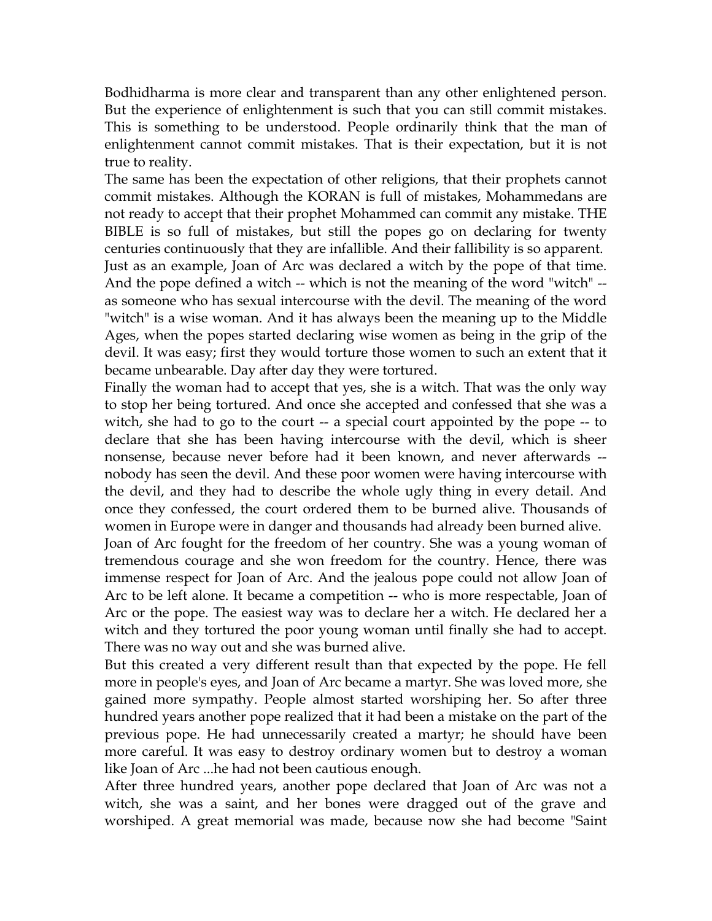Bodhidharma is more clear and transparent than any other enlightened person. But the experience of enlightenment is such that you can still commit mistakes. This is something to be understood. People ordinarily think that the man of enlightenment cannot commit mistakes. That is their expectation, but it is not true to reality.

The same has been the expectation of other religions, that their prophets cannot commit mistakes. Although the KORAN is full of mistakes, Mohammedans are not ready to accept that their prophet Mohammed can commit any mistake. THE BIBLE is so full of mistakes, but still the popes go on declaring for twenty centuries continuously that they are infallible. And their fallibility is so apparent.

Just as an example, Joan of Arc was declared a witch by the pope of that time. And the pope defined a witch -- which is not the meaning of the word "witch" -- as someone who has sexual intercourse with the devil. The meaning of the word "witch" is a wise woman. And it has always been the meaning up to the Middle Ages, when the popes started declaring wise women as being in the grip of the devil. It was easy; first they would torture those women to such an extent that it became unbearable. Day after day they were tortured.

Finally the woman had to accept that yes, she is a witch. That was the only way to stop her being tortured. And once she accepted and confessed that she was a witch, she had to go to the court -- a special court appointed by the pope -- to declare that she has been having intercourse with the devil, which is sheer nonsense, because never before had it been known, and never afterwards -- nobody has seen the devil. And these poor women were having intercourse with the devil, and they had to describe the whole ugly thing in every detail. And once they confessed, the court ordered them to be burned alive. Thousands of women in Europe were in danger and thousands had already been burned alive.

Joan of Arc fought for the freedom of her country. She was a young woman of tremendous courage and she won freedom for the country. Hence, there was immense respect for Joan of Arc. And the jealous pope could not allow Joan of Arc to be left alone. It became a competition -- who is more respectable, Joan of Arc or the pope. The easiest way was to declare her a witch. He declared her a witch and they tortured the poor young woman until finally she had to accept. There was no way out and she was burned alive.

But this created a very different result than that expected by the pope. He fell more in people's eyes, and Joan of Arc became a martyr. She was loved more, she gained more sympathy. People almost started worshiping her. So after three hundred years another pope realized that it had been a mistake on the part of the previous pope. He had unnecessarily created a martyr; he should have been more careful. It was easy to destroy ordinary women but to destroy a woman like Joan of Arc ...he had not been cautious enough.

After three hundred years, another pope declared that Joan of Arc was not a witch, she was a saint, and her bones were dragged out of the grave and worshiped. A great memorial was made, because now she had become "Saint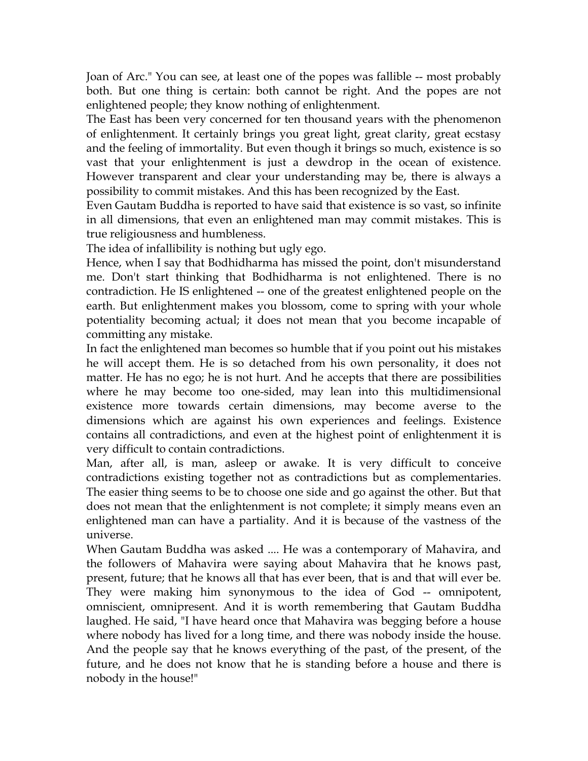Joan of Arc." You can see, at least one of the popes was fallible -- most probably both. But one thing is certain: both cannot be right. And the popes are not enlightened people; they know nothing of enlightenment.

The East has been very concerned for ten thousand years with the phenomenon of enlightenment. It certainly brings you great light, great clarity, great ecstasy and the feeling of immortality. But even though it brings so much, existence is so vast that your enlightenment is just a dewdrop in the ocean of existence. However transparent and clear your understanding may be, there is always a possibility to commit mistakes. And this has been recognized by the East.

Even Gautam Buddha is reported to have said that existence is so vast, so infinite in all dimensions, that even an enlightened man may commit mistakes. This is true religiousness and humbleness.

The idea of infallibility is nothing but ugly ego.

Hence, when I say that Bodhidharma has missed the point, don't misunderstand me. Don't start thinking that Bodhidharma is not enlightened. There is no contradiction. He IS enlightened -- one of the greatest enlightened people on the earth. But enlightenment makes you blossom, come to spring with your whole potentiality becoming actual; it does not mean that you become incapable of committing any mistake.

In fact the enlightened man becomes so humble that if you point out his mistakes he will accept them. He is so detached from his own personality, it does not matter. He has no ego; he is not hurt. And he accepts that there are possibilities where he may become too one-sided, may lean into this multidimensional existence more towards certain dimensions, may become averse to the dimensions which are against his own experiences and feelings. Existence contains all contradictions, and even at the highest point of enlightenment it is very difficult to contain contradictions.

Man, after all, is man, asleep or awake. It is very difficult to conceive contradictions existing together not as contradictions but as complementaries. The easier thing seems to be to choose one side and go against the other. But that does not mean that the enlightenment is not complete; it simply means even an enlightened man can have a partiality. And it is because of the vastness of the universe.

When Gautam Buddha was asked .... He was a contemporary of Mahavira, and the followers of Mahavira were saying about Mahavira that he knows past, present, future; that he knows all that has ever been, that is and that will ever be. They were making him synonymous to the idea of God -- omnipotent, omniscient, omnipresent. And it is worth remembering that Gautam Buddha laughed. He said, "I have heard once that Mahavira was begging before a house where nobody has lived for a long time, and there was nobody inside the house. And the people say that he knows everything of the past, of the present, of the future, and he does not know that he is standing before a house and there is nobody in the house!"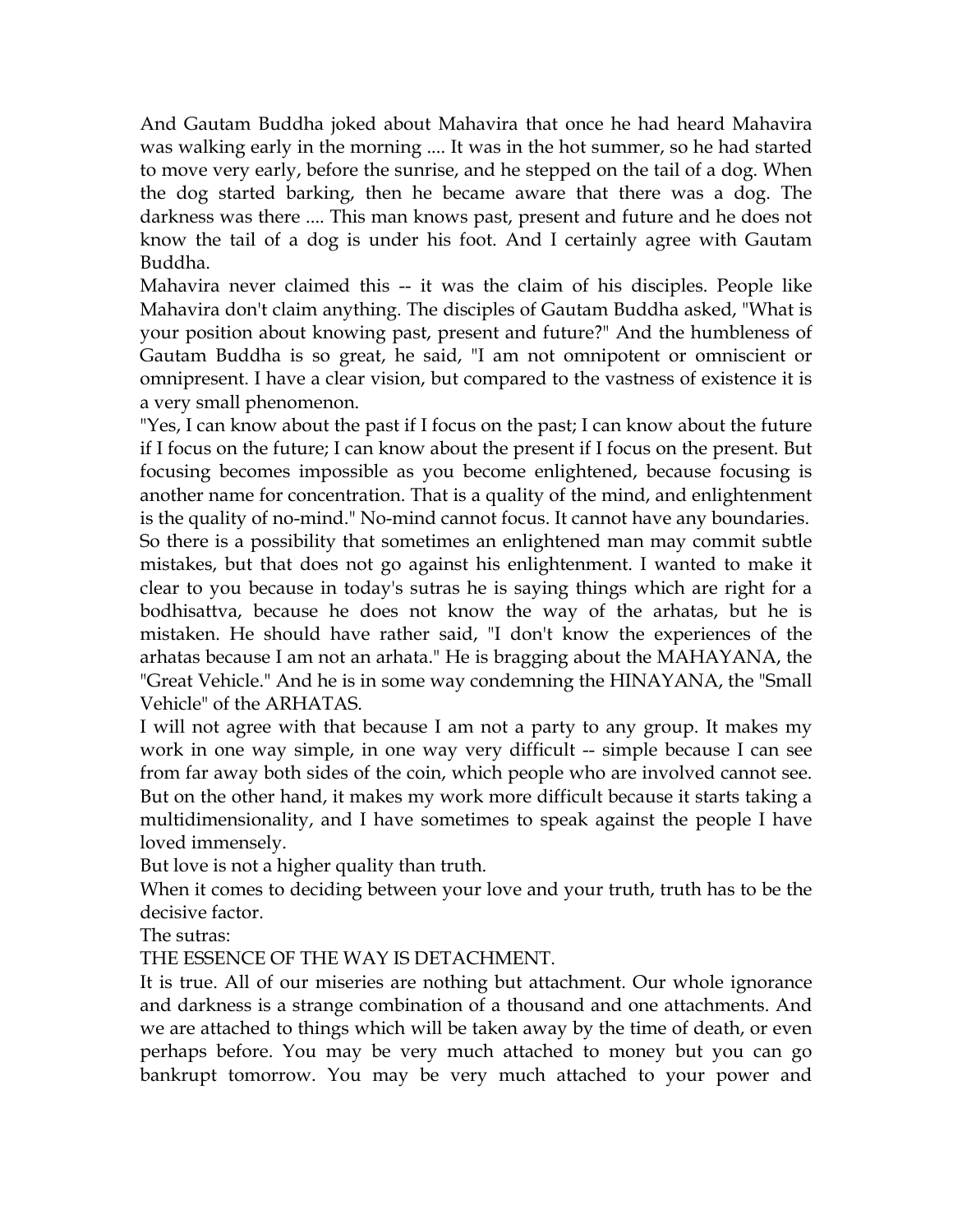And Gautam Buddha joked about Mahavira that once he had heard Mahavira was walking early in the morning .... It was in the hot summer, so he had started to move very early, before the sunrise, and he stepped on the tail of a dog. When the dog started barking, then he became aware that there was a dog. The darkness was there .... This man knows past, present and future and he does not know the tail of a dog is under his foot. And I certainly agree with Gautam Buddha.

Mahavira never claimed this -- it was the claim of his disciples. People like Mahavira don't claim anything. The disciples of Gautam Buddha asked, "What is your position about knowing past, present and future?" And the humbleness of Gautam Buddha is so great, he said, "I am not omnipotent or omniscient or omnipresent. I have a clear vision, but compared to the vastness of existence it is a very small phenomenon.

"Yes, I can know about the past if I focus on the past; I can know about the future if I focus on the future; I can know about the present if I focus on the present. But focusing becomes impossible as you become enlightened, because focusing is another name for concentration. That is a quality of the mind, and enlightenment is the quality of no-mind." No-mind cannot focus. It cannot have any boundaries.

So there is a possibility that sometimes an enlightened man may commit subtle mistakes, but that does not go against his enlightenment. I wanted to make it clear to you because in today's sutras he is saying things which are right for a bodhisattva, because he does not know the way of the arhatas, but he is mistaken. He should have rather said, "I don't know the experiences of the arhatas because I am not an arhata." He is bragging about the MAHAYANA, the "Great Vehicle." And he is in some way condemning the HINAYANA, the "Small Vehicle" of the ARHATAS.

I will not agree with that because I am not a party to any group. It makes my work in one way simple, in one way very difficult -- simple because I can see from far away both sides of the coin, which people who are involved cannot see. But on the other hand, it makes my work more difficult because it starts taking a multidimensionality, and I have sometimes to speak against the people I have loved immensely.

But love is not a higher quality than truth.

When it comes to deciding between your love and your truth, truth has to be the decisive factor.

The sutras:

THE ESSENCE OF THE WAY IS DETACHMENT.

It is true. All of our miseries are nothing but attachment. Our whole ignorance and darkness is a strange combination of a thousand and one attachments. And we are attached to things which will be taken away by the time of death, or even perhaps before. You may be very much attached to money but you can go bankrupt tomorrow. You may be very much attached to your power and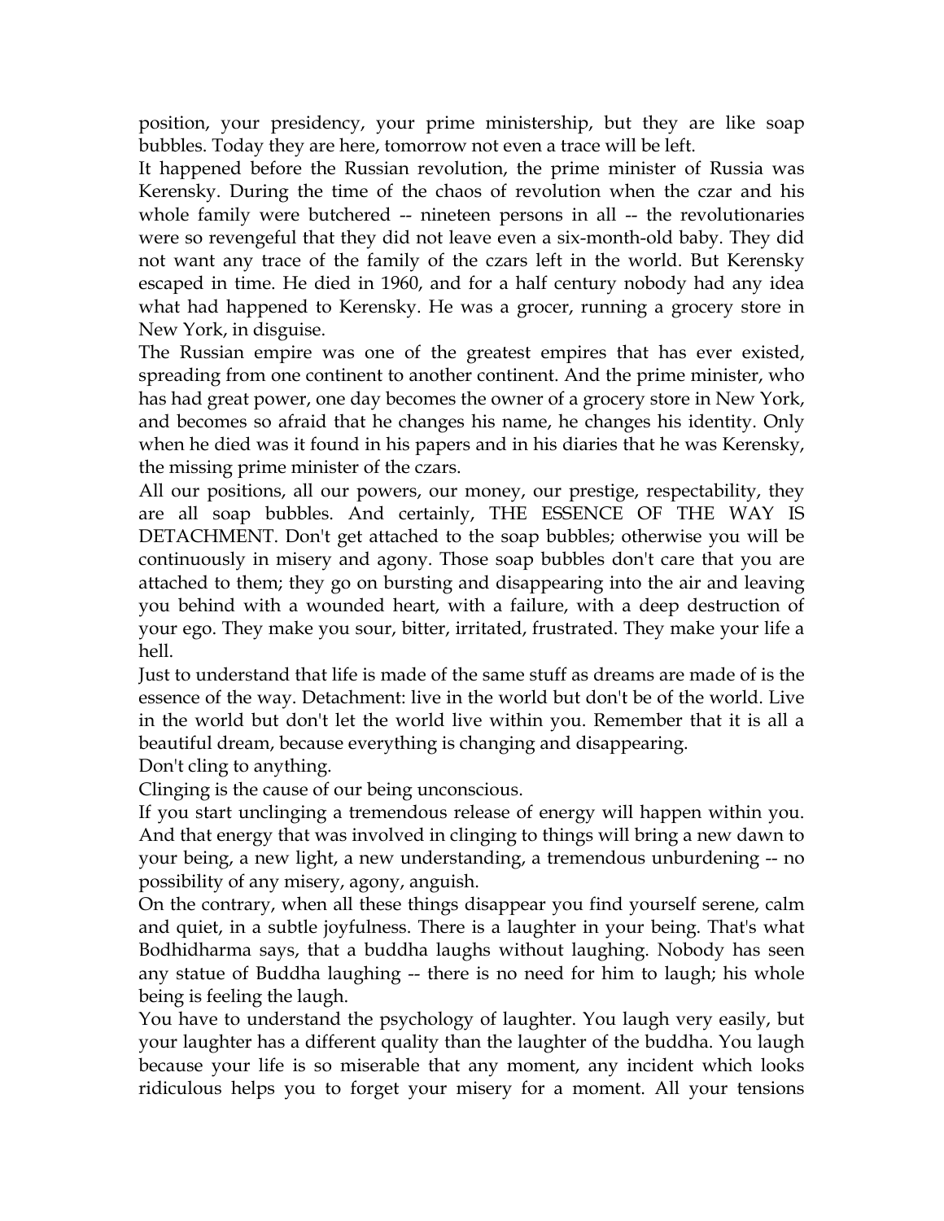position, your presidency, your prime ministership, but they are like soap bubbles. Today they are here, tomorrow not even a trace will be left.

It happened before the Russian revolution, the prime minister of Russia was Kerensky. During the time of the chaos of revolution when the czar and his whole family were butchered -- nineteen persons in all -- the revolutionaries were so revengeful that they did not leave even a six-month-old baby. They did not want any trace of the family of the czars left in the world. But Kerensky escaped in time. He died in 1960, and for a half century nobody had any idea what had happened to Kerensky. He was a grocer, running a grocery store in New York, in disguise.

The Russian empire was one of the greatest empires that has ever existed, spreading from one continent to another continent. And the prime minister, who has had great power, one day becomes the owner of a grocery store in New York, and becomes so afraid that he changes his name, he changes his identity. Only when he died was it found in his papers and in his diaries that he was Kerensky, the missing prime minister of the czars.

All our positions, all our powers, our money, our prestige, respectability, they are all soap bubbles. And certainly, THE ESSENCE OF THE WAY IS DETACHMENT. Don't get attached to the soap bubbles; otherwise you will be continuously in misery and agony. Those soap bubbles don't care that you are attached to them; they go on bursting and disappearing into the air and leaving you behind with a wounded heart, with a failure, with a deep destruction of your ego. They make you sour, bitter, irritated, frustrated. They make your life a hell.

Just to understand that life is made of the same stuff as dreams are made of is the essence of the way. Detachment: live in the world but don't be of the world. Live in the world but don't let the world live within you. Remember that it is all a beautiful dream, because everything is changing and disappearing.

Don't cling to anything.

Clinging is the cause of our being unconscious.

If you start unclinging a tremendous release of energy will happen within you. And that energy that was involved in clinging to things will bring a new dawn to your being, a new light, a new understanding, a tremendous unburdening -- no possibility of any misery, agony, anguish.

On the contrary, when all these things disappear you find yourself serene, calm and quiet, in a subtle joyfulness. There is a laughter in your being. That's what Bodhidharma says, that a buddha laughs without laughing. Nobody has seen any statue of Buddha laughing -- there is no need for him to laugh; his whole being is feeling the laugh.

You have to understand the psychology of laughter. You laugh very easily, but your laughter has a different quality than the laughter of the buddha. You laugh because your life is so miserable that any moment, any incident which looks ridiculous helps you to forget your misery for a moment. All your tensions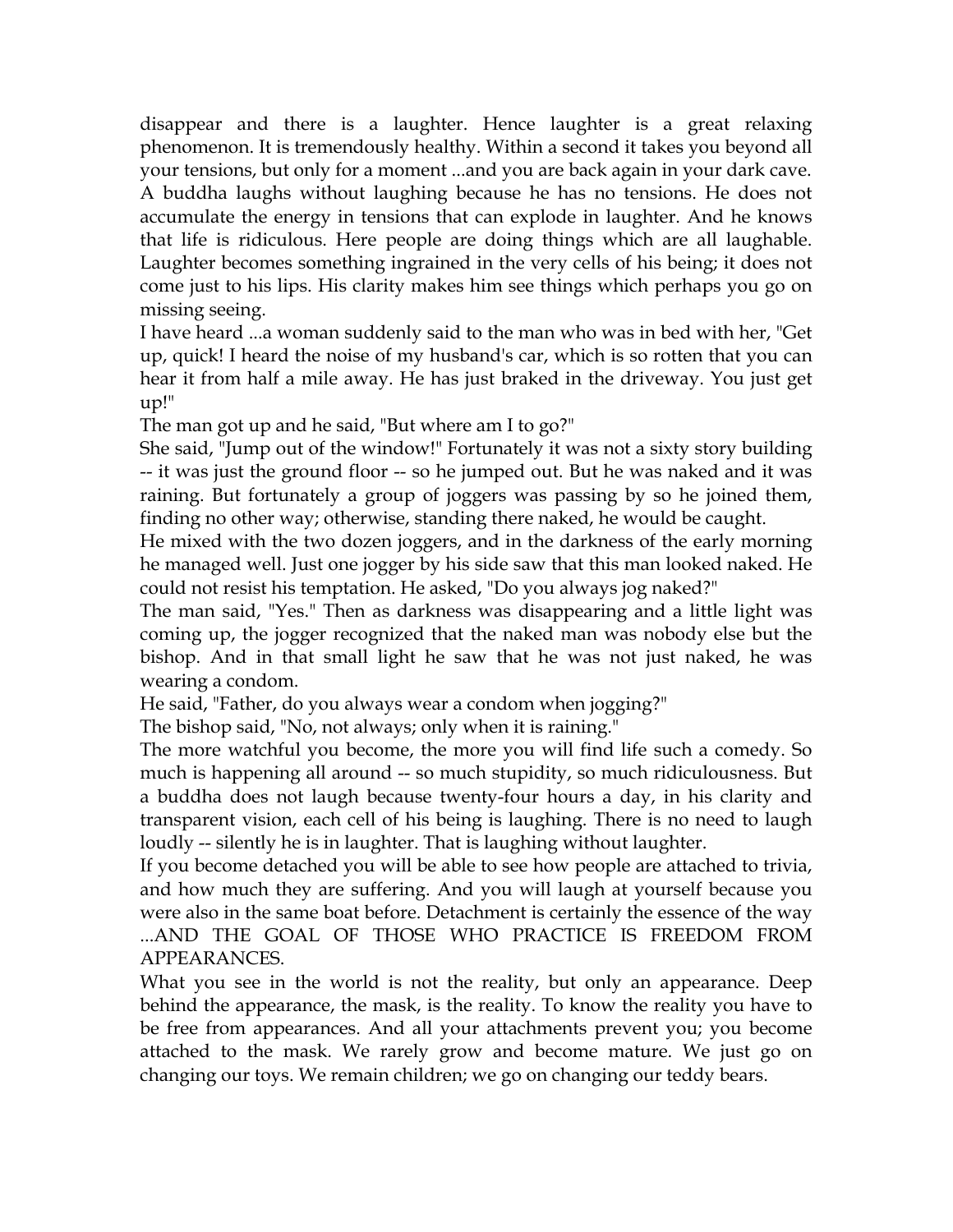disappear and there is a laughter. Hence laughter is a great relaxing phenomenon. It is tremendously healthy. Within a second it takes you beyond all your tensions, but only for a moment ...and you are back again in your dark cave. A buddha laughs without laughing because he has no tensions. He does not accumulate the energy in tensions that can explode in laughter. And he knows that life is ridiculous. Here people are doing things which are all laughable. Laughter becomes something ingrained in the very cells of his being; it does not come just to his lips. His clarity makes him see things which perhaps you go on missing seeing.

I have heard ...a woman suddenly said to the man who was in bed with her, "Get up, quick! I heard the noise of my husband's car, which is so rotten that you can hear it from half a mile away. He has just braked in the driveway. You just get up!"

The man got up and he said, "But where am I to go?"

She said, "Jump out of the window!" Fortunately it was not a sixty story building -- it was just the ground floor -- so he jumped out. But he was naked and it was raining. But fortunately a group of joggers was passing by so he joined them, finding no other way; otherwise, standing there naked, he would be caught.

He mixed with the two dozen joggers, and in the darkness of the early morning he managed well. Just one jogger by his side saw that this man looked naked. He could not resist his temptation. He asked, "Do you always jog naked?"

The man said, "Yes." Then as darkness was disappearing and a little light was coming up, the jogger recognized that the naked man was nobody else but the bishop. And in that small light he saw that he was not just naked, he was wearing a condom.

He said, "Father, do you always wear a condom when jogging?"

The bishop said, "No, not always; only when it is raining."

The more watchful you become, the more you will find life such a comedy. So much is happening all around -- so much stupidity, so much ridiculousness. But a buddha does not laugh because twenty-four hours a day, in his clarity and transparent vision, each cell of his being is laughing. There is no need to laugh loudly -- silently he is in laughter. That is laughing without laughter.

If you become detached you will be able to see how people are attached to trivia, and how much they are suffering. And you will laugh at yourself because you were also in the same boat before. Detachment is certainly the essence of the way ...AND THE GOAL OF THOSE WHO PRACTICE IS FREEDOM FROM APPEARANCES.

What you see in the world is not the reality, but only an appearance. Deep behind the appearance, the mask, is the reality. To know the reality you have to be free from appearances. And all your attachments prevent you; you become attached to the mask. We rarely grow and become mature. We just go on changing our toys. We remain children; we go on changing our teddy bears.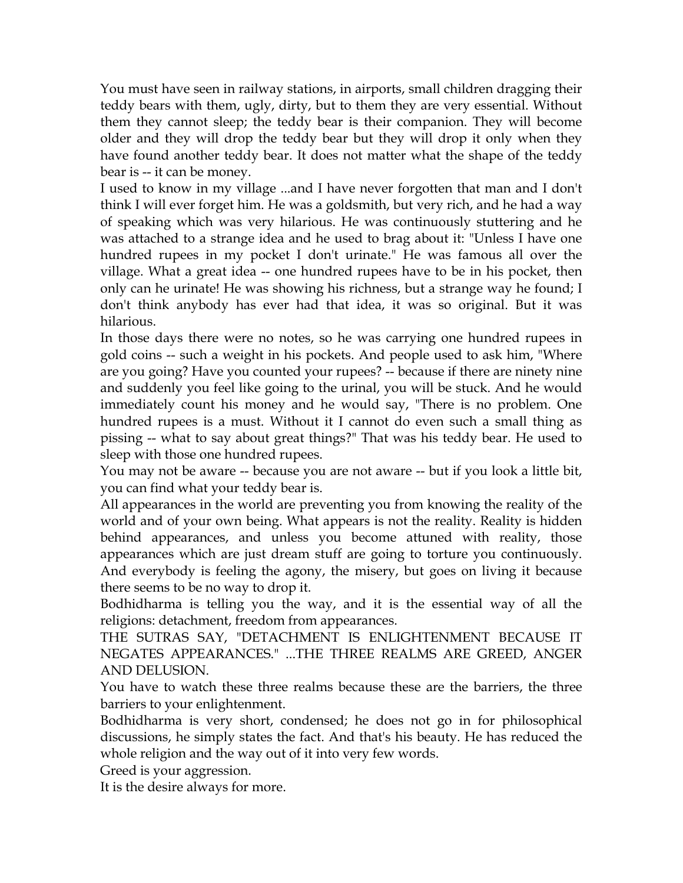You must have seen in railway stations, in airports, small children dragging their teddy bears with them, ugly, dirty, but to them they are very essential. Without them they cannot sleep; the teddy bear is their companion. They will become older and they will drop the teddy bear but they will drop it only when they have found another teddy bear. It does not matter what the shape of the teddy bear is -- it can be money.

I used to know in my village ...and I have never forgotten that man and I don't think I will ever forget him. He was a goldsmith, but very rich, and he had a way of speaking which was very hilarious. He was continuously stuttering and he was attached to a strange idea and he used to brag about it: "Unless I have one hundred rupees in my pocket I don't urinate." He was famous all over the village. What a great idea -- one hundred rupees have to be in his pocket, then only can he urinate! He was showing his richness, but a strange way he found; I don't think anybody has ever had that idea, it was so original. But it was hilarious.

In those days there were no notes, so he was carrying one hundred rupees in gold coins -- such a weight in his pockets. And people used to ask him, "Where are you going? Have you counted your rupees? -- because if there are ninety nine and suddenly you feel like going to the urinal, you will be stuck. And he would immediately count his money and he would say, "There is no problem. One hundred rupees is a must. Without it I cannot do even such a small thing as pissing -- what to say about great things?" That was his teddy bear. He used to sleep with those one hundred rupees.

You may not be aware -- because you are not aware -- but if you look a little bit, you can find what your teddy bear is.

All appearances in the world are preventing you from knowing the reality of the world and of your own being. What appears is not the reality. Reality is hidden behind appearances, and unless you become attuned with reality, those appearances which are just dream stuff are going to torture you continuously. And everybody is feeling the agony, the misery, but goes on living it because there seems to be no way to drop it.

Bodhidharma is telling you the way, and it is the essential way of all the religions: detachment, freedom from appearances.

THE SUTRAS SAY, "DETACHMENT IS ENLIGHTENMENT BECAUSE IT NEGATES APPEARANCES." ...THE THREE REALMS ARE GREED, ANGER AND DELUSION.

You have to watch these three realms because these are the barriers, the three barriers to your enlightenment.

Bodhidharma is very short, condensed; he does not go in for philosophical discussions, he simply states the fact. And that's his beauty. He has reduced the whole religion and the way out of it into very few words.

Greed is your aggression.

It is the desire always for more.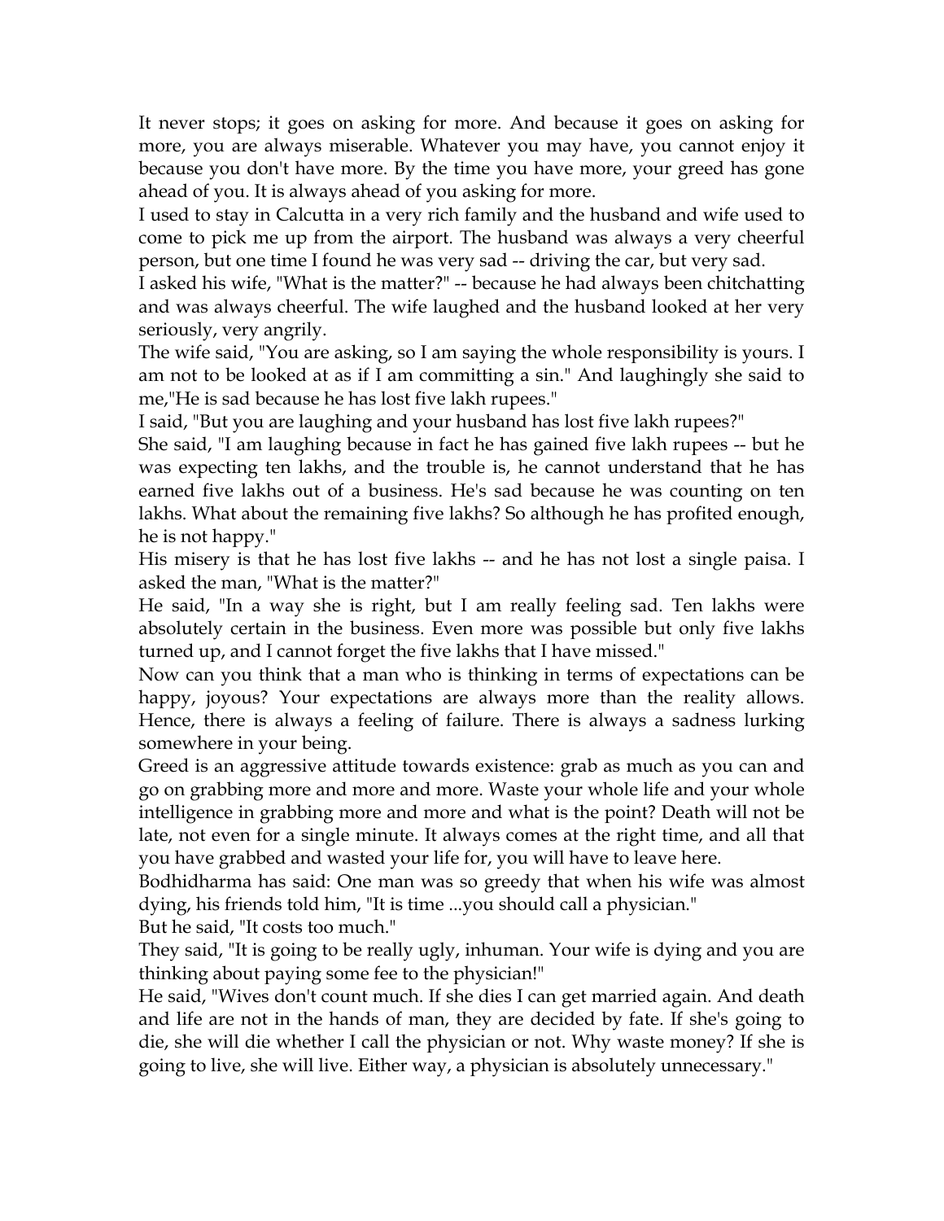It never stops; it goes on asking for more. And because it goes on asking for more, you are always miserable. Whatever you may have, you cannot enjoy it because you don't have more. By the time you have more, your greed has gone ahead of you. It is always ahead of you asking for more.

I used to stay in Calcutta in a very rich family and the husband and wife used to come to pick me up from the airport. The husband was always a very cheerful person, but one time I found he was very sad -- driving the car, but very sad.

I asked his wife, "What is the matter?" -- because he had always been chitchatting and was always cheerful. The wife laughed and the husband looked at her very seriously, very angrily.

The wife said, "You are asking, so I am saying the whole responsibility is yours. I am not to be looked at as if I am committing a sin." And laughingly she said to me,"He is sad because he has lost five lakh rupees."

I said, "But you are laughing and your husband has lost five lakh rupees?"

She said, "I am laughing because in fact he has gained five lakh rupees -- but he was expecting ten lakhs, and the trouble is, he cannot understand that he has earned five lakhs out of a business. He's sad because he was counting on ten lakhs. What about the remaining five lakhs? So although he has profited enough, he is not happy."

His misery is that he has lost five lakhs -- and he has not lost a single paisa. I asked the man, "What is the matter?"

He said, "In a way she is right, but I am really feeling sad. Ten lakhs were absolutely certain in the business. Even more was possible but only five lakhs turned up, and I cannot forget the five lakhs that I have missed."

Now can you think that a man who is thinking in terms of expectations can be happy, joyous? Your expectations are always more than the reality allows. Hence, there is always a feeling of failure. There is always a sadness lurking somewhere in your being.

Greed is an aggressive attitude towards existence: grab as much as you can and go on grabbing more and more and more. Waste your whole life and your whole intelligence in grabbing more and more and what is the point? Death will not be late, not even for a single minute. It always comes at the right time, and all that you have grabbed and wasted your life for, you will have to leave here.

Bodhidharma has said: One man was so greedy that when his wife was almost dying, his friends told him, "It is time ...you should call a physician."

But he said, "It costs too much."

They said, "It is going to be really ugly, inhuman. Your wife is dying and you are thinking about paying some fee to the physician!"

He said, "Wives don't count much. If she dies I can get married again. And death and life are not in the hands of man, they are decided by fate. If she's going to die, she will die whether I call the physician or not. Why waste money? If she is going to live, she will live. Either way, a physician is absolutely unnecessary."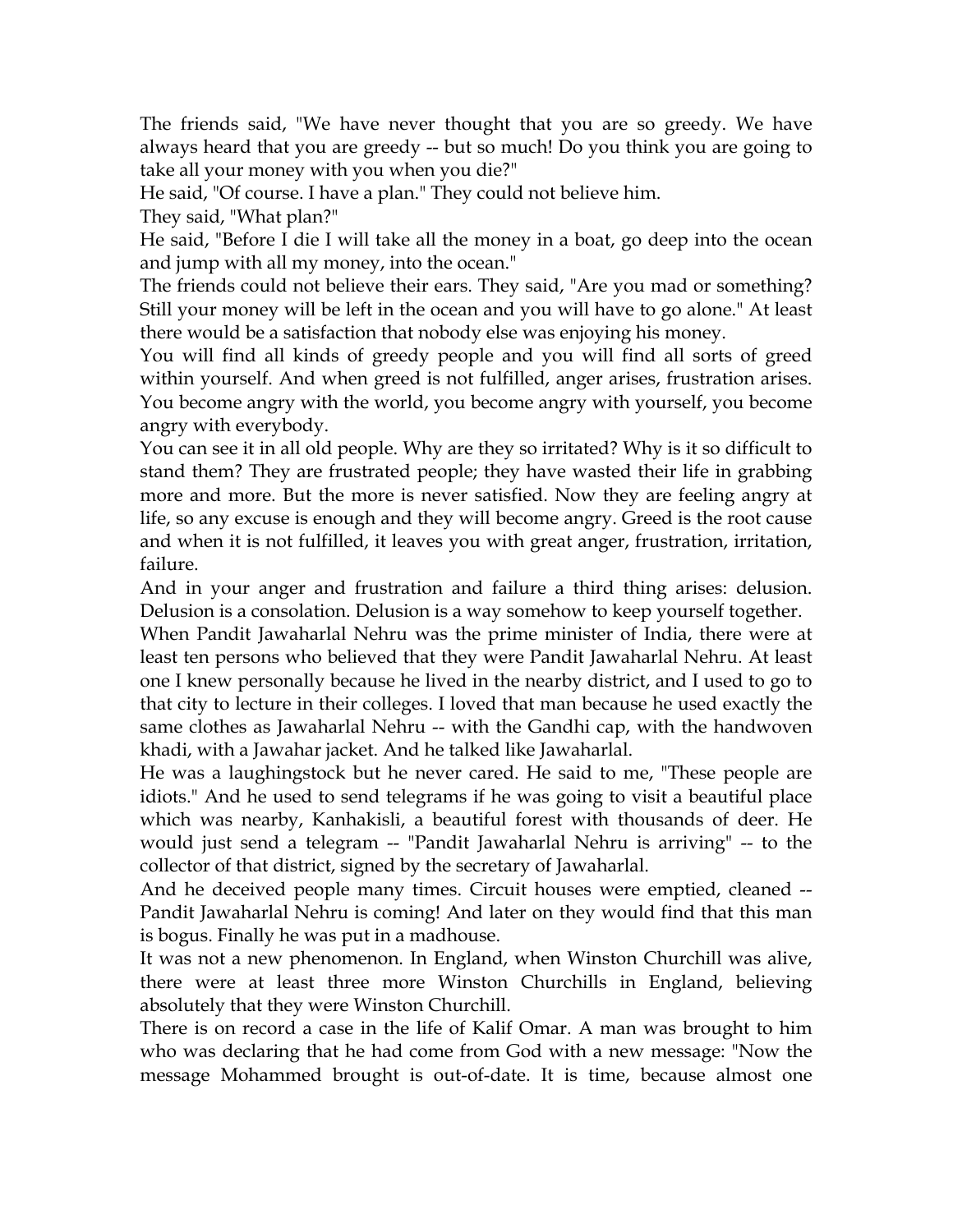The friends said, "We have never thought that you are so greedy. We have always heard that you are greedy -- but so much! Do you think you are going to take all your money with you when you die?"

He said, "Of course. I have a plan." They could not believe him.

They said, "What plan?"

He said, "Before I die I will take all the money in a boat, go deep into the ocean and jump with all my money, into the ocean."

The friends could not believe their ears. They said, "Are you mad or something? Still your money will be left in the ocean and you will have to go alone." At least there would be a satisfaction that nobody else was enjoying his money.

You will find all kinds of greedy people and you will find all sorts of greed within yourself. And when greed is not fulfilled, anger arises, frustration arises. You become angry with the world, you become angry with yourself, you become angry with everybody.

You can see it in all old people. Why are they so irritated? Why is it so difficult to stand them? They are frustrated people; they have wasted their life in grabbing more and more. But the more is never satisfied. Now they are feeling angry at life, so any excuse is enough and they will become angry. Greed is the root cause and when it is not fulfilled, it leaves you with great anger, frustration, irritation, failure.

And in your anger and frustration and failure a third thing arises: delusion. Delusion is a consolation. Delusion is a way somehow to keep yourself together.

When Pandit Jawaharlal Nehru was the prime minister of India, there were at least ten persons who believed that they were Pandit Jawaharlal Nehru. At least one I knew personally because he lived in the nearby district, and I used to go to that city to lecture in their colleges. I loved that man because he used exactly the same clothes as Jawaharlal Nehru -- with the Gandhi cap, with the handwoven khadi, with a Jawahar jacket. And he talked like Jawaharlal.

He was a laughingstock but he never cared. He said to me, "These people are idiots." And he used to send telegrams if he was going to visit a beautiful place which was nearby, Kanhakisli, a beautiful forest with thousands of deer. He would just send a telegram -- "Pandit Jawaharlal Nehru is arriving" -- to the collector of that district, signed by the secretary of Jawaharlal.

And he deceived people many times. Circuit houses were emptied, cleaned -- Pandit Jawaharlal Nehru is coming! And later on they would find that this man is bogus. Finally he was put in a madhouse.

It was not a new phenomenon. In England, when Winston Churchill was alive, there were at least three more Winston Churchills in England, believing absolutely that they were Winston Churchill.

There is on record a case in the life of Kalif Omar. A man was brought to him who was declaring that he had come from God with a new message: "Now the message Mohammed brought is out-of-date. It is time, because almost one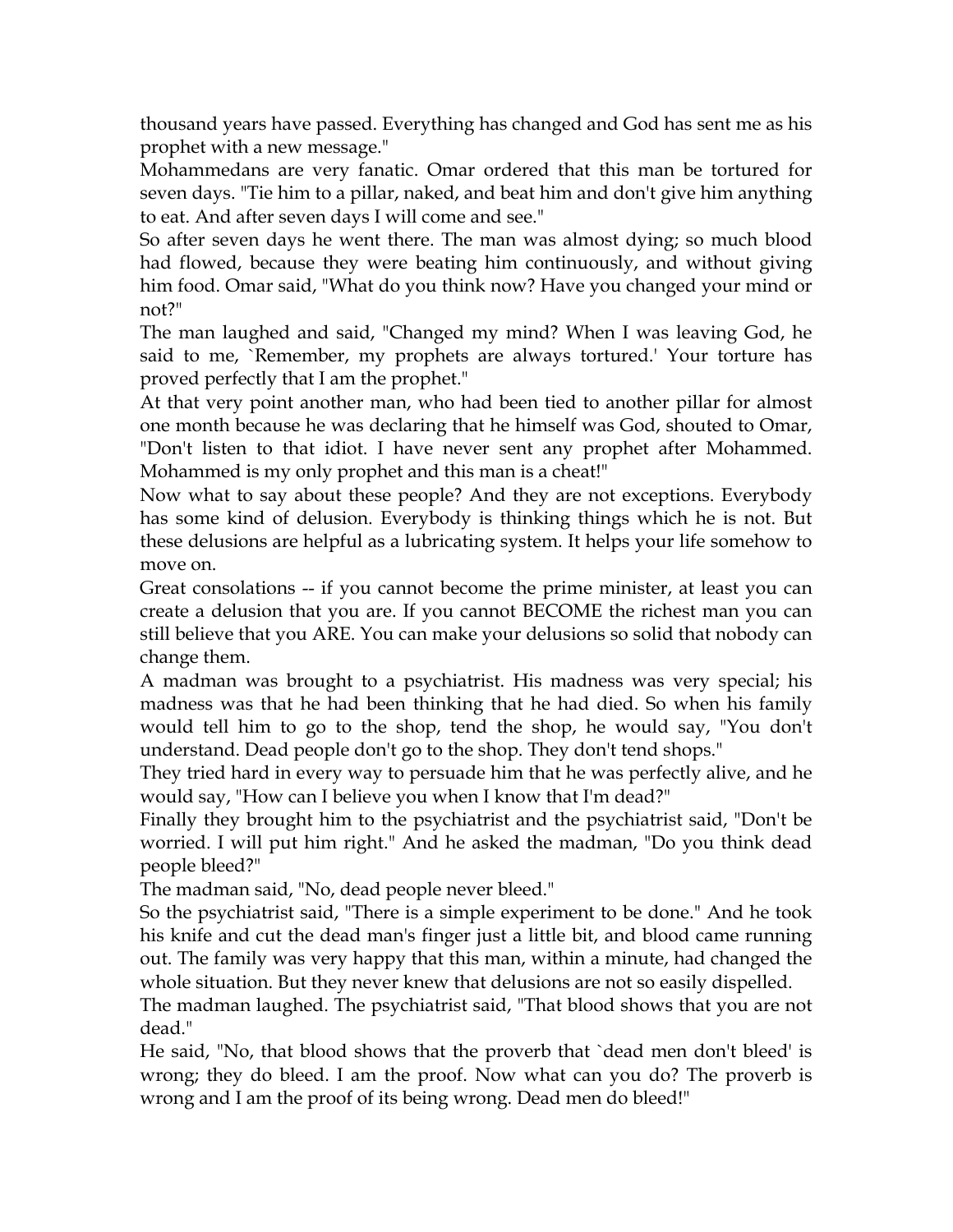thousand years have passed. Everything has changed and God has sent me as his prophet with a new message."

Mohammedans are very fanatic. Omar ordered that this man be tortured for seven days. "Tie him to a pillar, naked, and beat him and don't give him anything to eat. And after seven days I will come and see."

So after seven days he went there. The man was almost dying; so much blood had flowed, because they were beating him continuously, and without giving him food. Omar said, "What do you think now? Have you changed your mind or not?"

The man laughed and said, "Changed my mind? When I was leaving God, he said to me, `Remember, my prophets are always tortured.' Your torture has proved perfectly that I am the prophet."

At that very point another man, who had been tied to another pillar for almost one month because he was declaring that he himself was God, shouted to Omar, "Don't listen to that idiot. I have never sent any prophet after Mohammed. Mohammed is my only prophet and this man is a cheat!"

Now what to say about these people? And they are not exceptions. Everybody has some kind of delusion. Everybody is thinking things which he is not. But these delusions are helpful as a lubricating system. It helps your life somehow to move on.

Great consolations -- if you cannot become the prime minister, at least you can create a delusion that you are. If you cannot BECOME the richest man you can still believe that you ARE. You can make your delusions so solid that nobody can change them.

A madman was brought to a psychiatrist. His madness was very special; his madness was that he had been thinking that he had died. So when his family would tell him to go to the shop, tend the shop, he would say, "You don't understand. Dead people don't go to the shop. They don't tend shops."

They tried hard in every way to persuade him that he was perfectly alive, and he would say, "How can I believe you when I know that I'm dead?"

Finally they brought him to the psychiatrist and the psychiatrist said, "Don't be worried. I will put him right." And he asked the madman, "Do you think dead people bleed?"

The madman said, "No, dead people never bleed."

So the psychiatrist said, "There is a simple experiment to be done." And he took his knife and cut the dead man's finger just a little bit, and blood came running out. The family was very happy that this man, within a minute, had changed the whole situation. But they never knew that delusions are not so easily dispelled.

The madman laughed. The psychiatrist said, "That blood shows that you are not dead."

He said, "No, that blood shows that the proverb that `dead men don't bleed' is wrong; they do bleed. I am the proof. Now what can you do? The proverb is wrong and I am the proof of its being wrong. Dead men do bleed!"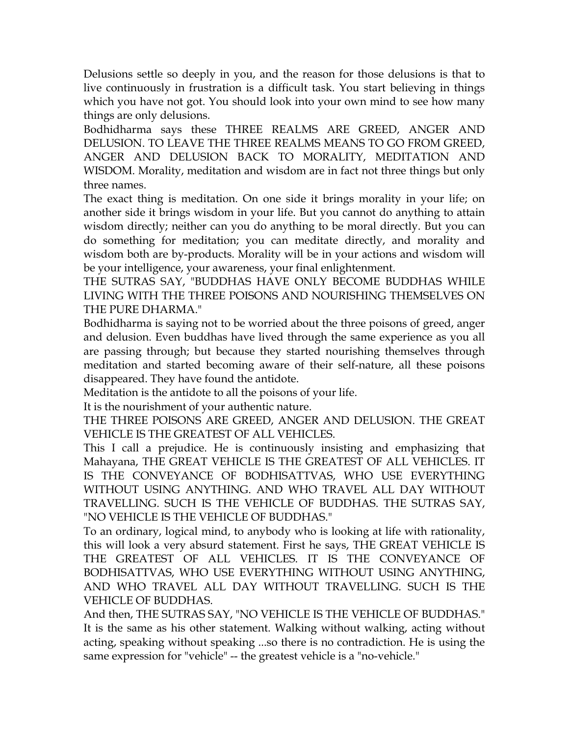Delusions settle so deeply in you, and the reason for those delusions is that to live continuously in frustration is a difficult task. You start believing in things which you have not got. You should look into your own mind to see how many things are only delusions.

Bodhidharma says these THREE REALMS ARE GREED, ANGER AND DELUSION. TO LEAVE THE THREE REALMS MEANS TO GO FROM GREED, ANGER AND DELUSION BACK TO MORALITY, MEDITATION AND WISDOM. Morality, meditation and wisdom are in fact not three things but only three names.

The exact thing is meditation. On one side it brings morality in your life; on another side it brings wisdom in your life. But you cannot do anything to attain wisdom directly; neither can you do anything to be moral directly. But you can do something for meditation; you can meditate directly, and morality and wisdom both are by-products. Morality will be in your actions and wisdom will be your intelligence, your awareness, your final enlightenment.

THE SUTRAS SAY, "BUDDHAS HAVE ONLY BECOME BUDDHAS WHILE LIVING WITH THE THREE POISONS AND NOURISHING THEMSELVES ON THE PURE DHARMA."

Bodhidharma is saying not to be worried about the three poisons of greed, anger and delusion. Even buddhas have lived through the same experience as you all are passing through; but because they started nourishing themselves through meditation and started becoming aware of their self-nature, all these poisons disappeared. They have found the antidote.

Meditation is the antidote to all the poisons of your life.

It is the nourishment of your authentic nature.

THE THREE POISONS ARE GREED, ANGER AND DELUSION. THE GREAT VEHICLE IS THE GREATEST OF ALL VEHICLES.

This I call a prejudice. He is continuously insisting and emphasizing that Mahayana, THE GREAT VEHICLE IS THE GREATEST OF ALL VEHICLES. IT IS THE CONVEYANCE OF BODHISATTVAS, WHO USE EVERYTHING WITHOUT USING ANYTHING. AND WHO TRAVEL ALL DAY WITHOUT TRAVELLING. SUCH IS THE VEHICLE OF BUDDHAS. THE SUTRAS SAY, "NO VEHICLE IS THE VEHICLE OF BUDDHAS."

To an ordinary, logical mind, to anybody who is looking at life with rationality, this will look a very absurd statement. First he says, THE GREAT VEHICLE IS THE GREATEST OF ALL VEHICLES. IT IS THE CONVEYANCE OF BODHISATTVAS, WHO USE EVERYTHING WITHOUT USING ANYTHING, AND WHO TRAVEL ALL DAY WITHOUT TRAVELLING. SUCH IS THE VEHICLE OF BUDDHAS.

And then, THE SUTRAS SAY, "NO VEHICLE IS THE VEHICLE OF BUDDHAS." It is the same as his other statement. Walking without walking, acting without acting, speaking without speaking ...so there is no contradiction. He is using the same expression for "vehicle" -- the greatest vehicle is a "no-vehicle."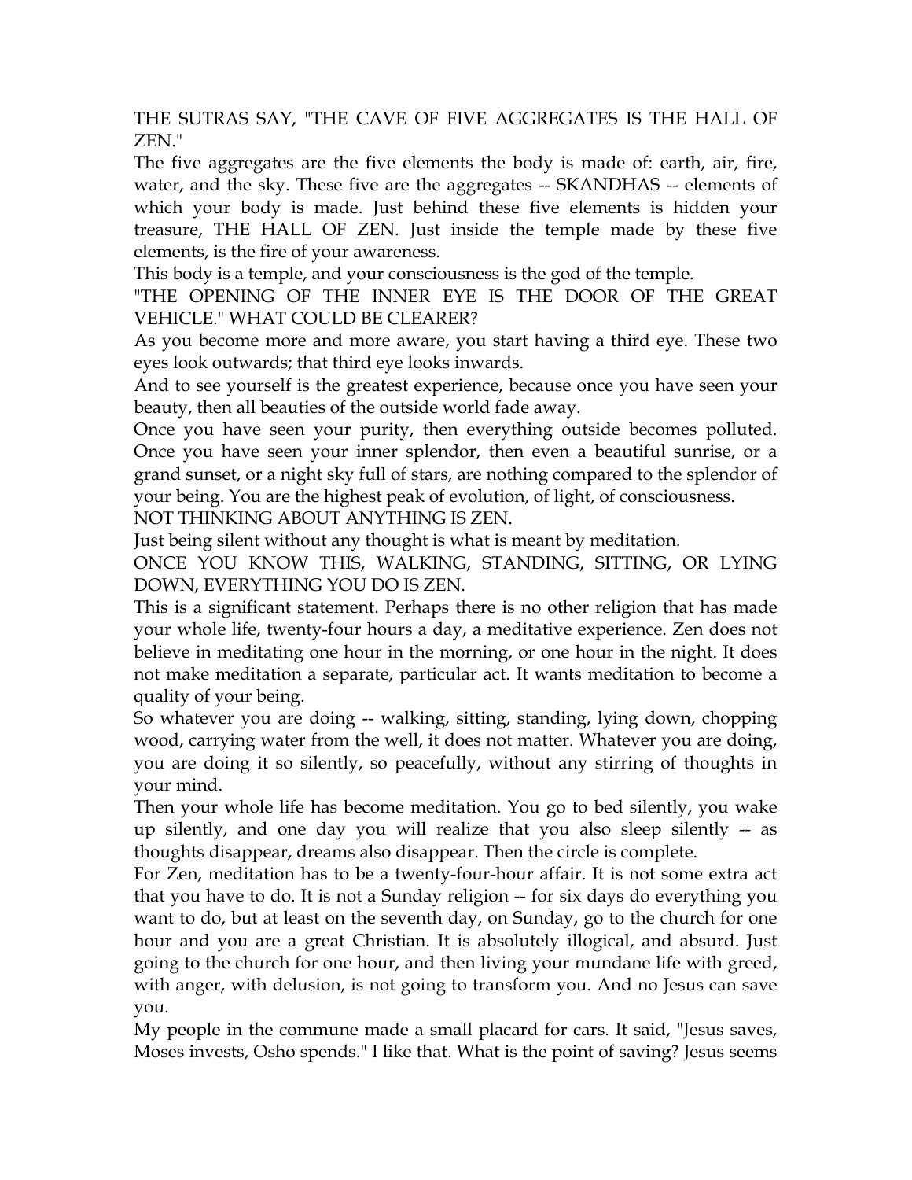THE SUTRAS SAY, "THE CAVE OF FIVE AGGREGATES IS THE HALL OF ZEN."

The five aggregates are the five elements the body is made of: earth, air, fire, water, and the sky. These five are the aggregates -- SKANDHAS -- elements of which your body is made. Just behind these five elements is hidden your treasure, THE HALL OF ZEN. Just inside the temple made by these five elements, is the fire of your awareness.

This body is a temple, and your consciousness is the god of the temple.

"THE OPENING OF THE INNER EYE IS THE DOOR OF THE GREAT VEHICLE." WHAT COULD BE CLEARER?

As you become more and more aware, you start having a third eye. These two eyes look outwards; that third eye looks inwards.

And to see yourself is the greatest experience, because once you have seen your beauty, then all beauties of the outside world fade away.

Once you have seen your purity, then everything outside becomes polluted. Once you have seen your inner splendor, then even a beautiful sunrise, or a grand sunset, or a night sky full of stars, are nothing compared to the splendor of your being. You are the highest peak of evolution, of light, of consciousness.

NOT THINKING ABOUT ANYTHING IS ZEN.

Just being silent without any thought is what is meant by meditation.

ONCE YOU KNOW THIS, WALKING, STANDING, SITTING, OR LYING DOWN, EVERYTHING YOU DO IS ZEN.

This is a significant statement. Perhaps there is no other religion that has made your whole life, twenty-four hours a day, a meditative experience. Zen does not believe in meditating one hour in the morning, or one hour in the night. It does not make meditation a separate, particular act. It wants meditation to become a quality of your being.

So whatever you are doing -- walking, sitting, standing, lying down, chopping wood, carrying water from the well, it does not matter. Whatever you are doing, you are doing it so silently, so peacefully, without any stirring of thoughts in your mind.

Then your whole life has become meditation. You go to bed silently, you wake up silently, and one day you will realize that you also sleep silently -- as thoughts disappear, dreams also disappear. Then the circle is complete.

For Zen, meditation has to be a twenty-four-hour affair. It is not some extra act that you have to do. It is not a Sunday religion -- for six days do everything you want to do, but at least on the seventh day, on Sunday, go to the church for one hour and you are a great Christian. It is absolutely illogical, and absurd. Just going to the church for one hour, and then living your mundane life with greed, with anger, with delusion, is not going to transform you. And no Jesus can save you.

My people in the commune made a small placard for cars. It said, "Jesus saves, Moses invests, Osho spends." I like that. What is the point of saving? Jesus seems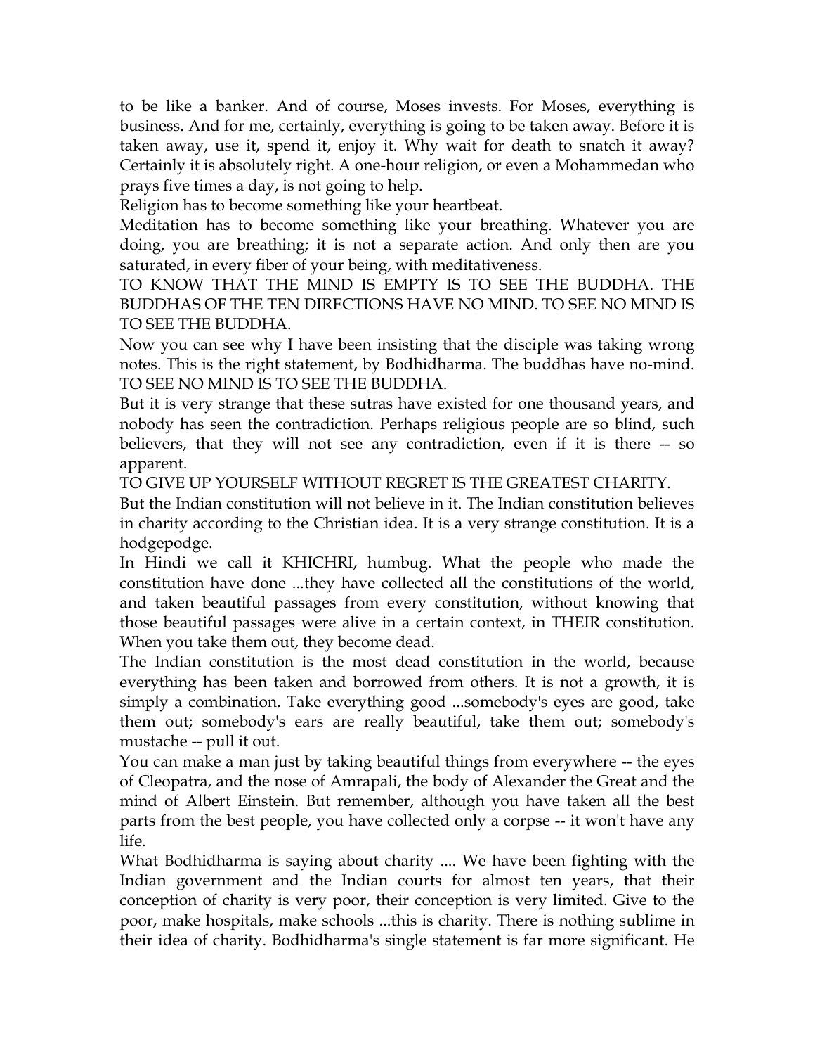to be like a banker. And of course, Moses invests. For Moses, everything is business. And for me, certainly, everything is going to be taken away. Before it is taken away, use it, spend it, enjoy it. Why wait for death to snatch it away? Certainly it is absolutely right. A one-hour religion, or even a Mohammedan who prays five times a day, is not going to help.

Religion has to become something like your heartbeat.

Meditation has to become something like your breathing. Whatever you are doing, you are breathing; it is not a separate action. And only then are you saturated, in every fiber of your being, with meditativeness.

TO KNOW THAT THE MIND IS EMPTY IS TO SEE THE BUDDHA. THE BUDDHAS OF THE TEN DIRECTIONS HAVE NO MIND. TO SEE NO MIND IS TO SEE THE BUDDHA.

Now you can see why I have been insisting that the disciple was taking wrong notes. This is the right statement, by Bodhidharma. The buddhas have no-mind. TO SEE NO MIND IS TO SEE THE BUDDHA.

But it is very strange that these sutras have existed for one thousand years, and nobody has seen the contradiction. Perhaps religious people are so blind, such believers, that they will not see any contradiction, even if it is there -- so apparent.

TO GIVE UP YOURSELF WITHOUT REGRET IS THE GREATEST CHARITY.

But the Indian constitution will not believe in it. The Indian constitution believes in charity according to the Christian idea. It is a very strange constitution. It is a hodgepodge.

In Hindi we call it KHICHRI, humbug. What the people who made the constitution have done ...they have collected all the constitutions of the world, and taken beautiful passages from every constitution, without knowing that those beautiful passages were alive in a certain context, in THEIR constitution. When you take them out, they become dead.

The Indian constitution is the most dead constitution in the world, because everything has been taken and borrowed from others. It is not a growth, it is simply a combination. Take everything good ...somebody's eyes are good, take them out; somebody's ears are really beautiful, take them out; somebody's mustache -- pull it out.

You can make a man just by taking beautiful things from everywhere -- the eyes of Cleopatra, and the nose of Amrapali, the body of Alexander the Great and the mind of Albert Einstein. But remember, although you have taken all the best parts from the best people, you have collected only a corpse -- it won't have any life.

What Bodhidharma is saying about charity .... We have been fighting with the Indian government and the Indian courts for almost ten years, that their conception of charity is very poor, their conception is very limited. Give to the poor, make hospitals, make schools ...this is charity. There is nothing sublime in their idea of charity. Bodhidharma's single statement is far more significant. He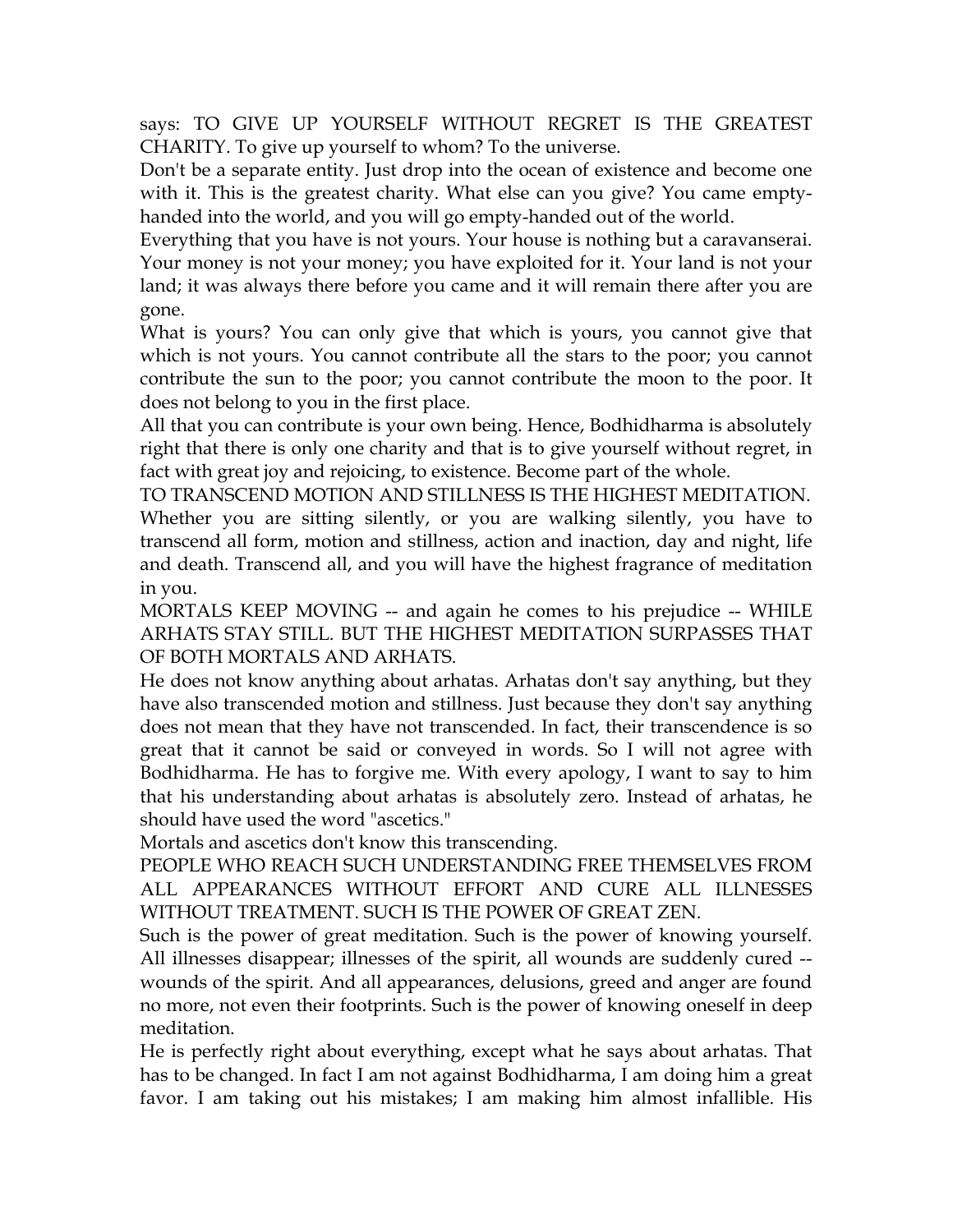says: TO GIVE UP YOURSELF WITHOUT REGRET IS THE GREATEST CHARITY. To give up yourself to whom? To the universe.

Don't be a separate entity. Just drop into the ocean of existence and become one with it. This is the greatest charity. What else can you give? You came empty-handed into the world, and you will go empty-handed out of the world.

Everything that you have is not yours. Your house is nothing but a caravanserai. Your money is not your money; you have exploited for it. Your land is not your land; it was always there before you came and it will remain there after you are gone.

What is yours? You can only give that which is yours, you cannot give that which is not yours. You cannot contribute all the stars to the poor; you cannot contribute the sun to the poor; you cannot contribute the moon to the poor. It does not belong to you in the first place.

All that you can contribute is your own being. Hence, Bodhidharma is absolutely right that there is only one charity and that is to give yourself without regret, in fact with great joy and rejoicing, to existence. Become part of the whole.

TO TRANSCEND MOTION AND STILLNESS IS THE HIGHEST MEDITATION. Whether you are sitting silently, or you are walking silently, you have to transcend all form, motion and stillness, action and inaction, day and night, life and death. Transcend all, and you will have the highest fragrance of meditation in you.

MORTALS KEEP MOVING -- and again he comes to his prejudice -- WHILE ARHATS STAY STILL. BUT THE HIGHEST MEDITATION SURPASSES THAT OF BOTH MORTALS AND ARHATS.

He does not know anything about arhatas. Arhatas don't say anything, but they have also transcended motion and stillness. Just because they don't say anything does not mean that they have not transcended. In fact, their transcendence is so great that it cannot be said or conveyed in words. So I will not agree with Bodhidharma. He has to forgive me. With every apology, I want to say to him that his understanding about arhatas is absolutely zero. Instead of arhatas, he should have used the word "ascetics."

Mortals and ascetics don't know this transcending.

PEOPLE WHO REACH SUCH UNDERSTANDING FREE THEMSELVES FROM ALL APPEARANCES WITHOUT EFFORT AND CURE ALL ILLNESSES WITHOUT TREATMENT. SUCH IS THE POWER OF GREAT ZEN.

Such is the power of great meditation. Such is the power of knowing yourself. All illnesses disappear; illnesses of the spirit, all wounds are suddenly cured -- wounds of the spirit. And all appearances, delusions, greed and anger are found no more, not even their footprints. Such is the power of knowing oneself in deep meditation.

He is perfectly right about everything, except what he says about arhatas. That has to be changed. In fact I am not against Bodhidharma, I am doing him a great favor. I am taking out his mistakes; I am making him almost infallible. His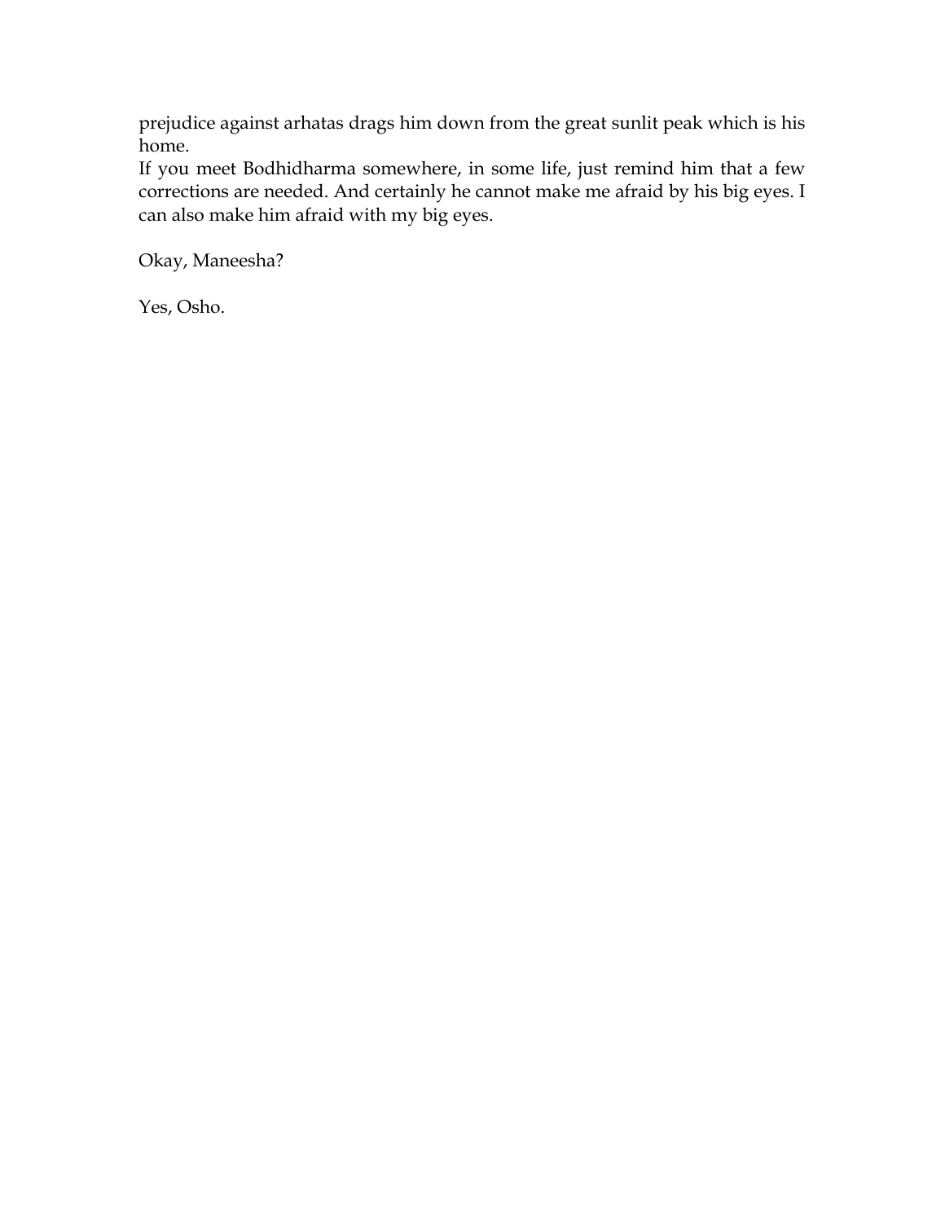prejudice against arhatas drags him down from the great sunlit peak which is his home.

If you meet Bodhidharma somewhere, in some life, just remind him that a few corrections are needed. And certainly he cannot make me afraid by his big eyes. I can also make him afraid with my big eyes.

Okay, Maneesha?

Yes, Osho.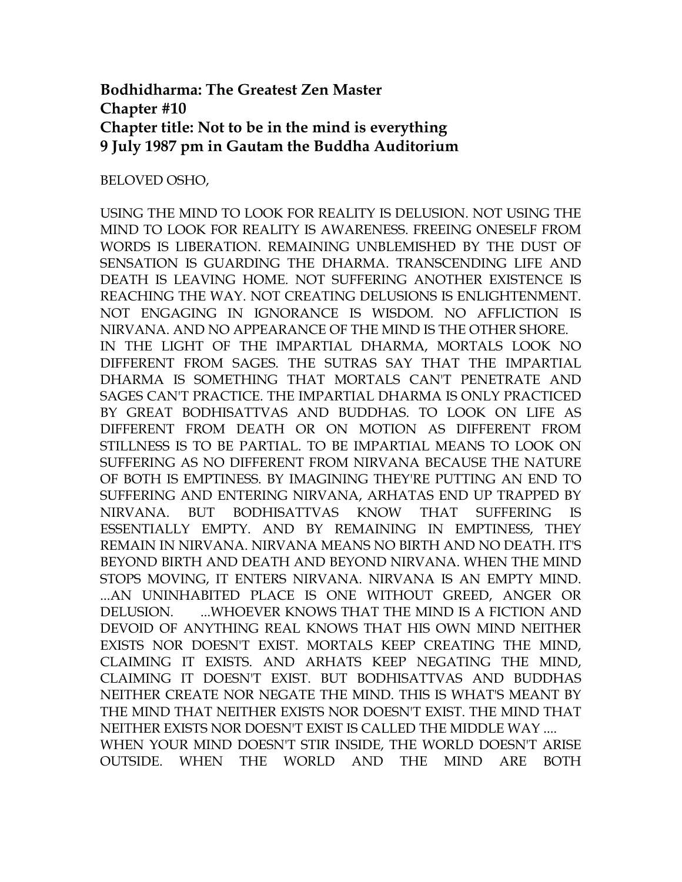**Bodhidharma: The Greatest Zen Master**
**Chapter #10**
**Chapter title: Not to be in the mind is everything**
**9 July 1987 pm in Gautam the Buddha Auditorium**

BELOVED OSHO,

USING THE MIND TO LOOK FOR REALITY IS DELUSION. NOT USING THE MIND TO LOOK FOR REALITY IS AWARENESS. FREEING ONESELF FROM WORDS IS LIBERATION. REMAINING UNBLEMISHED BY THE DUST OF SENSATION IS GUARDING THE DHARMA. TRANSCENDING LIFE AND DEATH IS LEAVING HOME. NOT SUFFERING ANOTHER EXISTENCE IS REACHING THE WAY. NOT CREATING DELUSIONS IS ENLIGHTENMENT. NOT ENGAGING IN IGNORANCE IS WISDOM. NO AFFLICTION IS NIRVANA. AND NO APPEARANCE OF THE MIND IS THE OTHER SHORE.
IN THE LIGHT OF THE IMPARTIAL DHARMA, MORTALS LOOK NO DIFFERENT FROM SAGES. THE SUTRAS SAY THAT THE IMPARTIAL DHARMA IS SOMETHING THAT MORTALS CAN'T PENETRATE AND SAGES CAN'T PRACTICE. THE IMPARTIAL DHARMA IS ONLY PRACTICED BY GREAT BODHISATTVAS AND BUDDHAS. TO LOOK ON LIFE AS DIFFERENT FROM DEATH OR ON MOTION AS DIFFERENT FROM STILLNESS IS TO BE PARTIAL. TO BE IMPARTIAL MEANS TO LOOK ON SUFFERING AS NO DIFFERENT FROM NIRVANA BECAUSE THE NATURE OF BOTH IS EMPTINESS. BY IMAGINING THEY'RE PUTTING AN END TO SUFFERING AND ENTERING NIRVANA, ARHATAS END UP TRAPPED BY NIRVANA. BUT BODHISATTVAS KNOW THAT SUFFERING IS ESSENTIALLY EMPTY. AND BY REMAINING IN EMPTINESS, THEY REMAIN IN NIRVANA. NIRVANA MEANS NO BIRTH AND NO DEATH. IT'S BEYOND BIRTH AND DEATH AND BEYOND NIRVANA. WHEN THE MIND STOPS MOVING, IT ENTERS NIRVANA. NIRVANA IS AN EMPTY MIND. ...AN UNINHABITED PLACE IS ONE WITHOUT GREED, ANGER OR DELUSION. ...WHOEVER KNOWS THAT THE MIND IS A FICTION AND DEVOID OF ANYTHING REAL KNOWS THAT HIS OWN MIND NEITHER EXISTS NOR DOESN'T EXIST. MORTALS KEEP CREATING THE MIND, CLAIMING IT EXISTS. AND ARHATS KEEP NEGATING THE MIND, CLAIMING IT DOESN'T EXIST. BUT BODHISATTVAS AND BUDDHAS NEITHER CREATE NOR NEGATE THE MIND. THIS IS WHAT'S MEANT BY THE MIND THAT NEITHER EXISTS NOR DOESN'T EXIST. THE MIND THAT NEITHER EXISTS NOR DOESN'T EXIST IS CALLED THE MIDDLE WAY ....
WHEN YOUR MIND DOESN'T STIR INSIDE, THE WORLD DOESN'T ARISE OUTSIDE. WHEN THE WORLD AND THE MIND ARE BOTH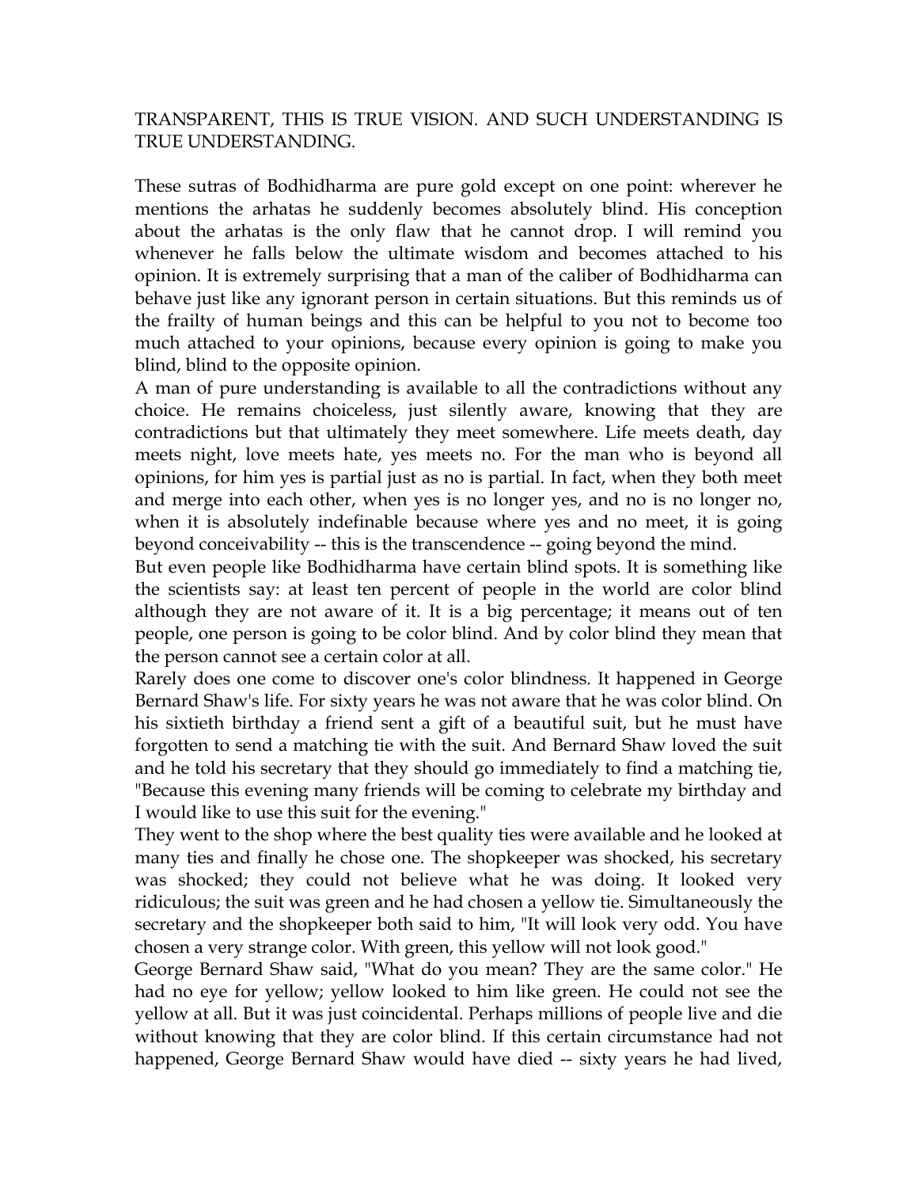TRANSPARENT, THIS IS TRUE VISION. AND SUCH UNDERSTANDING IS TRUE UNDERSTANDING.

These sutras of Bodhidharma are pure gold except on one point: wherever he mentions the arhatas he suddenly becomes absolutely blind. His conception about the arhatas is the only flaw that he cannot drop. I will remind you whenever he falls below the ultimate wisdom and becomes attached to his opinion. It is extremely surprising that a man of the caliber of Bodhidharma can behave just like any ignorant person in certain situations. But this reminds us of the frailty of human beings and this can be helpful to you not to become too much attached to your opinions, because every opinion is going to make you blind, blind to the opposite opinion.

A man of pure understanding is available to all the contradictions without any choice. He remains choiceless, just silently aware, knowing that they are contradictions but that ultimately they meet somewhere. Life meets death, day meets night, love meets hate, yes meets no. For the man who is beyond all opinions, for him yes is partial just as no is partial. In fact, when they both meet and merge into each other, when yes is no longer yes, and no is no longer no, when it is absolutely indefinable because where yes and no meet, it is going beyond conceivability -- this is the transcendence -- going beyond the mind.

But even people like Bodhidharma have certain blind spots. It is something like the scientists say: at least ten percent of people in the world are color blind although they are not aware of it. It is a big percentage; it means out of ten people, one person is going to be color blind. And by color blind they mean that the person cannot see a certain color at all.

Rarely does one come to discover one's color blindness. It happened in George Bernard Shaw's life. For sixty years he was not aware that he was color blind. On his sixtieth birthday a friend sent a gift of a beautiful suit, but he must have forgotten to send a matching tie with the suit. And Bernard Shaw loved the suit and he told his secretary that they should go immediately to find a matching tie, "Because this evening many friends will be coming to celebrate my birthday and I would like to use this suit for the evening."

They went to the shop where the best quality ties were available and he looked at many ties and finally he chose one. The shopkeeper was shocked, his secretary was shocked; they could not believe what he was doing. It looked very ridiculous; the suit was green and he had chosen a yellow tie. Simultaneously the secretary and the shopkeeper both said to him, "It will look very odd. You have chosen a very strange color. With green, this yellow will not look good."

George Bernard Shaw said, "What do you mean? They are the same color." He had no eye for yellow; yellow looked to him like green. He could not see the yellow at all. But it was just coincidental. Perhaps millions of people live and die without knowing that they are color blind. If this certain circumstance had not happened, George Bernard Shaw would have died -- sixty years he had lived,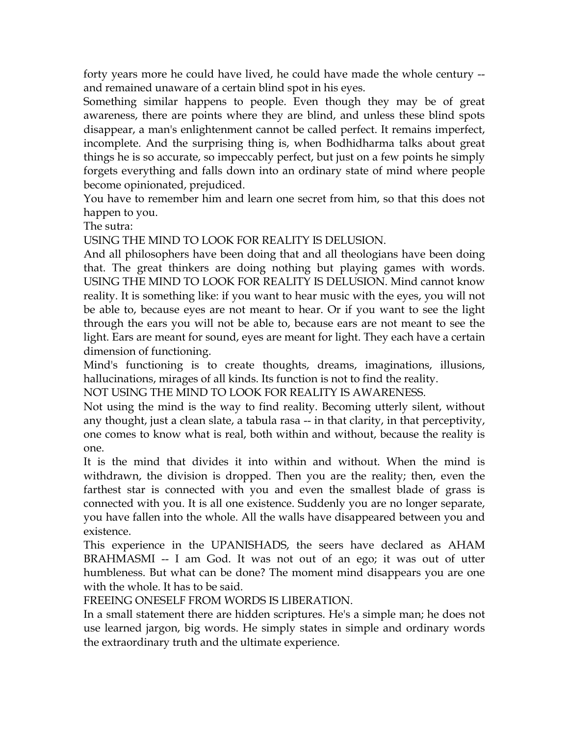forty years more he could have lived, he could have made the whole century -- and remained unaware of a certain blind spot in his eyes.

Something similar happens to people. Even though they may be of great awareness, there are points where they are blind, and unless these blind spots disappear, a man's enlightenment cannot be called perfect. It remains imperfect, incomplete. And the surprising thing is, when Bodhidharma talks about great things he is so accurate, so impeccably perfect, but just on a few points he simply forgets everything and falls down into an ordinary state of mind where people become opinionated, prejudiced.

You have to remember him and learn one secret from him, so that this does not happen to you.

The sutra:

USING THE MIND TO LOOK FOR REALITY IS DELUSION.

And all philosophers have been doing that and all theologians have been doing that. The great thinkers are doing nothing but playing games with words. USING THE MIND TO LOOK FOR REALITY IS DELUSION. Mind cannot know reality. It is something like: if you want to hear music with the eyes, you will not be able to, because eyes are not meant to hear. Or if you want to see the light through the ears you will not be able to, because ears are not meant to see the light. Ears are meant for sound, eyes are meant for light. They each have a certain dimension of functioning.

Mind's functioning is to create thoughts, dreams, imaginations, illusions, hallucinations, mirages of all kinds. Its function is not to find the reality.

NOT USING THE MIND TO LOOK FOR REALITY IS AWARENESS.

Not using the mind is the way to find reality. Becoming utterly silent, without any thought, just a clean slate, a tabula rasa -- in that clarity, in that perceptivity, one comes to know what is real, both within and without, because the reality is one.

It is the mind that divides it into within and without. When the mind is withdrawn, the division is dropped. Then you are the reality; then, even the farthest star is connected with you and even the smallest blade of grass is connected with you. It is all one existence. Suddenly you are no longer separate, you have fallen into the whole. All the walls have disappeared between you and existence.

This experience in the UPANISHADS, the seers have declared as AHAM BRAHMASMI -- I am God. It was not out of an ego; it was out of utter humbleness. But what can be done? The moment mind disappears you are one with the whole. It has to be said.

FREEING ONESELF FROM WORDS IS LIBERATION.

In a small statement there are hidden scriptures. He's a simple man; he does not use learned jargon, big words. He simply states in simple and ordinary words the extraordinary truth and the ultimate experience.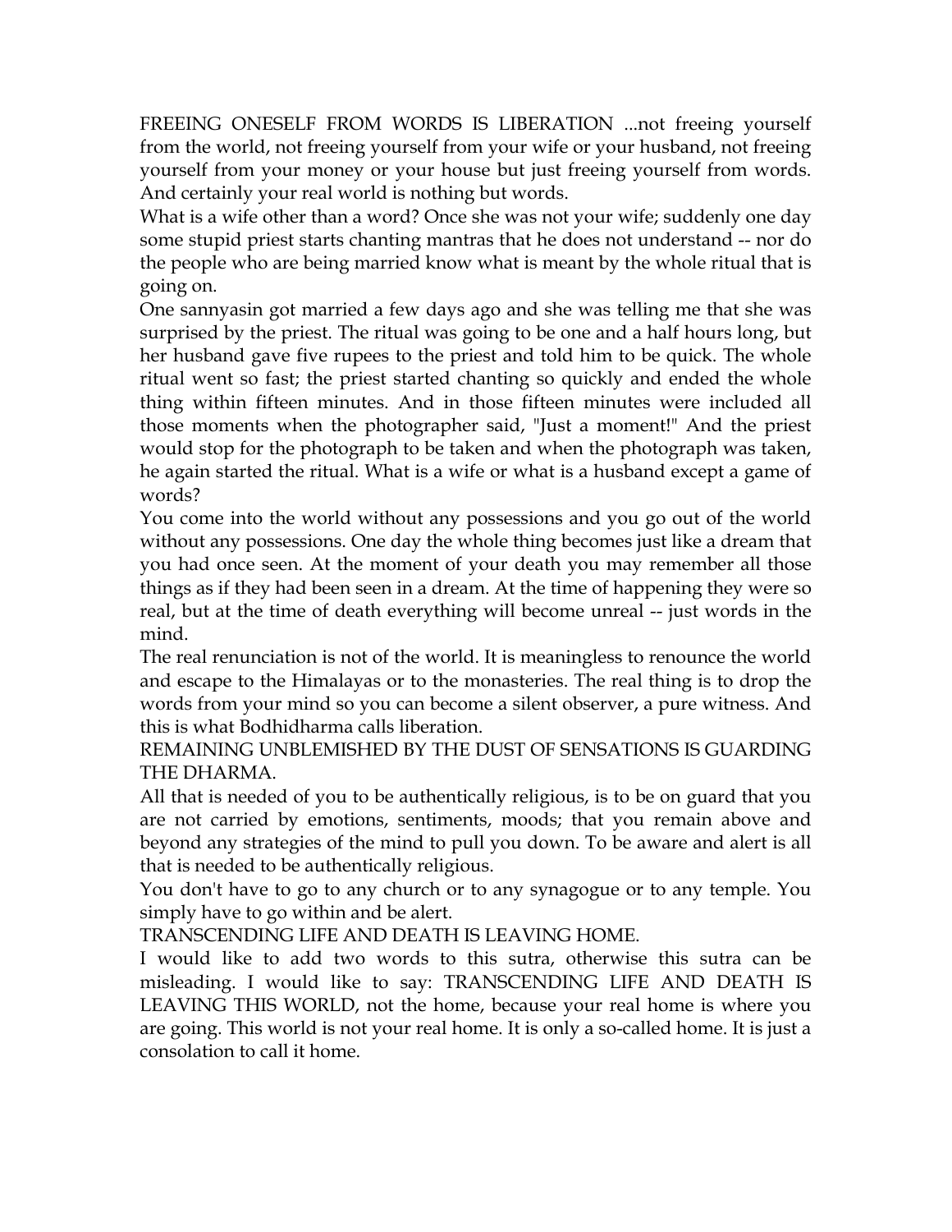FREEING ONESELF FROM WORDS IS LIBERATION ...not freeing yourself from the world, not freeing yourself from your wife or your husband, not freeing yourself from your money or your house but just freeing yourself from words. And certainly your real world is nothing but words.

What is a wife other than a word? Once she was not your wife; suddenly one day some stupid priest starts chanting mantras that he does not understand -- nor do the people who are being married know what is meant by the whole ritual that is going on.

One sannyasin got married a few days ago and she was telling me that she was surprised by the priest. The ritual was going to be one and a half hours long, but her husband gave five rupees to the priest and told him to be quick. The whole ritual went so fast; the priest started chanting so quickly and ended the whole thing within fifteen minutes. And in those fifteen minutes were included all those moments when the photographer said, "Just a moment!" And the priest would stop for the photograph to be taken and when the photograph was taken, he again started the ritual. What is a wife or what is a husband except a game of words?

You come into the world without any possessions and you go out of the world without any possessions. One day the whole thing becomes just like a dream that you had once seen. At the moment of your death you may remember all those things as if they had been seen in a dream. At the time of happening they were so real, but at the time of death everything will become unreal -- just words in the mind.

The real renunciation is not of the world. It is meaningless to renounce the world and escape to the Himalayas or to the monasteries. The real thing is to drop the words from your mind so you can become a silent observer, a pure witness. And this is what Bodhidharma calls liberation.

REMAINING UNBLEMISHED BY THE DUST OF SENSATIONS IS GUARDING THE DHARMA.

All that is needed of you to be authentically religious, is to be on guard that you are not carried by emotions, sentiments, moods; that you remain above and beyond any strategies of the mind to pull you down. To be aware and alert is all that is needed to be authentically religious.

You don't have to go to any church or to any synagogue or to any temple. You simply have to go within and be alert.

TRANSCENDING LIFE AND DEATH IS LEAVING HOME.

I would like to add two words to this sutra, otherwise this sutra can be misleading. I would like to say: TRANSCENDING LIFE AND DEATH IS LEAVING THIS WORLD, not the home, because your real home is where you are going. This world is not your real home. It is only a so-called home. It is just a consolation to call it home.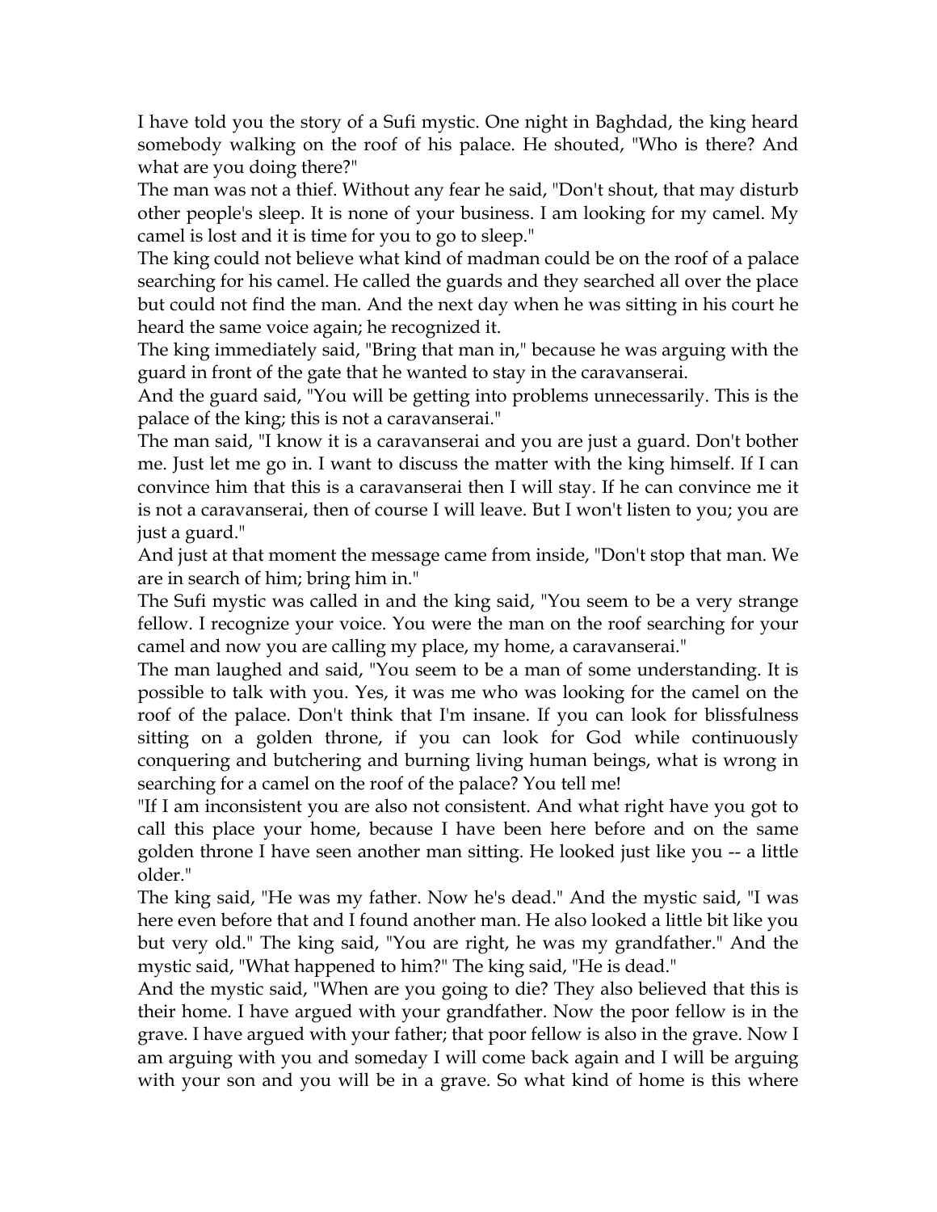I have told you the story of a Sufi mystic. One night in Baghdad, the king heard somebody walking on the roof of his palace. He shouted, "Who is there? And what are you doing there?"

The man was not a thief. Without any fear he said, "Don't shout, that may disturb other people's sleep. It is none of your business. I am looking for my camel. My camel is lost and it is time for you to go to sleep."

The king could not believe what kind of madman could be on the roof of a palace searching for his camel. He called the guards and they searched all over the place but could not find the man. And the next day when he was sitting in his court he heard the same voice again; he recognized it.

The king immediately said, "Bring that man in," because he was arguing with the guard in front of the gate that he wanted to stay in the caravanserai.

And the guard said, "You will be getting into problems unnecessarily. This is the palace of the king; this is not a caravanserai."

The man said, "I know it is a caravanserai and you are just a guard. Don't bother me. Just let me go in. I want to discuss the matter with the king himself. If I can convince him that this is a caravanserai then I will stay. If he can convince me it is not a caravanserai, then of course I will leave. But I won't listen to you; you are just a guard."

And just at that moment the message came from inside, "Don't stop that man. We are in search of him; bring him in."

The Sufi mystic was called in and the king said, "You seem to be a very strange fellow. I recognize your voice. You were the man on the roof searching for your camel and now you are calling my place, my home, a caravanserai."

The man laughed and said, "You seem to be a man of some understanding. It is possible to talk with you. Yes, it was me who was looking for the camel on the roof of the palace. Don't think that I'm insane. If you can look for blissfulness sitting on a golden throne, if you can look for God while continuously conquering and butchering and burning living human beings, what is wrong in searching for a camel on the roof of the palace? You tell me!

"If I am inconsistent you are also not consistent. And what right have you got to call this place your home, because I have been here before and on the same golden throne I have seen another man sitting. He looked just like you -- a little older."

The king said, "He was my father. Now he's dead." And the mystic said, "I was here even before that and I found another man. He also looked a little bit like you but very old." The king said, "You are right, he was my grandfather." And the mystic said, "What happened to him?" The king said, "He is dead."

And the mystic said, "When are you going to die? They also believed that this is their home. I have argued with your grandfather. Now the poor fellow is in the grave. I have argued with your father; that poor fellow is also in the grave. Now I am arguing with you and someday I will come back again and I will be arguing with your son and you will be in a grave. So what kind of home is this where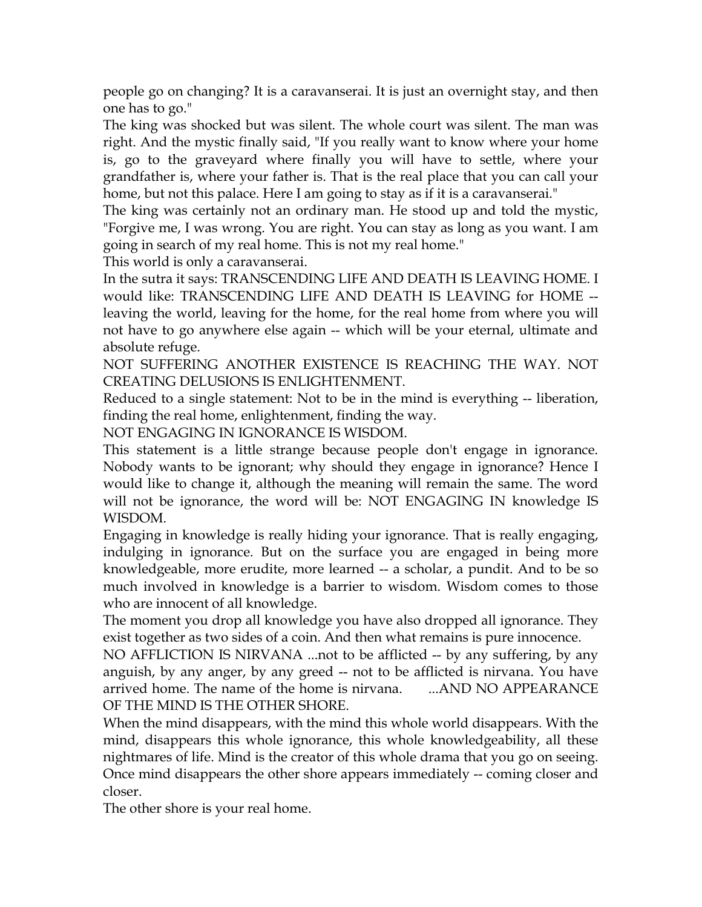people go on changing? It is a caravanserai. It is just an overnight stay, and then one has to go."

The king was shocked but was silent. The whole court was silent. The man was right. And the mystic finally said, "If you really want to know where your home is, go to the graveyard where finally you will have to settle, where your grandfather is, where your father is. That is the real place that you can call your home, but not this palace. Here I am going to stay as if it is a caravanserai."

The king was certainly not an ordinary man. He stood up and told the mystic, "Forgive me, I was wrong. You are right. You can stay as long as you want. I am going in search of my real home. This is not my real home."

This world is only a caravanserai.

In the sutra it says: TRANSCENDING LIFE AND DEATH IS LEAVING HOME. I would like: TRANSCENDING LIFE AND DEATH IS LEAVING for HOME -- leaving the world, leaving for the home, for the real home from where you will not have to go anywhere else again -- which will be your eternal, ultimate and absolute refuge.

NOT SUFFERING ANOTHER EXISTENCE IS REACHING THE WAY. NOT CREATING DELUSIONS IS ENLIGHTENMENT.

Reduced to a single statement: Not to be in the mind is everything -- liberation, finding the real home, enlightenment, finding the way.

NOT ENGAGING IN IGNORANCE IS WISDOM.

This statement is a little strange because people don't engage in ignorance. Nobody wants to be ignorant; why should they engage in ignorance? Hence I would like to change it, although the meaning will remain the same. The word will not be ignorance, the word will be: NOT ENGAGING IN knowledge IS WISDOM.

Engaging in knowledge is really hiding your ignorance. That is really engaging, indulging in ignorance. But on the surface you are engaged in being more knowledgeable, more erudite, more learned -- a scholar, a pundit. And to be so much involved in knowledge is a barrier to wisdom. Wisdom comes to those who are innocent of all knowledge.

The moment you drop all knowledge you have also dropped all ignorance. They exist together as two sides of a coin. And then what remains is pure innocence.

NO AFFLICTION IS NIRVANA ...not to be afflicted -- by any suffering, by any anguish, by any anger, by any greed -- not to be afflicted is nirvana. You have arrived home. The name of the home is nirvana. ...AND NO APPEARANCE OF THE MIND IS THE OTHER SHORE.

When the mind disappears, with the mind this whole world disappears. With the mind, disappears this whole ignorance, this whole knowledgeability, all these nightmares of life. Mind is the creator of this whole drama that you go on seeing. Once mind disappears the other shore appears immediately -- coming closer and closer.

The other shore is your real home.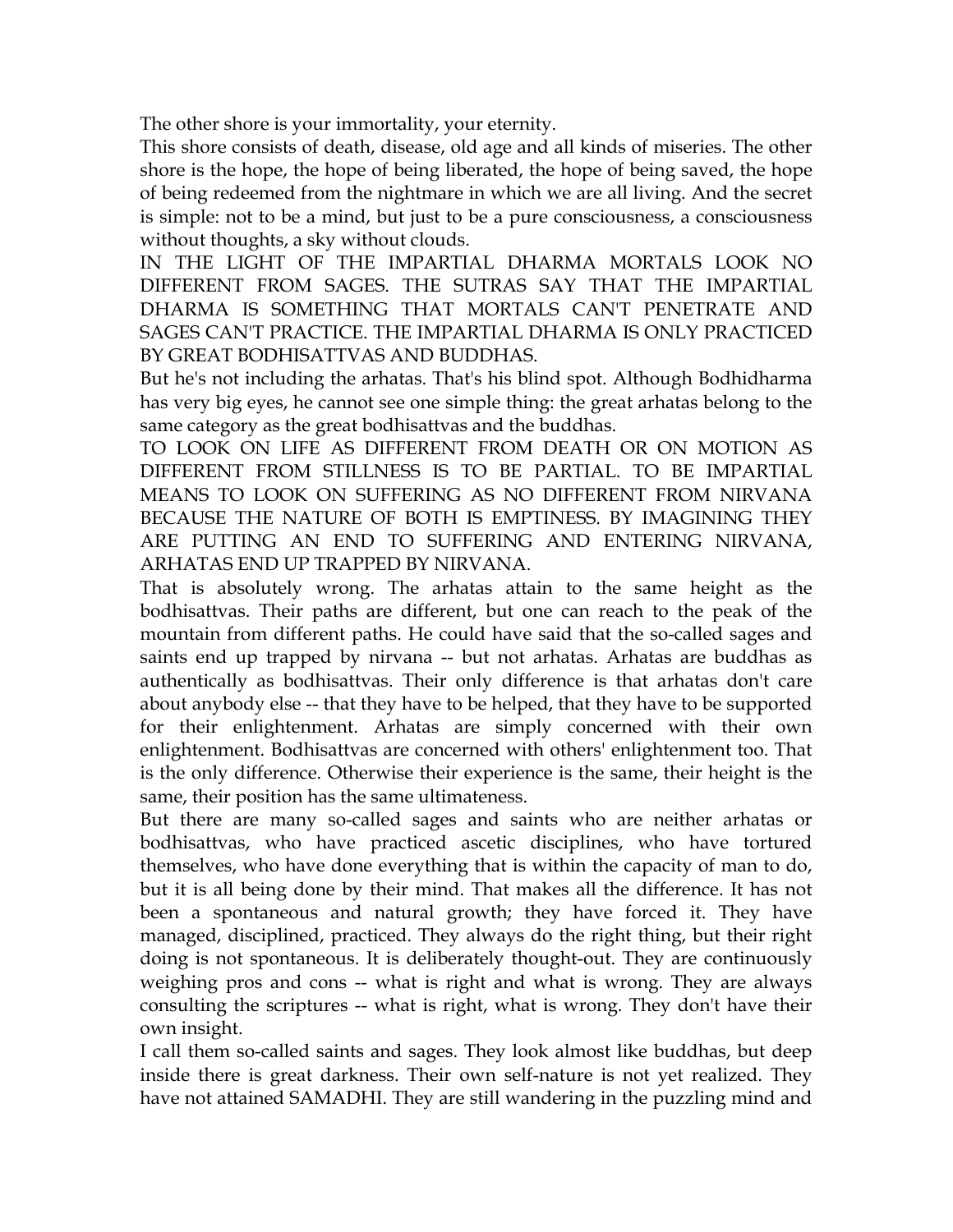The other shore is your immortality, your eternity.

This shore consists of death, disease, old age and all kinds of miseries. The other shore is the hope, the hope of being liberated, the hope of being saved, the hope of being redeemed from the nightmare in which we are all living. And the secret is simple: not to be a mind, but just to be a pure consciousness, a consciousness without thoughts, a sky without clouds.

IN THE LIGHT OF THE IMPARTIAL DHARMA MORTALS LOOK NO DIFFERENT FROM SAGES. THE SUTRAS SAY THAT THE IMPARTIAL DHARMA IS SOMETHING THAT MORTALS CAN'T PENETRATE AND SAGES CAN'T PRACTICE. THE IMPARTIAL DHARMA IS ONLY PRACTICED BY GREAT BODHISATTVAS AND BUDDHAS.

But he's not including the arhatas. That's his blind spot. Although Bodhidharma has very big eyes, he cannot see one simple thing: the great arhatas belong to the same category as the great bodhisattvas and the buddhas.

TO LOOK ON LIFE AS DIFFERENT FROM DEATH OR ON MOTION AS DIFFERENT FROM STILLNESS IS TO BE PARTIAL. TO BE IMPARTIAL MEANS TO LOOK ON SUFFERING AS NO DIFFERENT FROM NIRVANA BECAUSE THE NATURE OF BOTH IS EMPTINESS. BY IMAGINING THEY ARE PUTTING AN END TO SUFFERING AND ENTERING NIRVANA, ARHATAS END UP TRAPPED BY NIRVANA.

That is absolutely wrong. The arhatas attain to the same height as the bodhisattvas. Their paths are different, but one can reach to the peak of the mountain from different paths. He could have said that the so-called sages and saints end up trapped by nirvana -- but not arhatas. Arhatas are buddhas as authentically as bodhisattvas. Their only difference is that arhatas don't care about anybody else -- that they have to be helped, that they have to be supported for their enlightenment. Arhatas are simply concerned with their own enlightenment. Bodhisattvas are concerned with others' enlightenment too. That is the only difference. Otherwise their experience is the same, their height is the same, their position has the same ultimateness.

But there are many so-called sages and saints who are neither arhatas or bodhisattvas, who have practiced ascetic disciplines, who have tortured themselves, who have done everything that is within the capacity of man to do, but it is all being done by their mind. That makes all the difference. It has not been a spontaneous and natural growth; they have forced it. They have managed, disciplined, practiced. They always do the right thing, but their right doing is not spontaneous. It is deliberately thought-out. They are continuously weighing pros and cons -- what is right and what is wrong. They are always consulting the scriptures -- what is right, what is wrong. They don't have their own insight.

I call them so-called saints and sages. They look almost like buddhas, but deep inside there is great darkness. Their own self-nature is not yet realized. They have not attained SAMADHI. They are still wandering in the puzzling mind and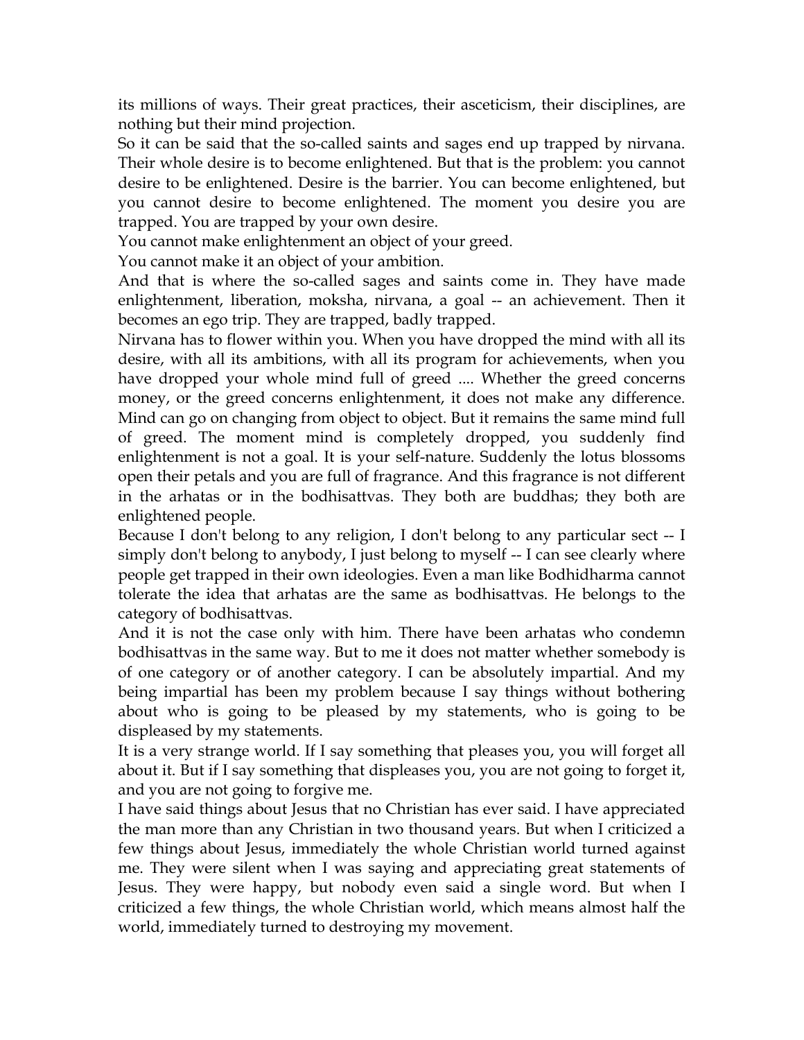its millions of ways. Their great practices, their asceticism, their disciplines, are nothing but their mind projection.

So it can be said that the so-called saints and sages end up trapped by nirvana. Their whole desire is to become enlightened. But that is the problem: you cannot desire to be enlightened. Desire is the barrier. You can become enlightened, but you cannot desire to become enlightened. The moment you desire you are trapped. You are trapped by your own desire.

You cannot make enlightenment an object of your greed.

You cannot make it an object of your ambition.

And that is where the so-called sages and saints come in. They have made enlightenment, liberation, moksha, nirvana, a goal -- an achievement. Then it becomes an ego trip. They are trapped, badly trapped.

Nirvana has to flower within you. When you have dropped the mind with all its desire, with all its ambitions, with all its program for achievements, when you have dropped your whole mind full of greed .... Whether the greed concerns money, or the greed concerns enlightenment, it does not make any difference. Mind can go on changing from object to object. But it remains the same mind full of greed. The moment mind is completely dropped, you suddenly find enlightenment is not a goal. It is your self-nature. Suddenly the lotus blossoms open their petals and you are full of fragrance. And this fragrance is not different in the arhatas or in the bodhisattvas. They both are buddhas; they both are enlightened people.

Because I don't belong to any religion, I don't belong to any particular sect -- I simply don't belong to anybody, I just belong to myself -- I can see clearly where people get trapped in their own ideologies. Even a man like Bodhidharma cannot tolerate the idea that arhatas are the same as bodhisattvas. He belongs to the category of bodhisattvas.

And it is not the case only with him. There have been arhatas who condemn bodhisattvas in the same way. But to me it does not matter whether somebody is of one category or of another category. I can be absolutely impartial. And my being impartial has been my problem because I say things without bothering about who is going to be pleased by my statements, who is going to be displeased by my statements.

It is a very strange world. If I say something that pleases you, you will forget all about it. But if I say something that displeases you, you are not going to forget it, and you are not going to forgive me.

I have said things about Jesus that no Christian has ever said. I have appreciated the man more than any Christian in two thousand years. But when I criticized a few things about Jesus, immediately the whole Christian world turned against me. They were silent when I was saying and appreciating great statements of Jesus. They were happy, but nobody even said a single word. But when I criticized a few things, the whole Christian world, which means almost half the world, immediately turned to destroying my movement.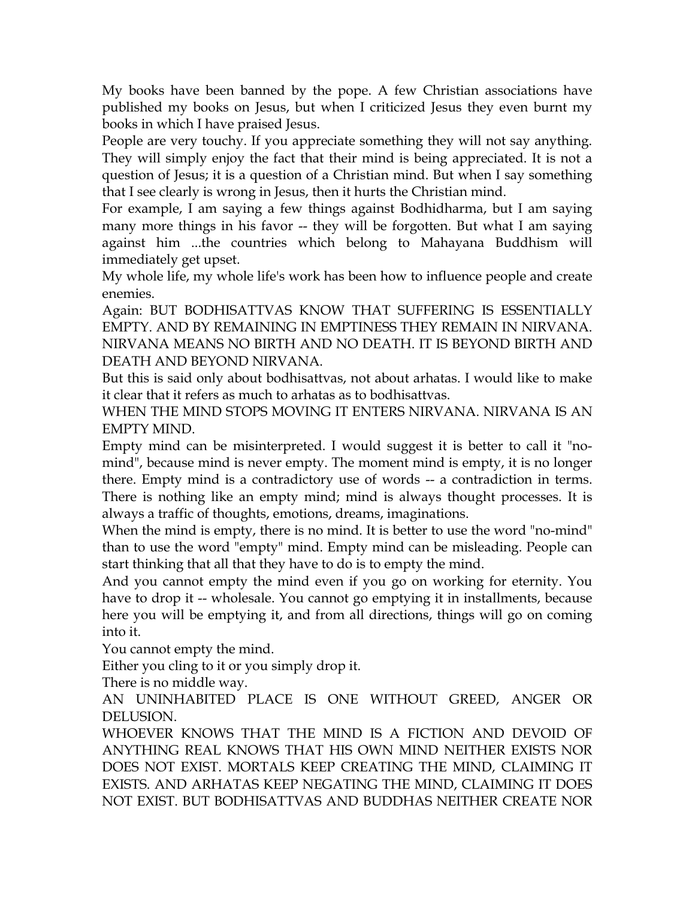My books have been banned by the pope. A few Christian associations have published my books on Jesus, but when I criticized Jesus they even burnt my books in which I have praised Jesus.

People are very touchy. If you appreciate something they will not say anything. They will simply enjoy the fact that their mind is being appreciated. It is not a question of Jesus; it is a question of a Christian mind. But when I say something that I see clearly is wrong in Jesus, then it hurts the Christian mind.

For example, I am saying a few things against Bodhidharma, but I am saying many more things in his favor -- they will be forgotten. But what I am saying against him ...the countries which belong to Mahayana Buddhism will immediately get upset.

My whole life, my whole life's work has been how to influence people and create enemies.

Again: BUT BODHISATTVAS KNOW THAT SUFFERING IS ESSENTIALLY EMPTY. AND BY REMAINING IN EMPTINESS THEY REMAIN IN NIRVANA. NIRVANA MEANS NO BIRTH AND NO DEATH. IT IS BEYOND BIRTH AND DEATH AND BEYOND NIRVANA.

But this is said only about bodhisattvas, not about arhatas. I would like to make it clear that it refers as much to arhatas as to bodhisattvas.

WHEN THE MIND STOPS MOVING IT ENTERS NIRVANA. NIRVANA IS AN EMPTY MIND.

Empty mind can be misinterpreted. I would suggest it is better to call it "no-mind", because mind is never empty. The moment mind is empty, it is no longer there. Empty mind is a contradictory use of words -- a contradiction in terms. There is nothing like an empty mind; mind is always thought processes. It is always a traffic of thoughts, emotions, dreams, imaginations.

When the mind is empty, there is no mind. It is better to use the word "no-mind" than to use the word "empty" mind. Empty mind can be misleading. People can start thinking that all that they have to do is to empty the mind.

And you cannot empty the mind even if you go on working for eternity. You have to drop it -- wholesale. You cannot go emptying it in installments, because here you will be emptying it, and from all directions, things will go on coming into it.

You cannot empty the mind.

Either you cling to it or you simply drop it.

There is no middle way.

AN UNINHABITED PLACE IS ONE WITHOUT GREED, ANGER OR DELUSION.

WHOEVER KNOWS THAT THE MIND IS A FICTION AND DEVOID OF ANYTHING REAL KNOWS THAT HIS OWN MIND NEITHER EXISTS NOR DOES NOT EXIST. MORTALS KEEP CREATING THE MIND, CLAIMING IT EXISTS. AND ARHATAS KEEP NEGATING THE MIND, CLAIMING IT DOES NOT EXIST. BUT BODHISATTVAS AND BUDDHAS NEITHER CREATE NOR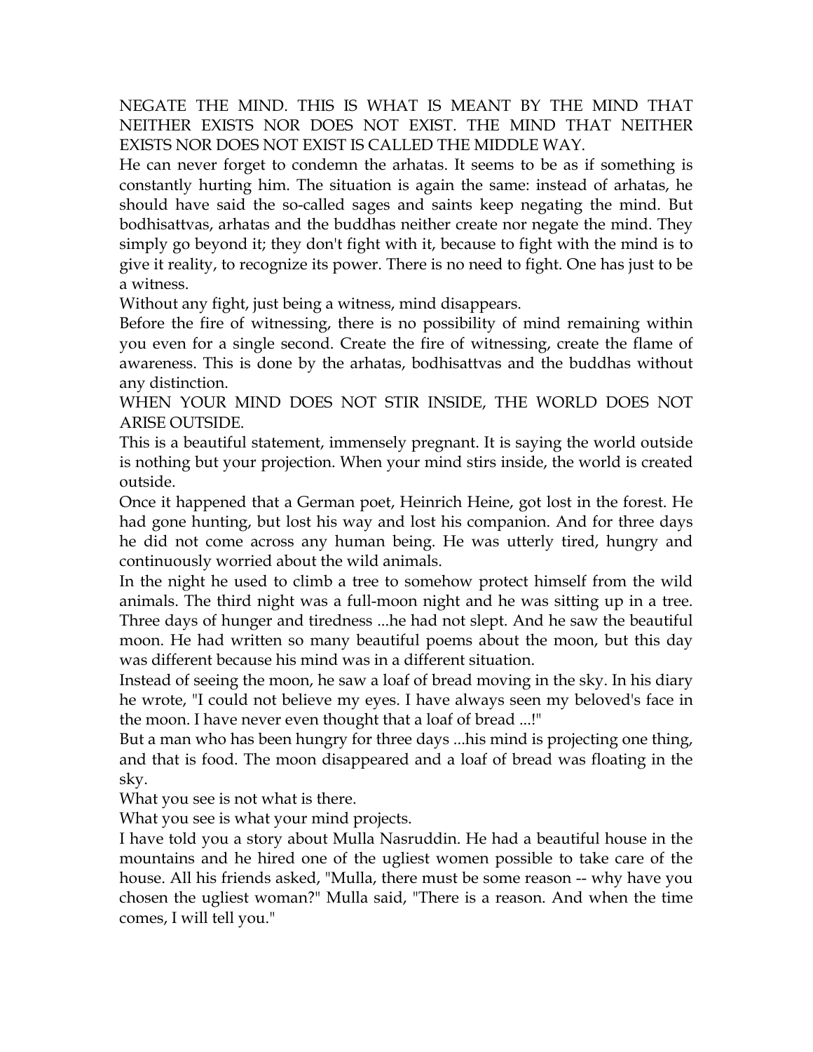NEGATE THE MIND. THIS IS WHAT IS MEANT BY THE MIND THAT NEITHER EXISTS NOR DOES NOT EXIST. THE MIND THAT NEITHER EXISTS NOR DOES NOT EXIST IS CALLED THE MIDDLE WAY.

He can never forget to condemn the arhatas. It seems to be as if something is constantly hurting him. The situation is again the same: instead of arhatas, he should have said the so-called sages and saints keep negating the mind. But bodhisattvas, arhatas and the buddhas neither create nor negate the mind. They simply go beyond it; they don't fight with it, because to fight with the mind is to give it reality, to recognize its power. There is no need to fight. One has just to be a witness.

Without any fight, just being a witness, mind disappears.

Before the fire of witnessing, there is no possibility of mind remaining within you even for a single second. Create the fire of witnessing, create the flame of awareness. This is done by the arhatas, bodhisattvas and the buddhas without any distinction.

WHEN YOUR MIND DOES NOT STIR INSIDE, THE WORLD DOES NOT ARISE OUTSIDE.

This is a beautiful statement, immensely pregnant. It is saying the world outside is nothing but your projection. When your mind stirs inside, the world is created outside.

Once it happened that a German poet, Heinrich Heine, got lost in the forest. He had gone hunting, but lost his way and lost his companion. And for three days he did not come across any human being. He was utterly tired, hungry and continuously worried about the wild animals.

In the night he used to climb a tree to somehow protect himself from the wild animals. The third night was a full-moon night and he was sitting up in a tree. Three days of hunger and tiredness ...he had not slept. And he saw the beautiful moon. He had written so many beautiful poems about the moon, but this day was different because his mind was in a different situation.

Instead of seeing the moon, he saw a loaf of bread moving in the sky. In his diary he wrote, "I could not believe my eyes. I have always seen my beloved's face in the moon. I have never even thought that a loaf of bread ...!"

But a man who has been hungry for three days ...his mind is projecting one thing, and that is food. The moon disappeared and a loaf of bread was floating in the sky.

What you see is not what is there.

What you see is what your mind projects.

I have told you a story about Mulla Nasruddin. He had a beautiful house in the mountains and he hired one of the ugliest women possible to take care of the house. All his friends asked, "Mulla, there must be some reason -- why have you chosen the ugliest woman?" Mulla said, "There is a reason. And when the time comes, I will tell you."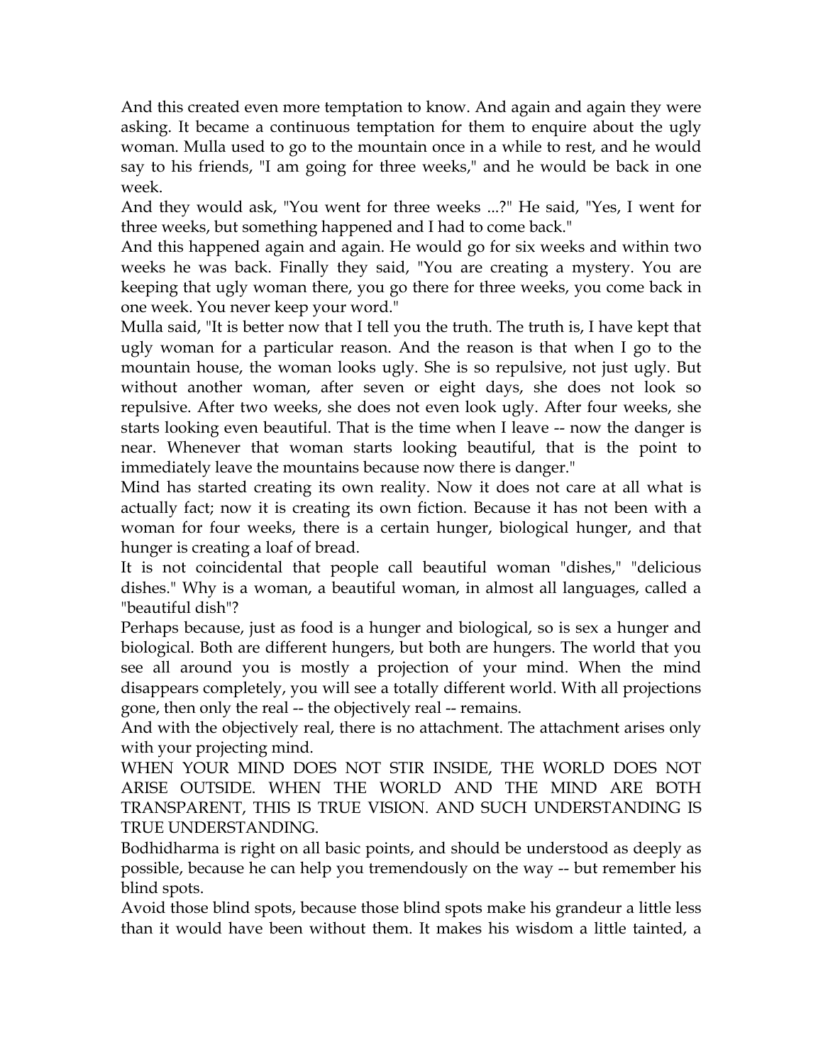And this created even more temptation to know. And again and again they were asking. It became a continuous temptation for them to enquire about the ugly woman. Mulla used to go to the mountain once in a while to rest, and he would say to his friends, "I am going for three weeks," and he would be back in one week.

And they would ask, "You went for three weeks ...?" He said, "Yes, I went for three weeks, but something happened and I had to come back."

And this happened again and again. He would go for six weeks and within two weeks he was back. Finally they said, "You are creating a mystery. You are keeping that ugly woman there, you go there for three weeks, you come back in one week. You never keep your word."

Mulla said, "It is better now that I tell you the truth. The truth is, I have kept that ugly woman for a particular reason. And the reason is that when I go to the mountain house, the woman looks ugly. She is so repulsive, not just ugly. But without another woman, after seven or eight days, she does not look so repulsive. After two weeks, she does not even look ugly. After four weeks, she starts looking even beautiful. That is the time when I leave -- now the danger is near. Whenever that woman starts looking beautiful, that is the point to immediately leave the mountains because now there is danger."

Mind has started creating its own reality. Now it does not care at all what is actually fact; now it is creating its own fiction. Because it has not been with a woman for four weeks, there is a certain hunger, biological hunger, and that hunger is creating a loaf of bread.

It is not coincidental that people call beautiful woman "dishes," "delicious dishes." Why is a woman, a beautiful woman, in almost all languages, called a "beautiful dish"?

Perhaps because, just as food is a hunger and biological, so is sex a hunger and biological. Both are different hungers, but both are hungers. The world that you see all around you is mostly a projection of your mind. When the mind disappears completely, you will see a totally different world. With all projections gone, then only the real -- the objectively real -- remains.

And with the objectively real, there is no attachment. The attachment arises only with your projecting mind.

WHEN YOUR MIND DOES NOT STIR INSIDE, THE WORLD DOES NOT ARISE OUTSIDE. WHEN THE WORLD AND THE MIND ARE BOTH TRANSPARENT, THIS IS TRUE VISION. AND SUCH UNDERSTANDING IS TRUE UNDERSTANDING.

Bodhidharma is right on all basic points, and should be understood as deeply as possible, because he can help you tremendously on the way -- but remember his blind spots.

Avoid those blind spots, because those blind spots make his grandeur a little less than it would have been without them. It makes his wisdom a little tainted, a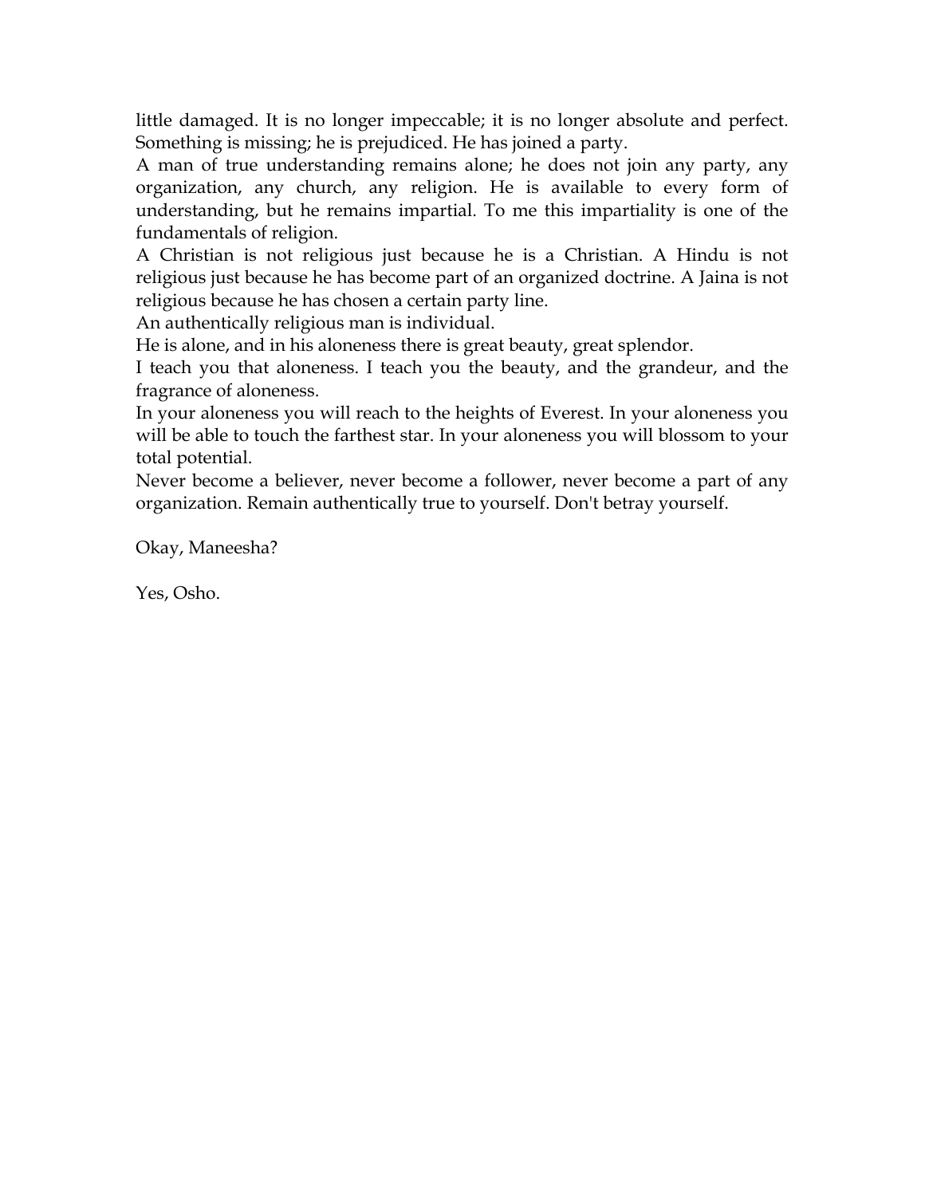little damaged. It is no longer impeccable; it is no longer absolute and perfect. Something is missing; he is prejudiced. He has joined a party.

A man of true understanding remains alone; he does not join any party, any organization, any church, any religion. He is available to every form of understanding, but he remains impartial. To me this impartiality is one of the fundamentals of religion.

A Christian is not religious just because he is a Christian. A Hindu is not religious just because he has become part of an organized doctrine. A Jaina is not religious because he has chosen a certain party line.

An authentically religious man is individual.

He is alone, and in his aloneness there is great beauty, great splendor.

I teach you that aloneness. I teach you the beauty, and the grandeur, and the fragrance of aloneness.

In your aloneness you will reach to the heights of Everest. In your aloneness you will be able to touch the farthest star. In your aloneness you will blossom to your total potential.

Never become a believer, never become a follower, never become a part of any organization. Remain authentically true to yourself. Don't betray yourself.

Okay, Maneesha?

Yes, Osho.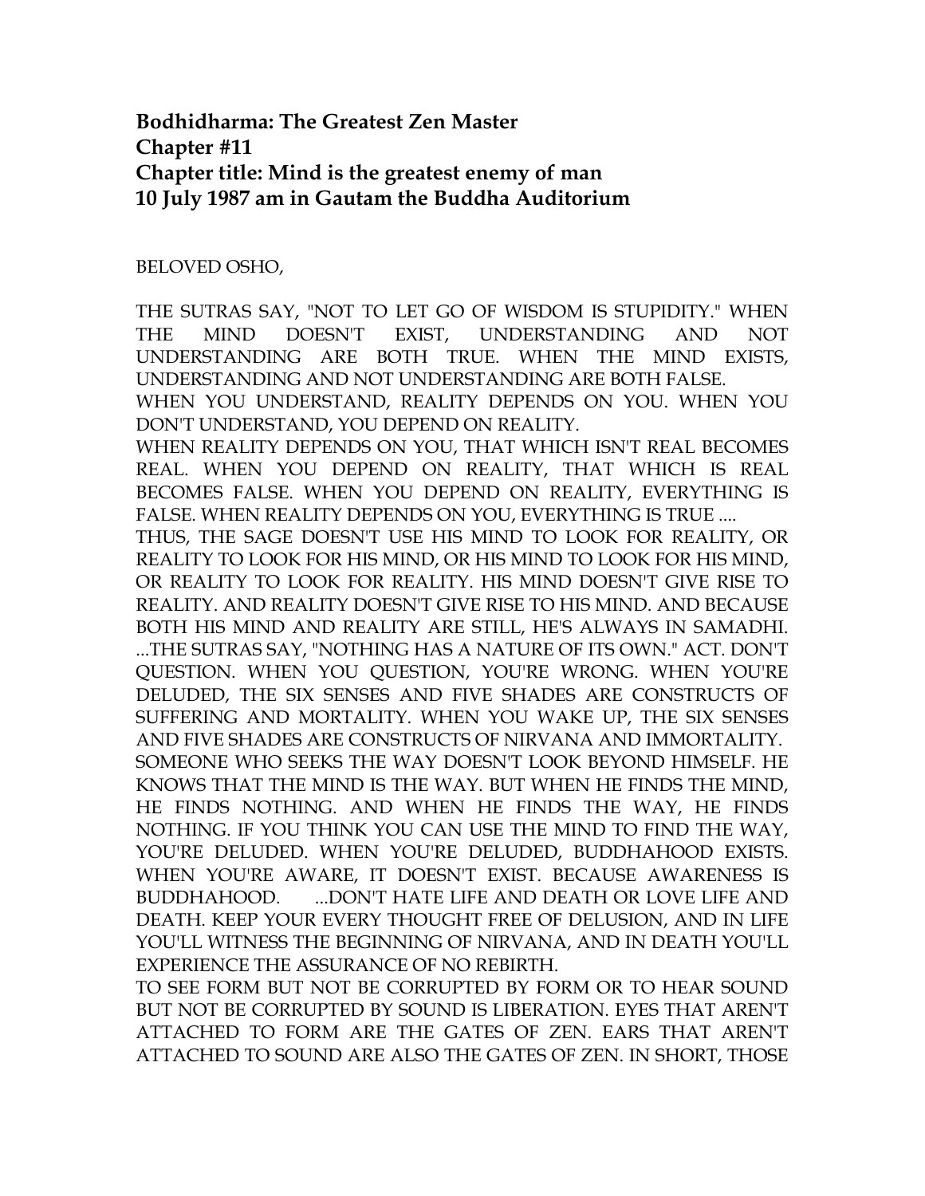**Bodhidharma: The Greatest Zen Master**
**Chapter #11**
**Chapter title: Mind is the greatest enemy of man**
**10 July 1987 am in Gautam the Buddha Auditorium**

BELOVED OSHO,

THE SUTRAS SAY, "NOT TO LET GO OF WISDOM IS STUPIDITY." WHEN THE MIND DOESN'T EXIST, UNDERSTANDING AND NOT UNDERSTANDING ARE BOTH TRUE. WHEN THE MIND EXISTS, UNDERSTANDING AND NOT UNDERSTANDING ARE BOTH FALSE.
WHEN YOU UNDERSTAND, REALITY DEPENDS ON YOU. WHEN YOU DON'T UNDERSTAND, YOU DEPEND ON REALITY.
WHEN REALITY DEPENDS ON YOU, THAT WHICH ISN'T REAL BECOMES REAL. WHEN YOU DEPEND ON REALITY, THAT WHICH IS REAL BECOMES FALSE. WHEN YOU DEPEND ON REALITY, EVERYTHING IS FALSE. WHEN REALITY DEPENDS ON YOU, EVERYTHING IS TRUE ....
THUS, THE SAGE DOESN'T USE HIS MIND TO LOOK FOR REALITY, OR REALITY TO LOOK FOR HIS MIND, OR HIS MIND TO LOOK FOR HIS MIND, OR REALITY TO LOOK FOR REALITY. HIS MIND DOESN'T GIVE RISE TO REALITY. AND REALITY DOESN'T GIVE RISE TO HIS MIND. AND BECAUSE BOTH HIS MIND AND REALITY ARE STILL, HE'S ALWAYS IN SAMADHI.
...THE SUTRAS SAY, "NOTHING HAS A NATURE OF ITS OWN." ACT. DON'T QUESTION. WHEN YOU QUESTION, YOU'RE WRONG. WHEN YOU'RE DELUDED, THE SIX SENSES AND FIVE SHADES ARE CONSTRUCTS OF SUFFERING AND MORTALITY. WHEN YOU WAKE UP, THE SIX SENSES AND FIVE SHADES ARE CONSTRUCTS OF NIRVANA AND IMMORTALITY.
SOMEONE WHO SEEKS THE WAY DOESN'T LOOK BEYOND HIMSELF. HE KNOWS THAT THE MIND IS THE WAY. BUT WHEN HE FINDS THE MIND, HE FINDS NOTHING. AND WHEN HE FINDS THE WAY, HE FINDS NOTHING. IF YOU THINK YOU CAN USE THE MIND TO FIND THE WAY, YOU'RE DELUDED. WHEN YOU'RE DELUDED, BUDDHAHOOD EXISTS. WHEN YOU'RE AWARE, IT DOESN'T EXIST. BECAUSE AWARENESS IS BUDDHAHOOD. ...DON'T HATE LIFE AND DEATH OR LOVE LIFE AND DEATH. KEEP YOUR EVERY THOUGHT FREE OF DELUSION, AND IN LIFE YOU'LL WITNESS THE BEGINNING OF NIRVANA, AND IN DEATH YOU'LL EXPERIENCE THE ASSURANCE OF NO REBIRTH.
TO SEE FORM BUT NOT BE CORRUPTED BY FORM OR TO HEAR SOUND BUT NOT BE CORRUPTED BY SOUND IS LIBERATION. EYES THAT AREN'T ATTACHED TO FORM ARE THE GATES OF ZEN. EARS THAT AREN'T ATTACHED TO SOUND ARE ALSO THE GATES OF ZEN. IN SHORT, THOSE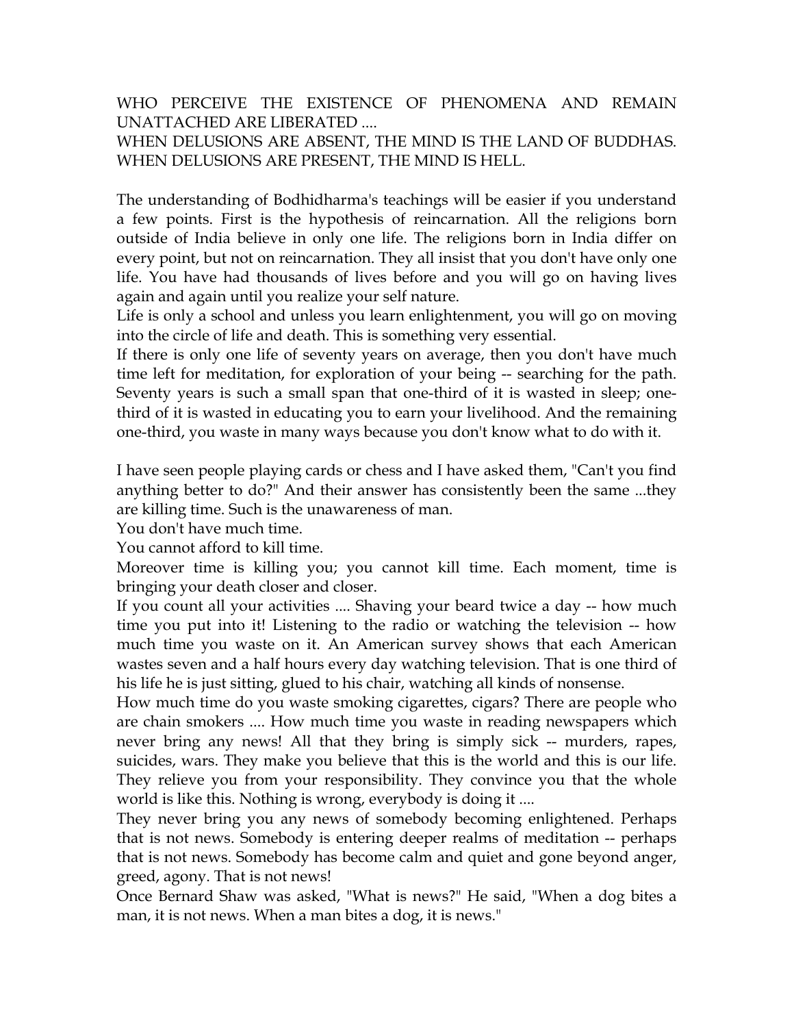WHO PERCEIVE THE EXISTENCE OF PHENOMENA AND REMAIN UNATTACHED ARE LIBERATED ....
WHEN DELUSIONS ARE ABSENT, THE MIND IS THE LAND OF BUDDHAS.
WHEN DELUSIONS ARE PRESENT, THE MIND IS HELL.

The understanding of Bodhidharma's teachings will be easier if you understand a few points. First is the hypothesis of reincarnation. All the religions born outside of India believe in only one life. The religions born in India differ on every point, but not on reincarnation. They all insist that you don't have only one life. You have had thousands of lives before and you will go on having lives again and again until you realize your self nature.

Life is only a school and unless you learn enlightenment, you will go on moving into the circle of life and death. This is something very essential.

If there is only one life of seventy years on average, then you don't have much time left for meditation, for exploration of your being -- searching for the path. Seventy years is such a small span that one-third of it is wasted in sleep; one-third of it is wasted in educating you to earn your livelihood. And the remaining one-third, you waste in many ways because you don't know what to do with it.

I have seen people playing cards or chess and I have asked them, "Can't you find anything better to do?" And their answer has consistently been the same ...they are killing time. Such is the unawareness of man.

You don't have much time.

You cannot afford to kill time.

Moreover time is killing you; you cannot kill time. Each moment, time is bringing your death closer and closer.

If you count all your activities .... Shaving your beard twice a day -- how much time you put into it! Listening to the radio or watching the television -- how much time you waste on it. An American survey shows that each American wastes seven and a half hours every day watching television. That is one third of his life he is just sitting, glued to his chair, watching all kinds of nonsense.

How much time do you waste smoking cigarettes, cigars? There are people who are chain smokers .... How much time you waste in reading newspapers which never bring any news! All that they bring is simply sick -- murders, rapes, suicides, wars. They make you believe that this is the world and this is our life. They relieve you from your responsibility. They convince you that the whole world is like this. Nothing is wrong, everybody is doing it ....

They never bring you any news of somebody becoming enlightened. Perhaps that is not news. Somebody is entering deeper realms of meditation -- perhaps that is not news. Somebody has become calm and quiet and gone beyond anger, greed, agony. That is not news!

Once Bernard Shaw was asked, "What is news?" He said, "When a dog bites a man, it is not news. When a man bites a dog, it is news."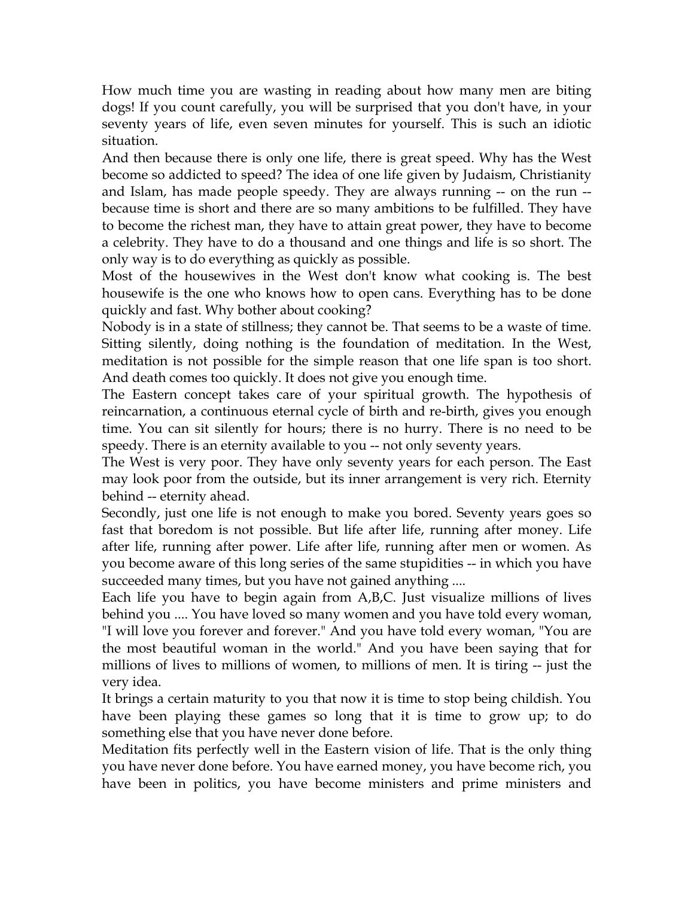How much time you are wasting in reading about how many men are biting dogs! If you count carefully, you will be surprised that you don't have, in your seventy years of life, even seven minutes for yourself. This is such an idiotic situation.

And then because there is only one life, there is great speed. Why has the West become so addicted to speed? The idea of one life given by Judaism, Christianity and Islam, has made people speedy. They are always running -- on the run -- because time is short and there are so many ambitions to be fulfilled. They have to become the richest man, they have to attain great power, they have to become a celebrity. They have to do a thousand and one things and life is so short. The only way is to do everything as quickly as possible.

Most of the housewives in the West don't know what cooking is. The best housewife is the one who knows how to open cans. Everything has to be done quickly and fast. Why bother about cooking?

Nobody is in a state of stillness; they cannot be. That seems to be a waste of time. Sitting silently, doing nothing is the foundation of meditation. In the West, meditation is not possible for the simple reason that one life span is too short. And death comes too quickly. It does not give you enough time.

The Eastern concept takes care of your spiritual growth. The hypothesis of reincarnation, a continuous eternal cycle of birth and re-birth, gives you enough time. You can sit silently for hours; there is no hurry. There is no need to be speedy. There is an eternity available to you -- not only seventy years.

The West is very poor. They have only seventy years for each person. The East may look poor from the outside, but its inner arrangement is very rich. Eternity behind -- eternity ahead.

Secondly, just one life is not enough to make you bored. Seventy years goes so fast that boredom is not possible. But life after life, running after money. Life after life, running after power. Life after life, running after men or women. As you become aware of this long series of the same stupidities -- in which you have succeeded many times, but you have not gained anything ....

Each life you have to begin again from A,B,C. Just visualize millions of lives behind you .... You have loved so many women and you have told every woman, "I will love you forever and forever." And you have told every woman, "You are the most beautiful woman in the world." And you have been saying that for millions of lives to millions of women, to millions of men. It is tiring -- just the very idea.

It brings a certain maturity to you that now it is time to stop being childish. You have been playing these games so long that it is time to grow up; to do something else that you have never done before.

Meditation fits perfectly well in the Eastern vision of life. That is the only thing you have never done before. You have earned money, you have become rich, you have been in politics, you have become ministers and prime ministers and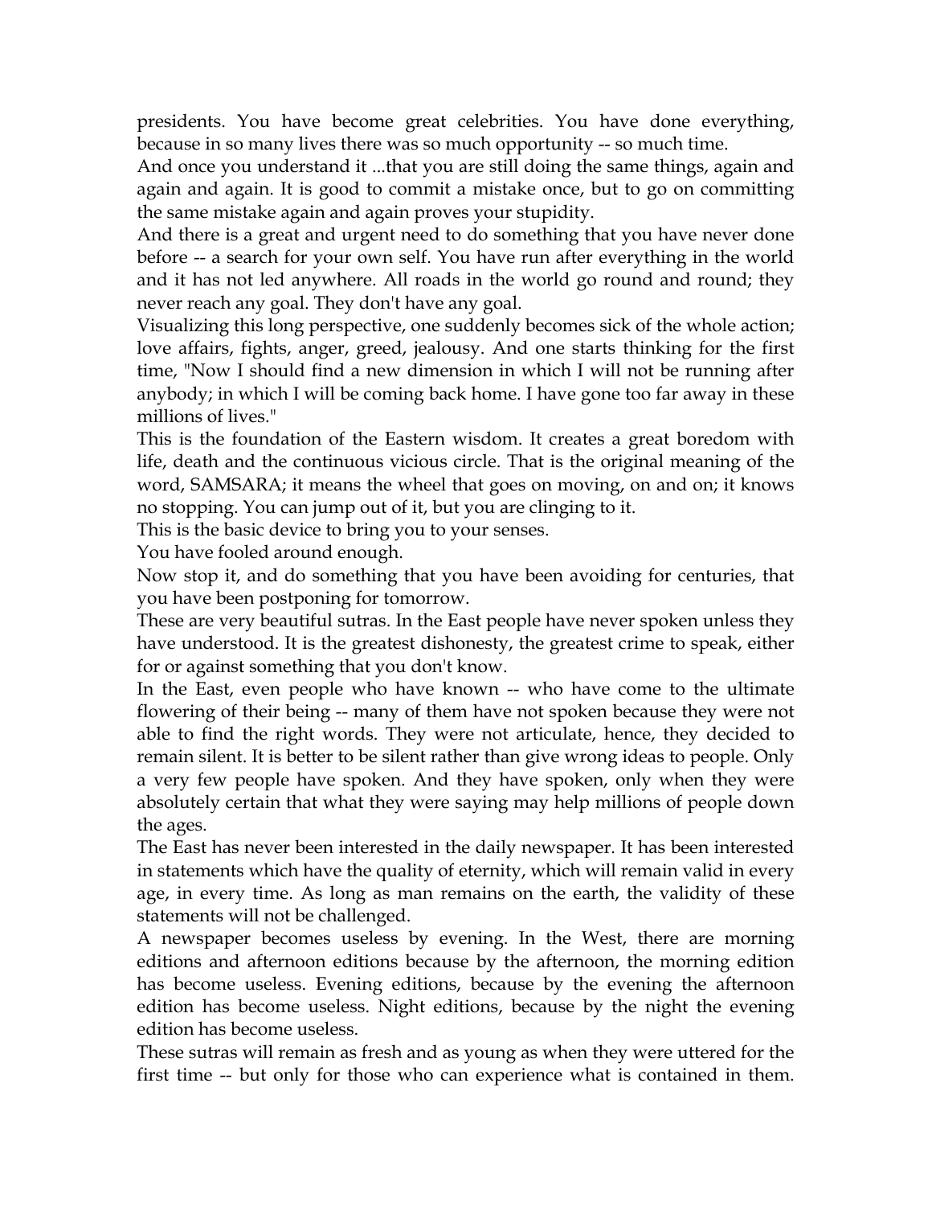presidents. You have become great celebrities. You have done everything, because in so many lives there was so much opportunity -- so much time.

And once you understand it ...that you are still doing the same things, again and again and again. It is good to commit a mistake once, but to go on committing the same mistake again and again proves your stupidity.

And there is a great and urgent need to do something that you have never done before -- a search for your own self. You have run after everything in the world and it has not led anywhere. All roads in the world go round and round; they never reach any goal. They don't have any goal.

Visualizing this long perspective, one suddenly becomes sick of the whole action; love affairs, fights, anger, greed, jealousy. And one starts thinking for the first time, "Now I should find a new dimension in which I will not be running after anybody; in which I will be coming back home. I have gone too far away in these millions of lives."

This is the foundation of the Eastern wisdom. It creates a great boredom with life, death and the continuous vicious circle. That is the original meaning of the word, SAMSARA; it means the wheel that goes on moving, on and on; it knows no stopping. You can jump out of it, but you are clinging to it.

This is the basic device to bring you to your senses.

You have fooled around enough.

Now stop it, and do something that you have been avoiding for centuries, that you have been postponing for tomorrow.

These are very beautiful sutras. In the East people have never spoken unless they have understood. It is the greatest dishonesty, the greatest crime to speak, either for or against something that you don't know.

In the East, even people who have known -- who have come to the ultimate flowering of their being -- many of them have not spoken because they were not able to find the right words. They were not articulate, hence, they decided to remain silent. It is better to be silent rather than give wrong ideas to people. Only a very few people have spoken. And they have spoken, only when they were absolutely certain that what they were saying may help millions of people down the ages.

The East has never been interested in the daily newspaper. It has been interested in statements which have the quality of eternity, which will remain valid in every age, in every time. As long as man remains on the earth, the validity of these statements will not be challenged.

A newspaper becomes useless by evening. In the West, there are morning editions and afternoon editions because by the afternoon, the morning edition has become useless. Evening editions, because by the evening the afternoon edition has become useless. Night editions, because by the night the evening edition has become useless.

These sutras will remain as fresh and as young as when they were uttered for the first time -- but only for those who can experience what is contained in them.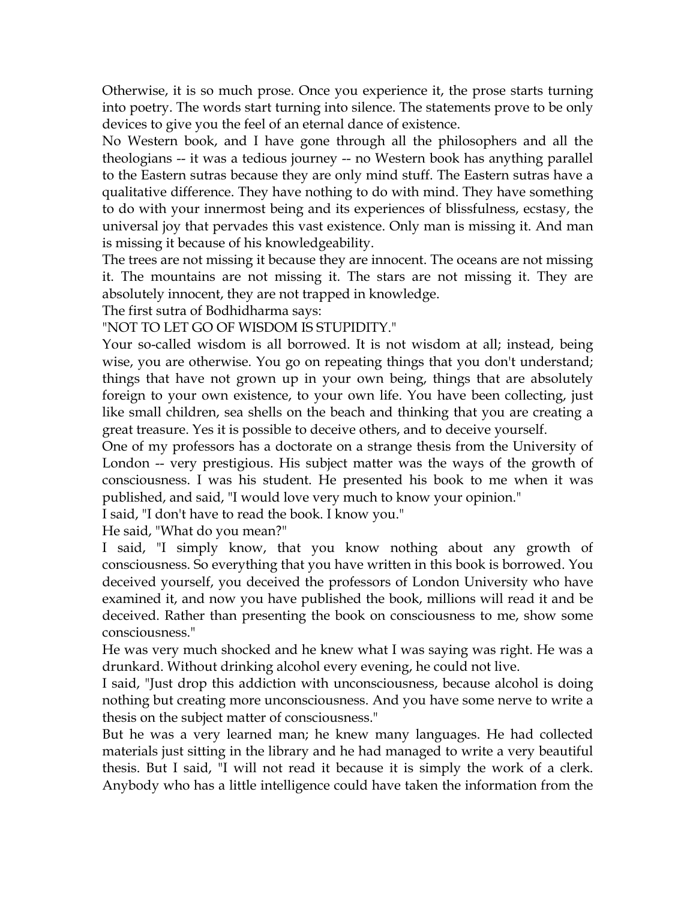Otherwise, it is so much prose. Once you experience it, the prose starts turning into poetry. The words start turning into silence. The statements prove to be only devices to give you the feel of an eternal dance of existence.

No Western book, and I have gone through all the philosophers and all the theologians -- it was a tedious journey -- no Western book has anything parallel to the Eastern sutras because they are only mind stuff. The Eastern sutras have a qualitative difference. They have nothing to do with mind. They have something to do with your innermost being and its experiences of blissfulness, ecstasy, the universal joy that pervades this vast existence. Only man is missing it. And man is missing it because of his knowledgeability.

The trees are not missing it because they are innocent. The oceans are not missing it. The mountains are not missing it. The stars are not missing it. They are absolutely innocent, they are not trapped in knowledge.

The first sutra of Bodhidharma says:

"NOT TO LET GO OF WISDOM IS STUPIDITY."

Your so-called wisdom is all borrowed. It is not wisdom at all; instead, being wise, you are otherwise. You go on repeating things that you don't understand; things that have not grown up in your own being, things that are absolutely foreign to your own existence, to your own life. You have been collecting, just like small children, sea shells on the beach and thinking that you are creating a great treasure. Yes it is possible to deceive others, and to deceive yourself.

One of my professors has a doctorate on a strange thesis from the University of London -- very prestigious. His subject matter was the ways of the growth of consciousness. I was his student. He presented his book to me when it was published, and said, "I would love very much to know your opinion."

I said, "I don't have to read the book. I know you."

He said, "What do you mean?"

I said, "I simply know, that you know nothing about any growth of consciousness. So everything that you have written in this book is borrowed. You deceived yourself, you deceived the professors of London University who have examined it, and now you have published the book, millions will read it and be deceived. Rather than presenting the book on consciousness to me, show some consciousness."

He was very much shocked and he knew what I was saying was right. He was a drunkard. Without drinking alcohol every evening, he could not live.

I said, "Just drop this addiction with unconsciousness, because alcohol is doing nothing but creating more unconsciousness. And you have some nerve to write a thesis on the subject matter of consciousness."

But he was a very learned man; he knew many languages. He had collected materials just sitting in the library and he had managed to write a very beautiful thesis. But I said, "I will not read it because it is simply the work of a clerk. Anybody who has a little intelligence could have taken the information from the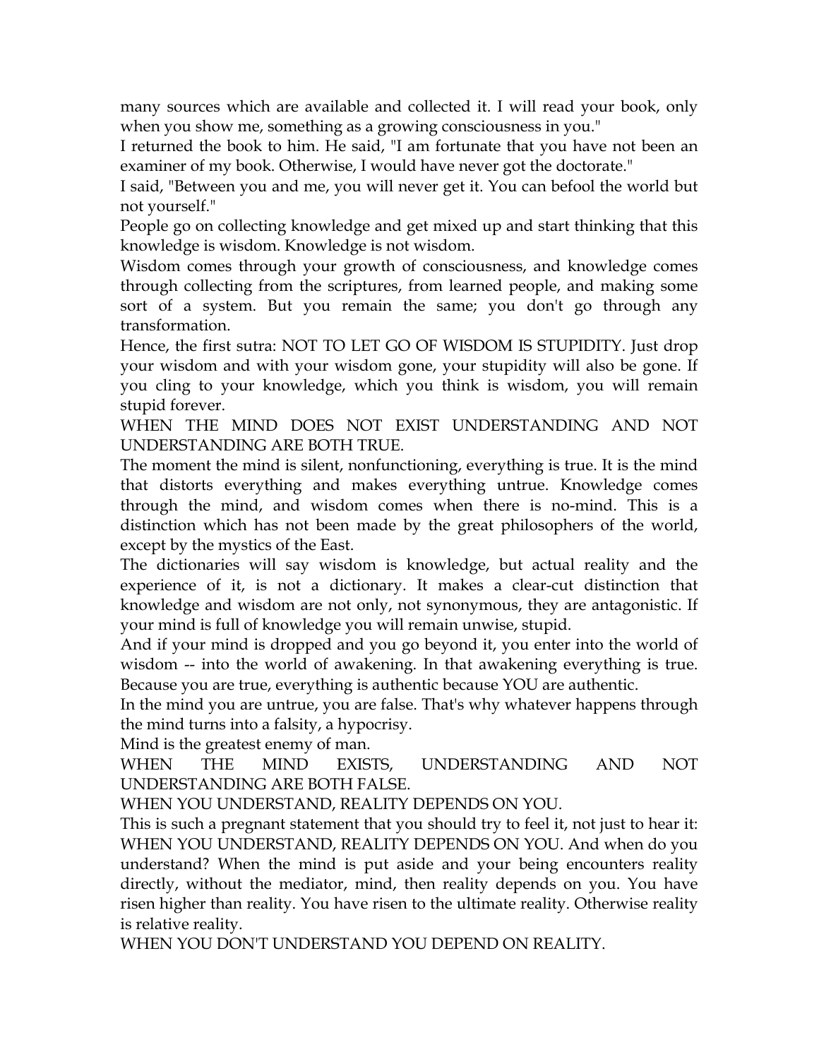many sources which are available and collected it. I will read your book, only when you show me, something as a growing consciousness in you."

I returned the book to him. He said, "I am fortunate that you have not been an examiner of my book. Otherwise, I would have never got the doctorate."

I said, "Between you and me, you will never get it. You can befool the world but not yourself."

People go on collecting knowledge and get mixed up and start thinking that this knowledge is wisdom. Knowledge is not wisdom.

Wisdom comes through your growth of consciousness, and knowledge comes through collecting from the scriptures, from learned people, and making some sort of a system. But you remain the same; you don't go through any transformation.

Hence, the first sutra: NOT TO LET GO OF WISDOM IS STUPIDITY. Just drop your wisdom and with your wisdom gone, your stupidity will also be gone. If you cling to your knowledge, which you think is wisdom, you will remain stupid forever.

WHEN THE MIND DOES NOT EXIST UNDERSTANDING AND NOT UNDERSTANDING ARE BOTH TRUE.

The moment the mind is silent, nonfunctioning, everything is true. It is the mind that distorts everything and makes everything untrue. Knowledge comes through the mind, and wisdom comes when there is no-mind. This is a distinction which has not been made by the great philosophers of the world, except by the mystics of the East.

The dictionaries will say wisdom is knowledge, but actual reality and the experience of it, is not a dictionary. It makes a clear-cut distinction that knowledge and wisdom are not only, not synonymous, they are antagonistic. If your mind is full of knowledge you will remain unwise, stupid.

And if your mind is dropped and you go beyond it, you enter into the world of wisdom -- into the world of awakening. In that awakening everything is true. Because you are true, everything is authentic because YOU are authentic.

In the mind you are untrue, you are false. That's why whatever happens through the mind turns into a falsity, a hypocrisy.

Mind is the greatest enemy of man.

WHEN THE MIND EXISTS, UNDERSTANDING AND NOT UNDERSTANDING ARE BOTH FALSE.

WHEN YOU UNDERSTAND, REALITY DEPENDS ON YOU.

This is such a pregnant statement that you should try to feel it, not just to hear it: WHEN YOU UNDERSTAND, REALITY DEPENDS ON YOU. And when do you understand? When the mind is put aside and your being encounters reality directly, without the mediator, mind, then reality depends on you. You have risen higher than reality. You have risen to the ultimate reality. Otherwise reality is relative reality.

WHEN YOU DON'T UNDERSTAND YOU DEPEND ON REALITY.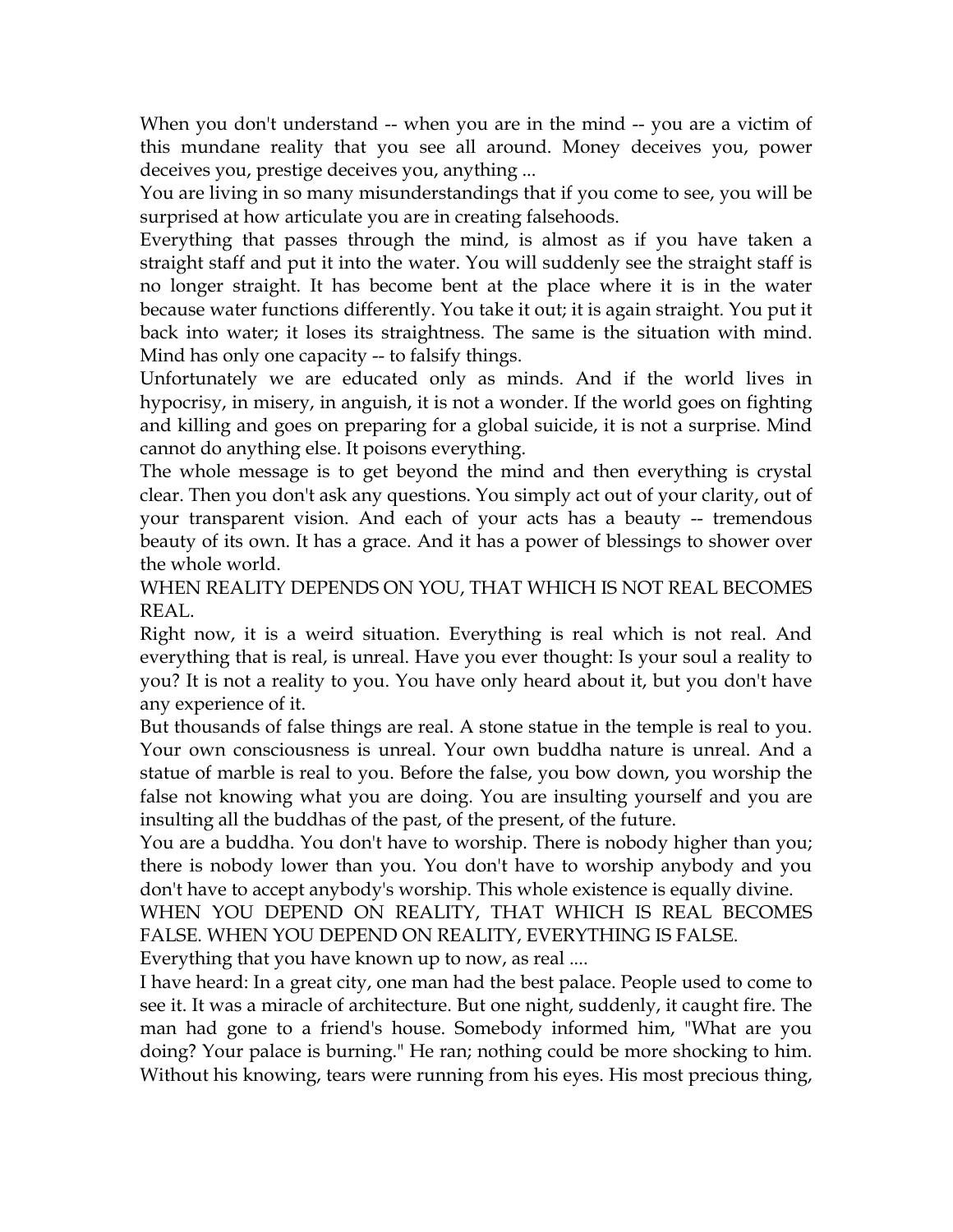When you don't understand -- when you are in the mind -- you are a victim of this mundane reality that you see all around. Money deceives you, power deceives you, prestige deceives you, anything ...

You are living in so many misunderstandings that if you come to see, you will be surprised at how articulate you are in creating falsehoods.

Everything that passes through the mind, is almost as if you have taken a straight staff and put it into the water. You will suddenly see the straight staff is no longer straight. It has become bent at the place where it is in the water because water functions differently. You take it out; it is again straight. You put it back into water; it loses its straightness. The same is the situation with mind. Mind has only one capacity -- to falsify things.

Unfortunately we are educated only as minds. And if the world lives in hypocrisy, in misery, in anguish, it is not a wonder. If the world goes on fighting and killing and goes on preparing for a global suicide, it is not a surprise. Mind cannot do anything else. It poisons everything.

The whole message is to get beyond the mind and then everything is crystal clear. Then you don't ask any questions. You simply act out of your clarity, out of your transparent vision. And each of your acts has a beauty -- tremendous beauty of its own. It has a grace. And it has a power of blessings to shower over the whole world.

WHEN REALITY DEPENDS ON YOU, THAT WHICH IS NOT REAL BECOMES REAL.

Right now, it is a weird situation. Everything is real which is not real. And everything that is real, is unreal. Have you ever thought: Is your soul a reality to you? It is not a reality to you. You have only heard about it, but you don't have any experience of it.

But thousands of false things are real. A stone statue in the temple is real to you. Your own consciousness is unreal. Your own buddha nature is unreal. And a statue of marble is real to you. Before the false, you bow down, you worship the false not knowing what you are doing. You are insulting yourself and you are insulting all the buddhas of the past, of the present, of the future.

You are a buddha. You don't have to worship. There is nobody higher than you; there is nobody lower than you. You don't have to worship anybody and you don't have to accept anybody's worship. This whole existence is equally divine.

WHEN YOU DEPEND ON REALITY, THAT WHICH IS REAL BECOMES FALSE. WHEN YOU DEPEND ON REALITY, EVERYTHING IS FALSE.

Everything that you have known up to now, as real ....

I have heard: In a great city, one man had the best palace. People used to come to see it. It was a miracle of architecture. But one night, suddenly, it caught fire. The man had gone to a friend's house. Somebody informed him, "What are you doing? Your palace is burning." He ran; nothing could be more shocking to him. Without his knowing, tears were running from his eyes. His most precious thing,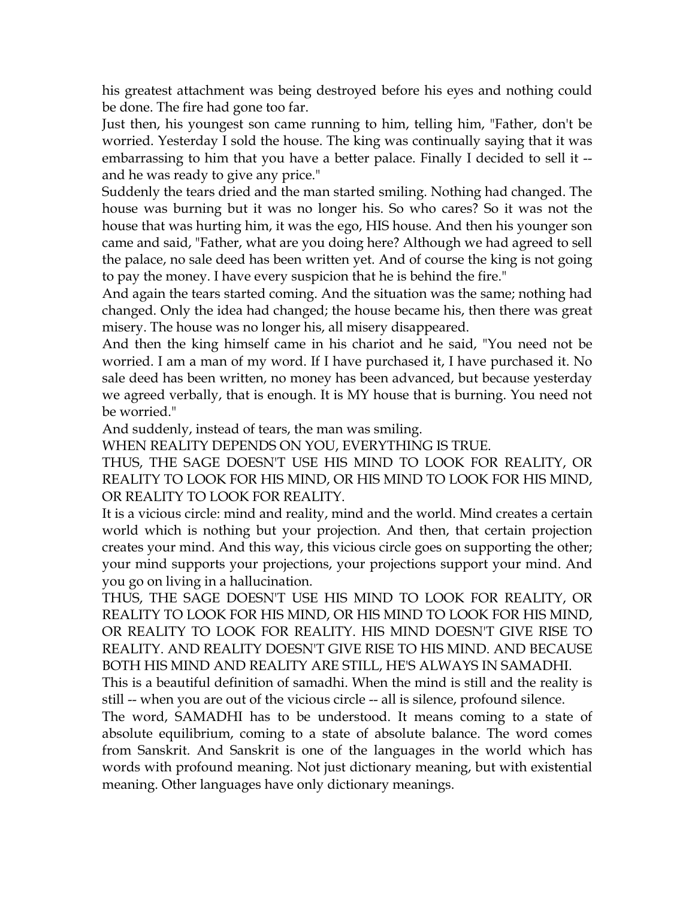his greatest attachment was being destroyed before his eyes and nothing could be done. The fire had gone too far.

Just then, his youngest son came running to him, telling him, "Father, don't be worried. Yesterday I sold the house. The king was continually saying that it was embarrassing to him that you have a better palace. Finally I decided to sell it -- and he was ready to give any price."

Suddenly the tears dried and the man started smiling. Nothing had changed. The house was burning but it was no longer his. So who cares? So it was not the house that was hurting him, it was the ego, HIS house. And then his younger son came and said, "Father, what are you doing here? Although we had agreed to sell the palace, no sale deed has been written yet. And of course the king is not going to pay the money. I have every suspicion that he is behind the fire."

And again the tears started coming. And the situation was the same; nothing had changed. Only the idea had changed; the house became his, then there was great misery. The house was no longer his, all misery disappeared.

And then the king himself came in his chariot and he said, "You need not be worried. I am a man of my word. If I have purchased it, I have purchased it. No sale deed has been written, no money has been advanced, but because yesterday we agreed verbally, that is enough. It is MY house that is burning. You need not be worried."

And suddenly, instead of tears, the man was smiling.

WHEN REALITY DEPENDS ON YOU, EVERYTHING IS TRUE.

THUS, THE SAGE DOESN'T USE HIS MIND TO LOOK FOR REALITY, OR REALITY TO LOOK FOR HIS MIND, OR HIS MIND TO LOOK FOR HIS MIND, OR REALITY TO LOOK FOR REALITY.

It is a vicious circle: mind and reality, mind and the world. Mind creates a certain world which is nothing but your projection. And then, that certain projection creates your mind. And this way, this vicious circle goes on supporting the other; your mind supports your projections, your projections support your mind. And you go on living in a hallucination.

THUS, THE SAGE DOESN'T USE HIS MIND TO LOOK FOR REALITY, OR REALITY TO LOOK FOR HIS MIND, OR HIS MIND TO LOOK FOR HIS MIND, OR REALITY TO LOOK FOR REALITY. HIS MIND DOESN'T GIVE RISE TO REALITY. AND REALITY DOESN'T GIVE RISE TO HIS MIND. AND BECAUSE BOTH HIS MIND AND REALITY ARE STILL, HE'S ALWAYS IN SAMADHI.

This is a beautiful definition of samadhi. When the mind is still and the reality is still -- when you are out of the vicious circle -- all is silence, profound silence.

The word, SAMADHI has to be understood. It means coming to a state of absolute equilibrium, coming to a state of absolute balance. The word comes from Sanskrit. And Sanskrit is one of the languages in the world which has words with profound meaning. Not just dictionary meaning, but with existential meaning. Other languages have only dictionary meanings.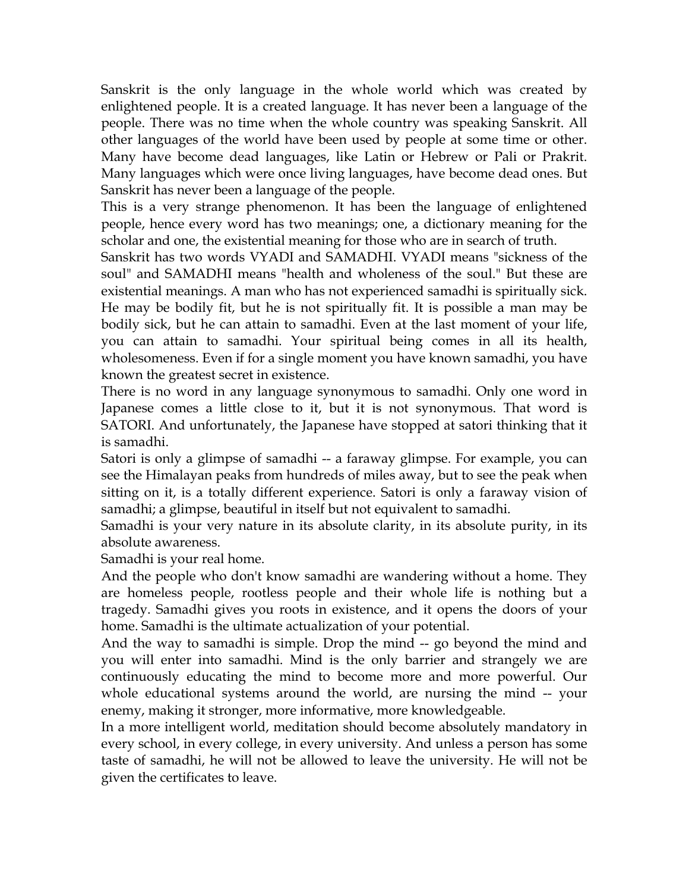Sanskrit is the only language in the whole world which was created by enlightened people. It is a created language. It has never been a language of the people. There was no time when the whole country was speaking Sanskrit. All other languages of the world have been used by people at some time or other. Many have become dead languages, like Latin or Hebrew or Pali or Prakrit. Many languages which were once living languages, have become dead ones. But Sanskrit has never been a language of the people.

This is a very strange phenomenon. It has been the language of enlightened people, hence every word has two meanings; one, a dictionary meaning for the scholar and one, the existential meaning for those who are in search of truth.

Sanskrit has two words VYADI and SAMADHI. VYADI means "sickness of the soul" and SAMADHI means "health and wholeness of the soul." But these are existential meanings. A man who has not experienced samadhi is spiritually sick. He may be bodily fit, but he is not spiritually fit. It is possible a man may be bodily sick, but he can attain to samadhi. Even at the last moment of your life, you can attain to samadhi. Your spiritual being comes in all its health, wholesomeness. Even if for a single moment you have known samadhi, you have known the greatest secret in existence.

There is no word in any language synonymous to samadhi. Only one word in Japanese comes a little close to it, but it is not synonymous. That word is SATORI. And unfortunately, the Japanese have stopped at satori thinking that it is samadhi.

Satori is only a glimpse of samadhi -- a faraway glimpse. For example, you can see the Himalayan peaks from hundreds of miles away, but to see the peak when sitting on it, is a totally different experience. Satori is only a faraway vision of samadhi; a glimpse, beautiful in itself but not equivalent to samadhi.

Samadhi is your very nature in its absolute clarity, in its absolute purity, in its absolute awareness.

Samadhi is your real home.

And the people who don't know samadhi are wandering without a home. They are homeless people, rootless people and their whole life is nothing but a tragedy. Samadhi gives you roots in existence, and it opens the doors of your home. Samadhi is the ultimate actualization of your potential.

And the way to samadhi is simple. Drop the mind -- go beyond the mind and you will enter into samadhi. Mind is the only barrier and strangely we are continuously educating the mind to become more and more powerful. Our whole educational systems around the world, are nursing the mind -- your enemy, making it stronger, more informative, more knowledgeable.

In a more intelligent world, meditation should become absolutely mandatory in every school, in every college, in every university. And unless a person has some taste of samadhi, he will not be allowed to leave the university. He will not be given the certificates to leave.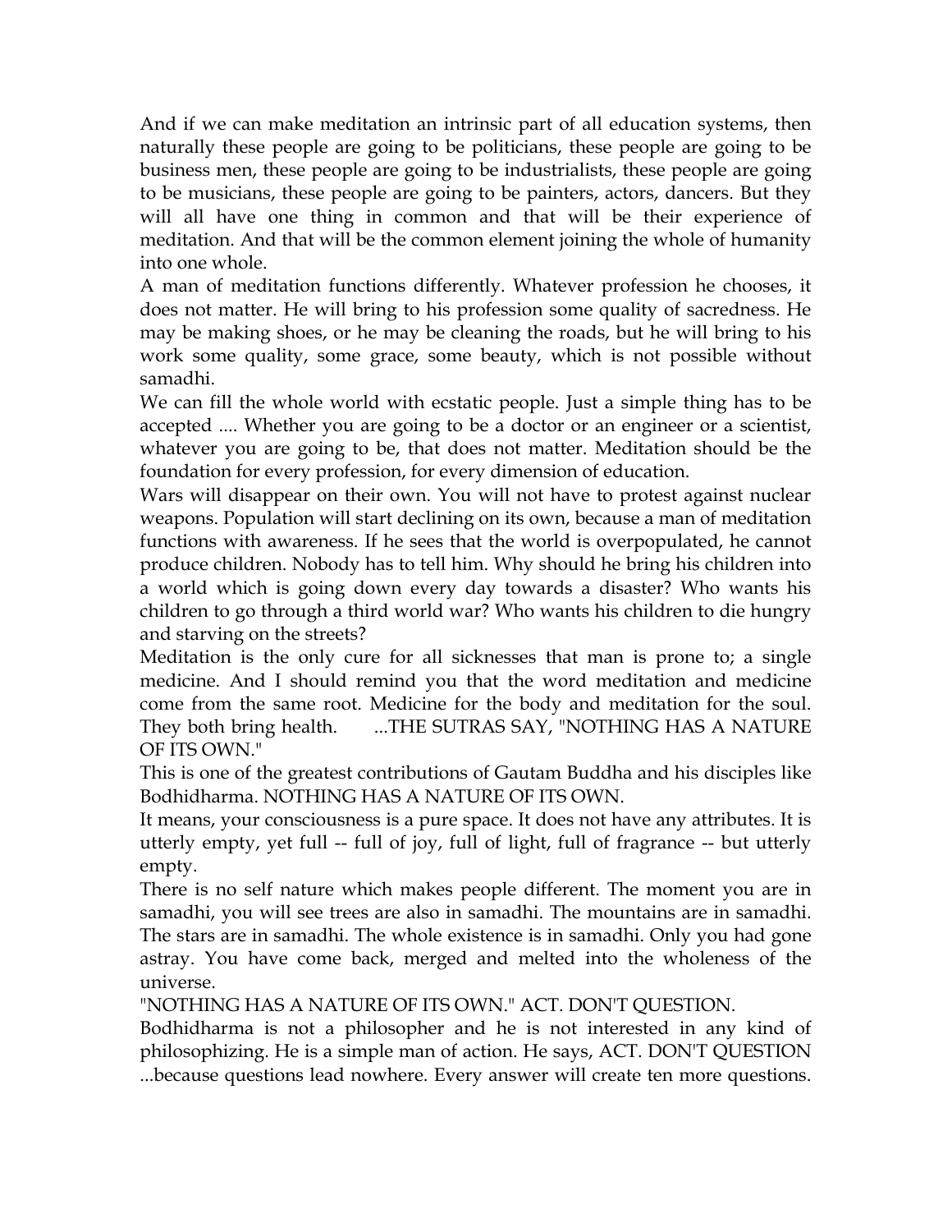And if we can make meditation an intrinsic part of all education systems, then naturally these people are going to be politicians, these people are going to be business men, these people are going to be industrialists, these people are going to be musicians, these people are going to be painters, actors, dancers. But they will all have one thing in common and that will be their experience of meditation. And that will be the common element joining the whole of humanity into one whole.

A man of meditation functions differently. Whatever profession he chooses, it does not matter. He will bring to his profession some quality of sacredness. He may be making shoes, or he may be cleaning the roads, but he will bring to his work some quality, some grace, some beauty, which is not possible without samadhi.

We can fill the whole world with ecstatic people. Just a simple thing has to be accepted .... Whether you are going to be a doctor or an engineer or a scientist, whatever you are going to be, that does not matter. Meditation should be the foundation for every profession, for every dimension of education.

Wars will disappear on their own. You will not have to protest against nuclear weapons. Population will start declining on its own, because a man of meditation functions with awareness. If he sees that the world is overpopulated, he cannot produce children. Nobody has to tell him. Why should he bring his children into a world which is going down every day towards a disaster? Who wants his children to go through a third world war? Who wants his children to die hungry and starving on the streets?

Meditation is the only cure for all sicknesses that man is prone to; a single medicine. And I should remind you that the word meditation and medicine come from the same root. Medicine for the body and meditation for the soul. They both bring health. ...THE SUTRAS SAY, "NOTHING HAS A NATURE OF ITS OWN."

This is one of the greatest contributions of Gautam Buddha and his disciples like Bodhidharma. NOTHING HAS A NATURE OF ITS OWN.

It means, your consciousness is a pure space. It does not have any attributes. It is utterly empty, yet full -- full of joy, full of light, full of fragrance -- but utterly empty.

There is no self nature which makes people different. The moment you are in samadhi, you will see trees are also in samadhi. The mountains are in samadhi. The stars are in samadhi. The whole existence is in samadhi. Only you had gone astray. You have come back, merged and melted into the wholeness of the universe.

"NOTHING HAS A NATURE OF ITS OWN." ACT. DON'T QUESTION.

Bodhidharma is not a philosopher and he is not interested in any kind of philosophizing. He is a simple man of action. He says, ACT. DON'T QUESTION ...because questions lead nowhere. Every answer will create ten more questions.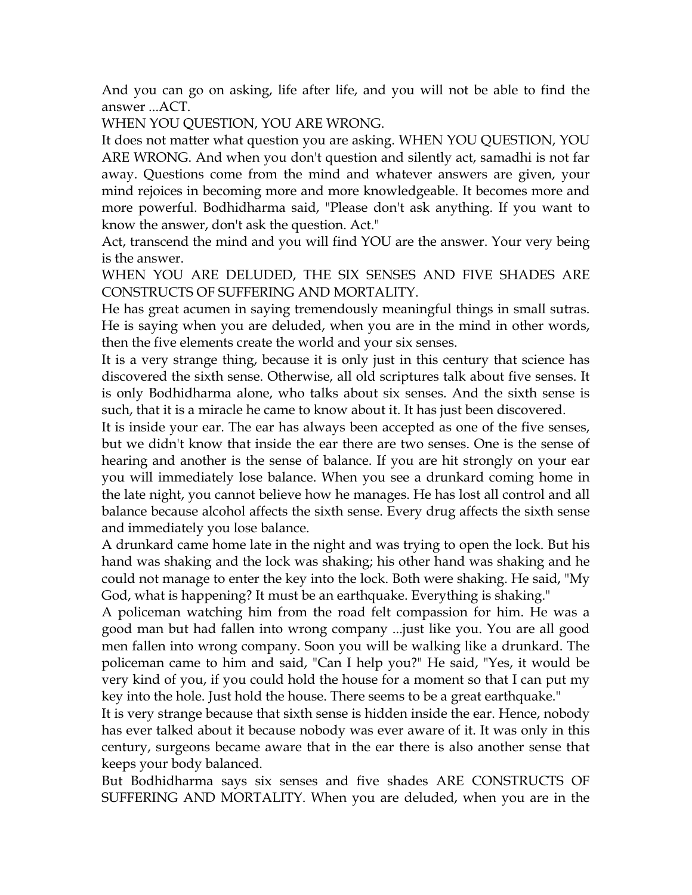And you can go on asking, life after life, and you will not be able to find the answer ...ACT.

WHEN YOU QUESTION, YOU ARE WRONG.

It does not matter what question you are asking. WHEN YOU QUESTION, YOU ARE WRONG. And when you don't question and silently act, samadhi is not far away. Questions come from the mind and whatever answers are given, your mind rejoices in becoming more and more knowledgeable. It becomes more and more powerful. Bodhidharma said, "Please don't ask anything. If you want to know the answer, don't ask the question. Act."

Act, transcend the mind and you will find YOU are the answer. Your very being is the answer.

WHEN YOU ARE DELUDED, THE SIX SENSES AND FIVE SHADES ARE CONSTRUCTS OF SUFFERING AND MORTALITY.

He has great acumen in saying tremendously meaningful things in small sutras. He is saying when you are deluded, when you are in the mind in other words, then the five elements create the world and your six senses.

It is a very strange thing, because it is only just in this century that science has discovered the sixth sense. Otherwise, all old scriptures talk about five senses. It is only Bodhidharma alone, who talks about six senses. And the sixth sense is such, that it is a miracle he came to know about it. It has just been discovered.

It is inside your ear. The ear has always been accepted as one of the five senses, but we didn't know that inside the ear there are two senses. One is the sense of hearing and another is the sense of balance. If you are hit strongly on your ear you will immediately lose balance. When you see a drunkard coming home in the late night, you cannot believe how he manages. He has lost all control and all balance because alcohol affects the sixth sense. Every drug affects the sixth sense and immediately you lose balance.

A drunkard came home late in the night and was trying to open the lock. But his hand was shaking and the lock was shaking; his other hand was shaking and he could not manage to enter the key into the lock. Both were shaking. He said, "My God, what is happening? It must be an earthquake. Everything is shaking."

A policeman watching him from the road felt compassion for him. He was a good man but had fallen into wrong company ...just like you. You are all good men fallen into wrong company. Soon you will be walking like a drunkard. The policeman came to him and said, "Can I help you?" He said, "Yes, it would be very kind of you, if you could hold the house for a moment so that I can put my key into the hole. Just hold the house. There seems to be a great earthquake."

It is very strange because that sixth sense is hidden inside the ear. Hence, nobody has ever talked about it because nobody was ever aware of it. It was only in this century, surgeons became aware that in the ear there is also another sense that keeps your body balanced.

But Bodhidharma says six senses and five shades ARE CONSTRUCTS OF SUFFERING AND MORTALITY. When you are deluded, when you are in the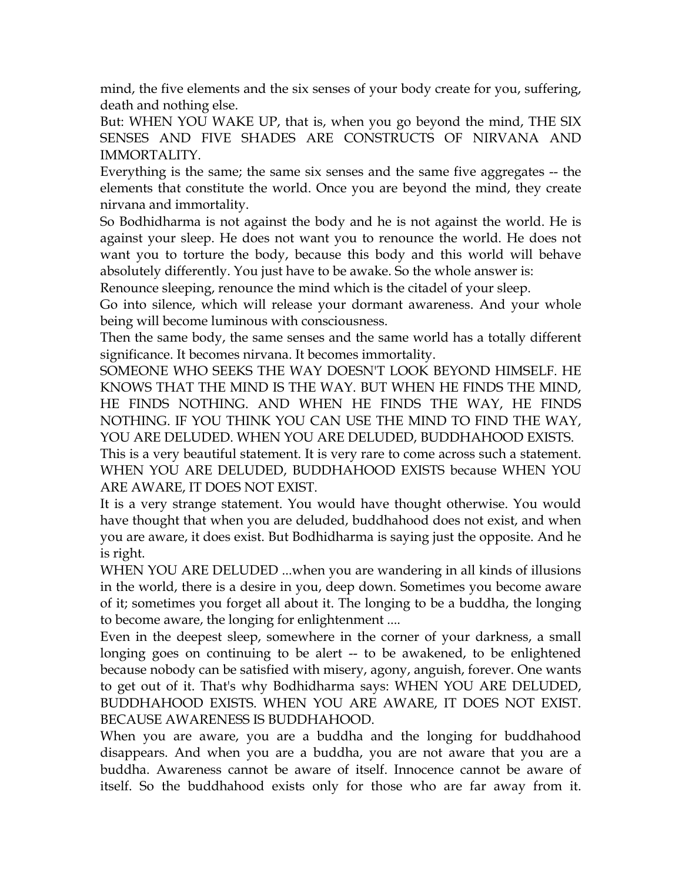mind, the five elements and the six senses of your body create for you, suffering, death and nothing else.

But: WHEN YOU WAKE UP, that is, when you go beyond the mind, THE SIX SENSES AND FIVE SHADES ARE CONSTRUCTS OF NIRVANA AND IMMORTALITY.

Everything is the same; the same six senses and the same five aggregates -- the elements that constitute the world. Once you are beyond the mind, they create nirvana and immortality.

So Bodhidharma is not against the body and he is not against the world. He is against your sleep. He does not want you to renounce the world. He does not want you to torture the body, because this body and this world will behave absolutely differently. You just have to be awake. So the whole answer is:

Renounce sleeping, renounce the mind which is the citadel of your sleep.

Go into silence, which will release your dormant awareness. And your whole being will become luminous with consciousness.

Then the same body, the same senses and the same world has a totally different significance. It becomes nirvana. It becomes immortality.

SOMEONE WHO SEEKS THE WAY DOESN'T LOOK BEYOND HIMSELF. HE KNOWS THAT THE MIND IS THE WAY. BUT WHEN HE FINDS THE MIND, HE FINDS NOTHING. AND WHEN HE FINDS THE WAY, HE FINDS NOTHING. IF YOU THINK YOU CAN USE THE MIND TO FIND THE WAY, YOU ARE DELUDED. WHEN YOU ARE DELUDED, BUDDHAHOOD EXISTS.

This is a very beautiful statement. It is very rare to come across such a statement. WHEN YOU ARE DELUDED, BUDDHAHOOD EXISTS because WHEN YOU ARE AWARE, IT DOES NOT EXIST.

It is a very strange statement. You would have thought otherwise. You would have thought that when you are deluded, buddhahood does not exist, and when you are aware, it does exist. But Bodhidharma is saying just the opposite. And he is right.

WHEN YOU ARE DELUDED ...when you are wandering in all kinds of illusions in the world, there is a desire in you, deep down. Sometimes you become aware of it; sometimes you forget all about it. The longing to be a buddha, the longing to become aware, the longing for enlightenment ....

Even in the deepest sleep, somewhere in the corner of your darkness, a small longing goes on continuing to be alert -- to be awakened, to be enlightened because nobody can be satisfied with misery, agony, anguish, forever. One wants to get out of it. That's why Bodhidharma says: WHEN YOU ARE DELUDED, BUDDHAHOOD EXISTS. WHEN YOU ARE AWARE, IT DOES NOT EXIST. BECAUSE AWARENESS IS BUDDHAHOOD.

When you are aware, you are a buddha and the longing for buddhahood disappears. And when you are a buddha, you are not aware that you are a buddha. Awareness cannot be aware of itself. Innocence cannot be aware of itself. So the buddhahood exists only for those who are far away from it.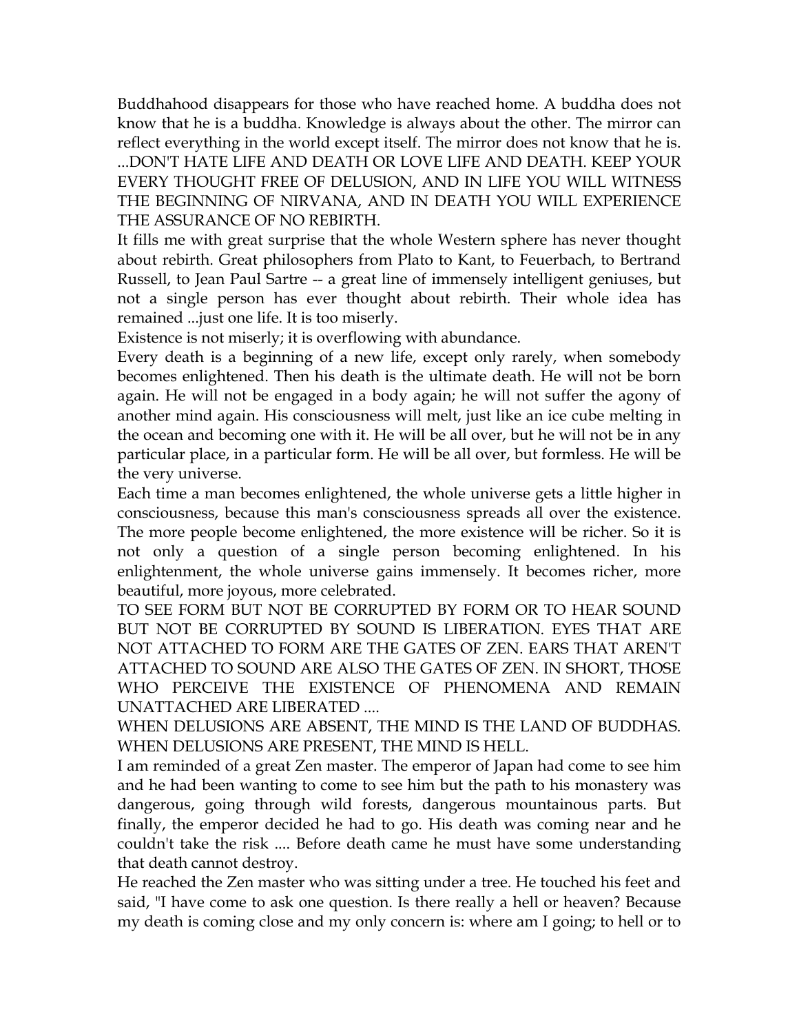Buddhahood disappears for those who have reached home. A buddha does not know that he is a buddha. Knowledge is always about the other. The mirror can reflect everything in the world except itself. The mirror does not know that he is.

...DON'T HATE LIFE AND DEATH OR LOVE LIFE AND DEATH. KEEP YOUR EVERY THOUGHT FREE OF DELUSION, AND IN LIFE YOU WILL WITNESS THE BEGINNING OF NIRVANA, AND IN DEATH YOU WILL EXPERIENCE THE ASSURANCE OF NO REBIRTH.

It fills me with great surprise that the whole Western sphere has never thought about rebirth. Great philosophers from Plato to Kant, to Feuerbach, to Bertrand Russell, to Jean Paul Sartre -- a great line of immensely intelligent geniuses, but not a single person has ever thought about rebirth. Their whole idea has remained ...just one life. It is too miserly.

Existence is not miserly; it is overflowing with abundance.

Every death is a beginning of a new life, except only rarely, when somebody becomes enlightened. Then his death is the ultimate death. He will not be born again. He will not be engaged in a body again; he will not suffer the agony of another mind again. His consciousness will melt, just like an ice cube melting in the ocean and becoming one with it. He will be all over, but he will not be in any particular place, in a particular form. He will be all over, but formless. He will be the very universe.

Each time a man becomes enlightened, the whole universe gets a little higher in consciousness, because this man's consciousness spreads all over the existence. The more people become enlightened, the more existence will be richer. So it is not only a question of a single person becoming enlightened. In his enlightenment, the whole universe gains immensely. It becomes richer, more beautiful, more joyous, more celebrated.

TO SEE FORM BUT NOT BE CORRUPTED BY FORM OR TO HEAR SOUND BUT NOT BE CORRUPTED BY SOUND IS LIBERATION. EYES THAT ARE NOT ATTACHED TO FORM ARE THE GATES OF ZEN. EARS THAT AREN'T ATTACHED TO SOUND ARE ALSO THE GATES OF ZEN. IN SHORT, THOSE WHO PERCEIVE THE EXISTENCE OF PHENOMENA AND REMAIN UNATTACHED ARE LIBERATED ....

WHEN DELUSIONS ARE ABSENT, THE MIND IS THE LAND OF BUDDHAS. WHEN DELUSIONS ARE PRESENT, THE MIND IS HELL.

I am reminded of a great Zen master. The emperor of Japan had come to see him and he had been wanting to come to see him but the path to his monastery was dangerous, going through wild forests, dangerous mountainous parts. But finally, the emperor decided he had to go. His death was coming near and he couldn't take the risk .... Before death came he must have some understanding that death cannot destroy.

He reached the Zen master who was sitting under a tree. He touched his feet and said, "I have come to ask one question. Is there really a hell or heaven? Because my death is coming close and my only concern is: where am I going; to hell or to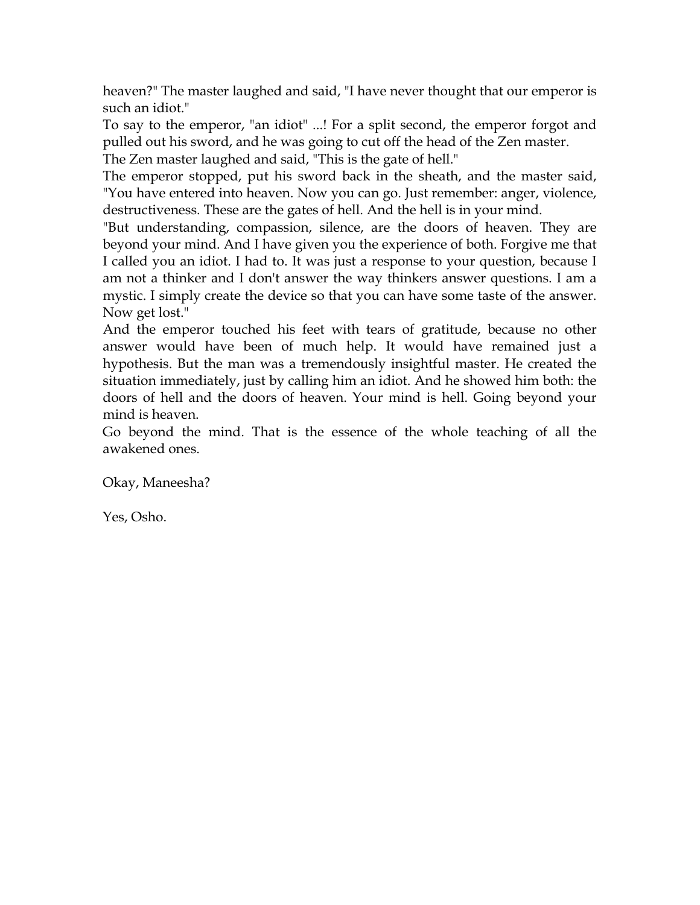heaven?" The master laughed and said, "I have never thought that our emperor is such an idiot."

To say to the emperor, "an idiot" ...! For a split second, the emperor forgot and pulled out his sword, and he was going to cut off the head of the Zen master.

The Zen master laughed and said, "This is the gate of hell."

The emperor stopped, put his sword back in the sheath, and the master said, "You have entered into heaven. Now you can go. Just remember: anger, violence, destructiveness. These are the gates of hell. And the hell is in your mind.

"But understanding, compassion, silence, are the doors of heaven. They are beyond your mind. And I have given you the experience of both. Forgive me that I called you an idiot. I had to. It was just a response to your question, because I am not a thinker and I don't answer the way thinkers answer questions. I am a mystic. I simply create the device so that you can have some taste of the answer. Now get lost."

And the emperor touched his feet with tears of gratitude, because no other answer would have been of much help. It would have remained just a hypothesis. But the man was a tremendously insightful master. He created the situation immediately, just by calling him an idiot. And he showed him both: the doors of hell and the doors of heaven. Your mind is hell. Going beyond your mind is heaven.

Go beyond the mind. That is the essence of the whole teaching of all the awakened ones.

Okay, Maneesha?

Yes, Osho.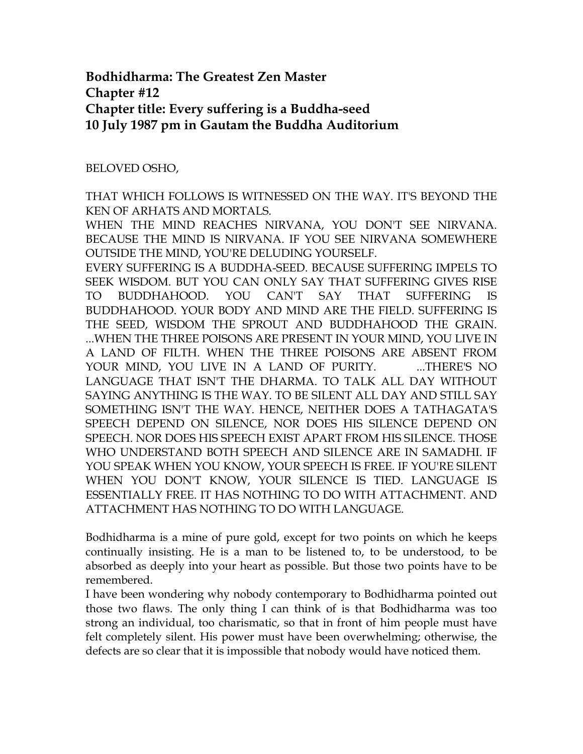**Bodhidharma: The Greatest Zen Master**
**Chapter #12**
**Chapter title: Every suffering is a Buddha-seed**
**10 July 1987 pm in Gautam the Buddha Auditorium**

BELOVED OSHO,

THAT WHICH FOLLOWS IS WITNESSED ON THE WAY. IT'S BEYOND THE KEN OF ARHATS AND MORTALS.
WHEN THE MIND REACHES NIRVANA, YOU DON'T SEE NIRVANA. BECAUSE THE MIND IS NIRVANA. IF YOU SEE NIRVANA SOMEWHERE OUTSIDE THE MIND, YOU'RE DELUDING YOURSELF.
EVERY SUFFERING IS A BUDDHA-SEED. BECAUSE SUFFERING IMPELS TO SEEK WISDOM. BUT YOU CAN ONLY SAY THAT SUFFERING GIVES RISE TO BUDDHAHOOD. YOU CAN'T SAY THAT SUFFERING IS BUDDHAHOOD. YOUR BODY AND MIND ARE THE FIELD. SUFFERING IS THE SEED, WISDOM THE SPROUT AND BUDDHAHOOD THE GRAIN. ...WHEN THE THREE POISONS ARE PRESENT IN YOUR MIND, YOU LIVE IN A LAND OF FILTH. WHEN THE THREE POISONS ARE ABSENT FROM YOUR MIND, YOU LIVE IN A LAND OF PURITY. ...THERE'S NO LANGUAGE THAT ISN'T THE DHARMA. TO TALK ALL DAY WITHOUT SAYING ANYTHING IS THE WAY. TO BE SILENT ALL DAY AND STILL SAY SOMETHING ISN'T THE WAY. HENCE, NEITHER DOES A TATHAGATA'S SPEECH DEPEND ON SILENCE, NOR DOES HIS SILENCE DEPEND ON SPEECH. NOR DOES HIS SPEECH EXIST APART FROM HIS SILENCE. THOSE WHO UNDERSTAND BOTH SPEECH AND SILENCE ARE IN SAMADHI. IF YOU SPEAK WHEN YOU KNOW, YOUR SPEECH IS FREE. IF YOU'RE SILENT WHEN YOU DON'T KNOW, YOUR SILENCE IS TIED. LANGUAGE IS ESSENTIALLY FREE. IT HAS NOTHING TO DO WITH ATTACHMENT. AND ATTACHMENT HAS NOTHING TO DO WITH LANGUAGE.

Bodhidharma is a mine of pure gold, except for two points on which he keeps continually insisting. He is a man to be listened to, to be understood, to be absorbed as deeply into your heart as possible. But those two points have to be remembered.
I have been wondering why nobody contemporary to Bodhidharma pointed out those two flaws. The only thing I can think of is that Bodhidharma was too strong an individual, too charismatic, so that in front of him people must have felt completely silent. His power must have been overwhelming; otherwise, the defects are so clear that it is impossible that nobody would have noticed them.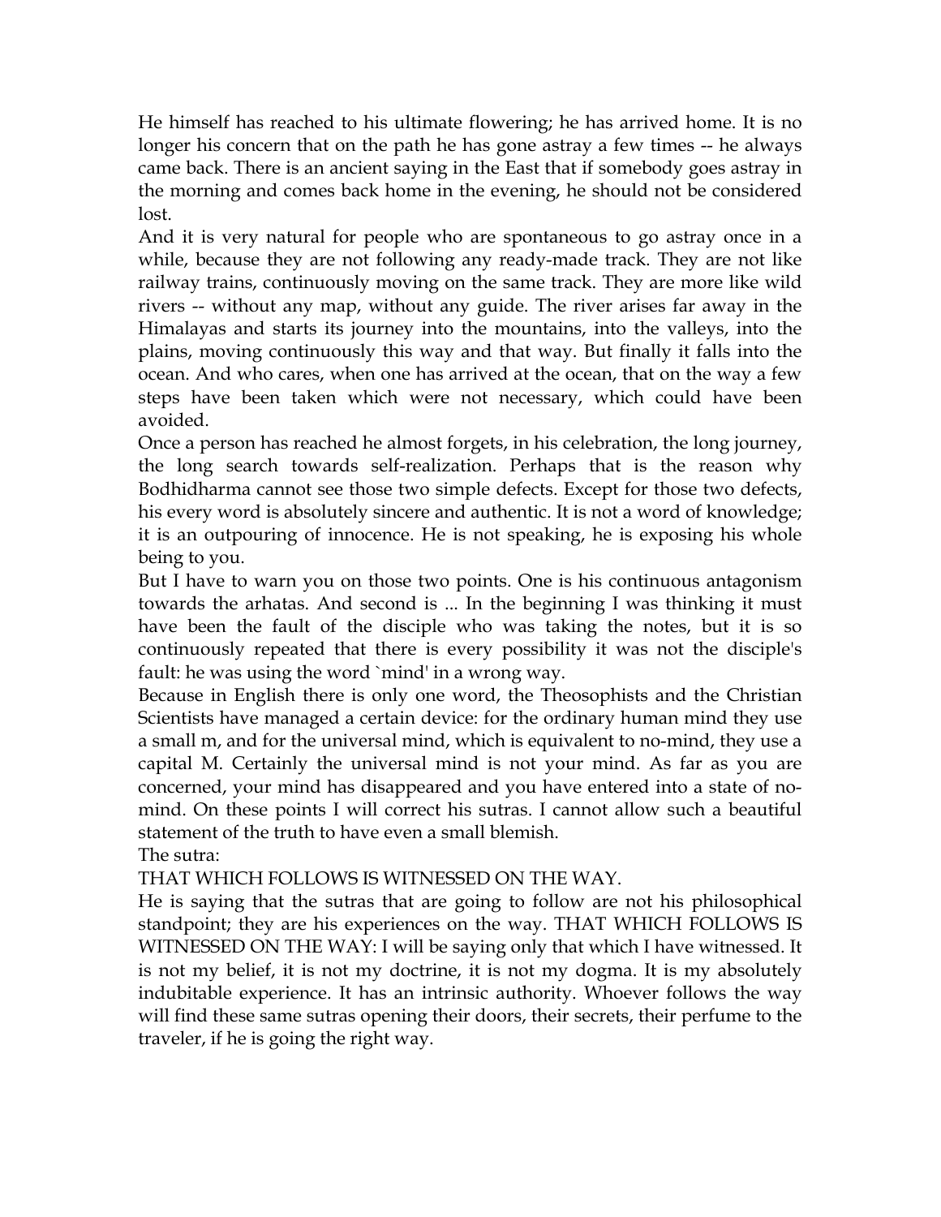He himself has reached to his ultimate flowering; he has arrived home. It is no longer his concern that on the path he has gone astray a few times -- he always came back. There is an ancient saying in the East that if somebody goes astray in the morning and comes back home in the evening, he should not be considered lost.

And it is very natural for people who are spontaneous to go astray once in a while, because they are not following any ready-made track. They are not like railway trains, continuously moving on the same track. They are more like wild rivers -- without any map, without any guide. The river arises far away in the Himalayas and starts its journey into the mountains, into the valleys, into the plains, moving continuously this way and that way. But finally it falls into the ocean. And who cares, when one has arrived at the ocean, that on the way a few steps have been taken which were not necessary, which could have been avoided.

Once a person has reached he almost forgets, in his celebration, the long journey, the long search towards self-realization. Perhaps that is the reason why Bodhidharma cannot see those two simple defects. Except for those two defects, his every word is absolutely sincere and authentic. It is not a word of knowledge; it is an outpouring of innocence. He is not speaking, he is exposing his whole being to you.

But I have to warn you on those two points. One is his continuous antagonism towards the arhatas. And second is ... In the beginning I was thinking it must have been the fault of the disciple who was taking the notes, but it is so continuously repeated that there is every possibility it was not the disciple's fault: he was using the word `mind' in a wrong way.

Because in English there is only one word, the Theosophists and the Christian Scientists have managed a certain device: for the ordinary human mind they use a small m, and for the universal mind, which is equivalent to no-mind, they use a capital M. Certainly the universal mind is not your mind. As far as you are concerned, your mind has disappeared and you have entered into a state of no-mind. On these points I will correct his sutras. I cannot allow such a beautiful statement of the truth to have even a small blemish.

The sutra:

THAT WHICH FOLLOWS IS WITNESSED ON THE WAY.

He is saying that the sutras that are going to follow are not his philosophical standpoint; they are his experiences on the way. THAT WHICH FOLLOWS IS WITNESSED ON THE WAY: I will be saying only that which I have witnessed. It is not my belief, it is not my doctrine, it is not my dogma. It is my absolutely indubitable experience. It has an intrinsic authority. Whoever follows the way will find these same sutras opening their doors, their secrets, their perfume to the traveler, if he is going the right way.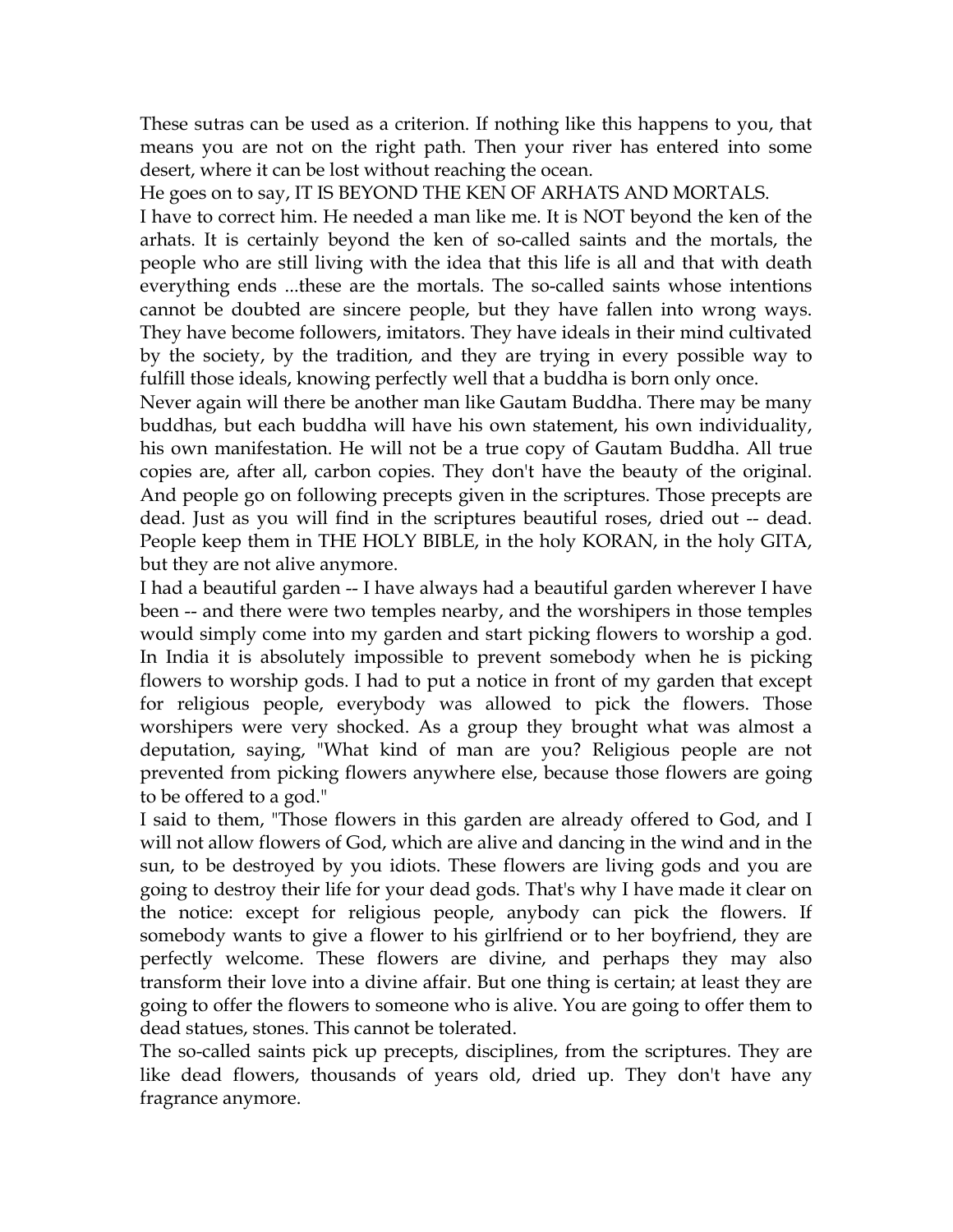These sutras can be used as a criterion. If nothing like this happens to you, that means you are not on the right path. Then your river has entered into some desert, where it can be lost without reaching the ocean.

He goes on to say, IT IS BEYOND THE KEN OF ARHATS AND MORTALS.

I have to correct him. He needed a man like me. It is NOT beyond the ken of the arhats. It is certainly beyond the ken of so-called saints and the mortals, the people who are still living with the idea that this life is all and that with death everything ends ...these are the mortals. The so-called saints whose intentions cannot be doubted are sincere people, but they have fallen into wrong ways. They have become followers, imitators. They have ideals in their mind cultivated by the society, by the tradition, and they are trying in every possible way to fulfill those ideals, knowing perfectly well that a buddha is born only once.

Never again will there be another man like Gautam Buddha. There may be many buddhas, but each buddha will have his own statement, his own individuality, his own manifestation. He will not be a true copy of Gautam Buddha. All true copies are, after all, carbon copies. They don't have the beauty of the original. And people go on following precepts given in the scriptures. Those precepts are dead. Just as you will find in the scriptures beautiful roses, dried out -- dead. People keep them in THE HOLY BIBLE, in the holy KORAN, in the holy GITA, but they are not alive anymore.

I had a beautiful garden -- I have always had a beautiful garden wherever I have been -- and there were two temples nearby, and the worshipers in those temples would simply come into my garden and start picking flowers to worship a god. In India it is absolutely impossible to prevent somebody when he is picking flowers to worship gods. I had to put a notice in front of my garden that except for religious people, everybody was allowed to pick the flowers. Those worshipers were very shocked. As a group they brought what was almost a deputation, saying, "What kind of man are you? Religious people are not prevented from picking flowers anywhere else, because those flowers are going to be offered to a god."

I said to them, "Those flowers in this garden are already offered to God, and I will not allow flowers of God, which are alive and dancing in the wind and in the sun, to be destroyed by you idiots. These flowers are living gods and you are going to destroy their life for your dead gods. That's why I have made it clear on the notice: except for religious people, anybody can pick the flowers. If somebody wants to give a flower to his girlfriend or to her boyfriend, they are perfectly welcome. These flowers are divine, and perhaps they may also transform their love into a divine affair. But one thing is certain; at least they are going to offer the flowers to someone who is alive. You are going to offer them to dead statues, stones. This cannot be tolerated.

The so-called saints pick up precepts, disciplines, from the scriptures. They are like dead flowers, thousands of years old, dried up. They don't have any fragrance anymore.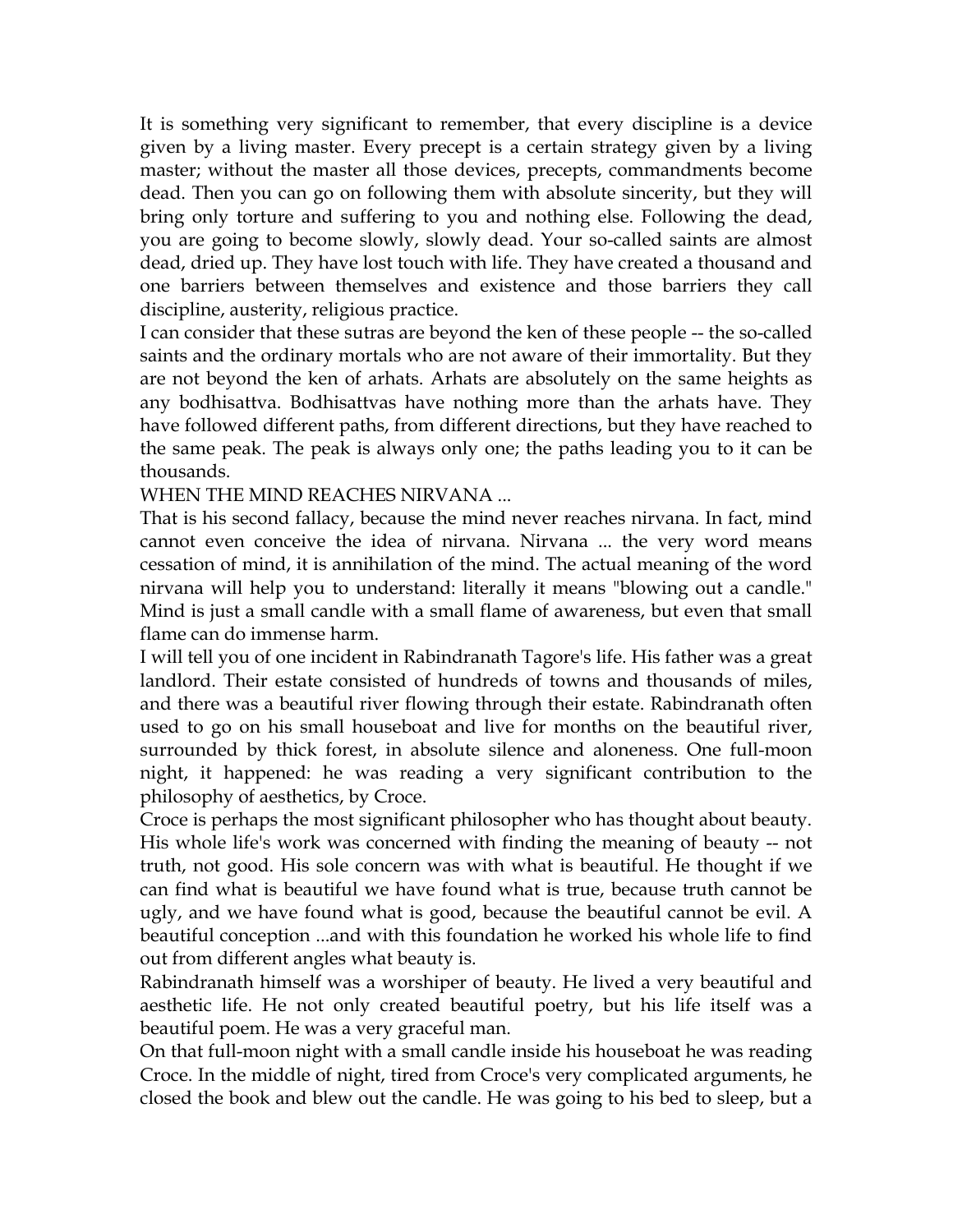It is something very significant to remember, that every discipline is a device given by a living master. Every precept is a certain strategy given by a living master; without the master all those devices, precepts, commandments become dead. Then you can go on following them with absolute sincerity, but they will bring only torture and suffering to you and nothing else. Following the dead, you are going to become slowly, slowly dead. Your so-called saints are almost dead, dried up. They have lost touch with life. They have created a thousand and one barriers between themselves and existence and those barriers they call discipline, austerity, religious practice.

I can consider that these sutras are beyond the ken of these people -- the so-called saints and the ordinary mortals who are not aware of their immortality. But they are not beyond the ken of arhats. Arhats are absolutely on the same heights as any bodhisattva. Bodhisattvas have nothing more than the arhats have. They have followed different paths, from different directions, but they have reached to the same peak. The peak is always only one; the paths leading you to it can be thousands.

WHEN THE MIND REACHES NIRVANA ...

That is his second fallacy, because the mind never reaches nirvana. In fact, mind cannot even conceive the idea of nirvana. Nirvana ... the very word means cessation of mind, it is annihilation of the mind. The actual meaning of the word nirvana will help you to understand: literally it means "blowing out a candle." Mind is just a small candle with a small flame of awareness, but even that small flame can do immense harm.

I will tell you of one incident in Rabindranath Tagore's life. His father was a great landlord. Their estate consisted of hundreds of towns and thousands of miles, and there was a beautiful river flowing through their estate. Rabindranath often used to go on his small houseboat and live for months on the beautiful river, surrounded by thick forest, in absolute silence and aloneness. One full-moon night, it happened: he was reading a very significant contribution to the philosophy of aesthetics, by Croce.

Croce is perhaps the most significant philosopher who has thought about beauty. His whole life's work was concerned with finding the meaning of beauty -- not truth, not good. His sole concern was with what is beautiful. He thought if we can find what is beautiful we have found what is true, because truth cannot be ugly, and we have found what is good, because the beautiful cannot be evil. A beautiful conception ...and with this foundation he worked his whole life to find out from different angles what beauty is.

Rabindranath himself was a worshiper of beauty. He lived a very beautiful and aesthetic life. He not only created beautiful poetry, but his life itself was a beautiful poem. He was a very graceful man.

On that full-moon night with a small candle inside his houseboat he was reading Croce. In the middle of night, tired from Croce's very complicated arguments, he closed the book and blew out the candle. He was going to his bed to sleep, but a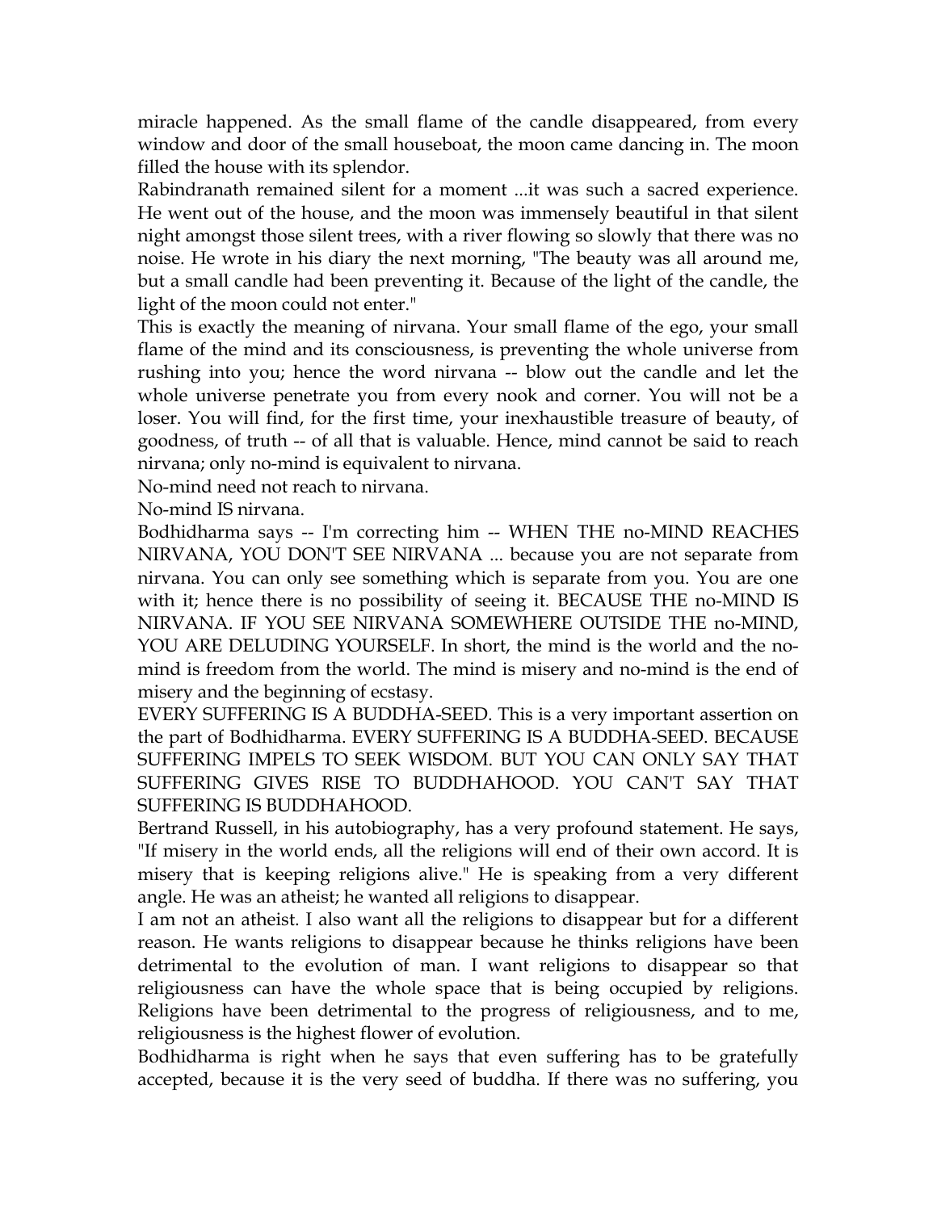miracle happened. As the small flame of the candle disappeared, from every window and door of the small houseboat, the moon came dancing in. The moon filled the house with its splendor.

Rabindranath remained silent for a moment ...it was such a sacred experience. He went out of the house, and the moon was immensely beautiful in that silent night amongst those silent trees, with a river flowing so slowly that there was no noise. He wrote in his diary the next morning, "The beauty was all around me, but a small candle had been preventing it. Because of the light of the candle, the light of the moon could not enter."

This is exactly the meaning of nirvana. Your small flame of the ego, your small flame of the mind and its consciousness, is preventing the whole universe from rushing into you; hence the word nirvana -- blow out the candle and let the whole universe penetrate you from every nook and corner. You will not be a loser. You will find, for the first time, your inexhaustible treasure of beauty, of goodness, of truth -- of all that is valuable. Hence, mind cannot be said to reach nirvana; only no-mind is equivalent to nirvana.

No-mind need not reach to nirvana.

No-mind IS nirvana.

Bodhidharma says -- I'm correcting him -- WHEN THE no-MIND REACHES NIRVANA, YOU DON'T SEE NIRVANA ... because you are not separate from nirvana. You can only see something which is separate from you. You are one with it; hence there is no possibility of seeing it. BECAUSE THE no-MIND IS NIRVANA. IF YOU SEE NIRVANA SOMEWHERE OUTSIDE THE no-MIND, YOU ARE DELUDING YOURSELF. In short, the mind is the world and the no-mind is freedom from the world. The mind is misery and no-mind is the end of misery and the beginning of ecstasy.

EVERY SUFFERING IS A BUDDHA-SEED. This is a very important assertion on the part of Bodhidharma. EVERY SUFFERING IS A BUDDHA-SEED. BECAUSE SUFFERING IMPELS TO SEEK WISDOM. BUT YOU CAN ONLY SAY THAT SUFFERING GIVES RISE TO BUDDHAHOOD. YOU CAN'T SAY THAT SUFFERING IS BUDDHAHOOD.

Bertrand Russell, in his autobiography, has a very profound statement. He says, "If misery in the world ends, all the religions will end of their own accord. It is misery that is keeping religions alive." He is speaking from a very different angle. He was an atheist; he wanted all religions to disappear.

I am not an atheist. I also want all the religions to disappear but for a different reason. He wants religions to disappear because he thinks religions have been detrimental to the evolution of man. I want religions to disappear so that religiousness can have the whole space that is being occupied by religions. Religions have been detrimental to the progress of religiousness, and to me, religiousness is the highest flower of evolution.

Bodhidharma is right when he says that even suffering has to be gratefully accepted, because it is the very seed of buddha. If there was no suffering, you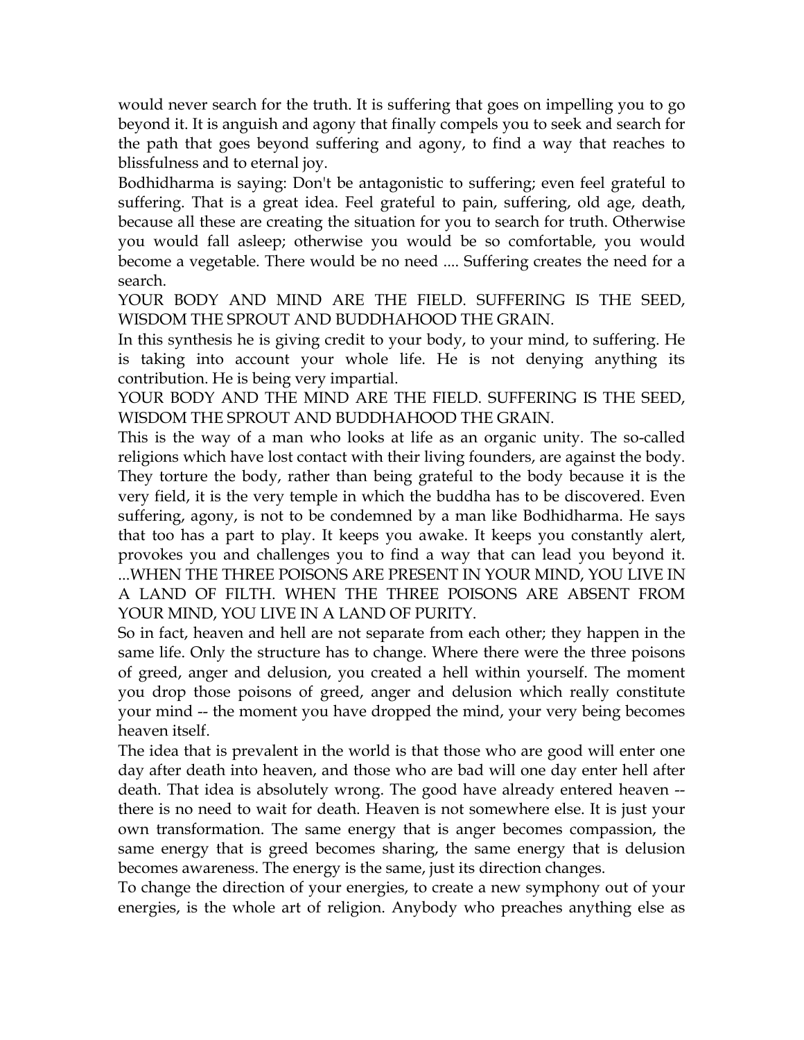would never search for the truth. It is suffering that goes on impelling you to go beyond it. It is anguish and agony that finally compels you to seek and search for the path that goes beyond suffering and agony, to find a way that reaches to blissfulness and to eternal joy.

Bodhidharma is saying: Don't be antagonistic to suffering; even feel grateful to suffering. That is a great idea. Feel grateful to pain, suffering, old age, death, because all these are creating the situation for you to search for truth. Otherwise you would fall asleep; otherwise you would be so comfortable, you would become a vegetable. There would be no need .... Suffering creates the need for a search.

YOUR BODY AND MIND ARE THE FIELD. SUFFERING IS THE SEED, WISDOM THE SPROUT AND BUDDHAHOOD THE GRAIN.

In this synthesis he is giving credit to your body, to your mind, to suffering. He is taking into account your whole life. He is not denying anything its contribution. He is being very impartial.

YOUR BODY AND THE MIND ARE THE FIELD. SUFFERING IS THE SEED, WISDOM THE SPROUT AND BUDDHAHOOD THE GRAIN.

This is the way of a man who looks at life as an organic unity. The so-called religions which have lost contact with their living founders, are against the body. They torture the body, rather than being grateful to the body because it is the very field, it is the very temple in which the buddha has to be discovered. Even suffering, agony, is not to be condemned by a man like Bodhidharma. He says that too has a part to play. It keeps you awake. It keeps you constantly alert, provokes you and challenges you to find a way that can lead you beyond it.

...WHEN THE THREE POISONS ARE PRESENT IN YOUR MIND, YOU LIVE IN A LAND OF FILTH. WHEN THE THREE POISONS ARE ABSENT FROM YOUR MIND, YOU LIVE IN A LAND OF PURITY.

So in fact, heaven and hell are not separate from each other; they happen in the same life. Only the structure has to change. Where there were the three poisons of greed, anger and delusion, you created a hell within yourself. The moment you drop those poisons of greed, anger and delusion which really constitute your mind -- the moment you have dropped the mind, your very being becomes heaven itself.

The idea that is prevalent in the world is that those who are good will enter one day after death into heaven, and those who are bad will one day enter hell after death. That idea is absolutely wrong. The good have already entered heaven -- there is no need to wait for death. Heaven is not somewhere else. It is just your own transformation. The same energy that is anger becomes compassion, the same energy that is greed becomes sharing, the same energy that is delusion becomes awareness. The energy is the same, just its direction changes.

To change the direction of your energies, to create a new symphony out of your energies, is the whole art of religion. Anybody who preaches anything else as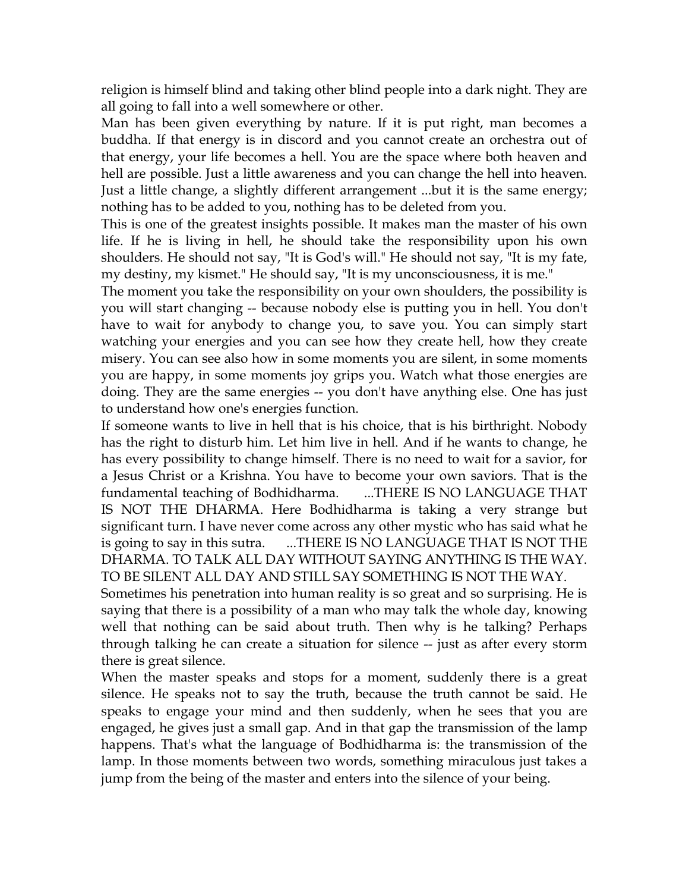religion is himself blind and taking other blind people into a dark night. They are all going to fall into a well somewhere or other.

Man has been given everything by nature. If it is put right, man becomes a buddha. If that energy is in discord and you cannot create an orchestra out of that energy, your life becomes a hell. You are the space where both heaven and hell are possible. Just a little awareness and you can change the hell into heaven. Just a little change, a slightly different arrangement ...but it is the same energy; nothing has to be added to you, nothing has to be deleted from you.

This is one of the greatest insights possible. It makes man the master of his own life. If he is living in hell, he should take the responsibility upon his own shoulders. He should not say, "It is God's will." He should not say, "It is my fate, my destiny, my kismet." He should say, "It is my unconsciousness, it is me."

The moment you take the responsibility on your own shoulders, the possibility is you will start changing -- because nobody else is putting you in hell. You don't have to wait for anybody to change you, to save you. You can simply start watching your energies and you can see how they create hell, how they create misery. You can see also how in some moments you are silent, in some moments you are happy, in some moments joy grips you. Watch what those energies are doing. They are the same energies -- you don't have anything else. One has just to understand how one's energies function.

If someone wants to live in hell that is his choice, that is his birthright. Nobody has the right to disturb him. Let him live in hell. And if he wants to change, he has every possibility to change himself. There is no need to wait for a savior, for a Jesus Christ or a Krishna. You have to become your own saviors. That is the fundamental teaching of Bodhidharma. ...THERE IS NO LANGUAGE THAT IS NOT THE DHARMA. Here Bodhidharma is taking a very strange but significant turn. I have never come across any other mystic who has said what he is going to say in this sutra. ...THERE IS NO LANGUAGE THAT IS NOT THE DHARMA. TO TALK ALL DAY WITHOUT SAYING ANYTHING IS THE WAY. TO BE SILENT ALL DAY AND STILL SAY SOMETHING IS NOT THE WAY.

Sometimes his penetration into human reality is so great and so surprising. He is saying that there is a possibility of a man who may talk the whole day, knowing well that nothing can be said about truth. Then why is he talking? Perhaps through talking he can create a situation for silence -- just as after every storm there is great silence.

When the master speaks and stops for a moment, suddenly there is a great silence. He speaks not to say the truth, because the truth cannot be said. He speaks to engage your mind and then suddenly, when he sees that you are engaged, he gives just a small gap. And in that gap the transmission of the lamp happens. That's what the language of Bodhidharma is: the transmission of the lamp. In those moments between two words, something miraculous just takes a jump from the being of the master and enters into the silence of your being.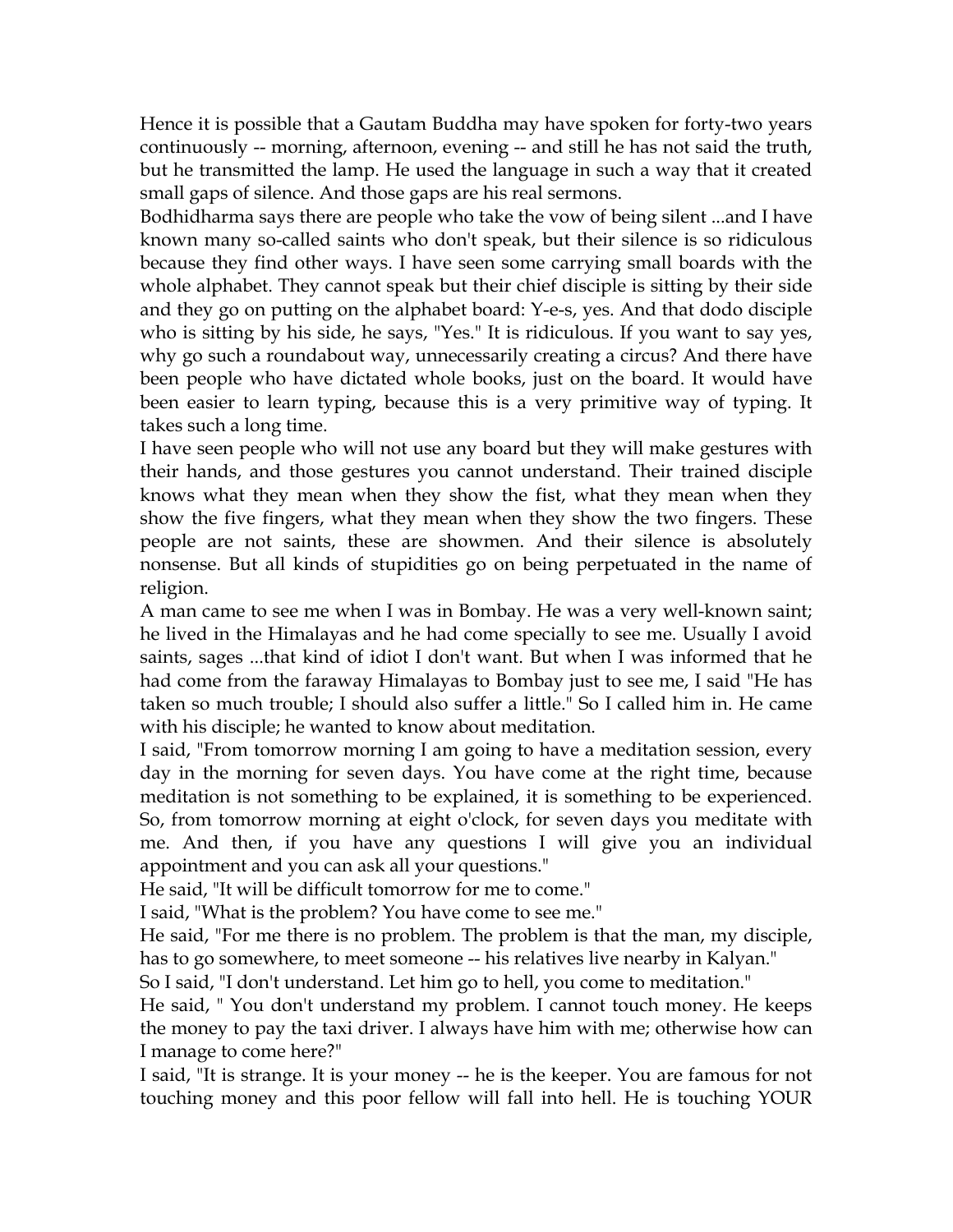Hence it is possible that a Gautam Buddha may have spoken for forty-two years continuously -- morning, afternoon, evening -- and still he has not said the truth, but he transmitted the lamp. He used the language in such a way that it created small gaps of silence. And those gaps are his real sermons.

Bodhidharma says there are people who take the vow of being silent ...and I have known many so-called saints who don't speak, but their silence is so ridiculous because they find other ways. I have seen some carrying small boards with the whole alphabet. They cannot speak but their chief disciple is sitting by their side and they go on putting on the alphabet board: Y-e-s, yes. And that dodo disciple who is sitting by his side, he says, "Yes." It is ridiculous. If you want to say yes, why go such a roundabout way, unnecessarily creating a circus? And there have been people who have dictated whole books, just on the board. It would have been easier to learn typing, because this is a very primitive way of typing. It takes such a long time.

I have seen people who will not use any board but they will make gestures with their hands, and those gestures you cannot understand. Their trained disciple knows what they mean when they show the fist, what they mean when they show the five fingers, what they mean when they show the two fingers. These people are not saints, these are showmen. And their silence is absolutely nonsense. But all kinds of stupidities go on being perpetuated in the name of religion.

A man came to see me when I was in Bombay. He was a very well-known saint; he lived in the Himalayas and he had come specially to see me. Usually I avoid saints, sages ...that kind of idiot I don't want. But when I was informed that he had come from the faraway Himalayas to Bombay just to see me, I said "He has taken so much trouble; I should also suffer a little." So I called him in. He came with his disciple; he wanted to know about meditation.

I said, "From tomorrow morning I am going to have a meditation session, every day in the morning for seven days. You have come at the right time, because meditation is not something to be explained, it is something to be experienced. So, from tomorrow morning at eight o'clock, for seven days you meditate with me. And then, if you have any questions I will give you an individual appointment and you can ask all your questions."

He said, "It will be difficult tomorrow for me to come."

I said, "What is the problem? You have come to see me."

He said, "For me there is no problem. The problem is that the man, my disciple, has to go somewhere, to meet someone -- his relatives live nearby in Kalyan."

So I said, "I don't understand. Let him go to hell, you come to meditation."

He said, " You don't understand my problem. I cannot touch money. He keeps the money to pay the taxi driver. I always have him with me; otherwise how can I manage to come here?"

I said, "It is strange. It is your money -- he is the keeper. You are famous for not touching money and this poor fellow will fall into hell. He is touching YOUR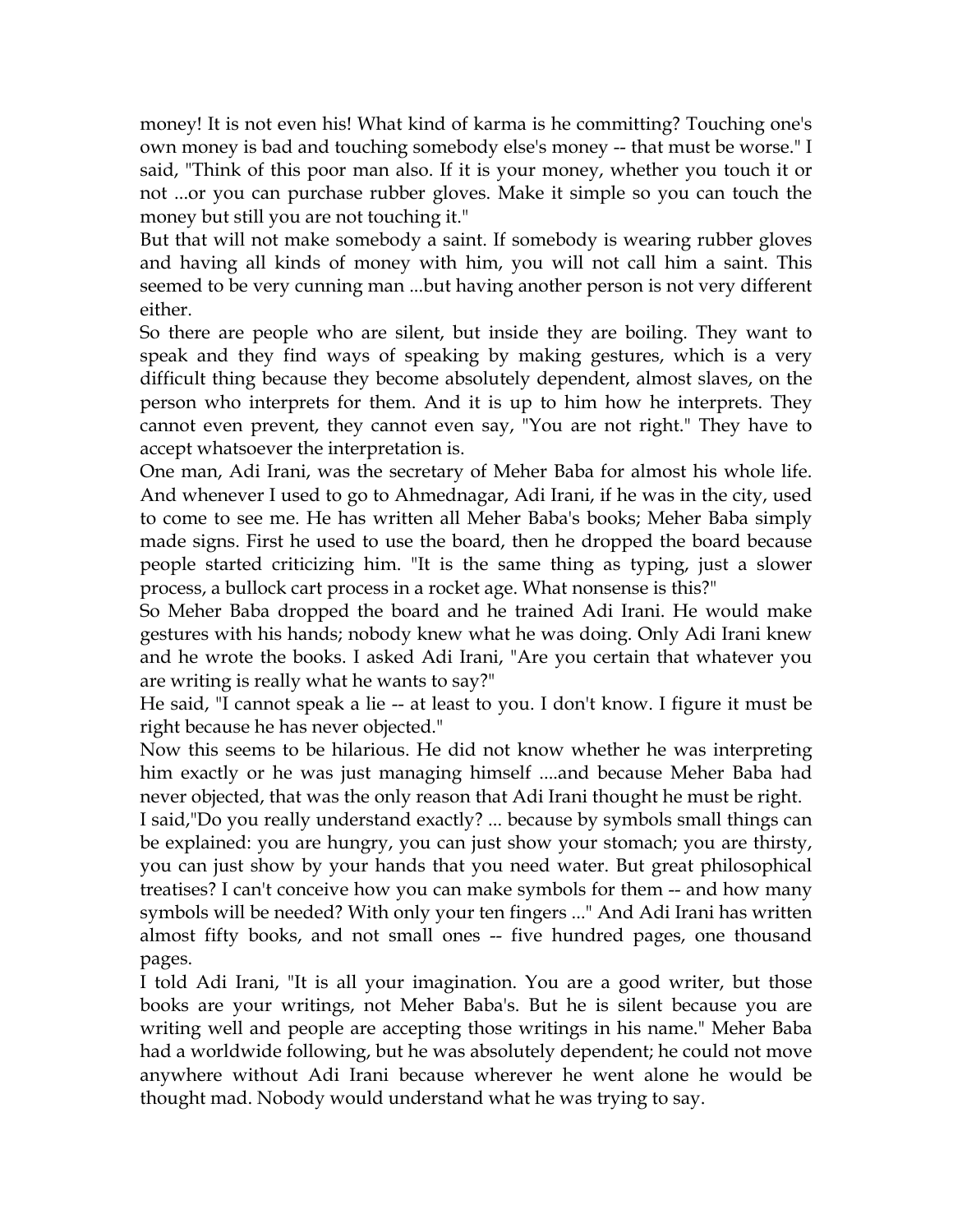money! It is not even his! What kind of karma is he committing? Touching one's own money is bad and touching somebody else's money -- that must be worse." I said, "Think of this poor man also. If it is your money, whether you touch it or not ...or you can purchase rubber gloves. Make it simple so you can touch the money but still you are not touching it."

But that will not make somebody a saint. If somebody is wearing rubber gloves and having all kinds of money with him, you will not call him a saint. This seemed to be very cunning man ...but having another person is not very different either.

So there are people who are silent, but inside they are boiling. They want to speak and they find ways of speaking by making gestures, which is a very difficult thing because they become absolutely dependent, almost slaves, on the person who interprets for them. And it is up to him how he interprets. They cannot even prevent, they cannot even say, "You are not right." They have to accept whatsoever the interpretation is.

One man, Adi Irani, was the secretary of Meher Baba for almost his whole life. And whenever I used to go to Ahmednagar, Adi Irani, if he was in the city, used to come to see me. He has written all Meher Baba's books; Meher Baba simply made signs. First he used to use the board, then he dropped the board because people started criticizing him. "It is the same thing as typing, just a slower process, a bullock cart process in a rocket age. What nonsense is this?"

So Meher Baba dropped the board and he trained Adi Irani. He would make gestures with his hands; nobody knew what he was doing. Only Adi Irani knew and he wrote the books. I asked Adi Irani, "Are you certain that whatever you are writing is really what he wants to say?"

He said, "I cannot speak a lie -- at least to you. I don't know. I figure it must be right because he has never objected."

Now this seems to be hilarious. He did not know whether he was interpreting him exactly or he was just managing himself ....and because Meher Baba had never objected, that was the only reason that Adi Irani thought he must be right.

I said,"Do you really understand exactly? ... because by symbols small things can be explained: you are hungry, you can just show your stomach; you are thirsty, you can just show by your hands that you need water. But great philosophical treatises? I can't conceive how you can make symbols for them -- and how many symbols will be needed? With only your ten fingers ..." And Adi Irani has written almost fifty books, and not small ones -- five hundred pages, one thousand pages.

I told Adi Irani, "It is all your imagination. You are a good writer, but those books are your writings, not Meher Baba's. But he is silent because you are writing well and people are accepting those writings in his name." Meher Baba had a worldwide following, but he was absolutely dependent; he could not move anywhere without Adi Irani because wherever he went alone he would be thought mad. Nobody would understand what he was trying to say.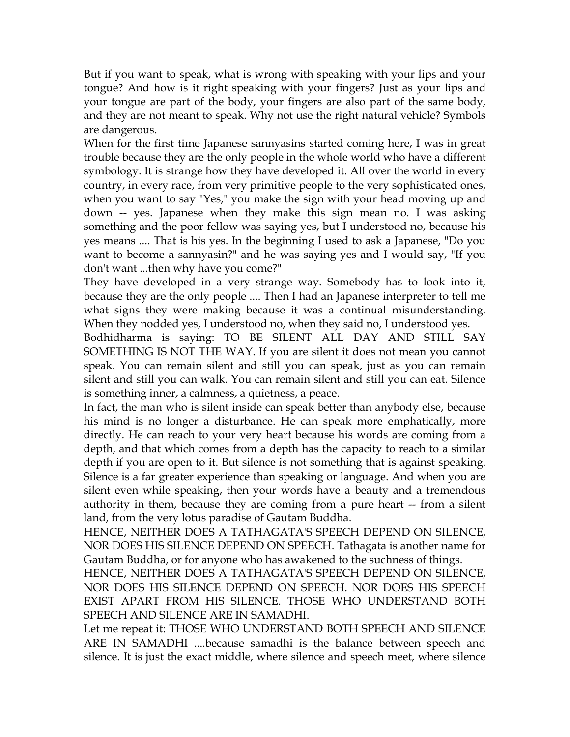But if you want to speak, what is wrong with speaking with your lips and your tongue? And how is it right speaking with your fingers? Just as your lips and your tongue are part of the body, your fingers are also part of the same body, and they are not meant to speak. Why not use the right natural vehicle? Symbols are dangerous.

When for the first time Japanese sannyasins started coming here, I was in great trouble because they are the only people in the whole world who have a different symbology. It is strange how they have developed it. All over the world in every country, in every race, from very primitive people to the very sophisticated ones, when you want to say "Yes," you make the sign with your head moving up and down -- yes. Japanese when they make this sign mean no. I was asking something and the poor fellow was saying yes, but I understood no, because his yes means .... That is his yes. In the beginning I used to ask a Japanese, "Do you want to become a sannyasin?" and he was saying yes and I would say, "If you don't want ...then why have you come?"

They have developed in a very strange way. Somebody has to look into it, because they are the only people .... Then I had an Japanese interpreter to tell me what signs they were making because it was a continual misunderstanding. When they nodded yes, I understood no, when they said no, I understood yes.

Bodhidharma is saying: TO BE SILENT ALL DAY AND STILL SAY SOMETHING IS NOT THE WAY. If you are silent it does not mean you cannot speak. You can remain silent and still you can speak, just as you can remain silent and still you can walk. You can remain silent and still you can eat. Silence is something inner, a calmness, a quietness, a peace.

In fact, the man who is silent inside can speak better than anybody else, because his mind is no longer a disturbance. He can speak more emphatically, more directly. He can reach to your very heart because his words are coming from a depth, and that which comes from a depth has the capacity to reach to a similar depth if you are open to it. But silence is not something that is against speaking. Silence is a far greater experience than speaking or language. And when you are silent even while speaking, then your words have a beauty and a tremendous authority in them, because they are coming from a pure heart -- from a silent land, from the very lotus paradise of Gautam Buddha.

HENCE, NEITHER DOES A TATHAGATA'S SPEECH DEPEND ON SILENCE, NOR DOES HIS SILENCE DEPEND ON SPEECH. Tathagata is another name for Gautam Buddha, or for anyone who has awakened to the suchness of things.

HENCE, NEITHER DOES A TATHAGATA'S SPEECH DEPEND ON SILENCE, NOR DOES HIS SILENCE DEPEND ON SPEECH. NOR DOES HIS SPEECH EXIST APART FROM HIS SILENCE. THOSE WHO UNDERSTAND BOTH SPEECH AND SILENCE ARE IN SAMADHI.

Let me repeat it: THOSE WHO UNDERSTAND BOTH SPEECH AND SILENCE ARE IN SAMADHI ....because samadhi is the balance between speech and silence. It is just the exact middle, where silence and speech meet, where silence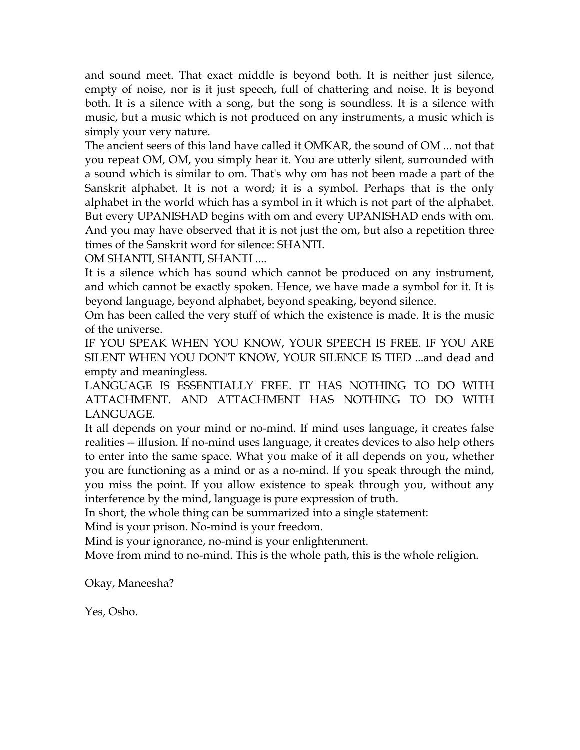and sound meet. That exact middle is beyond both. It is neither just silence, empty of noise, nor is it just speech, full of chattering and noise. It is beyond both. It is a silence with a song, but the song is soundless. It is a silence with music, but a music which is not produced on any instruments, a music which is simply your very nature.

The ancient seers of this land have called it OMKAR, the sound of OM ... not that you repeat OM, OM, you simply hear it. You are utterly silent, surrounded with a sound which is similar to om. That's why om has not been made a part of the Sanskrit alphabet. It is not a word; it is a symbol. Perhaps that is the only alphabet in the world which has a symbol in it which is not part of the alphabet. But every UPANISHAD begins with om and every UPANISHAD ends with om. And you may have observed that it is not just the om, but also a repetition three times of the Sanskrit word for silence: SHANTI.

OM SHANTI, SHANTI, SHANTI ....

It is a silence which has sound which cannot be produced on any instrument, and which cannot be exactly spoken. Hence, we have made a symbol for it. It is beyond language, beyond alphabet, beyond speaking, beyond silence.

Om has been called the very stuff of which the existence is made. It is the music of the universe.

IF YOU SPEAK WHEN YOU KNOW, YOUR SPEECH IS FREE. IF YOU ARE SILENT WHEN YOU DON'T KNOW, YOUR SILENCE IS TIED ...and dead and empty and meaningless.

LANGUAGE IS ESSENTIALLY FREE. IT HAS NOTHING TO DO WITH ATTACHMENT. AND ATTACHMENT HAS NOTHING TO DO WITH LANGUAGE.

It all depends on your mind or no-mind. If mind uses language, it creates false realities -- illusion. If no-mind uses language, it creates devices to also help others to enter into the same space. What you make of it all depends on you, whether you are functioning as a mind or as a no-mind. If you speak through the mind, you miss the point. If you allow existence to speak through you, without any interference by the mind, language is pure expression of truth.

In short, the whole thing can be summarized into a single statement:

Mind is your prison. No-mind is your freedom.

Mind is your ignorance, no-mind is your enlightenment.

Move from mind to no-mind. This is the whole path, this is the whole religion.

Okay, Maneesha?

Yes, Osho.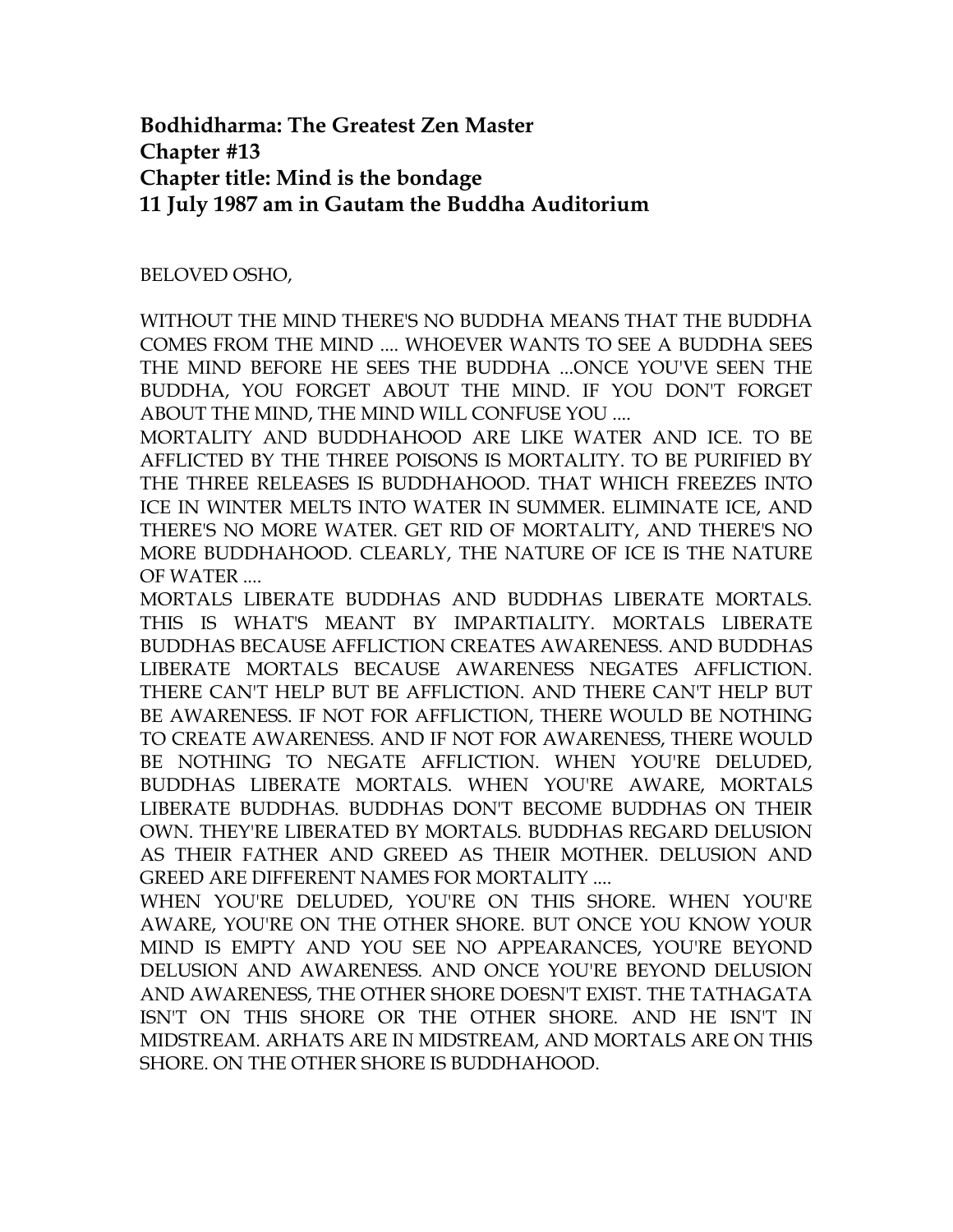**Bodhidharma: The Greatest Zen Master**
**Chapter #13**
**Chapter title: Mind is the bondage**
**11 July 1987 am in Gautam the Buddha Auditorium**

BELOVED OSHO,

WITHOUT THE MIND THERE'S NO BUDDHA MEANS THAT THE BUDDHA COMES FROM THE MIND .... WHOEVER WANTS TO SEE A BUDDHA SEES THE MIND BEFORE HE SEES THE BUDDHA ...ONCE YOU'VE SEEN THE BUDDHA, YOU FORGET ABOUT THE MIND. IF YOU DON'T FORGET ABOUT THE MIND, THE MIND WILL CONFUSE YOU ....
MORTALITY AND BUDDHAHOOD ARE LIKE WATER AND ICE. TO BE AFFLICTED BY THE THREE POISONS IS MORTALITY. TO BE PURIFIED BY THE THREE RELEASES IS BUDDHAHOOD. THAT WHICH FREEZES INTO ICE IN WINTER MELTS INTO WATER IN SUMMER. ELIMINATE ICE, AND THERE'S NO MORE WATER. GET RID OF MORTALITY, AND THERE'S NO MORE BUDDHAHOOD. CLEARLY, THE NATURE OF ICE IS THE NATURE OF WATER ....
MORTALS LIBERATE BUDDHAS AND BUDDHAS LIBERATE MORTALS. THIS IS WHAT'S MEANT BY IMPARTIALITY. MORTALS LIBERATE BUDDHAS BECAUSE AFFLICTION CREATES AWARENESS. AND BUDDHAS LIBERATE MORTALS BECAUSE AWARENESS NEGATES AFFLICTION. THERE CAN'T HELP BUT BE AFFLICTION. AND THERE CAN'T HELP BUT BE AWARENESS. IF NOT FOR AFFLICTION, THERE WOULD BE NOTHING TO CREATE AWARENESS. AND IF NOT FOR AWARENESS, THERE WOULD BE NOTHING TO NEGATE AFFLICTION. WHEN YOU'RE DELUDED, BUDDHAS LIBERATE MORTALS. WHEN YOU'RE AWARE, MORTALS LIBERATE BUDDHAS. BUDDHAS DON'T BECOME BUDDHAS ON THEIR OWN. THEY'RE LIBERATED BY MORTALS. BUDDHAS REGARD DELUSION AS THEIR FATHER AND GREED AS THEIR MOTHER. DELUSION AND GREED ARE DIFFERENT NAMES FOR MORTALITY ....
WHEN YOU'RE DELUDED, YOU'RE ON THIS SHORE. WHEN YOU'RE AWARE, YOU'RE ON THE OTHER SHORE. BUT ONCE YOU KNOW YOUR MIND IS EMPTY AND YOU SEE NO APPEARANCES, YOU'RE BEYOND DELUSION AND AWARENESS. AND ONCE YOU'RE BEYOND DELUSION AND AWARENESS, THE OTHER SHORE DOESN'T EXIST. THE TATHAGATA ISN'T ON THIS SHORE OR THE OTHER SHORE. AND HE ISN'T IN MIDSTREAM. ARHATS ARE IN MIDSTREAM, AND MORTALS ARE ON THIS SHORE. ON THE OTHER SHORE IS BUDDHAHOOD.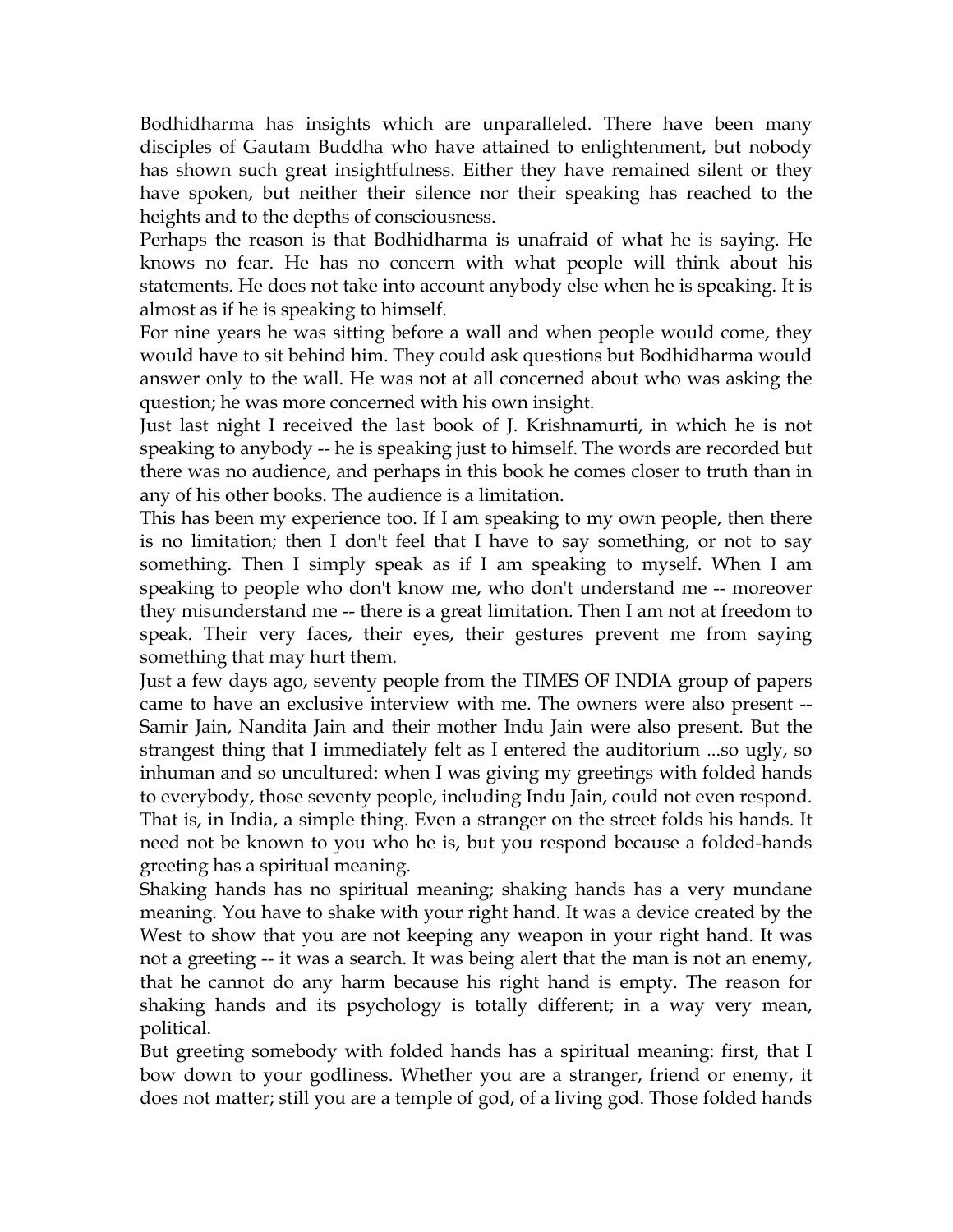Bodhidharma has insights which are unparalleled. There have been many disciples of Gautam Buddha who have attained to enlightenment, but nobody has shown such great insightfulness. Either they have remained silent or they have spoken, but neither their silence nor their speaking has reached to the heights and to the depths of consciousness.

Perhaps the reason is that Bodhidharma is unafraid of what he is saying. He knows no fear. He has no concern with what people will think about his statements. He does not take into account anybody else when he is speaking. It is almost as if he is speaking to himself.

For nine years he was sitting before a wall and when people would come, they would have to sit behind him. They could ask questions but Bodhidharma would answer only to the wall. He was not at all concerned about who was asking the question; he was more concerned with his own insight.

Just last night I received the last book of J. Krishnamurti, in which he is not speaking to anybody -- he is speaking just to himself. The words are recorded but there was no audience, and perhaps in this book he comes closer to truth than in any of his other books. The audience is a limitation.

This has been my experience too. If I am speaking to my own people, then there is no limitation; then I don't feel that I have to say something, or not to say something. Then I simply speak as if I am speaking to myself. When I am speaking to people who don't know me, who don't understand me -- moreover they misunderstand me -- there is a great limitation. Then I am not at freedom to speak. Their very faces, their eyes, their gestures prevent me from saying something that may hurt them.

Just a few days ago, seventy people from the TIMES OF INDIA group of papers came to have an exclusive interview with me. The owners were also present -- Samir Jain, Nandita Jain and their mother Indu Jain were also present. But the strangest thing that I immediately felt as I entered the auditorium ...so ugly, so inhuman and so uncultured: when I was giving my greetings with folded hands to everybody, those seventy people, including Indu Jain, could not even respond. That is, in India, a simple thing. Even a stranger on the street folds his hands. It need not be known to you who he is, but you respond because a folded-hands greeting has a spiritual meaning.

Shaking hands has no spiritual meaning; shaking hands has a very mundane meaning. You have to shake with your right hand. It was a device created by the West to show that you are not keeping any weapon in your right hand. It was not a greeting -- it was a search. It was being alert that the man is not an enemy, that he cannot do any harm because his right hand is empty. The reason for shaking hands and its psychology is totally different; in a way very mean, political.

But greeting somebody with folded hands has a spiritual meaning: first, that I bow down to your godliness. Whether you are a stranger, friend or enemy, it does not matter; still you are a temple of god, of a living god. Those folded hands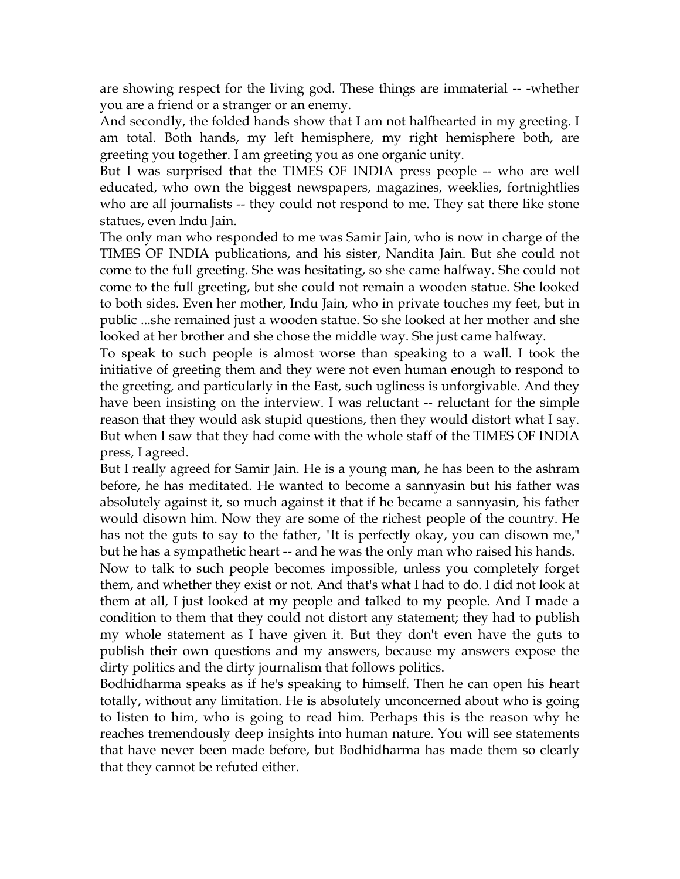are showing respect for the living god. These things are immaterial -- -whether you are a friend or a stranger or an enemy.

And secondly, the folded hands show that I am not halfhearted in my greeting. I am total. Both hands, my left hemisphere, my right hemisphere both, are greeting you together. I am greeting you as one organic unity.

But I was surprised that the TIMES OF INDIA press people -- who are well educated, who own the biggest newspapers, magazines, weeklies, fortnightlies who are all journalists -- they could not respond to me. They sat there like stone statues, even Indu Jain.

The only man who responded to me was Samir Jain, who is now in charge of the TIMES OF INDIA publications, and his sister, Nandita Jain. But she could not come to the full greeting. She was hesitating, so she came halfway. She could not come to the full greeting, but she could not remain a wooden statue. She looked to both sides. Even her mother, Indu Jain, who in private touches my feet, but in public ...she remained just a wooden statue. So she looked at her mother and she looked at her brother and she chose the middle way. She just came halfway.

To speak to such people is almost worse than speaking to a wall. I took the initiative of greeting them and they were not even human enough to respond to the greeting, and particularly in the East, such ugliness is unforgivable. And they have been insisting on the interview. I was reluctant -- reluctant for the simple reason that they would ask stupid questions, then they would distort what I say. But when I saw that they had come with the whole staff of the TIMES OF INDIA press, I agreed.

But I really agreed for Samir Jain. He is a young man, he has been to the ashram before, he has meditated. He wanted to become a sannyasin but his father was absolutely against it, so much against it that if he became a sannyasin, his father would disown him. Now they are some of the richest people of the country. He has not the guts to say to the father, "It is perfectly okay, you can disown me," but he has a sympathetic heart -- and he was the only man who raised his hands.

Now to talk to such people becomes impossible, unless you completely forget them, and whether they exist or not. And that's what I had to do. I did not look at them at all, I just looked at my people and talked to my people. And I made a condition to them that they could not distort any statement; they had to publish my whole statement as I have given it. But they don't even have the guts to publish their own questions and my answers, because my answers expose the dirty politics and the dirty journalism that follows politics.

Bodhidharma speaks as if he's speaking to himself. Then he can open his heart totally, without any limitation. He is absolutely unconcerned about who is going to listen to him, who is going to read him. Perhaps this is the reason why he reaches tremendously deep insights into human nature. You will see statements that have never been made before, but Bodhidharma has made them so clearly that they cannot be refuted either.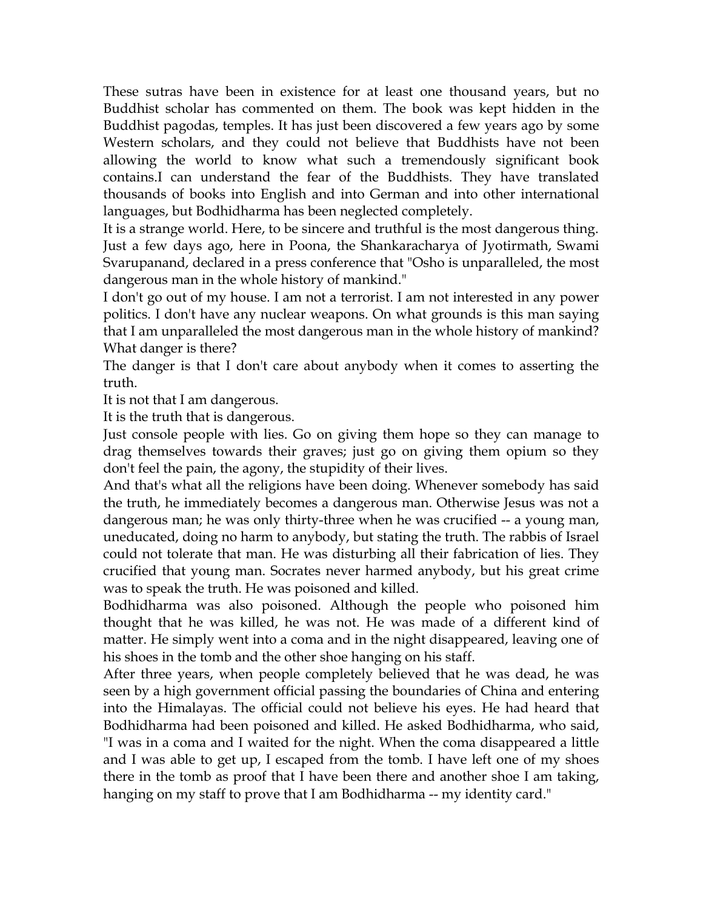These sutras have been in existence for at least one thousand years, but no Buddhist scholar has commented on them. The book was kept hidden in the Buddhist pagodas, temples. It has just been discovered a few years ago by some Western scholars, and they could not believe that Buddhists have not been allowing the world to know what such a tremendously significant book contains.I can understand the fear of the Buddhists. They have translated thousands of books into English and into German and into other international languages, but Bodhidharma has been neglected completely.

It is a strange world. Here, to be sincere and truthful is the most dangerous thing. Just a few days ago, here in Poona, the Shankaracharya of Jyotirmath, Swami Svarupanand, declared in a press conference that "Osho is unparalleled, the most dangerous man in the whole history of mankind."

I don't go out of my house. I am not a terrorist. I am not interested in any power politics. I don't have any nuclear weapons. On what grounds is this man saying that I am unparalleled the most dangerous man in the whole history of mankind? What danger is there?

The danger is that I don't care about anybody when it comes to asserting the truth.

It is not that I am dangerous.

It is the truth that is dangerous.

Just console people with lies. Go on giving them hope so they can manage to drag themselves towards their graves; just go on giving them opium so they don't feel the pain, the agony, the stupidity of their lives.

And that's what all the religions have been doing. Whenever somebody has said the truth, he immediately becomes a dangerous man. Otherwise Jesus was not a dangerous man; he was only thirty-three when he was crucified -- a young man, uneducated, doing no harm to anybody, but stating the truth. The rabbis of Israel could not tolerate that man. He was disturbing all their fabrication of lies. They crucified that young man. Socrates never harmed anybody, but his great crime was to speak the truth. He was poisoned and killed.

Bodhidharma was also poisoned. Although the people who poisoned him thought that he was killed, he was not. He was made of a different kind of matter. He simply went into a coma and in the night disappeared, leaving one of his shoes in the tomb and the other shoe hanging on his staff.

After three years, when people completely believed that he was dead, he was seen by a high government official passing the boundaries of China and entering into the Himalayas. The official could not believe his eyes. He had heard that Bodhidharma had been poisoned and killed. He asked Bodhidharma, who said, "I was in a coma and I waited for the night. When the coma disappeared a little and I was able to get up, I escaped from the tomb. I have left one of my shoes there in the tomb as proof that I have been there and another shoe I am taking, hanging on my staff to prove that I am Bodhidharma -- my identity card."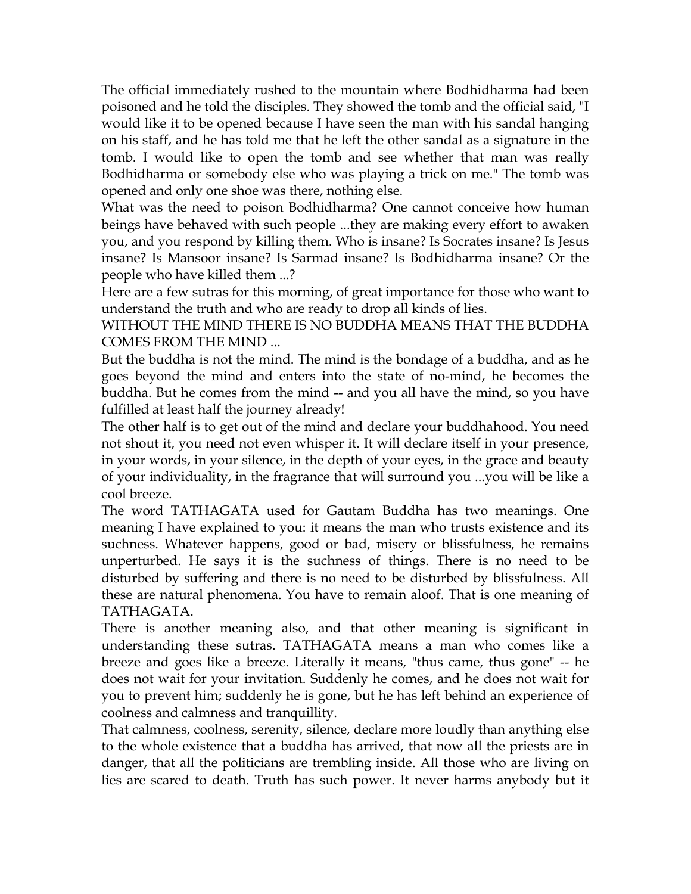The official immediately rushed to the mountain where Bodhidharma had been poisoned and he told the disciples. They showed the tomb and the official said, "I would like it to be opened because I have seen the man with his sandal hanging on his staff, and he has told me that he left the other sandal as a signature in the tomb. I would like to open the tomb and see whether that man was really Bodhidharma or somebody else who was playing a trick on me." The tomb was opened and only one shoe was there, nothing else.

What was the need to poison Bodhidharma? One cannot conceive how human beings have behaved with such people ...they are making every effort to awaken you, and you respond by killing them. Who is insane? Is Socrates insane? Is Jesus insane? Is Mansoor insane? Is Sarmad insane? Is Bodhidharma insane? Or the people who have killed them ...?

Here are a few sutras for this morning, of great importance for those who want to understand the truth and who are ready to drop all kinds of lies.

WITHOUT THE MIND THERE IS NO BUDDHA MEANS THAT THE BUDDHA COMES FROM THE MIND ...

But the buddha is not the mind. The mind is the bondage of a buddha, and as he goes beyond the mind and enters into the state of no-mind, he becomes the buddha. But he comes from the mind -- and you all have the mind, so you have fulfilled at least half the journey already!

The other half is to get out of the mind and declare your buddhahood. You need not shout it, you need not even whisper it. It will declare itself in your presence, in your words, in your silence, in the depth of your eyes, in the grace and beauty of your individuality, in the fragrance that will surround you ...you will be like a cool breeze.

The word TATHAGATA used for Gautam Buddha has two meanings. One meaning I have explained to you: it means the man who trusts existence and its suchness. Whatever happens, good or bad, misery or blissfulness, he remains unperturbed. He says it is the suchness of things. There is no need to be disturbed by suffering and there is no need to be disturbed by blissfulness. All these are natural phenomena. You have to remain aloof. That is one meaning of TATHAGATA.

There is another meaning also, and that other meaning is significant in understanding these sutras. TATHAGATA means a man who comes like a breeze and goes like a breeze. Literally it means, "thus came, thus gone" -- he does not wait for your invitation. Suddenly he comes, and he does not wait for you to prevent him; suddenly he is gone, but he has left behind an experience of coolness and calmness and tranquillity.

That calmness, coolness, serenity, silence, declare more loudly than anything else to the whole existence that a buddha has arrived, that now all the priests are in danger, that all the politicians are trembling inside. All those who are living on lies are scared to death. Truth has such power. It never harms anybody but it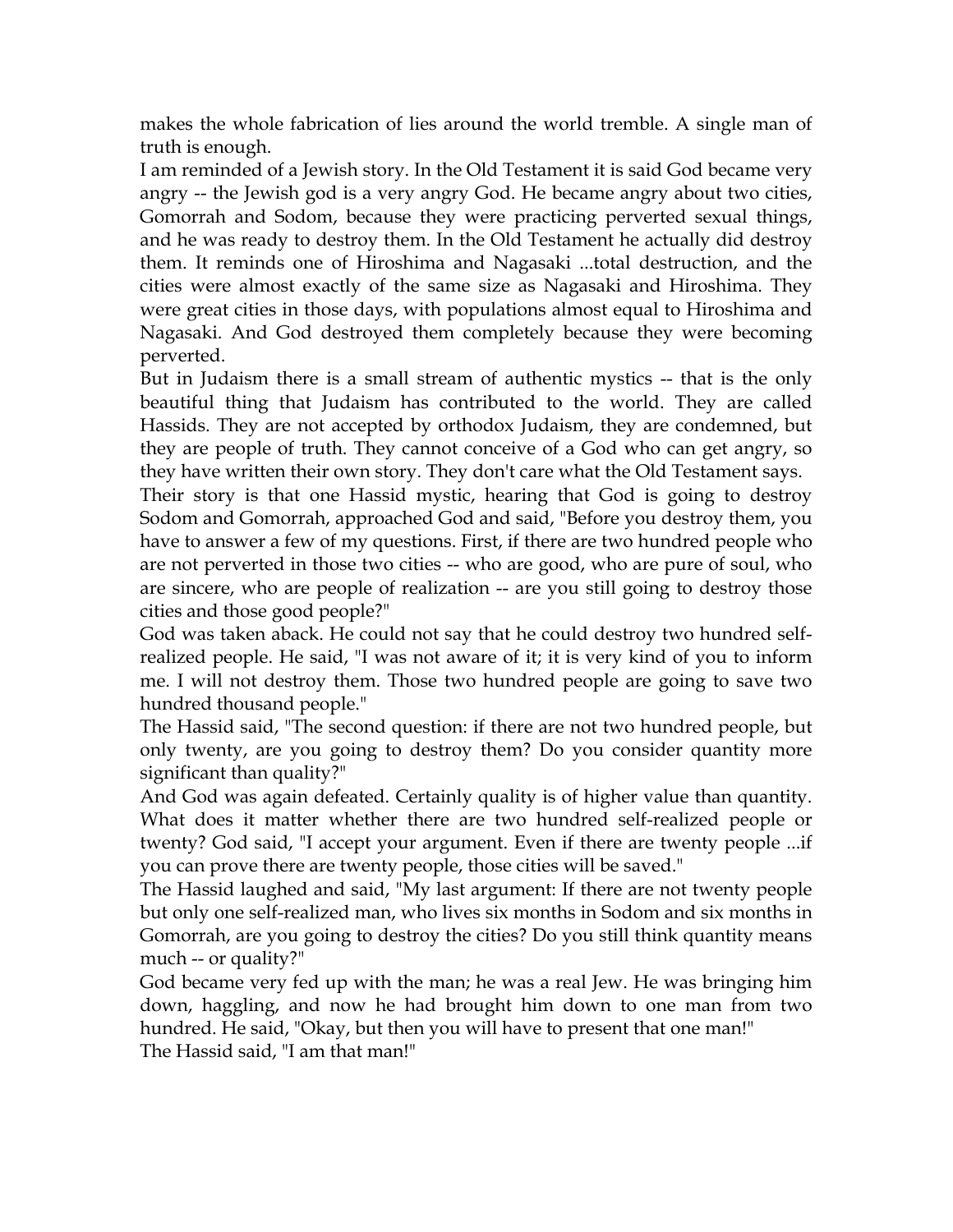makes the whole fabrication of lies around the world tremble. A single man of truth is enough.

I am reminded of a Jewish story. In the Old Testament it is said God became very angry -- the Jewish god is a very angry God. He became angry about two cities, Gomorrah and Sodom, because they were practicing perverted sexual things, and he was ready to destroy them. In the Old Testament he actually did destroy them. It reminds one of Hiroshima and Nagasaki ...total destruction, and the cities were almost exactly of the same size as Nagasaki and Hiroshima. They were great cities in those days, with populations almost equal to Hiroshima and Nagasaki. And God destroyed them completely because they were becoming perverted.

But in Judaism there is a small stream of authentic mystics -- that is the only beautiful thing that Judaism has contributed to the world. They are called Hassids. They are not accepted by orthodox Judaism, they are condemned, but they are people of truth. They cannot conceive of a God who can get angry, so they have written their own story. They don't care what the Old Testament says.

Their story is that one Hassid mystic, hearing that God is going to destroy Sodom and Gomorrah, approached God and said, "Before you destroy them, you have to answer a few of my questions. First, if there are two hundred people who are not perverted in those two cities -- who are good, who are pure of soul, who are sincere, who are people of realization -- are you still going to destroy those cities and those good people?"

God was taken aback. He could not say that he could destroy two hundred self-realized people. He said, "I was not aware of it; it is very kind of you to inform me. I will not destroy them. Those two hundred people are going to save two hundred thousand people."

The Hassid said, "The second question: if there are not two hundred people, but only twenty, are you going to destroy them? Do you consider quantity more significant than quality?"

And God was again defeated. Certainly quality is of higher value than quantity. What does it matter whether there are two hundred self-realized people or twenty? God said, "I accept your argument. Even if there are twenty people ...if you can prove there are twenty people, those cities will be saved."

The Hassid laughed and said, "My last argument: If there are not twenty people but only one self-realized man, who lives six months in Sodom and six months in Gomorrah, are you going to destroy the cities? Do you still think quantity means much -- or quality?"

God became very fed up with the man; he was a real Jew. He was bringing him down, haggling, and now he had brought him down to one man from two hundred. He said, "Okay, but then you will have to present that one man!"

The Hassid said, "I am that man!"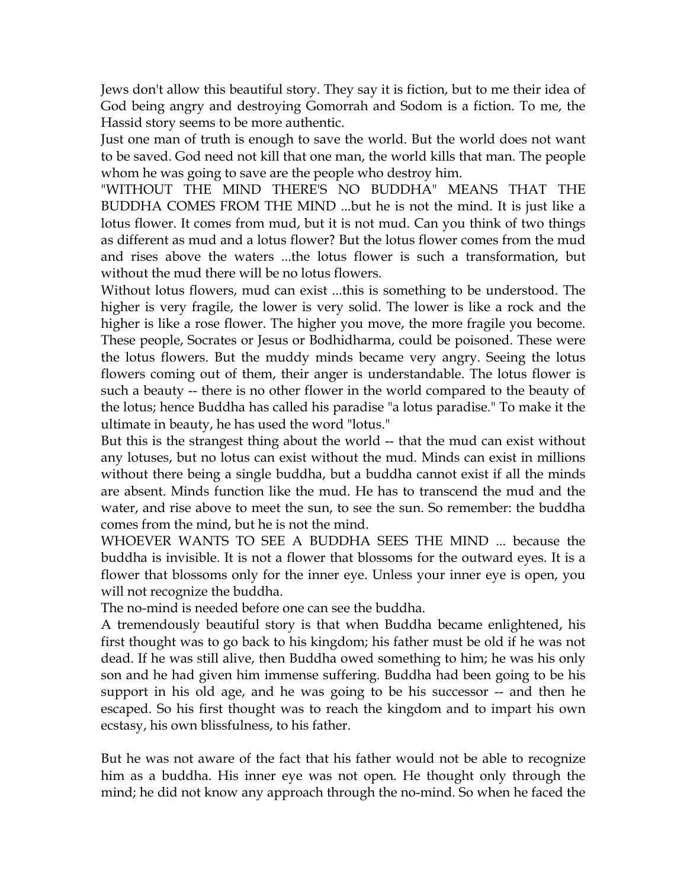Jews don't allow this beautiful story. They say it is fiction, but to me their idea of God being angry and destroying Gomorrah and Sodom is a fiction. To me, the Hassid story seems to be more authentic.

Just one man of truth is enough to save the world. But the world does not want to be saved. God need not kill that one man, the world kills that man. The people whom he was going to save are the people who destroy him.

"WITHOUT THE MIND THERE'S NO BUDDHA" MEANS THAT THE BUDDHA COMES FROM THE MIND ...but he is not the mind. It is just like a lotus flower. It comes from mud, but it is not mud. Can you think of two things as different as mud and a lotus flower? But the lotus flower comes from the mud and rises above the waters ...the lotus flower is such a transformation, but without the mud there will be no lotus flowers.

Without lotus flowers, mud can exist ...this is something to be understood. The higher is very fragile, the lower is very solid. The lower is like a rock and the higher is like a rose flower. The higher you move, the more fragile you become. These people, Socrates or Jesus or Bodhidharma, could be poisoned. These were the lotus flowers. But the muddy minds became very angry. Seeing the lotus flowers coming out of them, their anger is understandable. The lotus flower is such a beauty -- there is no other flower in the world compared to the beauty of the lotus; hence Buddha has called his paradise "a lotus paradise." To make it the ultimate in beauty, he has used the word "lotus."

But this is the strangest thing about the world -- that the mud can exist without any lotuses, but no lotus can exist without the mud. Minds can exist in millions without there being a single buddha, but a buddha cannot exist if all the minds are absent. Minds function like the mud. He has to transcend the mud and the water, and rise above to meet the sun, to see the sun. So remember: the buddha comes from the mind, but he is not the mind.

WHOEVER WANTS TO SEE A BUDDHA SEES THE MIND ... because the buddha is invisible. It is not a flower that blossoms for the outward eyes. It is a flower that blossoms only for the inner eye. Unless your inner eye is open, you will not recognize the buddha.

The no-mind is needed before one can see the buddha.

A tremendously beautiful story is that when Buddha became enlightened, his first thought was to go back to his kingdom; his father must be old if he was not dead. If he was still alive, then Buddha owed something to him; he was his only son and he had given him immense suffering. Buddha had been going to be his support in his old age, and he was going to be his successor -- and then he escaped. So his first thought was to reach the kingdom and to impart his own ecstasy, his own blissfulness, to his father.

But he was not aware of the fact that his father would not be able to recognize him as a buddha. His inner eye was not open. He thought only through the mind; he did not know any approach through the no-mind. So when he faced the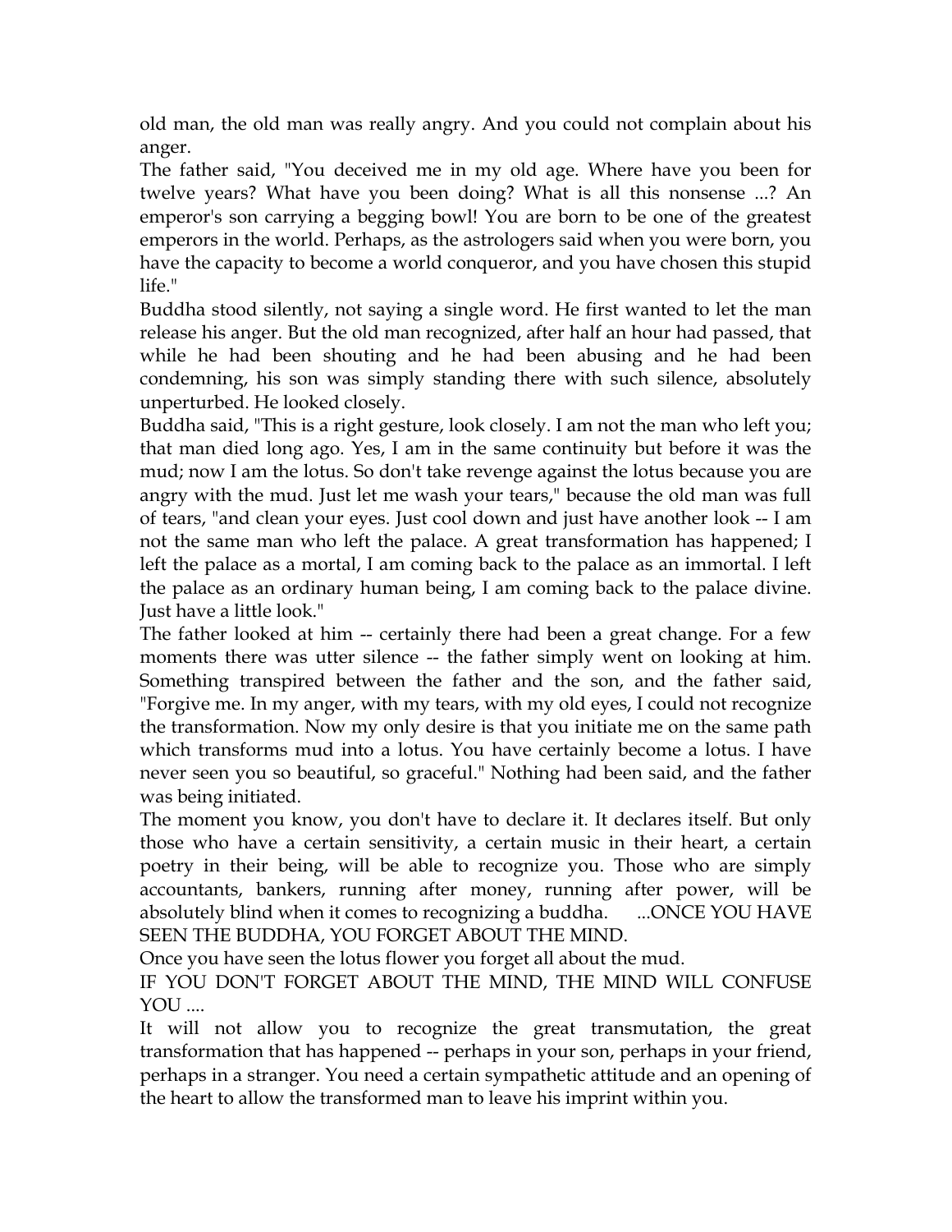old man, the old man was really angry. And you could not complain about his anger.

The father said, "You deceived me in my old age. Where have you been for twelve years? What have you been doing? What is all this nonsense ...? An emperor's son carrying a begging bowl! You are born to be one of the greatest emperors in the world. Perhaps, as the astrologers said when you were born, you have the capacity to become a world conqueror, and you have chosen this stupid life."

Buddha stood silently, not saying a single word. He first wanted to let the man release his anger. But the old man recognized, after half an hour had passed, that while he had been shouting and he had been abusing and he had been condemning, his son was simply standing there with such silence, absolutely unperturbed. He looked closely.

Buddha said, "This is a right gesture, look closely. I am not the man who left you; that man died long ago. Yes, I am in the same continuity but before it was the mud; now I am the lotus. So don't take revenge against the lotus because you are angry with the mud. Just let me wash your tears," because the old man was full of tears, "and clean your eyes. Just cool down and just have another look -- I am not the same man who left the palace. A great transformation has happened; I left the palace as a mortal, I am coming back to the palace as an immortal. I left the palace as an ordinary human being, I am coming back to the palace divine. Just have a little look."

The father looked at him -- certainly there had been a great change. For a few moments there was utter silence -- the father simply went on looking at him. Something transpired between the father and the son, and the father said, "Forgive me. In my anger, with my tears, with my old eyes, I could not recognize the transformation. Now my only desire is that you initiate me on the same path which transforms mud into a lotus. You have certainly become a lotus. I have never seen you so beautiful, so graceful." Nothing had been said, and the father was being initiated.

The moment you know, you don't have to declare it. It declares itself. But only those who have a certain sensitivity, a certain music in their heart, a certain poetry in their being, will be able to recognize you. Those who are simply accountants, bankers, running after money, running after power, will be absolutely blind when it comes to recognizing a buddha. ...ONCE YOU HAVE SEEN THE BUDDHA, YOU FORGET ABOUT THE MIND.

Once you have seen the lotus flower you forget all about the mud.

IF YOU DON'T FORGET ABOUT THE MIND, THE MIND WILL CONFUSE YOU ....

It will not allow you to recognize the great transmutation, the great transformation that has happened -- perhaps in your son, perhaps in your friend, perhaps in a stranger. You need a certain sympathetic attitude and an opening of the heart to allow the transformed man to leave his imprint within you.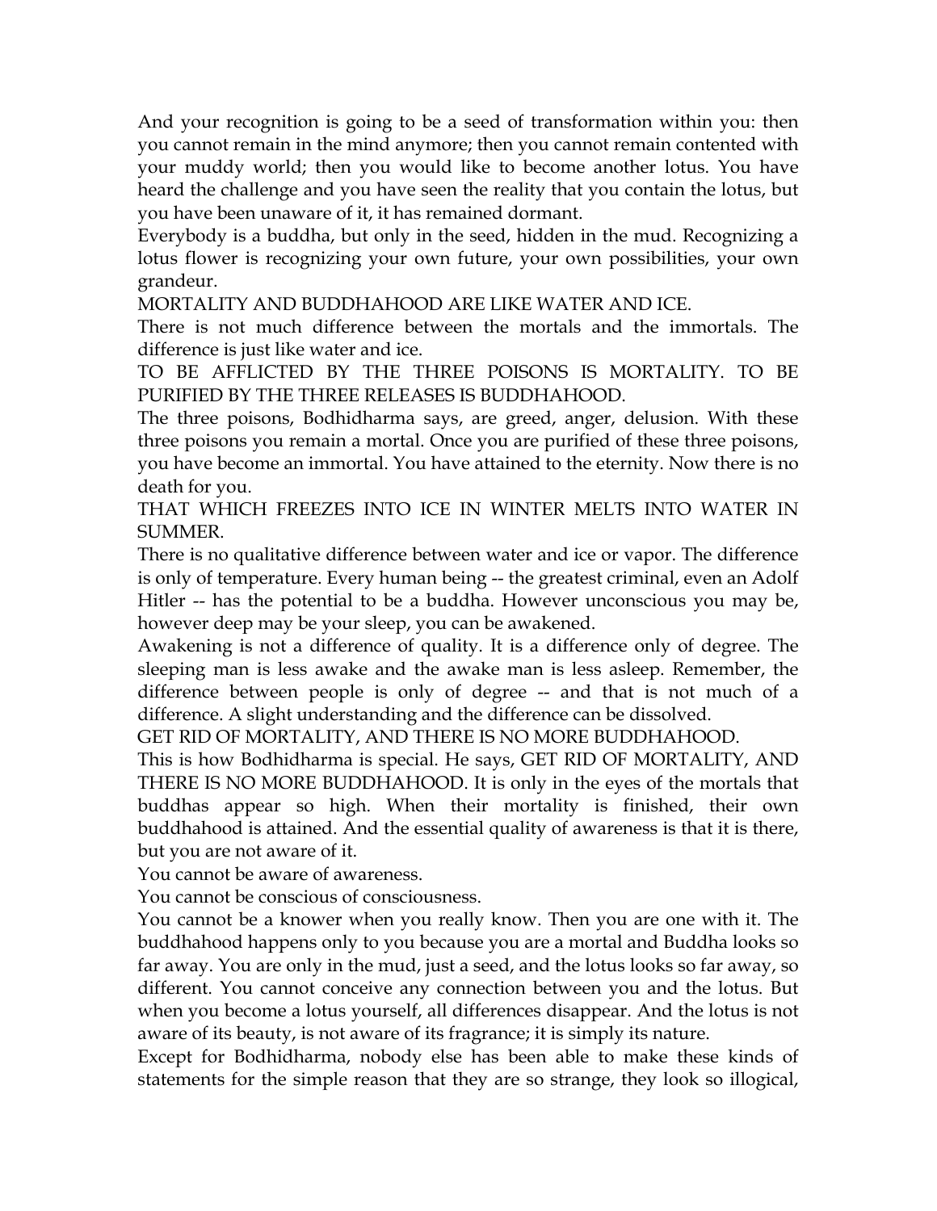And your recognition is going to be a seed of transformation within you: then you cannot remain in the mind anymore; then you cannot remain contented with your muddy world; then you would like to become another lotus. You have heard the challenge and you have seen the reality that you contain the lotus, but you have been unaware of it, it has remained dormant.

Everybody is a buddha, but only in the seed, hidden in the mud. Recognizing a lotus flower is recognizing your own future, your own possibilities, your own grandeur.

MORTALITY AND BUDDHAHOOD ARE LIKE WATER AND ICE.

There is not much difference between the mortals and the immortals. The difference is just like water and ice.

TO BE AFFLICTED BY THE THREE POISONS IS MORTALITY. TO BE PURIFIED BY THE THREE RELEASES IS BUDDHAHOOD.

The three poisons, Bodhidharma says, are greed, anger, delusion. With these three poisons you remain a mortal. Once you are purified of these three poisons, you have become an immortal. You have attained to the eternity. Now there is no death for you.

THAT WHICH FREEZES INTO ICE IN WINTER MELTS INTO WATER IN SUMMER.

There is no qualitative difference between water and ice or vapor. The difference is only of temperature. Every human being -- the greatest criminal, even an Adolf Hitler -- has the potential to be a buddha. However unconscious you may be, however deep may be your sleep, you can be awakened.

Awakening is not a difference of quality. It is a difference only of degree. The sleeping man is less awake and the awake man is less asleep. Remember, the difference between people is only of degree -- and that is not much of a difference. A slight understanding and the difference can be dissolved.

GET RID OF MORTALITY, AND THERE IS NO MORE BUDDHAHOOD.

This is how Bodhidharma is special. He says, GET RID OF MORTALITY, AND THERE IS NO MORE BUDDHAHOOD. It is only in the eyes of the mortals that buddhas appear so high. When their mortality is finished, their own buddhahood is attained. And the essential quality of awareness is that it is there, but you are not aware of it.

You cannot be aware of awareness.

You cannot be conscious of consciousness.

You cannot be a knower when you really know. Then you are one with it. The buddhahood happens only to you because you are a mortal and Buddha looks so far away. You are only in the mud, just a seed, and the lotus looks so far away, so different. You cannot conceive any connection between you and the lotus. But when you become a lotus yourself, all differences disappear. And the lotus is not aware of its beauty, is not aware of its fragrance; it is simply its nature.

Except for Bodhidharma, nobody else has been able to make these kinds of statements for the simple reason that they are so strange, they look so illogical,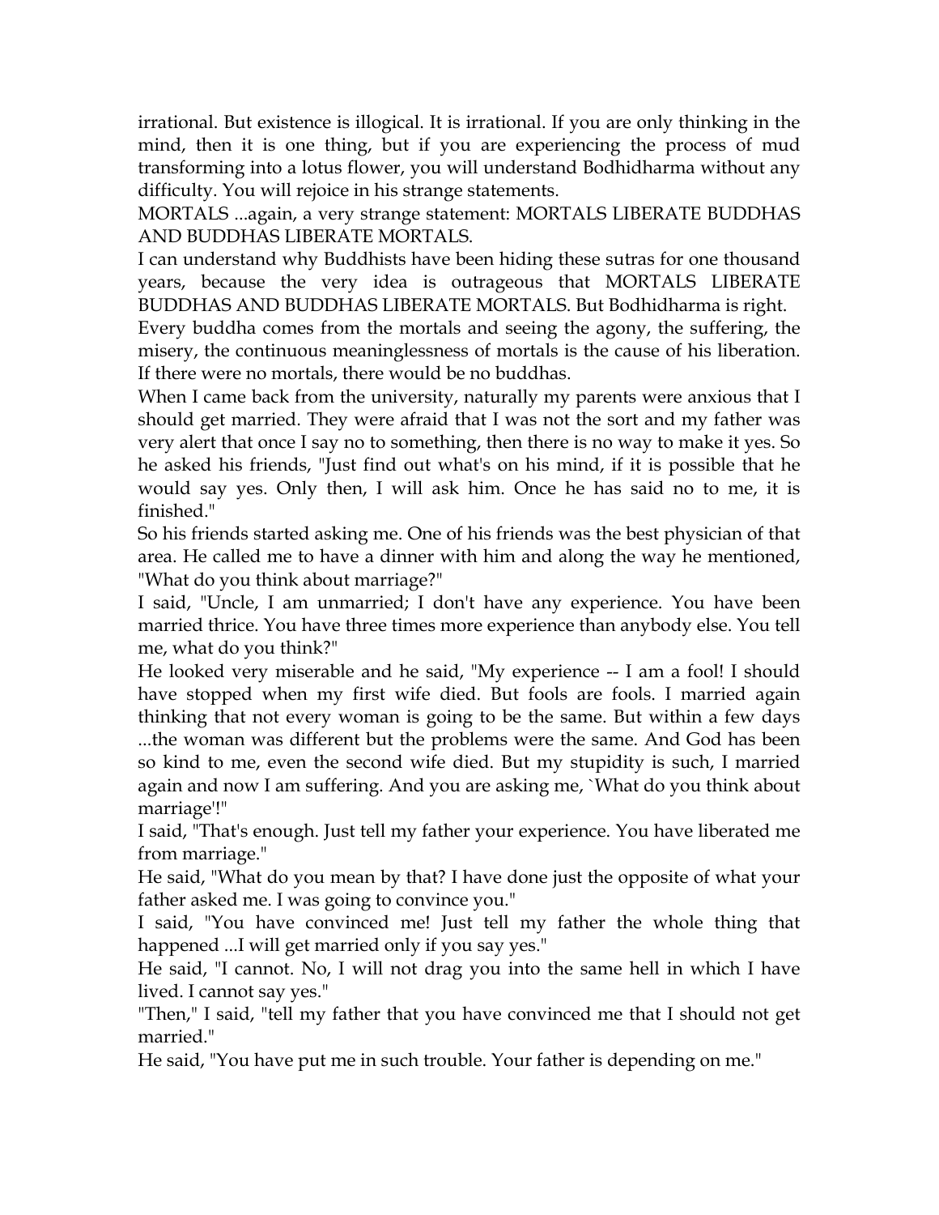irrational. But existence is illogical. It is irrational. If you are only thinking in the mind, then it is one thing, but if you are experiencing the process of mud transforming into a lotus flower, you will understand Bodhidharma without any difficulty. You will rejoice in his strange statements.

MORTALS ...again, a very strange statement: MORTALS LIBERATE BUDDHAS AND BUDDHAS LIBERATE MORTALS.

I can understand why Buddhists have been hiding these sutras for one thousand years, because the very idea is outrageous that MORTALS LIBERATE BUDDHAS AND BUDDHAS LIBERATE MORTALS. But Bodhidharma is right.

Every buddha comes from the mortals and seeing the agony, the suffering, the misery, the continuous meaninglessness of mortals is the cause of his liberation. If there were no mortals, there would be no buddhas.

When I came back from the university, naturally my parents were anxious that I should get married. They were afraid that I was not the sort and my father was very alert that once I say no to something, then there is no way to make it yes. So he asked his friends, "Just find out what's on his mind, if it is possible that he would say yes. Only then, I will ask him. Once he has said no to me, it is finished."

So his friends started asking me. One of his friends was the best physician of that area. He called me to have a dinner with him and along the way he mentioned, "What do you think about marriage?"

I said, "Uncle, I am unmarried; I don't have any experience. You have been married thrice. You have three times more experience than anybody else. You tell me, what do you think?"

He looked very miserable and he said, "My experience -- I am a fool! I should have stopped when my first wife died. But fools are fools. I married again thinking that not every woman is going to be the same. But within a few days ...the woman was different but the problems were the same. And God has been so kind to me, even the second wife died. But my stupidity is such, I married again and now I am suffering. And you are asking me, `What do you think about marriage'!"

I said, "That's enough. Just tell my father your experience. You have liberated me from marriage."

He said, "What do you mean by that? I have done just the opposite of what your father asked me. I was going to convince you."

I said, "You have convinced me! Just tell my father the whole thing that happened ...I will get married only if you say yes."

He said, "I cannot. No, I will not drag you into the same hell in which I have lived. I cannot say yes."

"Then," I said, "tell my father that you have convinced me that I should not get married."

He said, "You have put me in such trouble. Your father is depending on me."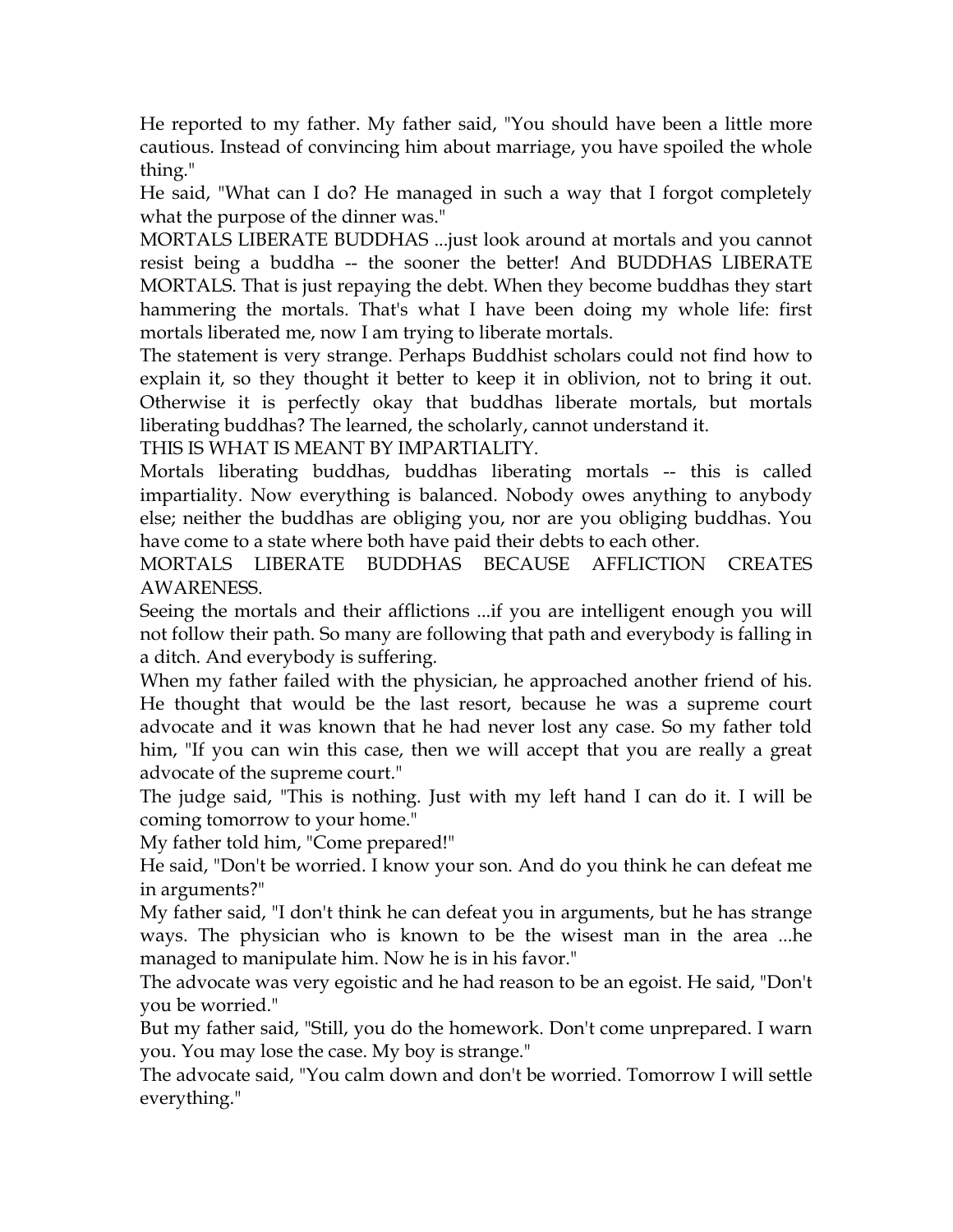He reported to my father. My father said, "You should have been a little more cautious. Instead of convincing him about marriage, you have spoiled the whole thing."

He said, "What can I do? He managed in such a way that I forgot completely what the purpose of the dinner was."

MORTALS LIBERATE BUDDHAS ...just look around at mortals and you cannot resist being a buddha -- the sooner the better! And BUDDHAS LIBERATE MORTALS. That is just repaying the debt. When they become buddhas they start hammering the mortals. That's what I have been doing my whole life: first mortals liberated me, now I am trying to liberate mortals.

The statement is very strange. Perhaps Buddhist scholars could not find how to explain it, so they thought it better to keep it in oblivion, not to bring it out. Otherwise it is perfectly okay that buddhas liberate mortals, but mortals liberating buddhas? The learned, the scholarly, cannot understand it.

THIS IS WHAT IS MEANT BY IMPARTIALITY.

Mortals liberating buddhas, buddhas liberating mortals -- this is called impartiality. Now everything is balanced. Nobody owes anything to anybody else; neither the buddhas are obliging you, nor are you obliging buddhas. You have come to a state where both have paid their debts to each other.

MORTALS LIBERATE BUDDHAS BECAUSE AFFLICTION CREATES AWARENESS.

Seeing the mortals and their afflictions ...if you are intelligent enough you will not follow their path. So many are following that path and everybody is falling in a ditch. And everybody is suffering.

When my father failed with the physician, he approached another friend of his. He thought that would be the last resort, because he was a supreme court advocate and it was known that he had never lost any case. So my father told him, "If you can win this case, then we will accept that you are really a great advocate of the supreme court."

The judge said, "This is nothing. Just with my left hand I can do it. I will be coming tomorrow to your home."

My father told him, "Come prepared!"

He said, "Don't be worried. I know your son. And do you think he can defeat me in arguments?"

My father said, "I don't think he can defeat you in arguments, but he has strange ways. The physician who is known to be the wisest man in the area ...he managed to manipulate him. Now he is in his favor."

The advocate was very egoistic and he had reason to be an egoist. He said, "Don't you be worried."

But my father said, "Still, you do the homework. Don't come unprepared. I warn you. You may lose the case. My boy is strange."

The advocate said, "You calm down and don't be worried. Tomorrow I will settle everything."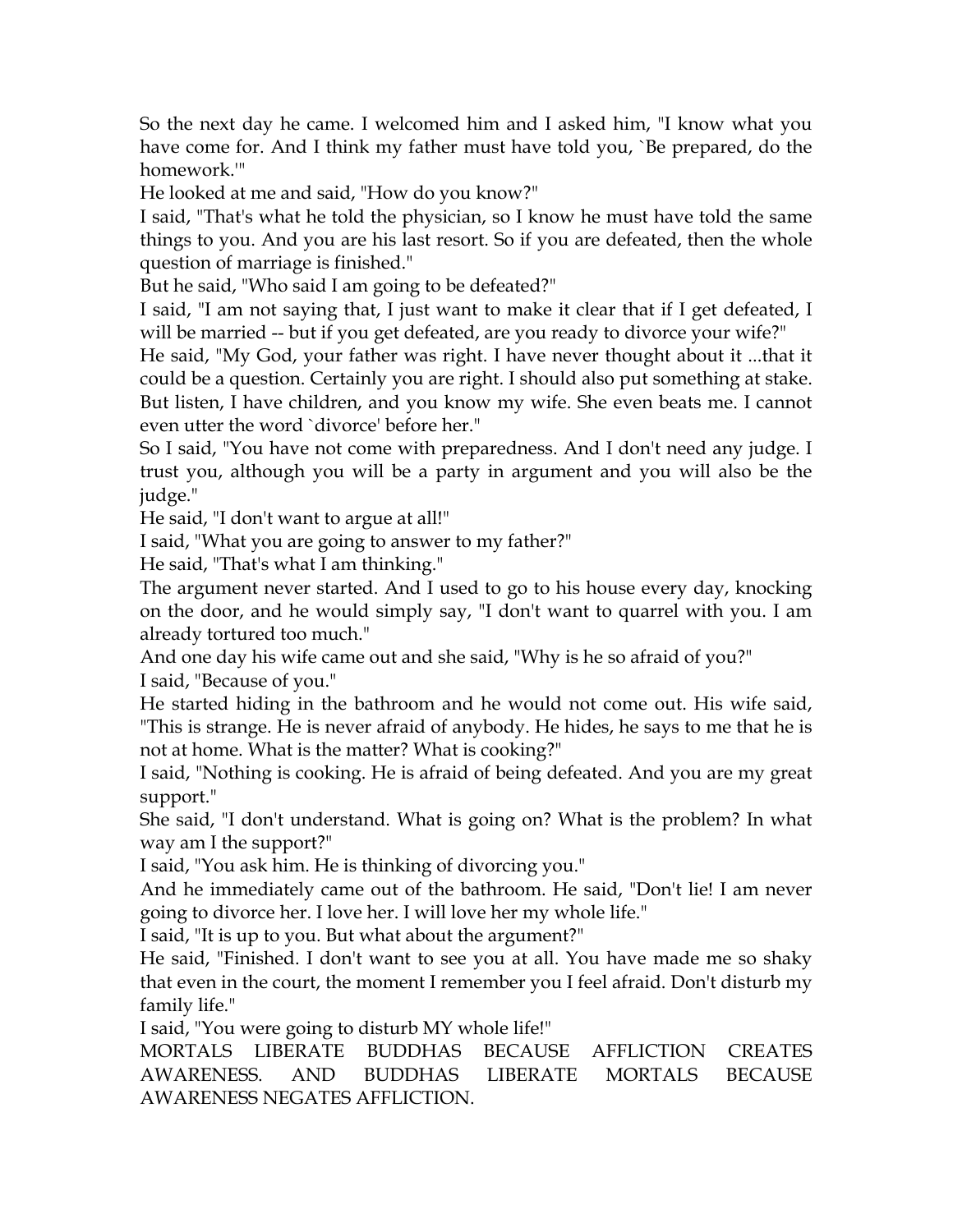So the next day he came. I welcomed him and I asked him, "I know what you have come for. And I think my father must have told you, `Be prepared, do the homework.'"

He looked at me and said, "How do you know?"

I said, "That's what he told the physician, so I know he must have told the same things to you. And you are his last resort. So if you are defeated, then the whole question of marriage is finished."

But he said, "Who said I am going to be defeated?"

I said, "I am not saying that, I just want to make it clear that if I get defeated, I will be married -- but if you get defeated, are you ready to divorce your wife?"

He said, "My God, your father was right. I have never thought about it ...that it could be a question. Certainly you are right. I should also put something at stake. But listen, I have children, and you know my wife. She even beats me. I cannot even utter the word `divorce' before her."

So I said, "You have not come with preparedness. And I don't need any judge. I trust you, although you will be a party in argument and you will also be the judge."

He said, "I don't want to argue at all!"

I said, "What you are going to answer to my father?"

He said, "That's what I am thinking."

The argument never started. And I used to go to his house every day, knocking on the door, and he would simply say, "I don't want to quarrel with you. I am already tortured too much."

And one day his wife came out and she said, "Why is he so afraid of you?"

I said, "Because of you."

He started hiding in the bathroom and he would not come out. His wife said, "This is strange. He is never afraid of anybody. He hides, he says to me that he is not at home. What is the matter? What is cooking?"

I said, "Nothing is cooking. He is afraid of being defeated. And you are my great support."

She said, "I don't understand. What is going on? What is the problem? In what way am I the support?"

I said, "You ask him. He is thinking of divorcing you."

And he immediately came out of the bathroom. He said, "Don't lie! I am never going to divorce her. I love her. I will love her my whole life."

I said, "It is up to you. But what about the argument?"

He said, "Finished. I don't want to see you at all. You have made me so shaky that even in the court, the moment I remember you I feel afraid. Don't disturb my family life."

I said, "You were going to disturb MY whole life!"

MORTALS LIBERATE BUDDHAS BECAUSE AFFLICTION CREATES AWARENESS. AND BUDDHAS LIBERATE MORTALS BECAUSE AWARENESS NEGATES AFFLICTION.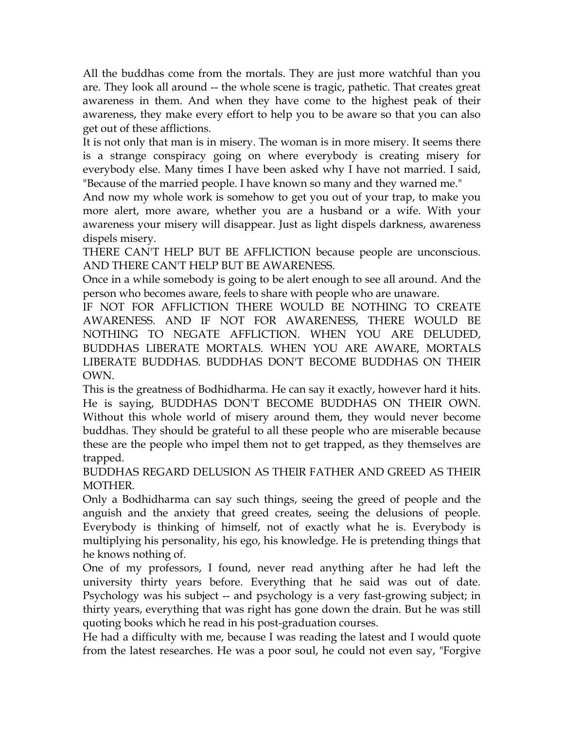All the buddhas come from the mortals. They are just more watchful than you are. They look all around -- the whole scene is tragic, pathetic. That creates great awareness in them. And when they have come to the highest peak of their awareness, they make every effort to help you to be aware so that you can also get out of these afflictions.

It is not only that man is in misery. The woman is in more misery. It seems there is a strange conspiracy going on where everybody is creating misery for everybody else. Many times I have been asked why I have not married. I said, "Because of the married people. I have known so many and they warned me."

And now my whole work is somehow to get you out of your trap, to make you more alert, more aware, whether you are a husband or a wife. With your awareness your misery will disappear. Just as light dispels darkness, awareness dispels misery.

THERE CAN'T HELP BUT BE AFFLICTION because people are unconscious. AND THERE CAN'T HELP BUT BE AWARENESS.

Once in a while somebody is going to be alert enough to see all around. And the person who becomes aware, feels to share with people who are unaware.

IF NOT FOR AFFLICTION THERE WOULD BE NOTHING TO CREATE AWARENESS. AND IF NOT FOR AWARENESS, THERE WOULD BE NOTHING TO NEGATE AFFLICTION. WHEN YOU ARE DELUDED, BUDDHAS LIBERATE MORTALS. WHEN YOU ARE AWARE, MORTALS LIBERATE BUDDHAS. BUDDHAS DON'T BECOME BUDDHAS ON THEIR OWN.

This is the greatness of Bodhidharma. He can say it exactly, however hard it hits. He is saying, BUDDHAS DON'T BECOME BUDDHAS ON THEIR OWN. Without this whole world of misery around them, they would never become buddhas. They should be grateful to all these people who are miserable because these are the people who impel them not to get trapped, as they themselves are trapped.

BUDDHAS REGARD DELUSION AS THEIR FATHER AND GREED AS THEIR MOTHER.

Only a Bodhidharma can say such things, seeing the greed of people and the anguish and the anxiety that greed creates, seeing the delusions of people. Everybody is thinking of himself, not of exactly what he is. Everybody is multiplying his personality, his ego, his knowledge. He is pretending things that he knows nothing of.

One of my professors, I found, never read anything after he had left the university thirty years before. Everything that he said was out of date. Psychology was his subject -- and psychology is a very fast-growing subject; in thirty years, everything that was right has gone down the drain. But he was still quoting books which he read in his post-graduation courses.

He had a difficulty with me, because I was reading the latest and I would quote from the latest researches. He was a poor soul, he could not even say, "Forgive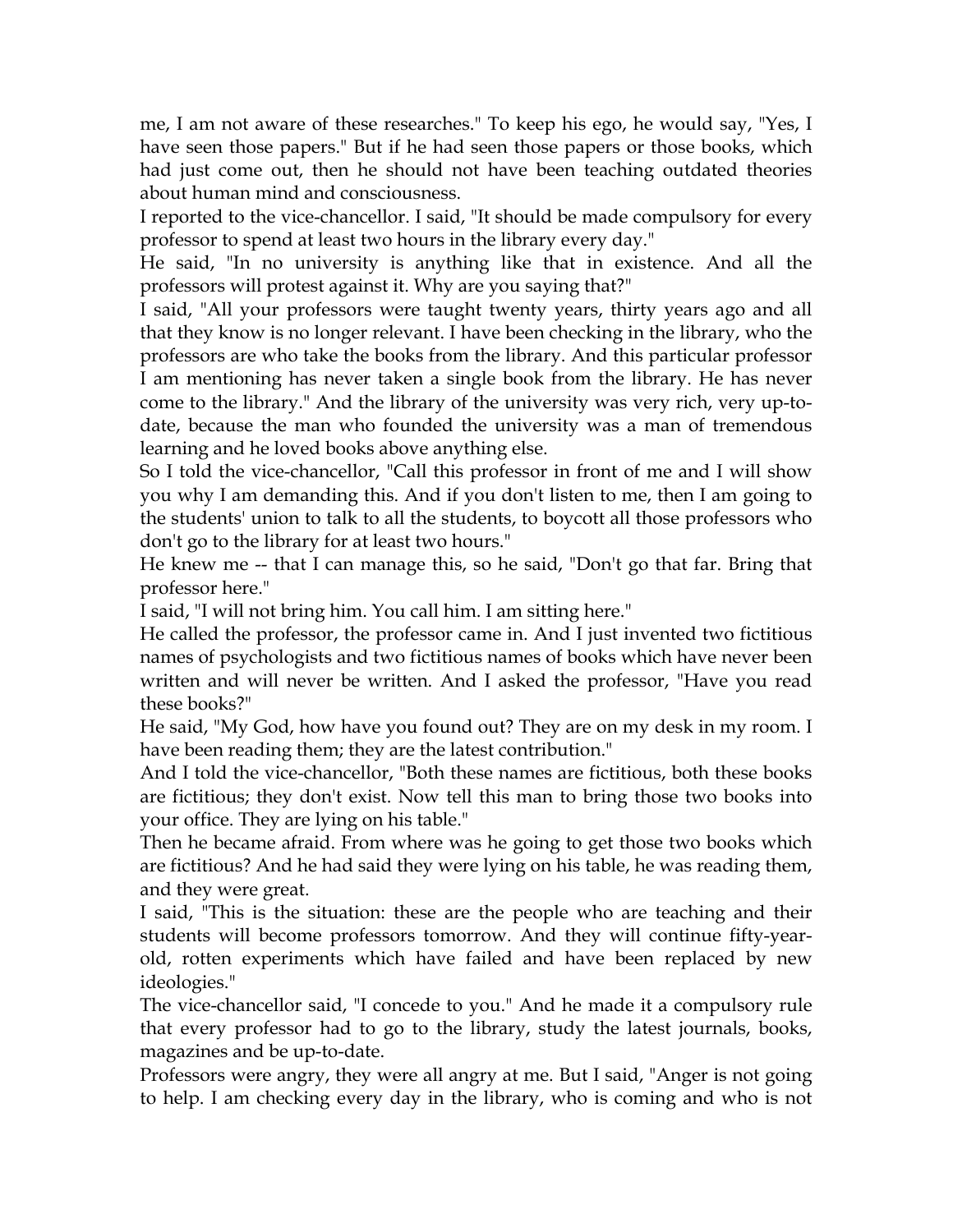me, I am not aware of these researches." To keep his ego, he would say, "Yes, I have seen those papers." But if he had seen those papers or those books, which had just come out, then he should not have been teaching outdated theories about human mind and consciousness.

I reported to the vice-chancellor. I said, "It should be made compulsory for every professor to spend at least two hours in the library every day."

He said, "In no university is anything like that in existence. And all the professors will protest against it. Why are you saying that?"

I said, "All your professors were taught twenty years, thirty years ago and all that they know is no longer relevant. I have been checking in the library, who the professors are who take the books from the library. And this particular professor I am mentioning has never taken a single book from the library. He has never come to the library." And the library of the university was very rich, very up-to-date, because the man who founded the university was a man of tremendous learning and he loved books above anything else.

So I told the vice-chancellor, "Call this professor in front of me and I will show you why I am demanding this. And if you don't listen to me, then I am going to the students' union to talk to all the students, to boycott all those professors who don't go to the library for at least two hours."

He knew me -- that I can manage this, so he said, "Don't go that far. Bring that professor here."

I said, "I will not bring him. You call him. I am sitting here."

He called the professor, the professor came in. And I just invented two fictitious names of psychologists and two fictitious names of books which have never been written and will never be written. And I asked the professor, "Have you read these books?"

He said, "My God, how have you found out? They are on my desk in my room. I have been reading them; they are the latest contribution."

And I told the vice-chancellor, "Both these names are fictitious, both these books are fictitious; they don't exist. Now tell this man to bring those two books into your office. They are lying on his table."

Then he became afraid. From where was he going to get those two books which are fictitious? And he had said they were lying on his table, he was reading them, and they were great.

I said, "This is the situation: these are the people who are teaching and their students will become professors tomorrow. And they will continue fifty-year-old, rotten experiments which have failed and have been replaced by new ideologies."

The vice-chancellor said, "I concede to you." And he made it a compulsory rule that every professor had to go to the library, study the latest journals, books, magazines and be up-to-date.

Professors were angry, they were all angry at me. But I said, "Anger is not going to help. I am checking every day in the library, who is coming and who is not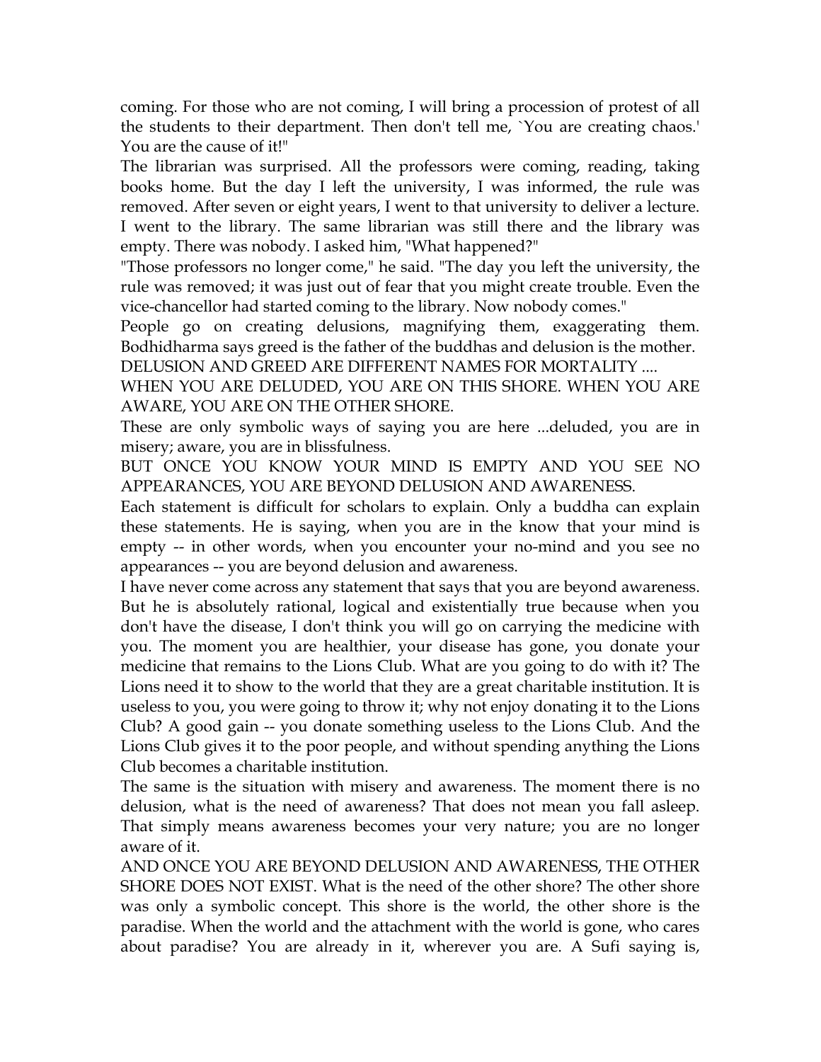coming. For those who are not coming, I will bring a procession of protest of all the students to their department. Then don't tell me, `You are creating chaos.' You are the cause of it!"

The librarian was surprised. All the professors were coming, reading, taking books home. But the day I left the university, I was informed, the rule was removed. After seven or eight years, I went to that university to deliver a lecture. I went to the library. The same librarian was still there and the library was empty. There was nobody. I asked him, "What happened?"

"Those professors no longer come," he said. "The day you left the university, the rule was removed; it was just out of fear that you might create trouble. Even the vice-chancellor had started coming to the library. Now nobody comes."

People go on creating delusions, magnifying them, exaggerating them. Bodhidharma says greed is the father of the buddhas and delusion is the mother.

DELUSION AND GREED ARE DIFFERENT NAMES FOR MORTALITY ....

WHEN YOU ARE DELUDED, YOU ARE ON THIS SHORE. WHEN YOU ARE AWARE, YOU ARE ON THE OTHER SHORE.

These are only symbolic ways of saying you are here ...deluded, you are in misery; aware, you are in blissfulness.

BUT ONCE YOU KNOW YOUR MIND IS EMPTY AND YOU SEE NO APPEARANCES, YOU ARE BEYOND DELUSION AND AWARENESS.

Each statement is difficult for scholars to explain. Only a buddha can explain these statements. He is saying, when you are in the know that your mind is empty -- in other words, when you encounter your no-mind and you see no appearances -- you are beyond delusion and awareness.

I have never come across any statement that says that you are beyond awareness. But he is absolutely rational, logical and existentially true because when you don't have the disease, I don't think you will go on carrying the medicine with you. The moment you are healthier, your disease has gone, you donate your medicine that remains to the Lions Club. What are you going to do with it? The Lions need it to show to the world that they are a great charitable institution. It is useless to you, you were going to throw it; why not enjoy donating it to the Lions Club? A good gain -- you donate something useless to the Lions Club. And the Lions Club gives it to the poor people, and without spending anything the Lions Club becomes a charitable institution.

The same is the situation with misery and awareness. The moment there is no delusion, what is the need of awareness? That does not mean you fall asleep. That simply means awareness becomes your very nature; you are no longer aware of it.

AND ONCE YOU ARE BEYOND DELUSION AND AWARENESS, THE OTHER SHORE DOES NOT EXIST. What is the need of the other shore? The other shore was only a symbolic concept. This shore is the world, the other shore is the paradise. When the world and the attachment with the world is gone, who cares about paradise? You are already in it, wherever you are. A Sufi saying is,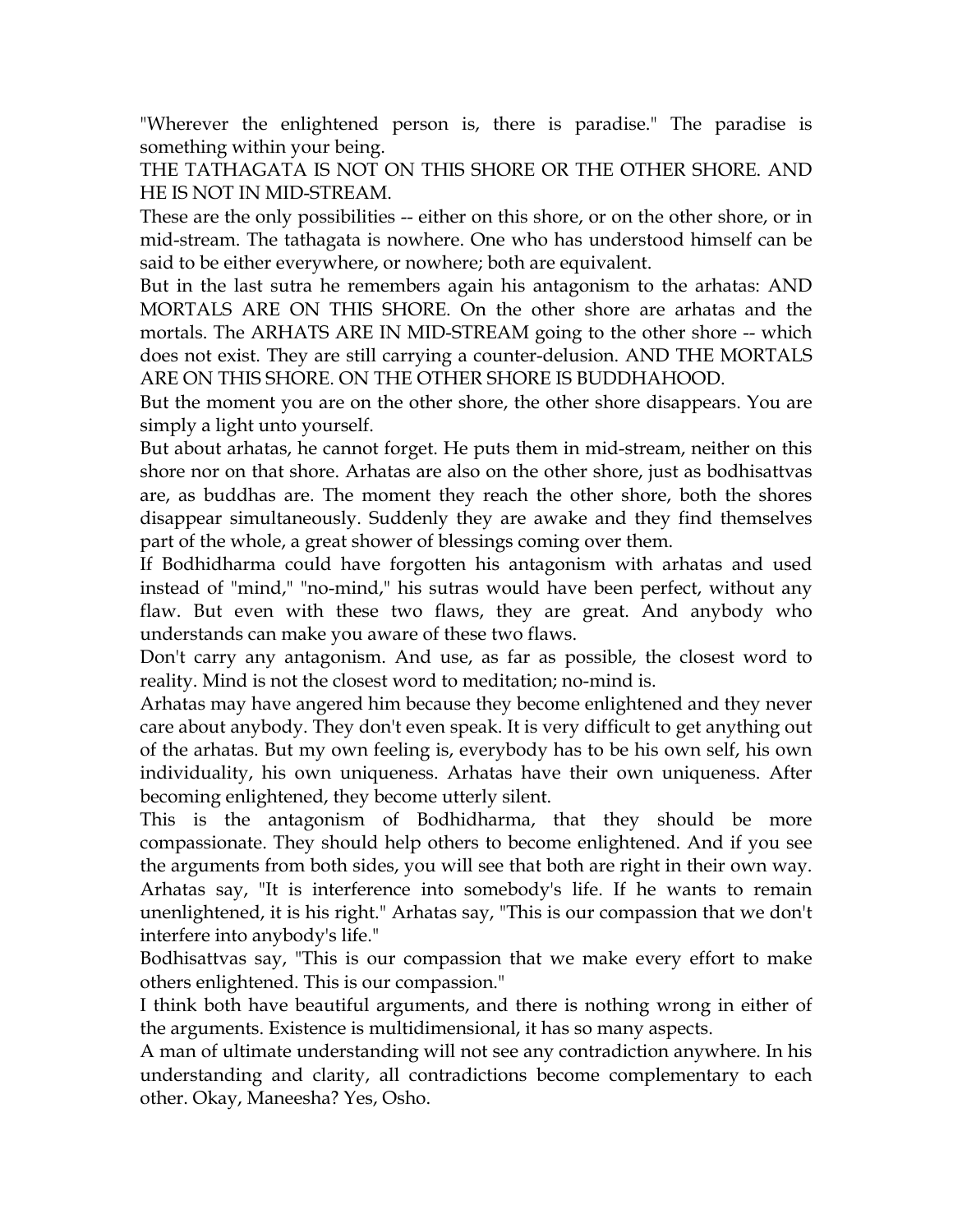"Wherever the enlightened person is, there is paradise." The paradise is something within your being.

THE TATHAGATA IS NOT ON THIS SHORE OR THE OTHER SHORE. AND HE IS NOT IN MID-STREAM.

These are the only possibilities -- either on this shore, or on the other shore, or in mid-stream. The tathagata is nowhere. One who has understood himself can be said to be either everywhere, or nowhere; both are equivalent.

But in the last sutra he remembers again his antagonism to the arhatas: AND MORTALS ARE ON THIS SHORE. On the other shore are arhatas and the mortals. The ARHATS ARE IN MID-STREAM going to the other shore -- which does not exist. They are still carrying a counter-delusion. AND THE MORTALS ARE ON THIS SHORE. ON THE OTHER SHORE IS BUDDHAHOOD.

But the moment you are on the other shore, the other shore disappears. You are simply a light unto yourself.

But about arhatas, he cannot forget. He puts them in mid-stream, neither on this shore nor on that shore. Arhatas are also on the other shore, just as bodhisattvas are, as buddhas are. The moment they reach the other shore, both the shores disappear simultaneously. Suddenly they are awake and they find themselves part of the whole, a great shower of blessings coming over them.

If Bodhidharma could have forgotten his antagonism with arhatas and used instead of "mind," "no-mind," his sutras would have been perfect, without any flaw. But even with these two flaws, they are great. And anybody who understands can make you aware of these two flaws.

Don't carry any antagonism. And use, as far as possible, the closest word to reality. Mind is not the closest word to meditation; no-mind is.

Arhatas may have angered him because they become enlightened and they never care about anybody. They don't even speak. It is very difficult to get anything out of the arhatas. But my own feeling is, everybody has to be his own self, his own individuality, his own uniqueness. Arhatas have their own uniqueness. After becoming enlightened, they become utterly silent.

This is the antagonism of Bodhidharma, that they should be more compassionate. They should help others to become enlightened. And if you see the arguments from both sides, you will see that both are right in their own way. Arhatas say, "It is interference into somebody's life. If he wants to remain unenlightened, it is his right." Arhatas say, "This is our compassion that we don't interfere into anybody's life."

Bodhisattvas say, "This is our compassion that we make every effort to make others enlightened. This is our compassion."

I think both have beautiful arguments, and there is nothing wrong in either of the arguments. Existence is multidimensional, it has so many aspects.

A man of ultimate understanding will not see any contradiction anywhere. In his understanding and clarity, all contradictions become complementary to each other. Okay, Maneesha? Yes, Osho.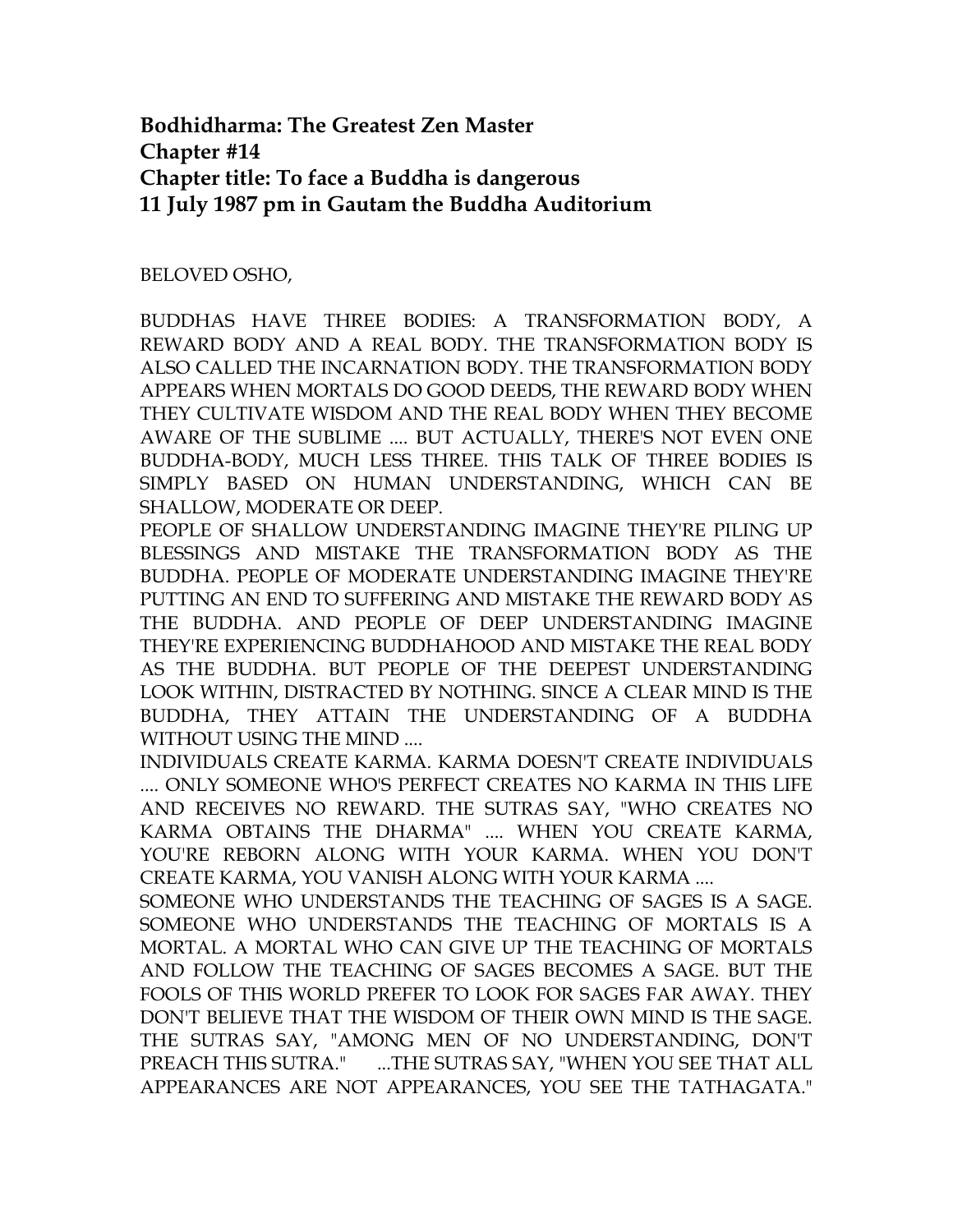**Bodhidharma: The Greatest Zen Master**
**Chapter #14**
**Chapter title: To face a Buddha is dangerous**
**11 July 1987 pm in Gautam the Buddha Auditorium**

BELOVED OSHO,

BUDDHAS HAVE THREE BODIES: A TRANSFORMATION BODY, A REWARD BODY AND A REAL BODY. THE TRANSFORMATION BODY IS ALSO CALLED THE INCARNATION BODY. THE TRANSFORMATION BODY APPEARS WHEN MORTALS DO GOOD DEEDS, THE REWARD BODY WHEN THEY CULTIVATE WISDOM AND THE REAL BODY WHEN THEY BECOME AWARE OF THE SUBLIME .... BUT ACTUALLY, THERE'S NOT EVEN ONE BUDDHA-BODY, MUCH LESS THREE. THIS TALK OF THREE BODIES IS SIMPLY BASED ON HUMAN UNDERSTANDING, WHICH CAN BE SHALLOW, MODERATE OR DEEP.

PEOPLE OF SHALLOW UNDERSTANDING IMAGINE THEY'RE PILING UP BLESSINGS AND MISTAKE THE TRANSFORMATION BODY AS THE BUDDHA. PEOPLE OF MODERATE UNDERSTANDING IMAGINE THEY'RE PUTTING AN END TO SUFFERING AND MISTAKE THE REWARD BODY AS THE BUDDHA. AND PEOPLE OF DEEP UNDERSTANDING IMAGINE THEY'RE EXPERIENCING BUDDHAHOOD AND MISTAKE THE REAL BODY AS THE BUDDHA. BUT PEOPLE OF THE DEEPEST UNDERSTANDING LOOK WITHIN, DISTRACTED BY NOTHING. SINCE A CLEAR MIND IS THE BUDDHA, THEY ATTAIN THE UNDERSTANDING OF A BUDDHA WITHOUT USING THE MIND ....

INDIVIDUALS CREATE KARMA. KARMA DOESN'T CREATE INDIVIDUALS .... ONLY SOMEONE WHO'S PERFECT CREATES NO KARMA IN THIS LIFE AND RECEIVES NO REWARD. THE SUTRAS SAY, "WHO CREATES NO KARMA OBTAINS THE DHARMA" .... WHEN YOU CREATE KARMA, YOU'RE REBORN ALONG WITH YOUR KARMA. WHEN YOU DON'T CREATE KARMA, YOU VANISH ALONG WITH YOUR KARMA ....

SOMEONE WHO UNDERSTANDS THE TEACHING OF SAGES IS A SAGE. SOMEONE WHO UNDERSTANDS THE TEACHING OF MORTALS IS A MORTAL. A MORTAL WHO CAN GIVE UP THE TEACHING OF MORTALS AND FOLLOW THE TEACHING OF SAGES BECOMES A SAGE. BUT THE FOOLS OF THIS WORLD PREFER TO LOOK FOR SAGES FAR AWAY. THEY DON'T BELIEVE THAT THE WISDOM OF THEIR OWN MIND IS THE SAGE. THE SUTRAS SAY, "AMONG MEN OF NO UNDERSTANDING, DON'T PREACH THIS SUTRA." ...THE SUTRAS SAY, "WHEN YOU SEE THAT ALL APPEARANCES ARE NOT APPEARANCES, YOU SEE THE TATHAGATA."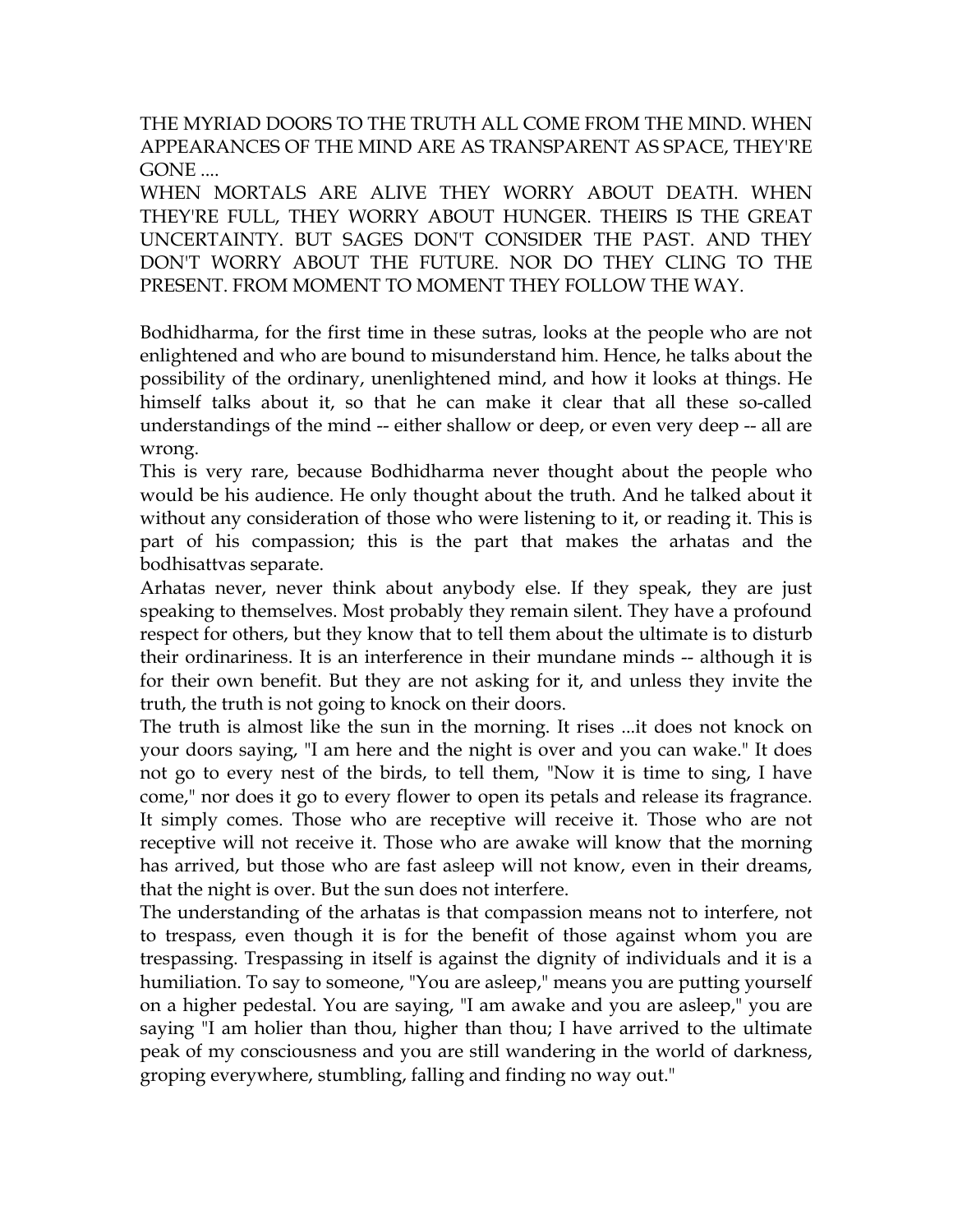THE MYRIAD DOORS TO THE TRUTH ALL COME FROM THE MIND. WHEN APPEARANCES OF THE MIND ARE AS TRANSPARENT AS SPACE, THEY'RE GONE ....

WHEN MORTALS ARE ALIVE THEY WORRY ABOUT DEATH. WHEN THEY'RE FULL, THEY WORRY ABOUT HUNGER. THEIRS IS THE GREAT UNCERTAINTY. BUT SAGES DON'T CONSIDER THE PAST. AND THEY DON'T WORRY ABOUT THE FUTURE. NOR DO THEY CLING TO THE PRESENT. FROM MOMENT TO MOMENT THEY FOLLOW THE WAY.

Bodhidharma, for the first time in these sutras, looks at the people who are not enlightened and who are bound to misunderstand him. Hence, he talks about the possibility of the ordinary, unenlightened mind, and how it looks at things. He himself talks about it, so that he can make it clear that all these so-called understandings of the mind -- either shallow or deep, or even very deep -- all are wrong.

This is very rare, because Bodhidharma never thought about the people who would be his audience. He only thought about the truth. And he talked about it without any consideration of those who were listening to it, or reading it. This is part of his compassion; this is the part that makes the arhatas and the bodhisattvas separate.

Arhatas never, never think about anybody else. If they speak, they are just speaking to themselves. Most probably they remain silent. They have a profound respect for others, but they know that to tell them about the ultimate is to disturb their ordinariness. It is an interference in their mundane minds -- although it is for their own benefit. But they are not asking for it, and unless they invite the truth, the truth is not going to knock on their doors.

The truth is almost like the sun in the morning. It rises ...it does not knock on your doors saying, "I am here and the night is over and you can wake." It does not go to every nest of the birds, to tell them, "Now it is time to sing, I have come," nor does it go to every flower to open its petals and release its fragrance. It simply comes. Those who are receptive will receive it. Those who are not receptive will not receive it. Those who are awake will know that the morning has arrived, but those who are fast asleep will not know, even in their dreams, that the night is over. But the sun does not interfere.

The understanding of the arhatas is that compassion means not to interfere, not to trespass, even though it is for the benefit of those against whom you are trespassing. Trespassing in itself is against the dignity of individuals and it is a humiliation. To say to someone, "You are asleep," means you are putting yourself on a higher pedestal. You are saying, "I am awake and you are asleep," you are saying "I am holier than thou, higher than thou; I have arrived to the ultimate peak of my consciousness and you are still wandering in the world of darkness, groping everywhere, stumbling, falling and finding no way out."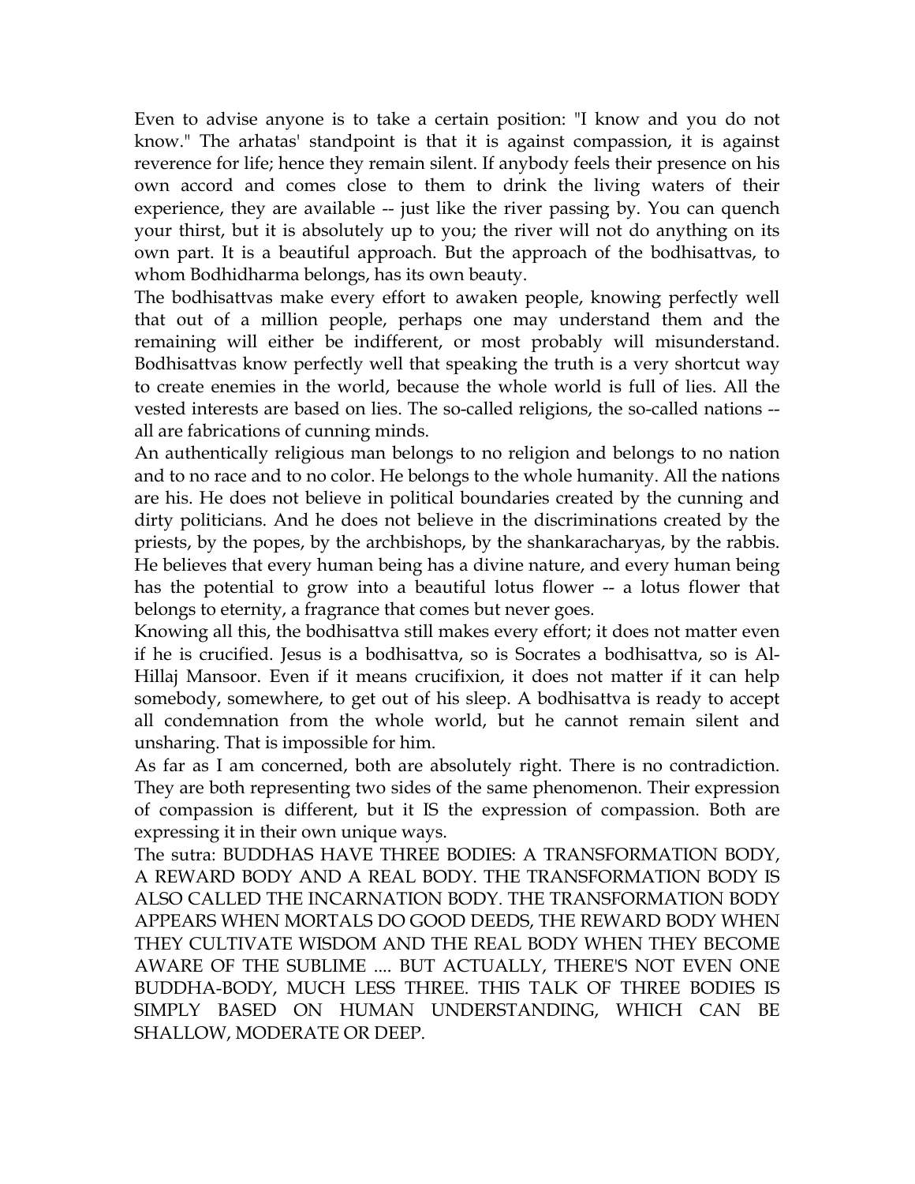Even to advise anyone is to take a certain position: "I know and you do not know." The arhatas' standpoint is that it is against compassion, it is against reverence for life; hence they remain silent. If anybody feels their presence on his own accord and comes close to them to drink the living waters of their experience, they are available -- just like the river passing by. You can quench your thirst, but it is absolutely up to you; the river will not do anything on its own part. It is a beautiful approach. But the approach of the bodhisattvas, to whom Bodhidharma belongs, has its own beauty.

The bodhisattvas make every effort to awaken people, knowing perfectly well that out of a million people, perhaps one may understand them and the remaining will either be indifferent, or most probably will misunderstand. Bodhisattvas know perfectly well that speaking the truth is a very shortcut way to create enemies in the world, because the whole world is full of lies. All the vested interests are based on lies. The so-called religions, the so-called nations -- all are fabrications of cunning minds.

An authentically religious man belongs to no religion and belongs to no nation and to no race and to no color. He belongs to the whole humanity. All the nations are his. He does not believe in political boundaries created by the cunning and dirty politicians. And he does not believe in the discriminations created by the priests, by the popes, by the archbishops, by the shankaracharyas, by the rabbis. He believes that every human being has a divine nature, and every human being has the potential to grow into a beautiful lotus flower -- a lotus flower that belongs to eternity, a fragrance that comes but never goes.

Knowing all this, the bodhisattva still makes every effort; it does not matter even if he is crucified. Jesus is a bodhisattva, so is Socrates a bodhisattva, so is Al-Hillaj Mansoor. Even if it means crucifixion, it does not matter if it can help somebody, somewhere, to get out of his sleep. A bodhisattva is ready to accept all condemnation from the whole world, but he cannot remain silent and unsharing. That is impossible for him.

As far as I am concerned, both are absolutely right. There is no contradiction. They are both representing two sides of the same phenomenon. Their expression of compassion is different, but it IS the expression of compassion. Both are expressing it in their own unique ways.

The sutra: BUDDHAS HAVE THREE BODIES: A TRANSFORMATION BODY, A REWARD BODY AND A REAL BODY. THE TRANSFORMATION BODY IS ALSO CALLED THE INCARNATION BODY. THE TRANSFORMATION BODY APPEARS WHEN MORTALS DO GOOD DEEDS, THE REWARD BODY WHEN THEY CULTIVATE WISDOM AND THE REAL BODY WHEN THEY BECOME AWARE OF THE SUBLIME .... BUT ACTUALLY, THERE'S NOT EVEN ONE BUDDHA-BODY, MUCH LESS THREE. THIS TALK OF THREE BODIES IS SIMPLY BASED ON HUMAN UNDERSTANDING, WHICH CAN BE SHALLOW, MODERATE OR DEEP.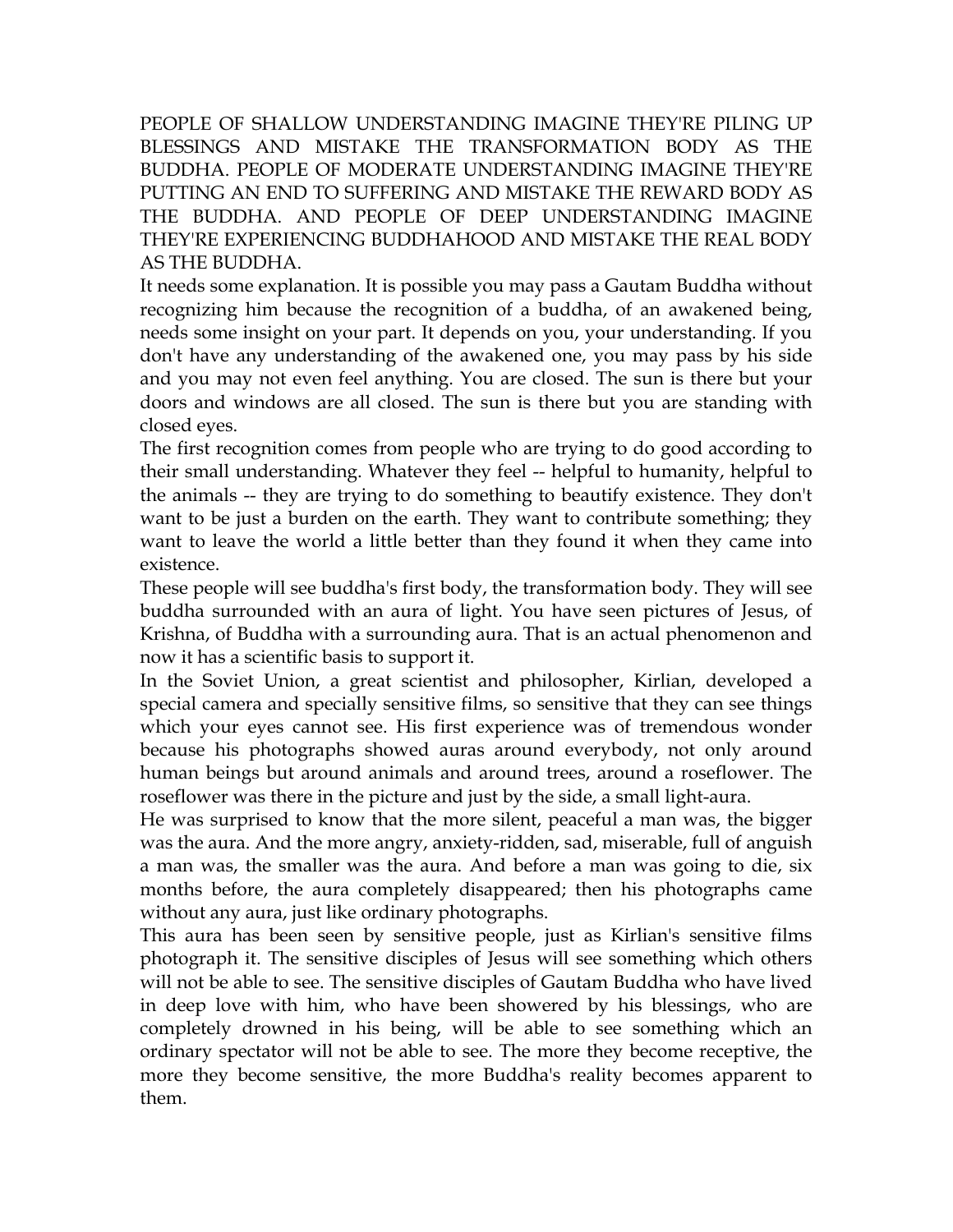PEOPLE OF SHALLOW UNDERSTANDING IMAGINE THEY'RE PILING UP BLESSINGS AND MISTAKE THE TRANSFORMATION BODY AS THE BUDDHA. PEOPLE OF MODERATE UNDERSTANDING IMAGINE THEY'RE PUTTING AN END TO SUFFERING AND MISTAKE THE REWARD BODY AS THE BUDDHA. AND PEOPLE OF DEEP UNDERSTANDING IMAGINE THEY'RE EXPERIENCING BUDDHAHOOD AND MISTAKE THE REAL BODY AS THE BUDDHA.

It needs some explanation. It is possible you may pass a Gautam Buddha without recognizing him because the recognition of a buddha, of an awakened being, needs some insight on your part. It depends on you, your understanding. If you don't have any understanding of the awakened one, you may pass by his side and you may not even feel anything. You are closed. The sun is there but your doors and windows are all closed. The sun is there but you are standing with closed eyes.

The first recognition comes from people who are trying to do good according to their small understanding. Whatever they feel -- helpful to humanity, helpful to the animals -- they are trying to do something to beautify existence. They don't want to be just a burden on the earth. They want to contribute something; they want to leave the world a little better than they found it when they came into existence.

These people will see buddha's first body, the transformation body. They will see buddha surrounded with an aura of light. You have seen pictures of Jesus, of Krishna, of Buddha with a surrounding aura. That is an actual phenomenon and now it has a scientific basis to support it.

In the Soviet Union, a great scientist and philosopher, Kirlian, developed a special camera and specially sensitive films, so sensitive that they can see things which your eyes cannot see. His first experience was of tremendous wonder because his photographs showed auras around everybody, not only around human beings but around animals and around trees, around a roseflower. The roseflower was there in the picture and just by the side, a small light-aura.

He was surprised to know that the more silent, peaceful a man was, the bigger was the aura. And the more angry, anxiety-ridden, sad, miserable, full of anguish a man was, the smaller was the aura. And before a man was going to die, six months before, the aura completely disappeared; then his photographs came without any aura, just like ordinary photographs.

This aura has been seen by sensitive people, just as Kirlian's sensitive films photograph it. The sensitive disciples of Jesus will see something which others will not be able to see. The sensitive disciples of Gautam Buddha who have lived in deep love with him, who have been showered by his blessings, who are completely drowned in his being, will be able to see something which an ordinary spectator will not be able to see. The more they become receptive, the more they become sensitive, the more Buddha's reality becomes apparent to them.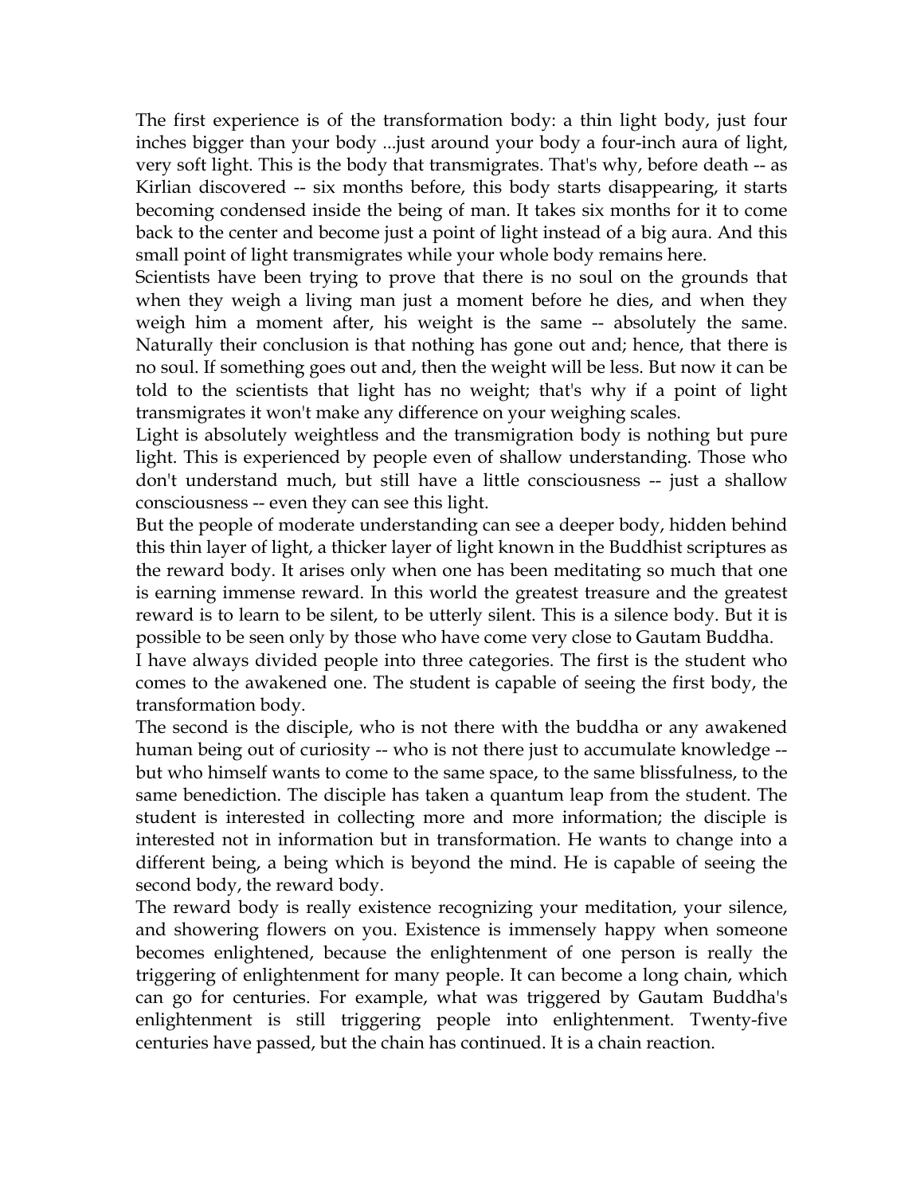The first experience is of the transformation body: a thin light body, just four inches bigger than your body ...just around your body a four-inch aura of light, very soft light. This is the body that transmigrates. That's why, before death -- as Kirlian discovered -- six months before, this body starts disappearing, it starts becoming condensed inside the being of man. It takes six months for it to come back to the center and become just a point of light instead of a big aura. And this small point of light transmigrates while your whole body remains here.

Scientists have been trying to prove that there is no soul on the grounds that when they weigh a living man just a moment before he dies, and when they weigh him a moment after, his weight is the same -- absolutely the same. Naturally their conclusion is that nothing has gone out and; hence, that there is no soul. If something goes out and, then the weight will be less. But now it can be told to the scientists that light has no weight; that's why if a point of light transmigrates it won't make any difference on your weighing scales.

Light is absolutely weightless and the transmigration body is nothing but pure light. This is experienced by people even of shallow understanding. Those who don't understand much, but still have a little consciousness -- just a shallow consciousness -- even they can see this light.

But the people of moderate understanding can see a deeper body, hidden behind this thin layer of light, a thicker layer of light known in the Buddhist scriptures as the reward body. It arises only when one has been meditating so much that one is earning immense reward. In this world the greatest treasure and the greatest reward is to learn to be silent, to be utterly silent. This is a silence body. But it is possible to be seen only by those who have come very close to Gautam Buddha.

I have always divided people into three categories. The first is the student who comes to the awakened one. The student is capable of seeing the first body, the transformation body.

The second is the disciple, who is not there with the buddha or any awakened human being out of curiosity -- who is not there just to accumulate knowledge -- but who himself wants to come to the same space, to the same blissfulness, to the same benediction. The disciple has taken a quantum leap from the student. The student is interested in collecting more and more information; the disciple is interested not in information but in transformation. He wants to change into a different being, a being which is beyond the mind. He is capable of seeing the second body, the reward body.

The reward body is really existence recognizing your meditation, your silence, and showering flowers on you. Existence is immensely happy when someone becomes enlightened, because the enlightenment of one person is really the triggering of enlightenment for many people. It can become a long chain, which can go for centuries. For example, what was triggered by Gautam Buddha's enlightenment is still triggering people into enlightenment. Twenty-five centuries have passed, but the chain has continued. It is a chain reaction.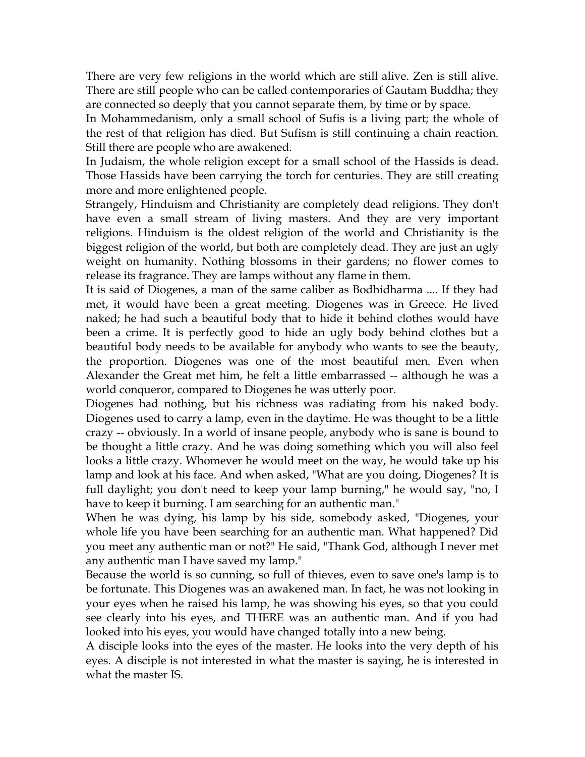There are very few religions in the world which are still alive. Zen is still alive. There are still people who can be called contemporaries of Gautam Buddha; they are connected so deeply that you cannot separate them, by time or by space.

In Mohammedanism, only a small school of Sufis is a living part; the whole of the rest of that religion has died. But Sufism is still continuing a chain reaction. Still there are people who are awakened.

In Judaism, the whole religion except for a small school of the Hassids is dead. Those Hassids have been carrying the torch for centuries. They are still creating more and more enlightened people.

Strangely, Hinduism and Christianity are completely dead religions. They don't have even a small stream of living masters. And they are very important religions. Hinduism is the oldest religion of the world and Christianity is the biggest religion of the world, but both are completely dead. They are just an ugly weight on humanity. Nothing blossoms in their gardens; no flower comes to release its fragrance. They are lamps without any flame in them.

It is said of Diogenes, a man of the same caliber as Bodhidharma .... If they had met, it would have been a great meeting. Diogenes was in Greece. He lived naked; he had such a beautiful body that to hide it behind clothes would have been a crime. It is perfectly good to hide an ugly body behind clothes but a beautiful body needs to be available for anybody who wants to see the beauty, the proportion. Diogenes was one of the most beautiful men. Even when Alexander the Great met him, he felt a little embarrassed -- although he was a world conqueror, compared to Diogenes he was utterly poor.

Diogenes had nothing, but his richness was radiating from his naked body. Diogenes used to carry a lamp, even in the daytime. He was thought to be a little crazy -- obviously. In a world of insane people, anybody who is sane is bound to be thought a little crazy. And he was doing something which you will also feel looks a little crazy. Whomever he would meet on the way, he would take up his lamp and look at his face. And when asked, "What are you doing, Diogenes? It is full daylight; you don't need to keep your lamp burning," he would say, "no, I have to keep it burning. I am searching for an authentic man."

When he was dying, his lamp by his side, somebody asked, "Diogenes, your whole life you have been searching for an authentic man. What happened? Did you meet any authentic man or not?" He said, "Thank God, although I never met any authentic man I have saved my lamp."

Because the world is so cunning, so full of thieves, even to save one's lamp is to be fortunate. This Diogenes was an awakened man. In fact, he was not looking in your eyes when he raised his lamp, he was showing his eyes, so that you could see clearly into his eyes, and THERE was an authentic man. And if you had looked into his eyes, you would have changed totally into a new being.

A disciple looks into the eyes of the master. He looks into the very depth of his eyes. A disciple is not interested in what the master is saying, he is interested in what the master IS.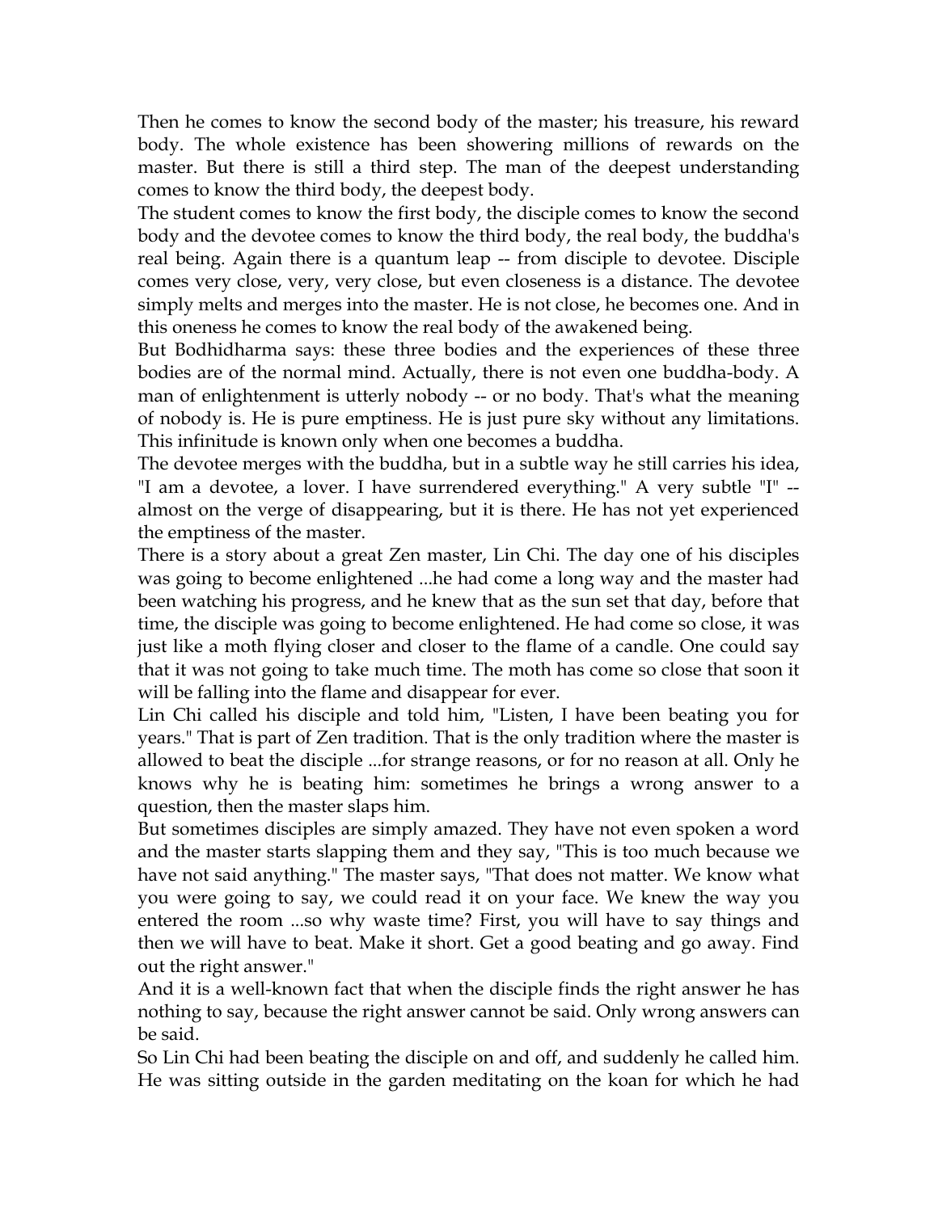Then he comes to know the second body of the master; his treasure, his reward body. The whole existence has been showering millions of rewards on the master. But there is still a third step. The man of the deepest understanding comes to know the third body, the deepest body.

The student comes to know the first body, the disciple comes to know the second body and the devotee comes to know the third body, the real body, the buddha's real being. Again there is a quantum leap -- from disciple to devotee. Disciple comes very close, very, very close, but even closeness is a distance. The devotee simply melts and merges into the master. He is not close, he becomes one. And in this oneness he comes to know the real body of the awakened being.

But Bodhidharma says: these three bodies and the experiences of these three bodies are of the normal mind. Actually, there is not even one buddha-body. A man of enlightenment is utterly nobody -- or no body. That's what the meaning of nobody is. He is pure emptiness. He is just pure sky without any limitations. This infinitude is known only when one becomes a buddha.

The devotee merges with the buddha, but in a subtle way he still carries his idea, "I am a devotee, a lover. I have surrendered everything." A very subtle "I" -- almost on the verge of disappearing, but it is there. He has not yet experienced the emptiness of the master.

There is a story about a great Zen master, Lin Chi. The day one of his disciples was going to become enlightened ...he had come a long way and the master had been watching his progress, and he knew that as the sun set that day, before that time, the disciple was going to become enlightened. He had come so close, it was just like a moth flying closer and closer to the flame of a candle. One could say that it was not going to take much time. The moth has come so close that soon it will be falling into the flame and disappear for ever.

Lin Chi called his disciple and told him, "Listen, I have been beating you for years." That is part of Zen tradition. That is the only tradition where the master is allowed to beat the disciple ...for strange reasons, or for no reason at all. Only he knows why he is beating him: sometimes he brings a wrong answer to a question, then the master slaps him.

But sometimes disciples are simply amazed. They have not even spoken a word and the master starts slapping them and they say, "This is too much because we have not said anything." The master says, "That does not matter. We know what you were going to say, we could read it on your face. We knew the way you entered the room ...so why waste time? First, you will have to say things and then we will have to beat. Make it short. Get a good beating and go away. Find out the right answer."

And it is a well-known fact that when the disciple finds the right answer he has nothing to say, because the right answer cannot be said. Only wrong answers can be said.

So Lin Chi had been beating the disciple on and off, and suddenly he called him. He was sitting outside in the garden meditating on the koan for which he had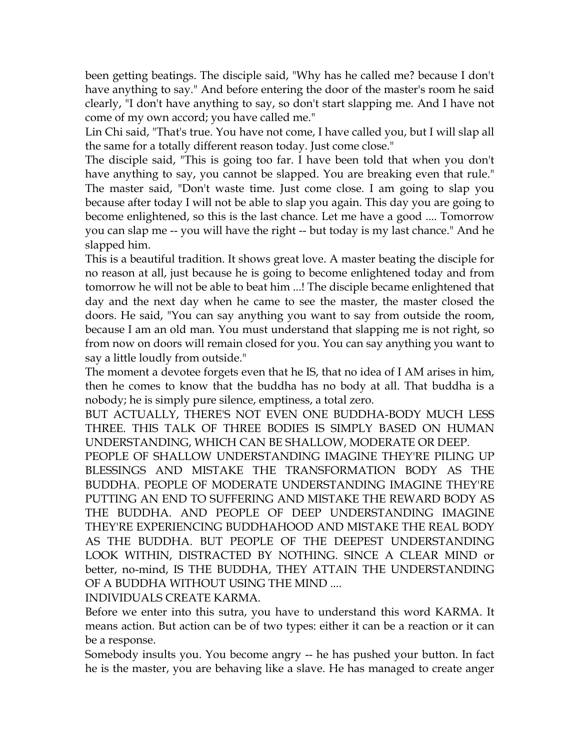been getting beatings. The disciple said, "Why has he called me? because I don't have anything to say." And before entering the door of the master's room he said clearly, "I don't have anything to say, so don't start slapping me. And I have not come of my own accord; you have called me."

Lin Chi said, "That's true. You have not come, I have called you, but I will slap all the same for a totally different reason today. Just come close."

The disciple said, "This is going too far. I have been told that when you don't have anything to say, you cannot be slapped. You are breaking even that rule."

The master said, "Don't waste time. Just come close. I am going to slap you because after today I will not be able to slap you again. This day you are going to become enlightened, so this is the last chance. Let me have a good .... Tomorrow you can slap me -- you will have the right -- but today is my last chance." And he slapped him.

This is a beautiful tradition. It shows great love. A master beating the disciple for no reason at all, just because he is going to become enlightened today and from tomorrow he will not be able to beat him ...! The disciple became enlightened that day and the next day when he came to see the master, the master closed the doors. He said, "You can say anything you want to say from outside the room, because I am an old man. You must understand that slapping me is not right, so from now on doors will remain closed for you. You can say anything you want to say a little loudly from outside."

The moment a devotee forgets even that he IS, that no idea of I AM arises in him, then he comes to know that the buddha has no body at all. That buddha is a nobody; he is simply pure silence, emptiness, a total zero.

BUT ACTUALLY, THERE'S NOT EVEN ONE BUDDHA-BODY MUCH LESS THREE. THIS TALK OF THREE BODIES IS SIMPLY BASED ON HUMAN UNDERSTANDING, WHICH CAN BE SHALLOW, MODERATE OR DEEP.

PEOPLE OF SHALLOW UNDERSTANDING IMAGINE THEY'RE PILING UP BLESSINGS AND MISTAKE THE TRANSFORMATION BODY AS THE BUDDHA. PEOPLE OF MODERATE UNDERSTANDING IMAGINE THEY'RE PUTTING AN END TO SUFFERING AND MISTAKE THE REWARD BODY AS THE BUDDHA. AND PEOPLE OF DEEP UNDERSTANDING IMAGINE THEY'RE EXPERIENCING BUDDHAHOOD AND MISTAKE THE REAL BODY AS THE BUDDHA. BUT PEOPLE OF THE DEEPEST UNDERSTANDING LOOK WITHIN, DISTRACTED BY NOTHING. SINCE A CLEAR MIND or better, no-mind, IS THE BUDDHA, THEY ATTAIN THE UNDERSTANDING OF A BUDDHA WITHOUT USING THE MIND ....

INDIVIDUALS CREATE KARMA.

Before we enter into this sutra, you have to understand this word KARMA. It means action. But action can be of two types: either it can be a reaction or it can be a response.

Somebody insults you. You become angry -- he has pushed your button. In fact he is the master, you are behaving like a slave. He has managed to create anger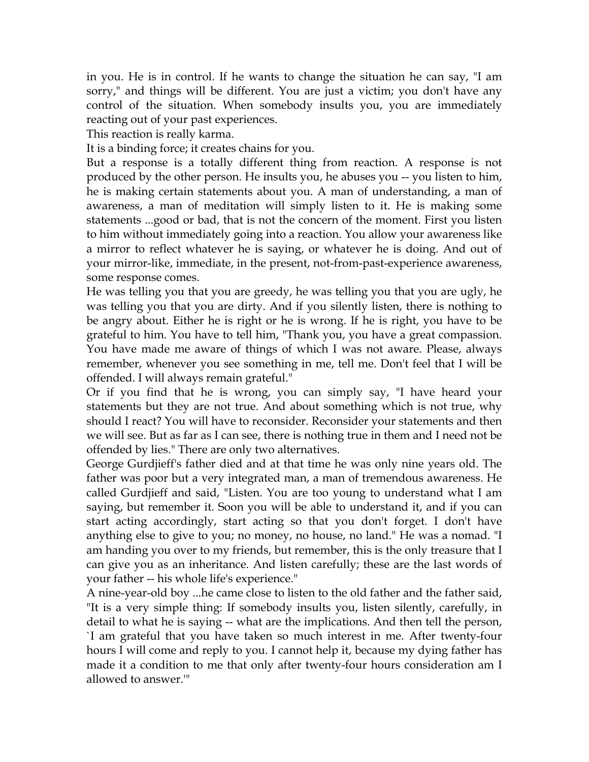in you. He is in control. If he wants to change the situation he can say, "I am sorry," and things will be different. You are just a victim; you don't have any control of the situation. When somebody insults you, you are immediately reacting out of your past experiences.

This reaction is really karma.

It is a binding force; it creates chains for you.

But a response is a totally different thing from reaction. A response is not produced by the other person. He insults you, he abuses you -- you listen to him, he is making certain statements about you. A man of understanding, a man of awareness, a man of meditation will simply listen to it. He is making some statements ...good or bad, that is not the concern of the moment. First you listen to him without immediately going into a reaction. You allow your awareness like a mirror to reflect whatever he is saying, or whatever he is doing. And out of your mirror-like, immediate, in the present, not-from-past-experience awareness, some response comes.

He was telling you that you are greedy, he was telling you that you are ugly, he was telling you that you are dirty. And if you silently listen, there is nothing to be angry about. Either he is right or he is wrong. If he is right, you have to be grateful to him. You have to tell him, "Thank you, you have a great compassion. You have made me aware of things of which I was not aware. Please, always remember, whenever you see something in me, tell me. Don't feel that I will be offended. I will always remain grateful."

Or if you find that he is wrong, you can simply say, "I have heard your statements but they are not true. And about something which is not true, why should I react? You will have to reconsider. Reconsider your statements and then we will see. But as far as I can see, there is nothing true in them and I need not be offended by lies." There are only two alternatives.

George Gurdjieff's father died and at that time he was only nine years old. The father was poor but a very integrated man, a man of tremendous awareness. He called Gurdjieff and said, "Listen. You are too young to understand what I am saying, but remember it. Soon you will be able to understand it, and if you can start acting accordingly, start acting so that you don't forget. I don't have anything else to give to you; no money, no house, no land." He was a nomad. "I am handing you over to my friends, but remember, this is the only treasure that I can give you as an inheritance. And listen carefully; these are the last words of your father -- his whole life's experience."

A nine-year-old boy ...he came close to listen to the old father and the father said, "It is a very simple thing: If somebody insults you, listen silently, carefully, in detail to what he is saying -- what are the implications. And then tell the person, `I am grateful that you have taken so much interest in me. After twenty-four hours I will come and reply to you. I cannot help it, because my dying father has made it a condition to me that only after twenty-four hours consideration am I allowed to answer.'"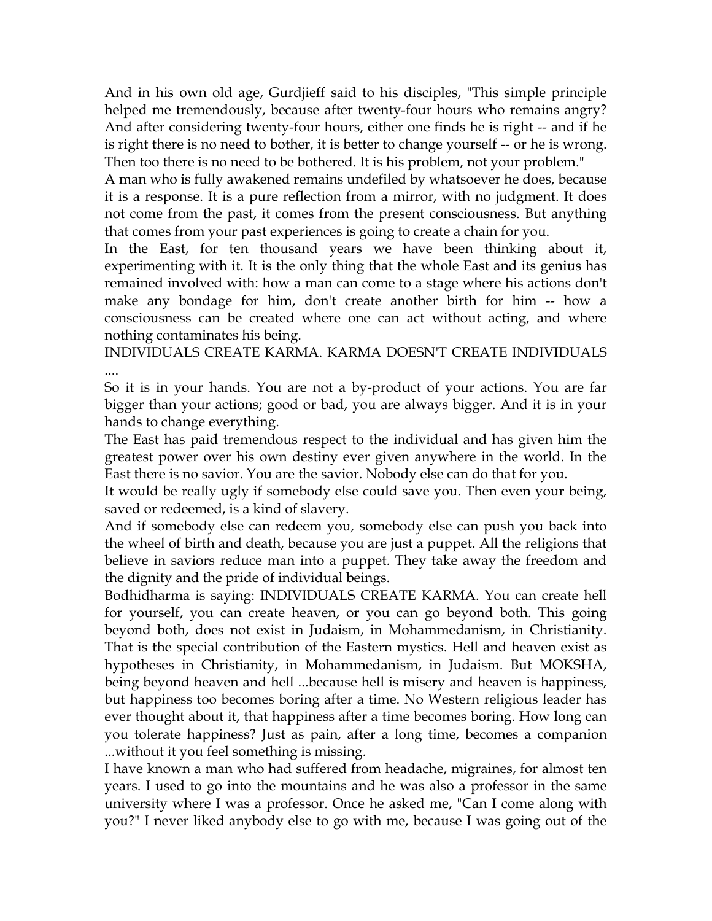And in his own old age, Gurdjieff said to his disciples, "This simple principle helped me tremendously, because after twenty-four hours who remains angry? And after considering twenty-four hours, either one finds he is right -- and if he is right there is no need to bother, it is better to change yourself -- or he is wrong. Then too there is no need to be bothered. It is his problem, not your problem."

A man who is fully awakened remains undefiled by whatsoever he does, because it is a response. It is a pure reflection from a mirror, with no judgment. It does not come from the past, it comes from the present consciousness. But anything that comes from your past experiences is going to create a chain for you.

In the East, for ten thousand years we have been thinking about it, experimenting with it. It is the only thing that the whole East and its genius has remained involved with: how a man can come to a stage where his actions don't make any bondage for him, don't create another birth for him -- how a consciousness can be created where one can act without acting, and where nothing contaminates his being.

INDIVIDUALS CREATE KARMA. KARMA DOESN'T CREATE INDIVIDUALS ....

So it is in your hands. You are not a by-product of your actions. You are far bigger than your actions; good or bad, you are always bigger. And it is in your hands to change everything.

The East has paid tremendous respect to the individual and has given him the greatest power over his own destiny ever given anywhere in the world. In the East there is no savior. You are the savior. Nobody else can do that for you.

It would be really ugly if somebody else could save you. Then even your being, saved or redeemed, is a kind of slavery.

And if somebody else can redeem you, somebody else can push you back into the wheel of birth and death, because you are just a puppet. All the religions that believe in saviors reduce man into a puppet. They take away the freedom and the dignity and the pride of individual beings.

Bodhidharma is saying: INDIVIDUALS CREATE KARMA. You can create hell for yourself, you can create heaven, or you can go beyond both. This going beyond both, does not exist in Judaism, in Mohammedanism, in Christianity. That is the special contribution of the Eastern mystics. Hell and heaven exist as hypotheses in Christianity, in Mohammedanism, in Judaism. But MOKSHA, being beyond heaven and hell ...because hell is misery and heaven is happiness, but happiness too becomes boring after a time. No Western religious leader has ever thought about it, that happiness after a time becomes boring. How long can you tolerate happiness? Just as pain, after a long time, becomes a companion ...without it you feel something is missing.

I have known a man who had suffered from headache, migraines, for almost ten years. I used to go into the mountains and he was also a professor in the same university where I was a professor. Once he asked me, "Can I come along with you?" I never liked anybody else to go with me, because I was going out of the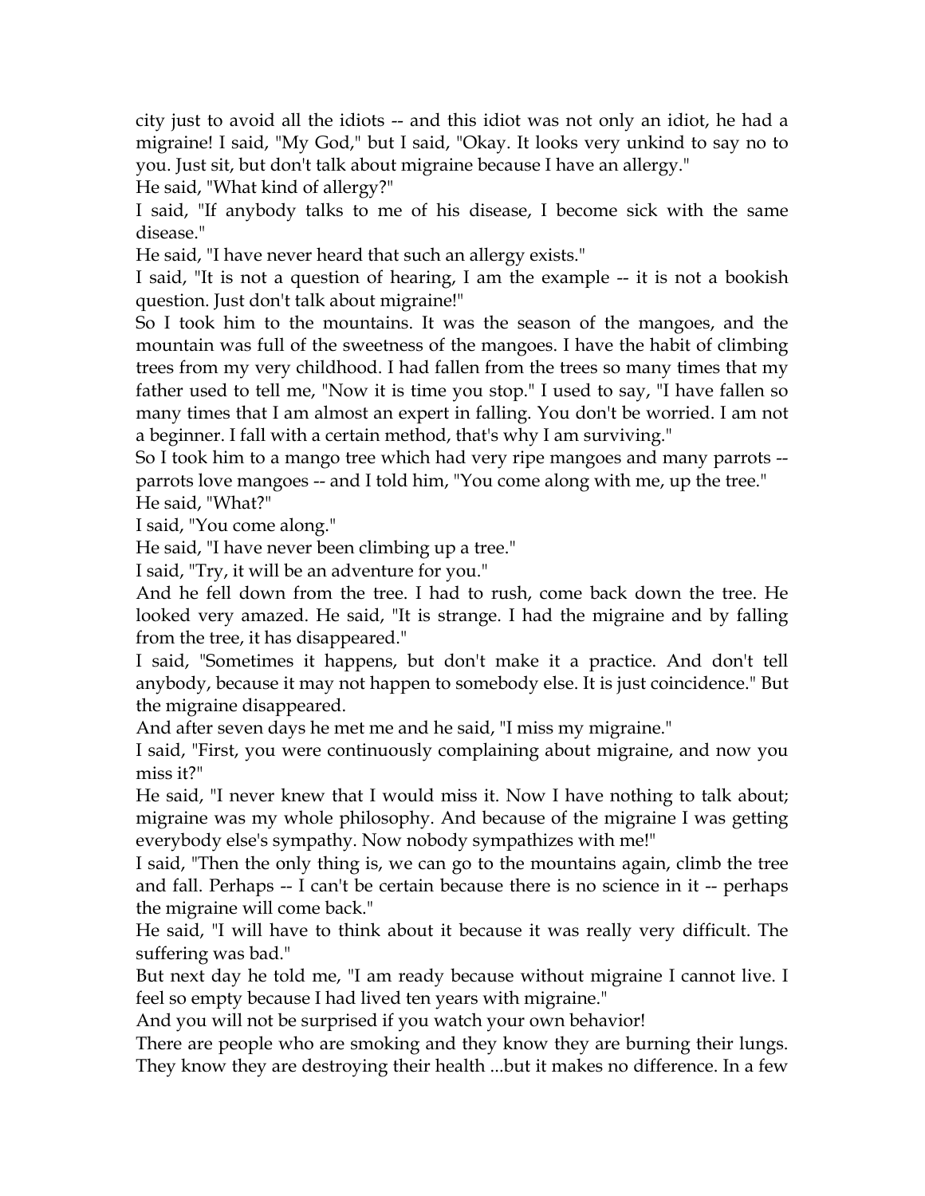city just to avoid all the idiots -- and this idiot was not only an idiot, he had a migraine! I said, "My God," but I said, "Okay. It looks very unkind to say no to you. Just sit, but don't talk about migraine because I have an allergy."

He said, "What kind of allergy?"

I said, "If anybody talks to me of his disease, I become sick with the same disease."

He said, "I have never heard that such an allergy exists."

I said, "It is not a question of hearing, I am the example -- it is not a bookish question. Just don't talk about migraine!"

So I took him to the mountains. It was the season of the mangoes, and the mountain was full of the sweetness of the mangoes. I have the habit of climbing trees from my very childhood. I had fallen from the trees so many times that my father used to tell me, "Now it is time you stop." I used to say, "I have fallen so many times that I am almost an expert in falling. You don't be worried. I am not a beginner. I fall with a certain method, that's why I am surviving."

So I took him to a mango tree which had very ripe mangoes and many parrots -- parrots love mangoes -- and I told him, "You come along with me, up the tree."

He said, "What?"

I said, "You come along."

He said, "I have never been climbing up a tree."

I said, "Try, it will be an adventure for you."

And he fell down from the tree. I had to rush, come back down the tree. He looked very amazed. He said, "It is strange. I had the migraine and by falling from the tree, it has disappeared."

I said, "Sometimes it happens, but don't make it a practice. And don't tell anybody, because it may not happen to somebody else. It is just coincidence." But the migraine disappeared.

And after seven days he met me and he said, "I miss my migraine."

I said, "First, you were continuously complaining about migraine, and now you miss it?"

He said, "I never knew that I would miss it. Now I have nothing to talk about; migraine was my whole philosophy. And because of the migraine I was getting everybody else's sympathy. Now nobody sympathizes with me!"

I said, "Then the only thing is, we can go to the mountains again, climb the tree and fall. Perhaps -- I can't be certain because there is no science in it -- perhaps the migraine will come back."

He said, "I will have to think about it because it was really very difficult. The suffering was bad."

But next day he told me, "I am ready because without migraine I cannot live. I feel so empty because I had lived ten years with migraine."

And you will not be surprised if you watch your own behavior!

There are people who are smoking and they know they are burning their lungs. They know they are destroying their health ...but it makes no difference. In a few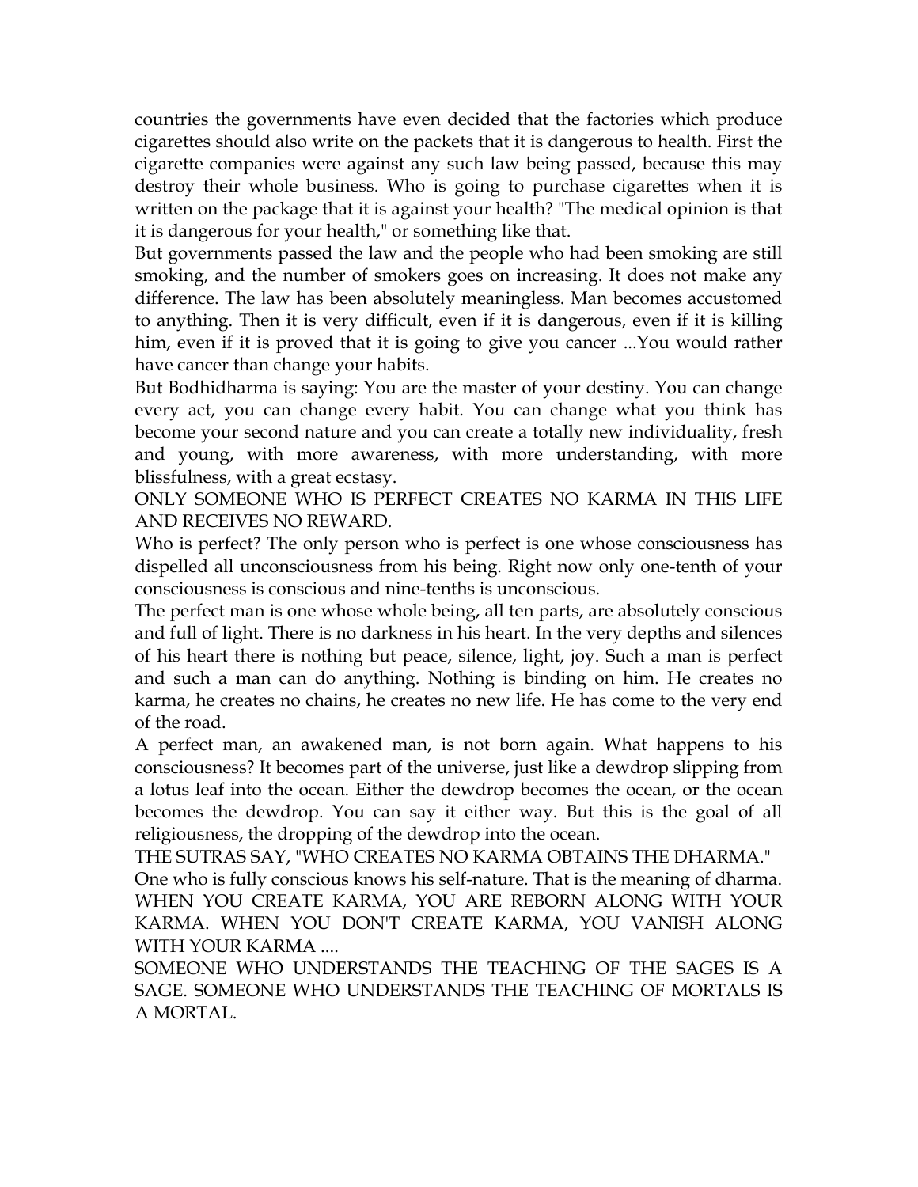countries the governments have even decided that the factories which produce cigarettes should also write on the packets that it is dangerous to health. First the cigarette companies were against any such law being passed, because this may destroy their whole business. Who is going to purchase cigarettes when it is written on the package that it is against your health? "The medical opinion is that it is dangerous for your health," or something like that.

But governments passed the law and the people who had been smoking are still smoking, and the number of smokers goes on increasing. It does not make any difference. The law has been absolutely meaningless. Man becomes accustomed to anything. Then it is very difficult, even if it is dangerous, even if it is killing him, even if it is proved that it is going to give you cancer ...You would rather have cancer than change your habits.

But Bodhidharma is saying: You are the master of your destiny. You can change every act, you can change every habit. You can change what you think has become your second nature and you can create a totally new individuality, fresh and young, with more awareness, with more understanding, with more blissfulness, with a great ecstasy.

ONLY SOMEONE WHO IS PERFECT CREATES NO KARMA IN THIS LIFE AND RECEIVES NO REWARD.

Who is perfect? The only person who is perfect is one whose consciousness has dispelled all unconsciousness from his being. Right now only one-tenth of your consciousness is conscious and nine-tenths is unconscious.

The perfect man is one whose whole being, all ten parts, are absolutely conscious and full of light. There is no darkness in his heart. In the very depths and silences of his heart there is nothing but peace, silence, light, joy. Such a man is perfect and such a man can do anything. Nothing is binding on him. He creates no karma, he creates no chains, he creates no new life. He has come to the very end of the road.

A perfect man, an awakened man, is not born again. What happens to his consciousness? It becomes part of the universe, just like a dewdrop slipping from a lotus leaf into the ocean. Either the dewdrop becomes the ocean, or the ocean becomes the dewdrop. You can say it either way. But this is the goal of all religiousness, the dropping of the dewdrop into the ocean.

THE SUTRAS SAY, "WHO CREATES NO KARMA OBTAINS THE DHARMA."

One who is fully conscious knows his self-nature. That is the meaning of dharma.

WHEN YOU CREATE KARMA, YOU ARE REBORN ALONG WITH YOUR KARMA. WHEN YOU DON'T CREATE KARMA, YOU VANISH ALONG WITH YOUR KARMA ....

SOMEONE WHO UNDERSTANDS THE TEACHING OF THE SAGES IS A SAGE. SOMEONE WHO UNDERSTANDS THE TEACHING OF MORTALS IS A MORTAL.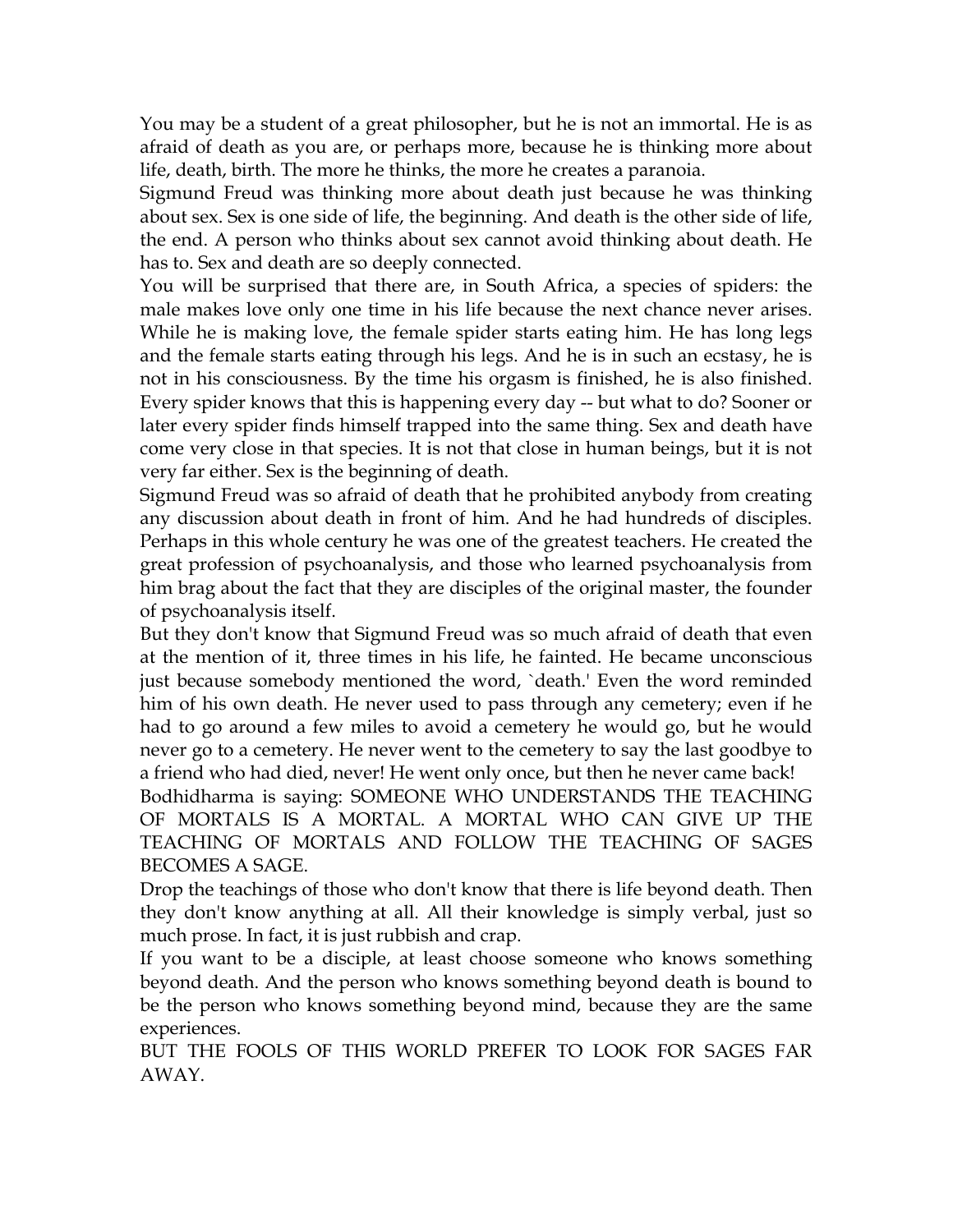You may be a student of a great philosopher, but he is not an immortal. He is as afraid of death as you are, or perhaps more, because he is thinking more about life, death, birth. The more he thinks, the more he creates a paranoia.

Sigmund Freud was thinking more about death just because he was thinking about sex. Sex is one side of life, the beginning. And death is the other side of life, the end. A person who thinks about sex cannot avoid thinking about death. He has to. Sex and death are so deeply connected.

You will be surprised that there are, in South Africa, a species of spiders: the male makes love only one time in his life because the next chance never arises. While he is making love, the female spider starts eating him. He has long legs and the female starts eating through his legs. And he is in such an ecstasy, he is not in his consciousness. By the time his orgasm is finished, he is also finished. Every spider knows that this is happening every day -- but what to do? Sooner or later every spider finds himself trapped into the same thing. Sex and death have come very close in that species. It is not that close in human beings, but it is not very far either. Sex is the beginning of death.

Sigmund Freud was so afraid of death that he prohibited anybody from creating any discussion about death in front of him. And he had hundreds of disciples. Perhaps in this whole century he was one of the greatest teachers. He created the great profession of psychoanalysis, and those who learned psychoanalysis from him brag about the fact that they are disciples of the original master, the founder of psychoanalysis itself.

But they don't know that Sigmund Freud was so much afraid of death that even at the mention of it, three times in his life, he fainted. He became unconscious just because somebody mentioned the word, `death.' Even the word reminded him of his own death. He never used to pass through any cemetery; even if he had to go around a few miles to avoid a cemetery he would go, but he would never go to a cemetery. He never went to the cemetery to say the last goodbye to a friend who had died, never! He went only once, but then he never came back!

Bodhidharma is saying: SOMEONE WHO UNDERSTANDS THE TEACHING OF MORTALS IS A MORTAL. A MORTAL WHO CAN GIVE UP THE TEACHING OF MORTALS AND FOLLOW THE TEACHING OF SAGES BECOMES A SAGE.

Drop the teachings of those who don't know that there is life beyond death. Then they don't know anything at all. All their knowledge is simply verbal, just so much prose. In fact, it is just rubbish and crap.

If you want to be a disciple, at least choose someone who knows something beyond death. And the person who knows something beyond death is bound to be the person who knows something beyond mind, because they are the same experiences.

BUT THE FOOLS OF THIS WORLD PREFER TO LOOK FOR SAGES FAR AWAY.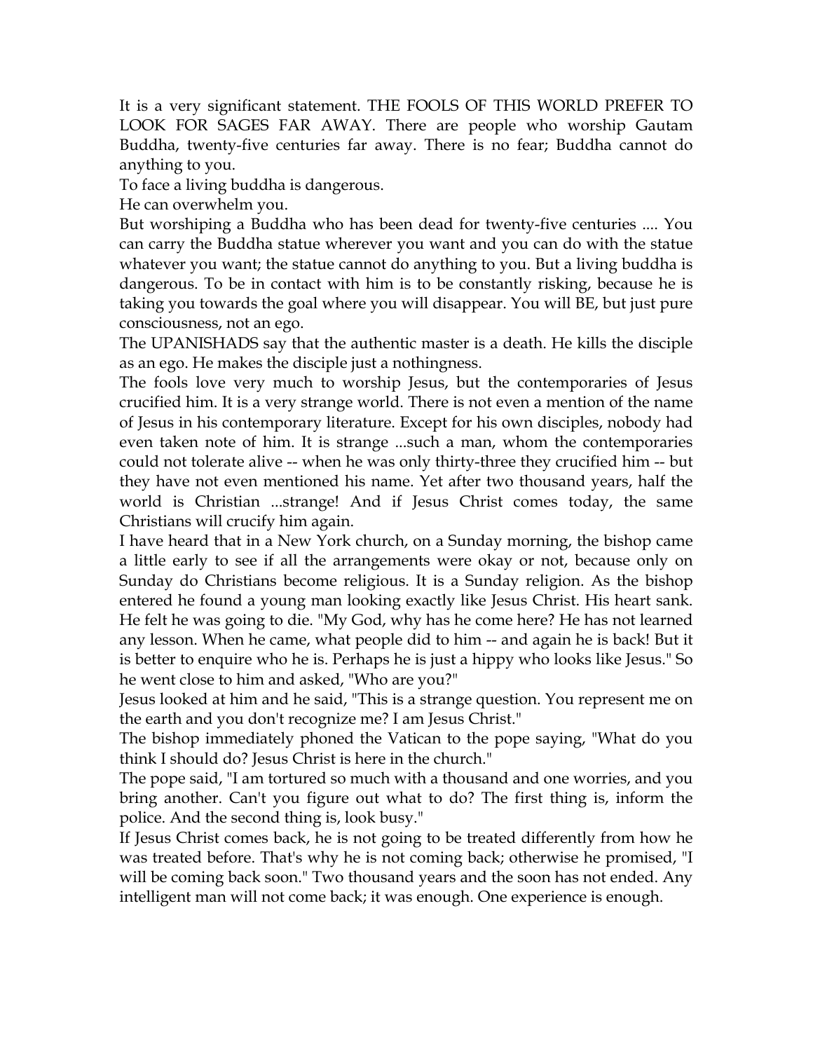It is a very significant statement. THE FOOLS OF THIS WORLD PREFER TO LOOK FOR SAGES FAR AWAY. There are people who worship Gautam Buddha, twenty-five centuries far away. There is no fear; Buddha cannot do anything to you.

To face a living buddha is dangerous.

He can overwhelm you.

But worshiping a Buddha who has been dead for twenty-five centuries .... You can carry the Buddha statue wherever you want and you can do with the statue whatever you want; the statue cannot do anything to you. But a living buddha is dangerous. To be in contact with him is to be constantly risking, because he is taking you towards the goal where you will disappear. You will BE, but just pure consciousness, not an ego.

The UPANISHADS say that the authentic master is a death. He kills the disciple as an ego. He makes the disciple just a nothingness.

The fools love very much to worship Jesus, but the contemporaries of Jesus crucified him. It is a very strange world. There is not even a mention of the name of Jesus in his contemporary literature. Except for his own disciples, nobody had even taken note of him. It is strange ...such a man, whom the contemporaries could not tolerate alive -- when he was only thirty-three they crucified him -- but they have not even mentioned his name. Yet after two thousand years, half the world is Christian ...strange! And if Jesus Christ comes today, the same Christians will crucify him again.

I have heard that in a New York church, on a Sunday morning, the bishop came a little early to see if all the arrangements were okay or not, because only on Sunday do Christians become religious. It is a Sunday religion. As the bishop entered he found a young man looking exactly like Jesus Christ. His heart sank. He felt he was going to die. "My God, why has he come here? He has not learned any lesson. When he came, what people did to him -- and again he is back! But it is better to enquire who he is. Perhaps he is just a hippy who looks like Jesus." So he went close to him and asked, "Who are you?"

Jesus looked at him and he said, "This is a strange question. You represent me on the earth and you don't recognize me? I am Jesus Christ."

The bishop immediately phoned the Vatican to the pope saying, "What do you think I should do? Jesus Christ is here in the church."

The pope said, "I am tortured so much with a thousand and one worries, and you bring another. Can't you figure out what to do? The first thing is, inform the police. And the second thing is, look busy."

If Jesus Christ comes back, he is not going to be treated differently from how he was treated before. That's why he is not coming back; otherwise he promised, "I will be coming back soon." Two thousand years and the soon has not ended. Any intelligent man will not come back; it was enough. One experience is enough.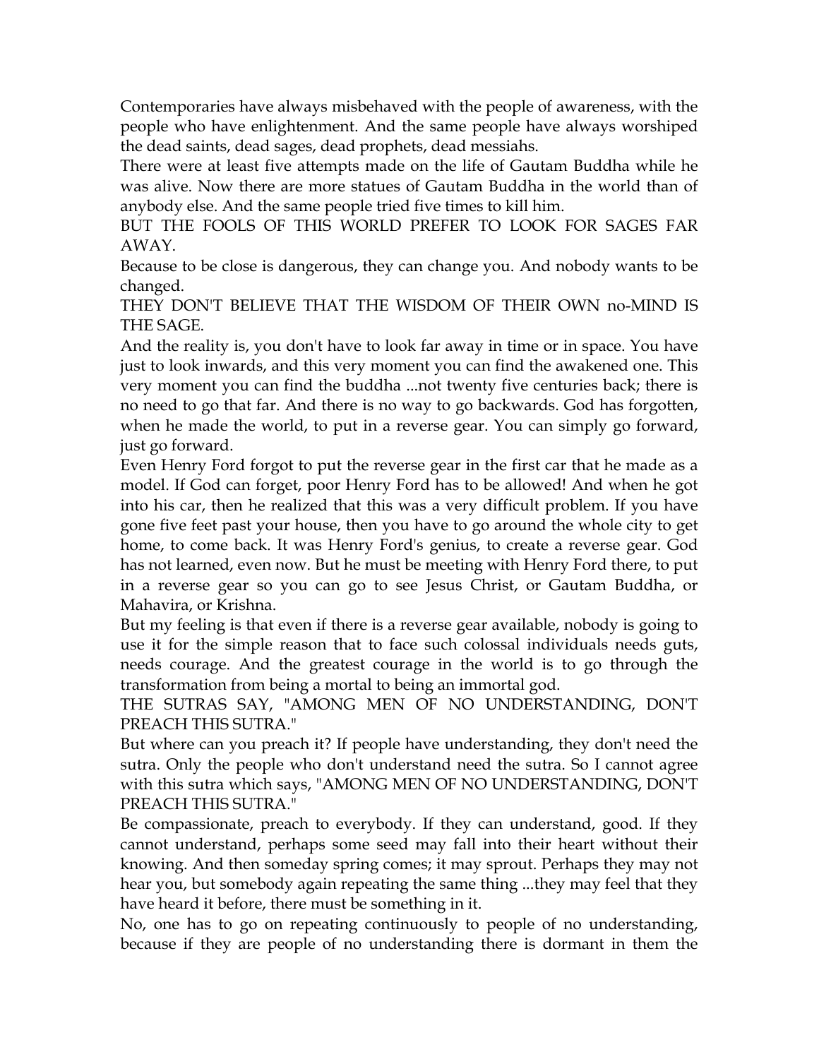Contemporaries have always misbehaved with the people of awareness, with the people who have enlightenment. And the same people have always worshiped the dead saints, dead sages, dead prophets, dead messiahs.

There were at least five attempts made on the life of Gautam Buddha while he was alive. Now there are more statues of Gautam Buddha in the world than of anybody else. And the same people tried five times to kill him.

BUT THE FOOLS OF THIS WORLD PREFER TO LOOK FOR SAGES FAR AWAY.

Because to be close is dangerous, they can change you. And nobody wants to be changed.

THEY DON'T BELIEVE THAT THE WISDOM OF THEIR OWN no-MIND IS THE SAGE.

And the reality is, you don't have to look far away in time or in space. You have just to look inwards, and this very moment you can find the awakened one. This very moment you can find the buddha ...not twenty five centuries back; there is no need to go that far. And there is no way to go backwards. God has forgotten, when he made the world, to put in a reverse gear. You can simply go forward, just go forward.

Even Henry Ford forgot to put the reverse gear in the first car that he made as a model. If God can forget, poor Henry Ford has to be allowed! And when he got into his car, then he realized that this was a very difficult problem. If you have gone five feet past your house, then you have to go around the whole city to get home, to come back. It was Henry Ford's genius, to create a reverse gear. God has not learned, even now. But he must be meeting with Henry Ford there, to put in a reverse gear so you can go to see Jesus Christ, or Gautam Buddha, or Mahavira, or Krishna.

But my feeling is that even if there is a reverse gear available, nobody is going to use it for the simple reason that to face such colossal individuals needs guts, needs courage. And the greatest courage in the world is to go through the transformation from being a mortal to being an immortal god.

THE SUTRAS SAY, "AMONG MEN OF NO UNDERSTANDING, DON'T PREACH THIS SUTRA."

But where can you preach it? If people have understanding, they don't need the sutra. Only the people who don't understand need the sutra. So I cannot agree with this sutra which says, "AMONG MEN OF NO UNDERSTANDING, DON'T PREACH THIS SUTRA."

Be compassionate, preach to everybody. If they can understand, good. If they cannot understand, perhaps some seed may fall into their heart without their knowing. And then someday spring comes; it may sprout. Perhaps they may not hear you, but somebody again repeating the same thing ...they may feel that they have heard it before, there must be something in it.

No, one has to go on repeating continuously to people of no understanding, because if they are people of no understanding there is dormant in them the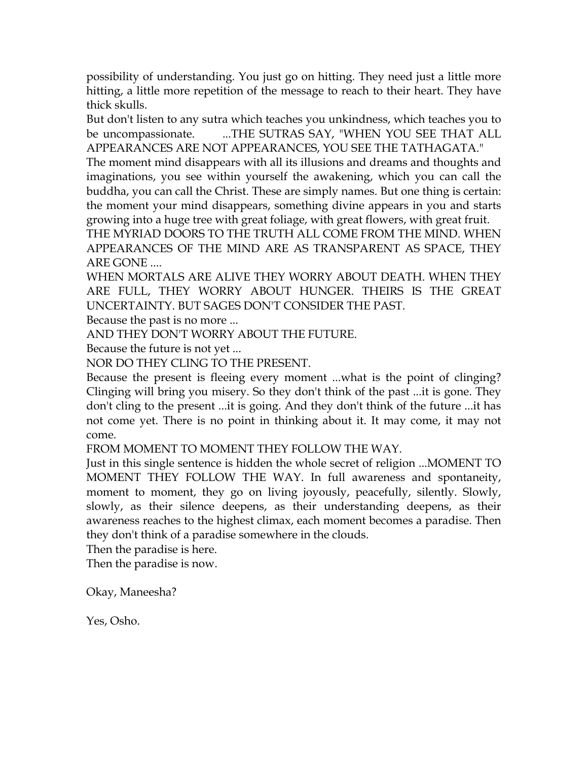possibility of understanding. You just go on hitting. They need just a little more hitting, a little more repetition of the message to reach to their heart. They have thick skulls.

But don't listen to any sutra which teaches you unkindness, which teaches you to be uncompassionate. ...THE SUTRAS SAY, "WHEN YOU SEE THAT ALL APPEARANCES ARE NOT APPEARANCES, YOU SEE THE TATHAGATA."

The moment mind disappears with all its illusions and dreams and thoughts and imaginations, you see within yourself the awakening, which you can call the buddha, you can call the Christ. These are simply names. But one thing is certain: the moment your mind disappears, something divine appears in you and starts growing into a huge tree with great foliage, with great flowers, with great fruit.

THE MYRIAD DOORS TO THE TRUTH ALL COME FROM THE MIND. WHEN APPEARANCES OF THE MIND ARE AS TRANSPARENT AS SPACE, THEY ARE GONE ....

WHEN MORTALS ARE ALIVE THEY WORRY ABOUT DEATH. WHEN THEY ARE FULL, THEY WORRY ABOUT HUNGER. THEIRS IS THE GREAT UNCERTAINTY. BUT SAGES DON'T CONSIDER THE PAST.

Because the past is no more ...

AND THEY DON'T WORRY ABOUT THE FUTURE.

Because the future is not yet ...

NOR DO THEY CLING TO THE PRESENT.

Because the present is fleeing every moment ...what is the point of clinging? Clinging will bring you misery. So they don't think of the past ...it is gone. They don't cling to the present ...it is going. And they don't think of the future ...it has not come yet. There is no point in thinking about it. It may come, it may not come.

FROM MOMENT TO MOMENT THEY FOLLOW THE WAY.

Just in this single sentence is hidden the whole secret of religion ...MOMENT TO MOMENT THEY FOLLOW THE WAY. In full awareness and spontaneity, moment to moment, they go on living joyously, peacefully, silently. Slowly, slowly, as their silence deepens, as their understanding deepens, as their awareness reaches to the highest climax, each moment becomes a paradise. Then they don't think of a paradise somewhere in the clouds.

Then the paradise is here.

Then the paradise is now.

Okay, Maneesha?

Yes, Osho.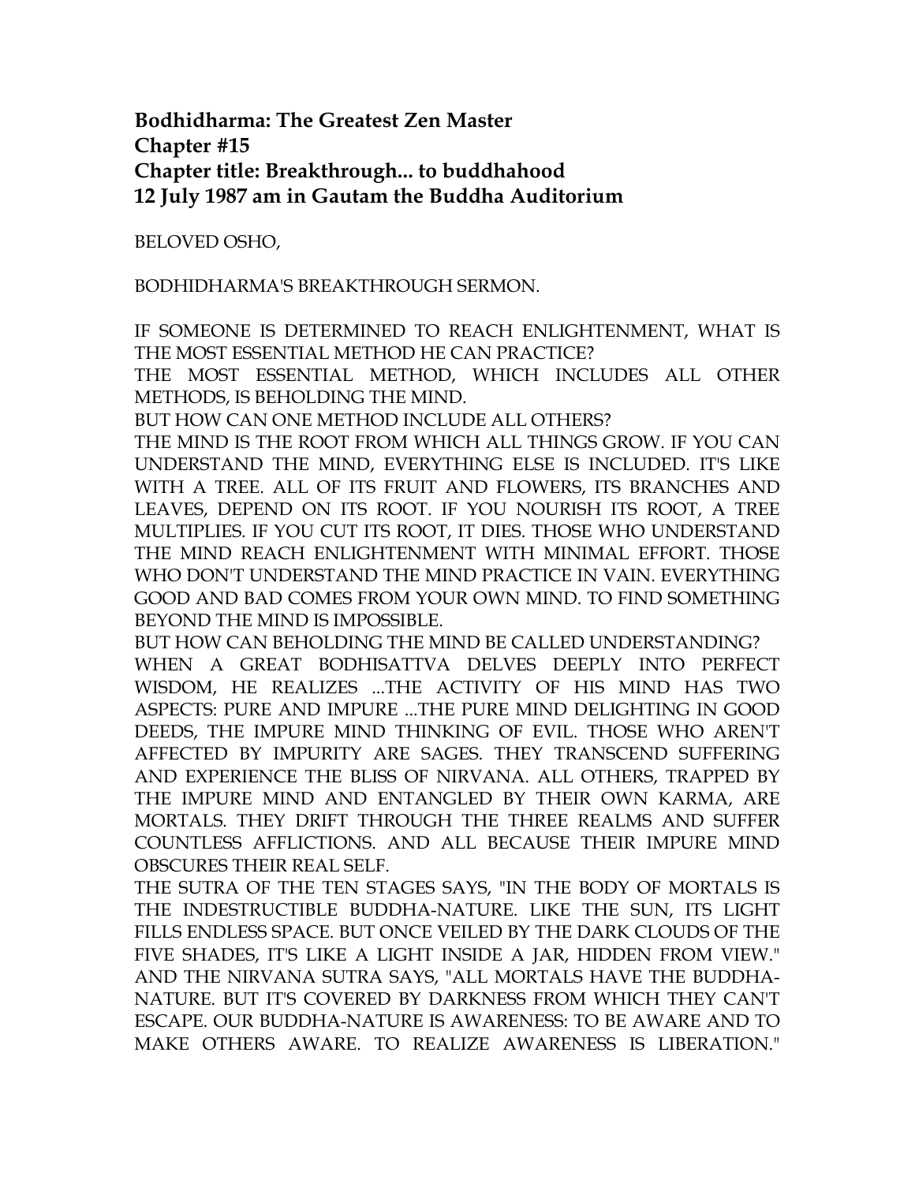**Bodhidharma: The Greatest Zen Master**
**Chapter #15**
**Chapter title: Breakthrough... to buddhahood**
**12 July 1987 am in Gautam the Buddha Auditorium**

BELOVED OSHO,

BODHIDHARMA'S BREAKTHROUGH SERMON.

IF SOMEONE IS DETERMINED TO REACH ENLIGHTENMENT, WHAT IS THE MOST ESSENTIAL METHOD HE CAN PRACTICE?
THE MOST ESSENTIAL METHOD, WHICH INCLUDES ALL OTHER METHODS, IS BEHOLDING THE MIND.
BUT HOW CAN ONE METHOD INCLUDE ALL OTHERS?
THE MIND IS THE ROOT FROM WHICH ALL THINGS GROW. IF YOU CAN UNDERSTAND THE MIND, EVERYTHING ELSE IS INCLUDED. IT'S LIKE WITH A TREE. ALL OF ITS FRUIT AND FLOWERS, ITS BRANCHES AND LEAVES, DEPEND ON ITS ROOT. IF YOU NOURISH ITS ROOT, A TREE MULTIPLIES. IF YOU CUT ITS ROOT, IT DIES. THOSE WHO UNDERSTAND THE MIND REACH ENLIGHTENMENT WITH MINIMAL EFFORT. THOSE WHO DON'T UNDERSTAND THE MIND PRACTICE IN VAIN. EVERYTHING GOOD AND BAD COMES FROM YOUR OWN MIND. TO FIND SOMETHING BEYOND THE MIND IS IMPOSSIBLE.
BUT HOW CAN BEHOLDING THE MIND BE CALLED UNDERSTANDING?
WHEN A GREAT BODHISATTVA DELVES DEEPLY INTO PERFECT WISDOM, HE REALIZES ...THE ACTIVITY OF HIS MIND HAS TWO ASPECTS: PURE AND IMPURE ...THE PURE MIND DELIGHTING IN GOOD DEEDS, THE IMPURE MIND THINKING OF EVIL. THOSE WHO AREN'T AFFECTED BY IMPURITY ARE SAGES. THEY TRANSCEND SUFFERING AND EXPERIENCE THE BLISS OF NIRVANA. ALL OTHERS, TRAPPED BY THE IMPURE MIND AND ENTANGLED BY THEIR OWN KARMA, ARE MORTALS. THEY DRIFT THROUGH THE THREE REALMS AND SUFFER COUNTLESS AFFLICTIONS. AND ALL BECAUSE THEIR IMPURE MIND OBSCURES THEIR REAL SELF.
THE SUTRA OF THE TEN STAGES SAYS, "IN THE BODY OF MORTALS IS THE INDESTRUCTIBLE BUDDHA-NATURE. LIKE THE SUN, ITS LIGHT FILLS ENDLESS SPACE. BUT ONCE VEILED BY THE DARK CLOUDS OF THE FIVE SHADES, IT'S LIKE A LIGHT INSIDE A JAR, HIDDEN FROM VIEW."
AND THE NIRVANA SUTRA SAYS, "ALL MORTALS HAVE THE BUDDHA-NATURE. BUT IT'S COVERED BY DARKNESS FROM WHICH THEY CAN'T ESCAPE. OUR BUDDHA-NATURE IS AWARENESS: TO BE AWARE AND TO MAKE OTHERS AWARE. TO REALIZE AWARENESS IS LIBERATION."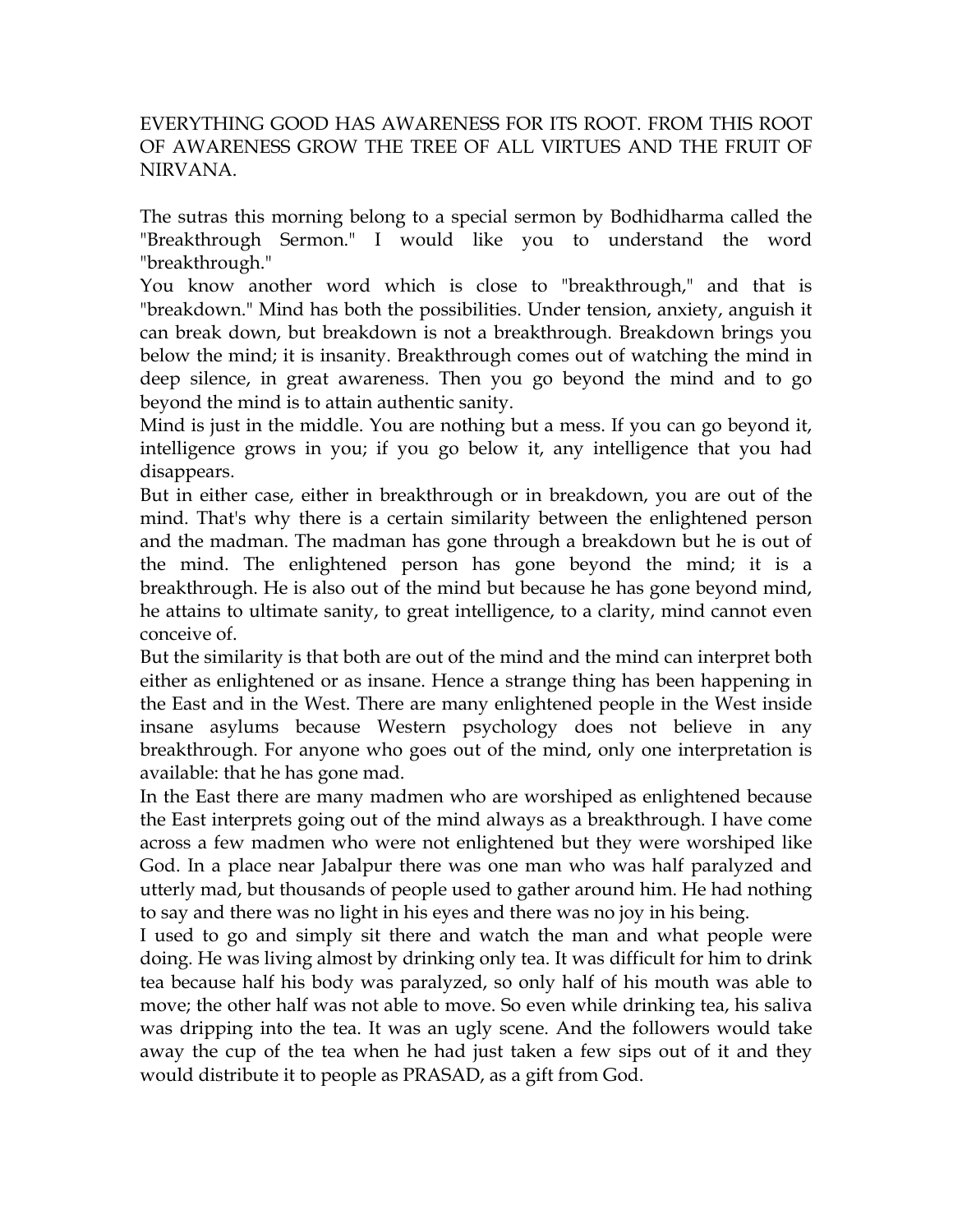EVERYTHING GOOD HAS AWARENESS FOR ITS ROOT. FROM THIS ROOT OF AWARENESS GROW THE TREE OF ALL VIRTUES AND THE FRUIT OF NIRVANA.

The sutras this morning belong to a special sermon by Bodhidharma called the "Breakthrough Sermon." I would like you to understand the word "breakthrough."

You know another word which is close to "breakthrough," and that is "breakdown." Mind has both the possibilities. Under tension, anxiety, anguish it can break down, but breakdown is not a breakthrough. Breakdown brings you below the mind; it is insanity. Breakthrough comes out of watching the mind in deep silence, in great awareness. Then you go beyond the mind and to go beyond the mind is to attain authentic sanity.

Mind is just in the middle. You are nothing but a mess. If you can go beyond it, intelligence grows in you; if you go below it, any intelligence that you had disappears.

But in either case, either in breakthrough or in breakdown, you are out of the mind. That's why there is a certain similarity between the enlightened person and the madman. The madman has gone through a breakdown but he is out of the mind. The enlightened person has gone beyond the mind; it is a breakthrough. He is also out of the mind but because he has gone beyond mind, he attains to ultimate sanity, to great intelligence, to a clarity, mind cannot even conceive of.

But the similarity is that both are out of the mind and the mind can interpret both either as enlightened or as insane. Hence a strange thing has been happening in the East and in the West. There are many enlightened people in the West inside insane asylums because Western psychology does not believe in any breakthrough. For anyone who goes out of the mind, only one interpretation is available: that he has gone mad.

In the East there are many madmen who are worshiped as enlightened because the East interprets going out of the mind always as a breakthrough. I have come across a few madmen who were not enlightened but they were worshiped like God. In a place near Jabalpur there was one man who was half paralyzed and utterly mad, but thousands of people used to gather around him. He had nothing to say and there was no light in his eyes and there was no joy in his being.

I used to go and simply sit there and watch the man and what people were doing. He was living almost by drinking only tea. It was difficult for him to drink tea because half his body was paralyzed, so only half of his mouth was able to move; the other half was not able to move. So even while drinking tea, his saliva was dripping into the tea. It was an ugly scene. And the followers would take away the cup of the tea when he had just taken a few sips out of it and they would distribute it to people as PRASAD, as a gift from God.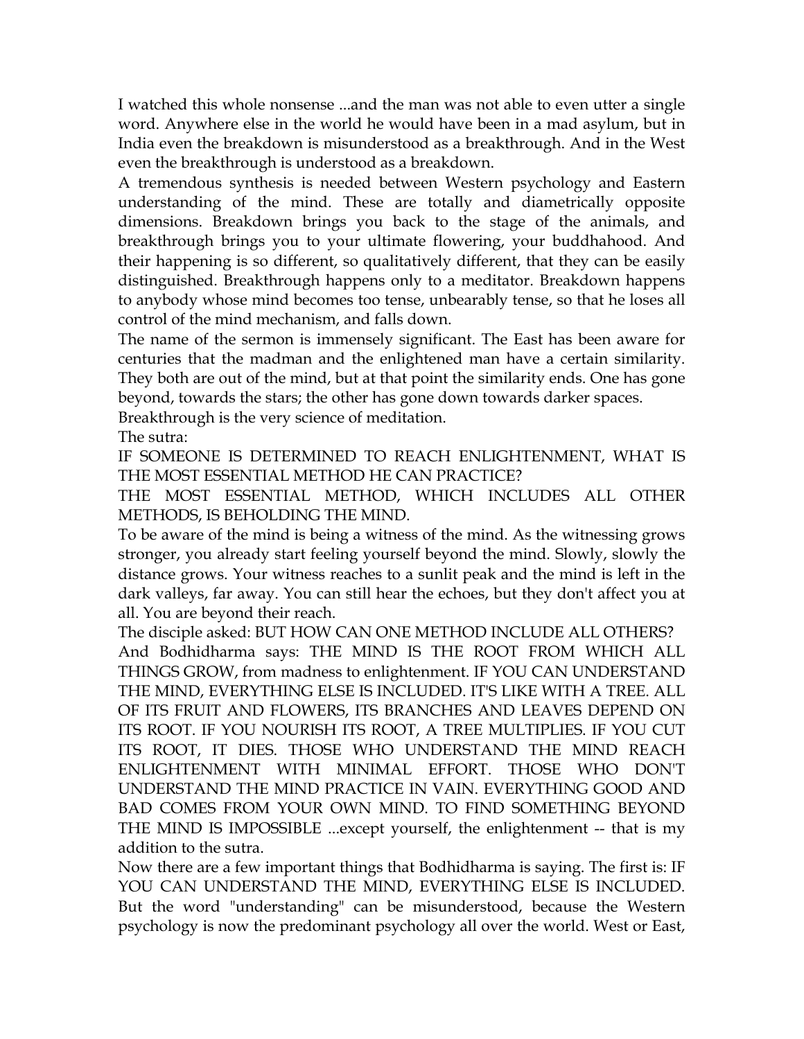I watched this whole nonsense ...and the man was not able to even utter a single word. Anywhere else in the world he would have been in a mad asylum, but in India even the breakdown is misunderstood as a breakthrough. And in the West even the breakthrough is understood as a breakdown.

A tremendous synthesis is needed between Western psychology and Eastern understanding of the mind. These are totally and diametrically opposite dimensions. Breakdown brings you back to the stage of the animals, and breakthrough brings you to your ultimate flowering, your buddhahood. And their happening is so different, so qualitatively different, that they can be easily distinguished. Breakthrough happens only to a meditator. Breakdown happens to anybody whose mind becomes too tense, unbearably tense, so that he loses all control of the mind mechanism, and falls down.

The name of the sermon is immensely significant. The East has been aware for centuries that the madman and the enlightened man have a certain similarity. They both are out of the mind, but at that point the similarity ends. One has gone beyond, towards the stars; the other has gone down towards darker spaces.

Breakthrough is the very science of meditation.

The sutra:

IF SOMEONE IS DETERMINED TO REACH ENLIGHTENMENT, WHAT IS THE MOST ESSENTIAL METHOD HE CAN PRACTICE?

THE MOST ESSENTIAL METHOD, WHICH INCLUDES ALL OTHER METHODS, IS BEHOLDING THE MIND.

To be aware of the mind is being a witness of the mind. As the witnessing grows stronger, you already start feeling yourself beyond the mind. Slowly, slowly the distance grows. Your witness reaches to a sunlit peak and the mind is left in the dark valleys, far away. You can still hear the echoes, but they don't affect you at all. You are beyond their reach.

The disciple asked: BUT HOW CAN ONE METHOD INCLUDE ALL OTHERS?

And Bodhidharma says: THE MIND IS THE ROOT FROM WHICH ALL THINGS GROW, from madness to enlightenment. IF YOU CAN UNDERSTAND THE MIND, EVERYTHING ELSE IS INCLUDED. IT'S LIKE WITH A TREE. ALL OF ITS FRUIT AND FLOWERS, ITS BRANCHES AND LEAVES DEPEND ON ITS ROOT. IF YOU NOURISH ITS ROOT, A TREE MULTIPLIES. IF YOU CUT ITS ROOT, IT DIES. THOSE WHO UNDERSTAND THE MIND REACH ENLIGHTENMENT WITH MINIMAL EFFORT. THOSE WHO DON'T UNDERSTAND THE MIND PRACTICE IN VAIN. EVERYTHING GOOD AND BAD COMES FROM YOUR OWN MIND. TO FIND SOMETHING BEYOND THE MIND IS IMPOSSIBLE ...except yourself, the enlightenment -- that is my addition to the sutra.

Now there are a few important things that Bodhidharma is saying. The first is: IF YOU CAN UNDERSTAND THE MIND, EVERYTHING ELSE IS INCLUDED. But the word "understanding" can be misunderstood, because the Western psychology is now the predominant psychology all over the world. West or East,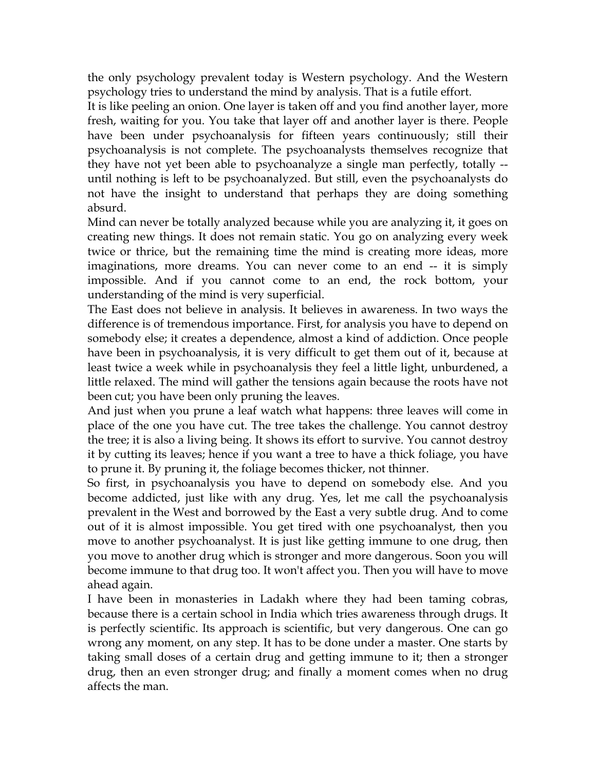the only psychology prevalent today is Western psychology. And the Western psychology tries to understand the mind by analysis. That is a futile effort.

It is like peeling an onion. One layer is taken off and you find another layer, more fresh, waiting for you. You take that layer off and another layer is there. People have been under psychoanalysis for fifteen years continuously; still their psychoanalysis is not complete. The psychoanalysts themselves recognize that they have not yet been able to psychoanalyze a single man perfectly, totally -- until nothing is left to be psychoanalyzed. But still, even the psychoanalysts do not have the insight to understand that perhaps they are doing something absurd.

Mind can never be totally analyzed because while you are analyzing it, it goes on creating new things. It does not remain static. You go on analyzing every week twice or thrice, but the remaining time the mind is creating more ideas, more imaginations, more dreams. You can never come to an end -- it is simply impossible. And if you cannot come to an end, the rock bottom, your understanding of the mind is very superficial.

The East does not believe in analysis. It believes in awareness. In two ways the difference is of tremendous importance. First, for analysis you have to depend on somebody else; it creates a dependence, almost a kind of addiction. Once people have been in psychoanalysis, it is very difficult to get them out of it, because at least twice a week while in psychoanalysis they feel a little light, unburdened, a little relaxed. The mind will gather the tensions again because the roots have not been cut; you have been only pruning the leaves.

And just when you prune a leaf watch what happens: three leaves will come in place of the one you have cut. The tree takes the challenge. You cannot destroy the tree; it is also a living being. It shows its effort to survive. You cannot destroy it by cutting its leaves; hence if you want a tree to have a thick foliage, you have to prune it. By pruning it, the foliage becomes thicker, not thinner.

So first, in psychoanalysis you have to depend on somebody else. And you become addicted, just like with any drug. Yes, let me call the psychoanalysis prevalent in the West and borrowed by the East a very subtle drug. And to come out of it is almost impossible. You get tired with one psychoanalyst, then you move to another psychoanalyst. It is just like getting immune to one drug, then you move to another drug which is stronger and more dangerous. Soon you will become immune to that drug too. It won't affect you. Then you will have to move ahead again.

I have been in monasteries in Ladakh where they had been taming cobras, because there is a certain school in India which tries awareness through drugs. It is perfectly scientific. Its approach is scientific, but very dangerous. One can go wrong any moment, on any step. It has to be done under a master. One starts by taking small doses of a certain drug and getting immune to it; then a stronger drug, then an even stronger drug; and finally a moment comes when no drug affects the man.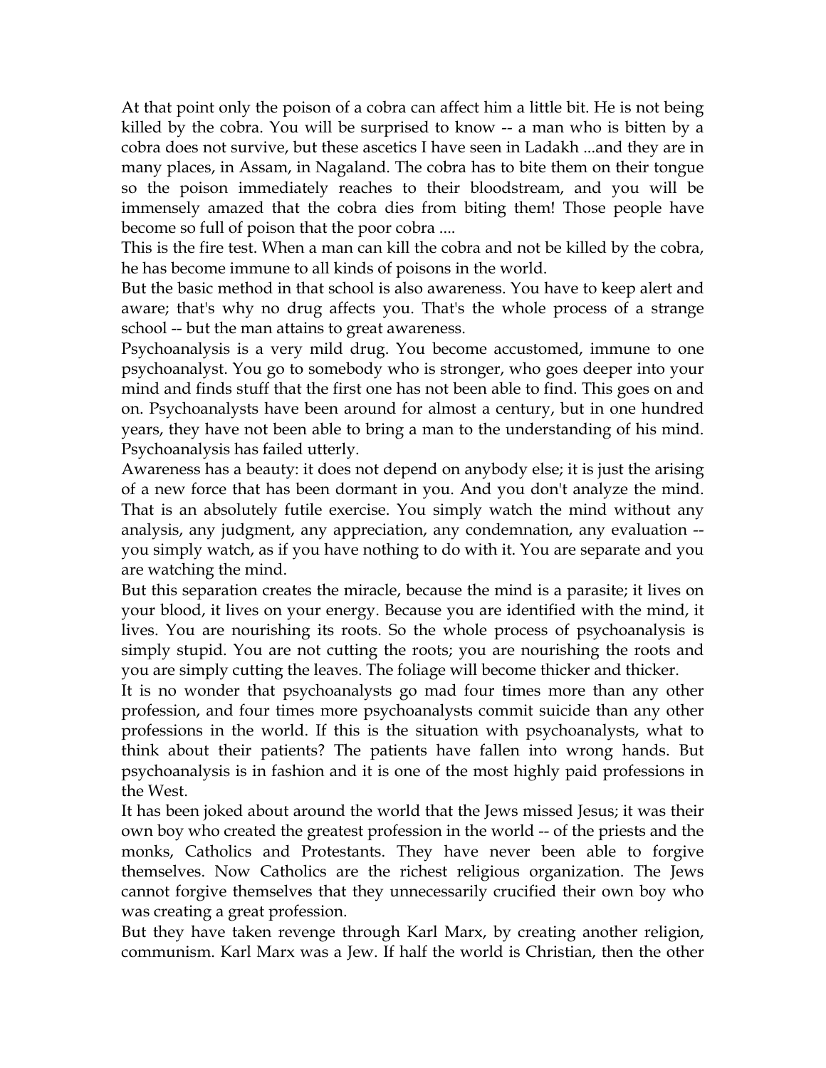At that point only the poison of a cobra can affect him a little bit. He is not being killed by the cobra. You will be surprised to know -- a man who is bitten by a cobra does not survive, but these ascetics I have seen in Ladakh ...and they are in many places, in Assam, in Nagaland. The cobra has to bite them on their tongue so the poison immediately reaches to their bloodstream, and you will be immensely amazed that the cobra dies from biting them! Those people have become so full of poison that the poor cobra ....

This is the fire test. When a man can kill the cobra and not be killed by the cobra, he has become immune to all kinds of poisons in the world.

But the basic method in that school is also awareness. You have to keep alert and aware; that's why no drug affects you. That's the whole process of a strange school -- but the man attains to great awareness.

Psychoanalysis is a very mild drug. You become accustomed, immune to one psychoanalyst. You go to somebody who is stronger, who goes deeper into your mind and finds stuff that the first one has not been able to find. This goes on and on. Psychoanalysts have been around for almost a century, but in one hundred years, they have not been able to bring a man to the understanding of his mind. Psychoanalysis has failed utterly.

Awareness has a beauty: it does not depend on anybody else; it is just the arising of a new force that has been dormant in you. And you don't analyze the mind. That is an absolutely futile exercise. You simply watch the mind without any analysis, any judgment, any appreciation, any condemnation, any evaluation -- you simply watch, as if you have nothing to do with it. You are separate and you are watching the mind.

But this separation creates the miracle, because the mind is a parasite; it lives on your blood, it lives on your energy. Because you are identified with the mind, it lives. You are nourishing its roots. So the whole process of psychoanalysis is simply stupid. You are not cutting the roots; you are nourishing the roots and you are simply cutting the leaves. The foliage will become thicker and thicker.

It is no wonder that psychoanalysts go mad four times more than any other profession, and four times more psychoanalysts commit suicide than any other professions in the world. If this is the situation with psychoanalysts, what to think about their patients? The patients have fallen into wrong hands. But psychoanalysis is in fashion and it is one of the most highly paid professions in the West.

It has been joked about around the world that the Jews missed Jesus; it was their own boy who created the greatest profession in the world -- of the priests and the monks, Catholics and Protestants. They have never been able to forgive themselves. Now Catholics are the richest religious organization. The Jews cannot forgive themselves that they unnecessarily crucified their own boy who was creating a great profession.

But they have taken revenge through Karl Marx, by creating another religion, communism. Karl Marx was a Jew. If half the world is Christian, then the other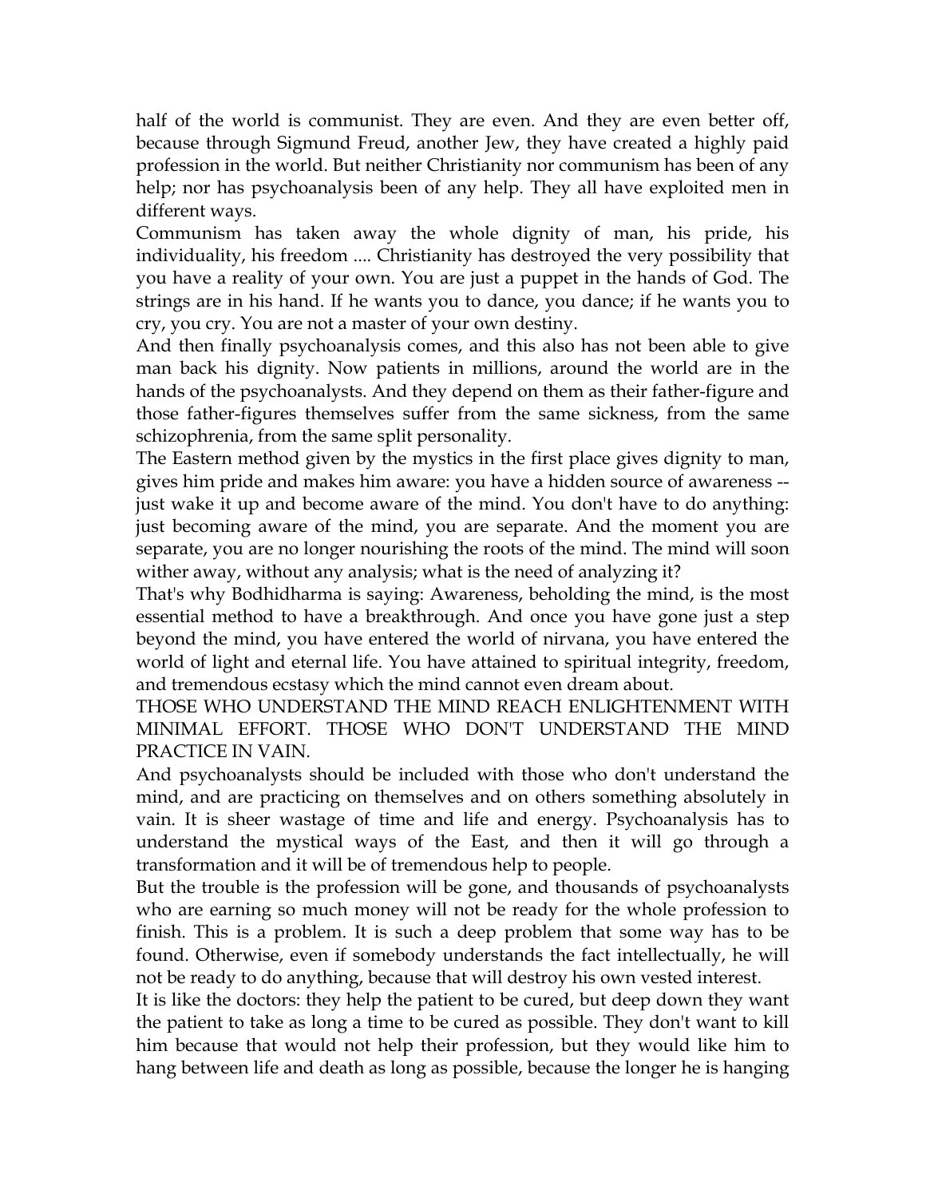half of the world is communist. They are even. And they are even better off, because through Sigmund Freud, another Jew, they have created a highly paid profession in the world. But neither Christianity nor communism has been of any help; nor has psychoanalysis been of any help. They all have exploited men in different ways.

Communism has taken away the whole dignity of man, his pride, his individuality, his freedom .... Christianity has destroyed the very possibility that you have a reality of your own. You are just a puppet in the hands of God. The strings are in his hand. If he wants you to dance, you dance; if he wants you to cry, you cry. You are not a master of your own destiny.

And then finally psychoanalysis comes, and this also has not been able to give man back his dignity. Now patients in millions, around the world are in the hands of the psychoanalysts. And they depend on them as their father-figure and those father-figures themselves suffer from the same sickness, from the same schizophrenia, from the same split personality.

The Eastern method given by the mystics in the first place gives dignity to man, gives him pride and makes him aware: you have a hidden source of awareness -- just wake it up and become aware of the mind. You don't have to do anything: just becoming aware of the mind, you are separate. And the moment you are separate, you are no longer nourishing the roots of the mind. The mind will soon wither away, without any analysis; what is the need of analyzing it?

That's why Bodhidharma is saying: Awareness, beholding the mind, is the most essential method to have a breakthrough. And once you have gone just a step beyond the mind, you have entered the world of nirvana, you have entered the world of light and eternal life. You have attained to spiritual integrity, freedom, and tremendous ecstasy which the mind cannot even dream about.

THOSE WHO UNDERSTAND THE MIND REACH ENLIGHTENMENT WITH MINIMAL EFFORT. THOSE WHO DON'T UNDERSTAND THE MIND PRACTICE IN VAIN.

And psychoanalysts should be included with those who don't understand the mind, and are practicing on themselves and on others something absolutely in vain. It is sheer wastage of time and life and energy. Psychoanalysis has to understand the mystical ways of the East, and then it will go through a transformation and it will be of tremendous help to people.

But the trouble is the profession will be gone, and thousands of psychoanalysts who are earning so much money will not be ready for the whole profession to finish. This is a problem. It is such a deep problem that some way has to be found. Otherwise, even if somebody understands the fact intellectually, he will not be ready to do anything, because that will destroy his own vested interest.

It is like the doctors: they help the patient to be cured, but deep down they want the patient to take as long a time to be cured as possible. They don't want to kill him because that would not help their profession, but they would like him to hang between life and death as long as possible, because the longer he is hanging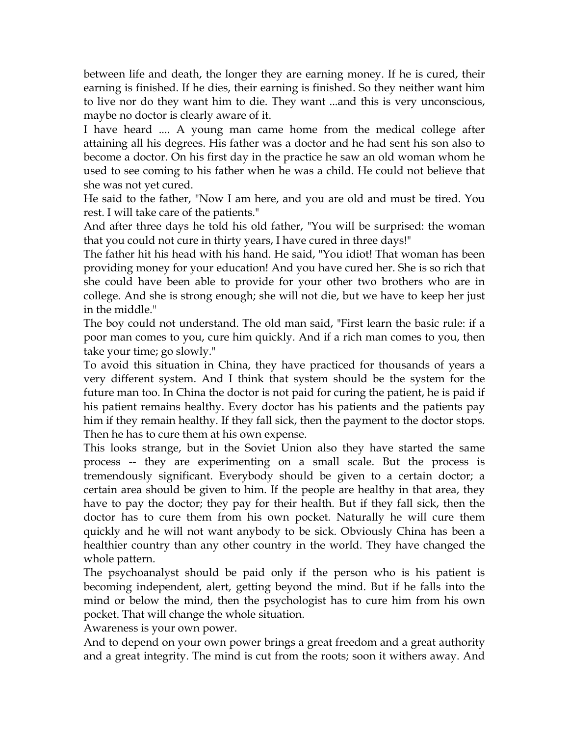between life and death, the longer they are earning money. If he is cured, their earning is finished. If he dies, their earning is finished. So they neither want him to live nor do they want him to die. They want ...and this is very unconscious, maybe no doctor is clearly aware of it.

I have heard .... A young man came home from the medical college after attaining all his degrees. His father was a doctor and he had sent his son also to become a doctor. On his first day in the practice he saw an old woman whom he used to see coming to his father when he was a child. He could not believe that she was not yet cured.

He said to the father, "Now I am here, and you are old and must be tired. You rest. I will take care of the patients."

And after three days he told his old father, "You will be surprised: the woman that you could not cure in thirty years, I have cured in three days!"

The father hit his head with his hand. He said, "You idiot! That woman has been providing money for your education! And you have cured her. She is so rich that she could have been able to provide for your other two brothers who are in college. And she is strong enough; she will not die, but we have to keep her just in the middle."

The boy could not understand. The old man said, "First learn the basic rule: if a poor man comes to you, cure him quickly. And if a rich man comes to you, then take your time; go slowly."

To avoid this situation in China, they have practiced for thousands of years a very different system. And I think that system should be the system for the future man too. In China the doctor is not paid for curing the patient, he is paid if his patient remains healthy. Every doctor has his patients and the patients pay him if they remain healthy. If they fall sick, then the payment to the doctor stops. Then he has to cure them at his own expense.

This looks strange, but in the Soviet Union also they have started the same process -- they are experimenting on a small scale. But the process is tremendously significant. Everybody should be given to a certain doctor; a certain area should be given to him. If the people are healthy in that area, they have to pay the doctor; they pay for their health. But if they fall sick, then the doctor has to cure them from his own pocket. Naturally he will cure them quickly and he will not want anybody to be sick. Obviously China has been a healthier country than any other country in the world. They have changed the whole pattern.

The psychoanalyst should be paid only if the person who is his patient is becoming independent, alert, getting beyond the mind. But if he falls into the mind or below the mind, then the psychologist has to cure him from his own pocket. That will change the whole situation.

Awareness is your own power.

And to depend on your own power brings a great freedom and a great authority and a great integrity. The mind is cut from the roots; soon it withers away. And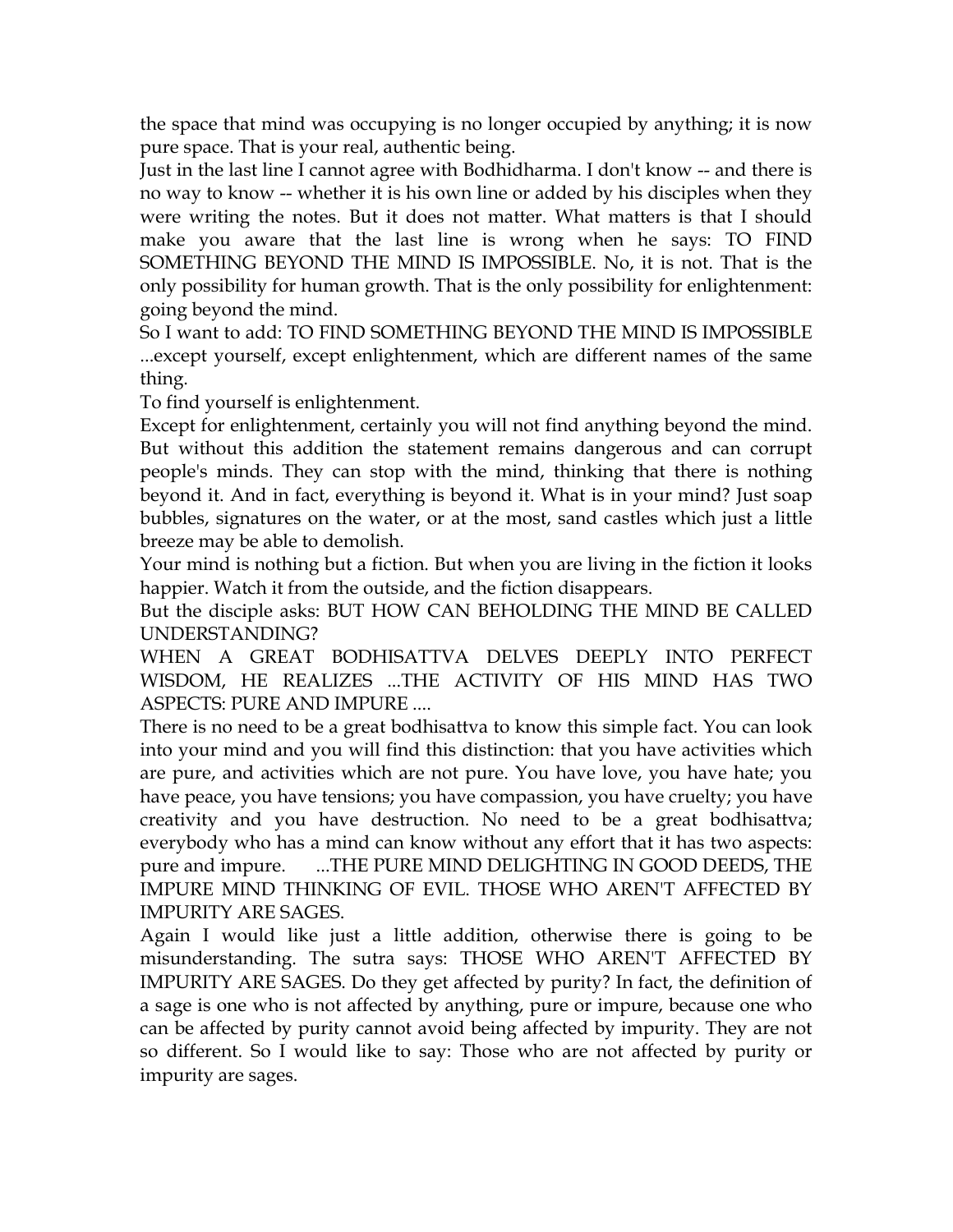the space that mind was occupying is no longer occupied by anything; it is now pure space. That is your real, authentic being.

Just in the last line I cannot agree with Bodhidharma. I don't know -- and there is no way to know -- whether it is his own line or added by his disciples when they were writing the notes. But it does not matter. What matters is that I should make you aware that the last line is wrong when he says: TO FIND SOMETHING BEYOND THE MIND IS IMPOSSIBLE. No, it is not. That is the only possibility for human growth. That is the only possibility for enlightenment: going beyond the mind.

So I want to add: TO FIND SOMETHING BEYOND THE MIND IS IMPOSSIBLE ...except yourself, except enlightenment, which are different names of the same thing.

To find yourself is enlightenment.

Except for enlightenment, certainly you will not find anything beyond the mind. But without this addition the statement remains dangerous and can corrupt people's minds. They can stop with the mind, thinking that there is nothing beyond it. And in fact, everything is beyond it. What is in your mind? Just soap bubbles, signatures on the water, or at the most, sand castles which just a little breeze may be able to demolish.

Your mind is nothing but a fiction. But when you are living in the fiction it looks happier. Watch it from the outside, and the fiction disappears.

But the disciple asks: BUT HOW CAN BEHOLDING THE MIND BE CALLED UNDERSTANDING?

WHEN A GREAT BODHISATTVA DELVES DEEPLY INTO PERFECT WISDOM, HE REALIZES ...THE ACTIVITY OF HIS MIND HAS TWO ASPECTS: PURE AND IMPURE ....

There is no need to be a great bodhisattva to know this simple fact. You can look into your mind and you will find this distinction: that you have activities which are pure, and activities which are not pure. You have love, you have hate; you have peace, you have tensions; you have compassion, you have cruelty; you have creativity and you have destruction. No need to be a great bodhisattva; everybody who has a mind can know without any effort that it has two aspects: pure and impure. ...THE PURE MIND DELIGHTING IN GOOD DEEDS, THE IMPURE MIND THINKING OF EVIL. THOSE WHO AREN'T AFFECTED BY IMPURITY ARE SAGES.

Again I would like just a little addition, otherwise there is going to be misunderstanding. The sutra says: THOSE WHO AREN'T AFFECTED BY IMPURITY ARE SAGES. Do they get affected by purity? In fact, the definition of a sage is one who is not affected by anything, pure or impure, because one who can be affected by purity cannot avoid being affected by impurity. They are not so different. So I would like to say: Those who are not affected by purity or impurity are sages.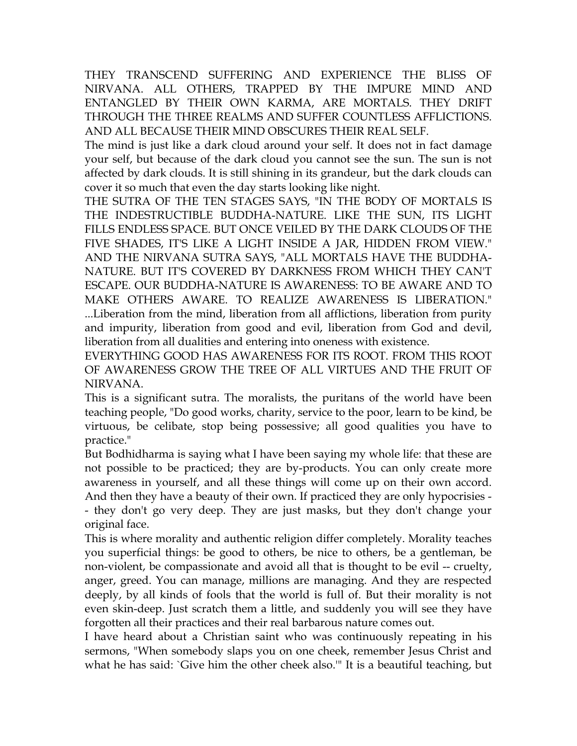THEY TRANSCEND SUFFERING AND EXPERIENCE THE BLISS OF NIRVANA. ALL OTHERS, TRAPPED BY THE IMPURE MIND AND ENTANGLED BY THEIR OWN KARMA, ARE MORTALS. THEY DRIFT THROUGH THE THREE REALMS AND SUFFER COUNTLESS AFFLICTIONS. AND ALL BECAUSE THEIR MIND OBSCURES THEIR REAL SELF.

The mind is just like a dark cloud around your self. It does not in fact damage your self, but because of the dark cloud you cannot see the sun. The sun is not affected by dark clouds. It is still shining in its grandeur, but the dark clouds can cover it so much that even the day starts looking like night.

THE SUTRA OF THE TEN STAGES SAYS, "IN THE BODY OF MORTALS IS THE INDESTRUCTIBLE BUDDHA-NATURE. LIKE THE SUN, ITS LIGHT FILLS ENDLESS SPACE. BUT ONCE VEILED BY THE DARK CLOUDS OF THE FIVE SHADES, IT'S LIKE A LIGHT INSIDE A JAR, HIDDEN FROM VIEW." AND THE NIRVANA SUTRA SAYS, "ALL MORTALS HAVE THE BUDDHA-NATURE. BUT IT'S COVERED BY DARKNESS FROM WHICH THEY CAN'T ESCAPE. OUR BUDDHA-NATURE IS AWARENESS: TO BE AWARE AND TO MAKE OTHERS AWARE. TO REALIZE AWARENESS IS LIBERATION."

...Liberation from the mind, liberation from all afflictions, liberation from purity and impurity, liberation from good and evil, liberation from God and devil, liberation from all dualities and entering into oneness with existence.

EVERYTHING GOOD HAS AWARENESS FOR ITS ROOT. FROM THIS ROOT OF AWARENESS GROW THE TREE OF ALL VIRTUES AND THE FRUIT OF NIRVANA.

This is a significant sutra. The moralists, the puritans of the world have been teaching people, "Do good works, charity, service to the poor, learn to be kind, be virtuous, be celibate, stop being possessive; all good qualities you have to practice."

But Bodhidharma is saying what I have been saying my whole life: that these are not possible to be practiced; they are by-products. You can only create more awareness in yourself, and all these things will come up on their own accord. And then they have a beauty of their own. If practiced they are only hypocrisies -- they don't go very deep. They are just masks, but they don't change your original face.

This is where morality and authentic religion differ completely. Morality teaches you superficial things: be good to others, be nice to others, be a gentleman, be non-violent, be compassionate and avoid all that is thought to be evil -- cruelty, anger, greed. You can manage, millions are managing. And they are respected deeply, by all kinds of fools that the world is full of. But their morality is not even skin-deep. Just scratch them a little, and suddenly you will see they have forgotten all their practices and their real barbarous nature comes out.

I have heard about a Christian saint who was continuously repeating in his sermons, "When somebody slaps you on one cheek, remember Jesus Christ and what he has said: `Give him the other cheek also.'" It is a beautiful teaching, but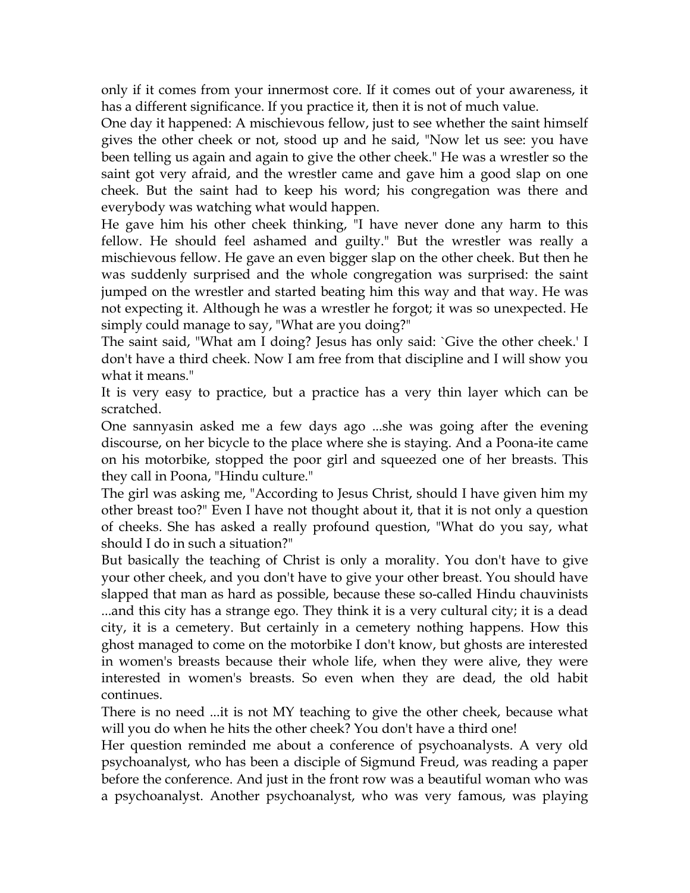only if it comes from your innermost core. If it comes out of your awareness, it has a different significance. If you practice it, then it is not of much value.

One day it happened: A mischievous fellow, just to see whether the saint himself gives the other cheek or not, stood up and he said, "Now let us see: you have been telling us again and again to give the other cheek." He was a wrestler so the saint got very afraid, and the wrestler came and gave him a good slap on one cheek. But the saint had to keep his word; his congregation was there and everybody was watching what would happen.

He gave him his other cheek thinking, "I have never done any harm to this fellow. He should feel ashamed and guilty." But the wrestler was really a mischievous fellow. He gave an even bigger slap on the other cheek. But then he was suddenly surprised and the whole congregation was surprised: the saint jumped on the wrestler and started beating him this way and that way. He was not expecting it. Although he was a wrestler he forgot; it was so unexpected. He simply could manage to say, "What are you doing?"

The saint said, "What am I doing? Jesus has only said: `Give the other cheek.' I don't have a third cheek. Now I am free from that discipline and I will show you what it means."

It is very easy to practice, but a practice has a very thin layer which can be scratched.

One sannyasin asked me a few days ago ...she was going after the evening discourse, on her bicycle to the place where she is staying. And a Poona-ite came on his motorbike, stopped the poor girl and squeezed one of her breasts. This they call in Poona, "Hindu culture."

The girl was asking me, "According to Jesus Christ, should I have given him my other breast too?" Even I have not thought about it, that it is not only a question of cheeks. She has asked a really profound question, "What do you say, what should I do in such a situation?"

But basically the teaching of Christ is only a morality. You don't have to give your other cheek, and you don't have to give your other breast. You should have slapped that man as hard as possible, because these so-called Hindu chauvinists ...and this city has a strange ego. They think it is a very cultural city; it is a dead city, it is a cemetery. But certainly in a cemetery nothing happens. How this ghost managed to come on the motorbike I don't know, but ghosts are interested in women's breasts because their whole life, when they were alive, they were interested in women's breasts. So even when they are dead, the old habit continues.

There is no need ...it is not MY teaching to give the other cheek, because what will you do when he hits the other cheek? You don't have a third one!

Her question reminded me about a conference of psychoanalysts. A very old psychoanalyst, who has been a disciple of Sigmund Freud, was reading a paper before the conference. And just in the front row was a beautiful woman who was a psychoanalyst. Another psychoanalyst, who was very famous, was playing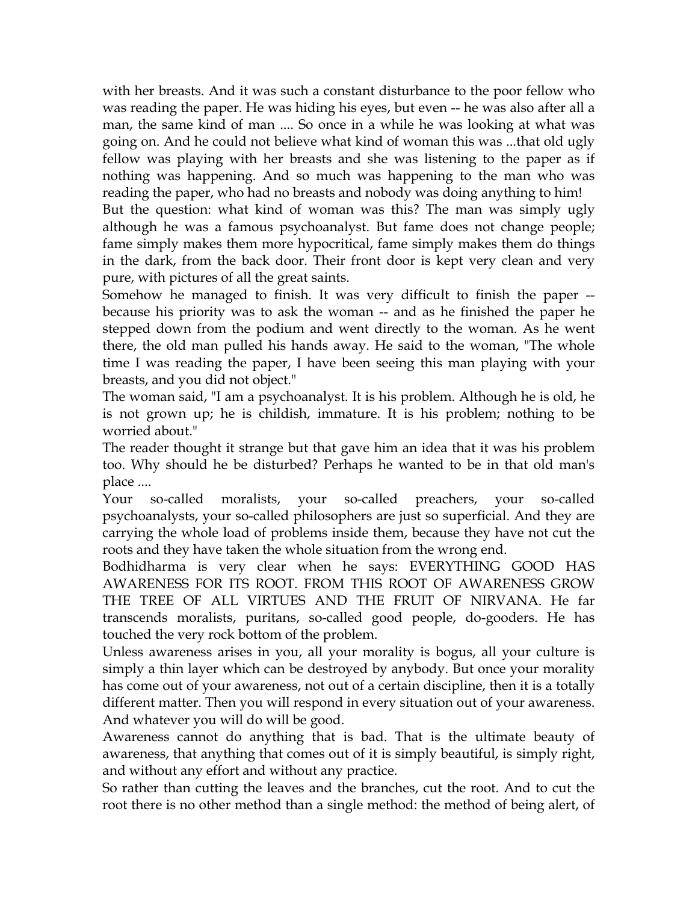with her breasts. And it was such a constant disturbance to the poor fellow who was reading the paper. He was hiding his eyes, but even -- he was also after all a man, the same kind of man .... So once in a while he was looking at what was going on. And he could not believe what kind of woman this was ...that old ugly fellow was playing with her breasts and she was listening to the paper as if nothing was happening. And so much was happening to the man who was reading the paper, who had no breasts and nobody was doing anything to him!

But the question: what kind of woman was this? The man was simply ugly although he was a famous psychoanalyst. But fame does not change people; fame simply makes them more hypocritical, fame simply makes them do things in the dark, from the back door. Their front door is kept very clean and very pure, with pictures of all the great saints.

Somehow he managed to finish. It was very difficult to finish the paper -- because his priority was to ask the woman -- and as he finished the paper he stepped down from the podium and went directly to the woman. As he went there, the old man pulled his hands away. He said to the woman, "The whole time I was reading the paper, I have been seeing this man playing with your breasts, and you did not object."

The woman said, "I am a psychoanalyst. It is his problem. Although he is old, he is not grown up; he is childish, immature. It is his problem; nothing to be worried about."

The reader thought it strange but that gave him an idea that it was his problem too. Why should he be disturbed? Perhaps he wanted to be in that old man's place ....

Your so-called moralists, your so-called preachers, your so-called psychoanalysts, your so-called philosophers are just so superficial. And they are carrying the whole load of problems inside them, because they have not cut the roots and they have taken the whole situation from the wrong end.

Bodhidharma is very clear when he says: EVERYTHING GOOD HAS AWARENESS FOR ITS ROOT. FROM THIS ROOT OF AWARENESS GROW THE TREE OF ALL VIRTUES AND THE FRUIT OF NIRVANA. He far transcends moralists, puritans, so-called good people, do-gooders. He has touched the very rock bottom of the problem.

Unless awareness arises in you, all your morality is bogus, all your culture is simply a thin layer which can be destroyed by anybody. But once your morality has come out of your awareness, not out of a certain discipline, then it is a totally different matter. Then you will respond in every situation out of your awareness. And whatever you will do will be good.

Awareness cannot do anything that is bad. That is the ultimate beauty of awareness, that anything that comes out of it is simply beautiful, is simply right, and without any effort and without any practice.

So rather than cutting the leaves and the branches, cut the root. And to cut the root there is no other method than a single method: the method of being alert, of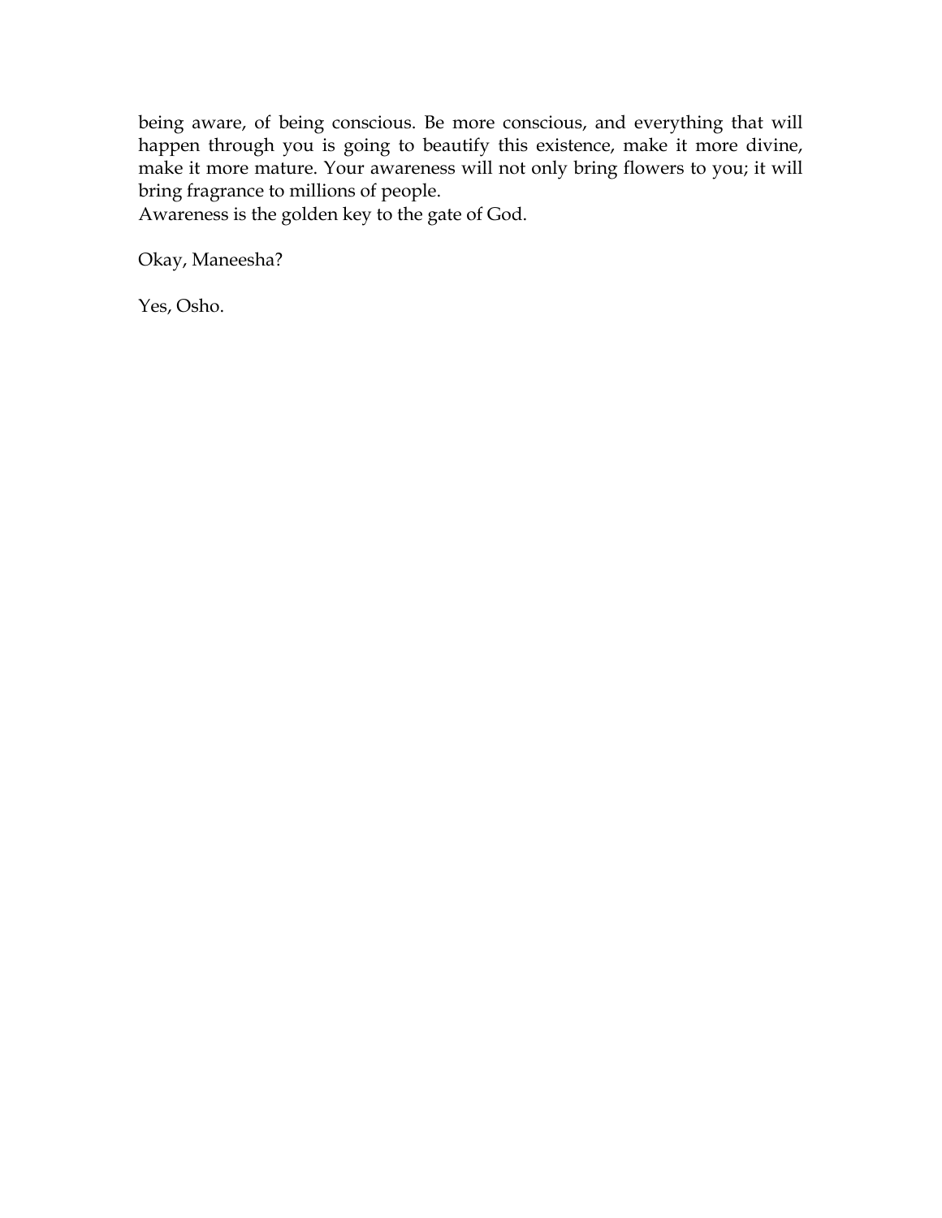being aware, of being conscious. Be more conscious, and everything that will happen through you is going to beautify this existence, make it more divine, make it more mature. Your awareness will not only bring flowers to you; it will bring fragrance to millions of people.
Awareness is the golden key to the gate of God.

Okay, Maneesha?

Yes, Osho.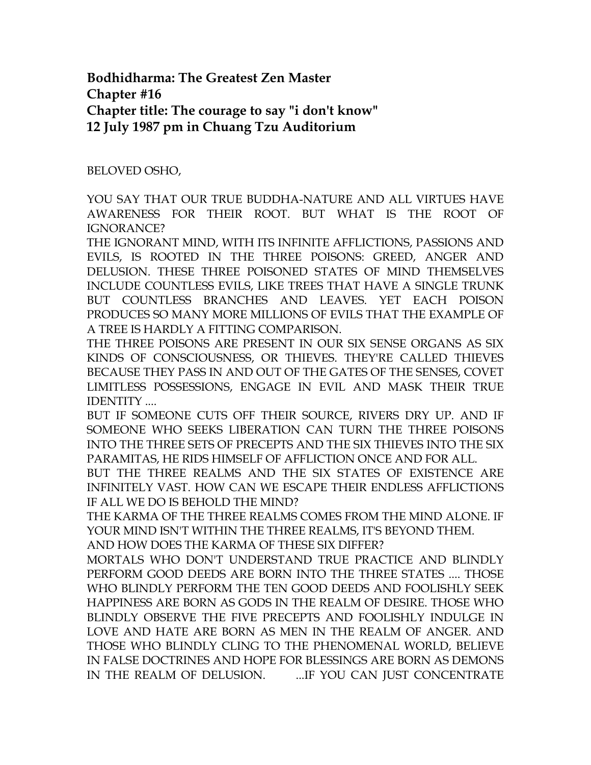**Bodhidharma: The Greatest Zen Master**
**Chapter #16**
**Chapter title: The courage to say "i don't know"**
**12 July 1987 pm in Chuang Tzu Auditorium**

BELOVED OSHO,

YOU SAY THAT OUR TRUE BUDDHA-NATURE AND ALL VIRTUES HAVE AWARENESS FOR THEIR ROOT. BUT WHAT IS THE ROOT OF IGNORANCE?

THE IGNORANT MIND, WITH ITS INFINITE AFFLICTIONS, PASSIONS AND EVILS, IS ROOTED IN THE THREE POISONS: GREED, ANGER AND DELUSION. THESE THREE POISONED STATES OF MIND THEMSELVES INCLUDE COUNTLESS EVILS, LIKE TREES THAT HAVE A SINGLE TRUNK BUT COUNTLESS BRANCHES AND LEAVES. YET EACH POISON PRODUCES SO MANY MORE MILLIONS OF EVILS THAT THE EXAMPLE OF A TREE IS HARDLY A FITTING COMPARISON.

THE THREE POISONS ARE PRESENT IN OUR SIX SENSE ORGANS AS SIX KINDS OF CONSCIOUSNESS, OR THIEVES. THEY'RE CALLED THIEVES BECAUSE THEY PASS IN AND OUT OF THE GATES OF THE SENSES, COVET LIMITLESS POSSESSIONS, ENGAGE IN EVIL AND MASK THEIR TRUE IDENTITY ....

BUT IF SOMEONE CUTS OFF THEIR SOURCE, RIVERS DRY UP. AND IF SOMEONE WHO SEEKS LIBERATION CAN TURN THE THREE POISONS INTO THE THREE SETS OF PRECEPTS AND THE SIX THIEVES INTO THE SIX PARAMITAS, HE RIDS HIMSELF OF AFFLICTION ONCE AND FOR ALL.

BUT THE THREE REALMS AND THE SIX STATES OF EXISTENCE ARE INFINITELY VAST. HOW CAN WE ESCAPE THEIR ENDLESS AFFLICTIONS IF ALL WE DO IS BEHOLD THE MIND?

THE KARMA OF THE THREE REALMS COMES FROM THE MIND ALONE. IF YOUR MIND ISN'T WITHIN THE THREE REALMS, IT'S BEYOND THEM.

AND HOW DOES THE KARMA OF THESE SIX DIFFER?

MORTALS WHO DON'T UNDERSTAND TRUE PRACTICE AND BLINDLY PERFORM GOOD DEEDS ARE BORN INTO THE THREE STATES .... THOSE WHO BLINDLY PERFORM THE TEN GOOD DEEDS AND FOOLISHLY SEEK HAPPINESS ARE BORN AS GODS IN THE REALM OF DESIRE. THOSE WHO BLINDLY OBSERVE THE FIVE PRECEPTS AND FOOLISHLY INDULGE IN LOVE AND HATE ARE BORN AS MEN IN THE REALM OF ANGER. AND THOSE WHO BLINDLY CLING TO THE PHENOMENAL WORLD, BELIEVE IN FALSE DOCTRINES AND HOPE FOR BLESSINGS ARE BORN AS DEMONS IN THE REALM OF DELUSION. ...IF YOU CAN JUST CONCENTRATE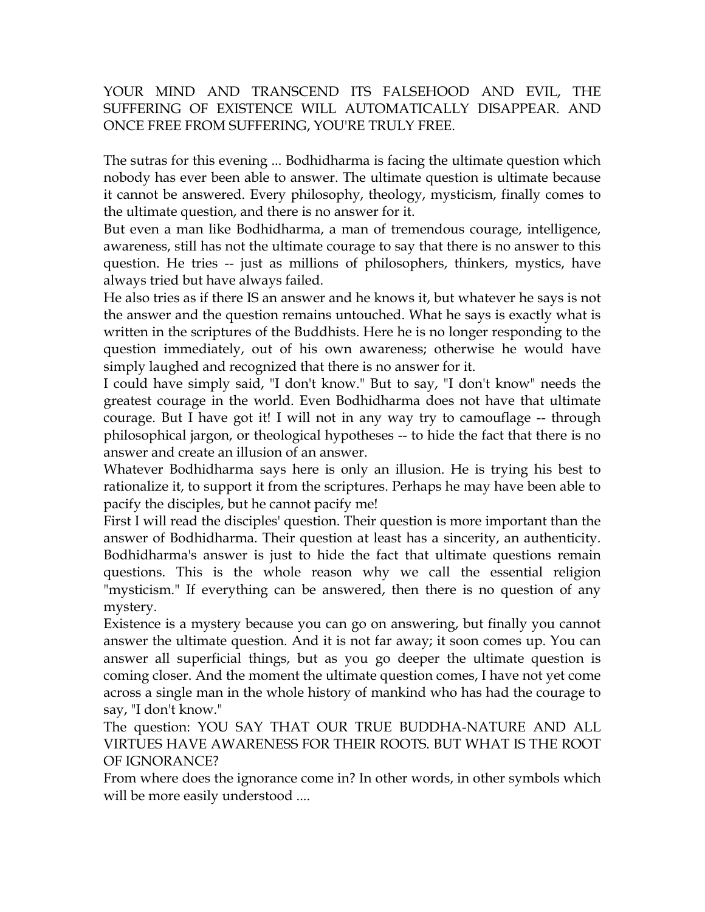YOUR MIND AND TRANSCEND ITS FALSEHOOD AND EVIL, THE SUFFERING OF EXISTENCE WILL AUTOMATICALLY DISAPPEAR. AND ONCE FREE FROM SUFFERING, YOU'RE TRULY FREE.

The sutras for this evening ... Bodhidharma is facing the ultimate question which nobody has ever been able to answer. The ultimate question is ultimate because it cannot be answered. Every philosophy, theology, mysticism, finally comes to the ultimate question, and there is no answer for it.

But even a man like Bodhidharma, a man of tremendous courage, intelligence, awareness, still has not the ultimate courage to say that there is no answer to this question. He tries -- just as millions of philosophers, thinkers, mystics, have always tried but have always failed.

He also tries as if there IS an answer and he knows it, but whatever he says is not the answer and the question remains untouched. What he says is exactly what is written in the scriptures of the Buddhists. Here he is no longer responding to the question immediately, out of his own awareness; otherwise he would have simply laughed and recognized that there is no answer for it.

I could have simply said, "I don't know." But to say, "I don't know" needs the greatest courage in the world. Even Bodhidharma does not have that ultimate courage. But I have got it! I will not in any way try to camouflage -- through philosophical jargon, or theological hypotheses -- to hide the fact that there is no answer and create an illusion of an answer.

Whatever Bodhidharma says here is only an illusion. He is trying his best to rationalize it, to support it from the scriptures. Perhaps he may have been able to pacify the disciples, but he cannot pacify me!

First I will read the disciples' question. Their question is more important than the answer of Bodhidharma. Their question at least has a sincerity, an authenticity. Bodhidharma's answer is just to hide the fact that ultimate questions remain questions. This is the whole reason why we call the essential religion "mysticism." If everything can be answered, then there is no question of any mystery.

Existence is a mystery because you can go on answering, but finally you cannot answer the ultimate question. And it is not far away; it soon comes up. You can answer all superficial things, but as you go deeper the ultimate question is coming closer. And the moment the ultimate question comes, I have not yet come across a single man in the whole history of mankind who has had the courage to say, "I don't know."

The question: YOU SAY THAT OUR TRUE BUDDHA-NATURE AND ALL VIRTUES HAVE AWARENESS FOR THEIR ROOTS. BUT WHAT IS THE ROOT OF IGNORANCE?

From where does the ignorance come in? In other words, in other symbols which will be more easily understood ....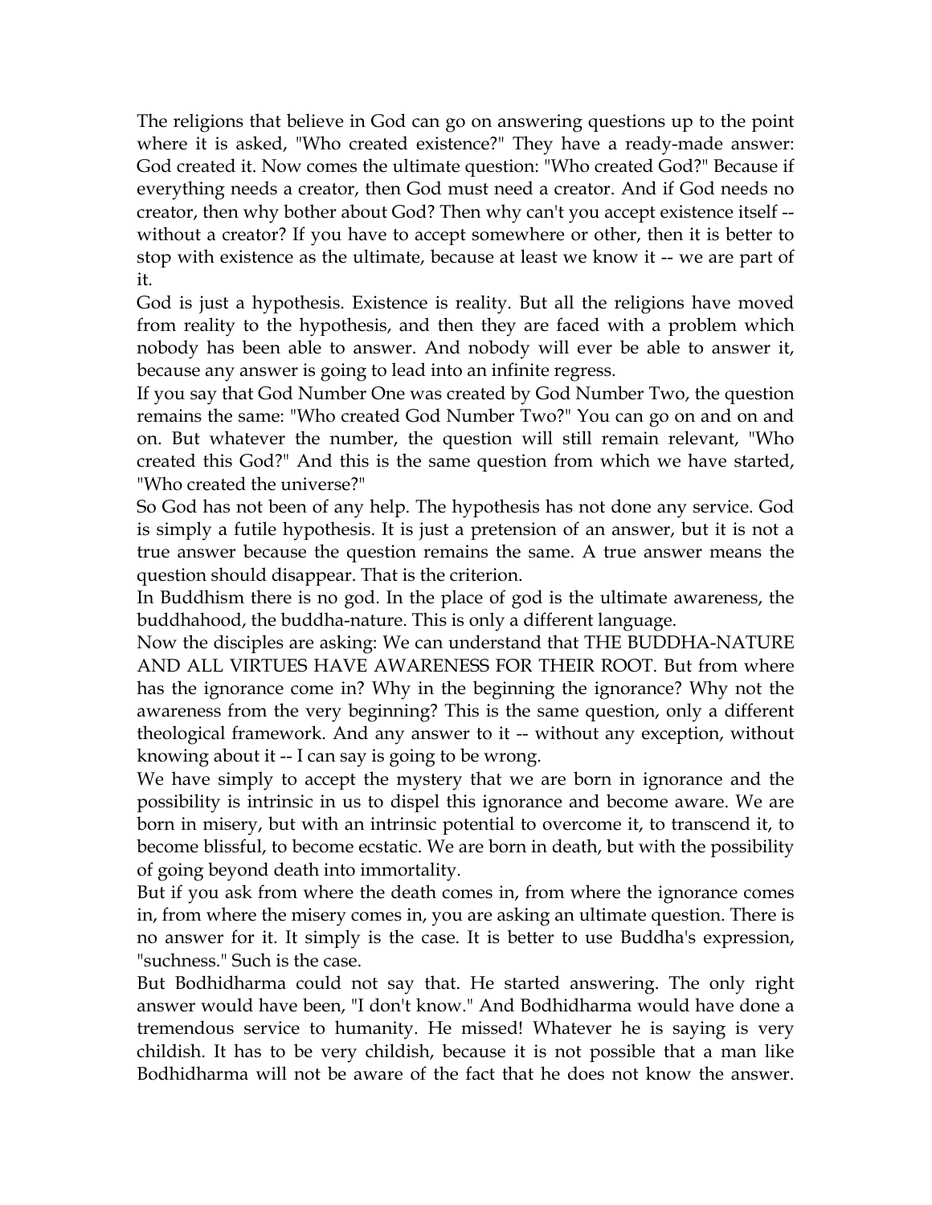The religions that believe in God can go on answering questions up to the point where it is asked, "Who created existence?" They have a ready-made answer: God created it. Now comes the ultimate question: "Who created God?" Because if everything needs a creator, then God must need a creator. And if God needs no creator, then why bother about God? Then why can't you accept existence itself -- without a creator? If you have to accept somewhere or other, then it is better to stop with existence as the ultimate, because at least we know it -- we are part of it.

God is just a hypothesis. Existence is reality. But all the religions have moved from reality to the hypothesis, and then they are faced with a problem which nobody has been able to answer. And nobody will ever be able to answer it, because any answer is going to lead into an infinite regress.

If you say that God Number One was created by God Number Two, the question remains the same: "Who created God Number Two?" You can go on and on and on. But whatever the number, the question will still remain relevant, "Who created this God?" And this is the same question from which we have started, "Who created the universe?"

So God has not been of any help. The hypothesis has not done any service. God is simply a futile hypothesis. It is just a pretension of an answer, but it is not a true answer because the question remains the same. A true answer means the question should disappear. That is the criterion.

In Buddhism there is no god. In the place of god is the ultimate awareness, the buddhahood, the buddha-nature. This is only a different language.

Now the disciples are asking: We can understand that THE BUDDHA-NATURE AND ALL VIRTUES HAVE AWARENESS FOR THEIR ROOT. But from where has the ignorance come in? Why in the beginning the ignorance? Why not the awareness from the very beginning? This is the same question, only a different theological framework. And any answer to it -- without any exception, without knowing about it -- I can say is going to be wrong.

We have simply to accept the mystery that we are born in ignorance and the possibility is intrinsic in us to dispel this ignorance and become aware. We are born in misery, but with an intrinsic potential to overcome it, to transcend it, to become blissful, to become ecstatic. We are born in death, but with the possibility of going beyond death into immortality.

But if you ask from where the death comes in, from where the ignorance comes in, from where the misery comes in, you are asking an ultimate question. There is no answer for it. It simply is the case. It is better to use Buddha's expression, "suchness." Such is the case.

But Bodhidharma could not say that. He started answering. The only right answer would have been, "I don't know." And Bodhidharma would have done a tremendous service to humanity. He missed! Whatever he is saying is very childish. It has to be very childish, because it is not possible that a man like Bodhidharma will not be aware of the fact that he does not know the answer.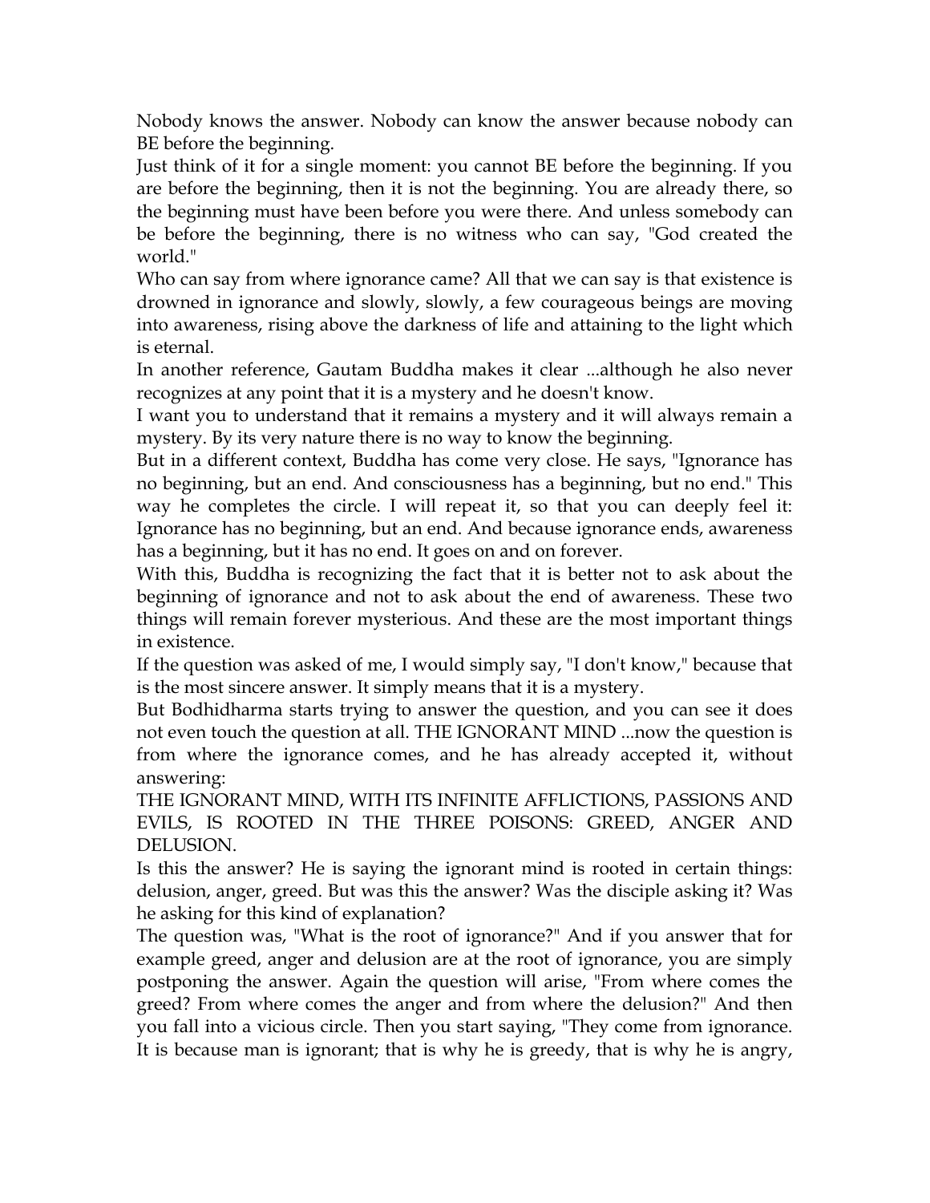Nobody knows the answer. Nobody can know the answer because nobody can BE before the beginning.

Just think of it for a single moment: you cannot BE before the beginning. If you are before the beginning, then it is not the beginning. You are already there, so the beginning must have been before you were there. And unless somebody can be before the beginning, there is no witness who can say, "God created the world."

Who can say from where ignorance came? All that we can say is that existence is drowned in ignorance and slowly, slowly, a few courageous beings are moving into awareness, rising above the darkness of life and attaining to the light which is eternal.

In another reference, Gautam Buddha makes it clear ...although he also never recognizes at any point that it is a mystery and he doesn't know.

I want you to understand that it remains a mystery and it will always remain a mystery. By its very nature there is no way to know the beginning.

But in a different context, Buddha has come very close. He says, "Ignorance has no beginning, but an end. And consciousness has a beginning, but no end." This way he completes the circle. I will repeat it, so that you can deeply feel it: Ignorance has no beginning, but an end. And because ignorance ends, awareness has a beginning, but it has no end. It goes on and on forever.

With this, Buddha is recognizing the fact that it is better not to ask about the beginning of ignorance and not to ask about the end of awareness. These two things will remain forever mysterious. And these are the most important things in existence.

If the question was asked of me, I would simply say, "I don't know," because that is the most sincere answer. It simply means that it is a mystery.

But Bodhidharma starts trying to answer the question, and you can see it does not even touch the question at all. THE IGNORANT MIND ...now the question is from where the ignorance comes, and he has already accepted it, without answering:

THE IGNORANT MIND, WITH ITS INFINITE AFFLICTIONS, PASSIONS AND EVILS, IS ROOTED IN THE THREE POISONS: GREED, ANGER AND DELUSION.

Is this the answer? He is saying the ignorant mind is rooted in certain things: delusion, anger, greed. But was this the answer? Was the disciple asking it? Was he asking for this kind of explanation?

The question was, "What is the root of ignorance?" And if you answer that for example greed, anger and delusion are at the root of ignorance, you are simply postponing the answer. Again the question will arise, "From where comes the greed? From where comes the anger and from where the delusion?" And then you fall into a vicious circle. Then you start saying, "They come from ignorance. It is because man is ignorant; that is why he is greedy, that is why he is angry,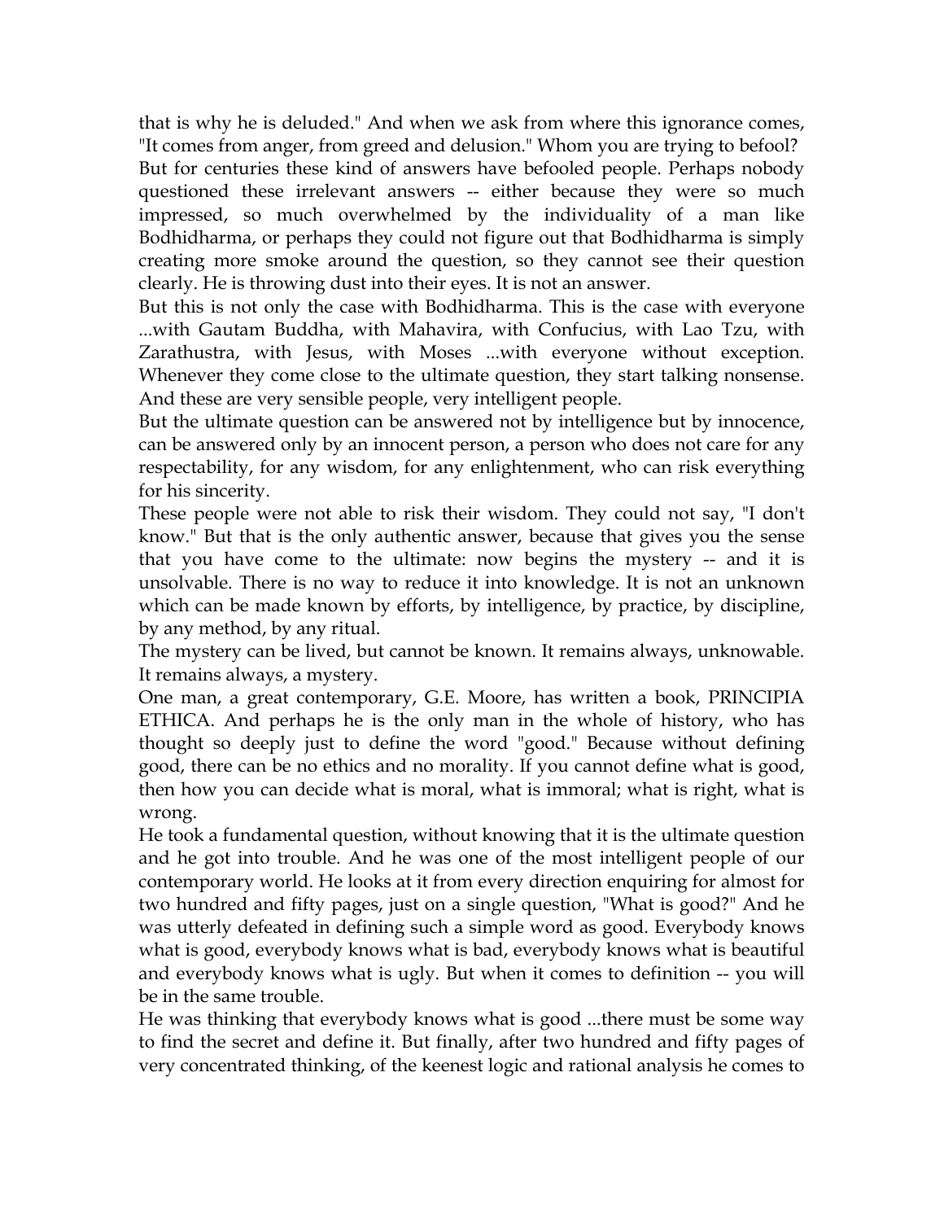that is why he is deluded." And when we ask from where this ignorance comes, "It comes from anger, from greed and delusion." Whom you are trying to befool?

But for centuries these kind of answers have befooled people. Perhaps nobody questioned these irrelevant answers -- either because they were so much impressed, so much overwhelmed by the individuality of a man like Bodhidharma, or perhaps they could not figure out that Bodhidharma is simply creating more smoke around the question, so they cannot see their question clearly. He is throwing dust into their eyes. It is not an answer.

But this is not only the case with Bodhidharma. This is the case with everyone ...with Gautam Buddha, with Mahavira, with Confucius, with Lao Tzu, with Zarathustra, with Jesus, with Moses ...with everyone without exception. Whenever they come close to the ultimate question, they start talking nonsense. And these are very sensible people, very intelligent people.

But the ultimate question can be answered not by intelligence but by innocence, can be answered only by an innocent person, a person who does not care for any respectability, for any wisdom, for any enlightenment, who can risk everything for his sincerity.

These people were not able to risk their wisdom. They could not say, "I don't know." But that is the only authentic answer, because that gives you the sense that you have come to the ultimate: now begins the mystery -- and it is unsolvable. There is no way to reduce it into knowledge. It is not an unknown which can be made known by efforts, by intelligence, by practice, by discipline, by any method, by any ritual.

The mystery can be lived, but cannot be known. It remains always, unknowable. It remains always, a mystery.

One man, a great contemporary, G.E. Moore, has written a book, PRINCIPIA ETHICA. And perhaps he is the only man in the whole of history, who has thought so deeply just to define the word "good." Because without defining good, there can be no ethics and no morality. If you cannot define what is good, then how you can decide what is moral, what is immoral; what is right, what is wrong.

He took a fundamental question, without knowing that it is the ultimate question and he got into trouble. And he was one of the most intelligent people of our contemporary world. He looks at it from every direction enquiring for almost for two hundred and fifty pages, just on a single question, "What is good?" And he was utterly defeated in defining such a simple word as good. Everybody knows what is good, everybody knows what is bad, everybody knows what is beautiful and everybody knows what is ugly. But when it comes to definition -- you will be in the same trouble.

He was thinking that everybody knows what is good ...there must be some way to find the secret and define it. But finally, after two hundred and fifty pages of very concentrated thinking, of the keenest logic and rational analysis he comes to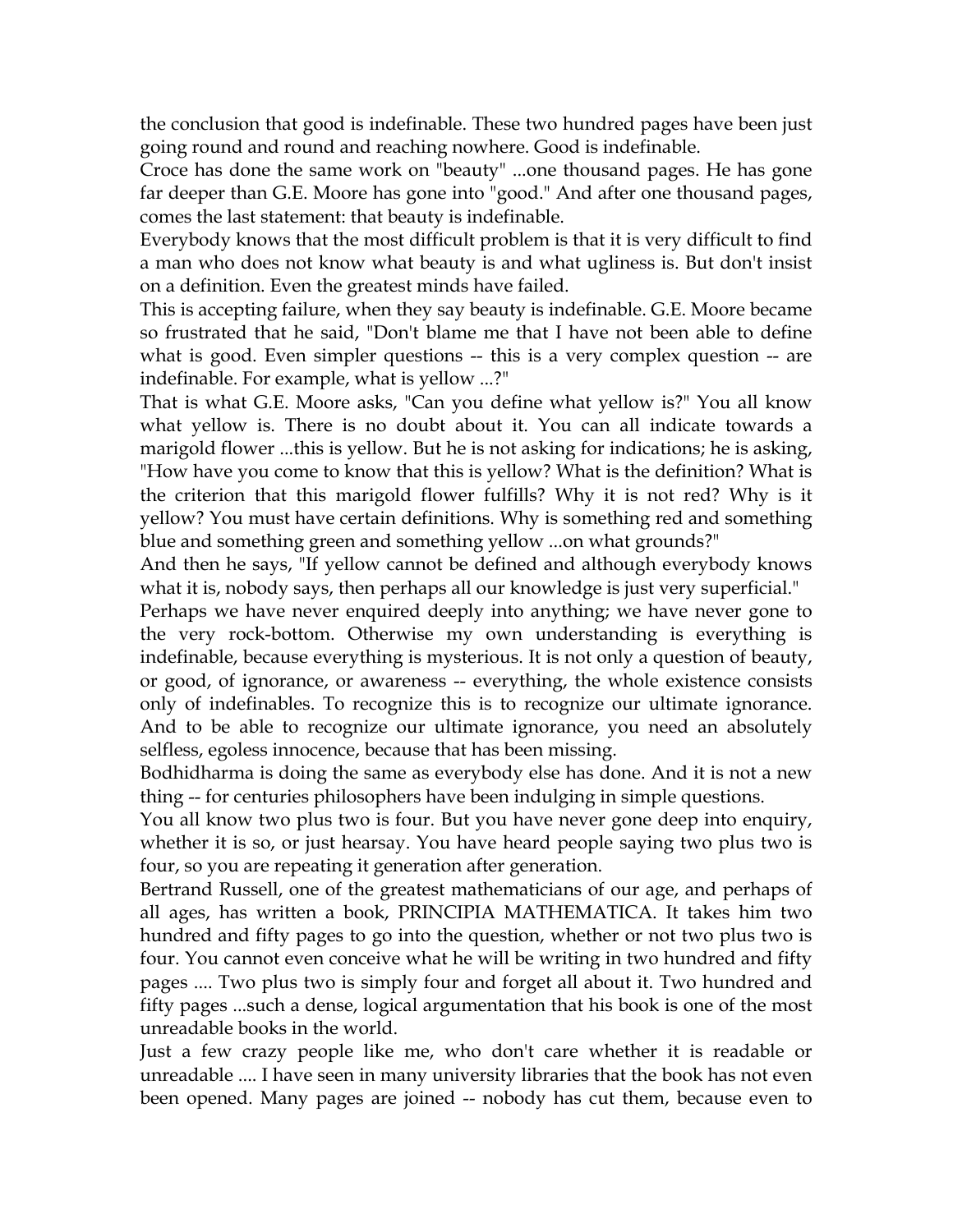the conclusion that good is indefinable. These two hundred pages have been just going round and round and reaching nowhere. Good is indefinable.

Croce has done the same work on "beauty" ...one thousand pages. He has gone far deeper than G.E. Moore has gone into "good." And after one thousand pages, comes the last statement: that beauty is indefinable.

Everybody knows that the most difficult problem is that it is very difficult to find a man who does not know what beauty is and what ugliness is. But don't insist on a definition. Even the greatest minds have failed.

This is accepting failure, when they say beauty is indefinable. G.E. Moore became so frustrated that he said, "Don't blame me that I have not been able to define what is good. Even simpler questions -- this is a very complex question -- are indefinable. For example, what is yellow ...?"

That is what G.E. Moore asks, "Can you define what yellow is?" You all know what yellow is. There is no doubt about it. You can all indicate towards a marigold flower ...this is yellow. But he is not asking for indications; he is asking, "How have you come to know that this is yellow? What is the definition? What is the criterion that this marigold flower fulfills? Why it is not red? Why is it yellow? You must have certain definitions. Why is something red and something blue and something green and something yellow ...on what grounds?"

And then he says, "If yellow cannot be defined and although everybody knows what it is, nobody says, then perhaps all our knowledge is just very superficial."

Perhaps we have never enquired deeply into anything; we have never gone to the very rock-bottom. Otherwise my own understanding is everything is indefinable, because everything is mysterious. It is not only a question of beauty, or good, of ignorance, or awareness -- everything, the whole existence consists only of indefinables. To recognize this is to recognize our ultimate ignorance. And to be able to recognize our ultimate ignorance, you need an absolutely selfless, egoless innocence, because that has been missing.

Bodhidharma is doing the same as everybody else has done. And it is not a new thing -- for centuries philosophers have been indulging in simple questions.

You all know two plus two is four. But you have never gone deep into enquiry, whether it is so, or just hearsay. You have heard people saying two plus two is four, so you are repeating it generation after generation.

Bertrand Russell, one of the greatest mathematicians of our age, and perhaps of all ages, has written a book, PRINCIPIA MATHEMATICA. It takes him two hundred and fifty pages to go into the question, whether or not two plus two is four. You cannot even conceive what he will be writing in two hundred and fifty pages .... Two plus two is simply four and forget all about it. Two hundred and fifty pages ...such a dense, logical argumentation that his book is one of the most unreadable books in the world.

Just a few crazy people like me, who don't care whether it is readable or unreadable .... I have seen in many university libraries that the book has not even been opened. Many pages are joined -- nobody has cut them, because even to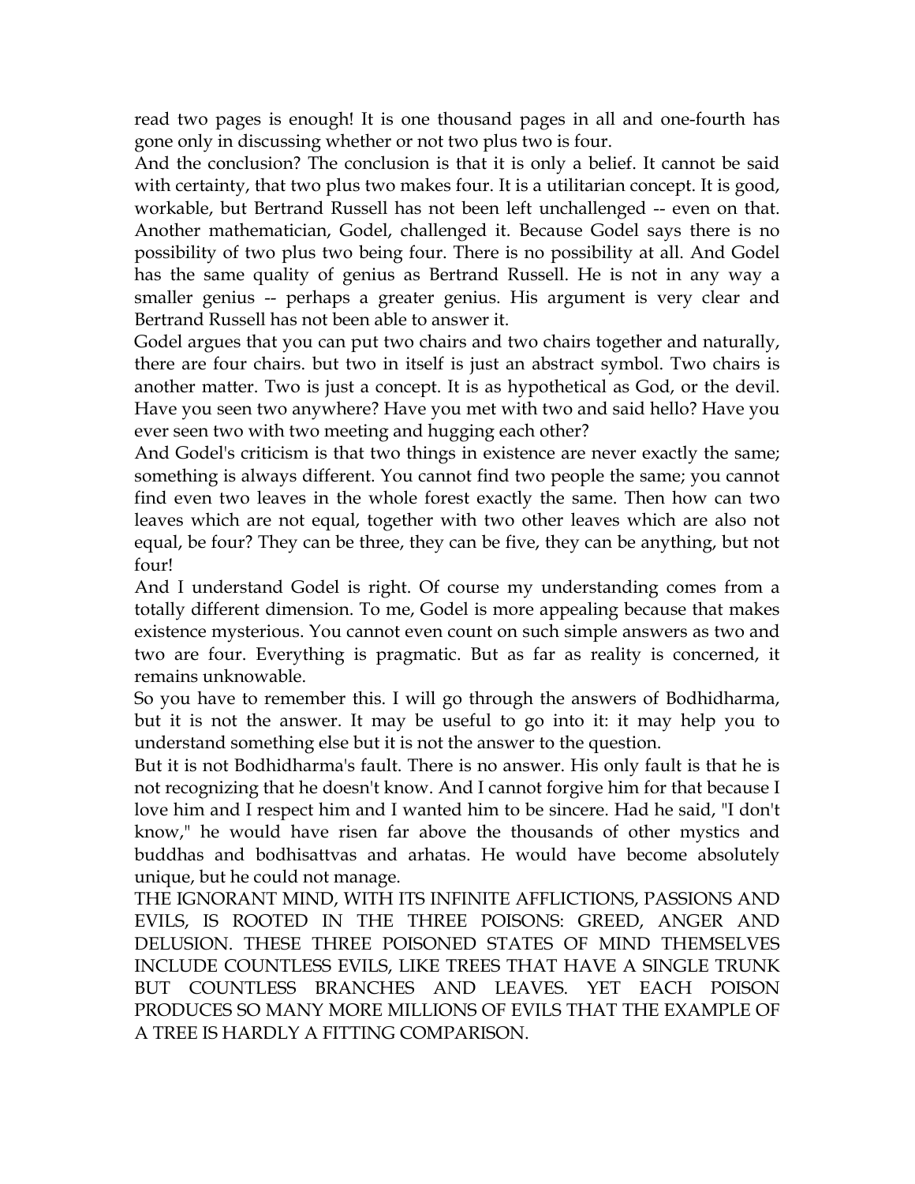read two pages is enough! It is one thousand pages in all and one-fourth has gone only in discussing whether or not two plus two is four.

And the conclusion? The conclusion is that it is only a belief. It cannot be said with certainty, that two plus two makes four. It is a utilitarian concept. It is good, workable, but Bertrand Russell has not been left unchallenged -- even on that. Another mathematician, Godel, challenged it. Because Godel says there is no possibility of two plus two being four. There is no possibility at all. And Godel has the same quality of genius as Bertrand Russell. He is not in any way a smaller genius -- perhaps a greater genius. His argument is very clear and Bertrand Russell has not been able to answer it.

Godel argues that you can put two chairs and two chairs together and naturally, there are four chairs. but two in itself is just an abstract symbol. Two chairs is another matter. Two is just a concept. It is as hypothetical as God, or the devil. Have you seen two anywhere? Have you met with two and said hello? Have you ever seen two with two meeting and hugging each other?

And Godel's criticism is that two things in existence are never exactly the same; something is always different. You cannot find two people the same; you cannot find even two leaves in the whole forest exactly the same. Then how can two leaves which are not equal, together with two other leaves which are also not equal, be four? They can be three, they can be five, they can be anything, but not four!

And I understand Godel is right. Of course my understanding comes from a totally different dimension. To me, Godel is more appealing because that makes existence mysterious. You cannot even count on such simple answers as two and two are four. Everything is pragmatic. But as far as reality is concerned, it remains unknowable.

So you have to remember this. I will go through the answers of Bodhidharma, but it is not the answer. It may be useful to go into it: it may help you to understand something else but it is not the answer to the question.

But it is not Bodhidharma's fault. There is no answer. His only fault is that he is not recognizing that he doesn't know. And I cannot forgive him for that because I love him and I respect him and I wanted him to be sincere. Had he said, "I don't know," he would have risen far above the thousands of other mystics and buddhas and bodhisattvas and arhatas. He would have become absolutely unique, but he could not manage.

THE IGNORANT MIND, WITH ITS INFINITE AFFLICTIONS, PASSIONS AND EVILS, IS ROOTED IN THE THREE POISONS: GREED, ANGER AND DELUSION. THESE THREE POISONED STATES OF MIND THEMSELVES INCLUDE COUNTLESS EVILS, LIKE TREES THAT HAVE A SINGLE TRUNK BUT COUNTLESS BRANCHES AND LEAVES. YET EACH POISON PRODUCES SO MANY MORE MILLIONS OF EVILS THAT THE EXAMPLE OF A TREE IS HARDLY A FITTING COMPARISON.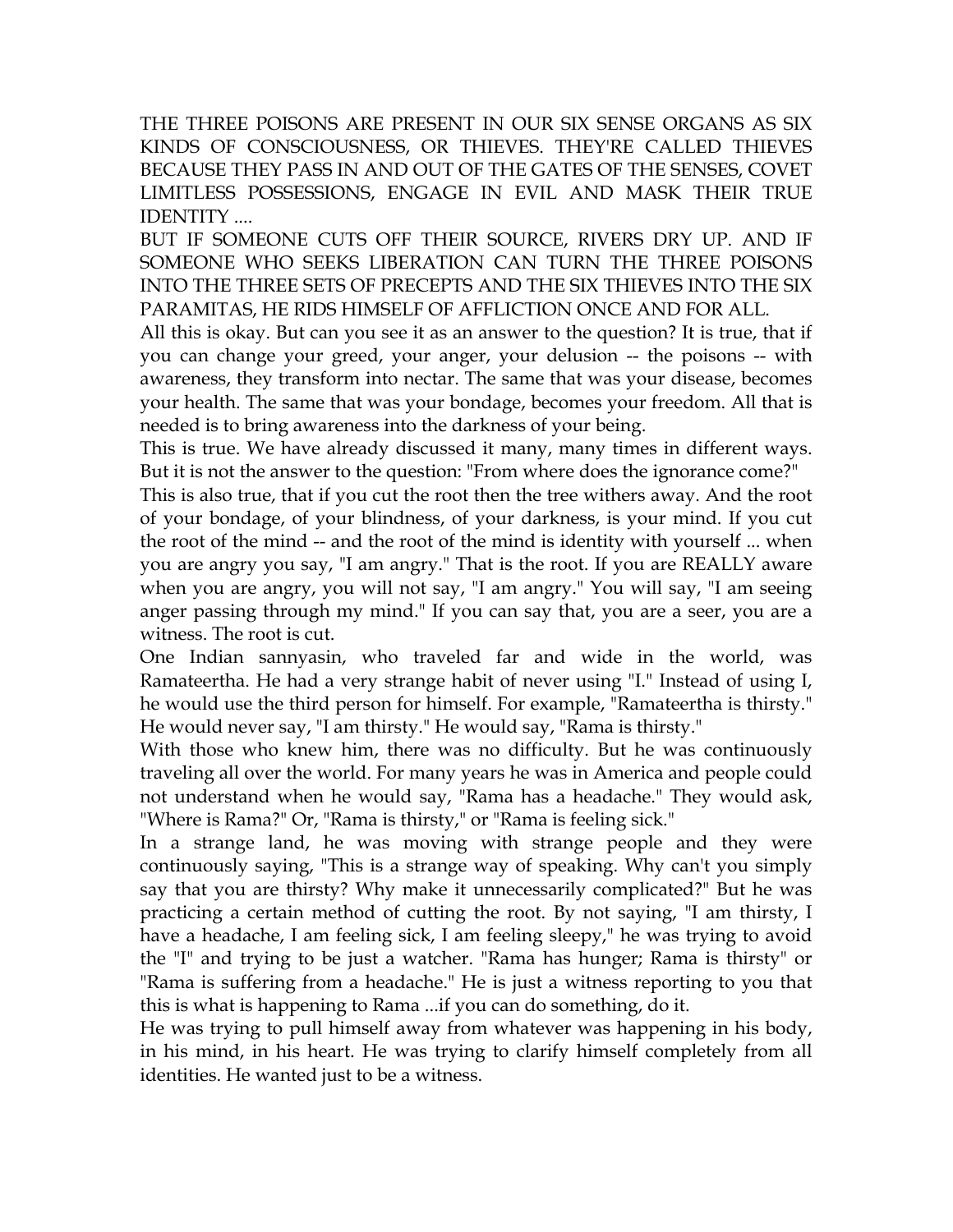THE THREE POISONS ARE PRESENT IN OUR SIX SENSE ORGANS AS SIX KINDS OF CONSCIOUSNESS, OR THIEVES. THEY'RE CALLED THIEVES BECAUSE THEY PASS IN AND OUT OF THE GATES OF THE SENSES, COVET LIMITLESS POSSESSIONS, ENGAGE IN EVIL AND MASK THEIR TRUE IDENTITY ....

BUT IF SOMEONE CUTS OFF THEIR SOURCE, RIVERS DRY UP. AND IF SOMEONE WHO SEEKS LIBERATION CAN TURN THE THREE POISONS INTO THE THREE SETS OF PRECEPTS AND THE SIX THIEVES INTO THE SIX PARAMITAS, HE RIDS HIMSELF OF AFFLICTION ONCE AND FOR ALL.

All this is okay. But can you see it as an answer to the question? It is true, that if you can change your greed, your anger, your delusion -- the poisons -- with awareness, they transform into nectar. The same that was your disease, becomes your health. The same that was your bondage, becomes your freedom. All that is needed is to bring awareness into the darkness of your being.

This is true. We have already discussed it many, many times in different ways. But it is not the answer to the question: "From where does the ignorance come?"

This is also true, that if you cut the root then the tree withers away. And the root of your bondage, of your blindness, of your darkness, is your mind. If you cut the root of the mind -- and the root of the mind is identity with yourself ... when you are angry you say, "I am angry." That is the root. If you are REALLY aware when you are angry, you will not say, "I am angry." You will say, "I am seeing anger passing through my mind." If you can say that, you are a seer, you are a witness. The root is cut.

One Indian sannyasin, who traveled far and wide in the world, was Ramateertha. He had a very strange habit of never using "I." Instead of using I, he would use the third person for himself. For example, "Ramateertha is thirsty." He would never say, "I am thirsty." He would say, "Rama is thirsty."

With those who knew him, there was no difficulty. But he was continuously traveling all over the world. For many years he was in America and people could not understand when he would say, "Rama has a headache." They would ask, "Where is Rama?" Or, "Rama is thirsty," or "Rama is feeling sick."

In a strange land, he was moving with strange people and they were continuously saying, "This is a strange way of speaking. Why can't you simply say that you are thirsty? Why make it unnecessarily complicated?" But he was practicing a certain method of cutting the root. By not saying, "I am thirsty, I have a headache, I am feeling sick, I am feeling sleepy," he was trying to avoid the "I" and trying to be just a watcher. "Rama has hunger; Rama is thirsty" or "Rama is suffering from a headache." He is just a witness reporting to you that this is what is happening to Rama ...if you can do something, do it.

He was trying to pull himself away from whatever was happening in his body, in his mind, in his heart. He was trying to clarify himself completely from all identities. He wanted just to be a witness.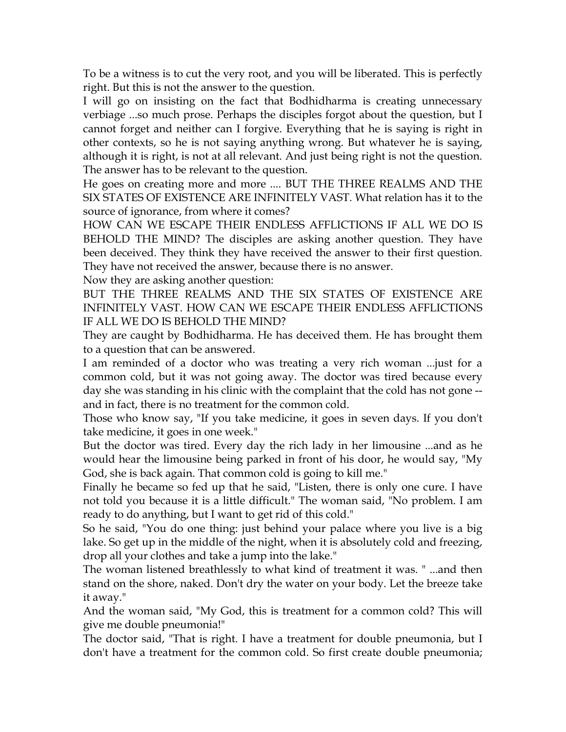To be a witness is to cut the very root, and you will be liberated. This is perfectly right. But this is not the answer to the question.

I will go on insisting on the fact that Bodhidharma is creating unnecessary verbiage ...so much prose. Perhaps the disciples forgot about the question, but I cannot forget and neither can I forgive. Everything that he is saying is right in other contexts, so he is not saying anything wrong. But whatever he is saying, although it is right, is not at all relevant. And just being right is not the question. The answer has to be relevant to the question.

He goes on creating more and more .... BUT THE THREE REALMS AND THE SIX STATES OF EXISTENCE ARE INFINITELY VAST. What relation has it to the source of ignorance, from where it comes?

HOW CAN WE ESCAPE THEIR ENDLESS AFFLICTIONS IF ALL WE DO IS BEHOLD THE MIND? The disciples are asking another question. They have been deceived. They think they have received the answer to their first question. They have not received the answer, because there is no answer.

Now they are asking another question:

BUT THE THREE REALMS AND THE SIX STATES OF EXISTENCE ARE INFINITELY VAST. HOW CAN WE ESCAPE THEIR ENDLESS AFFLICTIONS IF ALL WE DO IS BEHOLD THE MIND?

They are caught by Bodhidharma. He has deceived them. He has brought them to a question that can be answered.

I am reminded of a doctor who was treating a very rich woman ...just for a common cold, but it was not going away. The doctor was tired because every day she was standing in his clinic with the complaint that the cold has not gone -- and in fact, there is no treatment for the common cold.

Those who know say, "If you take medicine, it goes in seven days. If you don't take medicine, it goes in one week."

But the doctor was tired. Every day the rich lady in her limousine ...and as he would hear the limousine being parked in front of his door, he would say, "My God, she is back again. That common cold is going to kill me."

Finally he became so fed up that he said, "Listen, there is only one cure. I have not told you because it is a little difficult." The woman said, "No problem. I am ready to do anything, but I want to get rid of this cold."

So he said, "You do one thing: just behind your palace where you live is a big lake. So get up in the middle of the night, when it is absolutely cold and freezing, drop all your clothes and take a jump into the lake."

The woman listened breathlessly to what kind of treatment it was. " ...and then stand on the shore, naked. Don't dry the water on your body. Let the breeze take it away."

And the woman said, "My God, this is treatment for a common cold? This will give me double pneumonia!"

The doctor said, "That is right. I have a treatment for double pneumonia, but I don't have a treatment for the common cold. So first create double pneumonia;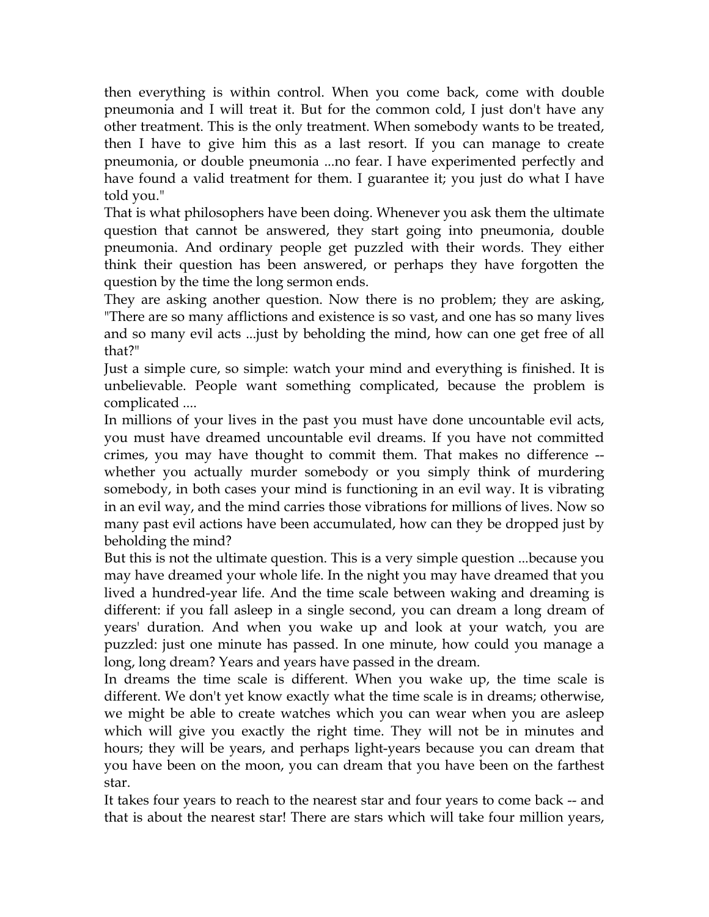then everything is within control. When you come back, come with double pneumonia and I will treat it. But for the common cold, I just don't have any other treatment. This is the only treatment. When somebody wants to be treated, then I have to give him this as a last resort. If you can manage to create pneumonia, or double pneumonia ...no fear. I have experimented perfectly and have found a valid treatment for them. I guarantee it; you just do what I have told you."

That is what philosophers have been doing. Whenever you ask them the ultimate question that cannot be answered, they start going into pneumonia, double pneumonia. And ordinary people get puzzled with their words. They either think their question has been answered, or perhaps they have forgotten the question by the time the long sermon ends.

They are asking another question. Now there is no problem; they are asking, "There are so many afflictions and existence is so vast, and one has so many lives and so many evil acts ...just by beholding the mind, how can one get free of all that?"

Just a simple cure, so simple: watch your mind and everything is finished. It is unbelievable. People want something complicated, because the problem is complicated ....

In millions of your lives in the past you must have done uncountable evil acts, you must have dreamed uncountable evil dreams. If you have not committed crimes, you may have thought to commit them. That makes no difference -- whether you actually murder somebody or you simply think of murdering somebody, in both cases your mind is functioning in an evil way. It is vibrating in an evil way, and the mind carries those vibrations for millions of lives. Now so many past evil actions have been accumulated, how can they be dropped just by beholding the mind?

But this is not the ultimate question. This is a very simple question ...because you may have dreamed your whole life. In the night you may have dreamed that you lived a hundred-year life. And the time scale between waking and dreaming is different: if you fall asleep in a single second, you can dream a long dream of years' duration. And when you wake up and look at your watch, you are puzzled: just one minute has passed. In one minute, how could you manage a long, long dream? Years and years have passed in the dream.

In dreams the time scale is different. When you wake up, the time scale is different. We don't yet know exactly what the time scale is in dreams; otherwise, we might be able to create watches which you can wear when you are asleep which will give you exactly the right time. They will not be in minutes and hours; they will be years, and perhaps light-years because you can dream that you have been on the moon, you can dream that you have been on the farthest star.

It takes four years to reach to the nearest star and four years to come back -- and that is about the nearest star! There are stars which will take four million years,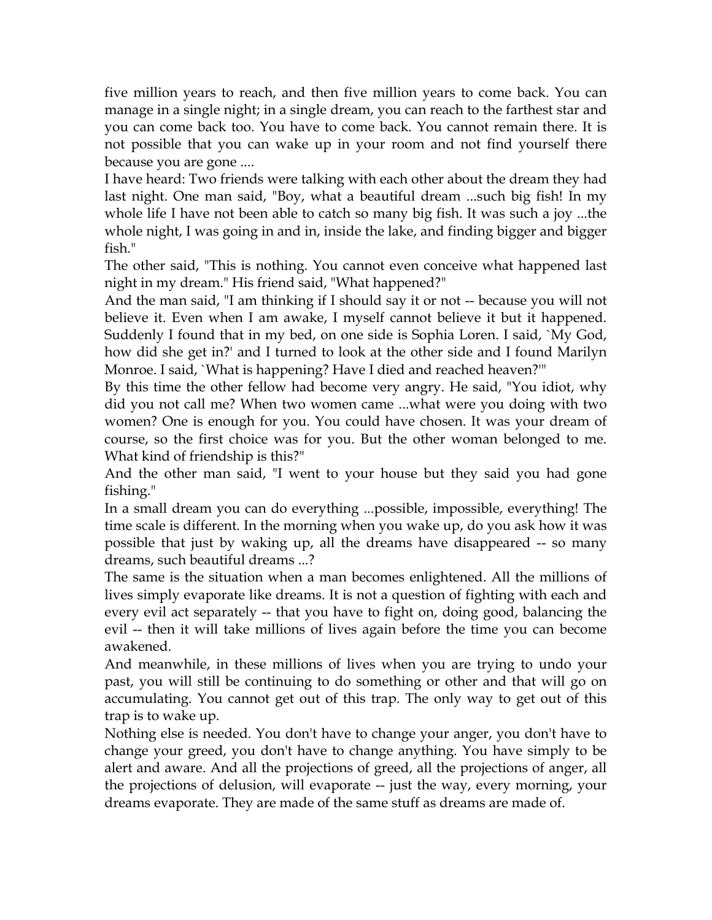five million years to reach, and then five million years to come back. You can manage in a single night; in a single dream, you can reach to the farthest star and you can come back too. You have to come back. You cannot remain there. It is not possible that you can wake up in your room and not find yourself there because you are gone ....

I have heard: Two friends were talking with each other about the dream they had last night. One man said, "Boy, what a beautiful dream ...such big fish! In my whole life I have not been able to catch so many big fish. It was such a joy ...the whole night, I was going in and in, inside the lake, and finding bigger and bigger fish."

The other said, "This is nothing. You cannot even conceive what happened last night in my dream." His friend said, "What happened?"

And the man said, "I am thinking if I should say it or not -- because you will not believe it. Even when I am awake, I myself cannot believe it but it happened. Suddenly I found that in my bed, on one side is Sophia Loren. I said, `My God, how did she get in?' and I turned to look at the other side and I found Marilyn Monroe. I said, `What is happening? Have I died and reached heaven?'"

By this time the other fellow had become very angry. He said, "You idiot, why did you not call me? When two women came ...what were you doing with two women? One is enough for you. You could have chosen. It was your dream of course, so the first choice was for you. But the other woman belonged to me. What kind of friendship is this?"

And the other man said, "I went to your house but they said you had gone fishing."

In a small dream you can do everything ...possible, impossible, everything! The time scale is different. In the morning when you wake up, do you ask how it was possible that just by waking up, all the dreams have disappeared -- so many dreams, such beautiful dreams ...?

The same is the situation when a man becomes enlightened. All the millions of lives simply evaporate like dreams. It is not a question of fighting with each and every evil act separately -- that you have to fight on, doing good, balancing the evil -- then it will take millions of lives again before the time you can become awakened.

And meanwhile, in these millions of lives when you are trying to undo your past, you will still be continuing to do something or other and that will go on accumulating. You cannot get out of this trap. The only way to get out of this trap is to wake up.

Nothing else is needed. You don't have to change your anger, you don't have to change your greed, you don't have to change anything. You have simply to be alert and aware. And all the projections of greed, all the projections of anger, all the projections of delusion, will evaporate -- just the way, every morning, your dreams evaporate. They are made of the same stuff as dreams are made of.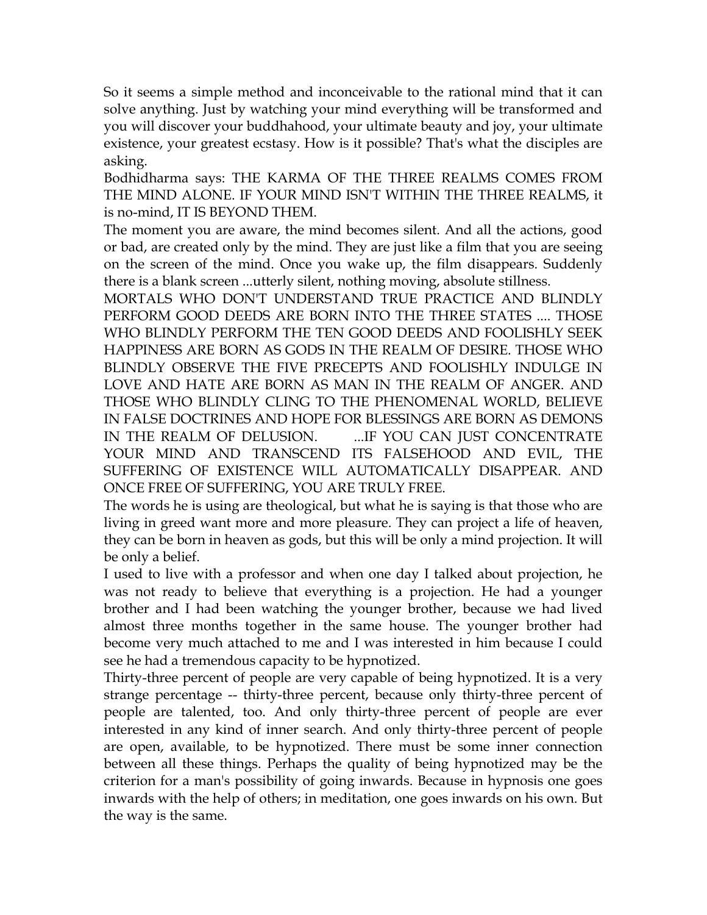So it seems a simple method and inconceivable to the rational mind that it can solve anything. Just by watching your mind everything will be transformed and you will discover your buddhahood, your ultimate beauty and joy, your ultimate existence, your greatest ecstasy. How is it possible? That's what the disciples are asking.

Bodhidharma says: THE KARMA OF THE THREE REALMS COMES FROM THE MIND ALONE. IF YOUR MIND ISN'T WITHIN THE THREE REALMS, it is no-mind, IT IS BEYOND THEM.

The moment you are aware, the mind becomes silent. And all the actions, good or bad, are created only by the mind. They are just like a film that you are seeing on the screen of the mind. Once you wake up, the film disappears. Suddenly there is a blank screen ...utterly silent, nothing moving, absolute stillness.

MORTALS WHO DON'T UNDERSTAND TRUE PRACTICE AND BLINDLY PERFORM GOOD DEEDS ARE BORN INTO THE THREE STATES .... THOSE WHO BLINDLY PERFORM THE TEN GOOD DEEDS AND FOOLISHLY SEEK HAPPINESS ARE BORN AS GODS IN THE REALM OF DESIRE. THOSE WHO BLINDLY OBSERVE THE FIVE PRECEPTS AND FOOLISHLY INDULGE IN LOVE AND HATE ARE BORN AS MAN IN THE REALM OF ANGER. AND THOSE WHO BLINDLY CLING TO THE PHENOMENAL WORLD, BELIEVE IN FALSE DOCTRINES AND HOPE FOR BLESSINGS ARE BORN AS DEMONS IN THE REALM OF DELUSION. ...IF YOU CAN JUST CONCENTRATE YOUR MIND AND TRANSCEND ITS FALSEHOOD AND EVIL, THE SUFFERING OF EXISTENCE WILL AUTOMATICALLY DISAPPEAR. AND ONCE FREE OF SUFFERING, YOU ARE TRULY FREE.

The words he is using are theological, but what he is saying is that those who are living in greed want more and more pleasure. They can project a life of heaven, they can be born in heaven as gods, but this will be only a mind projection. It will be only a belief.

I used to live with a professor and when one day I talked about projection, he was not ready to believe that everything is a projection. He had a younger brother and I had been watching the younger brother, because we had lived almost three months together in the same house. The younger brother had become very much attached to me and I was interested in him because I could see he had a tremendous capacity to be hypnotized.

Thirty-three percent of people are very capable of being hypnotized. It is a very strange percentage -- thirty-three percent, because only thirty-three percent of people are talented, too. And only thirty-three percent of people are ever interested in any kind of inner search. And only thirty-three percent of people are open, available, to be hypnotized. There must be some inner connection between all these things. Perhaps the quality of being hypnotized may be the criterion for a man's possibility of going inwards. Because in hypnosis one goes inwards with the help of others; in meditation, one goes inwards on his own. But the way is the same.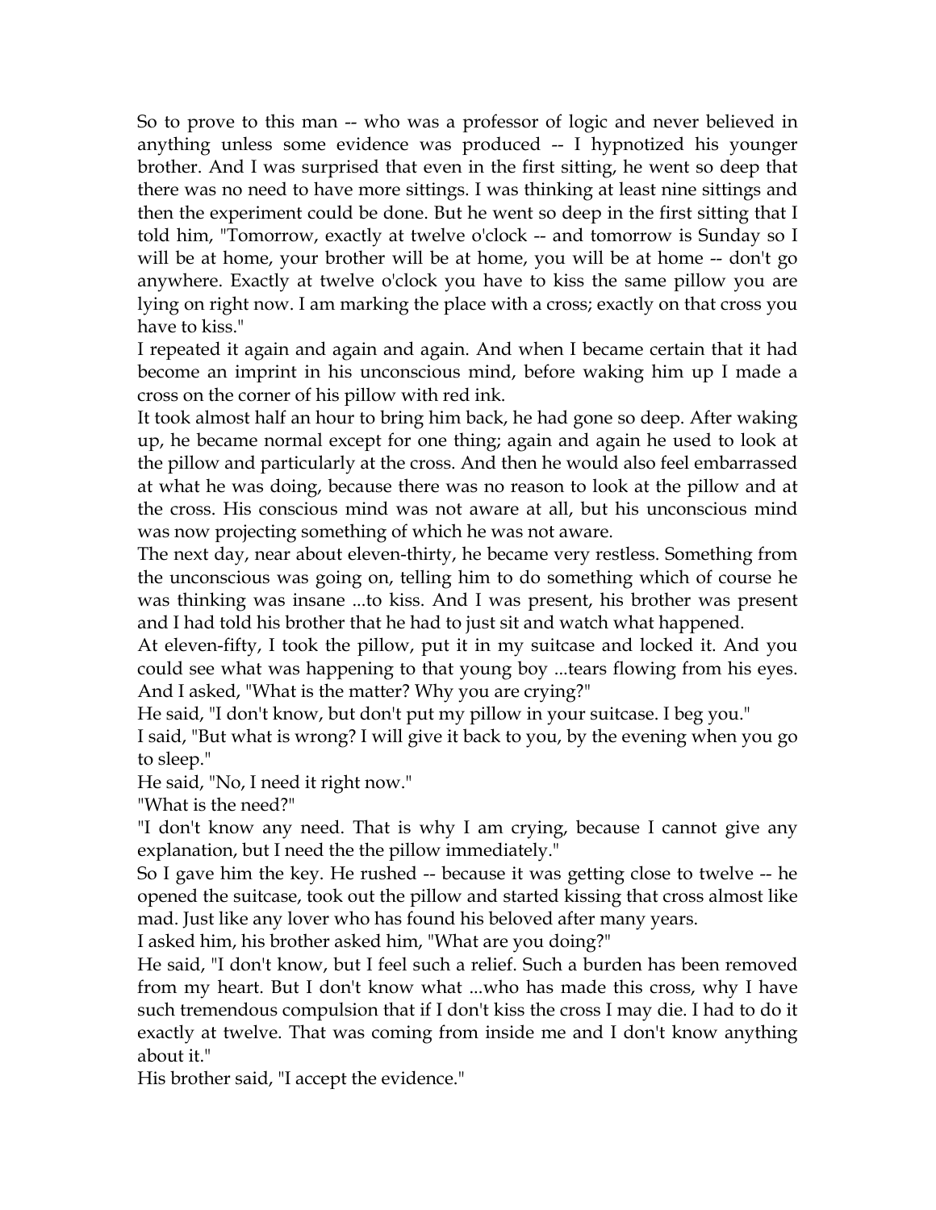So to prove to this man -- who was a professor of logic and never believed in anything unless some evidence was produced -- I hypnotized his younger brother. And I was surprised that even in the first sitting, he went so deep that there was no need to have more sittings. I was thinking at least nine sittings and then the experiment could be done. But he went so deep in the first sitting that I told him, "Tomorrow, exactly at twelve o'clock -- and tomorrow is Sunday so I will be at home, your brother will be at home, you will be at home -- don't go anywhere. Exactly at twelve o'clock you have to kiss the same pillow you are lying on right now. I am marking the place with a cross; exactly on that cross you have to kiss."

I repeated it again and again and again. And when I became certain that it had become an imprint in his unconscious mind, before waking him up I made a cross on the corner of his pillow with red ink.

It took almost half an hour to bring him back, he had gone so deep. After waking up, he became normal except for one thing; again and again he used to look at the pillow and particularly at the cross. And then he would also feel embarrassed at what he was doing, because there was no reason to look at the pillow and at the cross. His conscious mind was not aware at all, but his unconscious mind was now projecting something of which he was not aware.

The next day, near about eleven-thirty, he became very restless. Something from the unconscious was going on, telling him to do something which of course he was thinking was insane ...to kiss. And I was present, his brother was present and I had told his brother that he had to just sit and watch what happened.

At eleven-fifty, I took the pillow, put it in my suitcase and locked it. And you could see what was happening to that young boy ...tears flowing from his eyes. And I asked, "What is the matter? Why you are crying?"

He said, "I don't know, but don't put my pillow in your suitcase. I beg you."

I said, "But what is wrong? I will give it back to you, by the evening when you go to sleep."

He said, "No, I need it right now."

"What is the need?"

"I don't know any need. That is why I am crying, because I cannot give any explanation, but I need the the pillow immediately."

So I gave him the key. He rushed -- because it was getting close to twelve -- he opened the suitcase, took out the pillow and started kissing that cross almost like mad. Just like any lover who has found his beloved after many years.

I asked him, his brother asked him, "What are you doing?"

He said, "I don't know, but I feel such a relief. Such a burden has been removed from my heart. But I don't know what ...who has made this cross, why I have such tremendous compulsion that if I don't kiss the cross I may die. I had to do it exactly at twelve. That was coming from inside me and I don't know anything about it."

His brother said, "I accept the evidence."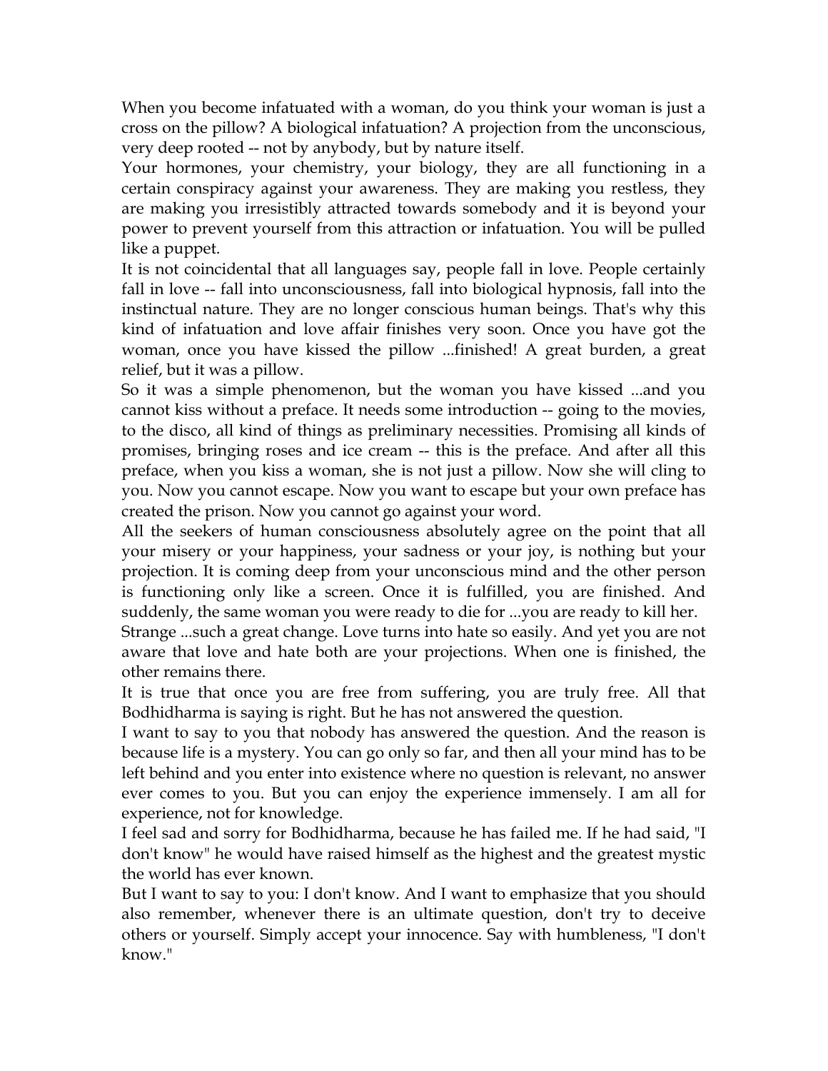When you become infatuated with a woman, do you think your woman is just a cross on the pillow? A biological infatuation? A projection from the unconscious, very deep rooted -- not by anybody, but by nature itself.

Your hormones, your chemistry, your biology, they are all functioning in a certain conspiracy against your awareness. They are making you restless, they are making you irresistibly attracted towards somebody and it is beyond your power to prevent yourself from this attraction or infatuation. You will be pulled like a puppet.

It is not coincidental that all languages say, people fall in love. People certainly fall in love -- fall into unconsciousness, fall into biological hypnosis, fall into the instinctual nature. They are no longer conscious human beings. That's why this kind of infatuation and love affair finishes very soon. Once you have got the woman, once you have kissed the pillow ...finished! A great burden, a great relief, but it was a pillow.

So it was a simple phenomenon, but the woman you have kissed ...and you cannot kiss without a preface. It needs some introduction -- going to the movies, to the disco, all kind of things as preliminary necessities. Promising all kinds of promises, bringing roses and ice cream -- this is the preface. And after all this preface, when you kiss a woman, she is not just a pillow. Now she will cling to you. Now you cannot escape. Now you want to escape but your own preface has created the prison. Now you cannot go against your word.

All the seekers of human consciousness absolutely agree on the point that all your misery or your happiness, your sadness or your joy, is nothing but your projection. It is coming deep from your unconscious mind and the other person is functioning only like a screen. Once it is fulfilled, you are finished. And suddenly, the same woman you were ready to die for ...you are ready to kill her.

Strange ...such a great change. Love turns into hate so easily. And yet you are not aware that love and hate both are your projections. When one is finished, the other remains there.

It is true that once you are free from suffering, you are truly free. All that Bodhidharma is saying is right. But he has not answered the question.

I want to say to you that nobody has answered the question. And the reason is because life is a mystery. You can go only so far, and then all your mind has to be left behind and you enter into existence where no question is relevant, no answer ever comes to you. But you can enjoy the experience immensely. I am all for experience, not for knowledge.

I feel sad and sorry for Bodhidharma, because he has failed me. If he had said, "I don't know" he would have raised himself as the highest and the greatest mystic the world has ever known.

But I want to say to you: I don't know. And I want to emphasize that you should also remember, whenever there is an ultimate question, don't try to deceive others or yourself. Simply accept your innocence. Say with humbleness, "I don't know."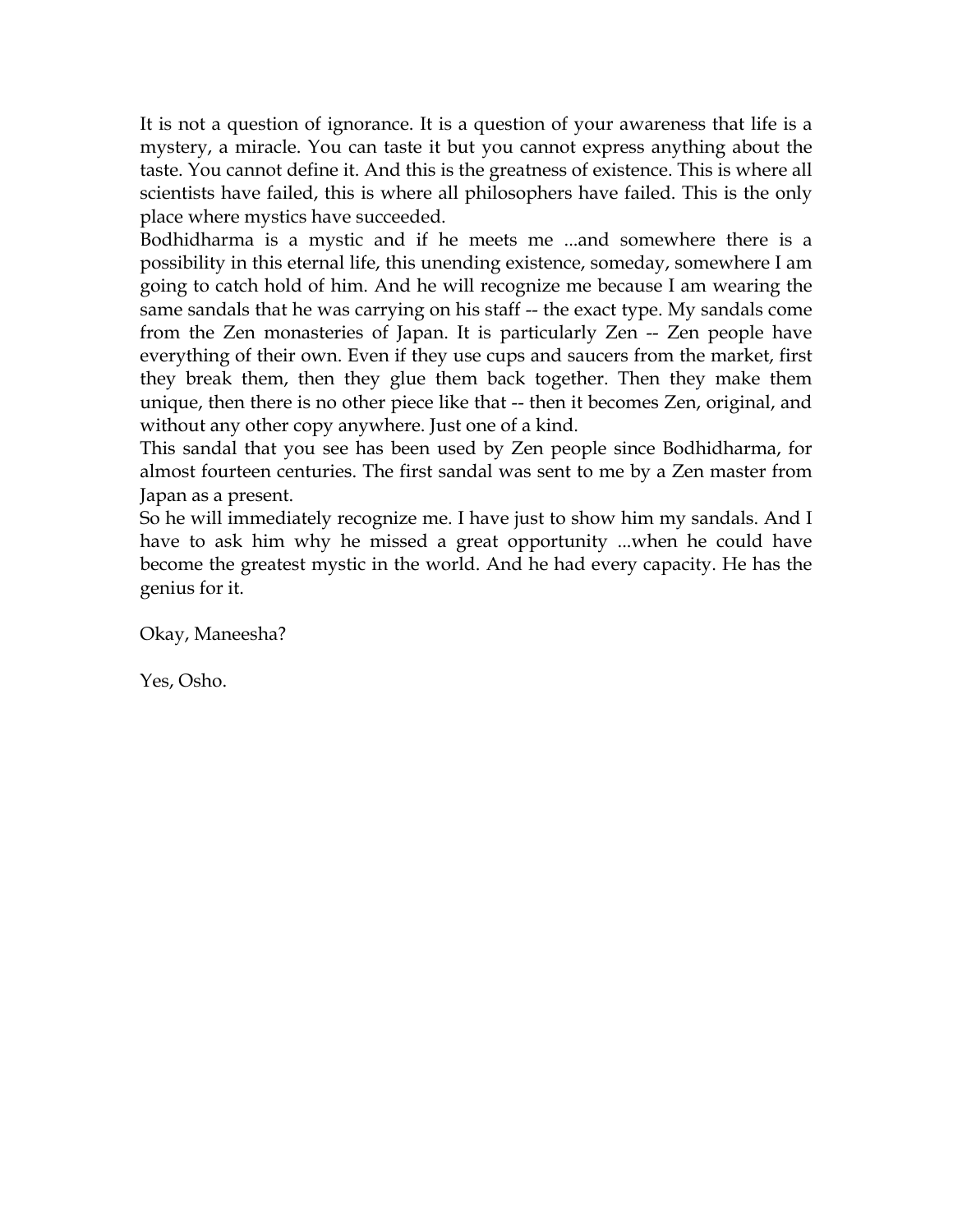It is not a question of ignorance. It is a question of your awareness that life is a mystery, a miracle. You can taste it but you cannot express anything about the taste. You cannot define it. And this is the greatness of existence. This is where all scientists have failed, this is where all philosophers have failed. This is the only place where mystics have succeeded.

Bodhidharma is a mystic and if he meets me ...and somewhere there is a possibility in this eternal life, this unending existence, someday, somewhere I am going to catch hold of him. And he will recognize me because I am wearing the same sandals that he was carrying on his staff -- the exact type. My sandals come from the Zen monasteries of Japan. It is particularly Zen -- Zen people have everything of their own. Even if they use cups and saucers from the market, first they break them, then they glue them back together. Then they make them unique, then there is no other piece like that -- then it becomes Zen, original, and without any other copy anywhere. Just one of a kind.

This sandal that you see has been used by Zen people since Bodhidharma, for almost fourteen centuries. The first sandal was sent to me by a Zen master from Japan as a present.

So he will immediately recognize me. I have just to show him my sandals. And I have to ask him why he missed a great opportunity ...when he could have become the greatest mystic in the world. And he had every capacity. He has the genius for it.

Okay, Maneesha?

Yes, Osho.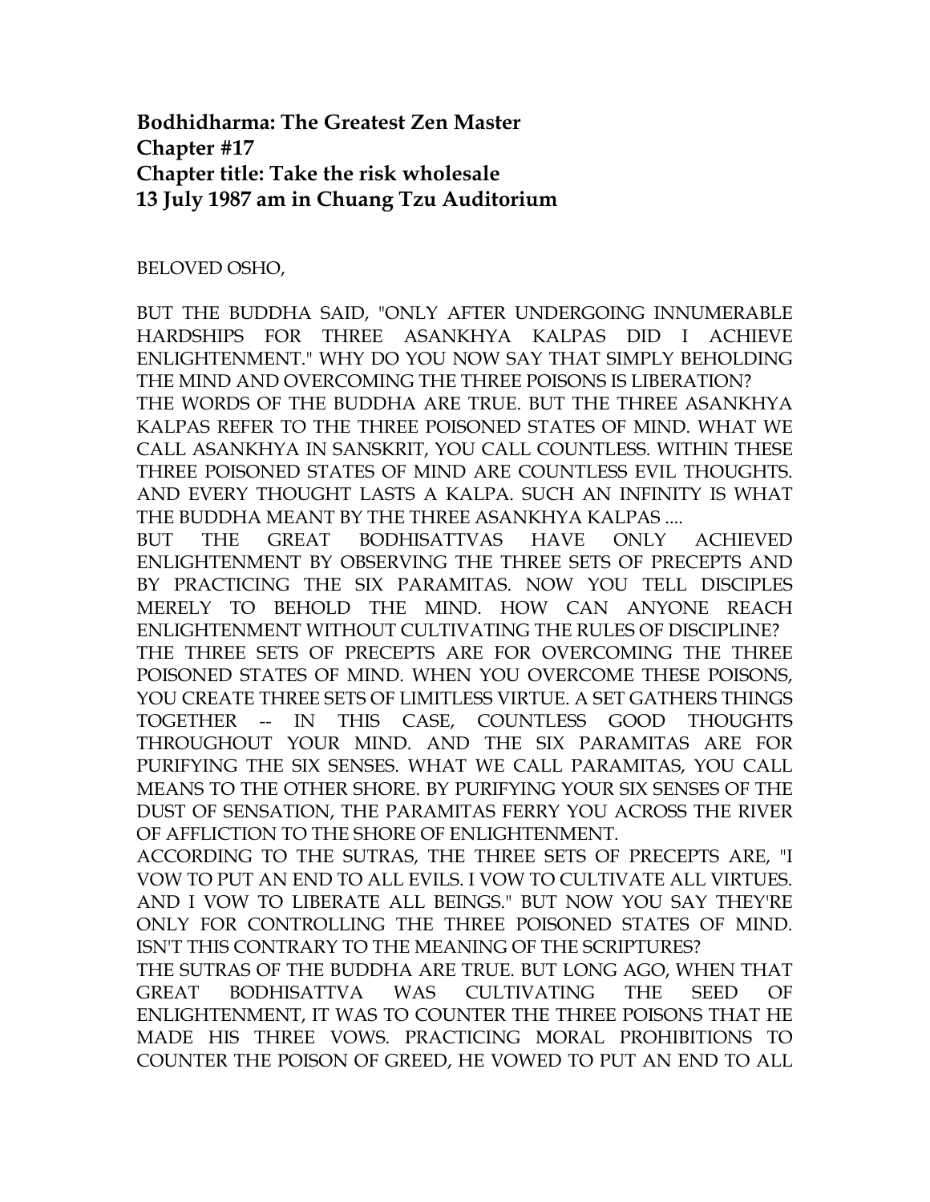**Bodhidharma: The Greatest Zen Master**
**Chapter #17**
**Chapter title: Take the risk wholesale**
**13 July 1987 am in Chuang Tzu Auditorium**

BELOVED OSHO,

BUT THE BUDDHA SAID, "ONLY AFTER UNDERGOING INNUMERABLE HARDSHIPS FOR THREE ASANKHYA KALPAS DID I ACHIEVE ENLIGHTENMENT." WHY DO YOU NOW SAY THAT SIMPLY BEHOLDING THE MIND AND OVERCOMING THE THREE POISONS IS LIBERATION?
THE WORDS OF THE BUDDHA ARE TRUE. BUT THE THREE ASANKHYA KALPAS REFER TO THE THREE POISONED STATES OF MIND. WHAT WE CALL ASANKHYA IN SANSKRIT, YOU CALL COUNTLESS. WITHIN THESE THREE POISONED STATES OF MIND ARE COUNTLESS EVIL THOUGHTS. AND EVERY THOUGHT LASTS A KALPA. SUCH AN INFINITY IS WHAT THE BUDDHA MEANT BY THE THREE ASANKHYA KALPAS ....
BUT THE GREAT BODHISATTVAS HAVE ONLY ACHIEVED ENLIGHTENMENT BY OBSERVING THE THREE SETS OF PRECEPTS AND BY PRACTICING THE SIX PARAMITAS. NOW YOU TELL DISCIPLES MERELY TO BEHOLD THE MIND. HOW CAN ANYONE REACH ENLIGHTENMENT WITHOUT CULTIVATING THE RULES OF DISCIPLINE?
THE THREE SETS OF PRECEPTS ARE FOR OVERCOMING THE THREE POISONED STATES OF MIND. WHEN YOU OVERCOME THESE POISONS, YOU CREATE THREE SETS OF LIMITLESS VIRTUE. A SET GATHERS THINGS TOGETHER -- IN THIS CASE, COUNTLESS GOOD THOUGHTS THROUGHOUT YOUR MIND. AND THE SIX PARAMITAS ARE FOR PURIFYING THE SIX SENSES. WHAT WE CALL PARAMITAS, YOU CALL MEANS TO THE OTHER SHORE. BY PURIFYING YOUR SIX SENSES OF THE DUST OF SENSATION, THE PARAMITAS FERRY YOU ACROSS THE RIVER OF AFFLICTION TO THE SHORE OF ENLIGHTENMENT.
ACCORDING TO THE SUTRAS, THE THREE SETS OF PRECEPTS ARE, "I VOW TO PUT AN END TO ALL EVILS. I VOW TO CULTIVATE ALL VIRTUES. AND I VOW TO LIBERATE ALL BEINGS." BUT NOW YOU SAY THEY'RE ONLY FOR CONTROLLING THE THREE POISONED STATES OF MIND. ISN'T THIS CONTRARY TO THE MEANING OF THE SCRIPTURES?
THE SUTRAS OF THE BUDDHA ARE TRUE. BUT LONG AGO, WHEN THAT GREAT BODHISATTVA WAS CULTIVATING THE SEED OF ENLIGHTENMENT, IT WAS TO COUNTER THE THREE POISONS THAT HE MADE HIS THREE VOWS. PRACTICING MORAL PROHIBITIONS TO COUNTER THE POISON OF GREED, HE VOWED TO PUT AN END TO ALL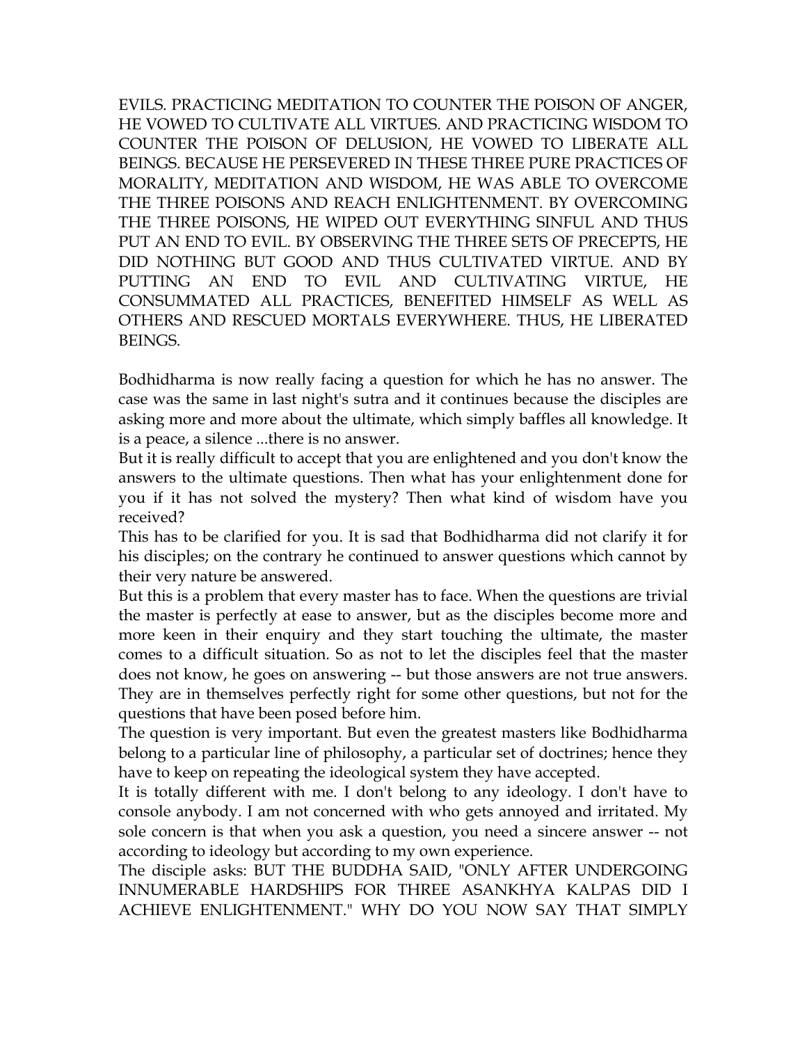EVILS. PRACTICING MEDITATION TO COUNTER THE POISON OF ANGER, HE VOWED TO CULTIVATE ALL VIRTUES. AND PRACTICING WISDOM TO COUNTER THE POISON OF DELUSION, HE VOWED TO LIBERATE ALL BEINGS. BECAUSE HE PERSEVERED IN THESE THREE PURE PRACTICES OF MORALITY, MEDITATION AND WISDOM, HE WAS ABLE TO OVERCOME THE THREE POISONS AND REACH ENLIGHTENMENT. BY OVERCOMING THE THREE POISONS, HE WIPED OUT EVERYTHING SINFUL AND THUS PUT AN END TO EVIL. BY OBSERVING THE THREE SETS OF PRECEPTS, HE DID NOTHING BUT GOOD AND THUS CULTIVATED VIRTUE. AND BY PUTTING AN END TO EVIL AND CULTIVATING VIRTUE, HE CONSUMMATED ALL PRACTICES, BENEFITED HIMSELF AS WELL AS OTHERS AND RESCUED MORTALS EVERYWHERE. THUS, HE LIBERATED BEINGS.

Bodhidharma is now really facing a question for which he has no answer. The case was the same in last night's sutra and it continues because the disciples are asking more and more about the ultimate, which simply baffles all knowledge. It is a peace, a silence ...there is no answer.

But it is really difficult to accept that you are enlightened and you don't know the answers to the ultimate questions. Then what has your enlightenment done for you if it has not solved the mystery? Then what kind of wisdom have you received?

This has to be clarified for you. It is sad that Bodhidharma did not clarify it for his disciples; on the contrary he continued to answer questions which cannot by their very nature be answered.

But this is a problem that every master has to face. When the questions are trivial the master is perfectly at ease to answer, but as the disciples become more and more keen in their enquiry and they start touching the ultimate, the master comes to a difficult situation. So as not to let the disciples feel that the master does not know, he goes on answering -- but those answers are not true answers. They are in themselves perfectly right for some other questions, but not for the questions that have been posed before him.

The question is very important. But even the greatest masters like Bodhidharma belong to a particular line of philosophy, a particular set of doctrines; hence they have to keep on repeating the ideological system they have accepted.

It is totally different with me. I don't belong to any ideology. I don't have to console anybody. I am not concerned with who gets annoyed and irritated. My sole concern is that when you ask a question, you need a sincere answer -- not according to ideology but according to my own experience.

The disciple asks: BUT THE BUDDHA SAID, "ONLY AFTER UNDERGOING INNUMERABLE HARDSHIPS FOR THREE ASANKHYA KALPAS DID I ACHIEVE ENLIGHTENMENT." WHY DO YOU NOW SAY THAT SIMPLY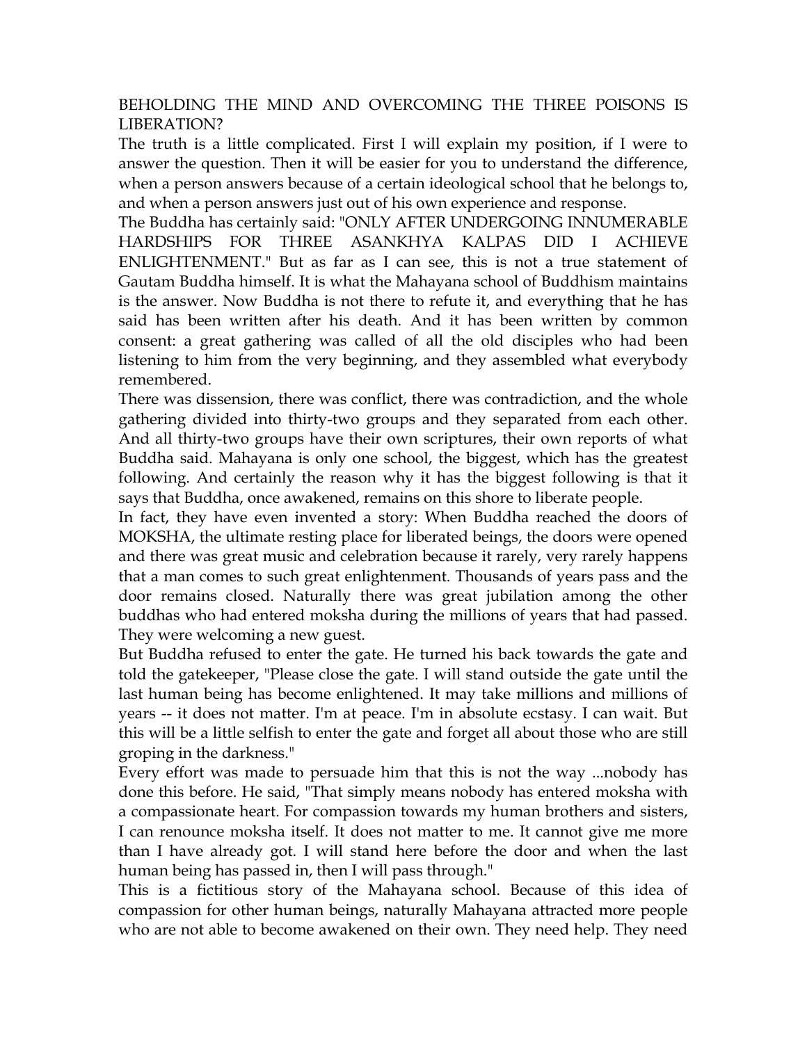## BEHOLDING THE MIND AND OVERCOMING THE THREE POISONS IS LIBERATION?

The truth is a little complicated. First I will explain my position, if I were to answer the question. Then it will be easier for you to understand the difference, when a person answers because of a certain ideological school that he belongs to, and when a person answers just out of his own experience and response.

The Buddha has certainly said: "ONLY AFTER UNDERGOING INNUMERABLE HARDSHIPS FOR THREE ASANKHYA KALPAS DID I ACHIEVE ENLIGHTENMENT." But as far as I can see, this is not a true statement of Gautam Buddha himself. It is what the Mahayana school of Buddhism maintains is the answer. Now Buddha is not there to refute it, and everything that he has said has been written after his death. And it has been written by common consent: a great gathering was called of all the old disciples who had been listening to him from the very beginning, and they assembled what everybody remembered.

There was dissension, there was conflict, there was contradiction, and the whole gathering divided into thirty-two groups and they separated from each other. And all thirty-two groups have their own scriptures, their own reports of what Buddha said. Mahayana is only one school, the biggest, which has the greatest following. And certainly the reason why it has the biggest following is that it says that Buddha, once awakened, remains on this shore to liberate people.

In fact, they have even invented a story: When Buddha reached the doors of MOKSHA, the ultimate resting place for liberated beings, the doors were opened and there was great music and celebration because it rarely, very rarely happens that a man comes to such great enlightenment. Thousands of years pass and the door remains closed. Naturally there was great jubilation among the other buddhas who had entered moksha during the millions of years that had passed. They were welcoming a new guest.

But Buddha refused to enter the gate. He turned his back towards the gate and told the gatekeeper, "Please close the gate. I will stand outside the gate until the last human being has become enlightened. It may take millions and millions of years -- it does not matter. I'm at peace. I'm in absolute ecstasy. I can wait. But this will be a little selfish to enter the gate and forget all about those who are still groping in the darkness."

Every effort was made to persuade him that this is not the way ...nobody has done this before. He said, "That simply means nobody has entered moksha with a compassionate heart. For compassion towards my human brothers and sisters, I can renounce moksha itself. It does not matter to me. It cannot give me more than I have already got. I will stand here before the door and when the last human being has passed in, then I will pass through."

This is a fictitious story of the Mahayana school. Because of this idea of compassion for other human beings, naturally Mahayana attracted more people who are not able to become awakened on their own. They need help. They need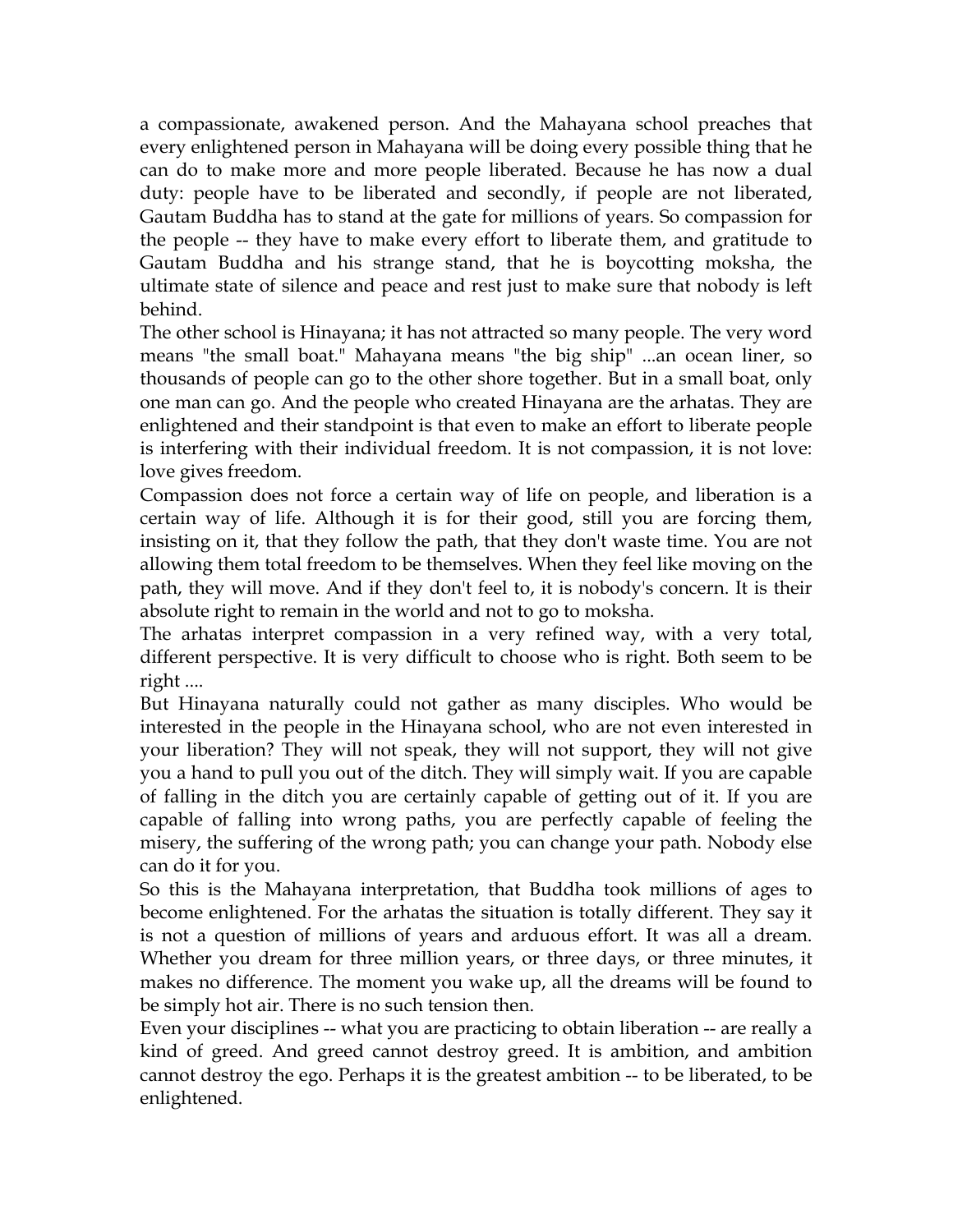a compassionate, awakened person. And the Mahayana school preaches that every enlightened person in Mahayana will be doing every possible thing that he can do to make more and more people liberated. Because he has now a dual duty: people have to be liberated and secondly, if people are not liberated, Gautam Buddha has to stand at the gate for millions of years. So compassion for the people -- they have to make every effort to liberate them, and gratitude to Gautam Buddha and his strange stand, that he is boycotting moksha, the ultimate state of silence and peace and rest just to make sure that nobody is left behind.

The other school is Hinayana; it has not attracted so many people. The very word means "the small boat." Mahayana means "the big ship" ...an ocean liner, so thousands of people can go to the other shore together. But in a small boat, only one man can go. And the people who created Hinayana are the arhatas. They are enlightened and their standpoint is that even to make an effort to liberate people is interfering with their individual freedom. It is not compassion, it is not love: love gives freedom.

Compassion does not force a certain way of life on people, and liberation is a certain way of life. Although it is for their good, still you are forcing them, insisting on it, that they follow the path, that they don't waste time. You are not allowing them total freedom to be themselves. When they feel like moving on the path, they will move. And if they don't feel to, it is nobody's concern. It is their absolute right to remain in the world and not to go to moksha.

The arhatas interpret compassion in a very refined way, with a very total, different perspective. It is very difficult to choose who is right. Both seem to be right ....

But Hinayana naturally could not gather as many disciples. Who would be interested in the people in the Hinayana school, who are not even interested in your liberation? They will not speak, they will not support, they will not give you a hand to pull you out of the ditch. They will simply wait. If you are capable of falling in the ditch you are certainly capable of getting out of it. If you are capable of falling into wrong paths, you are perfectly capable of feeling the misery, the suffering of the wrong path; you can change your path. Nobody else can do it for you.

So this is the Mahayana interpretation, that Buddha took millions of ages to become enlightened. For the arhatas the situation is totally different. They say it is not a question of millions of years and arduous effort. It was all a dream. Whether you dream for three million years, or three days, or three minutes, it makes no difference. The moment you wake up, all the dreams will be found to be simply hot air. There is no such tension then.

Even your disciplines -- what you are practicing to obtain liberation -- are really a kind of greed. And greed cannot destroy greed. It is ambition, and ambition cannot destroy the ego. Perhaps it is the greatest ambition -- to be liberated, to be enlightened.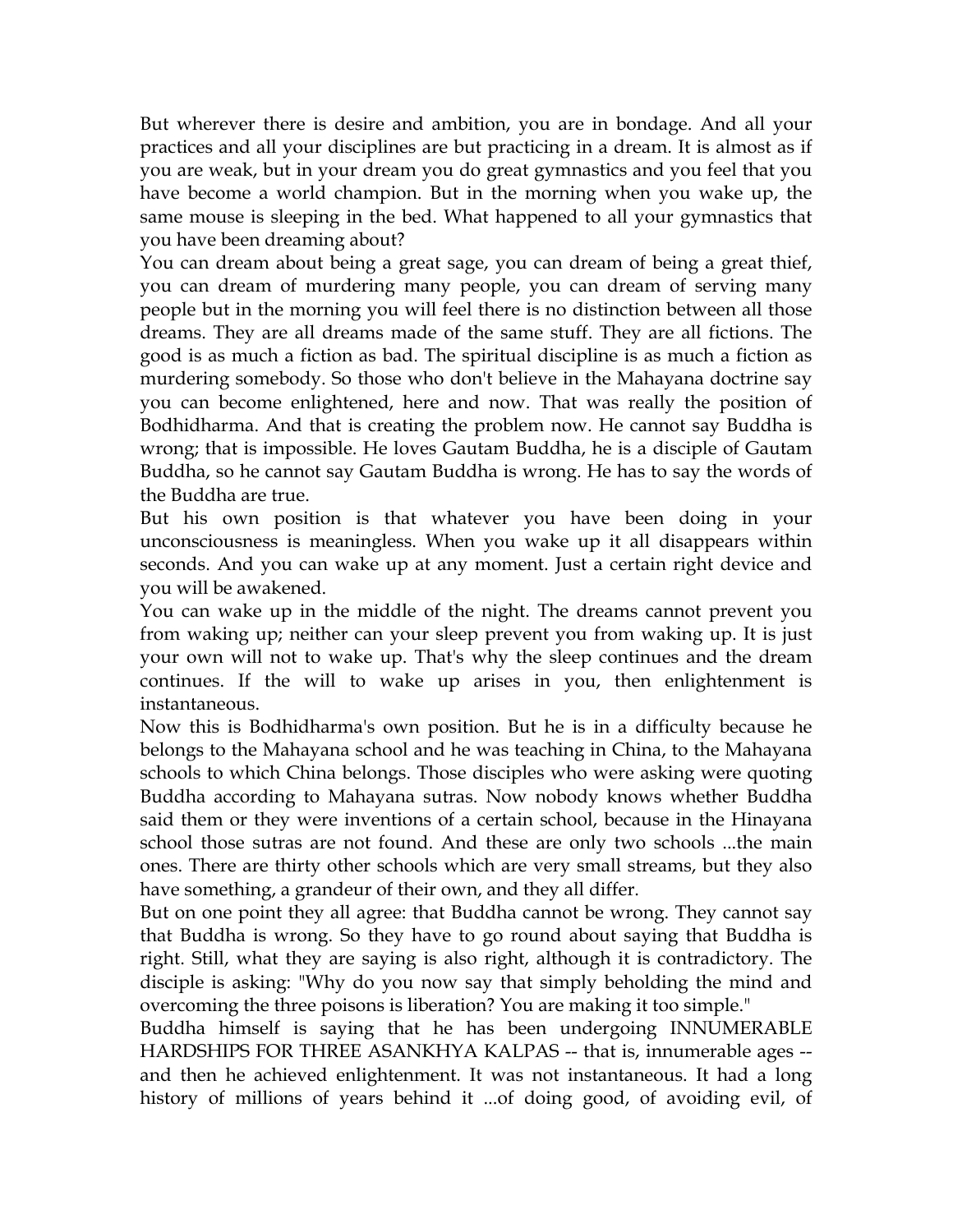But wherever there is desire and ambition, you are in bondage. And all your practices and all your disciplines are but practicing in a dream. It is almost as if you are weak, but in your dream you do great gymnastics and you feel that you have become a world champion. But in the morning when you wake up, the same mouse is sleeping in the bed. What happened to all your gymnastics that you have been dreaming about?

You can dream about being a great sage, you can dream of being a great thief, you can dream of murdering many people, you can dream of serving many people but in the morning you will feel there is no distinction between all those dreams. They are all dreams made of the same stuff. They are all fictions. The good is as much a fiction as bad. The spiritual discipline is as much a fiction as murdering somebody. So those who don't believe in the Mahayana doctrine say you can become enlightened, here and now. That was really the position of Bodhidharma. And that is creating the problem now. He cannot say Buddha is wrong; that is impossible. He loves Gautam Buddha, he is a disciple of Gautam Buddha, so he cannot say Gautam Buddha is wrong. He has to say the words of the Buddha are true.

But his own position is that whatever you have been doing in your unconsciousness is meaningless. When you wake up it all disappears within seconds. And you can wake up at any moment. Just a certain right device and you will be awakened.

You can wake up in the middle of the night. The dreams cannot prevent you from waking up; neither can your sleep prevent you from waking up. It is just your own will not to wake up. That's why the sleep continues and the dream continues. If the will to wake up arises in you, then enlightenment is instantaneous.

Now this is Bodhidharma's own position. But he is in a difficulty because he belongs to the Mahayana school and he was teaching in China, to the Mahayana schools to which China belongs. Those disciples who were asking were quoting Buddha according to Mahayana sutras. Now nobody knows whether Buddha said them or they were inventions of a certain school, because in the Hinayana school those sutras are not found. And these are only two schools ...the main ones. There are thirty other schools which are very small streams, but they also have something, a grandeur of their own, and they all differ.

But on one point they all agree: that Buddha cannot be wrong. They cannot say that Buddha is wrong. So they have to go round about saying that Buddha is right. Still, what they are saying is also right, although it is contradictory. The disciple is asking: "Why do you now say that simply beholding the mind and overcoming the three poisons is liberation? You are making it too simple."

Buddha himself is saying that he has been undergoing INNUMERABLE HARDSHIPS FOR THREE ASANKHYA KALPAS -- that is, innumerable ages -- and then he achieved enlightenment. It was not instantaneous. It had a long history of millions of years behind it ...of doing good, of avoiding evil, of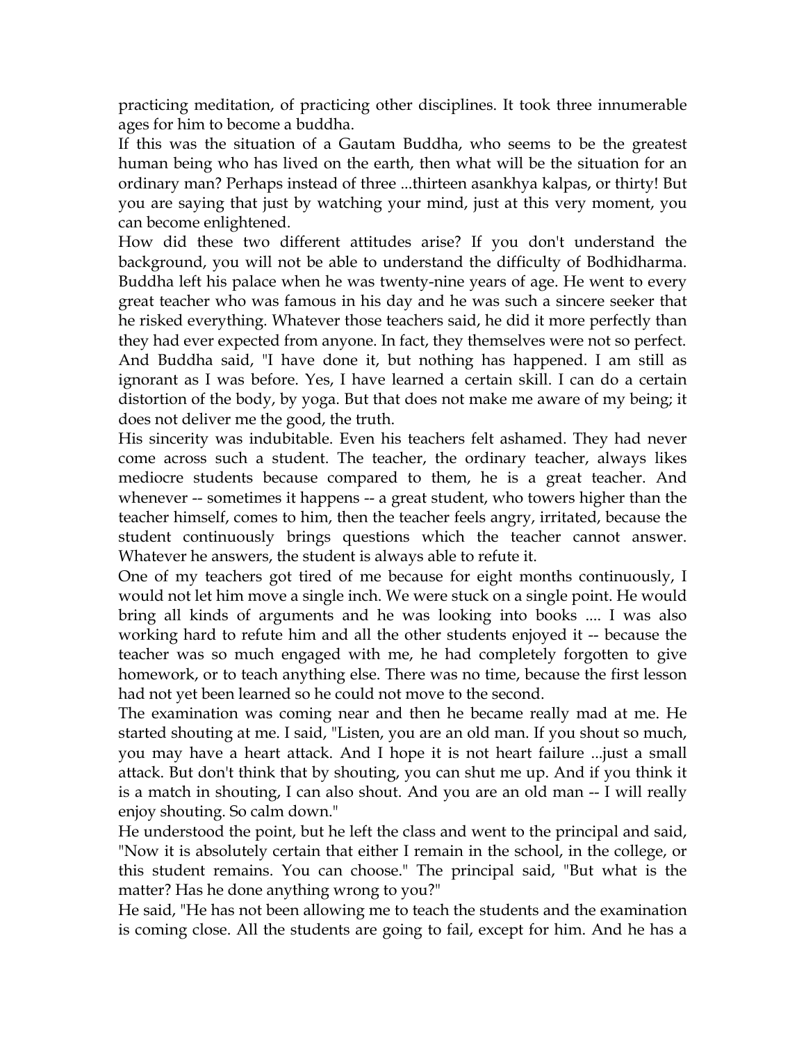practicing meditation, of practicing other disciplines. It took three innumerable ages for him to become a buddha.

If this was the situation of a Gautam Buddha, who seems to be the greatest human being who has lived on the earth, then what will be the situation for an ordinary man? Perhaps instead of three ...thirteen asankhya kalpas, or thirty! But you are saying that just by watching your mind, just at this very moment, you can become enlightened.

How did these two different attitudes arise? If you don't understand the background, you will not be able to understand the difficulty of Bodhidharma. Buddha left his palace when he was twenty-nine years of age. He went to every great teacher who was famous in his day and he was such a sincere seeker that he risked everything. Whatever those teachers said, he did it more perfectly than they had ever expected from anyone. In fact, they themselves were not so perfect. And Buddha said, "I have done it, but nothing has happened. I am still as ignorant as I was before. Yes, I have learned a certain skill. I can do a certain distortion of the body, by yoga. But that does not make me aware of my being; it does not deliver me the good, the truth.

His sincerity was indubitable. Even his teachers felt ashamed. They had never come across such a student. The teacher, the ordinary teacher, always likes mediocre students because compared to them, he is a great teacher. And whenever -- sometimes it happens -- a great student, who towers higher than the teacher himself, comes to him, then the teacher feels angry, irritated, because the student continuously brings questions which the teacher cannot answer. Whatever he answers, the student is always able to refute it.

One of my teachers got tired of me because for eight months continuously, I would not let him move a single inch. We were stuck on a single point. He would bring all kinds of arguments and he was looking into books .... I was also working hard to refute him and all the other students enjoyed it -- because the teacher was so much engaged with me, he had completely forgotten to give homework, or to teach anything else. There was no time, because the first lesson had not yet been learned so he could not move to the second.

The examination was coming near and then he became really mad at me. He started shouting at me. I said, "Listen, you are an old man. If you shout so much, you may have a heart attack. And I hope it is not heart failure ...just a small attack. But don't think that by shouting, you can shut me up. And if you think it is a match in shouting, I can also shout. And you are an old man -- I will really enjoy shouting. So calm down."

He understood the point, but he left the class and went to the principal and said, "Now it is absolutely certain that either I remain in the school, in the college, or this student remains. You can choose." The principal said, "But what is the matter? Has he done anything wrong to you?"

He said, "He has not been allowing me to teach the students and the examination is coming close. All the students are going to fail, except for him. And he has a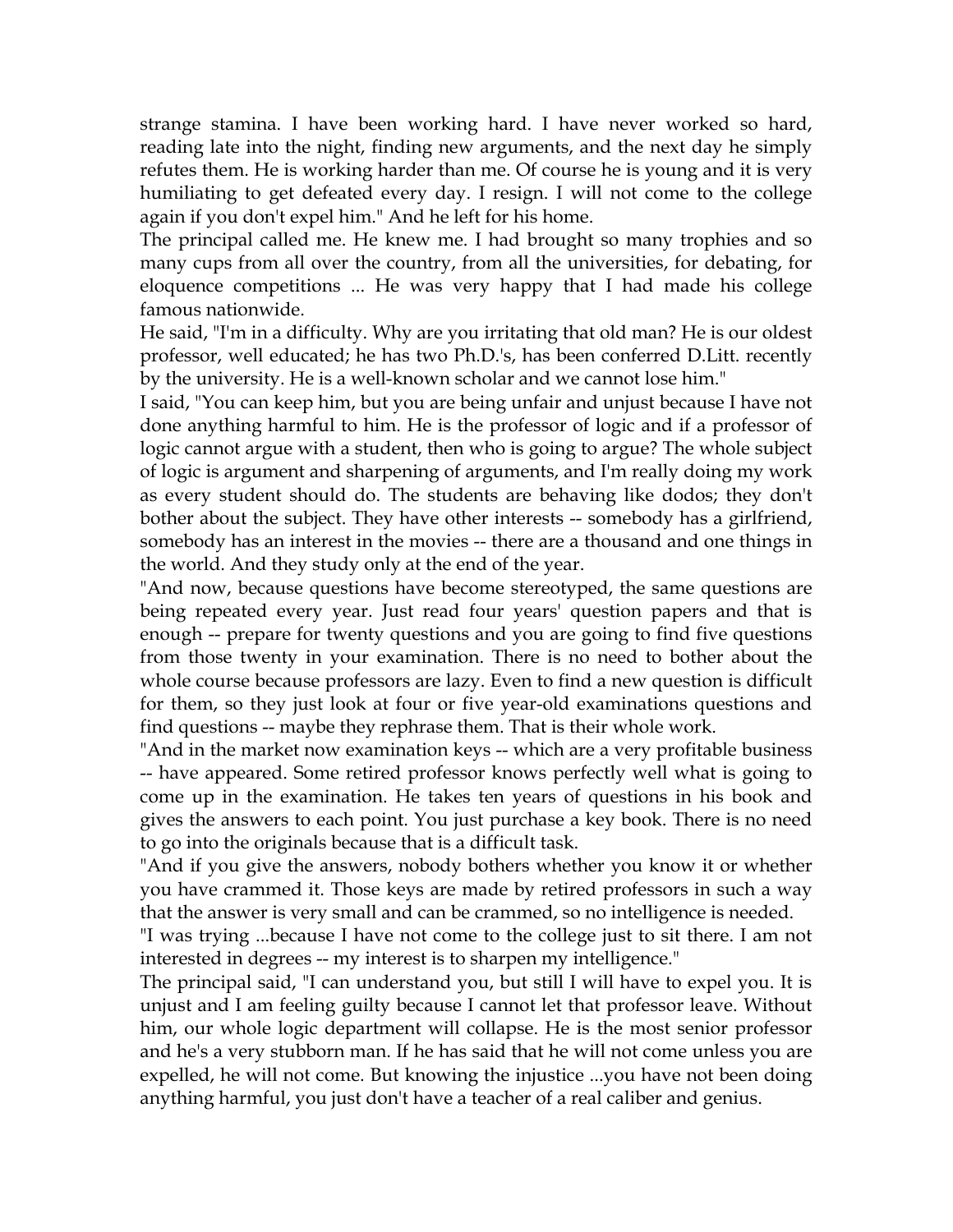strange stamina. I have been working hard. I have never worked so hard, reading late into the night, finding new arguments, and the next day he simply refutes them. He is working harder than me. Of course he is young and it is very humiliating to get defeated every day. I resign. I will not come to the college again if you don't expel him." And he left for his home.

The principal called me. He knew me. I had brought so many trophies and so many cups from all over the country, from all the universities, for debating, for eloquence competitions ... He was very happy that I had made his college famous nationwide.

He said, "I'm in a difficulty. Why are you irritating that old man? He is our oldest professor, well educated; he has two Ph.D.'s, has been conferred D.Litt. recently by the university. He is a well-known scholar and we cannot lose him."

I said, "You can keep him, but you are being unfair and unjust because I have not done anything harmful to him. He is the professor of logic and if a professor of logic cannot argue with a student, then who is going to argue? The whole subject of logic is argument and sharpening of arguments, and I'm really doing my work as every student should do. The students are behaving like dodos; they don't bother about the subject. They have other interests -- somebody has a girlfriend, somebody has an interest in the movies -- there are a thousand and one things in the world. And they study only at the end of the year.

"And now, because questions have become stereotyped, the same questions are being repeated every year. Just read four years' question papers and that is enough -- prepare for twenty questions and you are going to find five questions from those twenty in your examination. There is no need to bother about the whole course because professors are lazy. Even to find a new question is difficult for them, so they just look at four or five year-old examinations questions and find questions -- maybe they rephrase them. That is their whole work.

"And in the market now examination keys -- which are a very profitable business -- have appeared. Some retired professor knows perfectly well what is going to come up in the examination. He takes ten years of questions in his book and gives the answers to each point. You just purchase a key book. There is no need to go into the originals because that is a difficult task.

"And if you give the answers, nobody bothers whether you know it or whether you have crammed it. Those keys are made by retired professors in such a way that the answer is very small and can be crammed, so no intelligence is needed.

"I was trying ...because I have not come to the college just to sit there. I am not interested in degrees -- my interest is to sharpen my intelligence."

The principal said, "I can understand you, but still I will have to expel you. It is unjust and I am feeling guilty because I cannot let that professor leave. Without him, our whole logic department will collapse. He is the most senior professor and he's a very stubborn man. If he has said that he will not come unless you are expelled, he will not come. But knowing the injustice ...you have not been doing anything harmful, you just don't have a teacher of a real caliber and genius.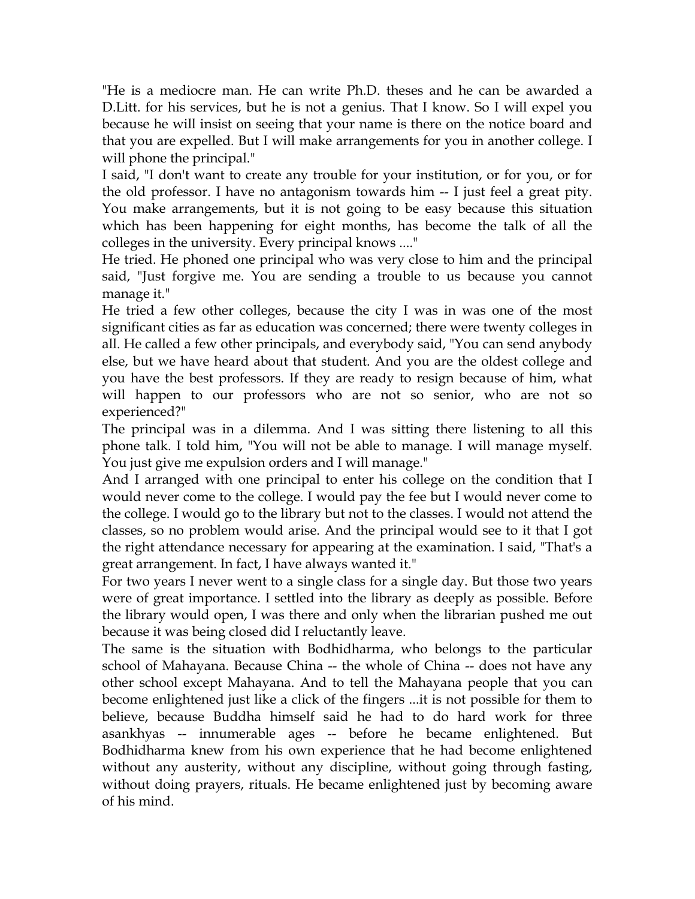"He is a mediocre man. He can write Ph.D. theses and he can be awarded a D.Litt. for his services, but he is not a genius. That I know. So I will expel you because he will insist on seeing that your name is there on the notice board and that you are expelled. But I will make arrangements for you in another college. I will phone the principal."

I said, "I don't want to create any trouble for your institution, or for you, or for the old professor. I have no antagonism towards him -- I just feel a great pity. You make arrangements, but it is not going to be easy because this situation which has been happening for eight months, has become the talk of all the colleges in the university. Every principal knows ...."

He tried. He phoned one principal who was very close to him and the principal said, "Just forgive me. You are sending a trouble to us because you cannot manage it."

He tried a few other colleges, because the city I was in was one of the most significant cities as far as education was concerned; there were twenty colleges in all. He called a few other principals, and everybody said, "You can send anybody else, but we have heard about that student. And you are the oldest college and you have the best professors. If they are ready to resign because of him, what will happen to our professors who are not so senior, who are not so experienced?"

The principal was in a dilemma. And I was sitting there listening to all this phone talk. I told him, "You will not be able to manage. I will manage myself. You just give me expulsion orders and I will manage."

And I arranged with one principal to enter his college on the condition that I would never come to the college. I would pay the fee but I would never come to the college. I would go to the library but not to the classes. I would not attend the classes, so no problem would arise. And the principal would see to it that I got the right attendance necessary for appearing at the examination. I said, "That's a great arrangement. In fact, I have always wanted it."

For two years I never went to a single class for a single day. But those two years were of great importance. I settled into the library as deeply as possible. Before the library would open, I was there and only when the librarian pushed me out because it was being closed did I reluctantly leave.

The same is the situation with Bodhidharma, who belongs to the particular school of Mahayana. Because China -- the whole of China -- does not have any other school except Mahayana. And to tell the Mahayana people that you can become enlightened just like a click of the fingers ...it is not possible for them to believe, because Buddha himself said he had to do hard work for three asankhyas -- innumerable ages -- before he became enlightened. But Bodhidharma knew from his own experience that he had become enlightened without any austerity, without any discipline, without going through fasting, without doing prayers, rituals. He became enlightened just by becoming aware of his mind.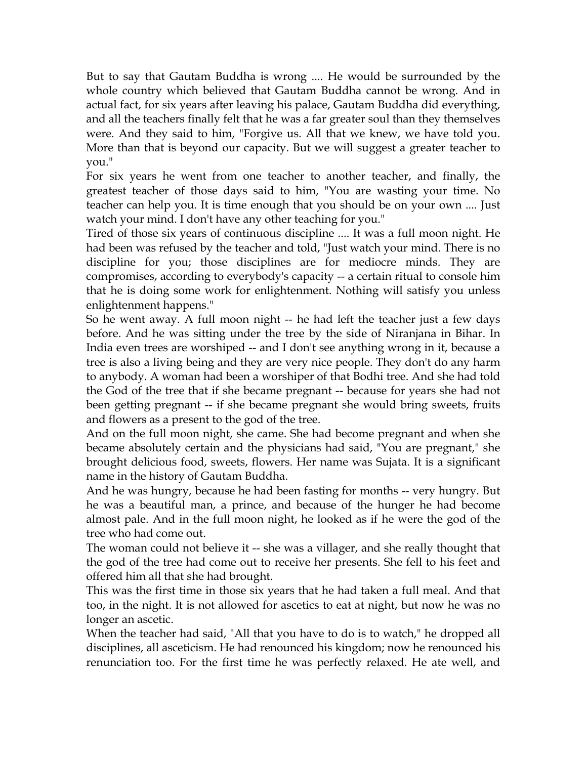But to say that Gautam Buddha is wrong .... He would be surrounded by the whole country which believed that Gautam Buddha cannot be wrong. And in actual fact, for six years after leaving his palace, Gautam Buddha did everything, and all the teachers finally felt that he was a far greater soul than they themselves were. And they said to him, "Forgive us. All that we knew, we have told you. More than that is beyond our capacity. But we will suggest a greater teacher to you."

For six years he went from one teacher to another teacher, and finally, the greatest teacher of those days said to him, "You are wasting your time. No teacher can help you. It is time enough that you should be on your own .... Just watch your mind. I don't have any other teaching for you."

Tired of those six years of continuous discipline .... It was a full moon night. He had been was refused by the teacher and told, "Just watch your mind. There is no discipline for you; those disciplines are for mediocre minds. They are compromises, according to everybody's capacity -- a certain ritual to console him that he is doing some work for enlightenment. Nothing will satisfy you unless enlightenment happens."

So he went away. A full moon night -- he had left the teacher just a few days before. And he was sitting under the tree by the side of Niranjana in Bihar. In India even trees are worshiped -- and I don't see anything wrong in it, because a tree is also a living being and they are very nice people. They don't do any harm to anybody. A woman had been a worshiper of that Bodhi tree. And she had told the God of the tree that if she became pregnant -- because for years she had not been getting pregnant -- if she became pregnant she would bring sweets, fruits and flowers as a present to the god of the tree.

And on the full moon night, she came. She had become pregnant and when she became absolutely certain and the physicians had said, "You are pregnant," she brought delicious food, sweets, flowers. Her name was Sujata. It is a significant name in the history of Gautam Buddha.

And he was hungry, because he had been fasting for months -- very hungry. But he was a beautiful man, a prince, and because of the hunger he had become almost pale. And in the full moon night, he looked as if he were the god of the tree who had come out.

The woman could not believe it -- she was a villager, and she really thought that the god of the tree had come out to receive her presents. She fell to his feet and offered him all that she had brought.

This was the first time in those six years that he had taken a full meal. And that too, in the night. It is not allowed for ascetics to eat at night, but now he was no longer an ascetic.

When the teacher had said, "All that you have to do is to watch," he dropped all disciplines, all asceticism. He had renounced his kingdom; now he renounced his renunciation too. For the first time he was perfectly relaxed. He ate well, and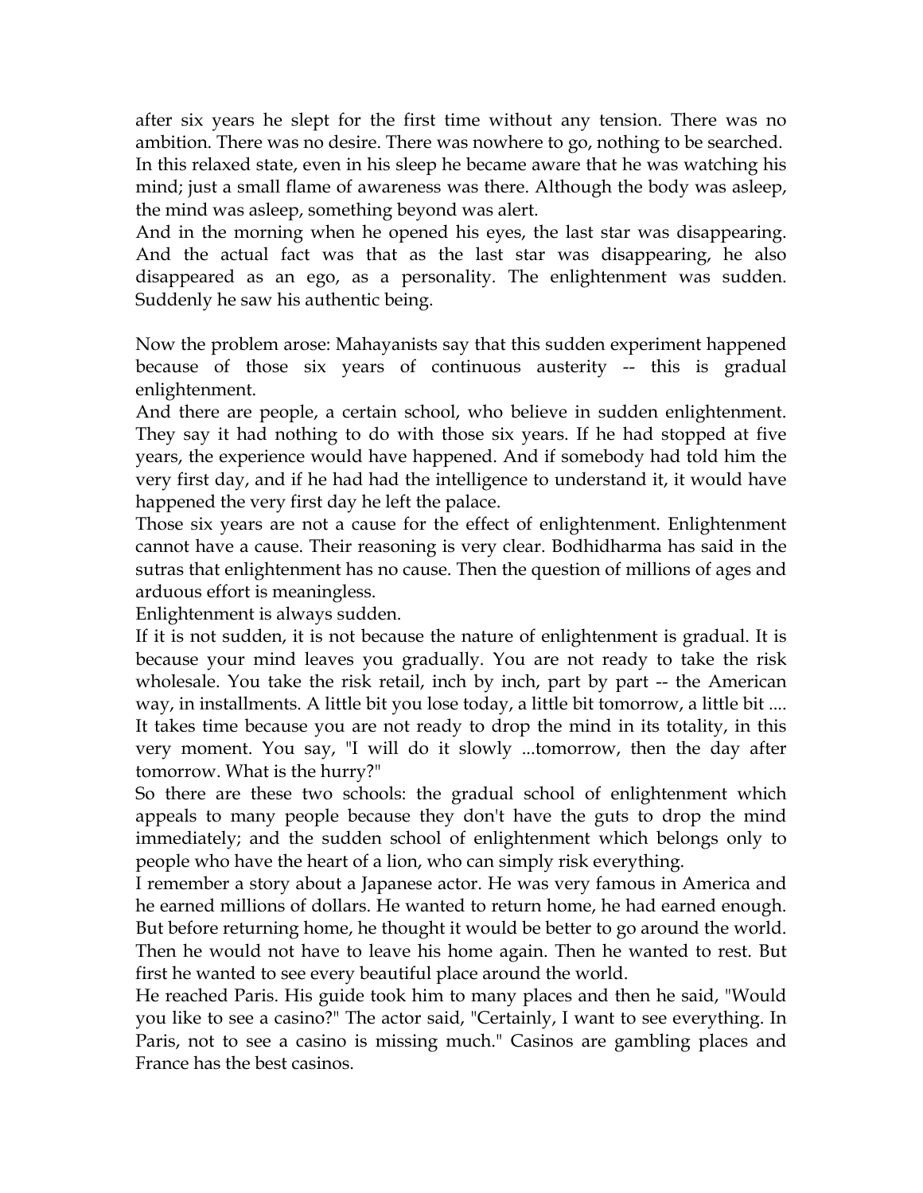after six years he slept for the first time without any tension. There was no ambition. There was no desire. There was nowhere to go, nothing to be searched.
In this relaxed state, even in his sleep he became aware that he was watching his mind; just a small flame of awareness was there. Although the body was asleep, the mind was asleep, something beyond was alert.
And in the morning when he opened his eyes, the last star was disappearing. And the actual fact was that as the last star was disappearing, he also disappeared as an ego, as a personality. The enlightenment was sudden. Suddenly he saw his authentic being.

Now the problem arose: Mahayanists say that this sudden experiment happened because of those six years of continuous austerity -- this is gradual enlightenment.
And there are people, a certain school, who believe in sudden enlightenment. They say it had nothing to do with those six years. If he had stopped at five years, the experience would have happened. And if somebody had told him the very first day, and if he had had the intelligence to understand it, it would have happened the very first day he left the palace.
Those six years are not a cause for the effect of enlightenment. Enlightenment cannot have a cause. Their reasoning is very clear. Bodhidharma has said in the sutras that enlightenment has no cause. Then the question of millions of ages and arduous effort is meaningless.
Enlightenment is always sudden.
If it is not sudden, it is not because the nature of enlightenment is gradual. It is because your mind leaves you gradually. You are not ready to take the risk wholesale. You take the risk retail, inch by inch, part by part -- the American way, in installments. A little bit you lose today, a little bit tomorrow, a little bit ....
It takes time because you are not ready to drop the mind in its totality, in this very moment. You say, "I will do it slowly ...tomorrow, then the day after tomorrow. What is the hurry?"
So there are these two schools: the gradual school of enlightenment which appeals to many people because they don't have the guts to drop the mind immediately; and the sudden school of enlightenment which belongs only to people who have the heart of a lion, who can simply risk everything.
I remember a story about a Japanese actor. He was very famous in America and he earned millions of dollars. He wanted to return home, he had earned enough. But before returning home, he thought it would be better to go around the world. Then he would not have to leave his home again. Then he wanted to rest. But first he wanted to see every beautiful place around the world.
He reached Paris. His guide took him to many places and then he said, "Would you like to see a casino?" The actor said, "Certainly, I want to see everything. In Paris, not to see a casino is missing much." Casinos are gambling places and France has the best casinos.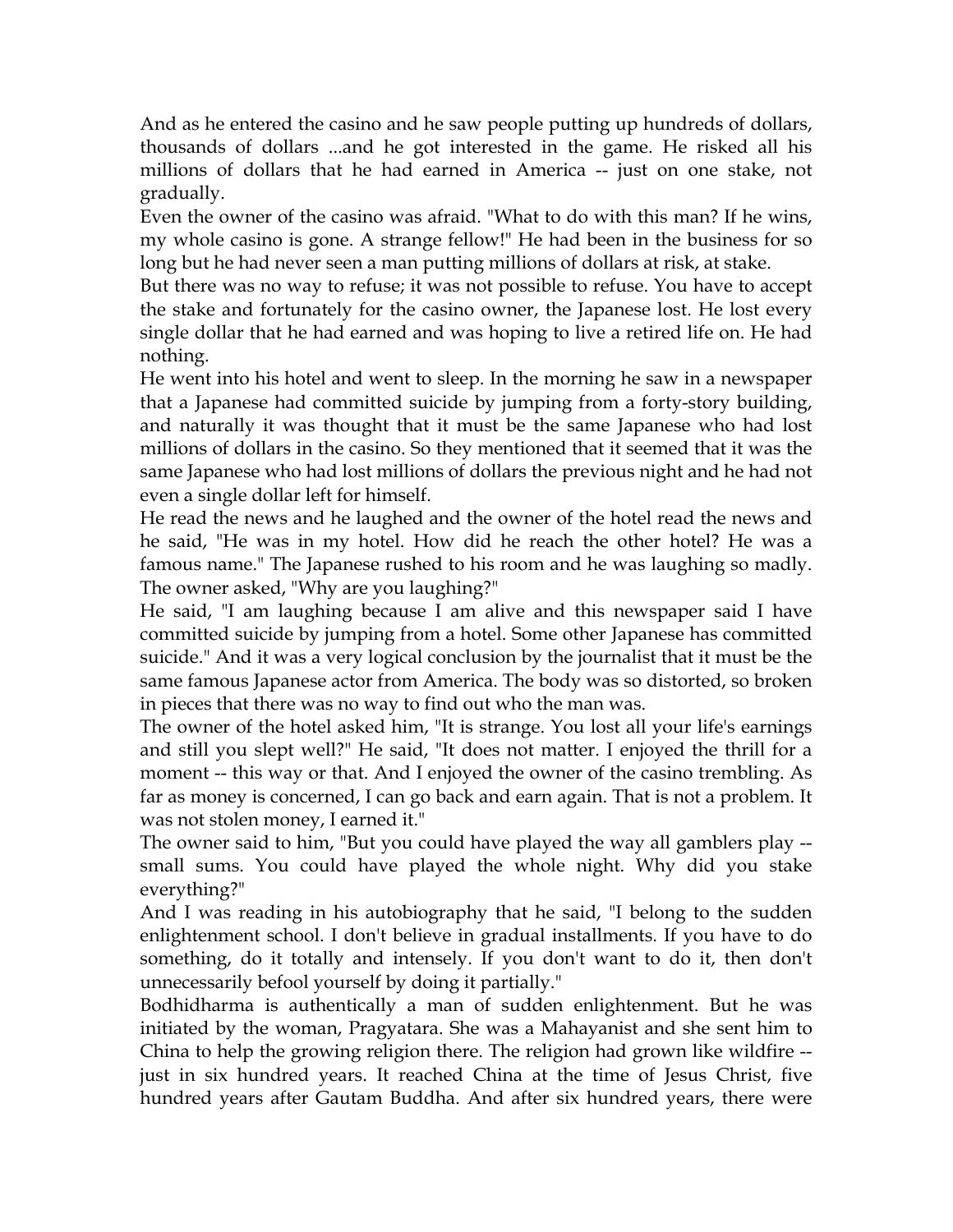And as he entered the casino and he saw people putting up hundreds of dollars, thousands of dollars ...and he got interested in the game. He risked all his millions of dollars that he had earned in America -- just on one stake, not gradually.

Even the owner of the casino was afraid. "What to do with this man? If he wins, my whole casino is gone. A strange fellow!" He had been in the business for so long but he had never seen a man putting millions of dollars at risk, at stake.

But there was no way to refuse; it was not possible to refuse. You have to accept the stake and fortunately for the casino owner, the Japanese lost. He lost every single dollar that he had earned and was hoping to live a retired life on. He had nothing.

He went into his hotel and went to sleep. In the morning he saw in a newspaper that a Japanese had committed suicide by jumping from a forty-story building, and naturally it was thought that it must be the same Japanese who had lost millions of dollars in the casino. So they mentioned that it seemed that it was the same Japanese who had lost millions of dollars the previous night and he had not even a single dollar left for himself.

He read the news and he laughed and the owner of the hotel read the news and he said, "He was in my hotel. How did he reach the other hotel? He was a famous name." The Japanese rushed to his room and he was laughing so madly. The owner asked, "Why are you laughing?"

He said, "I am laughing because I am alive and this newspaper said I have committed suicide by jumping from a hotel. Some other Japanese has committed suicide." And it was a very logical conclusion by the journalist that it must be the same famous Japanese actor from America. The body was so distorted, so broken in pieces that there was no way to find out who the man was.

The owner of the hotel asked him, "It is strange. You lost all your life's earnings and still you slept well?" He said, "It does not matter. I enjoyed the thrill for a moment -- this way or that. And I enjoyed the owner of the casino trembling. As far as money is concerned, I can go back and earn again. That is not a problem. It was not stolen money, I earned it."

The owner said to him, "But you could have played the way all gamblers play -- small sums. You could have played the whole night. Why did you stake everything?"

And I was reading in his autobiography that he said, "I belong to the sudden enlightenment school. I don't believe in gradual installments. If you have to do something, do it totally and intensely. If you don't want to do it, then don't unnecessarily befool yourself by doing it partially."

Bodhidharma is authentically a man of sudden enlightenment. But he was initiated by the woman, Pragyatara. She was a Mahayanist and she sent him to China to help the growing religion there. The religion had grown like wildfire -- just in six hundred years. It reached China at the time of Jesus Christ, five hundred years after Gautam Buddha. And after six hundred years, there were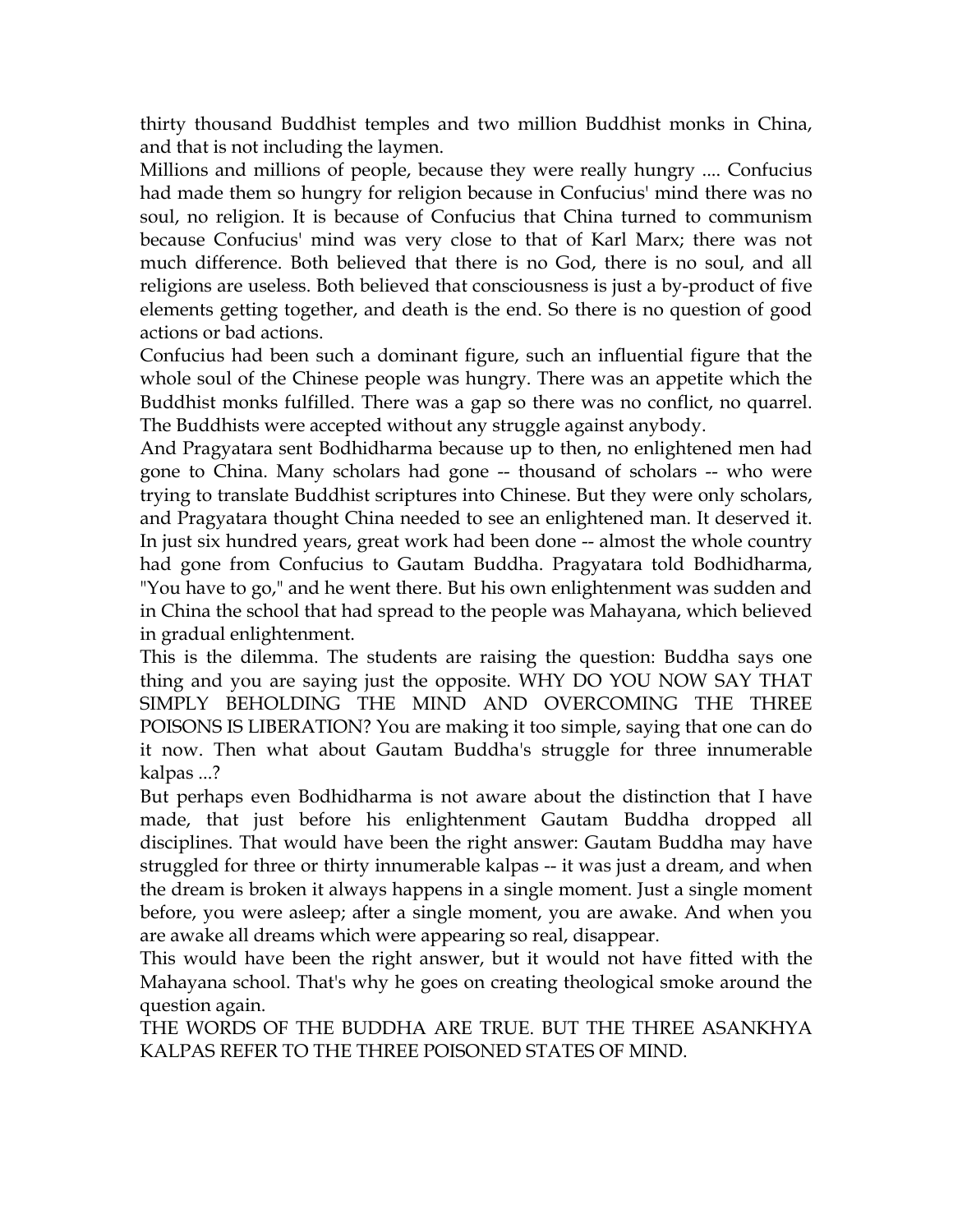thirty thousand Buddhist temples and two million Buddhist monks in China, and that is not including the laymen.

Millions and millions of people, because they were really hungry .... Confucius had made them so hungry for religion because in Confucius' mind there was no soul, no religion. It is because of Confucius that China turned to communism because Confucius' mind was very close to that of Karl Marx; there was not much difference. Both believed that there is no God, there is no soul, and all religions are useless. Both believed that consciousness is just a by-product of five elements getting together, and death is the end. So there is no question of good actions or bad actions.

Confucius had been such a dominant figure, such an influential figure that the whole soul of the Chinese people was hungry. There was an appetite which the Buddhist monks fulfilled. There was a gap so there was no conflict, no quarrel. The Buddhists were accepted without any struggle against anybody.

And Pragyatara sent Bodhidharma because up to then, no enlightened men had gone to China. Many scholars had gone -- thousand of scholars -- who were trying to translate Buddhist scriptures into Chinese. But they were only scholars, and Pragyatara thought China needed to see an enlightened man. It deserved it. In just six hundred years, great work had been done -- almost the whole country had gone from Confucius to Gautam Buddha. Pragyatara told Bodhidharma, "You have to go," and he went there. But his own enlightenment was sudden and in China the school that had spread to the people was Mahayana, which believed in gradual enlightenment.

This is the dilemma. The students are raising the question: Buddha says one thing and you are saying just the opposite. WHY DO YOU NOW SAY THAT SIMPLY BEHOLDING THE MIND AND OVERCOMING THE THREE POISONS IS LIBERATION? You are making it too simple, saying that one can do it now. Then what about Gautam Buddha's struggle for three innumerable kalpas ...?

But perhaps even Bodhidharma is not aware about the distinction that I have made, that just before his enlightenment Gautam Buddha dropped all disciplines. That would have been the right answer: Gautam Buddha may have struggled for three or thirty innumerable kalpas -- it was just a dream, and when the dream is broken it always happens in a single moment. Just a single moment before, you were asleep; after a single moment, you are awake. And when you are awake all dreams which were appearing so real, disappear.

This would have been the right answer, but it would not have fitted with the Mahayana school. That's why he goes on creating theological smoke around the question again.

THE WORDS OF THE BUDDHA ARE TRUE. BUT THE THREE ASANKHYA KALPAS REFER TO THE THREE POISONED STATES OF MIND.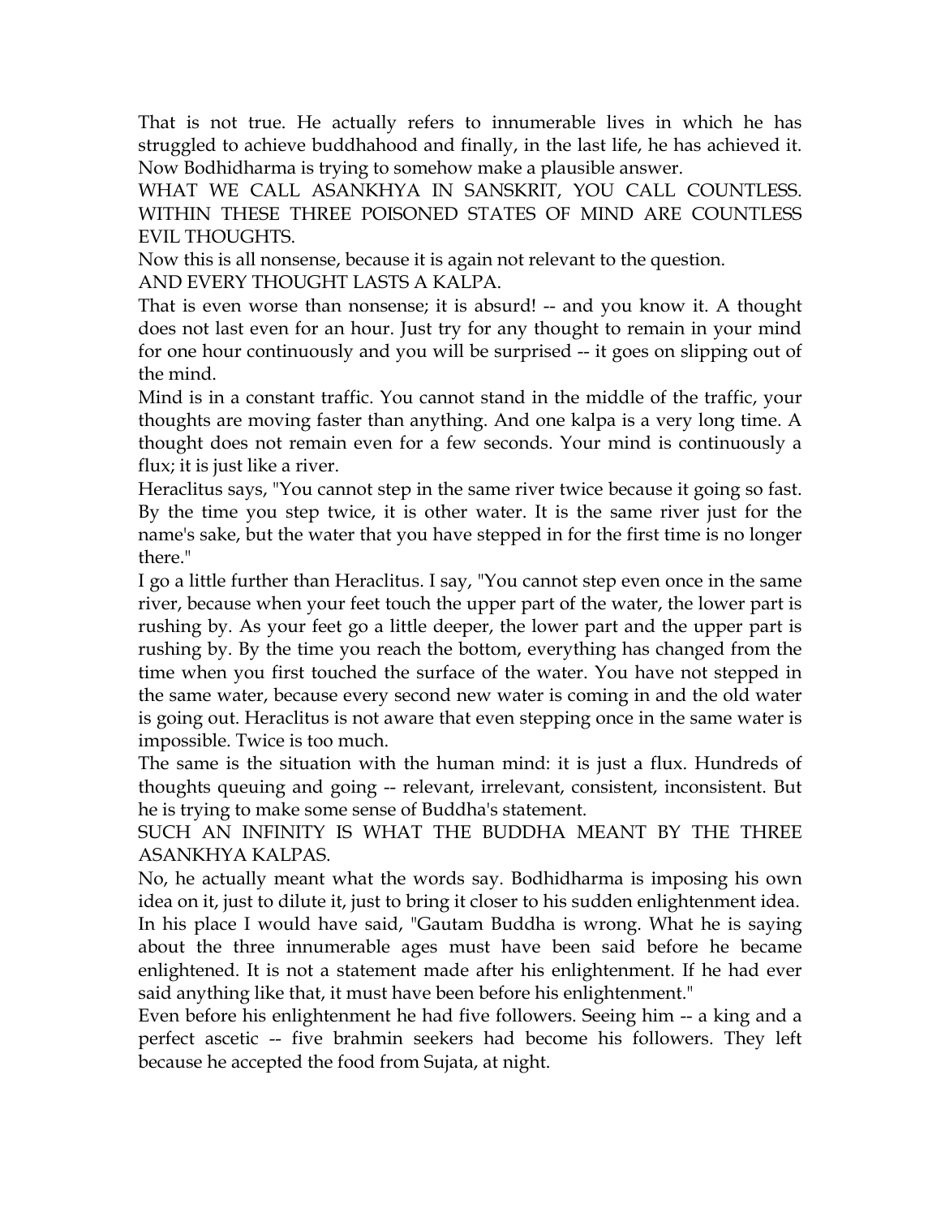That is not true. He actually refers to innumerable lives in which he has struggled to achieve buddhahood and finally, in the last life, he has achieved it. Now Bodhidharma is trying to somehow make a plausible answer.

WHAT WE CALL ASANKHYA IN SANSKRIT, YOU CALL COUNTLESS. WITHIN THESE THREE POISONED STATES OF MIND ARE COUNTLESS EVIL THOUGHTS.

Now this is all nonsense, because it is again not relevant to the question.

AND EVERY THOUGHT LASTS A KALPA.

That is even worse than nonsense; it is absurd! -- and you know it. A thought does not last even for an hour. Just try for any thought to remain in your mind for one hour continuously and you will be surprised -- it goes on slipping out of the mind.

Mind is in a constant traffic. You cannot stand in the middle of the traffic, your thoughts are moving faster than anything. And one kalpa is a very long time. A thought does not remain even for a few seconds. Your mind is continuously a flux; it is just like a river.

Heraclitus says, "You cannot step in the same river twice because it going so fast. By the time you step twice, it is other water. It is the same river just for the name's sake, but the water that you have stepped in for the first time is no longer there."

I go a little further than Heraclitus. I say, "You cannot step even once in the same river, because when your feet touch the upper part of the water, the lower part is rushing by. As your feet go a little deeper, the lower part and the upper part is rushing by. By the time you reach the bottom, everything has changed from the time when you first touched the surface of the water. You have not stepped in the same water, because every second new water is coming in and the old water is going out. Heraclitus is not aware that even stepping once in the same water is impossible. Twice is too much.

The same is the situation with the human mind: it is just a flux. Hundreds of thoughts queuing and going -- relevant, irrelevant, consistent, inconsistent. But he is trying to make some sense of Buddha's statement.

SUCH AN INFINITY IS WHAT THE BUDDHA MEANT BY THE THREE ASANKHYA KALPAS.

No, he actually meant what the words say. Bodhidharma is imposing his own idea on it, just to dilute it, just to bring it closer to his sudden enlightenment idea. In his place I would have said, "Gautam Buddha is wrong. What he is saying about the three innumerable ages must have been said before he became enlightened. It is not a statement made after his enlightenment. If he had ever said anything like that, it must have been before his enlightenment."

Even before his enlightenment he had five followers. Seeing him -- a king and a perfect ascetic -- five brahmin seekers had become his followers. They left because he accepted the food from Sujata, at night.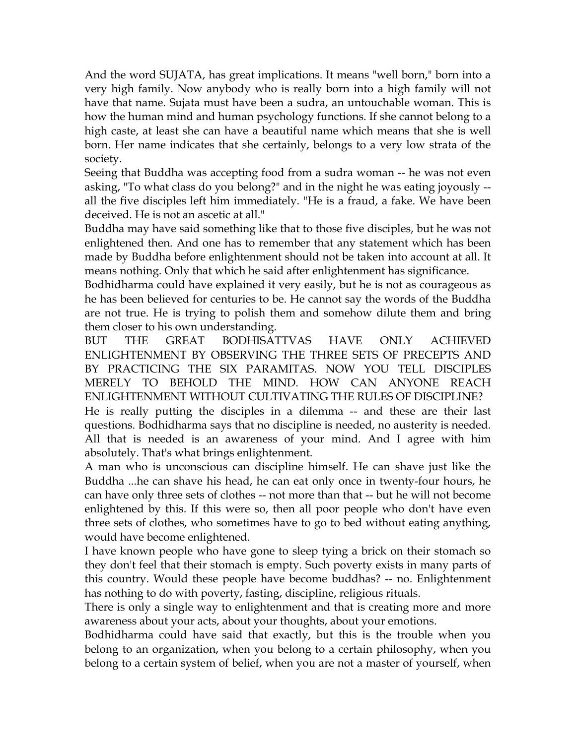And the word SUJATA, has great implications. It means "well born," born into a very high family. Now anybody who is really born into a high family will not have that name. Sujata must have been a sudra, an untouchable woman. This is how the human mind and human psychology functions. If she cannot belong to a high caste, at least she can have a beautiful name which means that she is well born. Her name indicates that she certainly, belongs to a very low strata of the society.

Seeing that Buddha was accepting food from a sudra woman -- he was not even asking, "To what class do you belong?" and in the night he was eating joyously -- all the five disciples left him immediately. "He is a fraud, a fake. We have been deceived. He is not an ascetic at all."

Buddha may have said something like that to those five disciples, but he was not enlightened then. And one has to remember that any statement which has been made by Buddha before enlightenment should not be taken into account at all. It means nothing. Only that which he said after enlightenment has significance.

Bodhidharma could have explained it very easily, but he is not as courageous as he has been believed for centuries to be. He cannot say the words of the Buddha are not true. He is trying to polish them and somehow dilute them and bring them closer to his own understanding.

BUT THE GREAT BODHISATTVAS HAVE ONLY ACHIEVED ENLIGHTENMENT BY OBSERVING THE THREE SETS OF PRECEPTS AND BY PRACTICING THE SIX PARAMITAS. NOW YOU TELL DISCIPLES MERELY TO BEHOLD THE MIND. HOW CAN ANYONE REACH ENLIGHTENMENT WITHOUT CULTIVATING THE RULES OF DISCIPLINE?

He is really putting the disciples in a dilemma -- and these are their last questions. Bodhidharma says that no discipline is needed, no austerity is needed. All that is needed is an awareness of your mind. And I agree with him absolutely. That's what brings enlightenment.

A man who is unconscious can discipline himself. He can shave just like the Buddha ...he can shave his head, he can eat only once in twenty-four hours, he can have only three sets of clothes -- not more than that -- but he will not become enlightened by this. If this were so, then all poor people who don't have even three sets of clothes, who sometimes have to go to bed without eating anything, would have become enlightened.

I have known people who have gone to sleep tying a brick on their stomach so they don't feel that their stomach is empty. Such poverty exists in many parts of this country. Would these people have become buddhas? -- no. Enlightenment has nothing to do with poverty, fasting, discipline, religious rituals.

There is only a single way to enlightenment and that is creating more and more awareness about your acts, about your thoughts, about your emotions.

Bodhidharma could have said that exactly, but this is the trouble when you belong to an organization, when you belong to a certain philosophy, when you belong to a certain system of belief, when you are not a master of yourself, when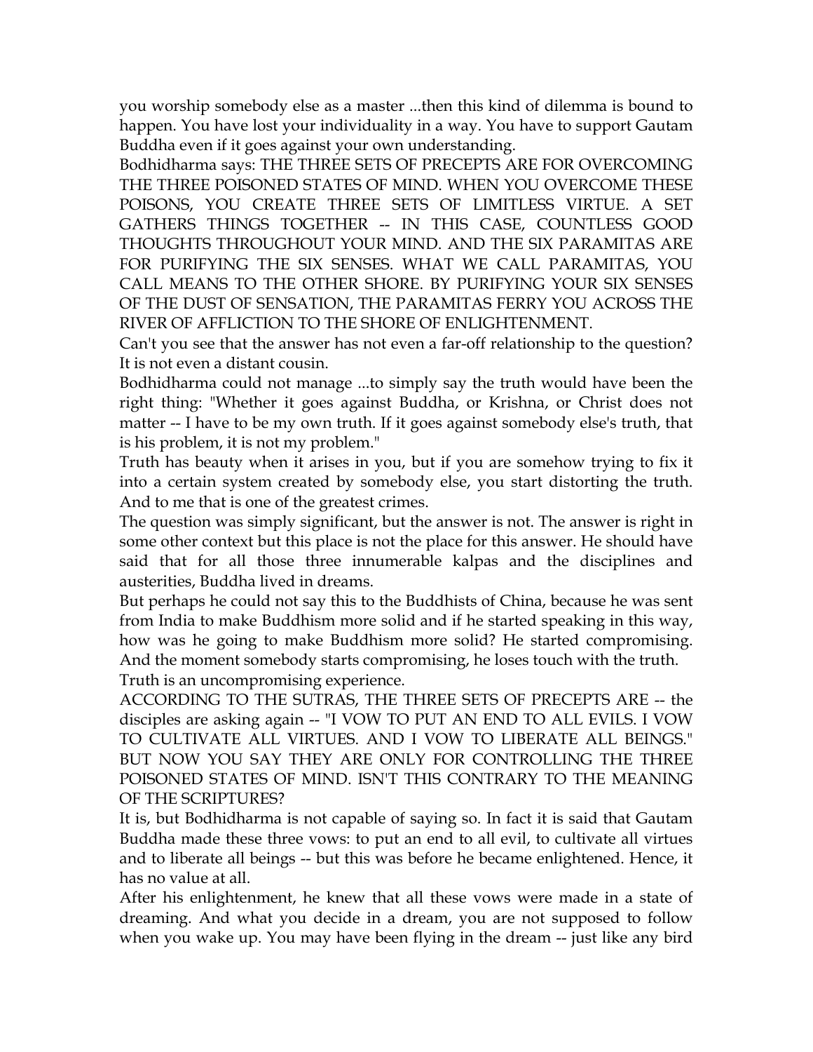you worship somebody else as a master ...then this kind of dilemma is bound to happen. You have lost your individuality in a way. You have to support Gautam Buddha even if it goes against your own understanding.

Bodhidharma says: THE THREE SETS OF PRECEPTS ARE FOR OVERCOMING THE THREE POISONED STATES OF MIND. WHEN YOU OVERCOME THESE POISONS, YOU CREATE THREE SETS OF LIMITLESS VIRTUE. A SET GATHERS THINGS TOGETHER -- IN THIS CASE, COUNTLESS GOOD THOUGHTS THROUGHOUT YOUR MIND. AND THE SIX PARAMITAS ARE FOR PURIFYING THE SIX SENSES. WHAT WE CALL PARAMITAS, YOU CALL MEANS TO THE OTHER SHORE. BY PURIFYING YOUR SIX SENSES OF THE DUST OF SENSATION, THE PARAMITAS FERRY YOU ACROSS THE RIVER OF AFFLICTION TO THE SHORE OF ENLIGHTENMENT.

Can't you see that the answer has not even a far-off relationship to the question? It is not even a distant cousin.

Bodhidharma could not manage ...to simply say the truth would have been the right thing: "Whether it goes against Buddha, or Krishna, or Christ does not matter -- I have to be my own truth. If it goes against somebody else's truth, that is his problem, it is not my problem."

Truth has beauty when it arises in you, but if you are somehow trying to fix it into a certain system created by somebody else, you start distorting the truth. And to me that is one of the greatest crimes.

The question was simply significant, but the answer is not. The answer is right in some other context but this place is not the place for this answer. He should have said that for all those three innumerable kalpas and the disciplines and austerities, Buddha lived in dreams.

But perhaps he could not say this to the Buddhists of China, because he was sent from India to make Buddhism more solid and if he started speaking in this way, how was he going to make Buddhism more solid? He started compromising. And the moment somebody starts compromising, he loses touch with the truth.

Truth is an uncompromising experience.

ACCORDING TO THE SUTRAS, THE THREE SETS OF PRECEPTS ARE -- the disciples are asking again -- "I VOW TO PUT AN END TO ALL EVILS. I VOW TO CULTIVATE ALL VIRTUES. AND I VOW TO LIBERATE ALL BEINGS." BUT NOW YOU SAY THEY ARE ONLY FOR CONTROLLING THE THREE POISONED STATES OF MIND. ISN'T THIS CONTRARY TO THE MEANING OF THE SCRIPTURES?

It is, but Bodhidharma is not capable of saying so. In fact it is said that Gautam Buddha made these three vows: to put an end to all evil, to cultivate all virtues and to liberate all beings -- but this was before he became enlightened. Hence, it has no value at all.

After his enlightenment, he knew that all these vows were made in a state of dreaming. And what you decide in a dream, you are not supposed to follow when you wake up. You may have been flying in the dream -- just like any bird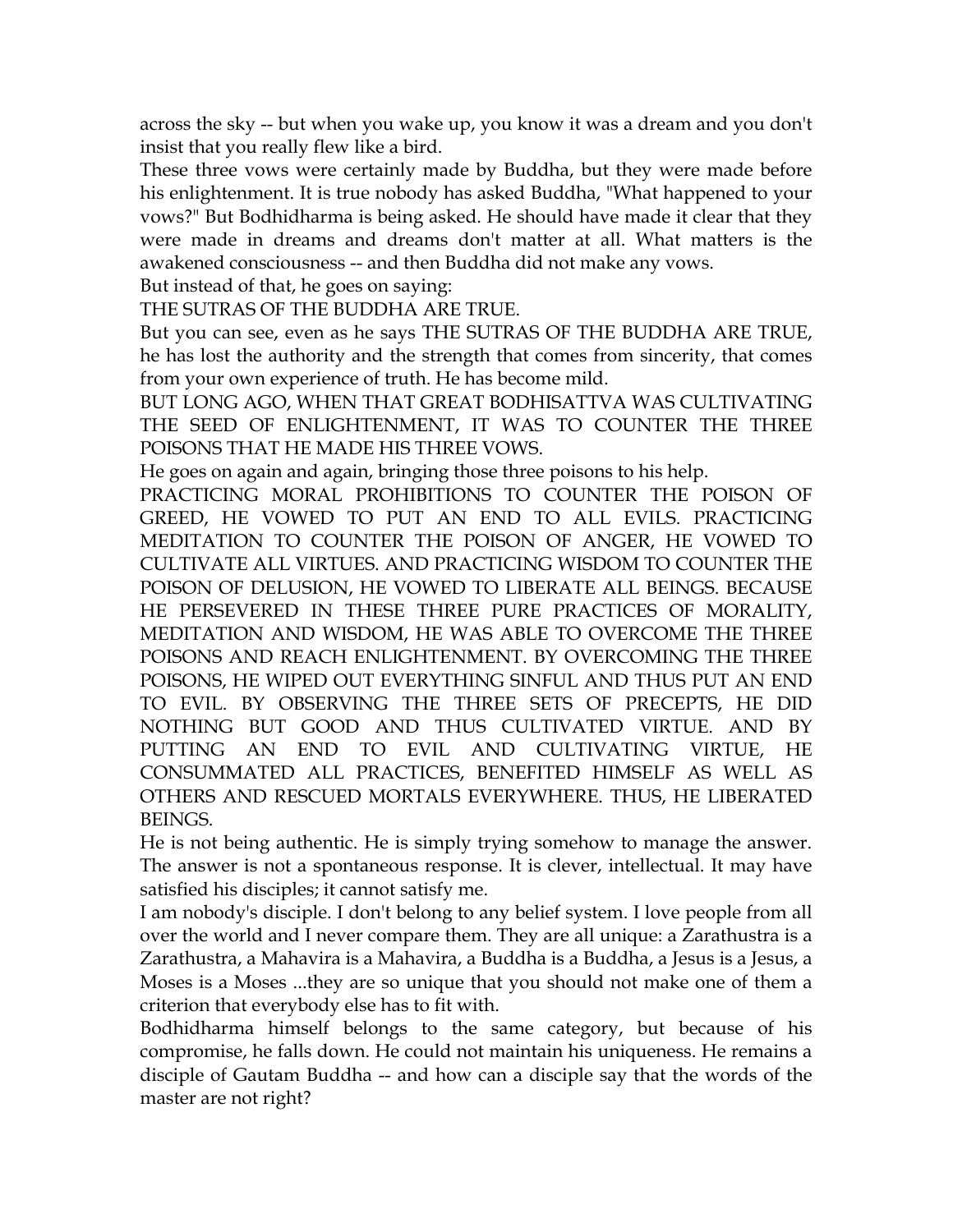across the sky -- but when you wake up, you know it was a dream and you don't insist that you really flew like a bird.

These three vows were certainly made by Buddha, but they were made before his enlightenment. It is true nobody has asked Buddha, "What happened to your vows?" But Bodhidharma is being asked. He should have made it clear that they were made in dreams and dreams don't matter at all. What matters is the awakened consciousness -- and then Buddha did not make any vows.

But instead of that, he goes on saying:

THE SUTRAS OF THE BUDDHA ARE TRUE.

But you can see, even as he says THE SUTRAS OF THE BUDDHA ARE TRUE, he has lost the authority and the strength that comes from sincerity, that comes from your own experience of truth. He has become mild.

BUT LONG AGO, WHEN THAT GREAT BODHISATTVA WAS CULTIVATING THE SEED OF ENLIGHTENMENT, IT WAS TO COUNTER THE THREE POISONS THAT HE MADE HIS THREE VOWS.

He goes on again and again, bringing those three poisons to his help.

PRACTICING MORAL PROHIBITIONS TO COUNTER THE POISON OF GREED, HE VOWED TO PUT AN END TO ALL EVILS. PRACTICING MEDITATION TO COUNTER THE POISON OF ANGER, HE VOWED TO CULTIVATE ALL VIRTUES. AND PRACTICING WISDOM TO COUNTER THE POISON OF DELUSION, HE VOWED TO LIBERATE ALL BEINGS. BECAUSE HE PERSEVERED IN THESE THREE PURE PRACTICES OF MORALITY, MEDITATION AND WISDOM, HE WAS ABLE TO OVERCOME THE THREE POISONS AND REACH ENLIGHTENMENT. BY OVERCOMING THE THREE POISONS, HE WIPED OUT EVERYTHING SINFUL AND THUS PUT AN END TO EVIL. BY OBSERVING THE THREE SETS OF PRECEPTS, HE DID NOTHING BUT GOOD AND THUS CULTIVATED VIRTUE. AND BY PUTTING AN END TO EVIL AND CULTIVATING VIRTUE, HE CONSUMMATED ALL PRACTICES, BENEFITED HIMSELF AS WELL AS OTHERS AND RESCUED MORTALS EVERYWHERE. THUS, HE LIBERATED BEINGS.

He is not being authentic. He is simply trying somehow to manage the answer. The answer is not a spontaneous response. It is clever, intellectual. It may have satisfied his disciples; it cannot satisfy me.

I am nobody's disciple. I don't belong to any belief system. I love people from all over the world and I never compare them. They are all unique: a Zarathustra is a Zarathustra, a Mahavira is a Mahavira, a Buddha is a Buddha, a Jesus is a Jesus, a Moses is a Moses ...they are so unique that you should not make one of them a criterion that everybody else has to fit with.

Bodhidharma himself belongs to the same category, but because of his compromise, he falls down. He could not maintain his uniqueness. He remains a disciple of Gautam Buddha -- and how can a disciple say that the words of the master are not right?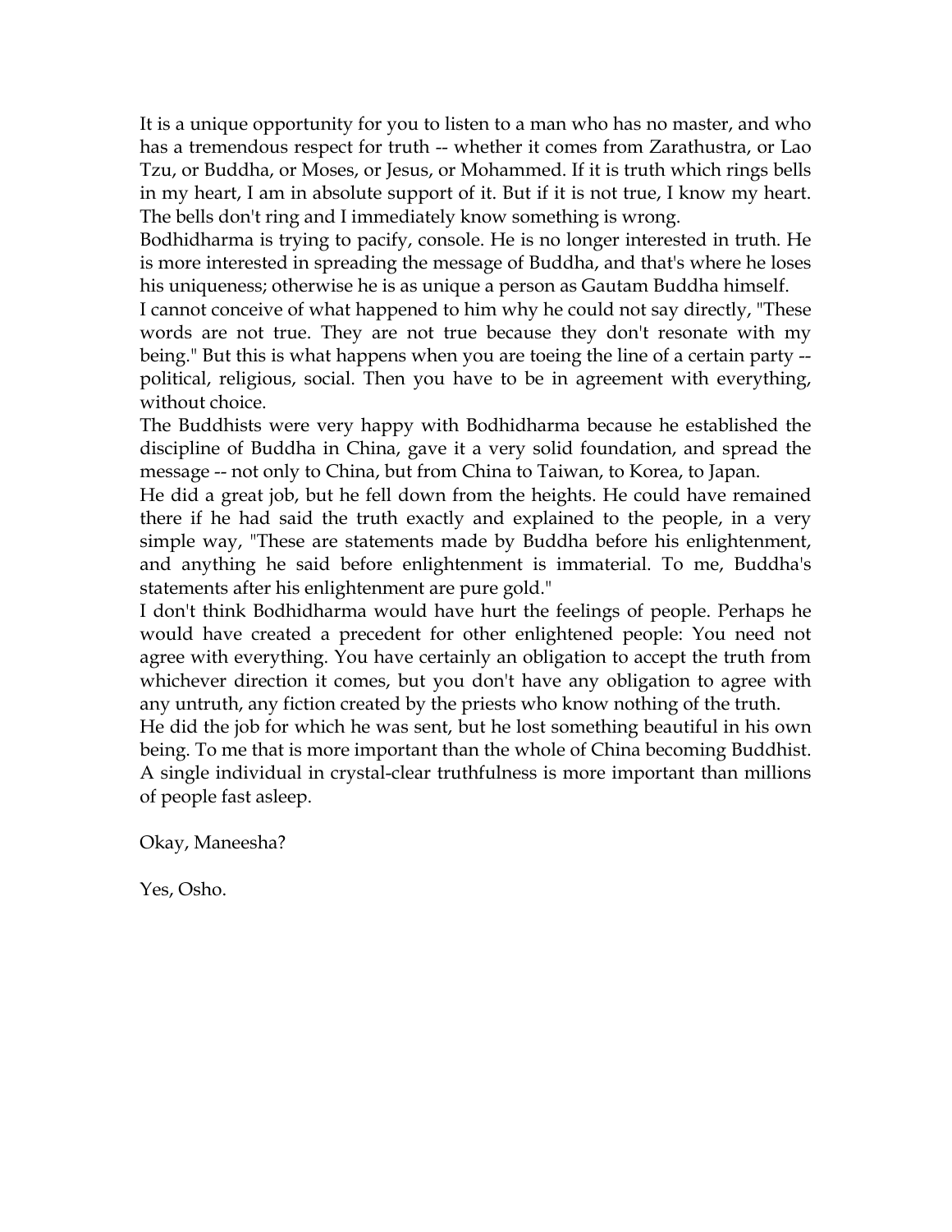It is a unique opportunity for you to listen to a man who has no master, and who has a tremendous respect for truth -- whether it comes from Zarathustra, or Lao Tzu, or Buddha, or Moses, or Jesus, or Mohammed. If it is truth which rings bells in my heart, I am in absolute support of it. But if it is not true, I know my heart. The bells don't ring and I immediately know something is wrong.

Bodhidharma is trying to pacify, console. He is no longer interested in truth. He is more interested in spreading the message of Buddha, and that's where he loses his uniqueness; otherwise he is as unique a person as Gautam Buddha himself.

I cannot conceive of what happened to him why he could not say directly, "These words are not true. They are not true because they don't resonate with my being." But this is what happens when you are toeing the line of a certain party -- political, religious, social. Then you have to be in agreement with everything, without choice.

The Buddhists were very happy with Bodhidharma because he established the discipline of Buddha in China, gave it a very solid foundation, and spread the message -- not only to China, but from China to Taiwan, to Korea, to Japan.

He did a great job, but he fell down from the heights. He could have remained there if he had said the truth exactly and explained to the people, in a very simple way, "These are statements made by Buddha before his enlightenment, and anything he said before enlightenment is immaterial. To me, Buddha's statements after his enlightenment are pure gold."

I don't think Bodhidharma would have hurt the feelings of people. Perhaps he would have created a precedent for other enlightened people: You need not agree with everything. You have certainly an obligation to accept the truth from whichever direction it comes, but you don't have any obligation to agree with any untruth, any fiction created by the priests who know nothing of the truth.

He did the job for which he was sent, but he lost something beautiful in his own being. To me that is more important than the whole of China becoming Buddhist. A single individual in crystal-clear truthfulness is more important than millions of people fast asleep.

Okay, Maneesha?

Yes, Osho.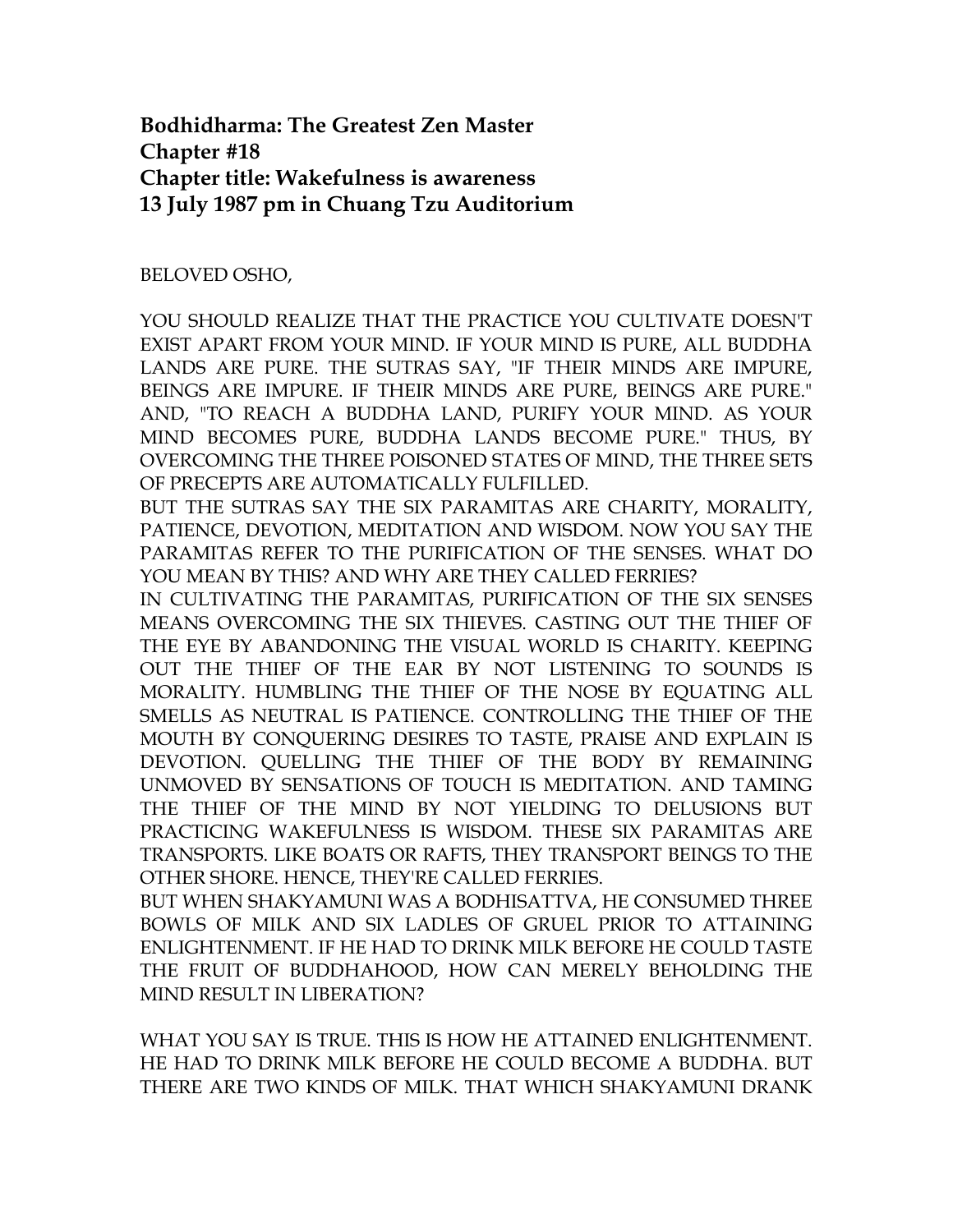**Bodhidharma: The Greatest Zen Master**
**Chapter #18**
**Chapter title: Wakefulness is awareness**
**13 July 1987 pm in Chuang Tzu Auditorium**

BELOVED OSHO,

YOU SHOULD REALIZE THAT THE PRACTICE YOU CULTIVATE DOESN'T EXIST APART FROM YOUR MIND. IF YOUR MIND IS PURE, ALL BUDDHA LANDS ARE PURE. THE SUTRAS SAY, "IF THEIR MINDS ARE IMPURE, BEINGS ARE IMPURE. IF THEIR MINDS ARE PURE, BEINGS ARE PURE." AND, "TO REACH A BUDDHA LAND, PURIFY YOUR MIND. AS YOUR MIND BECOMES PURE, BUDDHA LANDS BECOME PURE." THUS, BY OVERCOMING THE THREE POISONED STATES OF MIND, THE THREE SETS OF PRECEPTS ARE AUTOMATICALLY FULFILLED.
BUT THE SUTRAS SAY THE SIX PARAMITAS ARE CHARITY, MORALITY, PATIENCE, DEVOTION, MEDITATION AND WISDOM. NOW YOU SAY THE PARAMITAS REFER TO THE PURIFICATION OF THE SENSES. WHAT DO YOU MEAN BY THIS? AND WHY ARE THEY CALLED FERRIES?
IN CULTIVATING THE PARAMITAS, PURIFICATION OF THE SIX SENSES MEANS OVERCOMING THE SIX THIEVES. CASTING OUT THE THIEF OF THE EYE BY ABANDONING THE VISUAL WORLD IS CHARITY. KEEPING OUT THE THIEF OF THE EAR BY NOT LISTENING TO SOUNDS IS MORALITY. HUMBLING THE THIEF OF THE NOSE BY EQUATING ALL SMELLS AS NEUTRAL IS PATIENCE. CONTROLLING THE THIEF OF THE MOUTH BY CONQUERING DESIRES TO TASTE, PRAISE AND EXPLAIN IS DEVOTION. QUELLING THE THIEF OF THE BODY BY REMAINING UNMOVED BY SENSATIONS OF TOUCH IS MEDITATION. AND TAMING THE THIEF OF THE MIND BY NOT YIELDING TO DELUSIONS BUT PRACTICING WAKEFULNESS IS WISDOM. THESE SIX PARAMITAS ARE TRANSPORTS. LIKE BOATS OR RAFTS, THEY TRANSPORT BEINGS TO THE OTHER SHORE. HENCE, THEY'RE CALLED FERRIES.
BUT WHEN SHAKYAMUNI WAS A BODHISATTVA, HE CONSUMED THREE BOWLS OF MILK AND SIX LADLES OF GRUEL PRIOR TO ATTAINING ENLIGHTENMENT. IF HE HAD TO DRINK MILK BEFORE HE COULD TASTE THE FRUIT OF BUDDHAHOOD, HOW CAN MERELY BEHOLDING THE MIND RESULT IN LIBERATION?

WHAT YOU SAY IS TRUE. THIS IS HOW HE ATTAINED ENLIGHTENMENT. HE HAD TO DRINK MILK BEFORE HE COULD BECOME A BUDDHA. BUT THERE ARE TWO KINDS OF MILK. THAT WHICH SHAKYAMUNI DRANK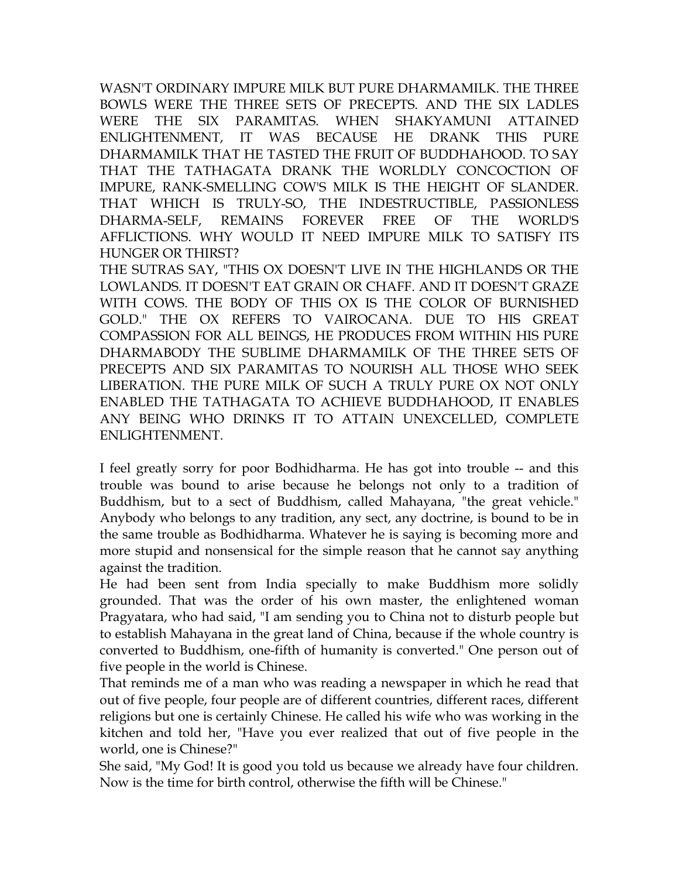WASN'T ORDINARY IMPURE MILK BUT PURE DHARMAMILK. THE THREE BOWLS WERE THE THREE SETS OF PRECEPTS. AND THE SIX LADLES WERE THE SIX PARAMITAS. WHEN SHAKYAMUNI ATTAINED ENLIGHTENMENT, IT WAS BECAUSE HE DRANK THIS PURE DHARMAMILK THAT HE TASTED THE FRUIT OF BUDDHAHOOD. TO SAY THAT THE TATHAGATA DRANK THE WORLDLY CONCOCTION OF IMPURE, RANK-SMELLING COW'S MILK IS THE HEIGHT OF SLANDER. THAT WHICH IS TRULY-SO, THE INDESTRUCTIBLE, PASSIONLESS DHARMA-SELF, REMAINS FOREVER FREE OF THE WORLD'S AFFLICTIONS. WHY WOULD IT NEED IMPURE MILK TO SATISFY ITS HUNGER OR THIRST?

THE SUTRAS SAY, "THIS OX DOESN'T LIVE IN THE HIGHLANDS OR THE LOWLANDS. IT DOESN'T EAT GRAIN OR CHAFF. AND IT DOESN'T GRAZE WITH COWS. THE BODY OF THIS OX IS THE COLOR OF BURNISHED GOLD." THE OX REFERS TO VAIROCANA. DUE TO HIS GREAT COMPASSION FOR ALL BEINGS, HE PRODUCES FROM WITHIN HIS PURE DHARMABODY THE SUBLIME DHARMAMILK OF THE THREE SETS OF PRECEPTS AND SIX PARAMITAS TO NOURISH ALL THOSE WHO SEEK LIBERATION. THE PURE MILK OF SUCH A TRULY PURE OX NOT ONLY ENABLED THE TATHAGATA TO ACHIEVE BUDDHAHOOD, IT ENABLES ANY BEING WHO DRINKS IT TO ATTAIN UNEXCELLED, COMPLETE ENLIGHTENMENT.

I feel greatly sorry for poor Bodhidharma. He has got into trouble -- and this trouble was bound to arise because he belongs not only to a tradition of Buddhism, but to a sect of Buddhism, called Mahayana, "the great vehicle." Anybody who belongs to any tradition, any sect, any doctrine, is bound to be in the same trouble as Bodhidharma. Whatever he is saying is becoming more and more stupid and nonsensical for the simple reason that he cannot say anything against the tradition.

He had been sent from India specially to make Buddhism more solidly grounded. That was the order of his own master, the enlightened woman Pragyatara, who had said, "I am sending you to China not to disturb people but to establish Mahayana in the great land of China, because if the whole country is converted to Buddhism, one-fifth of humanity is converted." One person out of five people in the world is Chinese.

That reminds me of a man who was reading a newspaper in which he read that out of five people, four people are of different countries, different races, different religions but one is certainly Chinese. He called his wife who was working in the kitchen and told her, "Have you ever realized that out of five people in the world, one is Chinese?"

She said, "My God! It is good you told us because we already have four children. Now is the time for birth control, otherwise the fifth will be Chinese."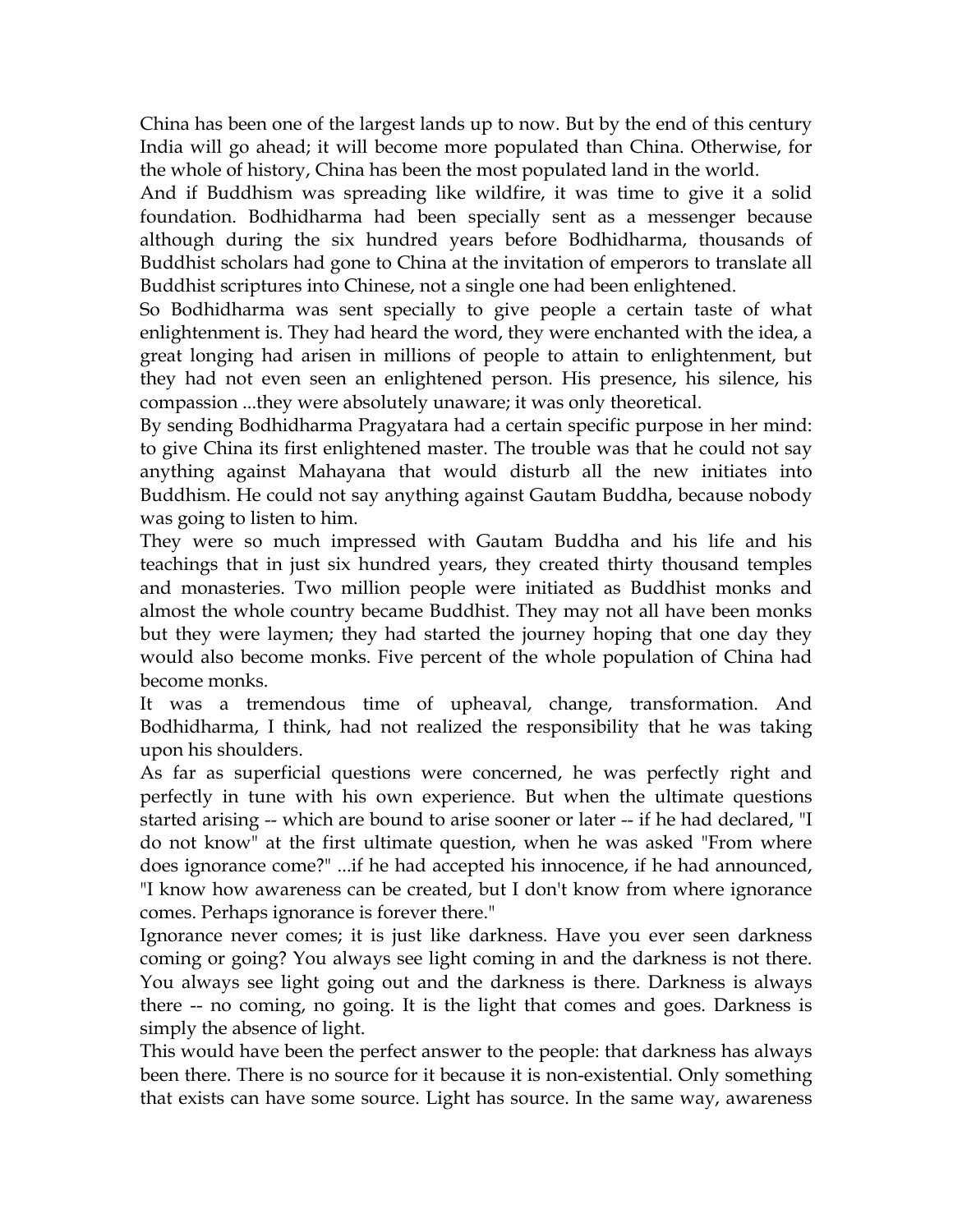China has been one of the largest lands up to now. But by the end of this century India will go ahead; it will become more populated than China. Otherwise, for the whole of history, China has been the most populated land in the world.

And if Buddhism was spreading like wildfire, it was time to give it a solid foundation. Bodhidharma had been specially sent as a messenger because although during the six hundred years before Bodhidharma, thousands of Buddhist scholars had gone to China at the invitation of emperors to translate all Buddhist scriptures into Chinese, not a single one had been enlightened.

So Bodhidharma was sent specially to give people a certain taste of what enlightenment is. They had heard the word, they were enchanted with the idea, a great longing had arisen in millions of people to attain to enlightenment, but they had not even seen an enlightened person. His presence, his silence, his compassion ...they were absolutely unaware; it was only theoretical.

By sending Bodhidharma Pragyatara had a certain specific purpose in her mind: to give China its first enlightened master. The trouble was that he could not say anything against Mahayana that would disturb all the new initiates into Buddhism. He could not say anything against Gautam Buddha, because nobody was going to listen to him.

They were so much impressed with Gautam Buddha and his life and his teachings that in just six hundred years, they created thirty thousand temples and monasteries. Two million people were initiated as Buddhist monks and almost the whole country became Buddhist. They may not all have been monks but they were laymen; they had started the journey hoping that one day they would also become monks. Five percent of the whole population of China had become monks.

It was a tremendous time of upheaval, change, transformation. And Bodhidharma, I think, had not realized the responsibility that he was taking upon his shoulders.

As far as superficial questions were concerned, he was perfectly right and perfectly in tune with his own experience. But when the ultimate questions started arising -- which are bound to arise sooner or later -- if he had declared, "I do not know" at the first ultimate question, when he was asked "From where does ignorance come?" ...if he had accepted his innocence, if he had announced, "I know how awareness can be created, but I don't know from where ignorance comes. Perhaps ignorance is forever there."

Ignorance never comes; it is just like darkness. Have you ever seen darkness coming or going? You always see light coming in and the darkness is not there. You always see light going out and the darkness is there. Darkness is always there -- no coming, no going. It is the light that comes and goes. Darkness is simply the absence of light.

This would have been the perfect answer to the people: that darkness has always been there. There is no source for it because it is non-existential. Only something that exists can have some source. Light has source. In the same way, awareness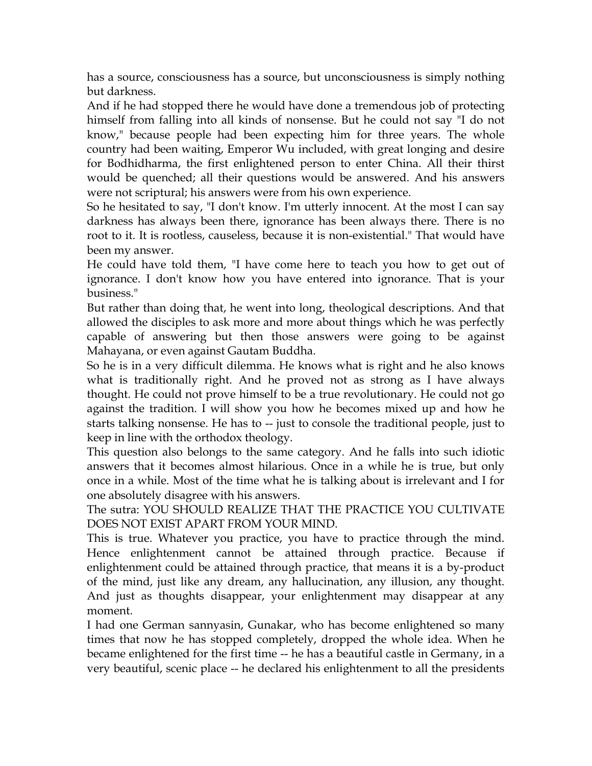has a source, consciousness has a source, but unconsciousness is simply nothing but darkness.

And if he had stopped there he would have done a tremendous job of protecting himself from falling into all kinds of nonsense. But he could not say "I do not know," because people had been expecting him for three years. The whole country had been waiting, Emperor Wu included, with great longing and desire for Bodhidharma, the first enlightened person to enter China. All their thirst would be quenched; all their questions would be answered. And his answers were not scriptural; his answers were from his own experience.

So he hesitated to say, "I don't know. I'm utterly innocent. At the most I can say darkness has always been there, ignorance has been always there. There is no root to it. It is rootless, causeless, because it is non-existential." That would have been my answer.

He could have told them, "I have come here to teach you how to get out of ignorance. I don't know how you have entered into ignorance. That is your business."

But rather than doing that, he went into long, theological descriptions. And that allowed the disciples to ask more and more about things which he was perfectly capable of answering but then those answers were going to be against Mahayana, or even against Gautam Buddha.

So he is in a very difficult dilemma. He knows what is right and he also knows what is traditionally right. And he proved not as strong as I have always thought. He could not prove himself to be a true revolutionary. He could not go against the tradition. I will show you how he becomes mixed up and how he starts talking nonsense. He has to -- just to console the traditional people, just to keep in line with the orthodox theology.

This question also belongs to the same category. And he falls into such idiotic answers that it becomes almost hilarious. Once in a while he is true, but only once in a while. Most of the time what he is talking about is irrelevant and I for one absolutely disagree with his answers.

The sutra: YOU SHOULD REALIZE THAT THE PRACTICE YOU CULTIVATE DOES NOT EXIST APART FROM YOUR MIND.

This is true. Whatever you practice, you have to practice through the mind. Hence enlightenment cannot be attained through practice. Because if enlightenment could be attained through practice, that means it is a by-product of the mind, just like any dream, any hallucination, any illusion, any thought. And just as thoughts disappear, your enlightenment may disappear at any moment.

I had one German sannyasin, Gunakar, who has become enlightened so many times that now he has stopped completely, dropped the whole idea. When he became enlightened for the first time -- he has a beautiful castle in Germany, in a very beautiful, scenic place -- he declared his enlightenment to all the presidents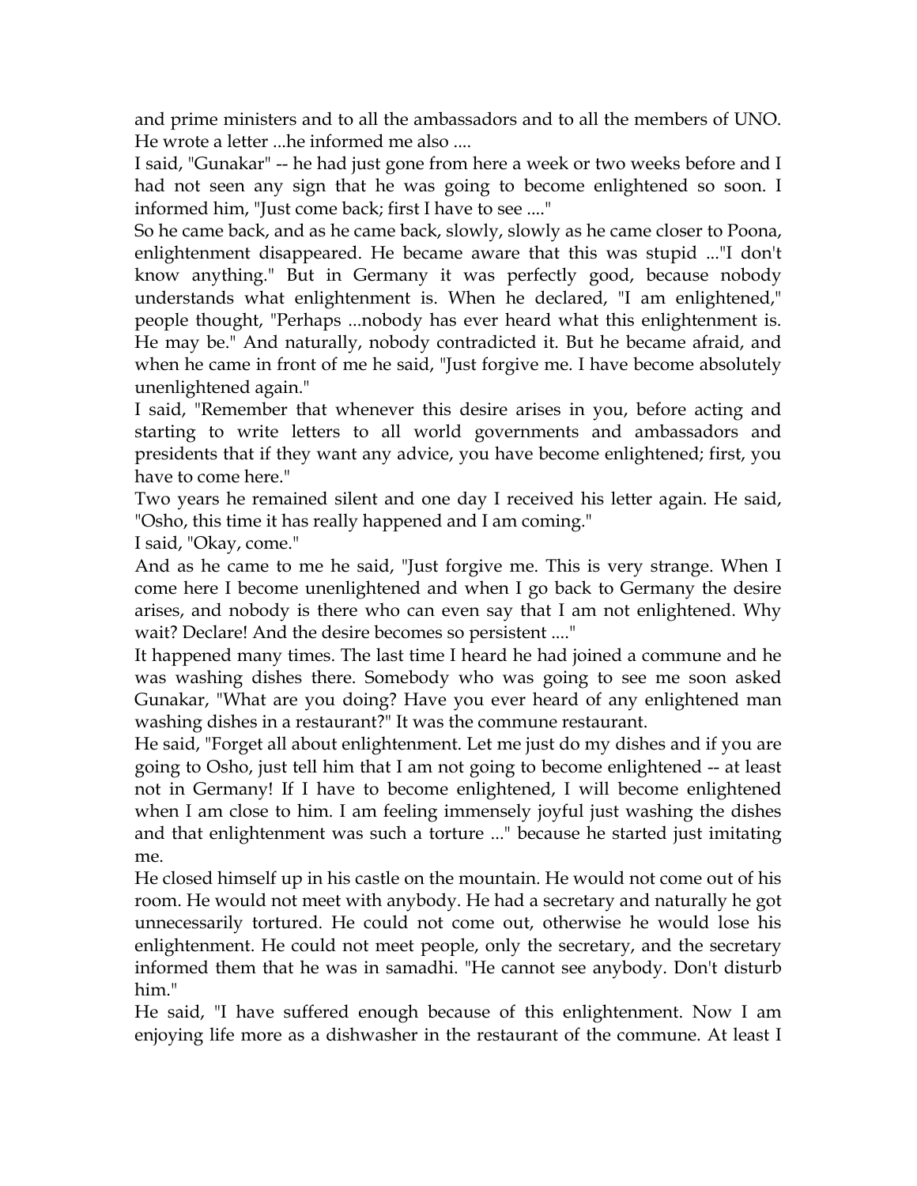and prime ministers and to all the ambassadors and to all the members of UNO. He wrote a letter ...he informed me also ....

I said, "Gunakar" -- he had just gone from here a week or two weeks before and I had not seen any sign that he was going to become enlightened so soon. I informed him, "Just come back; first I have to see ...."

So he came back, and as he came back, slowly, slowly as he came closer to Poona, enlightenment disappeared. He became aware that this was stupid ..."I don't know anything." But in Germany it was perfectly good, because nobody understands what enlightenment is. When he declared, "I am enlightened," people thought, "Perhaps ...nobody has ever heard what this enlightenment is. He may be." And naturally, nobody contradicted it. But he became afraid, and when he came in front of me he said, "Just forgive me. I have become absolutely unenlightened again."

I said, "Remember that whenever this desire arises in you, before acting and starting to write letters to all world governments and ambassadors and presidents that if they want any advice, you have become enlightened; first, you have to come here."

Two years he remained silent and one day I received his letter again. He said, "Osho, this time it has really happened and I am coming."

I said, "Okay, come."

And as he came to me he said, "Just forgive me. This is very strange. When I come here I become unenlightened and when I go back to Germany the desire arises, and nobody is there who can even say that I am not enlightened. Why wait? Declare! And the desire becomes so persistent ...."

It happened many times. The last time I heard he had joined a commune and he was washing dishes there. Somebody who was going to see me soon asked Gunakar, "What are you doing? Have you ever heard of any enlightened man washing dishes in a restaurant?" It was the commune restaurant.

He said, "Forget all about enlightenment. Let me just do my dishes and if you are going to Osho, just tell him that I am not going to become enlightened -- at least not in Germany! If I have to become enlightened, I will become enlightened when I am close to him. I am feeling immensely joyful just washing the dishes and that enlightenment was such a torture ..." because he started just imitating me.

He closed himself up in his castle on the mountain. He would not come out of his room. He would not meet with anybody. He had a secretary and naturally he got unnecessarily tortured. He could not come out, otherwise he would lose his enlightenment. He could not meet people, only the secretary, and the secretary informed them that he was in samadhi. "He cannot see anybody. Don't disturb him."

He said, "I have suffered enough because of this enlightenment. Now I am enjoying life more as a dishwasher in the restaurant of the commune. At least I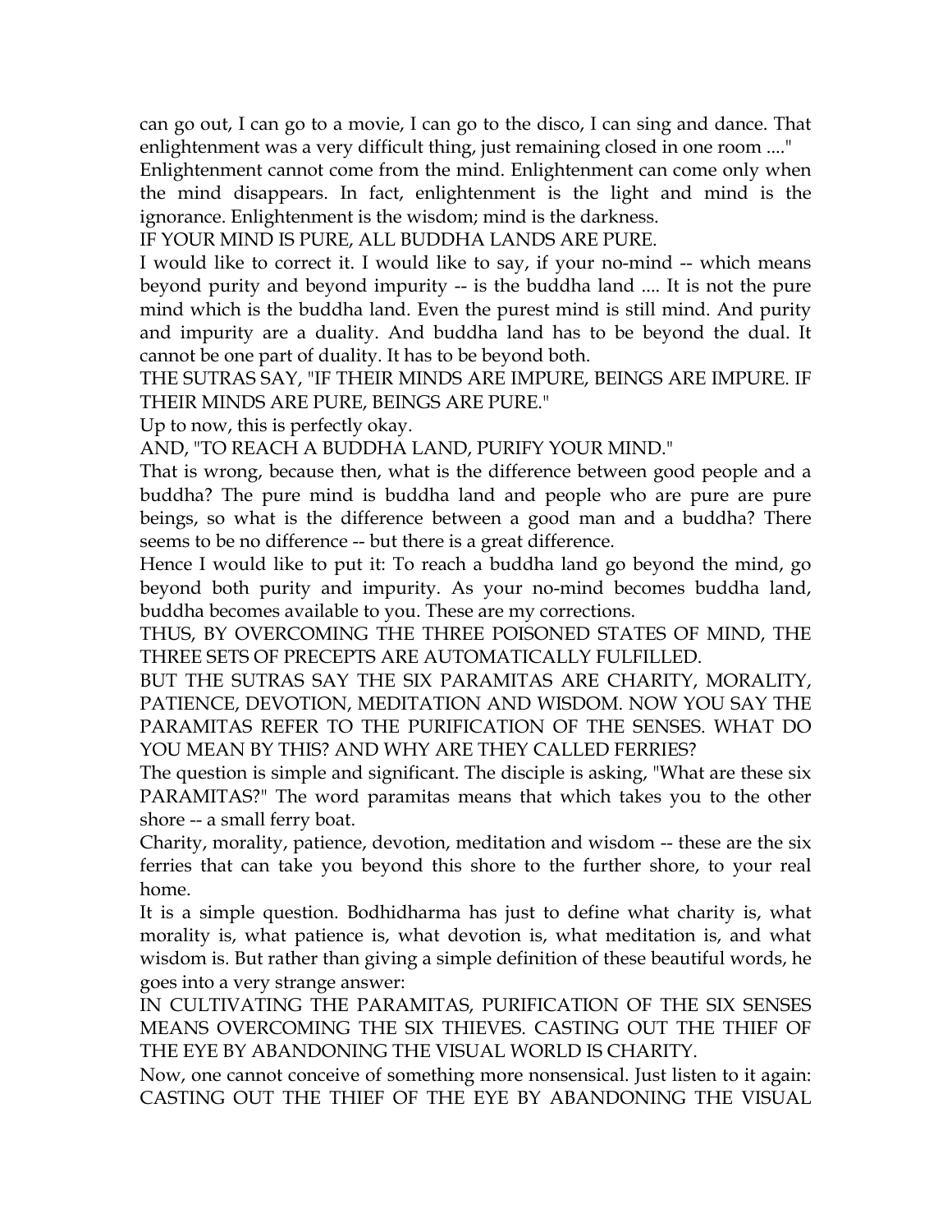can go out, I can go to a movie, I can go to the disco, I can sing and dance. That enlightenment was a very difficult thing, just remaining closed in one room ...."

Enlightenment cannot come from the mind. Enlightenment can come only when the mind disappears. In fact, enlightenment is the light and mind is the ignorance. Enlightenment is the wisdom; mind is the darkness.

IF YOUR MIND IS PURE, ALL BUDDHA LANDS ARE PURE.

I would like to correct it. I would like to say, if your no-mind -- which means beyond purity and beyond impurity -- is the buddha land .... It is not the pure mind which is the buddha land. Even the purest mind is still mind. And purity and impurity are a duality. And buddha land has to be beyond the dual. It cannot be one part of duality. It has to be beyond both.

THE SUTRAS SAY, "IF THEIR MINDS ARE IMPURE, BEINGS ARE IMPURE. IF THEIR MINDS ARE PURE, BEINGS ARE PURE."

Up to now, this is perfectly okay.

AND, "TO REACH A BUDDHA LAND, PURIFY YOUR MIND."

That is wrong, because then, what is the difference between good people and a buddha? The pure mind is buddha land and people who are pure are pure beings, so what is the difference between a good man and a buddha? There seems to be no difference -- but there is a great difference.

Hence I would like to put it: To reach a buddha land go beyond the mind, go beyond both purity and impurity. As your no-mind becomes buddha land, buddha becomes available to you. These are my corrections.

THUS, BY OVERCOMING THE THREE POISONED STATES OF MIND, THE THREE SETS OF PRECEPTS ARE AUTOMATICALLY FULFILLED.

BUT THE SUTRAS SAY THE SIX PARAMITAS ARE CHARITY, MORALITY, PATIENCE, DEVOTION, MEDITATION AND WISDOM. NOW YOU SAY THE PARAMITAS REFER TO THE PURIFICATION OF THE SENSES. WHAT DO YOU MEAN BY THIS? AND WHY ARE THEY CALLED FERRIES?

The question is simple and significant. The disciple is asking, "What are these six PARAMITAS?" The word paramitas means that which takes you to the other shore -- a small ferry boat.

Charity, morality, patience, devotion, meditation and wisdom -- these are the six ferries that can take you beyond this shore to the further shore, to your real home.

It is a simple question. Bodhidharma has just to define what charity is, what morality is, what patience is, what devotion is, what meditation is, and what wisdom is. But rather than giving a simple definition of these beautiful words, he goes into a very strange answer:

IN CULTIVATING THE PARAMITAS, PURIFICATION OF THE SIX SENSES MEANS OVERCOMING THE SIX THIEVES. CASTING OUT THE THIEF OF THE EYE BY ABANDONING THE VISUAL WORLD IS CHARITY.

Now, one cannot conceive of something more nonsensical. Just listen to it again: CASTING OUT THE THIEF OF THE EYE BY ABANDONING THE VISUAL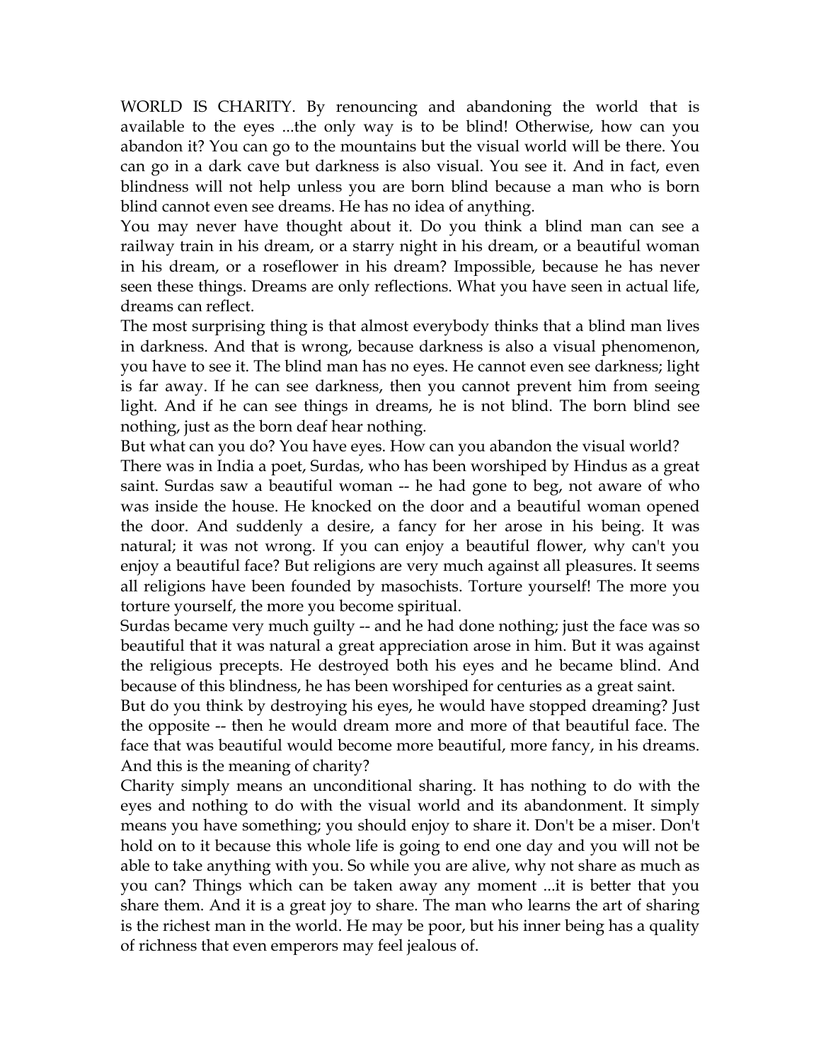WORLD IS CHARITY. By renouncing and abandoning the world that is available to the eyes ...the only way is to be blind! Otherwise, how can you abandon it? You can go to the mountains but the visual world will be there. You can go in a dark cave but darkness is also visual. You see it. And in fact, even blindness will not help unless you are born blind because a man who is born blind cannot even see dreams. He has no idea of anything.

You may never have thought about it. Do you think a blind man can see a railway train in his dream, or a starry night in his dream, or a beautiful woman in his dream, or a roseflower in his dream? Impossible, because he has never seen these things. Dreams are only reflections. What you have seen in actual life, dreams can reflect.

The most surprising thing is that almost everybody thinks that a blind man lives in darkness. And that is wrong, because darkness is also a visual phenomenon, you have to see it. The blind man has no eyes. He cannot even see darkness; light is far away. If he can see darkness, then you cannot prevent him from seeing light. And if he can see things in dreams, he is not blind. The born blind see nothing, just as the born deaf hear nothing.

But what can you do? You have eyes. How can you abandon the visual world?

There was in India a poet, Surdas, who has been worshiped by Hindus as a great saint. Surdas saw a beautiful woman -- he had gone to beg, not aware of who was inside the house. He knocked on the door and a beautiful woman opened the door. And suddenly a desire, a fancy for her arose in his being. It was natural; it was not wrong. If you can enjoy a beautiful flower, why can't you enjoy a beautiful face? But religions are very much against all pleasures. It seems all religions have been founded by masochists. Torture yourself! The more you torture yourself, the more you become spiritual.

Surdas became very much guilty -- and he had done nothing; just the face was so beautiful that it was natural a great appreciation arose in him. But it was against the religious precepts. He destroyed both his eyes and he became blind. And because of this blindness, he has been worshiped for centuries as a great saint.

But do you think by destroying his eyes, he would have stopped dreaming? Just the opposite -- then he would dream more and more of that beautiful face. The face that was beautiful would become more beautiful, more fancy, in his dreams. And this is the meaning of charity?

Charity simply means an unconditional sharing. It has nothing to do with the eyes and nothing to do with the visual world and its abandonment. It simply means you have something; you should enjoy to share it. Don't be a miser. Don't hold on to it because this whole life is going to end one day and you will not be able to take anything with you. So while you are alive, why not share as much as you can? Things which can be taken away any moment ...it is better that you share them. And it is a great joy to share. The man who learns the art of sharing is the richest man in the world. He may be poor, but his inner being has a quality of richness that even emperors may feel jealous of.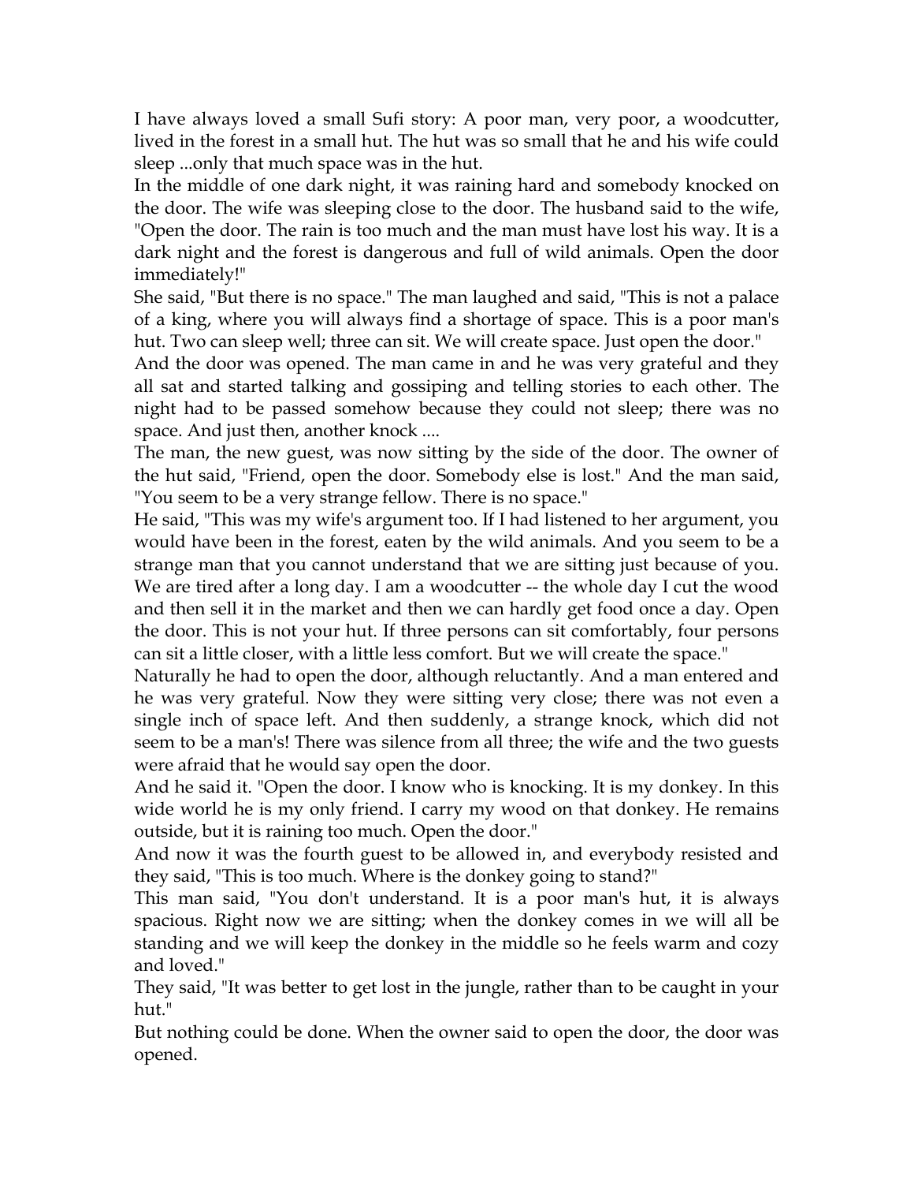I have always loved a small Sufi story: A poor man, very poor, a woodcutter, lived in the forest in a small hut. The hut was so small that he and his wife could sleep ...only that much space was in the hut.

In the middle of one dark night, it was raining hard and somebody knocked on the door. The wife was sleeping close to the door. The husband said to the wife, "Open the door. The rain is too much and the man must have lost his way. It is a dark night and the forest is dangerous and full of wild animals. Open the door immediately!"

She said, "But there is no space." The man laughed and said, "This is not a palace of a king, where you will always find a shortage of space. This is a poor man's hut. Two can sleep well; three can sit. We will create space. Just open the door."

And the door was opened. The man came in and he was very grateful and they all sat and started talking and gossiping and telling stories to each other. The night had to be passed somehow because they could not sleep; there was no space. And just then, another knock ....

The man, the new guest, was now sitting by the side of the door. The owner of the hut said, "Friend, open the door. Somebody else is lost." And the man said, "You seem to be a very strange fellow. There is no space."

He said, "This was my wife's argument too. If I had listened to her argument, you would have been in the forest, eaten by the wild animals. And you seem to be a strange man that you cannot understand that we are sitting just because of you. We are tired after a long day. I am a woodcutter -- the whole day I cut the wood and then sell it in the market and then we can hardly get food once a day. Open the door. This is not your hut. If three persons can sit comfortably, four persons can sit a little closer, with a little less comfort. But we will create the space."

Naturally he had to open the door, although reluctantly. And a man entered and he was very grateful. Now they were sitting very close; there was not even a single inch of space left. And then suddenly, a strange knock, which did not seem to be a man's! There was silence from all three; the wife and the two guests were afraid that he would say open the door.

And he said it. "Open the door. I know who is knocking. It is my donkey. In this wide world he is my only friend. I carry my wood on that donkey. He remains outside, but it is raining too much. Open the door."

And now it was the fourth guest to be allowed in, and everybody resisted and they said, "This is too much. Where is the donkey going to stand?"

This man said, "You don't understand. It is a poor man's hut, it is always spacious. Right now we are sitting; when the donkey comes in we will all be standing and we will keep the donkey in the middle so he feels warm and cozy and loved."

They said, "It was better to get lost in the jungle, rather than to be caught in your hut."

But nothing could be done. When the owner said to open the door, the door was opened.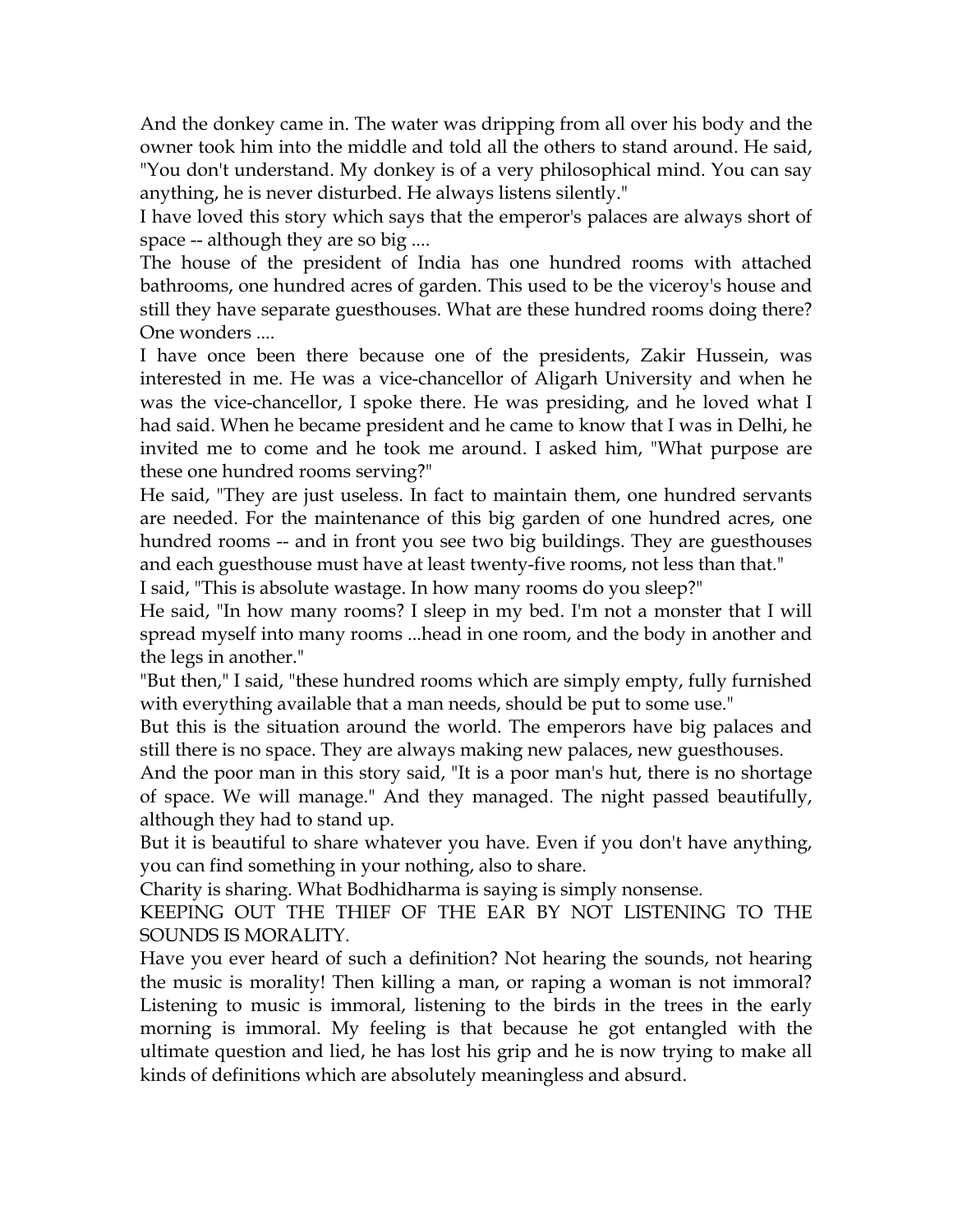And the donkey came in. The water was dripping from all over his body and the owner took him into the middle and told all the others to stand around. He said, "You don't understand. My donkey is of a very philosophical mind. You can say anything, he is never disturbed. He always listens silently."

I have loved this story which says that the emperor's palaces are always short of space -- although they are so big ....

The house of the president of India has one hundred rooms with attached bathrooms, one hundred acres of garden. This used to be the viceroy's house and still they have separate guesthouses. What are these hundred rooms doing there? One wonders ....

I have once been there because one of the presidents, Zakir Hussein, was interested in me. He was a vice-chancellor of Aligarh University and when he was the vice-chancellor, I spoke there. He was presiding, and he loved what I had said. When he became president and he came to know that I was in Delhi, he invited me to come and he took me around. I asked him, "What purpose are these one hundred rooms serving?"

He said, "They are just useless. In fact to maintain them, one hundred servants are needed. For the maintenance of this big garden of one hundred acres, one hundred rooms -- and in front you see two big buildings. They are guesthouses and each guesthouse must have at least twenty-five rooms, not less than that."

I said, "This is absolute wastage. In how many rooms do you sleep?"

He said, "In how many rooms? I sleep in my bed. I'm not a monster that I will spread myself into many rooms ...head in one room, and the body in another and the legs in another."

"But then," I said, "these hundred rooms which are simply empty, fully furnished with everything available that a man needs, should be put to some use."

But this is the situation around the world. The emperors have big palaces and still there is no space. They are always making new palaces, new guesthouses.

And the poor man in this story said, "It is a poor man's hut, there is no shortage of space. We will manage." And they managed. The night passed beautifully, although they had to stand up.

But it is beautiful to share whatever you have. Even if you don't have anything, you can find something in your nothing, also to share.

Charity is sharing. What Bodhidharma is saying is simply nonsense.

KEEPING OUT THE THIEF OF THE EAR BY NOT LISTENING TO THE SOUNDS IS MORALITY.

Have you ever heard of such a definition? Not hearing the sounds, not hearing the music is morality! Then killing a man, or raping a woman is not immoral? Listening to music is immoral, listening to the birds in the trees in the early morning is immoral. My feeling is that because he got entangled with the ultimate question and lied, he has lost his grip and he is now trying to make all kinds of definitions which are absolutely meaningless and absurd.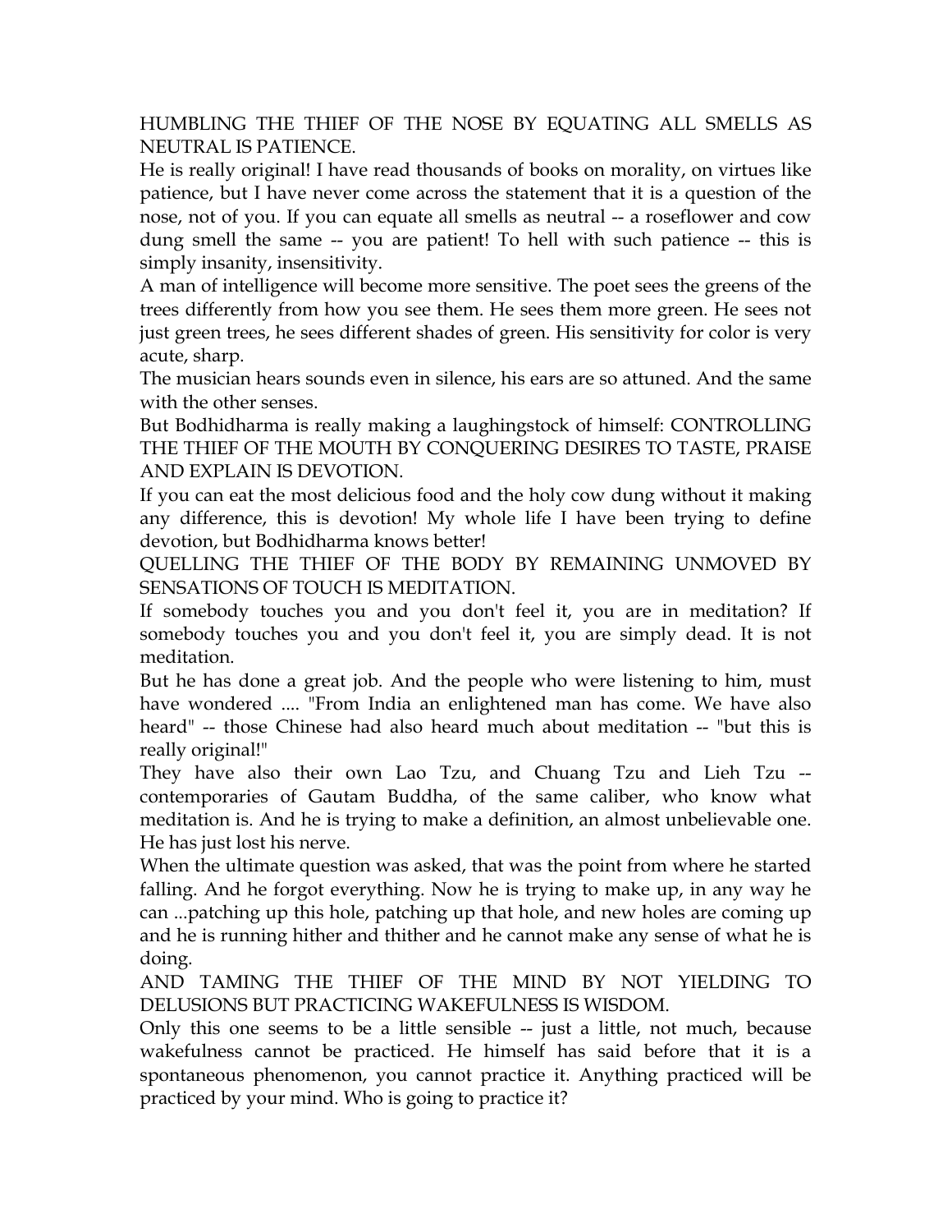HUMBLING THE THIEF OF THE NOSE BY EQUATING ALL SMELLS AS NEUTRAL IS PATIENCE.

He is really original! I have read thousands of books on morality, on virtues like patience, but I have never come across the statement that it is a question of the nose, not of you. If you can equate all smells as neutral -- a roseflower and cow dung smell the same -- you are patient! To hell with such patience -- this is simply insanity, insensitivity.

A man of intelligence will become more sensitive. The poet sees the greens of the trees differently from how you see them. He sees them more green. He sees not just green trees, he sees different shades of green. His sensitivity for color is very acute, sharp.

The musician hears sounds even in silence, his ears are so attuned. And the same with the other senses.

But Bodhidharma is really making a laughingstock of himself: CONTROLLING THE THIEF OF THE MOUTH BY CONQUERING DESIRES TO TASTE, PRAISE AND EXPLAIN IS DEVOTION.

If you can eat the most delicious food and the holy cow dung without it making any difference, this is devotion! My whole life I have been trying to define devotion, but Bodhidharma knows better!

QUELLING THE THIEF OF THE BODY BY REMAINING UNMOVED BY SENSATIONS OF TOUCH IS MEDITATION.

If somebody touches you and you don't feel it, you are in meditation? If somebody touches you and you don't feel it, you are simply dead. It is not meditation.

But he has done a great job. And the people who were listening to him, must have wondered .... "From India an enlightened man has come. We have also heard" -- those Chinese had also heard much about meditation -- "but this is really original!"

They have also their own Lao Tzu, and Chuang Tzu and Lieh Tzu -- contemporaries of Gautam Buddha, of the same caliber, who know what meditation is. And he is trying to make a definition, an almost unbelievable one. He has just lost his nerve.

When the ultimate question was asked, that was the point from where he started falling. And he forgot everything. Now he is trying to make up, in any way he can ...patching up this hole, patching up that hole, and new holes are coming up and he is running hither and thither and he cannot make any sense of what he is doing.

AND TAMING THE THIEF OF THE MIND BY NOT YIELDING TO DELUSIONS BUT PRACTICING WAKEFULNESS IS WISDOM.

Only this one seems to be a little sensible -- just a little, not much, because wakefulness cannot be practiced. He himself has said before that it is a spontaneous phenomenon, you cannot practice it. Anything practiced will be practiced by your mind. Who is going to practice it?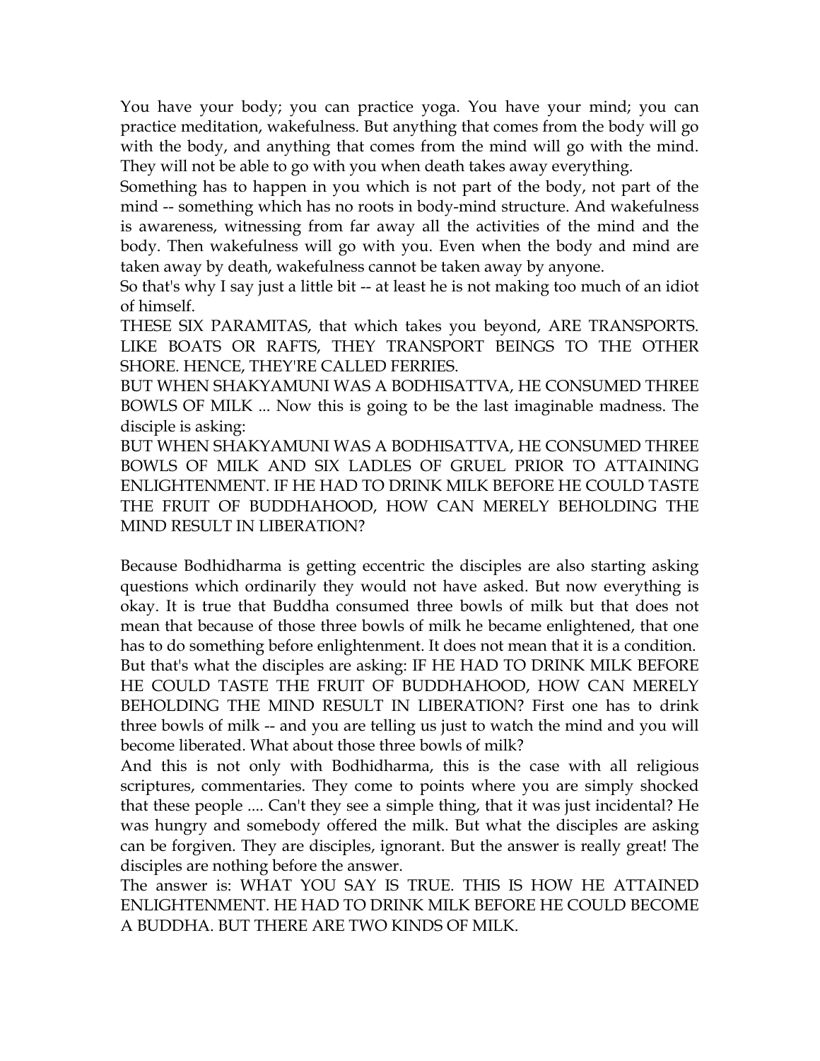You have your body; you can practice yoga. You have your mind; you can practice meditation, wakefulness. But anything that comes from the body will go with the body, and anything that comes from the mind will go with the mind. They will not be able to go with you when death takes away everything.

Something has to happen in you which is not part of the body, not part of the mind -- something which has no roots in body-mind structure. And wakefulness is awareness, witnessing from far away all the activities of the mind and the body. Then wakefulness will go with you. Even when the body and mind are taken away by death, wakefulness cannot be taken away by anyone.

So that's why I say just a little bit -- at least he is not making too much of an idiot of himself.

THESE SIX PARAMITAS, that which takes you beyond, ARE TRANSPORTS. LIKE BOATS OR RAFTS, THEY TRANSPORT BEINGS TO THE OTHER SHORE. HENCE, THEY'RE CALLED FERRIES.

BUT WHEN SHAKYAMUNI WAS A BODHISATTVA, HE CONSUMED THREE BOWLS OF MILK ... Now this is going to be the last imaginable madness. The disciple is asking:

BUT WHEN SHAKYAMUNI WAS A BODHISATTVA, HE CONSUMED THREE BOWLS OF MILK AND SIX LADLES OF GRUEL PRIOR TO ATTAINING ENLIGHTENMENT. IF HE HAD TO DRINK MILK BEFORE HE COULD TASTE THE FRUIT OF BUDDHAHOOD, HOW CAN MERELY BEHOLDING THE MIND RESULT IN LIBERATION?

Because Bodhidharma is getting eccentric the disciples are also starting asking questions which ordinarily they would not have asked. But now everything is okay. It is true that Buddha consumed three bowls of milk but that does not mean that because of those three bowls of milk he became enlightened, that one has to do something before enlightenment. It does not mean that it is a condition.

But that's what the disciples are asking: IF HE HAD TO DRINK MILK BEFORE HE COULD TASTE THE FRUIT OF BUDDHAHOOD, HOW CAN MERELY BEHOLDING THE MIND RESULT IN LIBERATION? First one has to drink three bowls of milk -- and you are telling us just to watch the mind and you will become liberated. What about those three bowls of milk?

And this is not only with Bodhidharma, this is the case with all religious scriptures, commentaries. They come to points where you are simply shocked that these people .... Can't they see a simple thing, that it was just incidental? He was hungry and somebody offered the milk. But what the disciples are asking can be forgiven. They are disciples, ignorant. But the answer is really great! The disciples are nothing before the answer.

The answer is: WHAT YOU SAY IS TRUE. THIS IS HOW HE ATTAINED ENLIGHTENMENT. HE HAD TO DRINK MILK BEFORE HE COULD BECOME A BUDDHA. BUT THERE ARE TWO KINDS OF MILK.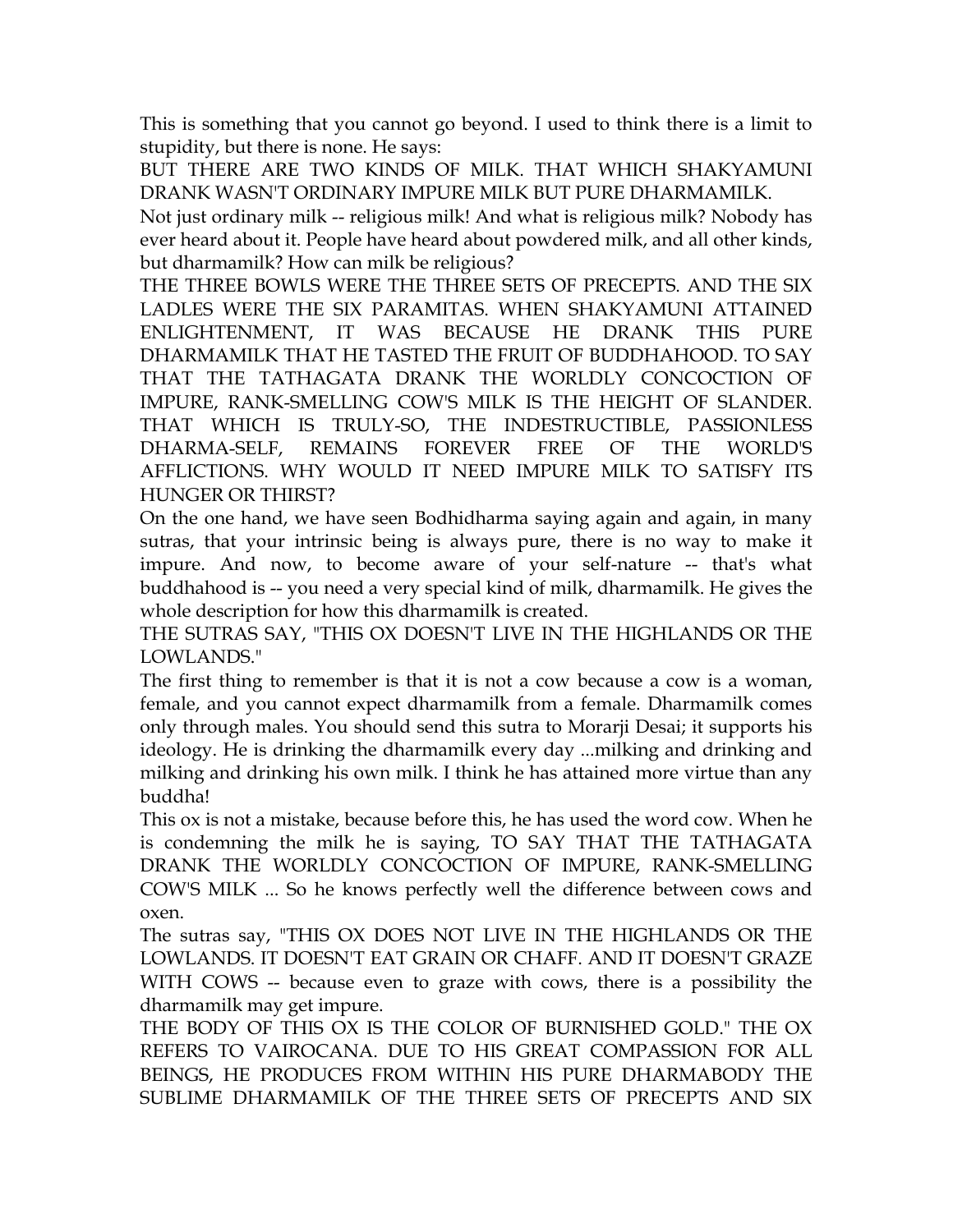This is something that you cannot go beyond. I used to think there is a limit to stupidity, but there is none. He says:

BUT THERE ARE TWO KINDS OF MILK. THAT WHICH SHAKYAMUNI DRANK WASN'T ORDINARY IMPURE MILK BUT PURE DHARMAMILK.

Not just ordinary milk -- religious milk! And what is religious milk? Nobody has ever heard about it. People have heard about powdered milk, and all other kinds, but dharmamilk? How can milk be religious?

THE THREE BOWLS WERE THE THREE SETS OF PRECEPTS. AND THE SIX LADLES WERE THE SIX PARAMITAS. WHEN SHAKYAMUNI ATTAINED ENLIGHTENMENT, IT WAS BECAUSE HE DRANK THIS PURE DHARMAMILK THAT HE TASTED THE FRUIT OF BUDDHAHOOD. TO SAY THAT THE TATHAGATA DRANK THE WORLDLY CONCOCTION OF IMPURE, RANK-SMELLING COW'S MILK IS THE HEIGHT OF SLANDER. THAT WHICH IS TRULY-SO, THE INDESTRUCTIBLE, PASSIONLESS DHARMA-SELF, REMAINS FOREVER FREE OF THE WORLD'S AFFLICTIONS. WHY WOULD IT NEED IMPURE MILK TO SATISFY ITS HUNGER OR THIRST?

On the one hand, we have seen Bodhidharma saying again and again, in many sutras, that your intrinsic being is always pure, there is no way to make it impure. And now, to become aware of your self-nature -- that's what buddhahood is -- you need a very special kind of milk, dharmamilk. He gives the whole description for how this dharmamilk is created.

THE SUTRAS SAY, "THIS OX DOESN'T LIVE IN THE HIGHLANDS OR THE LOWLANDS."

The first thing to remember is that it is not a cow because a cow is a woman, female, and you cannot expect dharmamilk from a female. Dharmamilk comes only through males. You should send this sutra to Morarji Desai; it supports his ideology. He is drinking the dharmamilk every day ...milking and drinking and milking and drinking his own milk. I think he has attained more virtue than any buddha!

This ox is not a mistake, because before this, he has used the word cow. When he is condemning the milk he is saying, TO SAY THAT THE TATHAGATA DRANK THE WORLDLY CONCOCTION OF IMPURE, RANK-SMELLING COW'S MILK ... So he knows perfectly well the difference between cows and oxen.

The sutras say, "THIS OX DOES NOT LIVE IN THE HIGHLANDS OR THE LOWLANDS. IT DOESN'T EAT GRAIN OR CHAFF. AND IT DOESN'T GRAZE WITH COWS -- because even to graze with cows, there is a possibility the dharmamilk may get impure.

THE BODY OF THIS OX IS THE COLOR OF BURNISHED GOLD." THE OX REFERS TO VAIROCANA. DUE TO HIS GREAT COMPASSION FOR ALL BEINGS, HE PRODUCES FROM WITHIN HIS PURE DHARMABODY THE SUBLIME DHARMAMILK OF THE THREE SETS OF PRECEPTS AND SIX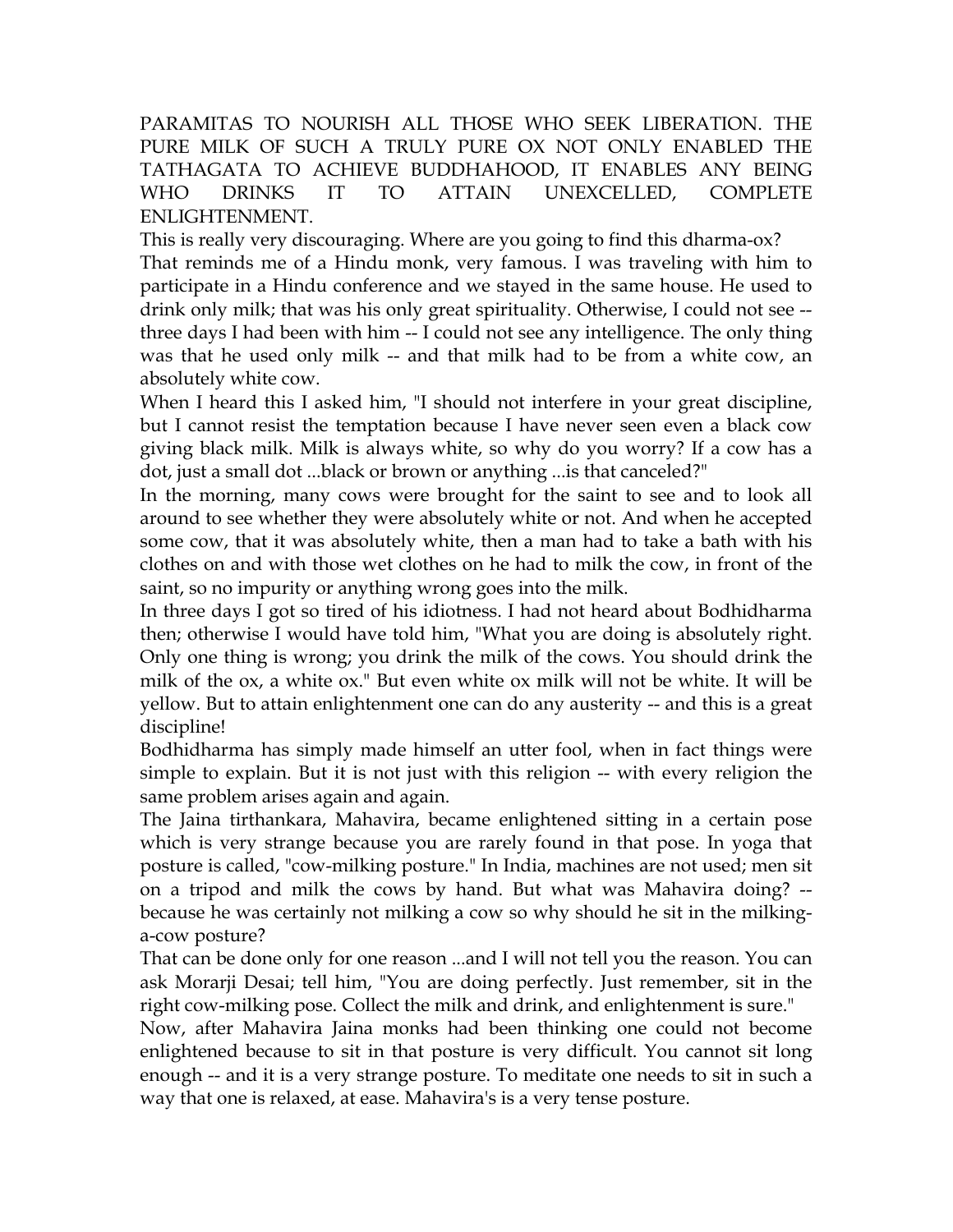PARAMITAS TO NOURISH ALL THOSE WHO SEEK LIBERATION. THE PURE MILK OF SUCH A TRULY PURE OX NOT ONLY ENABLED THE TATHAGATA TO ACHIEVE BUDDHAHOOD, IT ENABLES ANY BEING WHO DRINKS IT TO ATTAIN UNEXCELLED, COMPLETE ENLIGHTENMENT.

This is really very discouraging. Where are you going to find this dharma-ox?

That reminds me of a Hindu monk, very famous. I was traveling with him to participate in a Hindu conference and we stayed in the same house. He used to drink only milk; that was his only great spirituality. Otherwise, I could not see -- three days I had been with him -- I could not see any intelligence. The only thing was that he used only milk -- and that milk had to be from a white cow, an absolutely white cow.

When I heard this I asked him, "I should not interfere in your great discipline, but I cannot resist the temptation because I have never seen even a black cow giving black milk. Milk is always white, so why do you worry? If a cow has a dot, just a small dot ...black or brown or anything ...is that canceled?"

In the morning, many cows were brought for the saint to see and to look all around to see whether they were absolutely white or not. And when he accepted some cow, that it was absolutely white, then a man had to take a bath with his clothes on and with those wet clothes on he had to milk the cow, in front of the saint, so no impurity or anything wrong goes into the milk.

In three days I got so tired of his idiotness. I had not heard about Bodhidharma then; otherwise I would have told him, "What you are doing is absolutely right. Only one thing is wrong; you drink the milk of the cows. You should drink the milk of the ox, a white ox." But even white ox milk will not be white. It will be yellow. But to attain enlightenment one can do any austerity -- and this is a great discipline!

Bodhidharma has simply made himself an utter fool, when in fact things were simple to explain. But it is not just with this religion -- with every religion the same problem arises again and again.

The Jaina tirthankara, Mahavira, became enlightened sitting in a certain pose which is very strange because you are rarely found in that pose. In yoga that posture is called, "cow-milking posture." In India, machines are not used; men sit on a tripod and milk the cows by hand. But what was Mahavira doing? -- because he was certainly not milking a cow so why should he sit in the milking-a-cow posture?

That can be done only for one reason ...and I will not tell you the reason. You can ask Morarji Desai; tell him, "You are doing perfectly. Just remember, sit in the right cow-milking pose. Collect the milk and drink, and enlightenment is sure."

Now, after Mahavira Jaina monks had been thinking one could not become enlightened because to sit in that posture is very difficult. You cannot sit long enough -- and it is a very strange posture. To meditate one needs to sit in such a way that one is relaxed, at ease. Mahavira's is a very tense posture.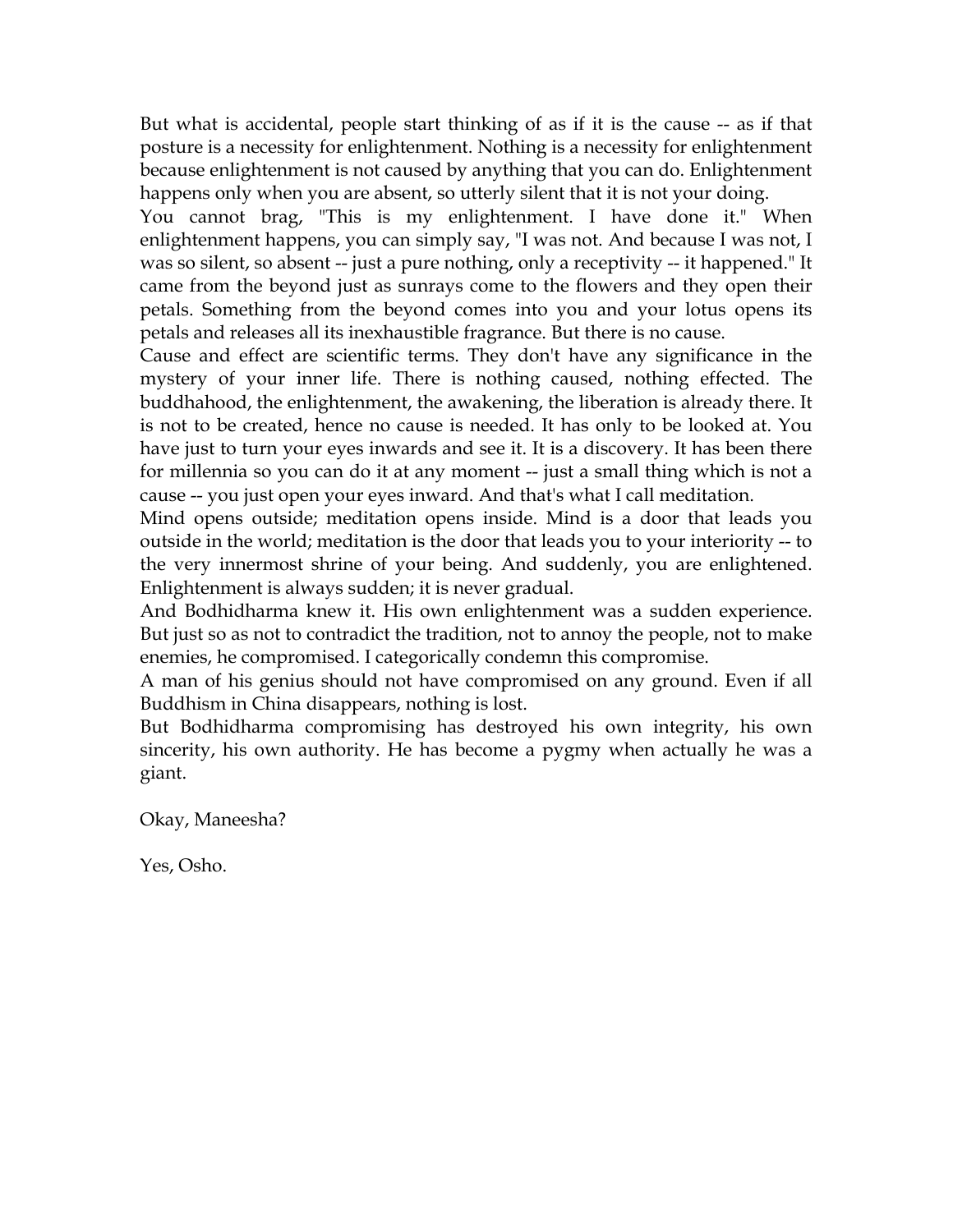But what is accidental, people start thinking of as if it is the cause -- as if that posture is a necessity for enlightenment. Nothing is a necessity for enlightenment because enlightenment is not caused by anything that you can do. Enlightenment happens only when you are absent, so utterly silent that it is not your doing.

You cannot brag, "This is my enlightenment. I have done it." When enlightenment happens, you can simply say, "I was not. And because I was not, I was so silent, so absent -- just a pure nothing, only a receptivity -- it happened." It came from the beyond just as sunrays come to the flowers and they open their petals. Something from the beyond comes into you and your lotus opens its petals and releases all its inexhaustible fragrance. But there is no cause.

Cause and effect are scientific terms. They don't have any significance in the mystery of your inner life. There is nothing caused, nothing effected. The buddhahood, the enlightenment, the awakening, the liberation is already there. It is not to be created, hence no cause is needed. It has only to be looked at. You have just to turn your eyes inwards and see it. It is a discovery. It has been there for millennia so you can do it at any moment -- just a small thing which is not a cause -- you just open your eyes inward. And that's what I call meditation.

Mind opens outside; meditation opens inside. Mind is a door that leads you outside in the world; meditation is the door that leads you to your interiority -- to the very innermost shrine of your being. And suddenly, you are enlightened. Enlightenment is always sudden; it is never gradual.

And Bodhidharma knew it. His own enlightenment was a sudden experience. But just so as not to contradict the tradition, not to annoy the people, not to make enemies, he compromised. I categorically condemn this compromise.

A man of his genius should not have compromised on any ground. Even if all Buddhism in China disappears, nothing is lost.

But Bodhidharma compromising has destroyed his own integrity, his own sincerity, his own authority. He has become a pygmy when actually he was a giant.

Okay, Maneesha?

Yes, Osho.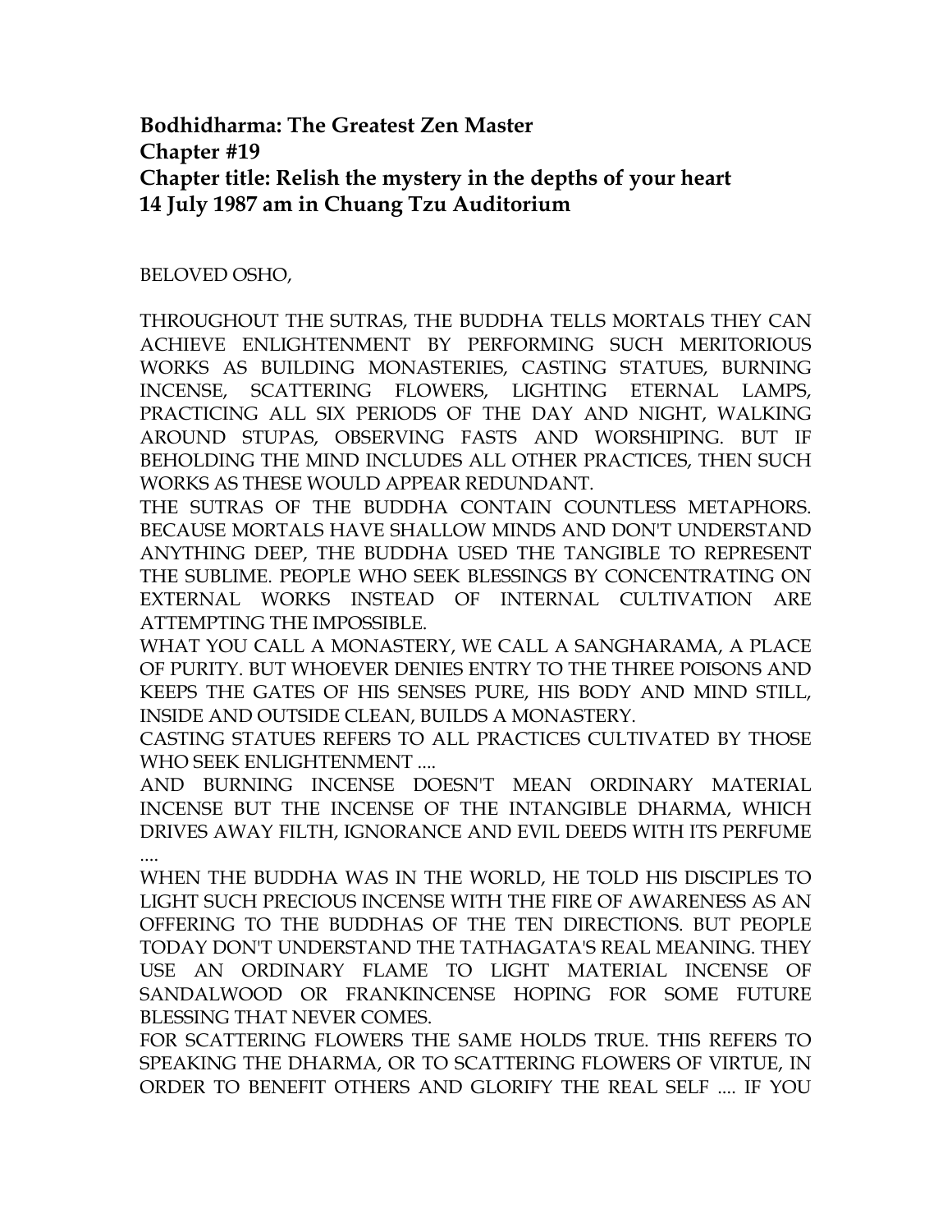**Bodhidharma: The Greatest Zen Master**
**Chapter #19**
**Chapter title: Relish the mystery in the depths of your heart**
**14 July 1987 am in Chuang Tzu Auditorium**

BELOVED OSHO,

THROUGHOUT THE SUTRAS, THE BUDDHA TELLS MORTALS THEY CAN ACHIEVE ENLIGHTENMENT BY PERFORMING SUCH MERITORIOUS WORKS AS BUILDING MONASTERIES, CASTING STATUES, BURNING INCENSE, SCATTERING FLOWERS, LIGHTING ETERNAL LAMPS, PRACTICING ALL SIX PERIODS OF THE DAY AND NIGHT, WALKING AROUND STUPAS, OBSERVING FASTS AND WORSHIPING. BUT IF BEHOLDING THE MIND INCLUDES ALL OTHER PRACTICES, THEN SUCH WORKS AS THESE WOULD APPEAR REDUNDANT.

THE SUTRAS OF THE BUDDHA CONTAIN COUNTLESS METAPHORS. BECAUSE MORTALS HAVE SHALLOW MINDS AND DON'T UNDERSTAND ANYTHING DEEP, THE BUDDHA USED THE TANGIBLE TO REPRESENT THE SUBLIME. PEOPLE WHO SEEK BLESSINGS BY CONCENTRATING ON EXTERNAL WORKS INSTEAD OF INTERNAL CULTIVATION ARE ATTEMPTING THE IMPOSSIBLE.

WHAT YOU CALL A MONASTERY, WE CALL A SANGHARAMA, A PLACE OF PURITY. BUT WHOEVER DENIES ENTRY TO THE THREE POISONS AND KEEPS THE GATES OF HIS SENSES PURE, HIS BODY AND MIND STILL, INSIDE AND OUTSIDE CLEAN, BUILDS A MONASTERY.

CASTING STATUES REFERS TO ALL PRACTICES CULTIVATED BY THOSE WHO SEEK ENLIGHTENMENT ....

AND BURNING INCENSE DOESN'T MEAN ORDINARY MATERIAL INCENSE BUT THE INCENSE OF THE INTANGIBLE DHARMA, WHICH DRIVES AWAY FILTH, IGNORANCE AND EVIL DEEDS WITH ITS PERFUME ....

WHEN THE BUDDHA WAS IN THE WORLD, HE TOLD HIS DISCIPLES TO LIGHT SUCH PRECIOUS INCENSE WITH THE FIRE OF AWARENESS AS AN OFFERING TO THE BUDDHAS OF THE TEN DIRECTIONS. BUT PEOPLE TODAY DON'T UNDERSTAND THE TATHAGATA'S REAL MEANING. THEY USE AN ORDINARY FLAME TO LIGHT MATERIAL INCENSE OF SANDALWOOD OR FRANKINCENSE HOPING FOR SOME FUTURE BLESSING THAT NEVER COMES.

FOR SCATTERING FLOWERS THE SAME HOLDS TRUE. THIS REFERS TO SPEAKING THE DHARMA, OR TO SCATTERING FLOWERS OF VIRTUE, IN ORDER TO BENEFIT OTHERS AND GLORIFY THE REAL SELF .... IF YOU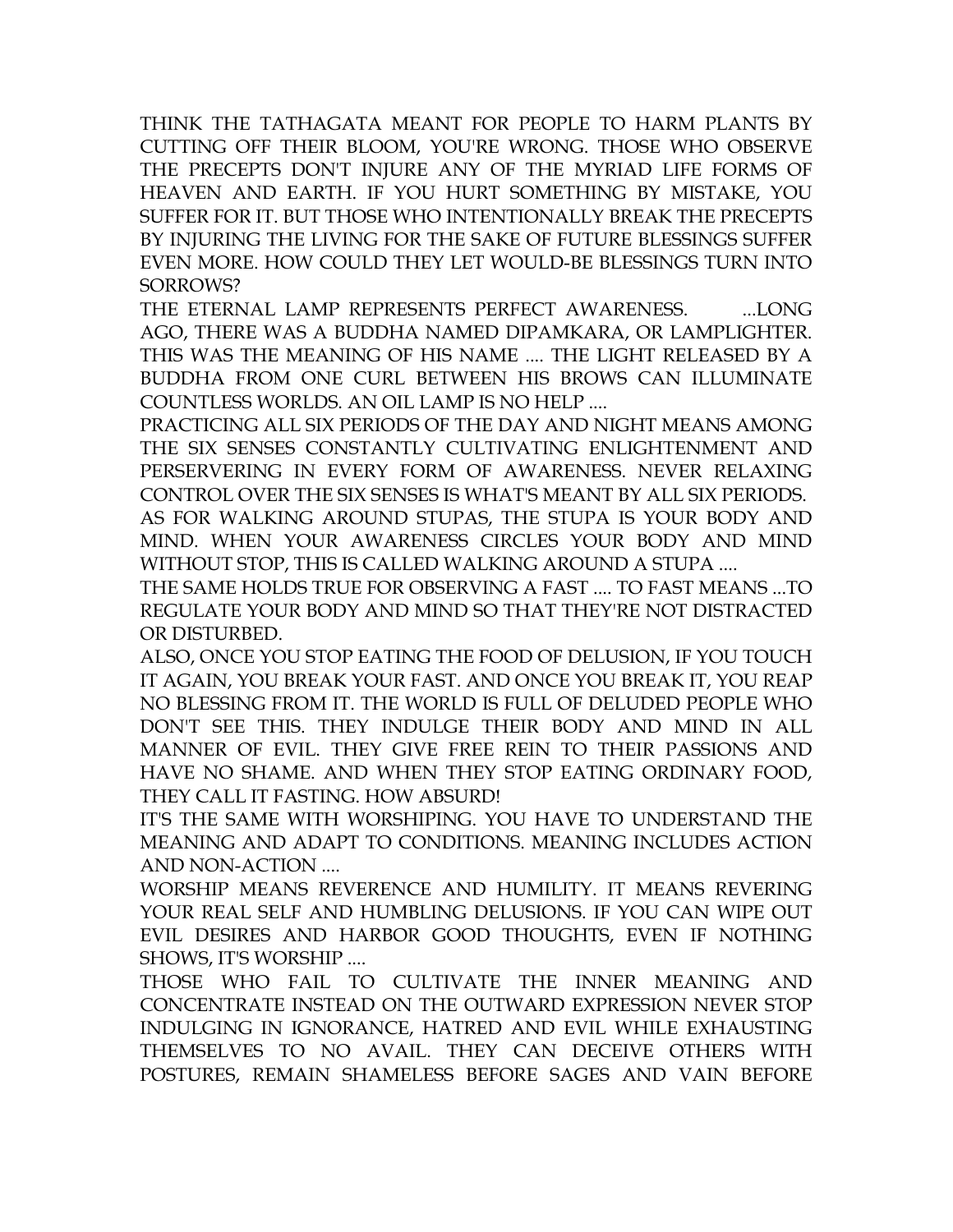THINK THE TATHAGATA MEANT FOR PEOPLE TO HARM PLANTS BY CUTTING OFF THEIR BLOOM, YOU'RE WRONG. THOSE WHO OBSERVE THE PRECEPTS DON'T INJURE ANY OF THE MYRIAD LIFE FORMS OF HEAVEN AND EARTH. IF YOU HURT SOMETHING BY MISTAKE, YOU SUFFER FOR IT. BUT THOSE WHO INTENTIONALLY BREAK THE PRECEPTS BY INJURING THE LIVING FOR THE SAKE OF FUTURE BLESSINGS SUFFER EVEN MORE. HOW COULD THEY LET WOULD-BE BLESSINGS TURN INTO SORROWS?

THE ETERNAL LAMP REPRESENTS PERFECT AWARENESS. ...LONG AGO, THERE WAS A BUDDHA NAMED DIPAMKARA, OR LAMPLIGHTER. THIS WAS THE MEANING OF HIS NAME .... THE LIGHT RELEASED BY A BUDDHA FROM ONE CURL BETWEEN HIS BROWS CAN ILLUMINATE COUNTLESS WORLDS. AN OIL LAMP IS NO HELP ....

PRACTICING ALL SIX PERIODS OF THE DAY AND NIGHT MEANS AMONG THE SIX SENSES CONSTANTLY CULTIVATING ENLIGHTENMENT AND PERSERVERING IN EVERY FORM OF AWARENESS. NEVER RELAXING CONTROL OVER THE SIX SENSES IS WHAT'S MEANT BY ALL SIX PERIODS.

AS FOR WALKING AROUND STUPAS, THE STUPA IS YOUR BODY AND MIND. WHEN YOUR AWARENESS CIRCLES YOUR BODY AND MIND WITHOUT STOP, THIS IS CALLED WALKING AROUND A STUPA ....

THE SAME HOLDS TRUE FOR OBSERVING A FAST .... TO FAST MEANS ...TO REGULATE YOUR BODY AND MIND SO THAT THEY'RE NOT DISTRACTED OR DISTURBED.

ALSO, ONCE YOU STOP EATING THE FOOD OF DELUSION, IF YOU TOUCH IT AGAIN, YOU BREAK YOUR FAST. AND ONCE YOU BREAK IT, YOU REAP NO BLESSING FROM IT. THE WORLD IS FULL OF DELUDED PEOPLE WHO DON'T SEE THIS. THEY INDULGE THEIR BODY AND MIND IN ALL MANNER OF EVIL. THEY GIVE FREE REIN TO THEIR PASSIONS AND HAVE NO SHAME. AND WHEN THEY STOP EATING ORDINARY FOOD, THEY CALL IT FASTING. HOW ABSURD!

IT'S THE SAME WITH WORSHIPING. YOU HAVE TO UNDERSTAND THE MEANING AND ADAPT TO CONDITIONS. MEANING INCLUDES ACTION AND NON-ACTION ....

WORSHIP MEANS REVERENCE AND HUMILITY. IT MEANS REVERING YOUR REAL SELF AND HUMBLING DELUSIONS. IF YOU CAN WIPE OUT EVIL DESIRES AND HARBOR GOOD THOUGHTS, EVEN IF NOTHING SHOWS, IT'S WORSHIP ....

THOSE WHO FAIL TO CULTIVATE THE INNER MEANING AND CONCENTRATE INSTEAD ON THE OUTWARD EXPRESSION NEVER STOP INDULGING IN IGNORANCE, HATRED AND EVIL WHILE EXHAUSTING THEMSELVES TO NO AVAIL. THEY CAN DECEIVE OTHERS WITH POSTURES, REMAIN SHAMELESS BEFORE SAGES AND VAIN BEFORE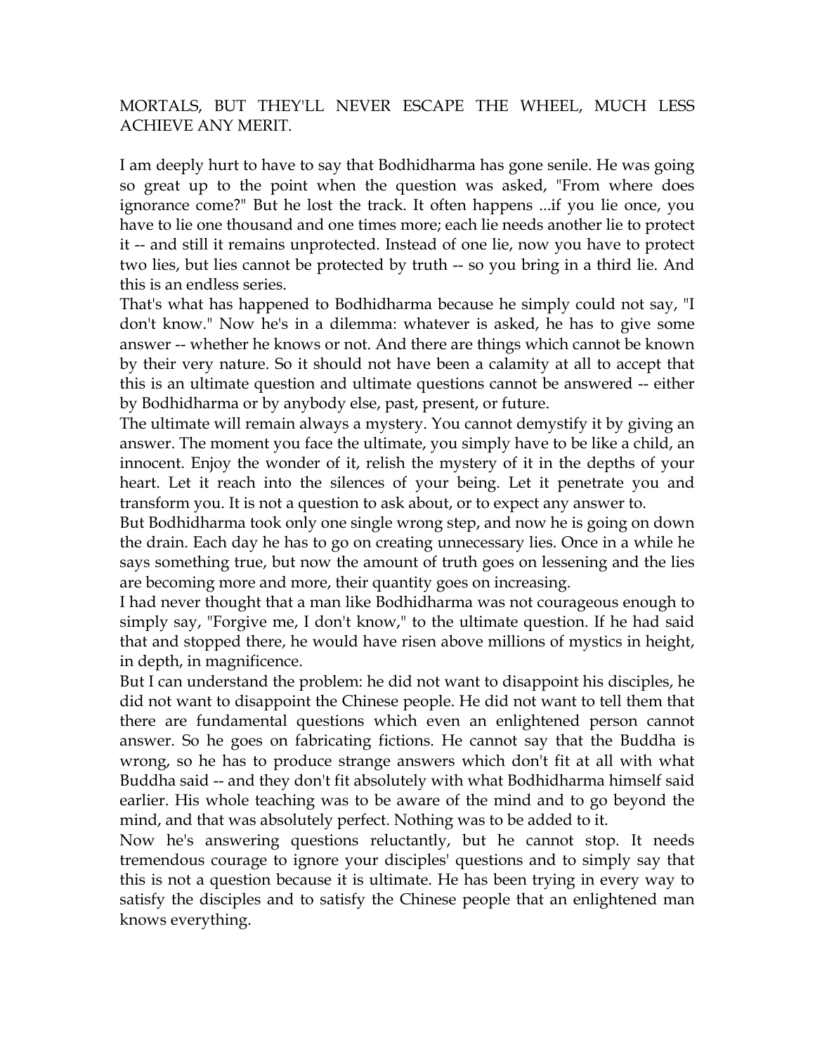MORTALS, BUT THEY'LL NEVER ESCAPE THE WHEEL, MUCH LESS ACHIEVE ANY MERIT.

I am deeply hurt to have to say that Bodhidharma has gone senile. He was going so great up to the point when the question was asked, "From where does ignorance come?" But he lost the track. It often happens ...if you lie once, you have to lie one thousand and one times more; each lie needs another lie to protect it -- and still it remains unprotected. Instead of one lie, now you have to protect two lies, but lies cannot be protected by truth -- so you bring in a third lie. And this is an endless series.

That's what has happened to Bodhidharma because he simply could not say, "I don't know." Now he's in a dilemma: whatever is asked, he has to give some answer -- whether he knows or not. And there are things which cannot be known by their very nature. So it should not have been a calamity at all to accept that this is an ultimate question and ultimate questions cannot be answered -- either by Bodhidharma or by anybody else, past, present, or future.

The ultimate will remain always a mystery. You cannot demystify it by giving an answer. The moment you face the ultimate, you simply have to be like a child, an innocent. Enjoy the wonder of it, relish the mystery of it in the depths of your heart. Let it reach into the silences of your being. Let it penetrate you and transform you. It is not a question to ask about, or to expect any answer to.

But Bodhidharma took only one single wrong step, and now he is going on down the drain. Each day he has to go on creating unnecessary lies. Once in a while he says something true, but now the amount of truth goes on lessening and the lies are becoming more and more, their quantity goes on increasing.

I had never thought that a man like Bodhidharma was not courageous enough to simply say, "Forgive me, I don't know," to the ultimate question. If he had said that and stopped there, he would have risen above millions of mystics in height, in depth, in magnificence.

But I can understand the problem: he did not want to disappoint his disciples, he did not want to disappoint the Chinese people. He did not want to tell them that there are fundamental questions which even an enlightened person cannot answer. So he goes on fabricating fictions. He cannot say that the Buddha is wrong, so he has to produce strange answers which don't fit at all with what Buddha said -- and they don't fit absolutely with what Bodhidharma himself said earlier. His whole teaching was to be aware of the mind and to go beyond the mind, and that was absolutely perfect. Nothing was to be added to it.

Now he's answering questions reluctantly, but he cannot stop. It needs tremendous courage to ignore your disciples' questions and to simply say that this is not a question because it is ultimate. He has been trying in every way to satisfy the disciples and to satisfy the Chinese people that an enlightened man knows everything.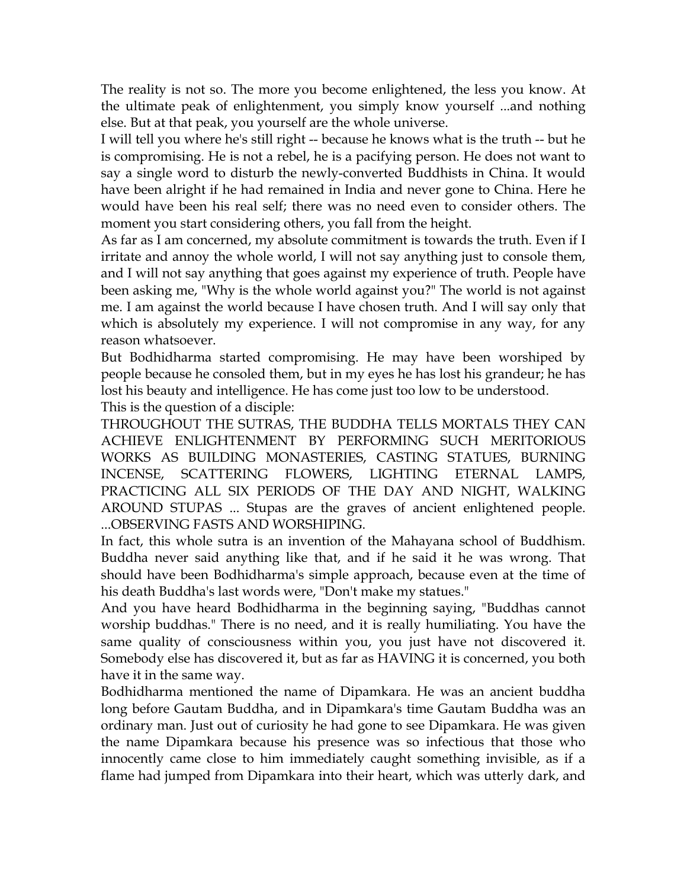The reality is not so. The more you become enlightened, the less you know. At the ultimate peak of enlightenment, you simply know yourself ...and nothing else. But at that peak, you yourself are the whole universe.

I will tell you where he's still right -- because he knows what is the truth -- but he is compromising. He is not a rebel, he is a pacifying person. He does not want to say a single word to disturb the newly-converted Buddhists in China. It would have been alright if he had remained in India and never gone to China. Here he would have been his real self; there was no need even to consider others. The moment you start considering others, you fall from the height.

As far as I am concerned, my absolute commitment is towards the truth. Even if I irritate and annoy the whole world, I will not say anything just to console them, and I will not say anything that goes against my experience of truth. People have been asking me, "Why is the whole world against you?" The world is not against me. I am against the world because I have chosen truth. And I will say only that which is absolutely my experience. I will not compromise in any way, for any reason whatsoever.

But Bodhidharma started compromising. He may have been worshiped by people because he consoled them, but in my eyes he has lost his grandeur; he has lost his beauty and intelligence. He has come just too low to be understood.

This is the question of a disciple:

THROUGHOUT THE SUTRAS, THE BUDDHA TELLS MORTALS THEY CAN ACHIEVE ENLIGHTENMENT BY PERFORMING SUCH MERITORIOUS WORKS AS BUILDING MONASTERIES, CASTING STATUES, BURNING INCENSE, SCATTERING FLOWERS, LIGHTING ETERNAL LAMPS, PRACTICING ALL SIX PERIODS OF THE DAY AND NIGHT, WALKING AROUND STUPAS ... Stupas are the graves of ancient enlightened people. ...OBSERVING FASTS AND WORSHIPING.

In fact, this whole sutra is an invention of the Mahayana school of Buddhism. Buddha never said anything like that, and if he said it he was wrong. That should have been Bodhidharma's simple approach, because even at the time of his death Buddha's last words were, "Don't make my statues."

And you have heard Bodhidharma in the beginning saying, "Buddhas cannot worship buddhas." There is no need, and it is really humiliating. You have the same quality of consciousness within you, you just have not discovered it. Somebody else has discovered it, but as far as HAVING it is concerned, you both have it in the same way.

Bodhidharma mentioned the name of Dipamkara. He was an ancient buddha long before Gautam Buddha, and in Dipamkara's time Gautam Buddha was an ordinary man. Just out of curiosity he had gone to see Dipamkara. He was given the name Dipamkara because his presence was so infectious that those who innocently came close to him immediately caught something invisible, as if a flame had jumped from Dipamkara into their heart, which was utterly dark, and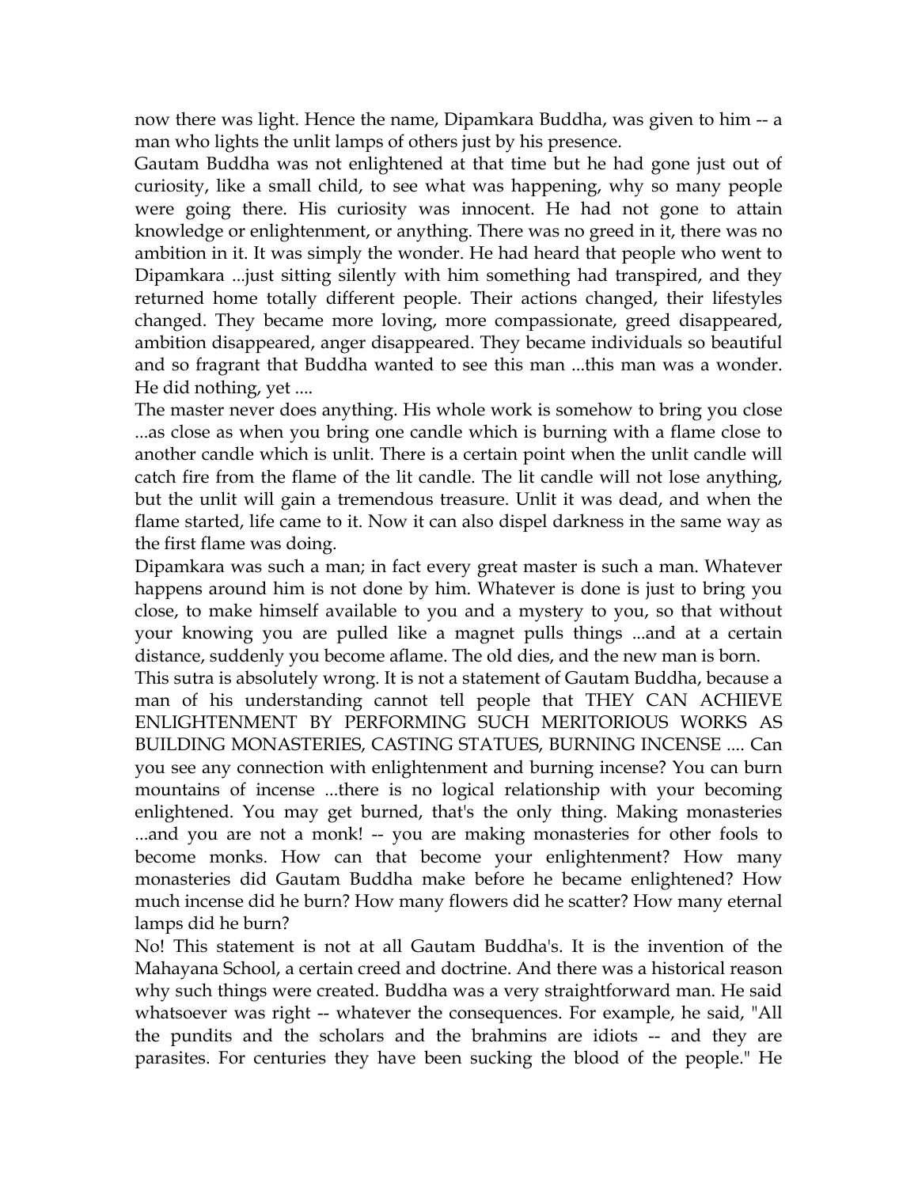now there was light. Hence the name, Dipamkara Buddha, was given to him -- a man who lights the unlit lamps of others just by his presence.

Gautam Buddha was not enlightened at that time but he had gone just out of curiosity, like a small child, to see what was happening, why so many people were going there. His curiosity was innocent. He had not gone to attain knowledge or enlightenment, or anything. There was no greed in it, there was no ambition in it. It was simply the wonder. He had heard that people who went to Dipamkara ...just sitting silently with him something had transpired, and they returned home totally different people. Their actions changed, their lifestyles changed. They became more loving, more compassionate, greed disappeared, ambition disappeared, anger disappeared. They became individuals so beautiful and so fragrant that Buddha wanted to see this man ...this man was a wonder. He did nothing, yet ....

The master never does anything. His whole work is somehow to bring you close ...as close as when you bring one candle which is burning with a flame close to another candle which is unlit. There is a certain point when the unlit candle will catch fire from the flame of the lit candle. The lit candle will not lose anything, but the unlit will gain a tremendous treasure. Unlit it was dead, and when the flame started, life came to it. Now it can also dispel darkness in the same way as the first flame was doing.

Dipamkara was such a man; in fact every great master is such a man. Whatever happens around him is not done by him. Whatever is done is just to bring you close, to make himself available to you and a mystery to you, so that without your knowing you are pulled like a magnet pulls things ...and at a certain distance, suddenly you become aflame. The old dies, and the new man is born.

This sutra is absolutely wrong. It is not a statement of Gautam Buddha, because a man of his understanding cannot tell people that THEY CAN ACHIEVE ENLIGHTENMENT BY PERFORMING SUCH MERITORIOUS WORKS AS BUILDING MONASTERIES, CASTING STATUES, BURNING INCENSE .... Can you see any connection with enlightenment and burning incense? You can burn mountains of incense ...there is no logical relationship with your becoming enlightened. You may get burned, that's the only thing. Making monasteries ...and you are not a monk! -- you are making monasteries for other fools to become monks. How can that become your enlightenment? How many monasteries did Gautam Buddha make before he became enlightened? How much incense did he burn? How many flowers did he scatter? How many eternal lamps did he burn?

No! This statement is not at all Gautam Buddha's. It is the invention of the Mahayana School, a certain creed and doctrine. And there was a historical reason why such things were created. Buddha was a very straightforward man. He said whatsoever was right -- whatever the consequences. For example, he said, "All the pundits and the scholars and the brahmins are idiots -- and they are parasites. For centuries they have been sucking the blood of the people." He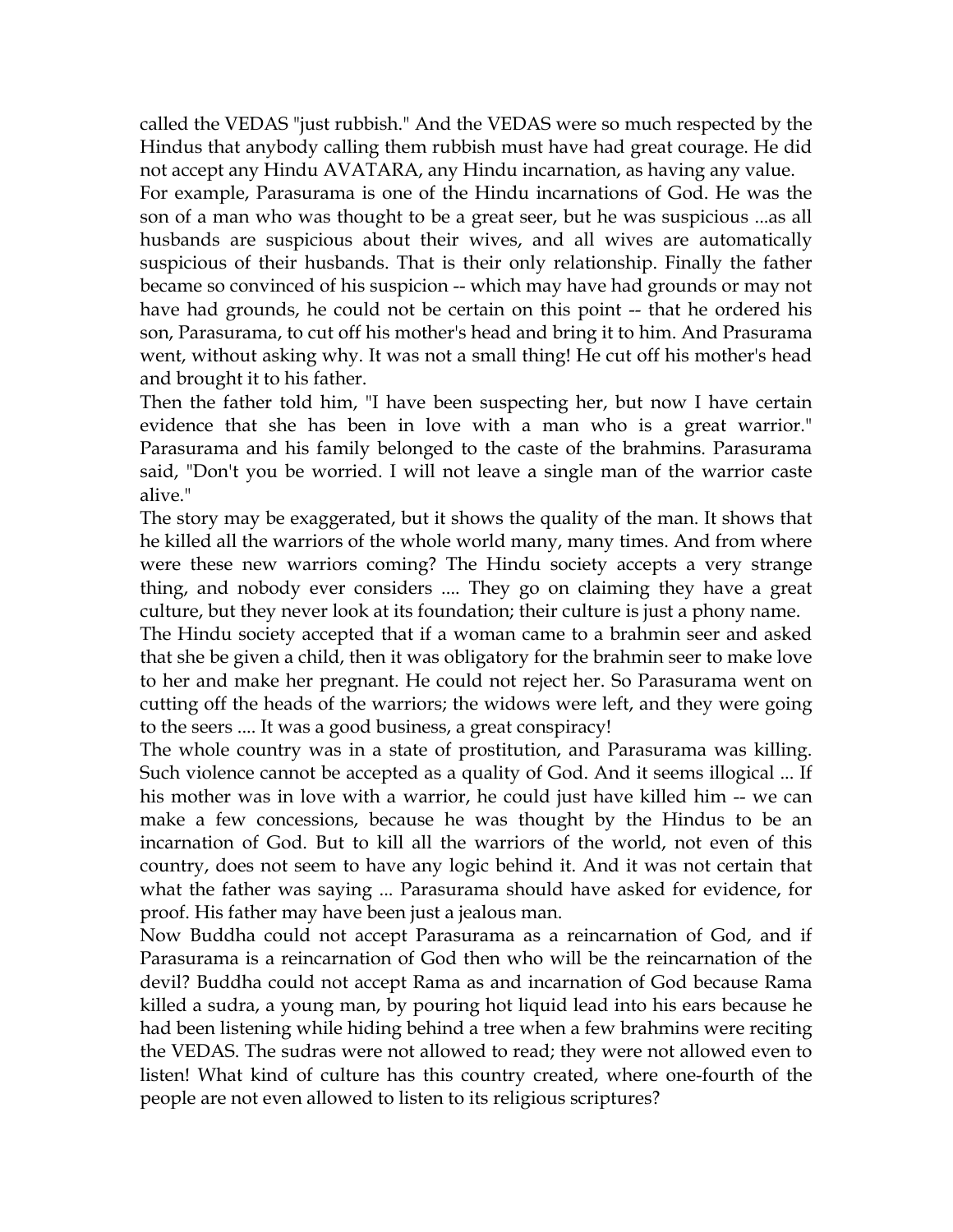called the VEDAS "just rubbish." And the VEDAS were so much respected by the Hindus that anybody calling them rubbish must have had great courage. He did not accept any Hindu AVATARA, any Hindu incarnation, as having any value.

For example, Parasurama is one of the Hindu incarnations of God. He was the son of a man who was thought to be a great seer, but he was suspicious ...as all husbands are suspicious about their wives, and all wives are automatically suspicious of their husbands. That is their only relationship. Finally the father became so convinced of his suspicion -- which may have had grounds or may not have had grounds, he could not be certain on this point -- that he ordered his son, Parasurama, to cut off his mother's head and bring it to him. And Prasurama went, without asking why. It was not a small thing! He cut off his mother's head and brought it to his father.

Then the father told him, "I have been suspecting her, but now I have certain evidence that she has been in love with a man who is a great warrior." Parasurama and his family belonged to the caste of the brahmins. Parasurama said, "Don't you be worried. I will not leave a single man of the warrior caste alive."

The story may be exaggerated, but it shows the quality of the man. It shows that he killed all the warriors of the whole world many, many times. And from where were these new warriors coming? The Hindu society accepts a very strange thing, and nobody ever considers .... They go on claiming they have a great culture, but they never look at its foundation; their culture is just a phony name.

The Hindu society accepted that if a woman came to a brahmin seer and asked that she be given a child, then it was obligatory for the brahmin seer to make love to her and make her pregnant. He could not reject her. So Parasurama went on cutting off the heads of the warriors; the widows were left, and they were going to the seers .... It was a good business, a great conspiracy!

The whole country was in a state of prostitution, and Parasurama was killing. Such violence cannot be accepted as a quality of God. And it seems illogical ... If his mother was in love with a warrior, he could just have killed him -- we can make a few concessions, because he was thought by the Hindus to be an incarnation of God. But to kill all the warriors of the world, not even of this country, does not seem to have any logic behind it. And it was not certain that what the father was saying ... Parasurama should have asked for evidence, for proof. His father may have been just a jealous man.

Now Buddha could not accept Parasurama as a reincarnation of God, and if Parasurama is a reincarnation of God then who will be the reincarnation of the devil? Buddha could not accept Rama as and incarnation of God because Rama killed a sudra, a young man, by pouring hot liquid lead into his ears because he had been listening while hiding behind a tree when a few brahmins were reciting the VEDAS. The sudras were not allowed to read; they were not allowed even to listen! What kind of culture has this country created, where one-fourth of the people are not even allowed to listen to its religious scriptures?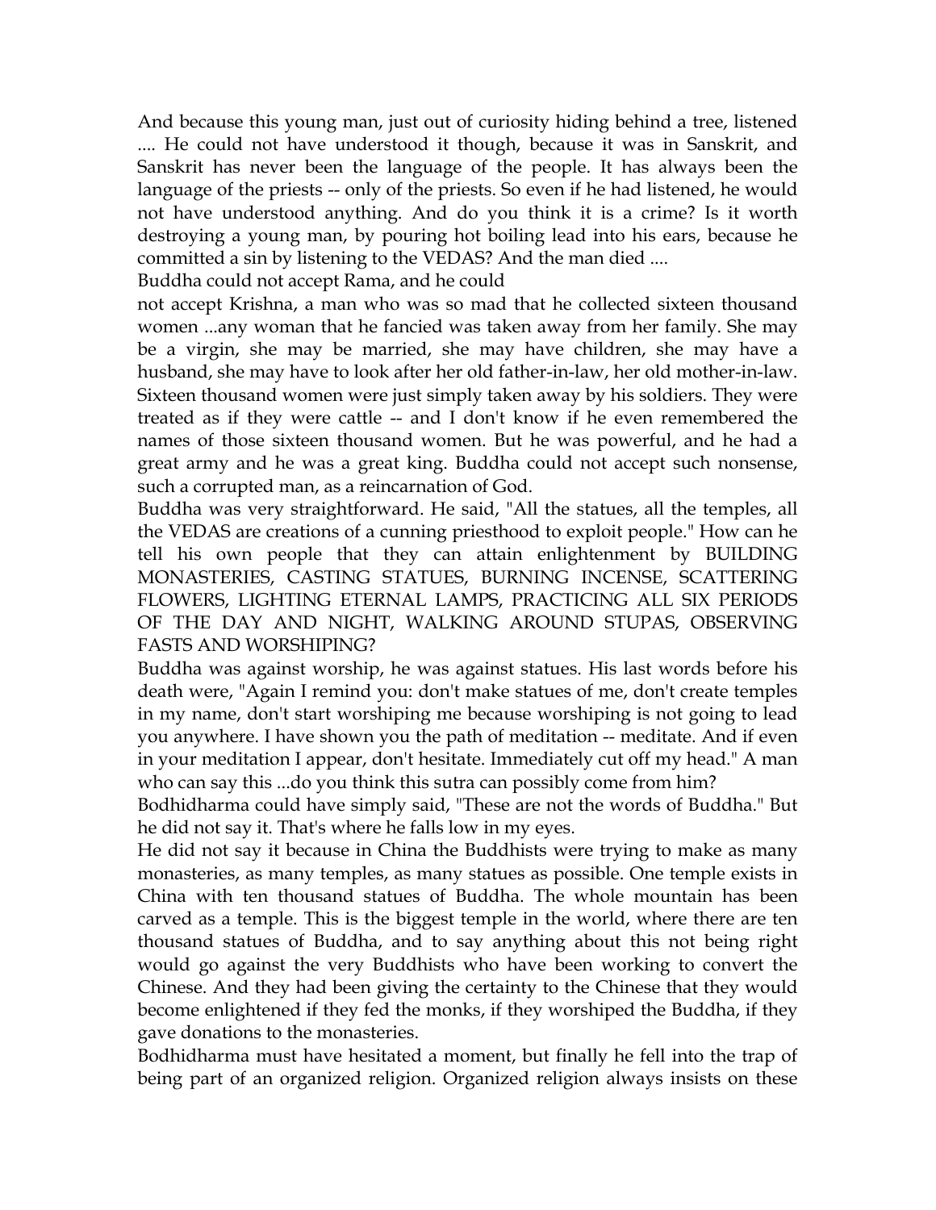And because this young man, just out of curiosity hiding behind a tree, listened .... He could not have understood it though, because it was in Sanskrit, and Sanskrit has never been the language of the people. It has always been the language of the priests -- only of the priests. So even if he had listened, he would not have understood anything. And do you think it is a crime? Is it worth destroying a young man, by pouring hot boiling lead into his ears, because he committed a sin by listening to the VEDAS? And the man died ....

Buddha could not accept Rama, and he could not accept Krishna, a man who was so mad that he collected sixteen thousand women ...any woman that he fancied was taken away from her family. She may be a virgin, she may be married, she may have children, she may have a husband, she may have to look after her old father-in-law, her old mother-in-law. Sixteen thousand women were just simply taken away by his soldiers. They were treated as if they were cattle -- and I don't know if he even remembered the names of those sixteen thousand women. But he was powerful, and he had a great army and he was a great king. Buddha could not accept such nonsense, such a corrupted man, as a reincarnation of God.

Buddha was very straightforward. He said, "All the statues, all the temples, all the VEDAS are creations of a cunning priesthood to exploit people." How can he tell his own people that they can attain enlightenment by BUILDING MONASTERIES, CASTING STATUES, BURNING INCENSE, SCATTERING FLOWERS, LIGHTING ETERNAL LAMPS, PRACTICING ALL SIX PERIODS OF THE DAY AND NIGHT, WALKING AROUND STUPAS, OBSERVING FASTS AND WORSHIPING?

Buddha was against worship, he was against statues. His last words before his death were, "Again I remind you: don't make statues of me, don't create temples in my name, don't start worshiping me because worshiping is not going to lead you anywhere. I have shown you the path of meditation -- meditate. And if even in your meditation I appear, don't hesitate. Immediately cut off my head." A man who can say this ...do you think this sutra can possibly come from him?

Bodhidharma could have simply said, "These are not the words of Buddha." But he did not say it. That's where he falls low in my eyes.

He did not say it because in China the Buddhists were trying to make as many monasteries, as many temples, as many statues as possible. One temple exists in China with ten thousand statues of Buddha. The whole mountain has been carved as a temple. This is the biggest temple in the world, where there are ten thousand statues of Buddha, and to say anything about this not being right would go against the very Buddhists who have been working to convert the Chinese. And they had been giving the certainty to the Chinese that they would become enlightened if they fed the monks, if they worshiped the Buddha, if they gave donations to the monasteries.

Bodhidharma must have hesitated a moment, but finally he fell into the trap of being part of an organized religion. Organized religion always insists on these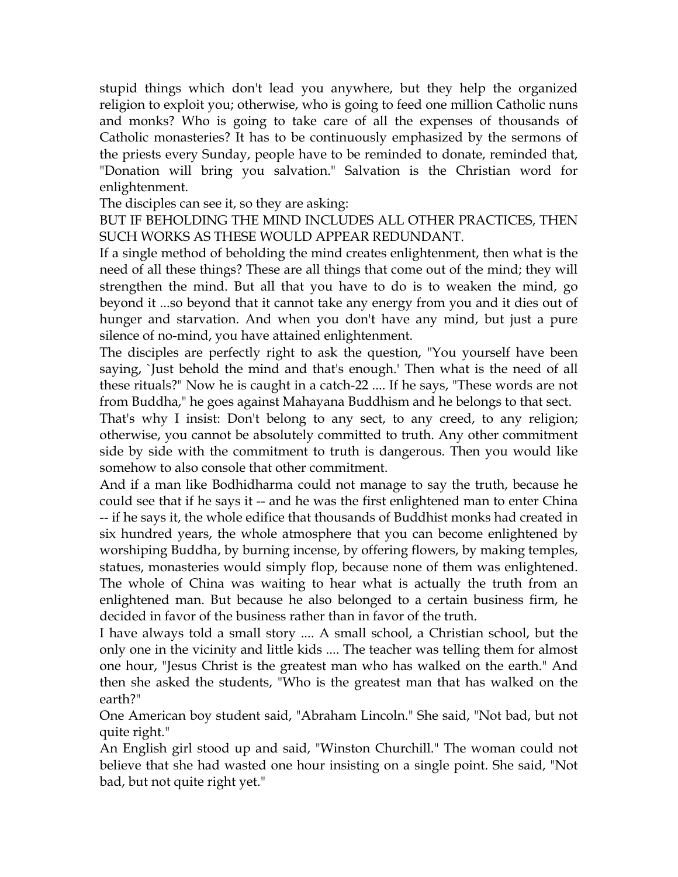stupid things which don't lead you anywhere, but they help the organized religion to exploit you; otherwise, who is going to feed one million Catholic nuns and monks? Who is going to take care of all the expenses of thousands of Catholic monasteries? It has to be continuously emphasized by the sermons of the priests every Sunday, people have to be reminded to donate, reminded that, "Donation will bring you salvation." Salvation is the Christian word for enlightenment.

The disciples can see it, so they are asking:

BUT IF BEHOLDING THE MIND INCLUDES ALL OTHER PRACTICES, THEN SUCH WORKS AS THESE WOULD APPEAR REDUNDANT.

If a single method of beholding the mind creates enlightenment, then what is the need of all these things? These are all things that come out of the mind; they will strengthen the mind. But all that you have to do is to weaken the mind, go beyond it ...so beyond that it cannot take any energy from you and it dies out of hunger and starvation. And when you don't have any mind, but just a pure silence of no-mind, you have attained enlightenment.

The disciples are perfectly right to ask the question, "You yourself have been saying, `Just behold the mind and that's enough.' Then what is the need of all these rituals?" Now he is caught in a catch-22 .... If he says, "These words are not from Buddha," he goes against Mahayana Buddhism and he belongs to that sect.

That's why I insist: Don't belong to any sect, to any creed, to any religion; otherwise, you cannot be absolutely committed to truth. Any other commitment side by side with the commitment to truth is dangerous. Then you would like somehow to also console that other commitment.

And if a man like Bodhidharma could not manage to say the truth, because he could see that if he says it -- and he was the first enlightened man to enter China -- if he says it, the whole edifice that thousands of Buddhist monks had created in six hundred years, the whole atmosphere that you can become enlightened by worshiping Buddha, by burning incense, by offering flowers, by making temples, statues, monasteries would simply flop, because none of them was enlightened. The whole of China was waiting to hear what is actually the truth from an enlightened man. But because he also belonged to a certain business firm, he decided in favor of the business rather than in favor of the truth.

I have always told a small story .... A small school, a Christian school, but the only one in the vicinity and little kids .... The teacher was telling them for almost one hour, "Jesus Christ is the greatest man who has walked on the earth." And then she asked the students, "Who is the greatest man that has walked on the earth?"

One American boy student said, "Abraham Lincoln." She said, "Not bad, but not quite right."

An English girl stood up and said, "Winston Churchill." The woman could not believe that she had wasted one hour insisting on a single point. She said, "Not bad, but not quite right yet."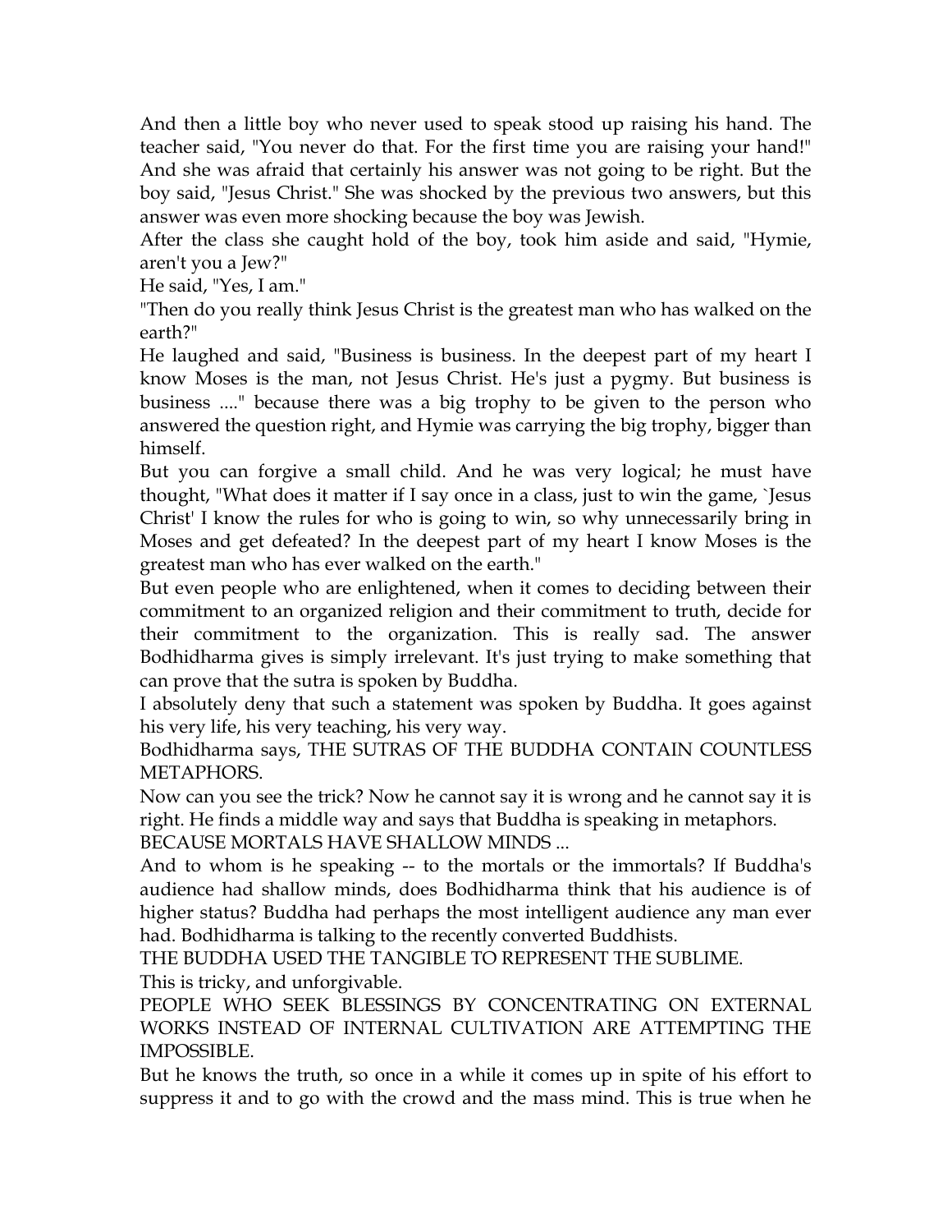And then a little boy who never used to speak stood up raising his hand. The teacher said, "You never do that. For the first time you are raising your hand!" And she was afraid that certainly his answer was not going to be right. But the boy said, "Jesus Christ." She was shocked by the previous two answers, but this answer was even more shocking because the boy was Jewish.

After the class she caught hold of the boy, took him aside and said, "Hymie, aren't you a Jew?"

He said, "Yes, I am."

"Then do you really think Jesus Christ is the greatest man who has walked on the earth?"

He laughed and said, "Business is business. In the deepest part of my heart I know Moses is the man, not Jesus Christ. He's just a pygmy. But business is business ...." because there was a big trophy to be given to the person who answered the question right, and Hymie was carrying the big trophy, bigger than himself.

But you can forgive a small child. And he was very logical; he must have thought, "What does it matter if I say once in a class, just to win the game, `Jesus Christ' I know the rules for who is going to win, so why unnecessarily bring in Moses and get defeated? In the deepest part of my heart I know Moses is the greatest man who has ever walked on the earth."

But even people who are enlightened, when it comes to deciding between their commitment to an organized religion and their commitment to truth, decide for their commitment to the organization. This is really sad. The answer Bodhidharma gives is simply irrelevant. It's just trying to make something that can prove that the sutra is spoken by Buddha.

I absolutely deny that such a statement was spoken by Buddha. It goes against his very life, his very teaching, his very way.

Bodhidharma says, THE SUTRAS OF THE BUDDHA CONTAIN COUNTLESS METAPHORS.

Now can you see the trick? Now he cannot say it is wrong and he cannot say it is right. He finds a middle way and says that Buddha is speaking in metaphors.

BECAUSE MORTALS HAVE SHALLOW MINDS ...

And to whom is he speaking -- to the mortals or the immortals? If Buddha's audience had shallow minds, does Bodhidharma think that his audience is of higher status? Buddha had perhaps the most intelligent audience any man ever had. Bodhidharma is talking to the recently converted Buddhists.

THE BUDDHA USED THE TANGIBLE TO REPRESENT THE SUBLIME.

This is tricky, and unforgivable.

PEOPLE WHO SEEK BLESSINGS BY CONCENTRATING ON EXTERNAL WORKS INSTEAD OF INTERNAL CULTIVATION ARE ATTEMPTING THE IMPOSSIBLE.

But he knows the truth, so once in a while it comes up in spite of his effort to suppress it and to go with the crowd and the mass mind. This is true when he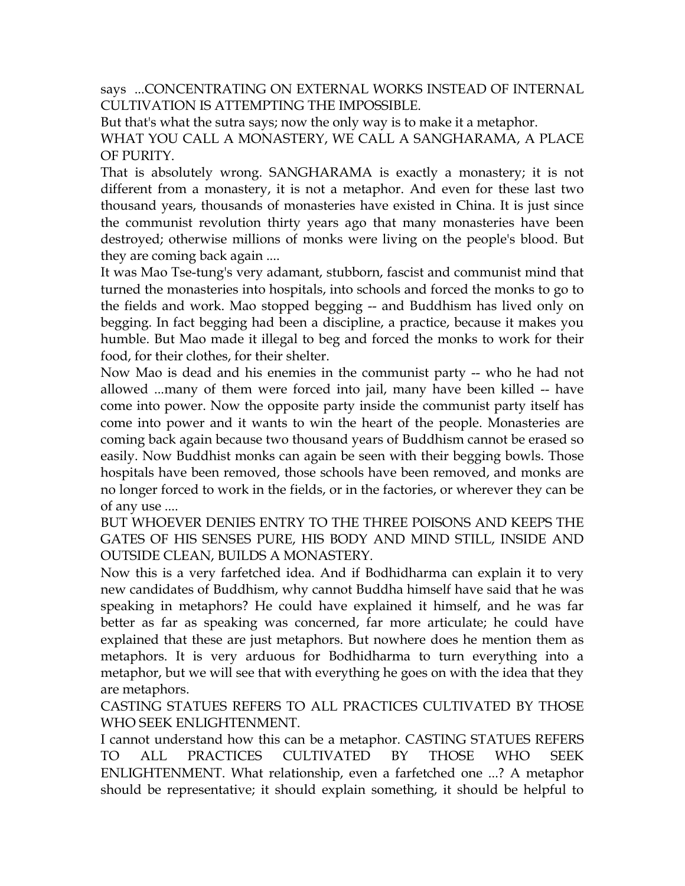says ...CONCENTRATING ON EXTERNAL WORKS INSTEAD OF INTERNAL CULTIVATION IS ATTEMPTING THE IMPOSSIBLE.

But that's what the sutra says; now the only way is to make it a metaphor.

WHAT YOU CALL A MONASTERY, WE CALL A SANGHARAMA, A PLACE OF PURITY.

That is absolutely wrong. SANGHARAMA is exactly a monastery; it is not different from a monastery, it is not a metaphor. And even for these last two thousand years, thousands of monasteries have existed in China. It is just since the communist revolution thirty years ago that many monasteries have been destroyed; otherwise millions of monks were living on the people's blood. But they are coming back again ....

It was Mao Tse-tung's very adamant, stubborn, fascist and communist mind that turned the monasteries into hospitals, into schools and forced the monks to go to the fields and work. Mao stopped begging -- and Buddhism has lived only on begging. In fact begging had been a discipline, a practice, because it makes you humble. But Mao made it illegal to beg and forced the monks to work for their food, for their clothes, for their shelter.

Now Mao is dead and his enemies in the communist party -- who he had not allowed ...many of them were forced into jail, many have been killed -- have come into power. Now the opposite party inside the communist party itself has come into power and it wants to win the heart of the people. Monasteries are coming back again because two thousand years of Buddhism cannot be erased so easily. Now Buddhist monks can again be seen with their begging bowls. Those hospitals have been removed, those schools have been removed, and monks are no longer forced to work in the fields, or in the factories, or wherever they can be of any use ....

BUT WHOEVER DENIES ENTRY TO THE THREE POISONS AND KEEPS THE GATES OF HIS SENSES PURE, HIS BODY AND MIND STILL, INSIDE AND OUTSIDE CLEAN, BUILDS A MONASTERY.

Now this is a very farfetched idea. And if Bodhidharma can explain it to very new candidates of Buddhism, why cannot Buddha himself have said that he was speaking in metaphors? He could have explained it himself, and he was far better as far as speaking was concerned, far more articulate; he could have explained that these are just metaphors. But nowhere does he mention them as metaphors. It is very arduous for Bodhidharma to turn everything into a metaphor, but we will see that with everything he goes on with the idea that they are metaphors.

CASTING STATUES REFERS TO ALL PRACTICES CULTIVATED BY THOSE WHO SEEK ENLIGHTENMENT.

I cannot understand how this can be a metaphor. CASTING STATUES REFERS TO ALL PRACTICES CULTIVATED BY THOSE WHO SEEK ENLIGHTENMENT. What relationship, even a farfetched one ...? A metaphor should be representative; it should explain something, it should be helpful to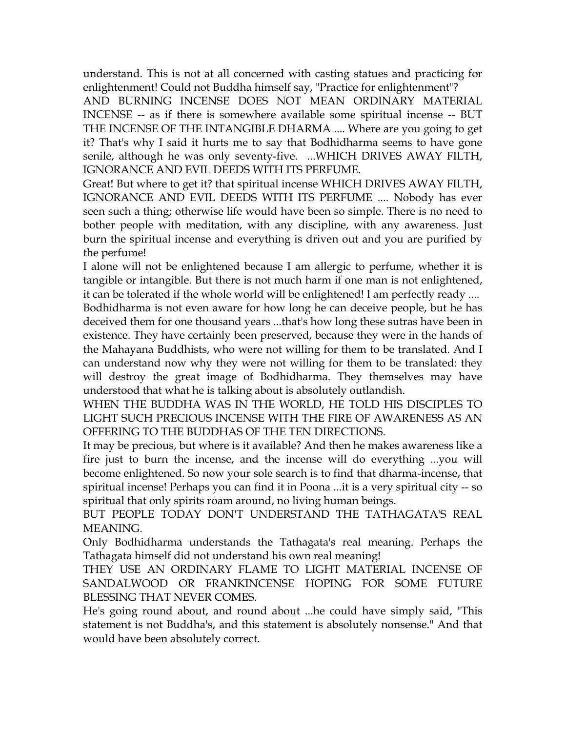understand. This is not at all concerned with casting statues and practicing for enlightenment! Could not Buddha himself say, "Practice for enlightenment"?

AND BURNING INCENSE DOES NOT MEAN ORDINARY MATERIAL INCENSE -- as if there is somewhere available some spiritual incense -- BUT THE INCENSE OF THE INTANGIBLE DHARMA .... Where are you going to get it? That's why I said it hurts me to say that Bodhidharma seems to have gone senile, although he was only seventy-five. ...WHICH DRIVES AWAY FILTH, IGNORANCE AND EVIL DEEDS WITH ITS PERFUME.

Great! But where to get it? that spiritual incense WHICH DRIVES AWAY FILTH, IGNORANCE AND EVIL DEEDS WITH ITS PERFUME .... Nobody has ever seen such a thing; otherwise life would have been so simple. There is no need to bother people with meditation, with any discipline, with any awareness. Just burn the spiritual incense and everything is driven out and you are purified by the perfume!

I alone will not be enlightened because I am allergic to perfume, whether it is tangible or intangible. But there is not much harm if one man is not enlightened, it can be tolerated if the whole world will be enlightened! I am perfectly ready ....

Bodhidharma is not even aware for how long he can deceive people, but he has deceived them for one thousand years ...that's how long these sutras have been in existence. They have certainly been preserved, because they were in the hands of the Mahayana Buddhists, who were not willing for them to be translated. And I can understand now why they were not willing for them to be translated: they will destroy the great image of Bodhidharma. They themselves may have understood that what he is talking about is absolutely outlandish.

WHEN THE BUDDHA WAS IN THE WORLD, HE TOLD HIS DISCIPLES TO LIGHT SUCH PRECIOUS INCENSE WITH THE FIRE OF AWARENESS AS AN OFFERING TO THE BUDDHAS OF THE TEN DIRECTIONS.

It may be precious, but where is it available? And then he makes awareness like a fire just to burn the incense, and the incense will do everything ...you will become enlightened. So now your sole search is to find that dharma-incense, that spiritual incense! Perhaps you can find it in Poona ...it is a very spiritual city -- so spiritual that only spirits roam around, no living human beings.

BUT PEOPLE TODAY DON'T UNDERSTAND THE TATHAGATA'S REAL MEANING.

Only Bodhidharma understands the Tathagata's real meaning. Perhaps the Tathagata himself did not understand his own real meaning!

THEY USE AN ORDINARY FLAME TO LIGHT MATERIAL INCENSE OF SANDALWOOD OR FRANKINCENSE HOPING FOR SOME FUTURE BLESSING THAT NEVER COMES.

He's going round about, and round about ...he could have simply said, "This statement is not Buddha's, and this statement is absolutely nonsense." And that would have been absolutely correct.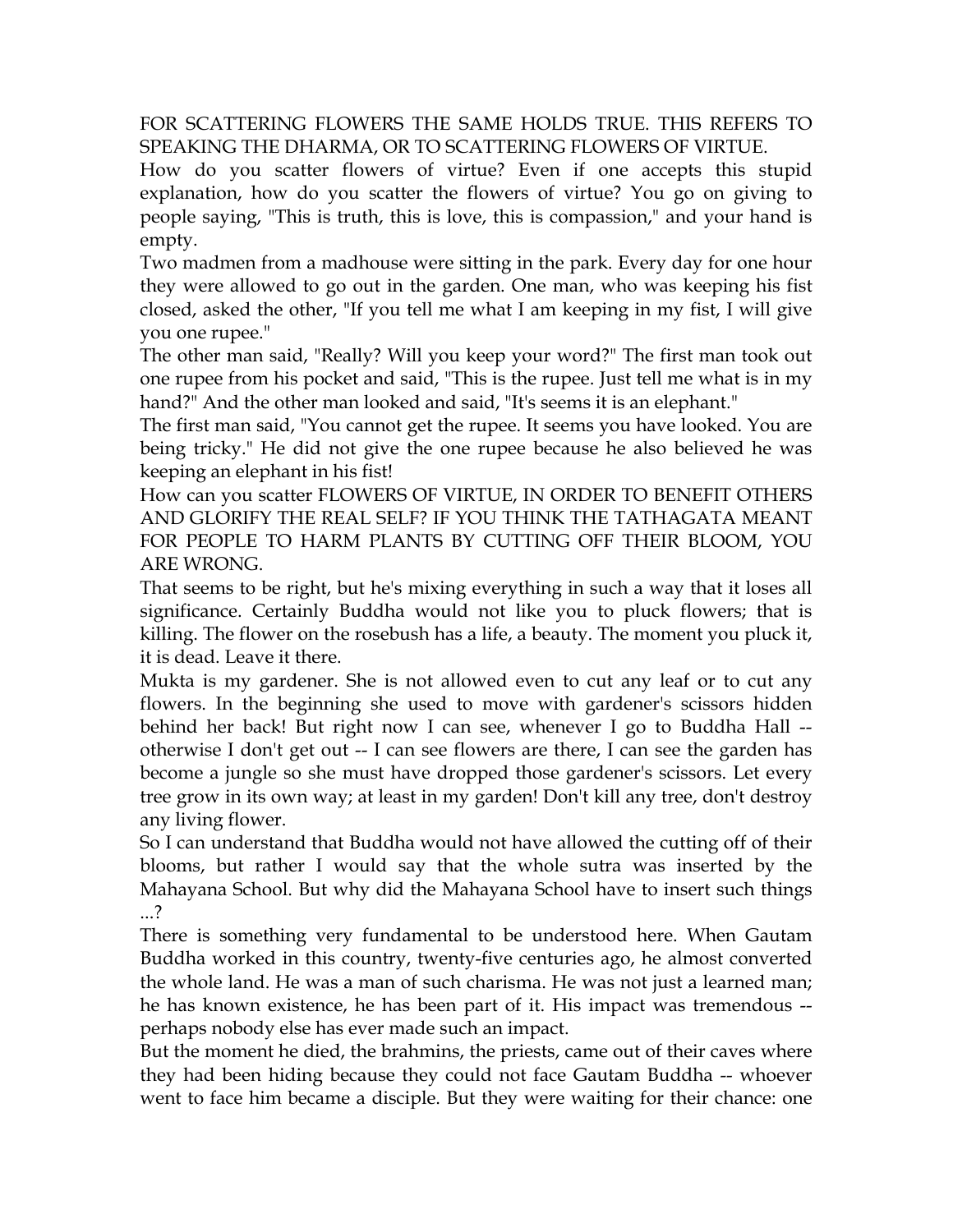FOR SCATTERING FLOWERS THE SAME HOLDS TRUE. THIS REFERS TO SPEAKING THE DHARMA, OR TO SCATTERING FLOWERS OF VIRTUE.

How do you scatter flowers of virtue? Even if one accepts this stupid explanation, how do you scatter the flowers of virtue? You go on giving to people saying, "This is truth, this is love, this is compassion," and your hand is empty.

Two madmen from a madhouse were sitting in the park. Every day for one hour they were allowed to go out in the garden. One man, who was keeping his fist closed, asked the other, "If you tell me what I am keeping in my fist, I will give you one rupee."

The other man said, "Really? Will you keep your word?" The first man took out one rupee from his pocket and said, "This is the rupee. Just tell me what is in my hand?" And the other man looked and said, "It's seems it is an elephant."

The first man said, "You cannot get the rupee. It seems you have looked. You are being tricky." He did not give the one rupee because he also believed he was keeping an elephant in his fist!

How can you scatter FLOWERS OF VIRTUE, IN ORDER TO BENEFIT OTHERS AND GLORIFY THE REAL SELF? IF YOU THINK THE TATHAGATA MEANT FOR PEOPLE TO HARM PLANTS BY CUTTING OFF THEIR BLOOM, YOU ARE WRONG.

That seems to be right, but he's mixing everything in such a way that it loses all significance. Certainly Buddha would not like you to pluck flowers; that is killing. The flower on the rosebush has a life, a beauty. The moment you pluck it, it is dead. Leave it there.

Mukta is my gardener. She is not allowed even to cut any leaf or to cut any flowers. In the beginning she used to move with gardener's scissors hidden behind her back! But right now I can see, whenever I go to Buddha Hall -- otherwise I don't get out -- I can see flowers are there, I can see the garden has become a jungle so she must have dropped those gardener's scissors. Let every tree grow in its own way; at least in my garden! Don't kill any tree, don't destroy any living flower.

So I can understand that Buddha would not have allowed the cutting off of their blooms, but rather I would say that the whole sutra was inserted by the Mahayana School. But why did the Mahayana School have to insert such things ...?

There is something very fundamental to be understood here. When Gautam Buddha worked in this country, twenty-five centuries ago, he almost converted the whole land. He was a man of such charisma. He was not just a learned man; he has known existence, he has been part of it. His impact was tremendous -- perhaps nobody else has ever made such an impact.

But the moment he died, the brahmins, the priests, came out of their caves where they had been hiding because they could not face Gautam Buddha -- whoever went to face him became a disciple. But they were waiting for their chance: one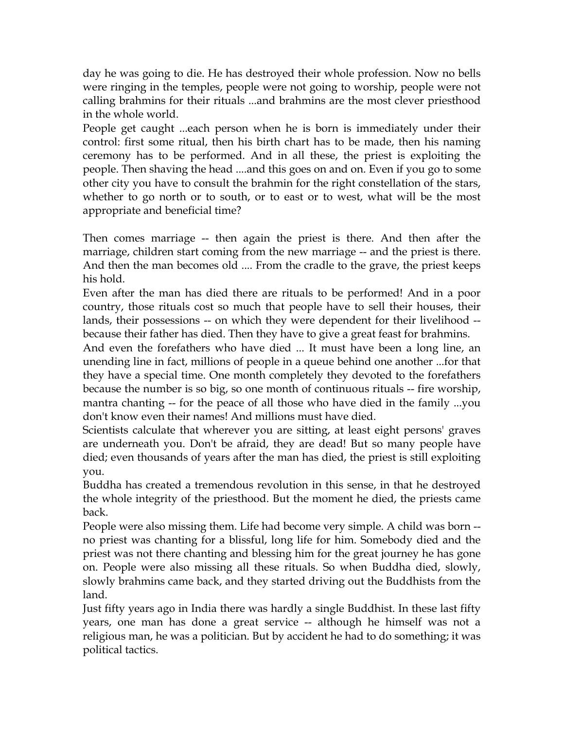day he was going to die. He has destroyed their whole profession. Now no bells were ringing in the temples, people were not going to worship, people were not calling brahmins for their rituals ...and brahmins are the most clever priesthood in the whole world.

People get caught ...each person when he is born is immediately under their control: first some ritual, then his birth chart has to be made, then his naming ceremony has to be performed. And in all these, the priest is exploiting the people. Then shaving the head ....and this goes on and on. Even if you go to some other city you have to consult the brahmin for the right constellation of the stars, whether to go north or to south, or to east or to west, what will be the most appropriate and beneficial time?

Then comes marriage -- then again the priest is there. And then after the marriage, children start coming from the new marriage -- and the priest is there. And then the man becomes old .... From the cradle to the grave, the priest keeps his hold.

Even after the man has died there are rituals to be performed! And in a poor country, those rituals cost so much that people have to sell their houses, their lands, their possessions -- on which they were dependent for their livelihood -- because their father has died. Then they have to give a great feast for brahmins.

And even the forefathers who have died ... It must have been a long line, an unending line in fact, millions of people in a queue behind one another ...for that they have a special time. One month completely they devoted to the forefathers because the number is so big, so one month of continuous rituals -- fire worship, mantra chanting -- for the peace of all those who have died in the family ...you don't know even their names! And millions must have died.

Scientists calculate that wherever you are sitting, at least eight persons' graves are underneath you. Don't be afraid, they are dead! But so many people have died; even thousands of years after the man has died, the priest is still exploiting you.

Buddha has created a tremendous revolution in this sense, in that he destroyed the whole integrity of the priesthood. But the moment he died, the priests came back.

People were also missing them. Life had become very simple. A child was born -- no priest was chanting for a blissful, long life for him. Somebody died and the priest was not there chanting and blessing him for the great journey he has gone on. People were also missing all these rituals. So when Buddha died, slowly, slowly brahmins came back, and they started driving out the Buddhists from the land.

Just fifty years ago in India there was hardly a single Buddhist. In these last fifty years, one man has done a great service -- although he himself was not a religious man, he was a politician. But by accident he had to do something; it was political tactics.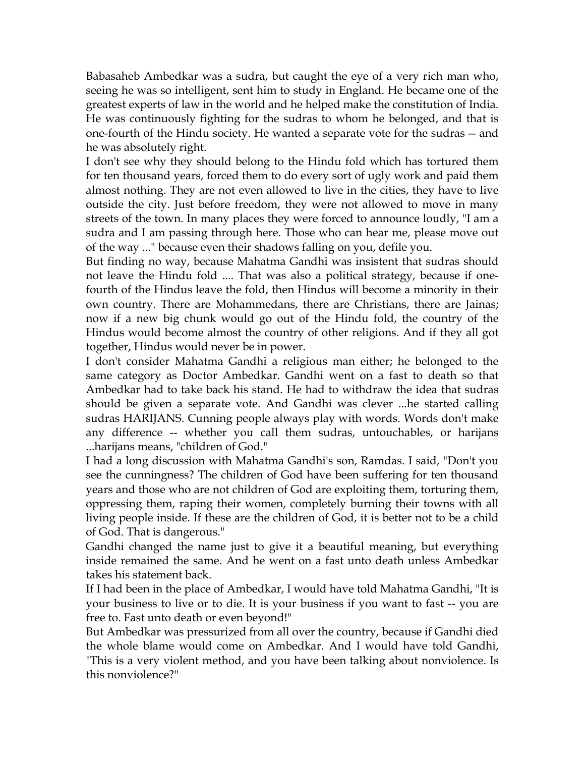Babasaheb Ambedkar was a sudra, but caught the eye of a very rich man who, seeing he was so intelligent, sent him to study in England. He became one of the greatest experts of law in the world and he helped make the constitution of India. He was continuously fighting for the sudras to whom he belonged, and that is one-fourth of the Hindu society. He wanted a separate vote for the sudras -- and he was absolutely right.

I don't see why they should belong to the Hindu fold which has tortured them for ten thousand years, forced them to do every sort of ugly work and paid them almost nothing. They are not even allowed to live in the cities, they have to live outside the city. Just before freedom, they were not allowed to move in many streets of the town. In many places they were forced to announce loudly, "I am a sudra and I am passing through here. Those who can hear me, please move out of the way ..." because even their shadows falling on you, defile you.

But finding no way, because Mahatma Gandhi was insistent that sudras should not leave the Hindu fold .... That was also a political strategy, because if one-fourth of the Hindus leave the fold, then Hindus will become a minority in their own country. There are Mohammedans, there are Christians, there are Jainas; now if a new big chunk would go out of the Hindu fold, the country of the Hindus would become almost the country of other religions. And if they all got together, Hindus would never be in power.

I don't consider Mahatma Gandhi a religious man either; he belonged to the same category as Doctor Ambedkar. Gandhi went on a fast to death so that Ambedkar had to take back his stand. He had to withdraw the idea that sudras should be given a separate vote. And Gandhi was clever ...he started calling sudras HARIJANS. Cunning people always play with words. Words don't make any difference -- whether you call them sudras, untouchables, or harijans ...harijans means, "children of God."

I had a long discussion with Mahatma Gandhi's son, Ramdas. I said, "Don't you see the cunningness? The children of God have been suffering for ten thousand years and those who are not children of God are exploiting them, torturing them, oppressing them, raping their women, completely burning their towns with all living people inside. If these are the children of God, it is better not to be a child of God. That is dangerous."

Gandhi changed the name just to give it a beautiful meaning, but everything inside remained the same. And he went on a fast unto death unless Ambedkar takes his statement back.

If I had been in the place of Ambedkar, I would have told Mahatma Gandhi, "It is your business to live or to die. It is your business if you want to fast -- you are free to. Fast unto death or even beyond!"

But Ambedkar was pressurized from all over the country, because if Gandhi died the whole blame would come on Ambedkar. And I would have told Gandhi, "This is a very violent method, and you have been talking about nonviolence. Is this nonviolence?"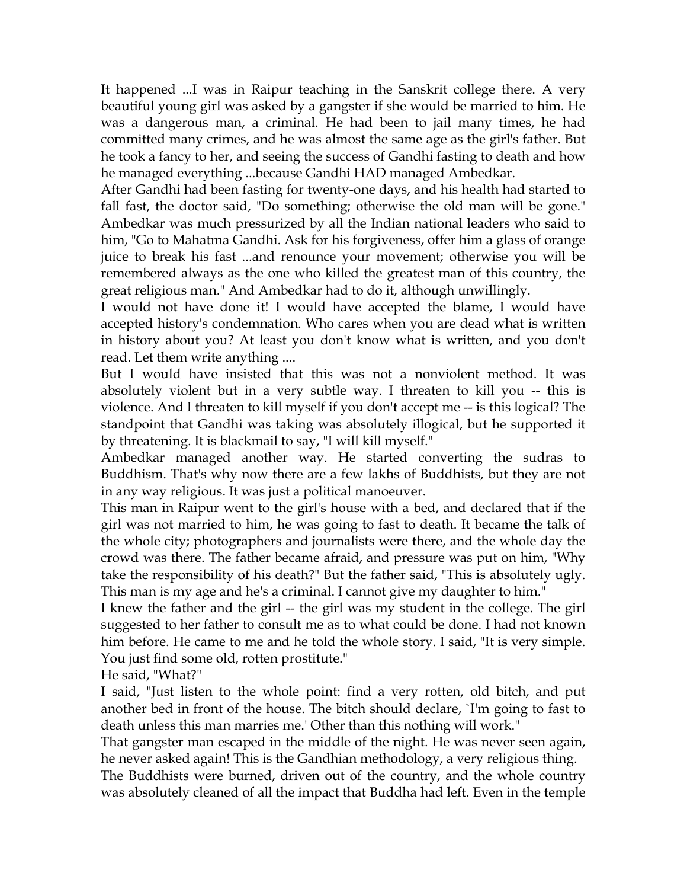It happened ...I was in Raipur teaching in the Sanskrit college there. A very beautiful young girl was asked by a gangster if she would be married to him. He was a dangerous man, a criminal. He had been to jail many times, he had committed many crimes, and he was almost the same age as the girl's father. But he took a fancy to her, and seeing the success of Gandhi fasting to death and how he managed everything ...because Gandhi HAD managed Ambedkar.

After Gandhi had been fasting for twenty-one days, and his health had started to fall fast, the doctor said, "Do something; otherwise the old man will be gone." Ambedkar was much pressurized by all the Indian national leaders who said to him, "Go to Mahatma Gandhi. Ask for his forgiveness, offer him a glass of orange juice to break his fast ...and renounce your movement; otherwise you will be remembered always as the one who killed the greatest man of this country, the great religious man." And Ambedkar had to do it, although unwillingly.

I would not have done it! I would have accepted the blame, I would have accepted history's condemnation. Who cares when you are dead what is written in history about you? At least you don't know what is written, and you don't read. Let them write anything ....

But I would have insisted that this was not a nonviolent method. It was absolutely violent but in a very subtle way. I threaten to kill you -- this is violence. And I threaten to kill myself if you don't accept me -- is this logical? The standpoint that Gandhi was taking was absolutely illogical, but he supported it by threatening. It is blackmail to say, "I will kill myself."

Ambedkar managed another way. He started converting the sudras to Buddhism. That's why now there are a few lakhs of Buddhists, but they are not in any way religious. It was just a political manoeuver.

This man in Raipur went to the girl's house with a bed, and declared that if the girl was not married to him, he was going to fast to death. It became the talk of the whole city; photographers and journalists were there, and the whole day the crowd was there. The father became afraid, and pressure was put on him, "Why take the responsibility of his death?" But the father said, "This is absolutely ugly. This man is my age and he's a criminal. I cannot give my daughter to him."

I knew the father and the girl -- the girl was my student in the college. The girl suggested to her father to consult me as to what could be done. I had not known him before. He came to me and he told the whole story. I said, "It is very simple. You just find some old, rotten prostitute."

He said, "What?"

I said, "Just listen to the whole point: find a very rotten, old bitch, and put another bed in front of the house. The bitch should declare, `I'm going to fast to death unless this man marries me.' Other than this nothing will work."

That gangster man escaped in the middle of the night. He was never seen again, he never asked again! This is the Gandhian methodology, a very religious thing.

The Buddhists were burned, driven out of the country, and the whole country was absolutely cleaned of all the impact that Buddha had left. Even in the temple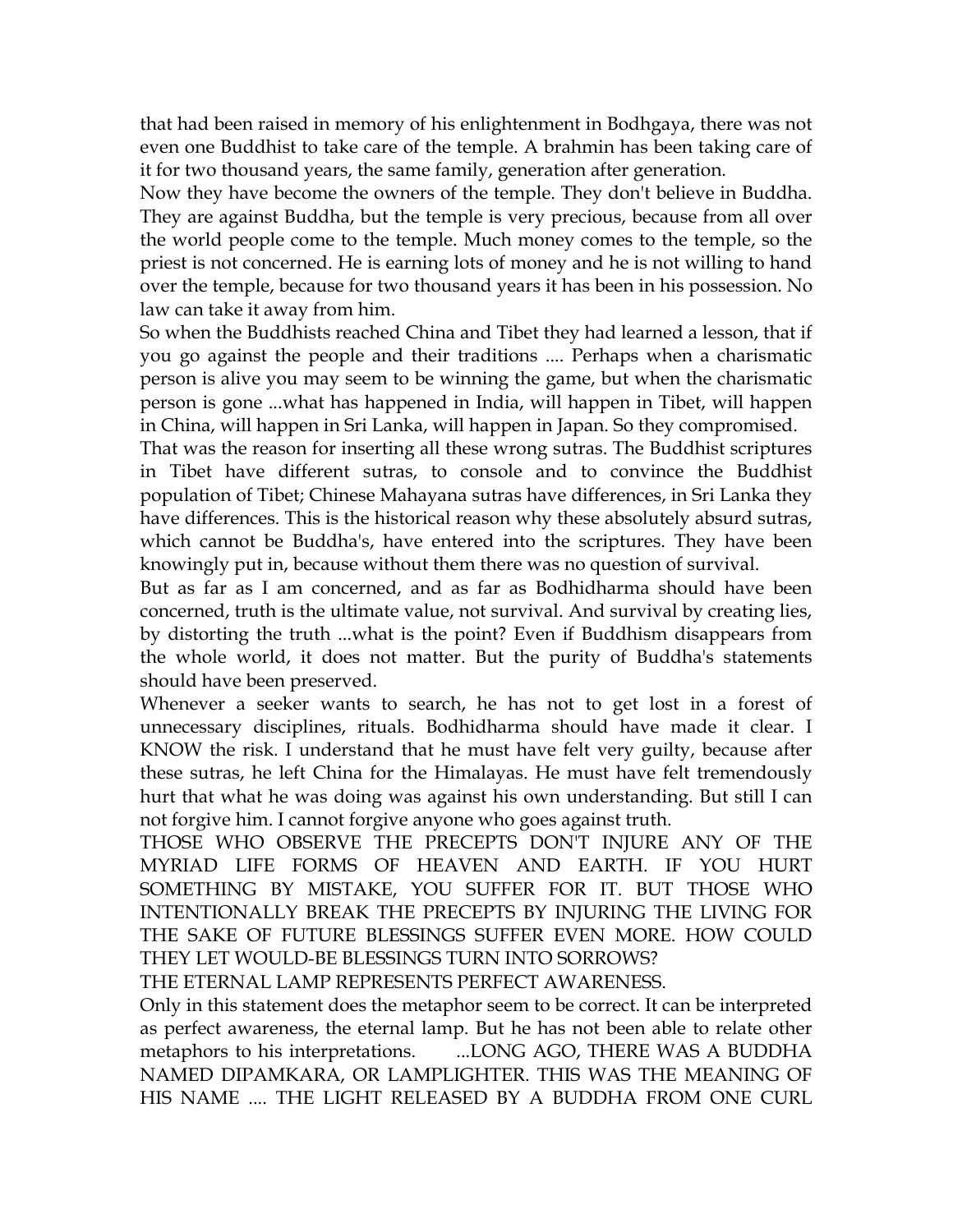that had been raised in memory of his enlightenment in Bodhgaya, there was not even one Buddhist to take care of the temple. A brahmin has been taking care of it for two thousand years, the same family, generation after generation.

Now they have become the owners of the temple. They don't believe in Buddha. They are against Buddha, but the temple is very precious, because from all over the world people come to the temple. Much money comes to the temple, so the priest is not concerned. He is earning lots of money and he is not willing to hand over the temple, because for two thousand years it has been in his possession. No law can take it away from him.

So when the Buddhists reached China and Tibet they had learned a lesson, that if you go against the people and their traditions .... Perhaps when a charismatic person is alive you may seem to be winning the game, but when the charismatic person is gone ...what has happened in India, will happen in Tibet, will happen in China, will happen in Sri Lanka, will happen in Japan. So they compromised.

That was the reason for inserting all these wrong sutras. The Buddhist scriptures in Tibet have different sutras, to console and to convince the Buddhist population of Tibet; Chinese Mahayana sutras have differences, in Sri Lanka they have differences. This is the historical reason why these absolutely absurd sutras, which cannot be Buddha's, have entered into the scriptures. They have been knowingly put in, because without them there was no question of survival.

But as far as I am concerned, and as far as Bodhidharma should have been concerned, truth is the ultimate value, not survival. And survival by creating lies, by distorting the truth ...what is the point? Even if Buddhism disappears from the whole world, it does not matter. But the purity of Buddha's statements should have been preserved.

Whenever a seeker wants to search, he has not to get lost in a forest of unnecessary disciplines, rituals. Bodhidharma should have made it clear. I KNOW the risk. I understand that he must have felt very guilty, because after these sutras, he left China for the Himalayas. He must have felt tremendously hurt that what he was doing was against his own understanding. But still I can not forgive him. I cannot forgive anyone who goes against truth.

THOSE WHO OBSERVE THE PRECEPTS DON'T INJURE ANY OF THE MYRIAD LIFE FORMS OF HEAVEN AND EARTH. IF YOU HURT SOMETHING BY MISTAKE, YOU SUFFER FOR IT. BUT THOSE WHO INTENTIONALLY BREAK THE PRECEPTS BY INJURING THE LIVING FOR THE SAKE OF FUTURE BLESSINGS SUFFER EVEN MORE. HOW COULD THEY LET WOULD-BE BLESSINGS TURN INTO SORROWS?

THE ETERNAL LAMP REPRESENTS PERFECT AWARENESS.

Only in this statement does the metaphor seem to be correct. It can be interpreted as perfect awareness, the eternal lamp. But he has not been able to relate other metaphors to his interpretations. ...LONG AGO, THERE WAS A BUDDHA NAMED DIPAMKARA, OR LAMPLIGHTER. THIS WAS THE MEANING OF HIS NAME .... THE LIGHT RELEASED BY A BUDDHA FROM ONE CURL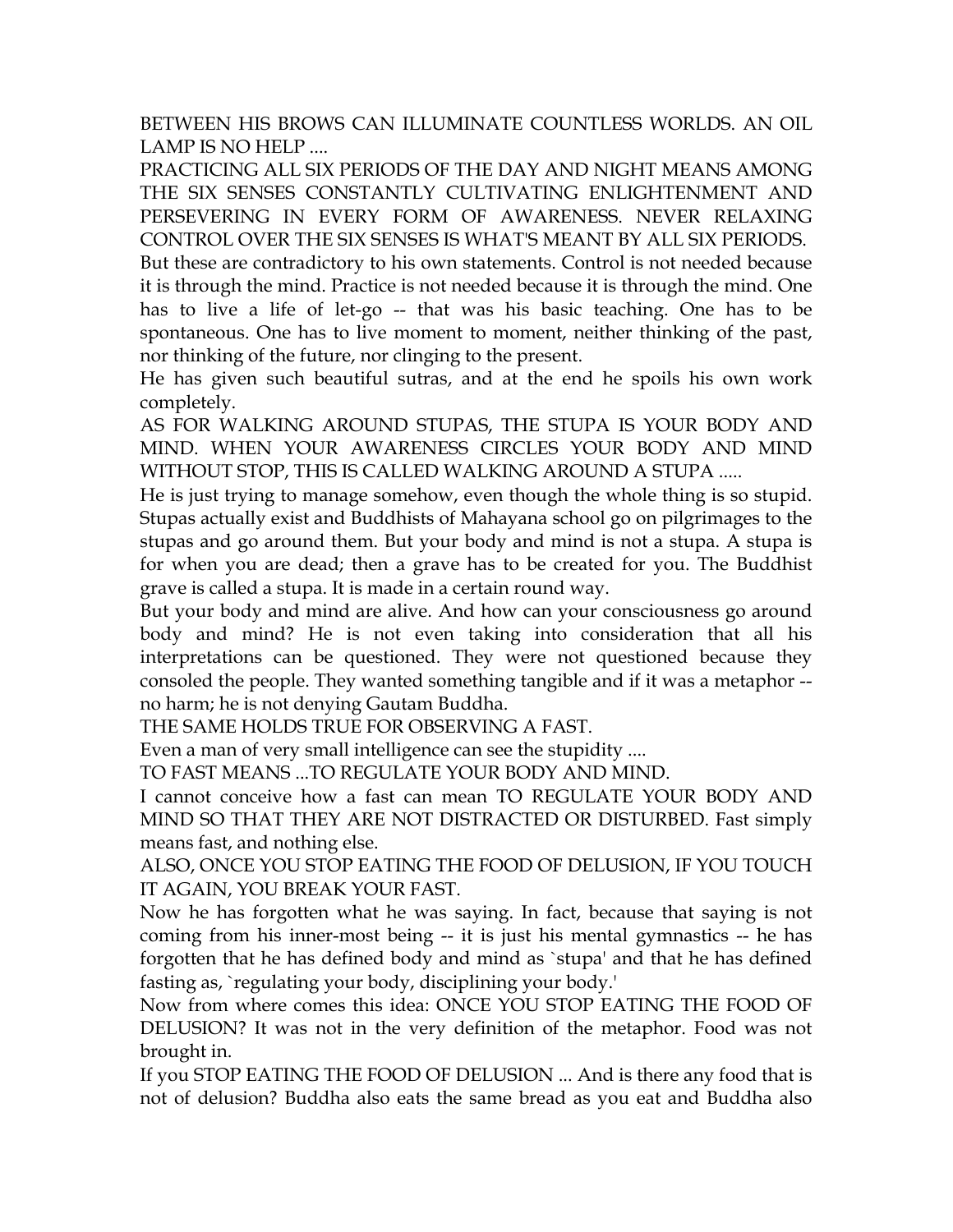BETWEEN HIS BROWS CAN ILLUMINATE COUNTLESS WORLDS. AN OIL LAMP IS NO HELP ....

PRACTICING ALL SIX PERIODS OF THE DAY AND NIGHT MEANS AMONG THE SIX SENSES CONSTANTLY CULTIVATING ENLIGHTENMENT AND PERSEVERING IN EVERY FORM OF AWARENESS. NEVER RELAXING CONTROL OVER THE SIX SENSES IS WHAT'S MEANT BY ALL SIX PERIODS.

But these are contradictory to his own statements. Control is not needed because it is through the mind. Practice is not needed because it is through the mind. One has to live a life of let-go -- that was his basic teaching. One has to be spontaneous. One has to live moment to moment, neither thinking of the past, nor thinking of the future, nor clinging to the present.

He has given such beautiful sutras, and at the end he spoils his own work completely.

AS FOR WALKING AROUND STUPAS, THE STUPA IS YOUR BODY AND MIND. WHEN YOUR AWARENESS CIRCLES YOUR BODY AND MIND WITHOUT STOP, THIS IS CALLED WALKING AROUND A STUPA .....

He is just trying to manage somehow, even though the whole thing is so stupid. Stupas actually exist and Buddhists of Mahayana school go on pilgrimages to the stupas and go around them. But your body and mind is not a stupa. A stupa is for when you are dead; then a grave has to be created for you. The Buddhist grave is called a stupa. It is made in a certain round way.

But your body and mind are alive. And how can your consciousness go around body and mind? He is not even taking into consideration that all his interpretations can be questioned. They were not questioned because they consoled the people. They wanted something tangible and if it was a metaphor -- no harm; he is not denying Gautam Buddha.

THE SAME HOLDS TRUE FOR OBSERVING A FAST.

Even a man of very small intelligence can see the stupidity ....

TO FAST MEANS ...TO REGULATE YOUR BODY AND MIND.

I cannot conceive how a fast can mean TO REGULATE YOUR BODY AND MIND SO THAT THEY ARE NOT DISTRACTED OR DISTURBED. Fast simply means fast, and nothing else.

ALSO, ONCE YOU STOP EATING THE FOOD OF DELUSION, IF YOU TOUCH IT AGAIN, YOU BREAK YOUR FAST.

Now he has forgotten what he was saying. In fact, because that saying is not coming from his inner-most being -- it is just his mental gymnastics -- he has forgotten that he has defined body and mind as `stupa' and that he has defined fasting as, `regulating your body, disciplining your body.'

Now from where comes this idea: ONCE YOU STOP EATING THE FOOD OF DELUSION? It was not in the very definition of the metaphor. Food was not brought in.

If you STOP EATING THE FOOD OF DELUSION ... And is there any food that is not of delusion? Buddha also eats the same bread as you eat and Buddha also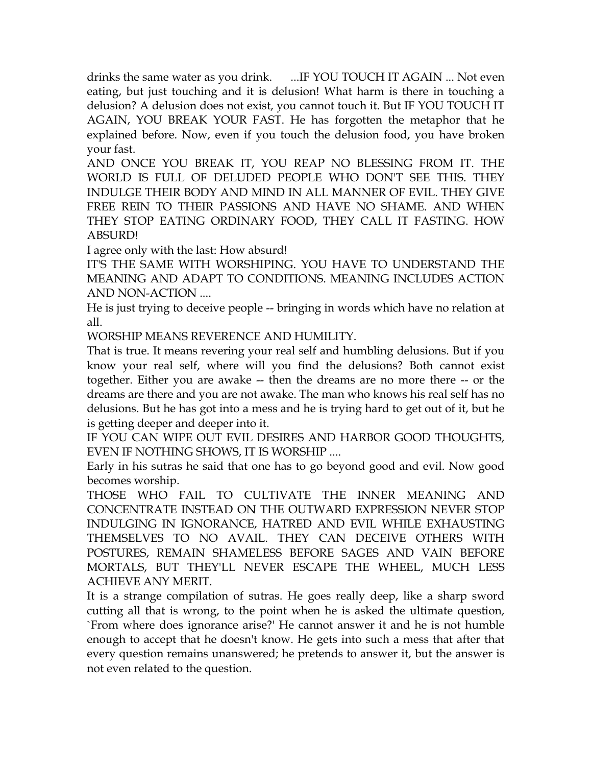drinks the same water as you drink. ...IF YOU TOUCH IT AGAIN ... Not even eating, but just touching and it is delusion! What harm is there in touching a delusion? A delusion does not exist, you cannot touch it. But IF YOU TOUCH IT AGAIN, YOU BREAK YOUR FAST. He has forgotten the metaphor that he explained before. Now, even if you touch the delusion food, you have broken your fast.

AND ONCE YOU BREAK IT, YOU REAP NO BLESSING FROM IT. THE WORLD IS FULL OF DELUDED PEOPLE WHO DON'T SEE THIS. THEY INDULGE THEIR BODY AND MIND IN ALL MANNER OF EVIL. THEY GIVE FREE REIN TO THEIR PASSIONS AND HAVE NO SHAME. AND WHEN THEY STOP EATING ORDINARY FOOD, THEY CALL IT FASTING. HOW ABSURD!

I agree only with the last: How absurd!

IT'S THE SAME WITH WORSHIPING. YOU HAVE TO UNDERSTAND THE MEANING AND ADAPT TO CONDITIONS. MEANING INCLUDES ACTION AND NON-ACTION ....

He is just trying to deceive people -- bringing in words which have no relation at all.

WORSHIP MEANS REVERENCE AND HUMILITY.

That is true. It means revering your real self and humbling delusions. But if you know your real self, where will you find the delusions? Both cannot exist together. Either you are awake -- then the dreams are no more there -- or the dreams are there and you are not awake. The man who knows his real self has no delusions. But he has got into a mess and he is trying hard to get out of it, but he is getting deeper and deeper into it.

IF YOU CAN WIPE OUT EVIL DESIRES AND HARBOR GOOD THOUGHTS, EVEN IF NOTHING SHOWS, IT IS WORSHIP ....

Early in his sutras he said that one has to go beyond good and evil. Now good becomes worship.

THOSE WHO FAIL TO CULTIVATE THE INNER MEANING AND CONCENTRATE INSTEAD ON THE OUTWARD EXPRESSION NEVER STOP INDULGING IN IGNORANCE, HATRED AND EVIL WHILE EXHAUSTING THEMSELVES TO NO AVAIL. THEY CAN DECEIVE OTHERS WITH POSTURES, REMAIN SHAMELESS BEFORE SAGES AND VAIN BEFORE MORTALS, BUT THEY'LL NEVER ESCAPE THE WHEEL, MUCH LESS ACHIEVE ANY MERIT.

It is a strange compilation of sutras. He goes really deep, like a sharp sword cutting all that is wrong, to the point when he is asked the ultimate question, `From where does ignorance arise?' He cannot answer it and he is not humble enough to accept that he doesn't know. He gets into such a mess that after that every question remains unanswered; he pretends to answer it, but the answer is not even related to the question.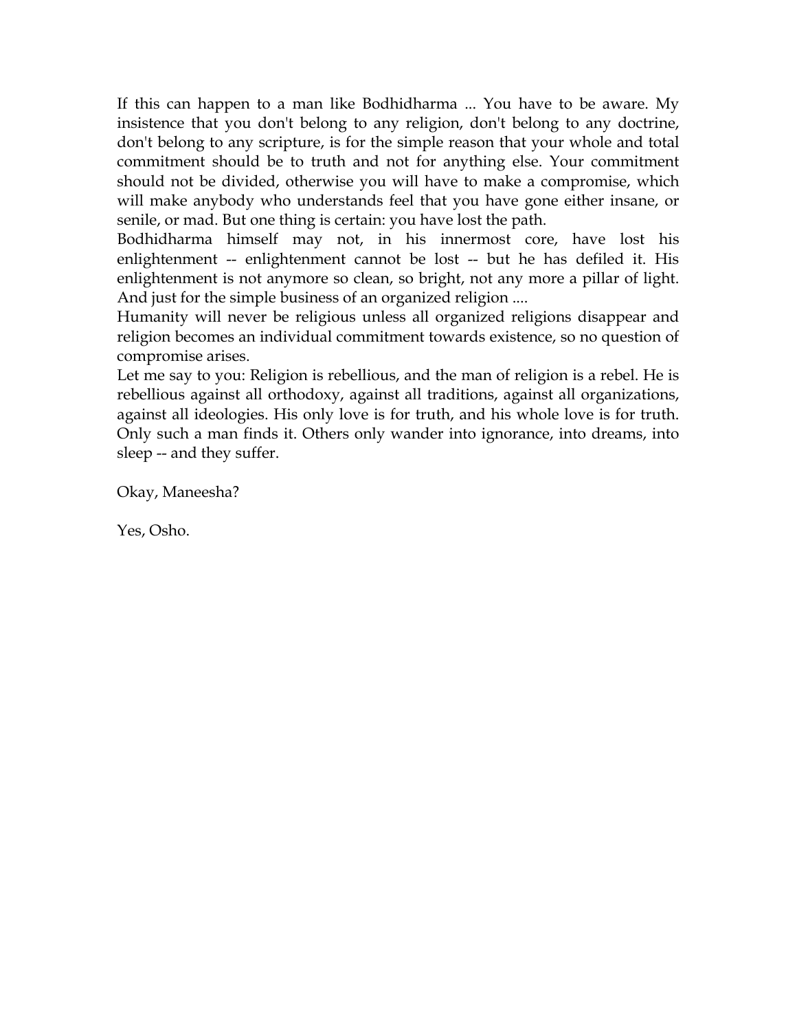If this can happen to a man like Bodhidharma ... You have to be aware. My insistence that you don't belong to any religion, don't belong to any doctrine, don't belong to any scripture, is for the simple reason that your whole and total commitment should be to truth and not for anything else. Your commitment should not be divided, otherwise you will have to make a compromise, which will make anybody who understands feel that you have gone either insane, or senile, or mad. But one thing is certain: you have lost the path.

Bodhidharma himself may not, in his innermost core, have lost his enlightenment -- enlightenment cannot be lost -- but he has defiled it. His enlightenment is not anymore so clean, so bright, not any more a pillar of light. And just for the simple business of an organized religion ....

Humanity will never be religious unless all organized religions disappear and religion becomes an individual commitment towards existence, so no question of compromise arises.

Let me say to you: Religion is rebellious, and the man of religion is a rebel. He is rebellious against all orthodoxy, against all traditions, against all organizations, against all ideologies. His only love is for truth, and his whole love is for truth. Only such a man finds it. Others only wander into ignorance, into dreams, into sleep -- and they suffer.

Okay, Maneesha?

Yes, Osho.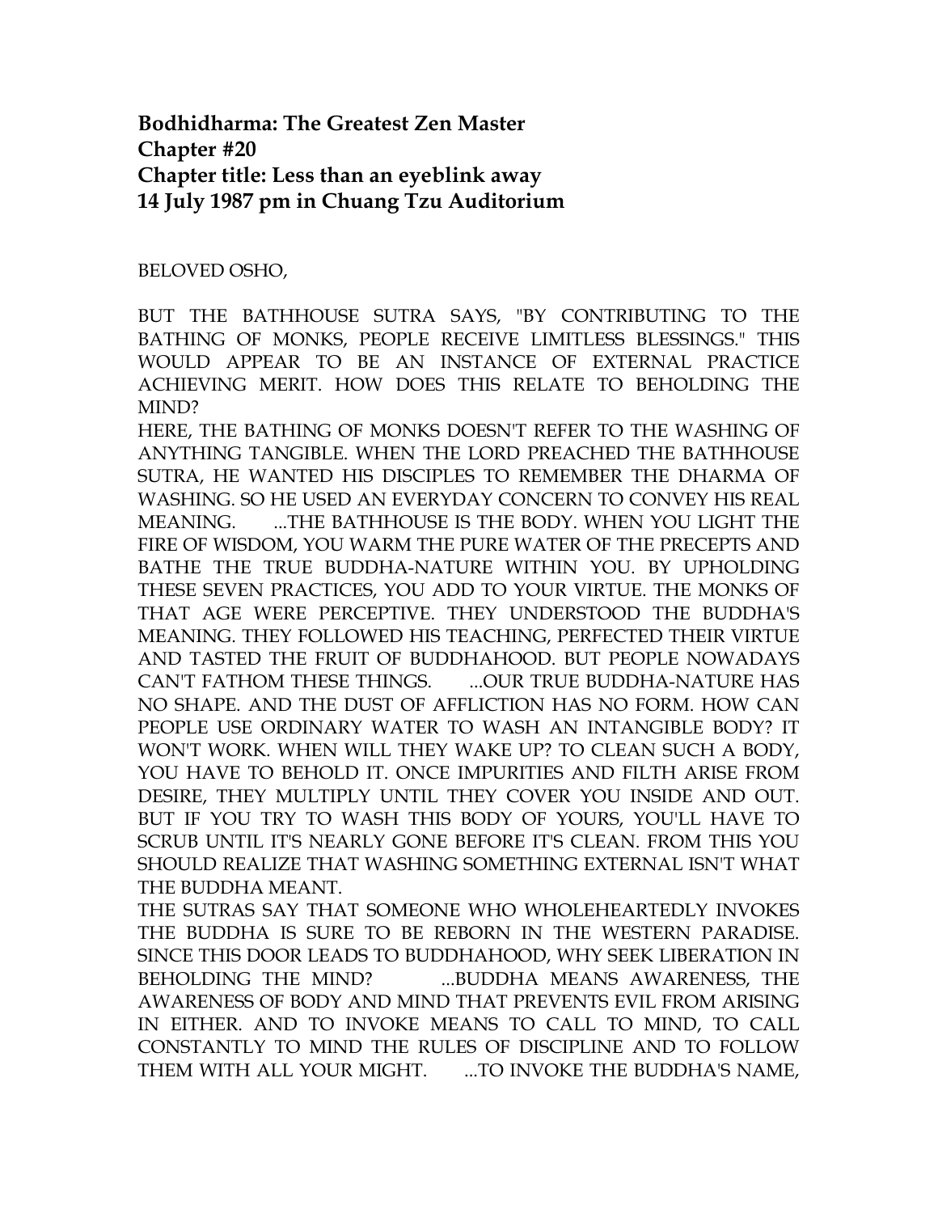**Bodhidharma: The Greatest Zen Master**
**Chapter #20**
**Chapter title: Less than an eyeblink away**
**14 July 1987 pm in Chuang Tzu Auditorium**

BELOVED OSHO,

BUT THE BATHHOUSE SUTRA SAYS, "BY CONTRIBUTING TO THE BATHING OF MONKS, PEOPLE RECEIVE LIMITLESS BLESSINGS." THIS WOULD APPEAR TO BE AN INSTANCE OF EXTERNAL PRACTICE ACHIEVING MERIT. HOW DOES THIS RELATE TO BEHOLDING THE MIND?

HERE, THE BATHING OF MONKS DOESN'T REFER TO THE WASHING OF ANYTHING TANGIBLE. WHEN THE LORD PREACHED THE BATHHOUSE SUTRA, HE WANTED HIS DISCIPLES TO REMEMBER THE DHARMA OF WASHING. SO HE USED AN EVERYDAY CONCERN TO CONVEY HIS REAL MEANING. ...THE BATHHOUSE IS THE BODY. WHEN YOU LIGHT THE FIRE OF WISDOM, YOU WARM THE PURE WATER OF THE PRECEPTS AND BATHE THE TRUE BUDDHA-NATURE WITHIN YOU. BY UPHOLDING THESE SEVEN PRACTICES, YOU ADD TO YOUR VIRTUE. THE MONKS OF THAT AGE WERE PERCEPTIVE. THEY UNDERSTOOD THE BUDDHA'S MEANING. THEY FOLLOWED HIS TEACHING, PERFECTED THEIR VIRTUE AND TASTED THE FRUIT OF BUDDHAHOOD. BUT PEOPLE NOWADAYS CAN'T FATHOM THESE THINGS. ...OUR TRUE BUDDHA-NATURE HAS NO SHAPE. AND THE DUST OF AFFLICTION HAS NO FORM. HOW CAN PEOPLE USE ORDINARY WATER TO WASH AN INTANGIBLE BODY? IT WON'T WORK. WHEN WILL THEY WAKE UP? TO CLEAN SUCH A BODY, YOU HAVE TO BEHOLD IT. ONCE IMPURITIES AND FILTH ARISE FROM DESIRE, THEY MULTIPLY UNTIL THEY COVER YOU INSIDE AND OUT. BUT IF YOU TRY TO WASH THIS BODY OF YOURS, YOU'LL HAVE TO SCRUB UNTIL IT'S NEARLY GONE BEFORE IT'S CLEAN. FROM THIS YOU SHOULD REALIZE THAT WASHING SOMETHING EXTERNAL ISN'T WHAT THE BUDDHA MEANT.

THE SUTRAS SAY THAT SOMEONE WHO WHOLEHEARTEDLY INVOKES THE BUDDHA IS SURE TO BE REBORN IN THE WESTERN PARADISE. SINCE THIS DOOR LEADS TO BUDDHAHOOD, WHY SEEK LIBERATION IN BEHOLDING THE MIND? ...BUDDHA MEANS AWARENESS, THE AWARENESS OF BODY AND MIND THAT PREVENTS EVIL FROM ARISING IN EITHER. AND TO INVOKE MEANS TO CALL TO MIND, TO CALL CONSTANTLY TO MIND THE RULES OF DISCIPLINE AND TO FOLLOW THEM WITH ALL YOUR MIGHT. ...TO INVOKE THE BUDDHA'S NAME,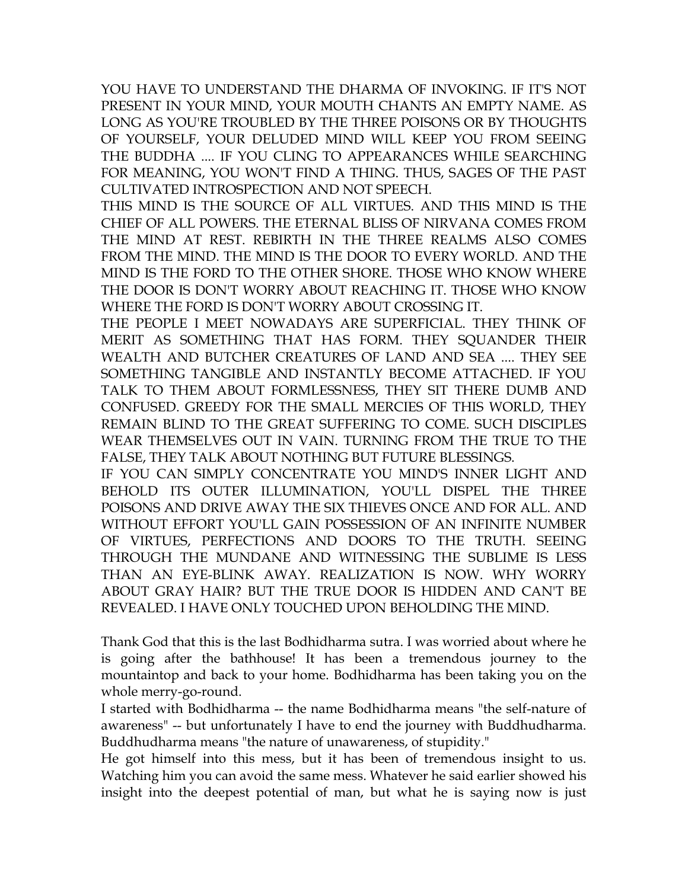YOU HAVE TO UNDERSTAND THE DHARMA OF INVOKING. IF IT'S NOT PRESENT IN YOUR MIND, YOUR MOUTH CHANTS AN EMPTY NAME. AS LONG AS YOU'RE TROUBLED BY THE THREE POISONS OR BY THOUGHTS OF YOURSELF, YOUR DELUDED MIND WILL KEEP YOU FROM SEEING THE BUDDHA .... IF YOU CLING TO APPEARANCES WHILE SEARCHING FOR MEANING, YOU WON'T FIND A THING. THUS, SAGES OF THE PAST CULTIVATED INTROSPECTION AND NOT SPEECH.

THIS MIND IS THE SOURCE OF ALL VIRTUES. AND THIS MIND IS THE CHIEF OF ALL POWERS. THE ETERNAL BLISS OF NIRVANA COMES FROM THE MIND AT REST. REBIRTH IN THE THREE REALMS ALSO COMES FROM THE MIND. THE MIND IS THE DOOR TO EVERY WORLD. AND THE MIND IS THE FORD TO THE OTHER SHORE. THOSE WHO KNOW WHERE THE DOOR IS DON'T WORRY ABOUT REACHING IT. THOSE WHO KNOW WHERE THE FORD IS DON'T WORRY ABOUT CROSSING IT.

THE PEOPLE I MEET NOWADAYS ARE SUPERFICIAL. THEY THINK OF MERIT AS SOMETHING THAT HAS FORM. THEY SQUANDER THEIR WEALTH AND BUTCHER CREATURES OF LAND AND SEA .... THEY SEE SOMETHING TANGIBLE AND INSTANTLY BECOME ATTACHED. IF YOU TALK TO THEM ABOUT FORMLESSNESS, THEY SIT THERE DUMB AND CONFUSED. GREEDY FOR THE SMALL MERCIES OF THIS WORLD, THEY REMAIN BLIND TO THE GREAT SUFFERING TO COME. SUCH DISCIPLES WEAR THEMSELVES OUT IN VAIN. TURNING FROM THE TRUE TO THE FALSE, THEY TALK ABOUT NOTHING BUT FUTURE BLESSINGS.

IF YOU CAN SIMPLY CONCENTRATE YOU MIND'S INNER LIGHT AND BEHOLD ITS OUTER ILLUMINATION, YOU'LL DISPEL THE THREE POISONS AND DRIVE AWAY THE SIX THIEVES ONCE AND FOR ALL. AND WITHOUT EFFORT YOU'LL GAIN POSSESSION OF AN INFINITE NUMBER OF VIRTUES, PERFECTIONS AND DOORS TO THE TRUTH. SEEING THROUGH THE MUNDANE AND WITNESSING THE SUBLIME IS LESS THAN AN EYE-BLINK AWAY. REALIZATION IS NOW. WHY WORRY ABOUT GRAY HAIR? BUT THE TRUE DOOR IS HIDDEN AND CAN'T BE REVEALED. I HAVE ONLY TOUCHED UPON BEHOLDING THE MIND.

Thank God that this is the last Bodhidharma sutra. I was worried about where he is going after the bathhouse! It has been a tremendous journey to the mountaintop and back to your home. Bodhidharma has been taking you on the whole merry-go-round.

I started with Bodhidharma -- the name Bodhidharma means "the self-nature of awareness" -- but unfortunately I have to end the journey with Buddhudharma. Buddhudharma means "the nature of unawareness, of stupidity."

He got himself into this mess, but it has been of tremendous insight to us. Watching him you can avoid the same mess. Whatever he said earlier showed his insight into the deepest potential of man, but what he is saying now is just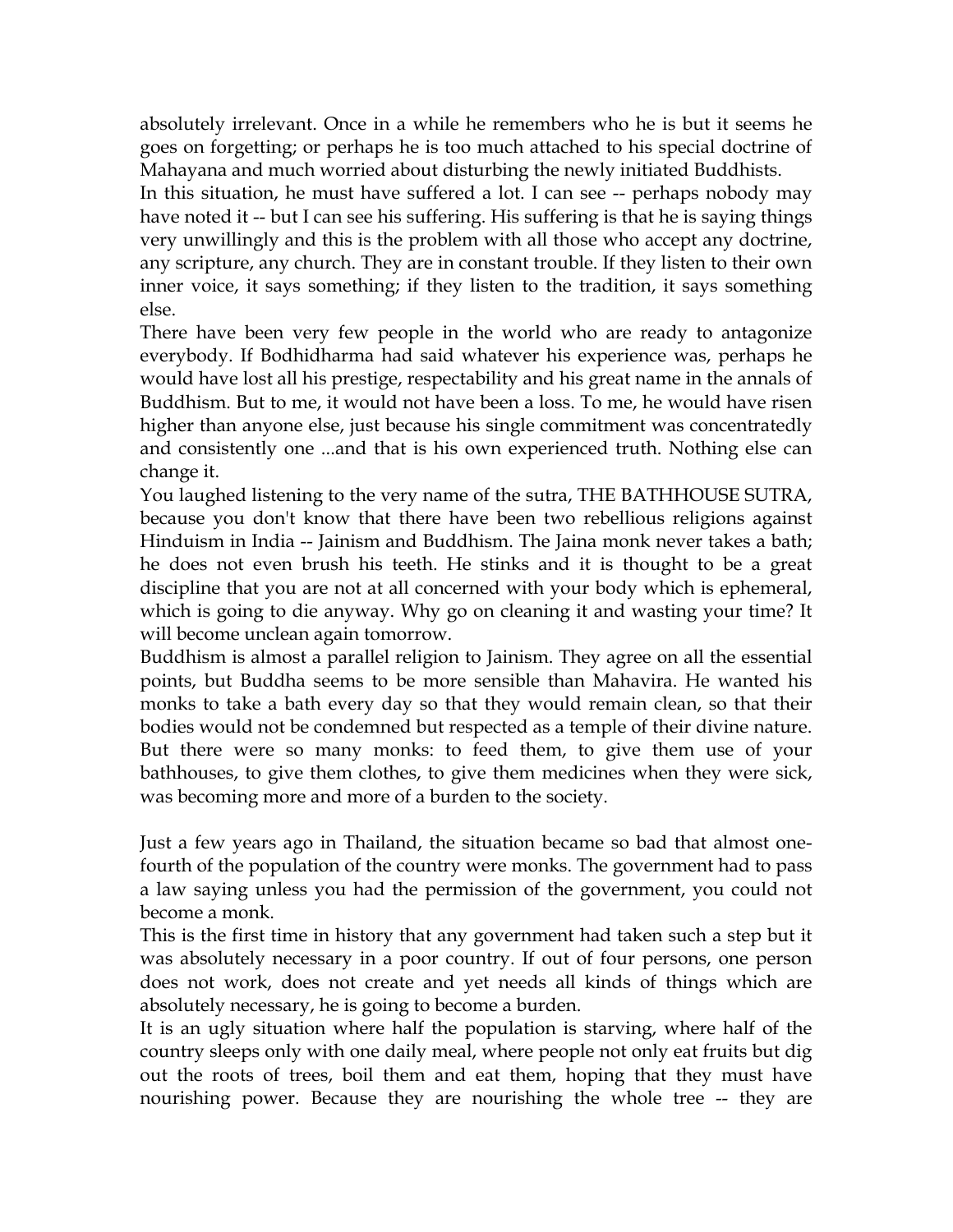absolutely irrelevant. Once in a while he remembers who he is but it seems he goes on forgetting; or perhaps he is too much attached to his special doctrine of Mahayana and much worried about disturbing the newly initiated Buddhists.

In this situation, he must have suffered a lot. I can see -- perhaps nobody may have noted it -- but I can see his suffering. His suffering is that he is saying things very unwillingly and this is the problem with all those who accept any doctrine, any scripture, any church. They are in constant trouble. If they listen to their own inner voice, it says something; if they listen to the tradition, it says something else.

There have been very few people in the world who are ready to antagonize everybody. If Bodhidharma had said whatever his experience was, perhaps he would have lost all his prestige, respectability and his great name in the annals of Buddhism. But to me, it would not have been a loss. To me, he would have risen higher than anyone else, just because his single commitment was concentratedly and consistently one ...and that is his own experienced truth. Nothing else can change it.

You laughed listening to the very name of the sutra, THE BATHHOUSE SUTRA, because you don't know that there have been two rebellious religions against Hinduism in India -- Jainism and Buddhism. The Jaina monk never takes a bath; he does not even brush his teeth. He stinks and it is thought to be a great discipline that you are not at all concerned with your body which is ephemeral, which is going to die anyway. Why go on cleaning it and wasting your time? It will become unclean again tomorrow.

Buddhism is almost a parallel religion to Jainism. They agree on all the essential points, but Buddha seems to be more sensible than Mahavira. He wanted his monks to take a bath every day so that they would remain clean, so that their bodies would not be condemned but respected as a temple of their divine nature. But there were so many monks: to feed them, to give them use of your bathhouses, to give them clothes, to give them medicines when they were sick, was becoming more and more of a burden to the society.

Just a few years ago in Thailand, the situation became so bad that almost one-fourth of the population of the country were monks. The government had to pass a law saying unless you had the permission of the government, you could not become a monk.

This is the first time in history that any government had taken such a step but it was absolutely necessary in a poor country. If out of four persons, one person does not work, does not create and yet needs all kinds of things which are absolutely necessary, he is going to become a burden.

It is an ugly situation where half the population is starving, where half of the country sleeps only with one daily meal, where people not only eat fruits but dig out the roots of trees, boil them and eat them, hoping that they must have nourishing power. Because they are nourishing the whole tree -- they are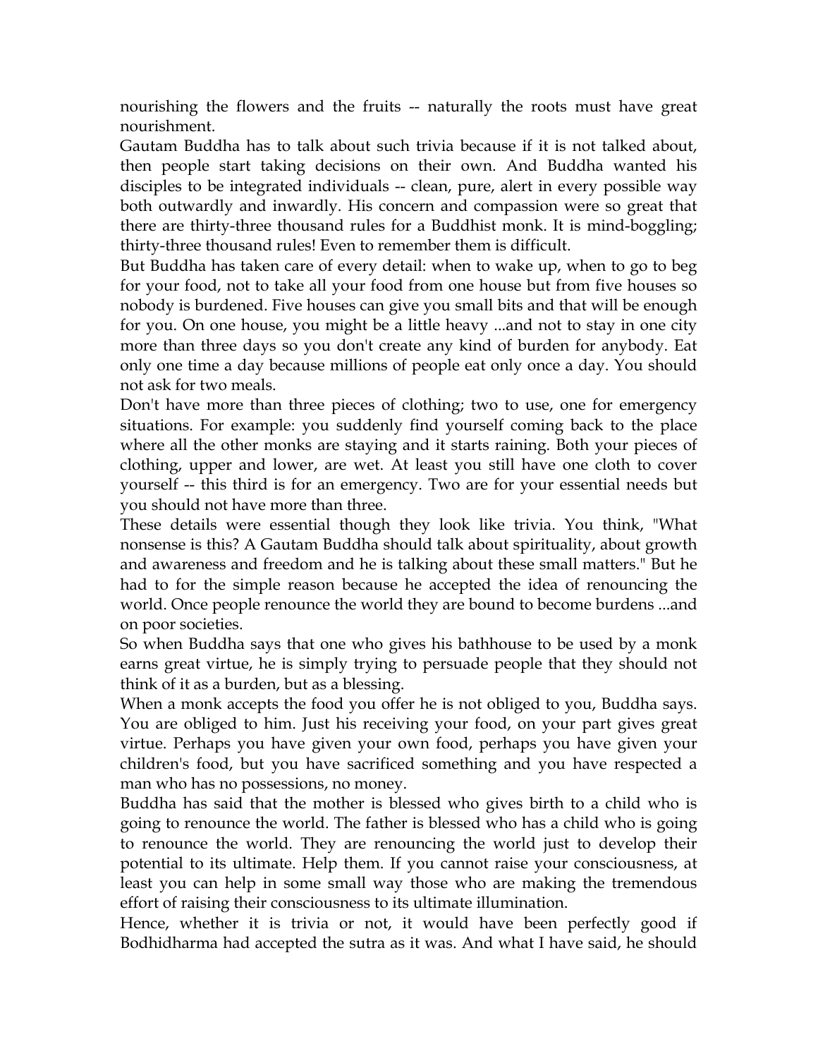nourishing the flowers and the fruits -- naturally the roots must have great nourishment.

Gautam Buddha has to talk about such trivia because if it is not talked about, then people start taking decisions on their own. And Buddha wanted his disciples to be integrated individuals -- clean, pure, alert in every possible way both outwardly and inwardly. His concern and compassion were so great that there are thirty-three thousand rules for a Buddhist monk. It is mind-boggling; thirty-three thousand rules! Even to remember them is difficult.

But Buddha has taken care of every detail: when to wake up, when to go to beg for your food, not to take all your food from one house but from five houses so nobody is burdened. Five houses can give you small bits and that will be enough for you. On one house, you might be a little heavy ...and not to stay in one city more than three days so you don't create any kind of burden for anybody. Eat only one time a day because millions of people eat only once a day. You should not ask for two meals.

Don't have more than three pieces of clothing; two to use, one for emergency situations. For example: you suddenly find yourself coming back to the place where all the other monks are staying and it starts raining. Both your pieces of clothing, upper and lower, are wet. At least you still have one cloth to cover yourself -- this third is for an emergency. Two are for your essential needs but you should not have more than three.

These details were essential though they look like trivia. You think, "What nonsense is this? A Gautam Buddha should talk about spirituality, about growth and awareness and freedom and he is talking about these small matters." But he had to for the simple reason because he accepted the idea of renouncing the world. Once people renounce the world they are bound to become burdens ...and on poor societies.

So when Buddha says that one who gives his bathhouse to be used by a monk earns great virtue, he is simply trying to persuade people that they should not think of it as a burden, but as a blessing.

When a monk accepts the food you offer he is not obliged to you, Buddha says. You are obliged to him. Just his receiving your food, on your part gives great virtue. Perhaps you have given your own food, perhaps you have given your children's food, but you have sacrificed something and you have respected a man who has no possessions, no money.

Buddha has said that the mother is blessed who gives birth to a child who is going to renounce the world. The father is blessed who has a child who is going to renounce the world. They are renouncing the world just to develop their potential to its ultimate. Help them. If you cannot raise your consciousness, at least you can help in some small way those who are making the tremendous effort of raising their consciousness to its ultimate illumination.

Hence, whether it is trivia or not, it would have been perfectly good if Bodhidharma had accepted the sutra as it was. And what I have said, he should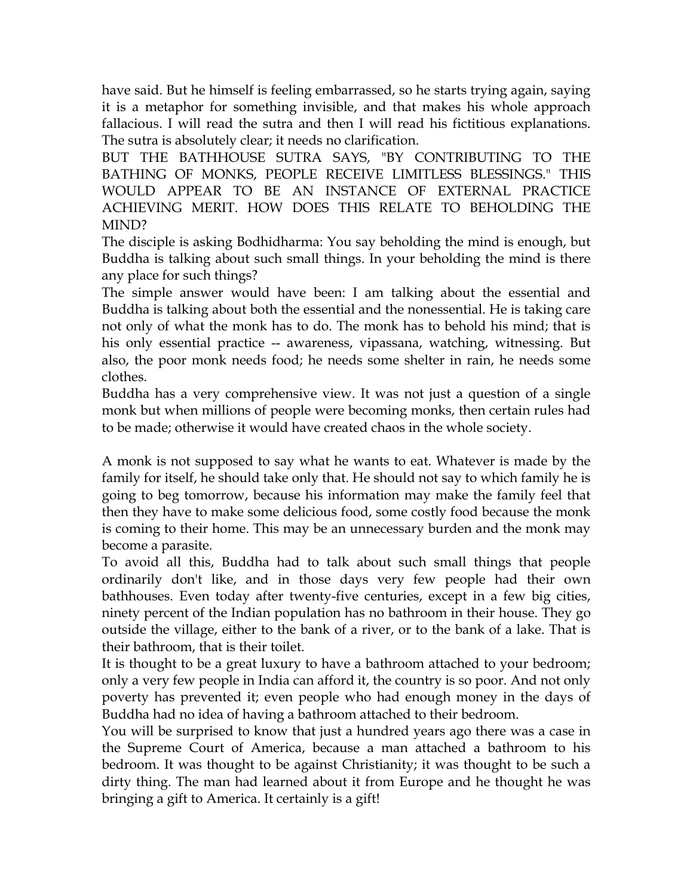have said. But he himself is feeling embarrassed, so he starts trying again, saying it is a metaphor for something invisible, and that makes his whole approach fallacious. I will read the sutra and then I will read his fictitious explanations. The sutra is absolutely clear; it needs no clarification.

BUT THE BATHHOUSE SUTRA SAYS, "BY CONTRIBUTING TO THE BATHING OF MONKS, PEOPLE RECEIVE LIMITLESS BLESSINGS." THIS WOULD APPEAR TO BE AN INSTANCE OF EXTERNAL PRACTICE ACHIEVING MERIT. HOW DOES THIS RELATE TO BEHOLDING THE MIND?

The disciple is asking Bodhidharma: You say beholding the mind is enough, but Buddha is talking about such small things. In your beholding the mind is there any place for such things?

The simple answer would have been: I am talking about the essential and Buddha is talking about both the essential and the nonessential. He is taking care not only of what the monk has to do. The monk has to behold his mind; that is his only essential practice -- awareness, vipassana, watching, witnessing. But also, the poor monk needs food; he needs some shelter in rain, he needs some clothes.

Buddha has a very comprehensive view. It was not just a question of a single monk but when millions of people were becoming monks, then certain rules had to be made; otherwise it would have created chaos in the whole society.

A monk is not supposed to say what he wants to eat. Whatever is made by the family for itself, he should take only that. He should not say to which family he is going to beg tomorrow, because his information may make the family feel that then they have to make some delicious food, some costly food because the monk is coming to their home. This may be an unnecessary burden and the monk may become a parasite.

To avoid all this, Buddha had to talk about such small things that people ordinarily don't like, and in those days very few people had their own bathhouses. Even today after twenty-five centuries, except in a few big cities, ninety percent of the Indian population has no bathroom in their house. They go outside the village, either to the bank of a river, or to the bank of a lake. That is their bathroom, that is their toilet.

It is thought to be a great luxury to have a bathroom attached to your bedroom; only a very few people in India can afford it, the country is so poor. And not only poverty has prevented it; even people who had enough money in the days of Buddha had no idea of having a bathroom attached to their bedroom.

You will be surprised to know that just a hundred years ago there was a case in the Supreme Court of America, because a man attached a bathroom to his bedroom. It was thought to be against Christianity; it was thought to be such a dirty thing. The man had learned about it from Europe and he thought he was bringing a gift to America. It certainly is a gift!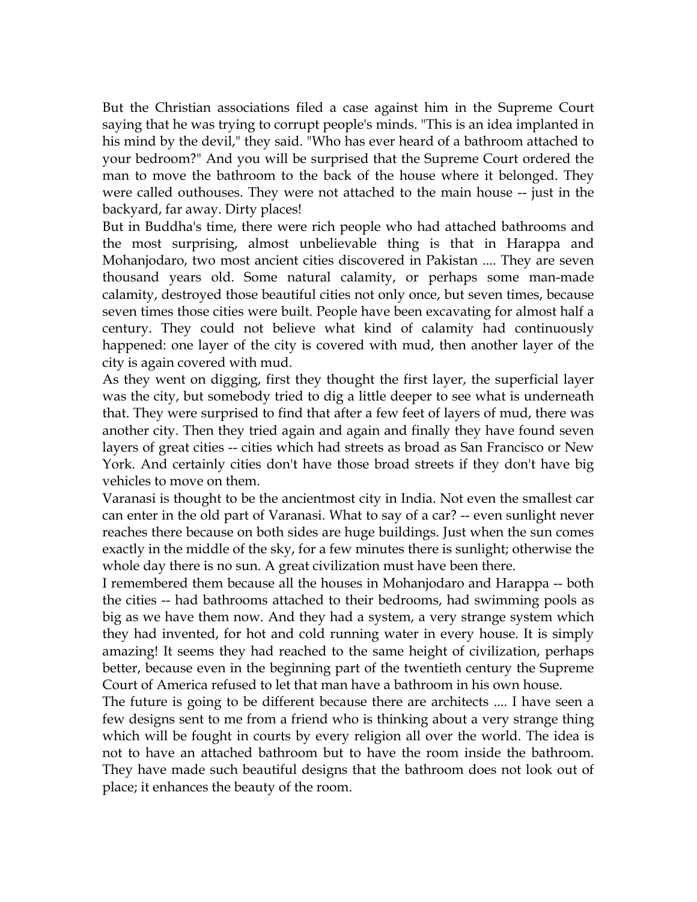But the Christian associations filed a case against him in the Supreme Court saying that he was trying to corrupt people's minds. "This is an idea implanted in his mind by the devil," they said. "Who has ever heard of a bathroom attached to your bedroom?" And you will be surprised that the Supreme Court ordered the man to move the bathroom to the back of the house where it belonged. They were called outhouses. They were not attached to the main house -- just in the backyard, far away. Dirty places!

But in Buddha's time, there were rich people who had attached bathrooms and the most surprising, almost unbelievable thing is that in Harappa and Mohanjodaro, two most ancient cities discovered in Pakistan .... They are seven thousand years old. Some natural calamity, or perhaps some man-made calamity, destroyed those beautiful cities not only once, but seven times, because seven times those cities were built. People have been excavating for almost half a century. They could not believe what kind of calamity had continuously happened: one layer of the city is covered with mud, then another layer of the city is again covered with mud.

As they went on digging, first they thought the first layer, the superficial layer was the city, but somebody tried to dig a little deeper to see what is underneath that. They were surprised to find that after a few feet of layers of mud, there was another city. Then they tried again and again and finally they have found seven layers of great cities -- cities which had streets as broad as San Francisco or New York. And certainly cities don't have those broad streets if they don't have big vehicles to move on them.

Varanasi is thought to be the ancientmost city in India. Not even the smallest car can enter in the old part of Varanasi. What to say of a car? -- even sunlight never reaches there because on both sides are huge buildings. Just when the sun comes exactly in the middle of the sky, for a few minutes there is sunlight; otherwise the whole day there is no sun. A great civilization must have been there.

I remembered them because all the houses in Mohanjodaro and Harappa -- both the cities -- had bathrooms attached to their bedrooms, had swimming pools as big as we have them now. And they had a system, a very strange system which they had invented, for hot and cold running water in every house. It is simply amazing! It seems they had reached to the same height of civilization, perhaps better, because even in the beginning part of the twentieth century the Supreme Court of America refused to let that man have a bathroom in his own house.

The future is going to be different because there are architects .... I have seen a few designs sent to me from a friend who is thinking about a very strange thing which will be fought in courts by every religion all over the world. The idea is not to have an attached bathroom but to have the room inside the bathroom. They have made such beautiful designs that the bathroom does not look out of place; it enhances the beauty of the room.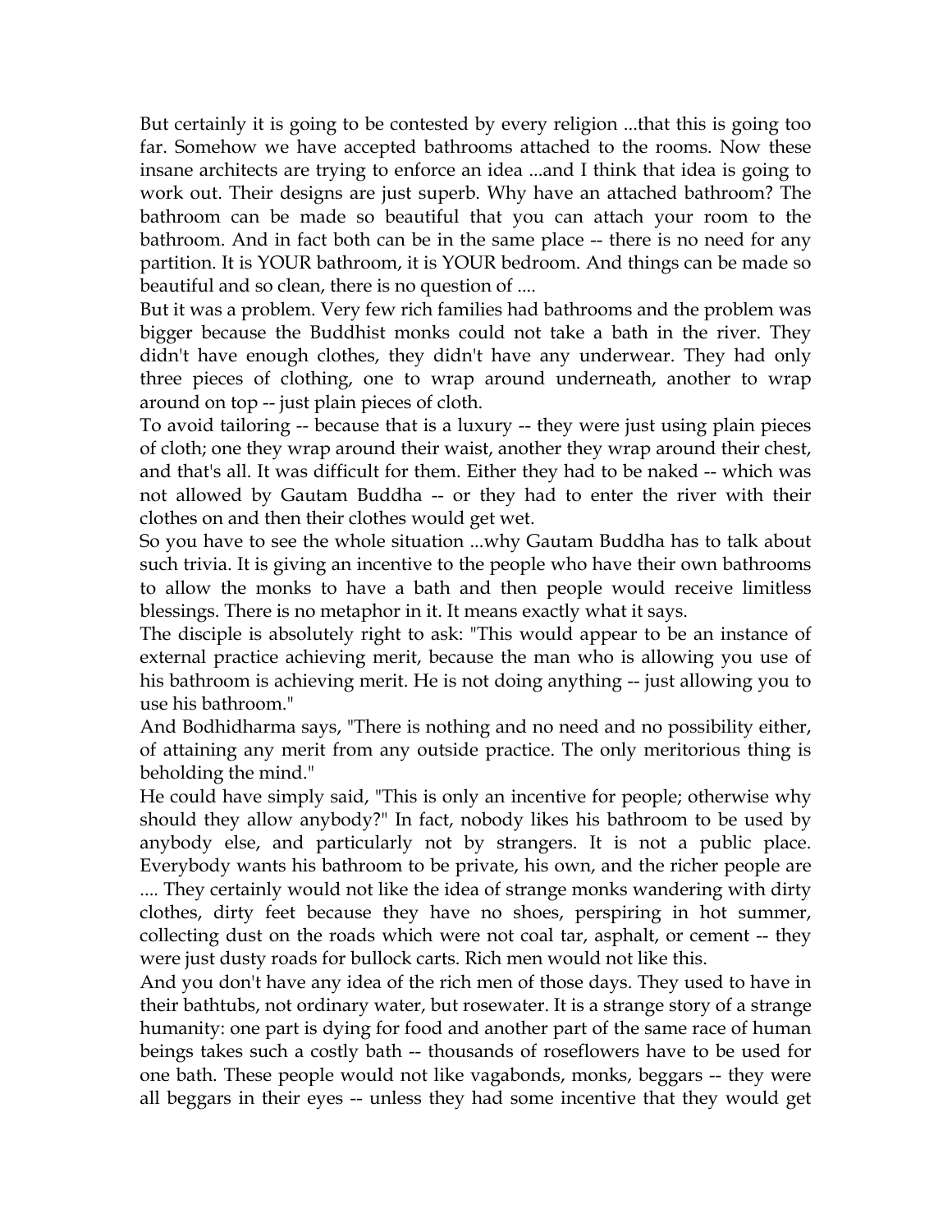But certainly it is going to be contested by every religion ...that this is going too far. Somehow we have accepted bathrooms attached to the rooms. Now these insane architects are trying to enforce an idea ...and I think that idea is going to work out. Their designs are just superb. Why have an attached bathroom? The bathroom can be made so beautiful that you can attach your room to the bathroom. And in fact both can be in the same place -- there is no need for any partition. It is YOUR bathroom, it is YOUR bedroom. And things can be made so beautiful and so clean, there is no question of ....

But it was a problem. Very few rich families had bathrooms and the problem was bigger because the Buddhist monks could not take a bath in the river. They didn't have enough clothes, they didn't have any underwear. They had only three pieces of clothing, one to wrap around underneath, another to wrap around on top -- just plain pieces of cloth.

To avoid tailoring -- because that is a luxury -- they were just using plain pieces of cloth; one they wrap around their waist, another they wrap around their chest, and that's all. It was difficult for them. Either they had to be naked -- which was not allowed by Gautam Buddha -- or they had to enter the river with their clothes on and then their clothes would get wet.

So you have to see the whole situation ...why Gautam Buddha has to talk about such trivia. It is giving an incentive to the people who have their own bathrooms to allow the monks to have a bath and then people would receive limitless blessings. There is no metaphor in it. It means exactly what it says.

The disciple is absolutely right to ask: "This would appear to be an instance of external practice achieving merit, because the man who is allowing you use of his bathroom is achieving merit. He is not doing anything -- just allowing you to use his bathroom."

And Bodhidharma says, "There is nothing and no need and no possibility either, of attaining any merit from any outside practice. The only meritorious thing is beholding the mind."

He could have simply said, "This is only an incentive for people; otherwise why should they allow anybody?" In fact, nobody likes his bathroom to be used by anybody else, and particularly not by strangers. It is not a public place. Everybody wants his bathroom to be private, his own, and the richer people are .... They certainly would not like the idea of strange monks wandering with dirty clothes, dirty feet because they have no shoes, perspiring in hot summer, collecting dust on the roads which were not coal tar, asphalt, or cement -- they were just dusty roads for bullock carts. Rich men would not like this.

And you don't have any idea of the rich men of those days. They used to have in their bathtubs, not ordinary water, but rosewater. It is a strange story of a strange humanity: one part is dying for food and another part of the same race of human beings takes such a costly bath -- thousands of roseflowers have to be used for one bath. These people would not like vagabonds, monks, beggars -- they were all beggars in their eyes -- unless they had some incentive that they would get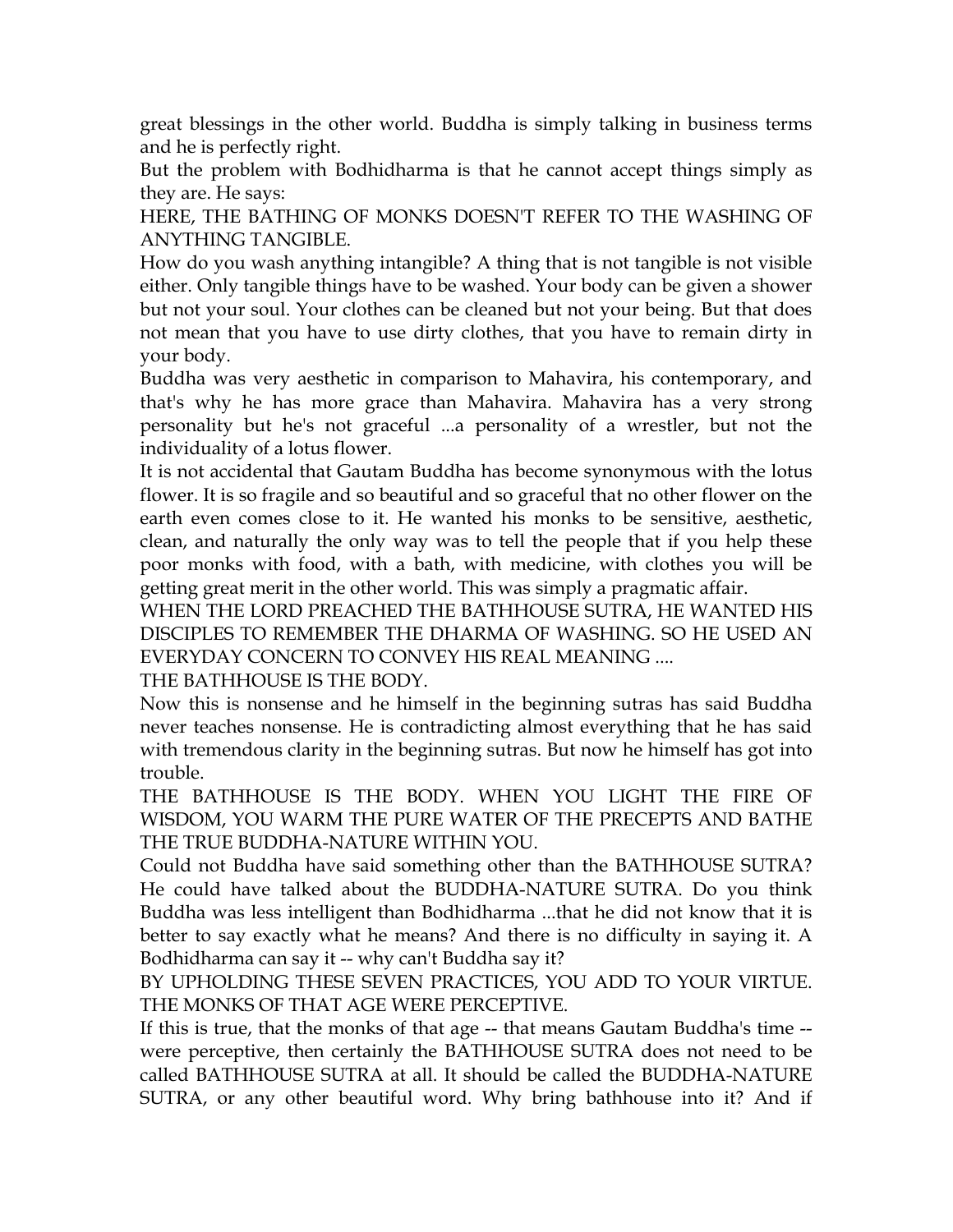great blessings in the other world. Buddha is simply talking in business terms and he is perfectly right.

But the problem with Bodhidharma is that he cannot accept things simply as they are. He says:

HERE, THE BATHING OF MONKS DOESN'T REFER TO THE WASHING OF ANYTHING TANGIBLE.

How do you wash anything intangible? A thing that is not tangible is not visible either. Only tangible things have to be washed. Your body can be given a shower but not your soul. Your clothes can be cleaned but not your being. But that does not mean that you have to use dirty clothes, that you have to remain dirty in your body.

Buddha was very aesthetic in comparison to Mahavira, his contemporary, and that's why he has more grace than Mahavira. Mahavira has a very strong personality but he's not graceful ...a personality of a wrestler, but not the individuality of a lotus flower.

It is not accidental that Gautam Buddha has become synonymous with the lotus flower. It is so fragile and so beautiful and so graceful that no other flower on the earth even comes close to it. He wanted his monks to be sensitive, aesthetic, clean, and naturally the only way was to tell the people that if you help these poor monks with food, with a bath, with medicine, with clothes you will be getting great merit in the other world. This was simply a pragmatic affair.

WHEN THE LORD PREACHED THE BATHHOUSE SUTRA, HE WANTED HIS DISCIPLES TO REMEMBER THE DHARMA OF WASHING. SO HE USED AN EVERYDAY CONCERN TO CONVEY HIS REAL MEANING ....

THE BATHHOUSE IS THE BODY.

Now this is nonsense and he himself in the beginning sutras has said Buddha never teaches nonsense. He is contradicting almost everything that he has said with tremendous clarity in the beginning sutras. But now he himself has got into trouble.

THE BATHHOUSE IS THE BODY. WHEN YOU LIGHT THE FIRE OF WISDOM, YOU WARM THE PURE WATER OF THE PRECEPTS AND BATHE THE TRUE BUDDHA-NATURE WITHIN YOU.

Could not Buddha have said something other than the BATHHOUSE SUTRA? He could have talked about the BUDDHA-NATURE SUTRA. Do you think Buddha was less intelligent than Bodhidharma ...that he did not know that it is better to say exactly what he means? And there is no difficulty in saying it. A Bodhidharma can say it -- why can't Buddha say it?

BY UPHOLDING THESE SEVEN PRACTICES, YOU ADD TO YOUR VIRTUE. THE MONKS OF THAT AGE WERE PERCEPTIVE.

If this is true, that the monks of that age -- that means Gautam Buddha's time -- were perceptive, then certainly the BATHHOUSE SUTRA does not need to be called BATHHOUSE SUTRA at all. It should be called the BUDDHA-NATURE SUTRA, or any other beautiful word. Why bring bathhouse into it? And if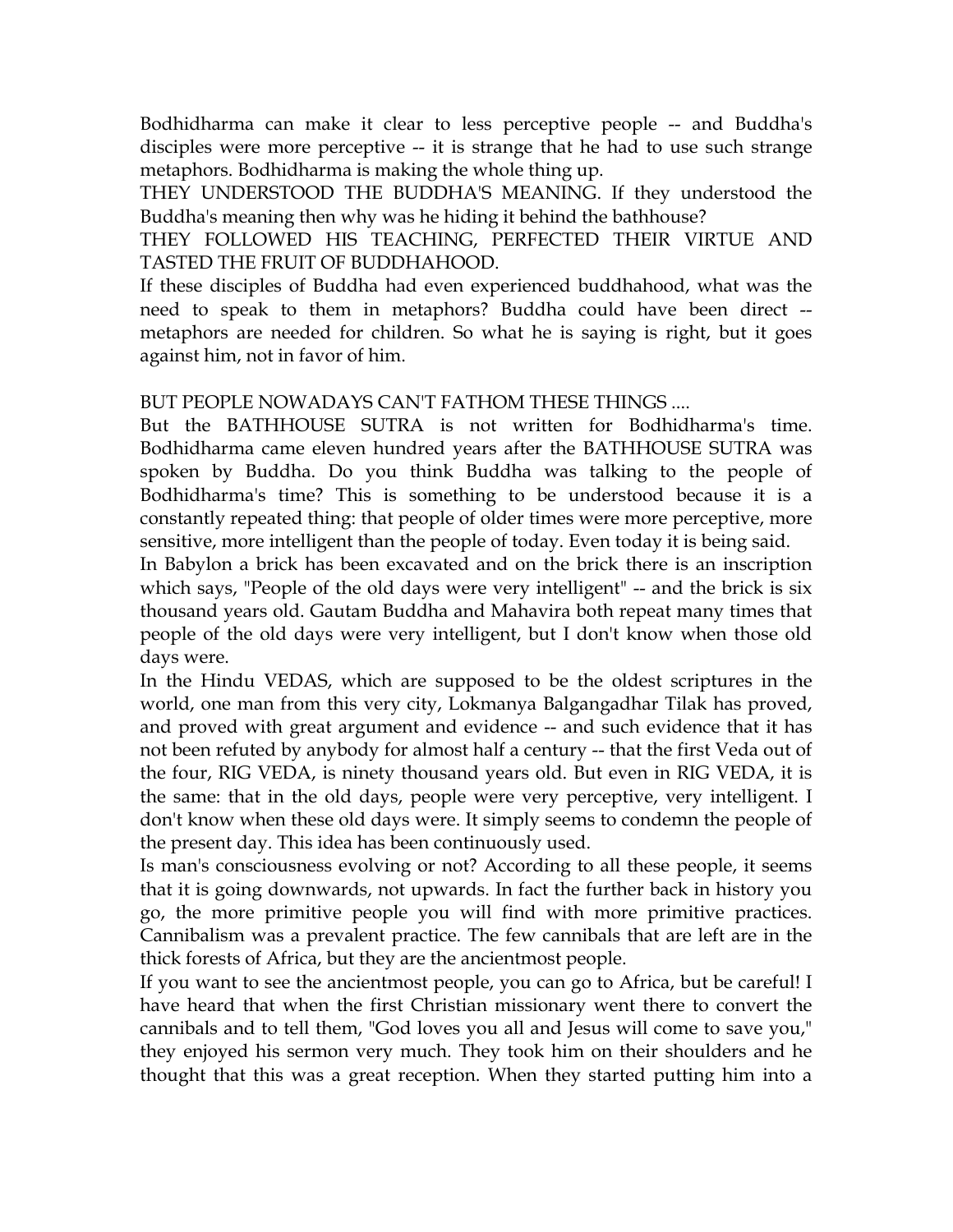Bodhidharma can make it clear to less perceptive people -- and Buddha's disciples were more perceptive -- it is strange that he had to use such strange metaphors. Bodhidharma is making the whole thing up.

THEY UNDERSTOOD THE BUDDHA'S MEANING. If they understood the Buddha's meaning then why was he hiding it behind the bathhouse?

THEY FOLLOWED HIS TEACHING, PERFECTED THEIR VIRTUE AND TASTED THE FRUIT OF BUDDHAHOOD.

If these disciples of Buddha had even experienced buddhahood, what was the need to speak to them in metaphors? Buddha could have been direct -- metaphors are needed for children. So what he is saying is right, but it goes against him, not in favor of him.

BUT PEOPLE NOWADAYS CAN'T FATHOM THESE THINGS ....

But the BATHHOUSE SUTRA is not written for Bodhidharma's time. Bodhidharma came eleven hundred years after the BATHHOUSE SUTRA was spoken by Buddha. Do you think Buddha was talking to the people of Bodhidharma's time? This is something to be understood because it is a constantly repeated thing: that people of older times were more perceptive, more sensitive, more intelligent than the people of today. Even today it is being said.

In Babylon a brick has been excavated and on the brick there is an inscription which says, "People of the old days were very intelligent" -- and the brick is six thousand years old. Gautam Buddha and Mahavira both repeat many times that people of the old days were very intelligent, but I don't know when those old days were.

In the Hindu VEDAS, which are supposed to be the oldest scriptures in the world, one man from this very city, Lokmanya Balgangadhar Tilak has proved, and proved with great argument and evidence -- and such evidence that it has not been refuted by anybody for almost half a century -- that the first Veda out of the four, RIG VEDA, is ninety thousand years old. But even in RIG VEDA, it is the same: that in the old days, people were very perceptive, very intelligent. I don't know when these old days were. It simply seems to condemn the people of the present day. This idea has been continuously used.

Is man's consciousness evolving or not? According to all these people, it seems that it is going downwards, not upwards. In fact the further back in history you go, the more primitive people you will find with more primitive practices. Cannibalism was a prevalent practice. The few cannibals that are left are in the thick forests of Africa, but they are the ancientmost people.

If you want to see the ancientmost people, you can go to Africa, but be careful! I have heard that when the first Christian missionary went there to convert the cannibals and to tell them, "God loves you all and Jesus will come to save you," they enjoyed his sermon very much. They took him on their shoulders and he thought that this was a great reception. When they started putting him into a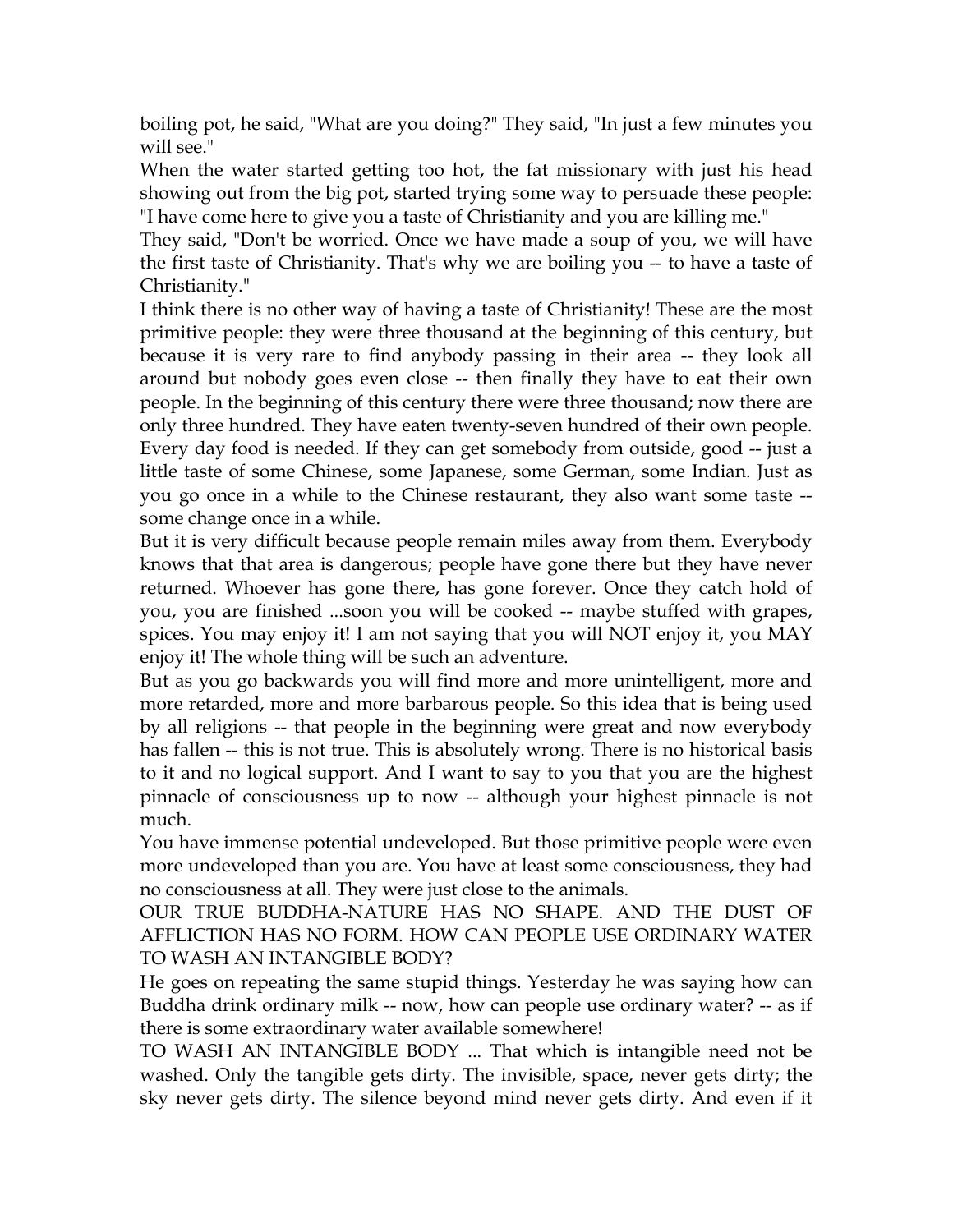boiling pot, he said, "What are you doing?" They said, "In just a few minutes you will see."

When the water started getting too hot, the fat missionary with just his head showing out from the big pot, started trying some way to persuade these people: "I have come here to give you a taste of Christianity and you are killing me."

They said, "Don't be worried. Once we have made a soup of you, we will have the first taste of Christianity. That's why we are boiling you -- to have a taste of Christianity."

I think there is no other way of having a taste of Christianity! These are the most primitive people: they were three thousand at the beginning of this century, but because it is very rare to find anybody passing in their area -- they look all around but nobody goes even close -- then finally they have to eat their own people. In the beginning of this century there were three thousand; now there are only three hundred. They have eaten twenty-seven hundred of their own people. Every day food is needed. If they can get somebody from outside, good -- just a little taste of some Chinese, some Japanese, some German, some Indian. Just as you go once in a while to the Chinese restaurant, they also want some taste -- some change once in a while.

But it is very difficult because people remain miles away from them. Everybody knows that that area is dangerous; people have gone there but they have never returned. Whoever has gone there, has gone forever. Once they catch hold of you, you are finished ...soon you will be cooked -- maybe stuffed with grapes, spices. You may enjoy it! I am not saying that you will NOT enjoy it, you MAY enjoy it! The whole thing will be such an adventure.

But as you go backwards you will find more and more unintelligent, more and more retarded, more and more barbarous people. So this idea that is being used by all religions -- that people in the beginning were great and now everybody has fallen -- this is not true. This is absolutely wrong. There is no historical basis to it and no logical support. And I want to say to you that you are the highest pinnacle of consciousness up to now -- although your highest pinnacle is not much.

You have immense potential undeveloped. But those primitive people were even more undeveloped than you are. You have at least some consciousness, they had no consciousness at all. They were just close to the animals.

OUR TRUE BUDDHA-NATURE HAS NO SHAPE. AND THE DUST OF AFFLICTION HAS NO FORM. HOW CAN PEOPLE USE ORDINARY WATER TO WASH AN INTANGIBLE BODY?

He goes on repeating the same stupid things. Yesterday he was saying how can Buddha drink ordinary milk -- now, how can people use ordinary water? -- as if there is some extraordinary water available somewhere!

TO WASH AN INTANGIBLE BODY ... That which is intangible need not be washed. Only the tangible gets dirty. The invisible, space, never gets dirty; the sky never gets dirty. The silence beyond mind never gets dirty. And even if it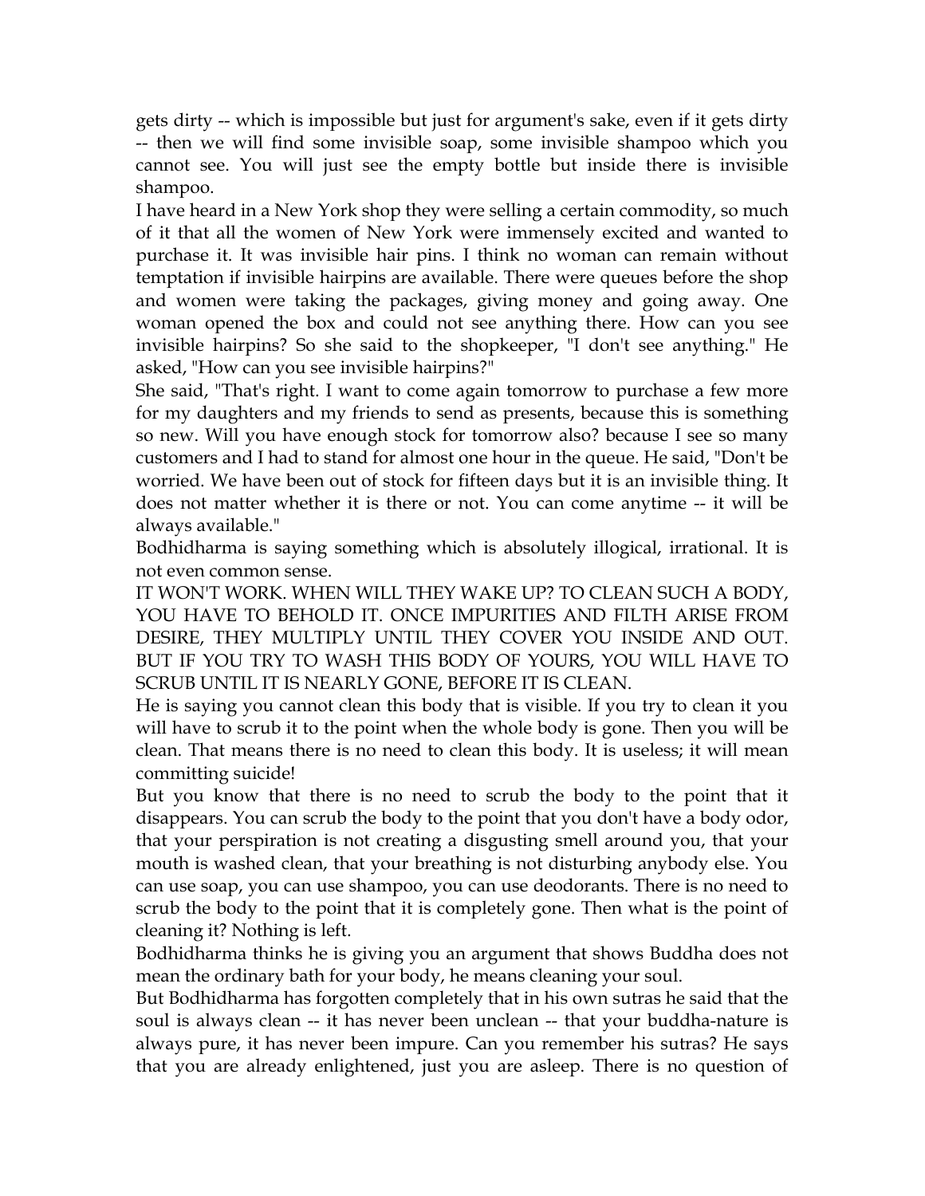gets dirty -- which is impossible but just for argument's sake, even if it gets dirty -- then we will find some invisible soap, some invisible shampoo which you cannot see. You will just see the empty bottle but inside there is invisible shampoo.

I have heard in a New York shop they were selling a certain commodity, so much of it that all the women of New York were immensely excited and wanted to purchase it. It was invisible hair pins. I think no woman can remain without temptation if invisible hairpins are available. There were queues before the shop and women were taking the packages, giving money and going away. One woman opened the box and could not see anything there. How can you see invisible hairpins? So she said to the shopkeeper, "I don't see anything." He asked, "How can you see invisible hairpins?"

She said, "That's right. I want to come again tomorrow to purchase a few more for my daughters and my friends to send as presents, because this is something so new. Will you have enough stock for tomorrow also? because I see so many customers and I had to stand for almost one hour in the queue. He said, "Don't be worried. We have been out of stock for fifteen days but it is an invisible thing. It does not matter whether it is there or not. You can come anytime -- it will be always available."

Bodhidharma is saying something which is absolutely illogical, irrational. It is not even common sense.

IT WON'T WORK. WHEN WILL THEY WAKE UP? TO CLEAN SUCH A BODY, YOU HAVE TO BEHOLD IT. ONCE IMPURITIES AND FILTH ARISE FROM DESIRE, THEY MULTIPLY UNTIL THEY COVER YOU INSIDE AND OUT. BUT IF YOU TRY TO WASH THIS BODY OF YOURS, YOU WILL HAVE TO SCRUB UNTIL IT IS NEARLY GONE, BEFORE IT IS CLEAN.

He is saying you cannot clean this body that is visible. If you try to clean it you will have to scrub it to the point when the whole body is gone. Then you will be clean. That means there is no need to clean this body. It is useless; it will mean committing suicide!

But you know that there is no need to scrub the body to the point that it disappears. You can scrub the body to the point that you don't have a body odor, that your perspiration is not creating a disgusting smell around you, that your mouth is washed clean, that your breathing is not disturbing anybody else. You can use soap, you can use shampoo, you can use deodorants. There is no need to scrub the body to the point that it is completely gone. Then what is the point of cleaning it? Nothing is left.

Bodhidharma thinks he is giving you an argument that shows Buddha does not mean the ordinary bath for your body, he means cleaning your soul.

But Bodhidharma has forgotten completely that in his own sutras he said that the soul is always clean -- it has never been unclean -- that your buddha-nature is always pure, it has never been impure. Can you remember his sutras? He says that you are already enlightened, just you are asleep. There is no question of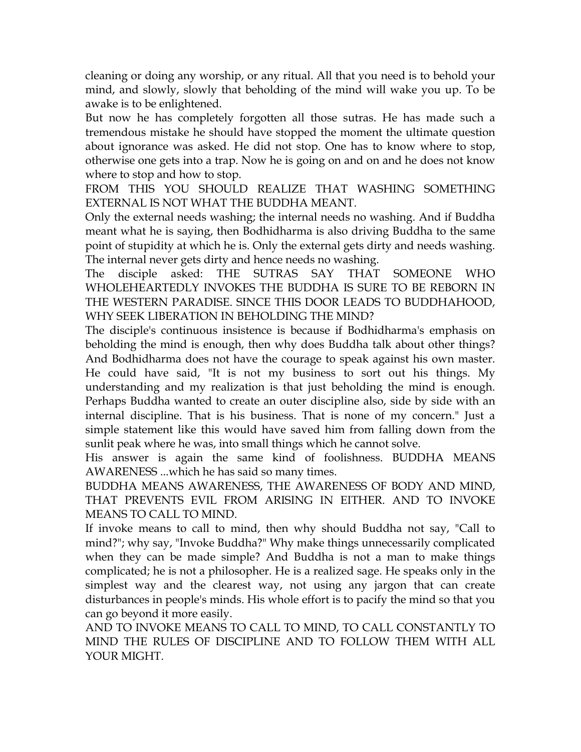cleaning or doing any worship, or any ritual. All that you need is to behold your mind, and slowly, slowly that beholding of the mind will wake you up. To be awake is to be enlightened.

But now he has completely forgotten all those sutras. He has made such a tremendous mistake he should have stopped the moment the ultimate question about ignorance was asked. He did not stop. One has to know where to stop, otherwise one gets into a trap. Now he is going on and on and he does not know where to stop and how to stop.

FROM THIS YOU SHOULD REALIZE THAT WASHING SOMETHING EXTERNAL IS NOT WHAT THE BUDDHA MEANT.

Only the external needs washing; the internal needs no washing. And if Buddha meant what he is saying, then Bodhidharma is also driving Buddha to the same point of stupidity at which he is. Only the external gets dirty and needs washing. The internal never gets dirty and hence needs no washing.

The disciple asked: THE SUTRAS SAY THAT SOMEONE WHO WHOLEHEARTEDLY INVOKES THE BUDDHA IS SURE TO BE REBORN IN THE WESTERN PARADISE. SINCE THIS DOOR LEADS TO BUDDHAHOOD, WHY SEEK LIBERATION IN BEHOLDING THE MIND?

The disciple's continuous insistence is because if Bodhidharma's emphasis on beholding the mind is enough, then why does Buddha talk about other things? And Bodhidharma does not have the courage to speak against his own master. He could have said, "It is not my business to sort out his things. My understanding and my realization is that just beholding the mind is enough. Perhaps Buddha wanted to create an outer discipline also, side by side with an internal discipline. That is his business. That is none of my concern." Just a simple statement like this would have saved him from falling down from the sunlit peak where he was, into small things which he cannot solve.

His answer is again the same kind of foolishness. BUDDHA MEANS AWARENESS ...which he has said so many times.

BUDDHA MEANS AWARENESS, THE AWARENESS OF BODY AND MIND, THAT PREVENTS EVIL FROM ARISING IN EITHER. AND TO INVOKE MEANS TO CALL TO MIND.

If invoke means to call to mind, then why should Buddha not say, "Call to mind?"; why say, "Invoke Buddha?" Why make things unnecessarily complicated when they can be made simple? And Buddha is not a man to make things complicated; he is not a philosopher. He is a realized sage. He speaks only in the simplest way and the clearest way, not using any jargon that can create disturbances in people's minds. His whole effort is to pacify the mind so that you can go beyond it more easily.

AND TO INVOKE MEANS TO CALL TO MIND, TO CALL CONSTANTLY TO MIND THE RULES OF DISCIPLINE AND TO FOLLOW THEM WITH ALL YOUR MIGHT.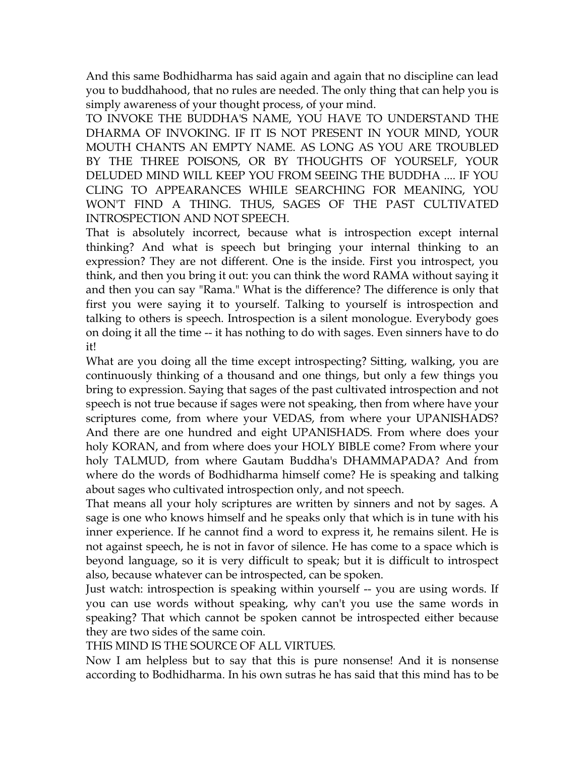And this same Bodhidharma has said again and again that no discipline can lead you to buddhahood, that no rules are needed. The only thing that can help you is simply awareness of your thought process, of your mind.

TO INVOKE THE BUDDHA'S NAME, YOU HAVE TO UNDERSTAND THE DHARMA OF INVOKING. IF IT IS NOT PRESENT IN YOUR MIND, YOUR MOUTH CHANTS AN EMPTY NAME. AS LONG AS YOU ARE TROUBLED BY THE THREE POISONS, OR BY THOUGHTS OF YOURSELF, YOUR DELUDED MIND WILL KEEP YOU FROM SEEING THE BUDDHA .... IF YOU CLING TO APPEARANCES WHILE SEARCHING FOR MEANING, YOU WON'T FIND A THING. THUS, SAGES OF THE PAST CULTIVATED INTROSPECTION AND NOT SPEECH.

That is absolutely incorrect, because what is introspection except internal thinking? And what is speech but bringing your internal thinking to an expression? They are not different. One is the inside. First you introspect, you think, and then you bring it out: you can think the word RAMA without saying it and then you can say "Rama." What is the difference? The difference is only that first you were saying it to yourself. Talking to yourself is introspection and talking to others is speech. Introspection is a silent monologue. Everybody goes on doing it all the time -- it has nothing to do with sages. Even sinners have to do it!

What are you doing all the time except introspecting? Sitting, walking, you are continuously thinking of a thousand and one things, but only a few things you bring to expression. Saying that sages of the past cultivated introspection and not speech is not true because if sages were not speaking, then from where have your scriptures come, from where your VEDAS, from where your UPANISHADS? And there are one hundred and eight UPANISHADS. From where does your holy KORAN, and from where does your HOLY BIBLE come? From where your holy TALMUD, from where Gautam Buddha's DHAMMAPADA? And from where do the words of Bodhidharma himself come? He is speaking and talking about sages who cultivated introspection only, and not speech.

That means all your holy scriptures are written by sinners and not by sages. A sage is one who knows himself and he speaks only that which is in tune with his inner experience. If he cannot find a word to express it, he remains silent. He is not against speech, he is not in favor of silence. He has come to a space which is beyond language, so it is very difficult to speak; but it is difficult to introspect also, because whatever can be introspected, can be spoken.

Just watch: introspection is speaking within yourself -- you are using words. If you can use words without speaking, why can't you use the same words in speaking? That which cannot be spoken cannot be introspected either because they are two sides of the same coin.

THIS MIND IS THE SOURCE OF ALL VIRTUES.

Now I am helpless but to say that this is pure nonsense! And it is nonsense according to Bodhidharma. In his own sutras he has said that this mind has to be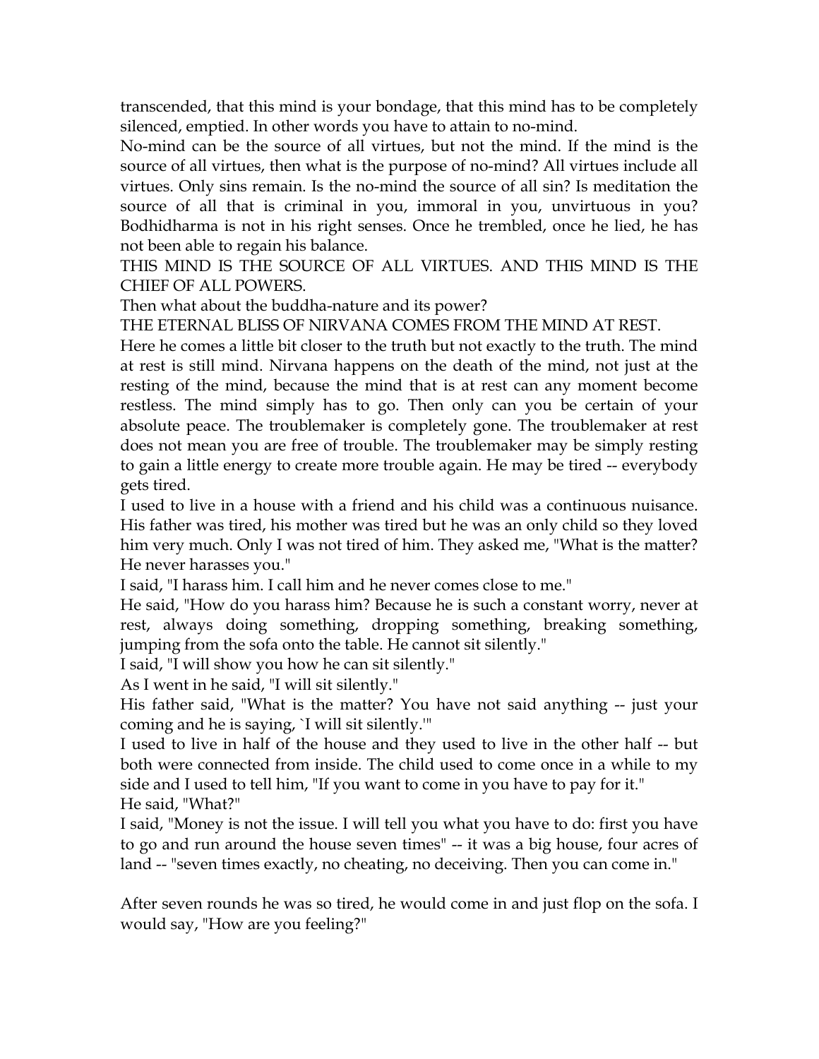transcended, that this mind is your bondage, that this mind has to be completely silenced, emptied. In other words you have to attain to no-mind.

No-mind can be the source of all virtues, but not the mind. If the mind is the source of all virtues, then what is the purpose of no-mind? All virtues include all virtues. Only sins remain. Is the no-mind the source of all sin? Is meditation the source of all that is criminal in you, immoral in you, unvirtuous in you? Bodhidharma is not in his right senses. Once he trembled, once he lied, he has not been able to regain his balance.

THIS MIND IS THE SOURCE OF ALL VIRTUES. AND THIS MIND IS THE CHIEF OF ALL POWERS.

Then what about the buddha-nature and its power?

THE ETERNAL BLISS OF NIRVANA COMES FROM THE MIND AT REST.

Here he comes a little bit closer to the truth but not exactly to the truth. The mind at rest is still mind. Nirvana happens on the death of the mind, not just at the resting of the mind, because the mind that is at rest can any moment become restless. The mind simply has to go. Then only can you be certain of your absolute peace. The troublemaker is completely gone. The troublemaker at rest does not mean you are free of trouble. The troublemaker may be simply resting to gain a little energy to create more trouble again. He may be tired -- everybody gets tired.

I used to live in a house with a friend and his child was a continuous nuisance. His father was tired, his mother was tired but he was an only child so they loved him very much. Only I was not tired of him. They asked me, "What is the matter? He never harasses you."

I said, "I harass him. I call him and he never comes close to me."

He said, "How do you harass him? Because he is such a constant worry, never at rest, always doing something, dropping something, breaking something, jumping from the sofa onto the table. He cannot sit silently."

I said, "I will show you how he can sit silently."

As I went in he said, "I will sit silently."

His father said, "What is the matter? You have not said anything -- just your coming and he is saying, `I will sit silently.'"

I used to live in half of the house and they used to live in the other half -- but both were connected from inside. The child used to come once in a while to my side and I used to tell him, "If you want to come in you have to pay for it."

He said, "What?"

I said, "Money is not the issue. I will tell you what you have to do: first you have to go and run around the house seven times" -- it was a big house, four acres of land -- "seven times exactly, no cheating, no deceiving. Then you can come in."

After seven rounds he was so tired, he would come in and just flop on the sofa. I would say, "How are you feeling?"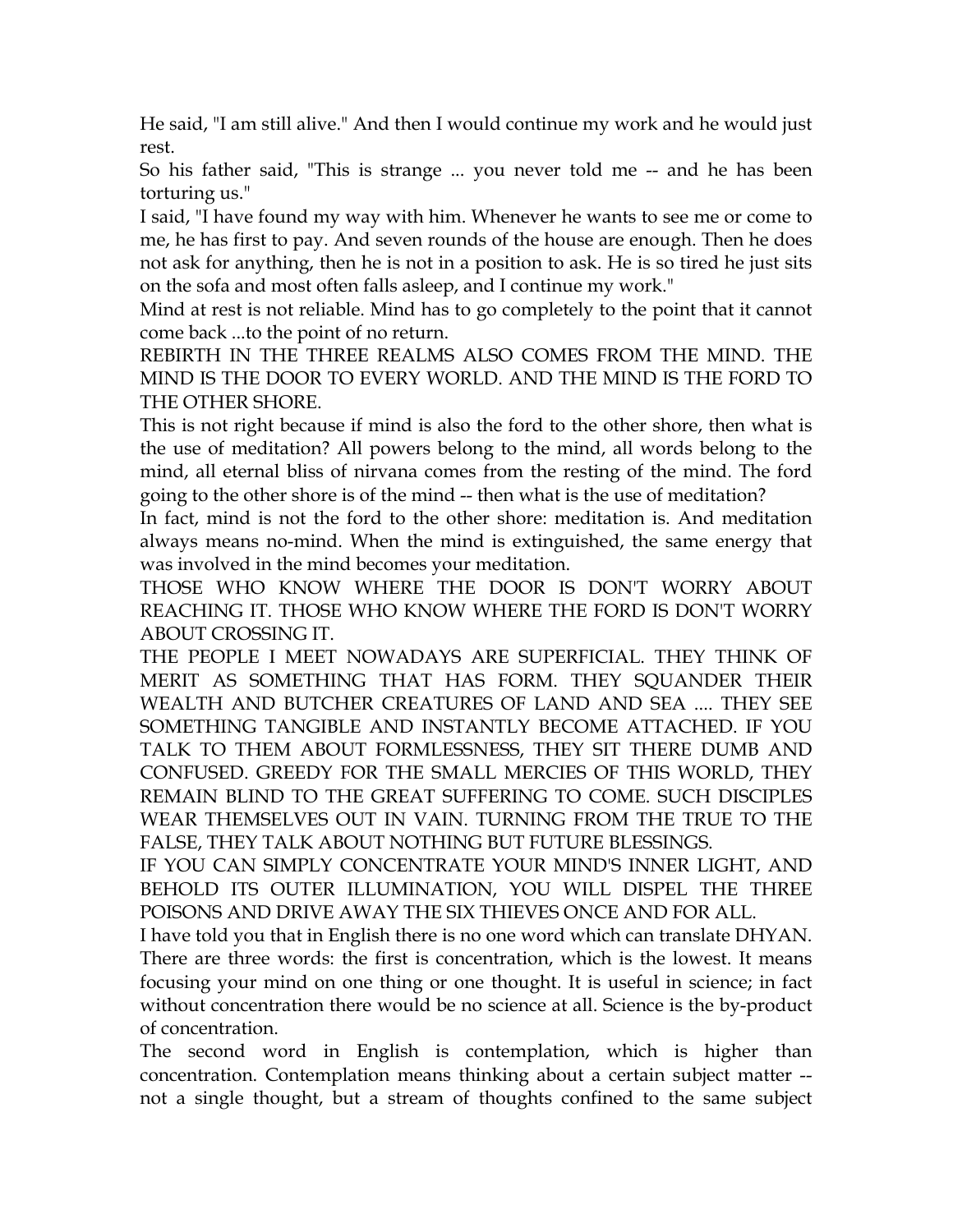He said, "I am still alive." And then I would continue my work and he would just rest.

So his father said, "This is strange ... you never told me -- and he has been torturing us."

I said, "I have found my way with him. Whenever he wants to see me or come to me, he has first to pay. And seven rounds of the house are enough. Then he does not ask for anything, then he is not in a position to ask. He is so tired he just sits on the sofa and most often falls asleep, and I continue my work."

Mind at rest is not reliable. Mind has to go completely to the point that it cannot come back ...to the point of no return.

REBIRTH IN THE THREE REALMS ALSO COMES FROM THE MIND. THE MIND IS THE DOOR TO EVERY WORLD. AND THE MIND IS THE FORD TO THE OTHER SHORE.

This is not right because if mind is also the ford to the other shore, then what is the use of meditation? All powers belong to the mind, all words belong to the mind, all eternal bliss of nirvana comes from the resting of the mind. The ford going to the other shore is of the mind -- then what is the use of meditation?

In fact, mind is not the ford to the other shore: meditation is. And meditation always means no-mind. When the mind is extinguished, the same energy that was involved in the mind becomes your meditation.

THOSE WHO KNOW WHERE THE DOOR IS DON'T WORRY ABOUT REACHING IT. THOSE WHO KNOW WHERE THE FORD IS DON'T WORRY ABOUT CROSSING IT.

THE PEOPLE I MEET NOWADAYS ARE SUPERFICIAL. THEY THINK OF MERIT AS SOMETHING THAT HAS FORM. THEY SQUANDER THEIR WEALTH AND BUTCHER CREATURES OF LAND AND SEA .... THEY SEE SOMETHING TANGIBLE AND INSTANTLY BECOME ATTACHED. IF YOU TALK TO THEM ABOUT FORMLESSNESS, THEY SIT THERE DUMB AND CONFUSED. GREEDY FOR THE SMALL MERCIES OF THIS WORLD, THEY REMAIN BLIND TO THE GREAT SUFFERING TO COME. SUCH DISCIPLES WEAR THEMSELVES OUT IN VAIN. TURNING FROM THE TRUE TO THE FALSE, THEY TALK ABOUT NOTHING BUT FUTURE BLESSINGS.

IF YOU CAN SIMPLY CONCENTRATE YOUR MIND'S INNER LIGHT, AND BEHOLD ITS OUTER ILLUMINATION, YOU WILL DISPEL THE THREE POISONS AND DRIVE AWAY THE SIX THIEVES ONCE AND FOR ALL.

I have told you that in English there is no one word which can translate DHYAN. There are three words: the first is concentration, which is the lowest. It means focusing your mind on one thing or one thought. It is useful in science; in fact without concentration there would be no science at all. Science is the by-product of concentration.

The second word in English is contemplation, which is higher than concentration. Contemplation means thinking about a certain subject matter -- not a single thought, but a stream of thoughts confined to the same subject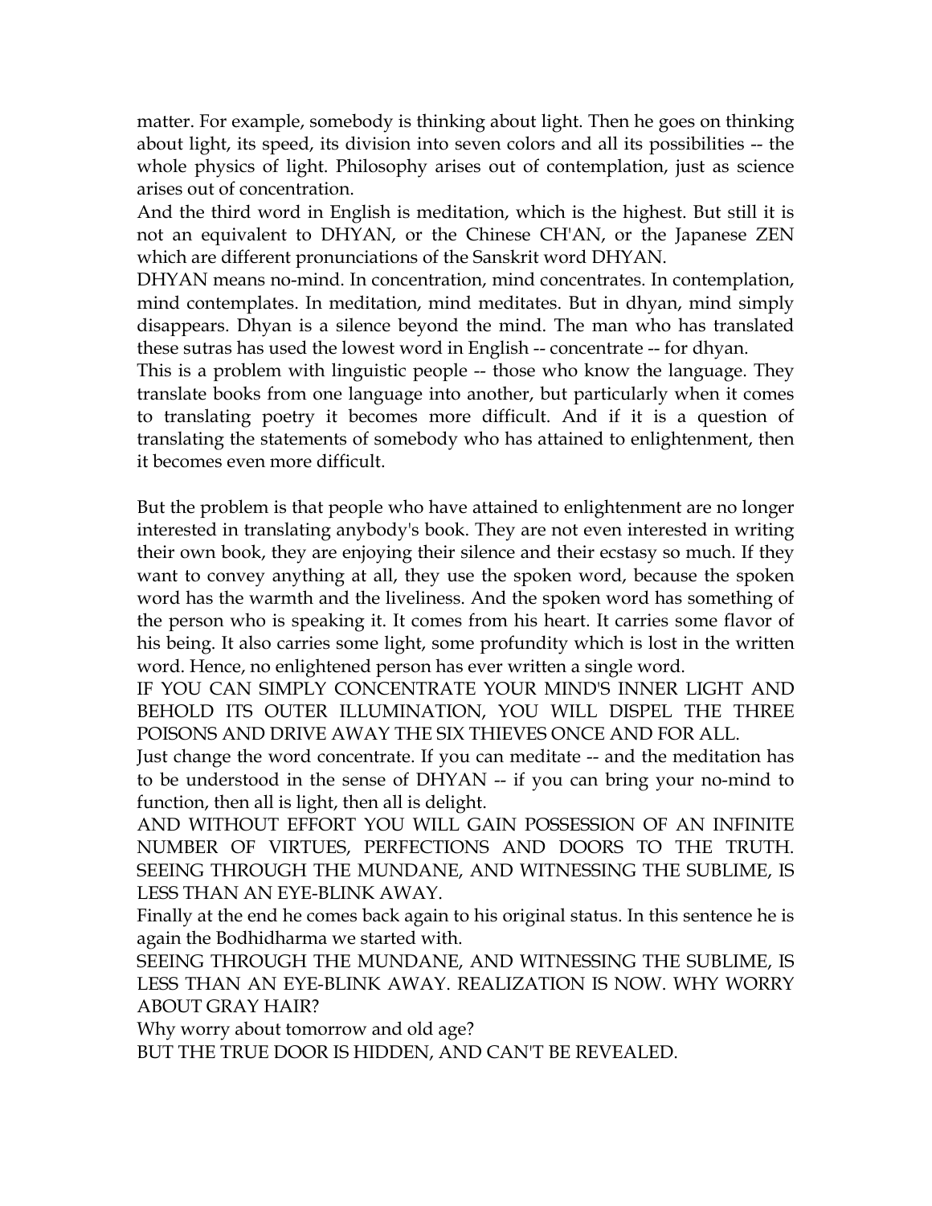matter. For example, somebody is thinking about light. Then he goes on thinking about light, its speed, its division into seven colors and all its possibilities -- the whole physics of light. Philosophy arises out of contemplation, just as science arises out of concentration.

And the third word in English is meditation, which is the highest. But still it is not an equivalent to DHYAN, or the Chinese CH'AN, or the Japanese ZEN which are different pronunciations of the Sanskrit word DHYAN.

DHYAN means no-mind. In concentration, mind concentrates. In contemplation, mind contemplates. In meditation, mind meditates. But in dhyan, mind simply disappears. Dhyan is a silence beyond the mind. The man who has translated these sutras has used the lowest word in English -- concentrate -- for dhyan.

This is a problem with linguistic people -- those who know the language. They translate books from one language into another, but particularly when it comes to translating poetry it becomes more difficult. And if it is a question of translating the statements of somebody who has attained to enlightenment, then it becomes even more difficult.

But the problem is that people who have attained to enlightenment are no longer interested in translating anybody's book. They are not even interested in writing their own book, they are enjoying their silence and their ecstasy so much. If they want to convey anything at all, they use the spoken word, because the spoken word has the warmth and the liveliness. And the spoken word has something of the person who is speaking it. It comes from his heart. It carries some flavor of his being. It also carries some light, some profundity which is lost in the written word. Hence, no enlightened person has ever written a single word.

IF YOU CAN SIMPLY CONCENTRATE YOUR MIND'S INNER LIGHT AND BEHOLD ITS OUTER ILLUMINATION, YOU WILL DISPEL THE THREE POISONS AND DRIVE AWAY THE SIX THIEVES ONCE AND FOR ALL.

Just change the word concentrate. If you can meditate -- and the meditation has to be understood in the sense of DHYAN -- if you can bring your no-mind to function, then all is light, then all is delight.

AND WITHOUT EFFORT YOU WILL GAIN POSSESSION OF AN INFINITE NUMBER OF VIRTUES, PERFECTIONS AND DOORS TO THE TRUTH. SEEING THROUGH THE MUNDANE, AND WITNESSING THE SUBLIME, IS LESS THAN AN EYE-BLINK AWAY.

Finally at the end he comes back again to his original status. In this sentence he is again the Bodhidharma we started with.

SEEING THROUGH THE MUNDANE, AND WITNESSING THE SUBLIME, IS LESS THAN AN EYE-BLINK AWAY. REALIZATION IS NOW. WHY WORRY ABOUT GRAY HAIR?

Why worry about tomorrow and old age?

BUT THE TRUE DOOR IS HIDDEN, AND CAN'T BE REVEALED.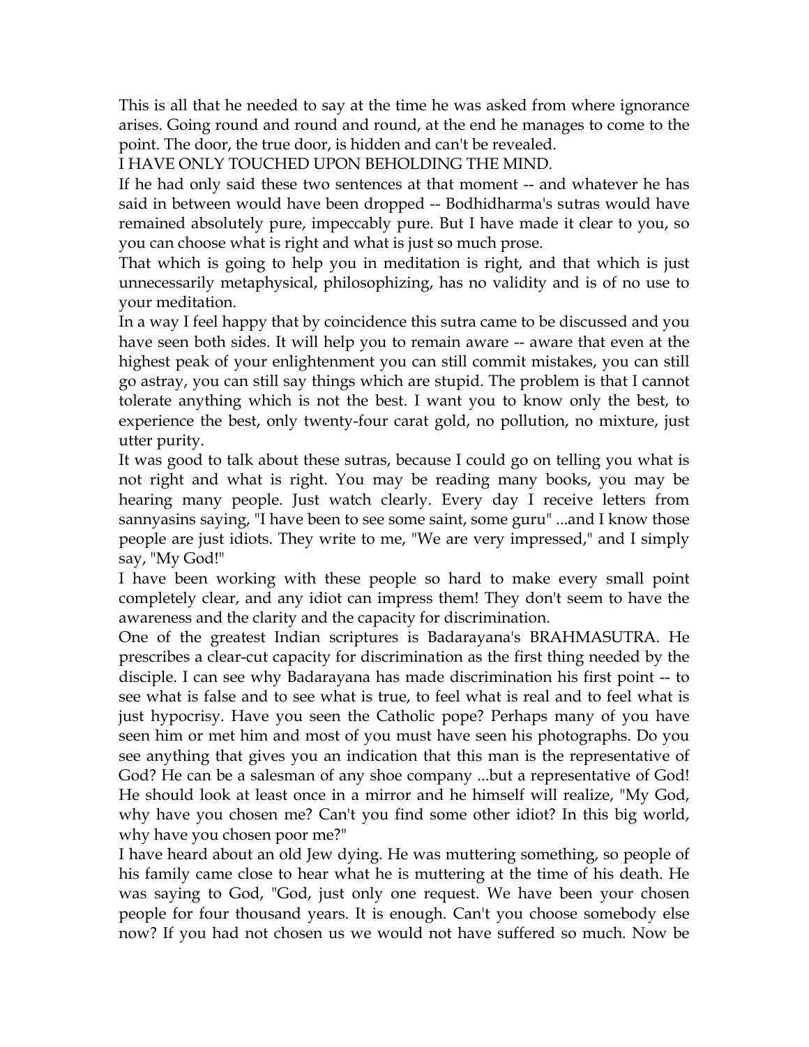This is all that he needed to say at the time he was asked from where ignorance arises. Going round and round and round, at the end he manages to come to the point. The door, the true door, is hidden and can't be revealed.

I HAVE ONLY TOUCHED UPON BEHOLDING THE MIND.

If he had only said these two sentences at that moment -- and whatever he has said in between would have been dropped -- Bodhidharma's sutras would have remained absolutely pure, impeccably pure. But I have made it clear to you, so you can choose what is right and what is just so much prose.

That which is going to help you in meditation is right, and that which is just unnecessarily metaphysical, philosophizing, has no validity and is of no use to your meditation.

In a way I feel happy that by coincidence this sutra came to be discussed and you have seen both sides. It will help you to remain aware -- aware that even at the highest peak of your enlightenment you can still commit mistakes, you can still go astray, you can still say things which are stupid. The problem is that I cannot tolerate anything which is not the best. I want you to know only the best, to experience the best, only twenty-four carat gold, no pollution, no mixture, just utter purity.

It was good to talk about these sutras, because I could go on telling you what is not right and what is right. You may be reading many books, you may be hearing many people. Just watch clearly. Every day I receive letters from sannyasins saying, "I have been to see some saint, some guru" ...and I know those people are just idiots. They write to me, "We are very impressed," and I simply say, "My God!"

I have been working with these people so hard to make every small point completely clear, and any idiot can impress them! They don't seem to have the awareness and the clarity and the capacity for discrimination.

One of the greatest Indian scriptures is Badarayana's BRAHMASUTRA. He prescribes a clear-cut capacity for discrimination as the first thing needed by the disciple. I can see why Badarayana has made discrimination his first point -- to see what is false and to see what is true, to feel what is real and to feel what is just hypocrisy. Have you seen the Catholic pope? Perhaps many of you have seen him or met him and most of you must have seen his photographs. Do you see anything that gives you an indication that this man is the representative of God? He can be a salesman of any shoe company ...but a representative of God! He should look at least once in a mirror and he himself will realize, "My God, why have you chosen me? Can't you find some other idiot? In this big world, why have you chosen poor me?"

I have heard about an old Jew dying. He was muttering something, so people of his family came close to hear what he is muttering at the time of his death. He was saying to God, "God, just only one request. We have been your chosen people for four thousand years. It is enough. Can't you choose somebody else now? If you had not chosen us we would not have suffered so much. Now be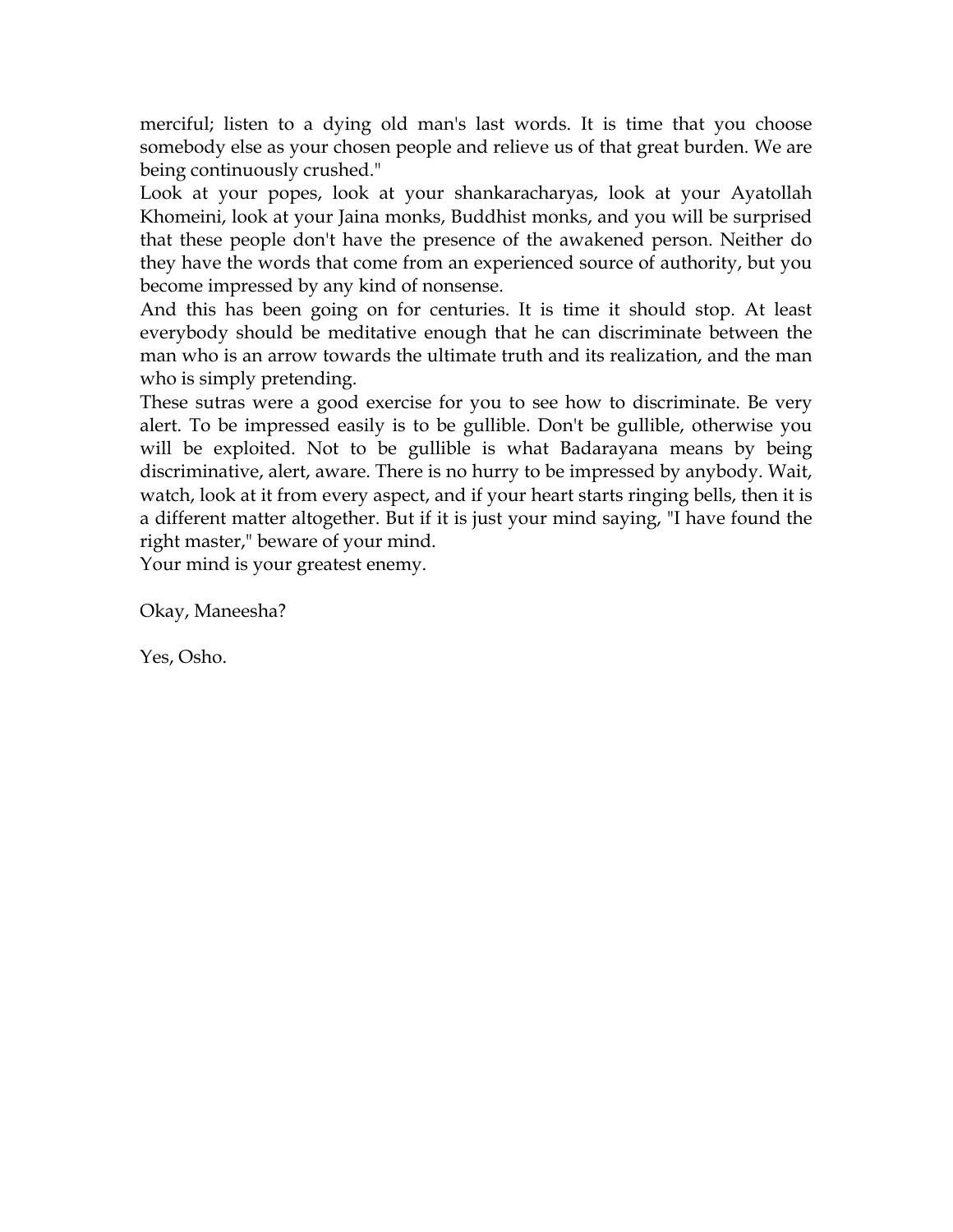merciful; listen to a dying old man's last words. It is time that you choose somebody else as your chosen people and relieve us of that great burden. We are being continuously crushed."

Look at your popes, look at your shankaracharyas, look at your Ayatollah Khomeini, look at your Jaina monks, Buddhist monks, and you will be surprised that these people don't have the presence of the awakened person. Neither do they have the words that come from an experienced source of authority, but you become impressed by any kind of nonsense.

And this has been going on for centuries. It is time it should stop. At least everybody should be meditative enough that he can discriminate between the man who is an arrow towards the ultimate truth and its realization, and the man who is simply pretending.

These sutras were a good exercise for you to see how to discriminate. Be very alert. To be impressed easily is to be gullible. Don't be gullible, otherwise you will be exploited. Not to be gullible is what Badarayana means by being discriminative, alert, aware. There is no hurry to be impressed by anybody. Wait, watch, look at it from every aspect, and if your heart starts ringing bells, then it is a different matter altogether. But if it is just your mind saying, "I have found the right master," beware of your mind.

Your mind is your greatest enemy.

Okay, Maneesha?

Yes, Osho.